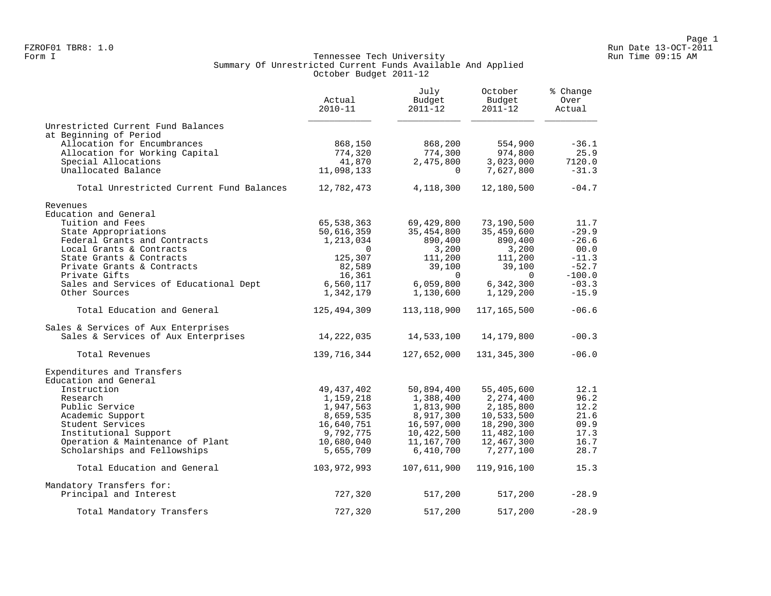FZROF01 TBR8: 1.0
Form I

Run Date 13-OCT-2011
Run Time 09:15 AM

# Tennessee Tech University
## Summary Of Unrestricted Current Funds Available And Applied
### October Budget 2011-12

| | Actual 2010-11 | July Budget 2011-12 | October Budget 2011-12 | % Change Over Actual |
|---|---|---|---|---|
| Unrestricted Current Fund Balances at Beginning of Period | | | | |
| Allocation for Encumbrances | 868,150 | 868,200 | 554,900 | -36.1 |
| Allocation for Working Capital | 774,320 | 774,300 | 974,800 | 25.9 |
| Special Allocations | 41,870 | 2,475,800 | 3,023,000 | 7120.0 |
| Unallocated Balance | 11,098,133 | 0 | 7,627,800 | -31.3 |
| Total Unrestricted Current Fund Balances | 12,782,473 | 4,118,300 | 12,180,500 | -04.7 |
| Revenues | | | | |
| Education and General | | | | |
| Tuition and Fees | 65,538,363 | 69,429,800 | 73,190,500 | 11.7 |
| State Appropriations | 50,616,359 | 35,454,800 | 35,459,600 | -29.9 |
| Federal Grants and Contracts | 1,213,034 | 890,400 | 890,400 | -26.6 |
| Local Grants & Contracts | 0 | 3,200 | 3,200 | 00.0 |
| State Grants & Contracts | 125,307 | 111,200 | 111,200 | -11.3 |
| Private Grants & Contracts | 82,589 | 39,100 | 39,100 | -52.7 |
| Private Gifts | 16,361 | 0 | 0 | -100.0 |
| Sales and Services of Educational Dept | 6,560,117 | 6,059,800 | 6,342,300 | -03.3 |
| Other Sources | 1,342,179 | 1,130,600 | 1,129,200 | -15.9 |
| Total Education and General | 125,494,309 | 113,118,900 | 117,165,500 | -06.6 |
| Sales & Services of Aux Enterprises | | | | |
| Sales & Services of Aux Enterprises | 14,222,035 | 14,533,100 | 14,179,800 | -00.3 |
| Total Revenues | 139,716,344 | 127,652,000 | 131,345,300 | -06.0 |
| Expenditures and Transfers | | | | |
| Education and General | | | | |
| Instruction | 49,437,402 | 50,894,400 | 55,405,600 | 12.1 |
| Research | 1,159,218 | 1,388,400 | 2,274,400 | 96.2 |
| Public Service | 1,947,563 | 1,813,900 | 2,185,800 | 12.2 |
| Academic Support | 8,659,535 | 8,917,300 | 10,533,500 | 21.6 |
| Student Services | 16,640,751 | 16,597,000 | 18,290,300 | 09.9 |
| Institutional Support | 9,792,775 | 10,422,500 | 11,482,100 | 17.3 |
| Operation & Maintenance of Plant | 10,680,040 | 11,167,700 | 12,467,300 | 16.7 |
| Scholarships and Fellowships | 5,655,709 | 6,410,700 | 7,277,100 | 28.7 |
| Total Education and General | 103,972,993 | 107,611,900 | 119,916,100 | 15.3 |
| Mandatory Transfers for: | | | | |
| Principal and Interest | 727,320 | 517,200 | 517,200 | -28.9 |
| Total Mandatory Transfers | 727,320 | 517,200 | 517,200 | -28.9 |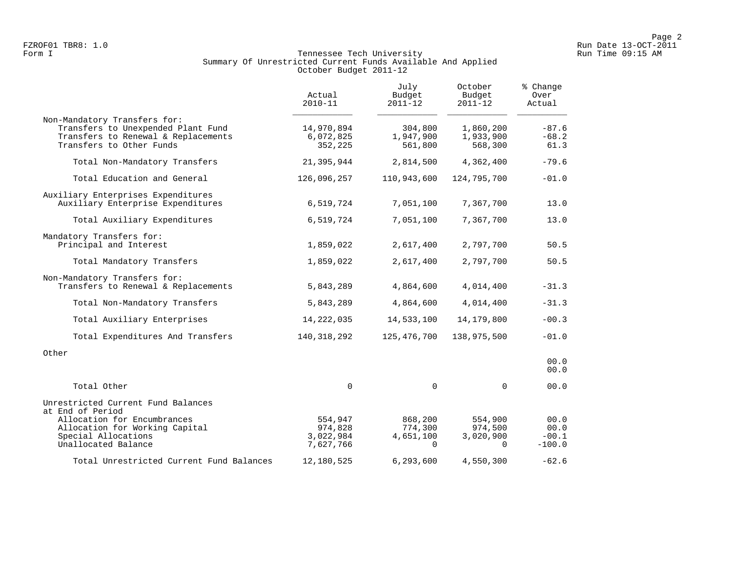Form I

# Tennessee Tech University

## Summary Of Unrestricted Current Funds Available And Applied

### October Budget 2011-12

| | Actual 2010-11 | July Budget 2011-12 | October Budget 2011-12 | % Change Over Actual |
|---|---|---|---|---|
| Non-Mandatory Transfers for: | | | | |
| Transfers to Unexpended Plant Fund | 14,970,894 | 304,800 | 1,860,200 | -87.6 |
| Transfers to Renewal & Replacements | 6,072,825 | 1,947,900 | 1,933,900 | -68.2 |
| Transfers to Other Funds | 352,225 | 561,800 | 568,300 | 61.3 |
| Total Non-Mandatory Transfers | 21,395,944 | 2,814,500 | 4,362,400 | -79.6 |
| Total Education and General | 126,096,257 | 110,943,600 | 124,795,700 | -01.0 |
| Auxiliary Enterprises Expenditures | | | | |
| Auxiliary Enterprise Expenditures | 6,519,724 | 7,051,100 | 7,367,700 | 13.0 |
| Total Auxiliary Expenditures | 6,519,724 | 7,051,100 | 7,367,700 | 13.0 |
| Mandatory Transfers for: | | | | |
| Principal and Interest | 1,859,022 | 2,617,400 | 2,797,700 | 50.5 |
| Total Mandatory Transfers | 1,859,022 | 2,617,400 | 2,797,700 | 50.5 |
| Non-Mandatory Transfers for: | | | | |
| Transfers to Renewal & Replacements | 5,843,289 | 4,864,600 | 4,014,400 | -31.3 |
| Total Non-Mandatory Transfers | 5,843,289 | 4,864,600 | 4,014,400 | -31.3 |
| Total Auxiliary Enterprises | 14,222,035 | 14,533,100 | 14,179,800 | -00.3 |
| Total Expenditures And Transfers | 140,318,292 | 125,476,700 | 138,975,500 | -01.0 |
| Other | | | | |
| | | | | 00.0 |
| | | | | 00.0 |
| Total Other | 0 | 0 | 0 | 00.0 |
| Unrestricted Current Fund Balances at End of Period | | | | |
| Allocation for Encumbrances | 554,947 | 868,200 | 554,900 | 00.0 |
| Allocation for Working Capital | 974,828 | 774,300 | 974,500 | 00.0 |
| Special Allocations | 3,022,984 | 4,651,100 | 3,020,900 | -00.1 |
| Unallocated Balance | 7,627,766 | 0 | 0 | -100.0 |
| Total Unrestricted Current Fund Balances | 12,180,525 | 6,293,600 | 4,550,300 | -62.6 |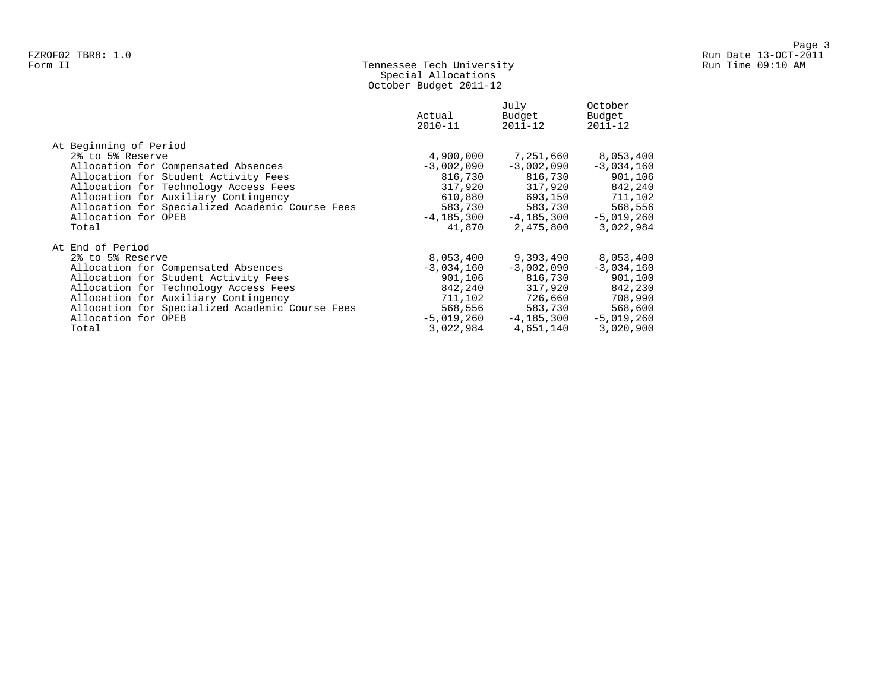FZROF02 TBR8: 1.0
Form II

# Tennessee Tech University
## Special Allocations
## October Budget 2011-12

Run Date 13-OCT-2011
Run Time 09:10 AM

| | Actual 2010-11 | July Budget 2011-12 | October Budget 2011-12 |
|---|---|---|---|
| **At Beginning of Period** | | | |
| 2% to 5% Reserve | 4,900,000 | 7,251,660 | 8,053,400 |
| Allocation for Compensated Absences | -3,002,090 | -3,002,090 | -3,034,160 |
| Allocation for Student Activity Fees | 816,730 | 816,730 | 901,106 |
| Allocation for Technology Access Fees | 317,920 | 317,920 | 842,240 |
| Allocation for Auxiliary Contingency | 610,880 | 693,150 | 711,102 |
| Allocation for Specialized Academic Course Fees | 583,730 | 583,730 | 568,556 |
| Allocation for OPEB | -4,185,300 | -4,185,300 | -5,019,260 |
| Total | 41,870 | 2,475,800 | 3,022,984 |
| **At End of Period** | | | |
| 2% to 5% Reserve | 8,053,400 | 9,393,490 | 8,053,400 |
| Allocation for Compensated Absences | -3,034,160 | -3,002,090 | -3,034,160 |
| Allocation for Student Activity Fees | 901,106 | 816,730 | 901,100 |
| Allocation for Technology Access Fees | 842,240 | 317,920 | 842,230 |
| Allocation for Auxiliary Contingency | 711,102 | 726,660 | 708,990 |
| Allocation for Specialized Academic Course Fees | 568,556 | 583,730 | 568,600 |
| Allocation for OPEB | -5,019,260 | -4,185,300 | -5,019,260 |
| Total | 3,022,984 | 4,651,140 | 3,020,900 |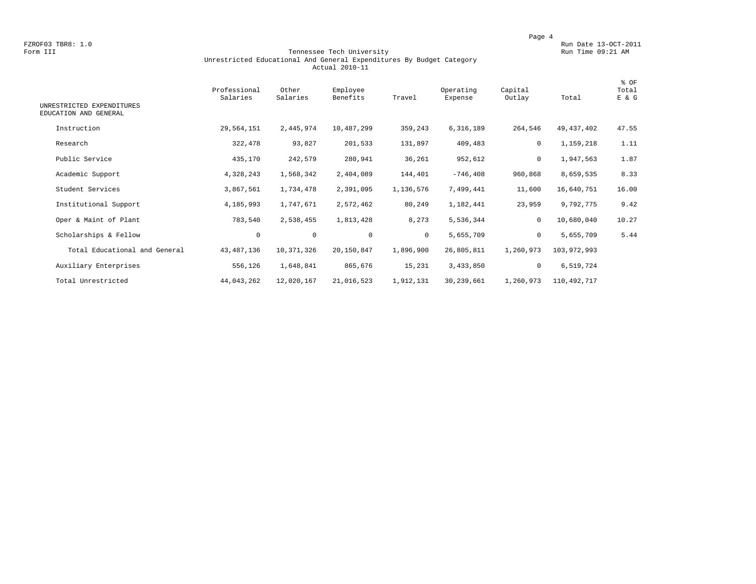FZROF03 TBR8: 1.0
Form III

Run Date 13-OCT-2011
Run Time 09:21 AM

# Tennessee Tech University
## Unrestricted Educational And General Expenditures By Budget Category
### Actual 2010-11

| UNRESTRICTED EXPENDITURES EDUCATION AND GENERAL | Professional Salaries | Other Salaries | Employee Benefits | Travel | Operating Expense | Capital Outlay | Total | % OF Total E & G |
|---|---|---|---|---|---|---|---|---|
| Instruction | 29,564,151 | 2,445,974 | 10,487,299 | 359,243 | 6,316,189 | 264,546 | 49,437,402 | 47.55 |
| Research | 322,478 | 93,827 | 201,533 | 131,897 | 409,483 | 0 | 1,159,218 | 1.11 |
| Public Service | 435,170 | 242,579 | 280,941 | 36,261 | 952,612 | 0 | 1,947,563 | 1.87 |
| Academic Support | 4,328,243 | 1,568,342 | 2,404,089 | 144,401 | -746,408 | 960,868 | 8,659,535 | 8.33 |
| Student Services | 3,867,561 | 1,734,478 | 2,391,095 | 1,136,576 | 7,499,441 | 11,600 | 16,640,751 | 16.00 |
| Institutional Support | 4,185,993 | 1,747,671 | 2,572,462 | 80,249 | 1,182,441 | 23,959 | 9,792,775 | 9.42 |
| Oper & Maint of Plant | 783,540 | 2,538,455 | 1,813,428 | 8,273 | 5,536,344 | 0 | 10,680,040 | 10.27 |
| Scholarships & Fellow | 0 | 0 | 0 | 0 | 5,655,709 | 0 | 5,655,709 | 5.44 |
| Total Educational and General | 43,487,136 | 10,371,326 | 20,150,847 | 1,896,900 | 26,805,811 | 1,260,973 | 103,972,993 | |
| Auxiliary Enterprises | 556,126 | 1,648,841 | 865,676 | 15,231 | 3,433,850 | 0 | 6,519,724 | |
| Total Unrestricted | 44,043,262 | 12,020,167 | 21,016,523 | 1,912,131 | 30,239,661 | 1,260,973 | 110,492,717 | |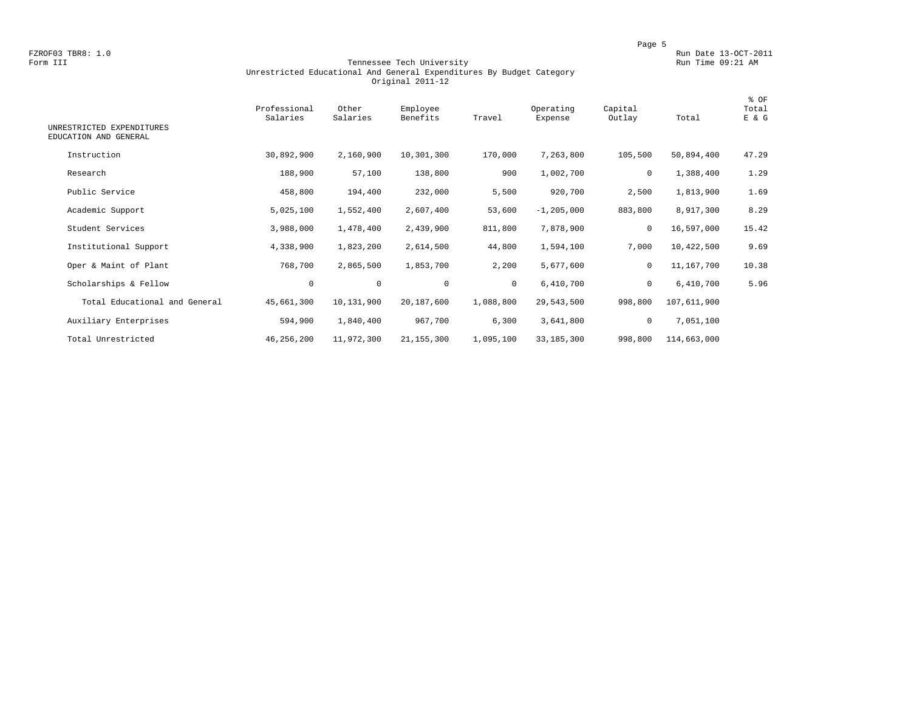FZROF03 TBR8: 1.0
Form III

Run Date 13-OCT-2011
Run Time 09:21 AM

# Tennessee Tech University
## Unrestricted Educational And General Expenditures By Budget Category
### Original 2011-12

| UNRESTRICTED EXPENDITURES EDUCATION AND GENERAL | Professional Salaries | Other Salaries | Employee Benefits | Travel | Operating Expense | Capital Outlay | Total | % OF Total E & G |
|---|---|---|---|---|---|---|---|---|
| Instruction | 30,892,900 | 2,160,900 | 10,301,300 | 170,000 | 7,263,800 | 105,500 | 50,894,400 | 47.29 |
| Research | 188,900 | 57,100 | 138,800 | 900 | 1,002,700 | 0 | 1,388,400 | 1.29 |
| Public Service | 458,800 | 194,400 | 232,000 | 5,500 | 920,700 | 2,500 | 1,813,900 | 1.69 |
| Academic Support | 5,025,100 | 1,552,400 | 2,607,400 | 53,600 | -1,205,000 | 883,800 | 8,917,300 | 8.29 |
| Student Services | 3,988,000 | 1,478,400 | 2,439,900 | 811,800 | 7,878,900 | 0 | 16,597,000 | 15.42 |
| Institutional Support | 4,338,900 | 1,823,200 | 2,614,500 | 44,800 | 1,594,100 | 7,000 | 10,422,500 | 9.69 |
| Oper & Maint of Plant | 768,700 | 2,865,500 | 1,853,700 | 2,200 | 5,677,600 | 0 | 11,167,700 | 10.38 |
| Scholarships & Fellow | 0 | 0 | 0 | 0 | 6,410,700 | 0 | 6,410,700 | 5.96 |
| Total Educational and General | 45,661,300 | 10,131,900 | 20,187,600 | 1,088,800 | 29,543,500 | 998,800 | 107,611,900 | |
| Auxiliary Enterprises | 594,900 | 1,840,400 | 967,700 | 6,300 | 3,641,800 | 0 | 7,051,100 | |
| Total Unrestricted | 46,256,200 | 11,972,300 | 21,155,300 | 1,095,100 | 33,185,300 | 998,800 | 114,663,000 | |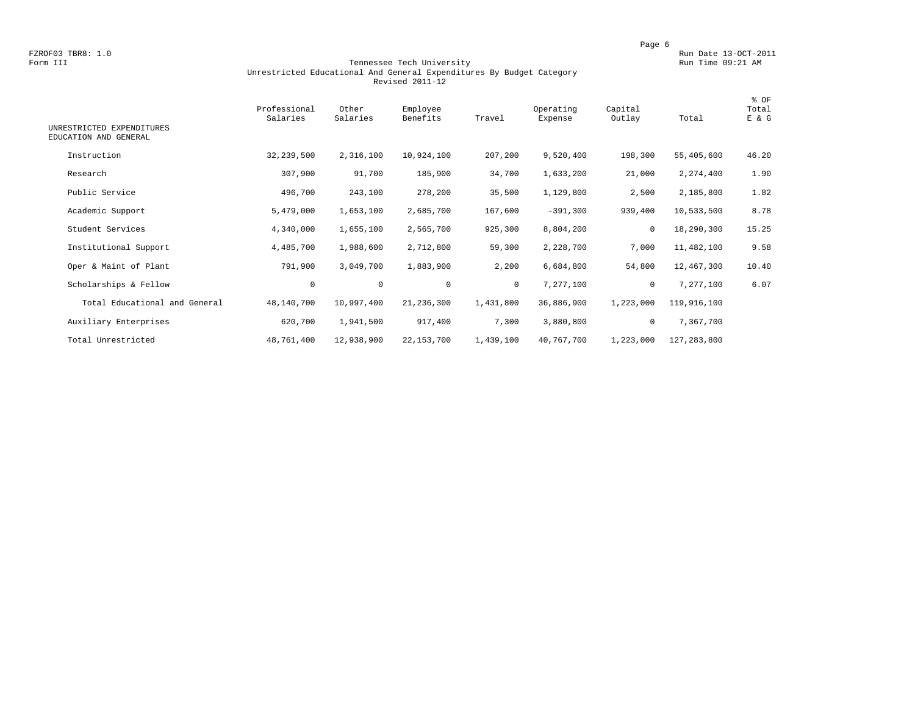FZROF03 TBR8: 1.0
Form III

Run Date 13-OCT-2011
Run Time 09:21 AM

## Tennessee Tech University
### Unrestricted Educational And General Expenditures By Budget Category
### Revised 2011-12

| UNRESTRICTED EXPENDITURES EDUCATION AND GENERAL | Professional Salaries | Other Salaries | Employee Benefits | Travel | Operating Expense | Capital Outlay | Total | % OF Total E & G |
|---|---|---|---|---|---|---|---|---|
| Instruction | 32,239,500 | 2,316,100 | 10,924,100 | 207,200 | 9,520,400 | 198,300 | 55,405,600 | 46.20 |
| Research | 307,900 | 91,700 | 185,900 | 34,700 | 1,633,200 | 21,000 | 2,274,400 | 1.90 |
| Public Service | 496,700 | 243,100 | 278,200 | 35,500 | 1,129,800 | 2,500 | 2,185,800 | 1.82 |
| Academic Support | 5,479,000 | 1,653,100 | 2,685,700 | 167,600 | -391,300 | 939,400 | 10,533,500 | 8.78 |
| Student Services | 4,340,000 | 1,655,100 | 2,565,700 | 925,300 | 8,804,200 | 0 | 18,290,300 | 15.25 |
| Institutional Support | 4,485,700 | 1,988,600 | 2,712,800 | 59,300 | 2,228,700 | 7,000 | 11,482,100 | 9.58 |
| Oper & Maint of Plant | 791,900 | 3,049,700 | 1,883,900 | 2,200 | 6,684,800 | 54,800 | 12,467,300 | 10.40 |
| Scholarships & Fellow | 0 | 0 | 0 | 0 | 7,277,100 | 0 | 7,277,100 | 6.07 |
| Total Educational and General | 48,140,700 | 10,997,400 | 21,236,300 | 1,431,800 | 36,886,900 | 1,223,000 | 119,916,100 | |
| Auxiliary Enterprises | 620,700 | 1,941,500 | 917,400 | 7,300 | 3,880,800 | 0 | 7,367,700 | |
| Total Unrestricted | 48,761,400 | 12,938,900 | 22,153,700 | 1,439,100 | 40,767,700 | 1,223,000 | 127,283,800 | |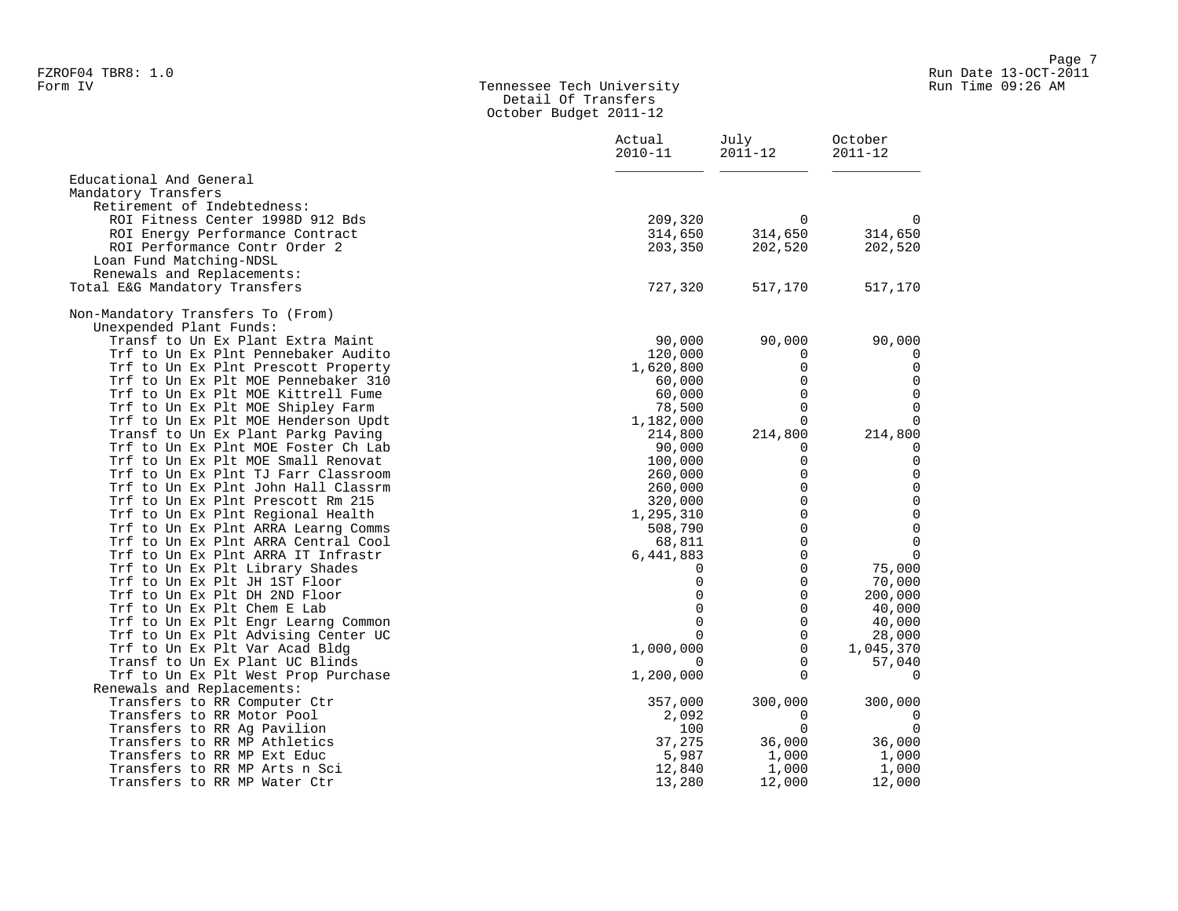Tennessee Tech University
Detail Of Transfers
October Budget 2011-12

| | Actual 2010-11 | July 2011-12 | October 2011-12 |
|---|---|---|---|
| Educational And General | | | |
| Mandatory Transfers | | | |
| Retirement of Indebtedness: | | | |
| ROI Fitness Center 1998D 912 Bds | 209,320 | 0 | 0 |
| ROI Energy Performance Contract | 314,650 | 314,650 | 314,650 |
| ROI Performance Contr Order 2 | 203,350 | 202,520 | 202,520 |
| Loan Fund Matching-NDSL | | | |
| Renewals and Replacements: | | | |
| Total E&G Mandatory Transfers | 727,320 | 517,170 | 517,170 |
| | | | |
| Non-Mandatory Transfers To (From) | | | |
| Unexpended Plant Funds: | | | |
| Transf to Un Ex Plant Extra Maint | 90,000 | 90,000 | 90,000 |
| Trf to Un Ex Plnt Pennebaker Audito | 120,000 | 0 | 0 |
| Trf to Un Ex Plnt Prescott Property | 1,620,800 | 0 | 0 |
| Trf to Un Ex Plt MOE Pennebaker 310 | 60,000 | 0 | 0 |
| Trf to Un Ex Plt MOE Kittrell Fume | 60,000 | 0 | 0 |
| Trf to Un Ex Plt MOE Shipley Farm | 78,500 | 0 | 0 |
| Trf to Un Ex Plt MOE Henderson Updt | 1,182,000 | 0 | 0 |
| Transf to Un Ex Plant Parkg Paving | 214,800 | 214,800 | 214,800 |
| Trf to Un Ex Plnt MOE Foster Ch Lab | 90,000 | 0 | 0 |
| Trf to Un Ex Plt MOE Small Renovat | 100,000 | 0 | 0 |
| Trf to Un Ex Plnt TJ Farr Classroom | 260,000 | 0 | 0 |
| Trf to Un Ex Plnt John Hall Classrm | 260,000 | 0 | 0 |
| Trf to Un Ex Plnt Prescott Rm 215 | 320,000 | 0 | 0 |
| Trf to Un Ex Plnt Regional Health | 1,295,310 | 0 | 0 |
| Trf to Un Ex Plnt ARRA Learng Comms | 508,790 | 0 | 0 |
| Trf to Un Ex Plnt ARRA Central Cool | 68,811 | 0 | 0 |
| Trf to Un Ex Plnt ARRA IT Infrastr | 6,441,883 | 0 | 0 |
| Trf to Un Ex Plt Library Shades | 0 | 0 | 75,000 |
| Trf to Un Ex Plt JH 1ST Floor | 0 | 0 | 70,000 |
| Trf to Un Ex Plt DH 2ND Floor | 0 | 0 | 200,000 |
| Trf to Un Ex Plt Chem E Lab | 0 | 0 | 40,000 |
| Trf to Un Ex Plt Engr Learng Common | 0 | 0 | 40,000 |
| Trf to Un Ex Plt Advising Center UC | 0 | 0 | 28,000 |
| Trf to Un Ex Plt Var Acad Bldg | 1,000,000 | 0 | 1,045,370 |
| Transf to Un Ex Plant UC Blinds | 0 | 0 | 57,040 |
| Trf to Un Ex Plt West Prop Purchase | 1,200,000 | 0 | 0 |
| Renewals and Replacements: | | | |
| Transfers to RR Computer Ctr | 357,000 | 300,000 | 300,000 |
| Transfers to RR Motor Pool | 2,092 | 0 | 0 |
| Transfers to RR Ag Pavilion | 100 | 0 | 0 |
| Transfers to RR MP Athletics | 37,275 | 36,000 | 36,000 |
| Transfers to RR MP Ext Educ | 5,987 | 1,000 | 1,000 |
| Transfers to RR MP Arts n Sci | 12,840 | 1,000 | 1,000 |
| Transfers to RR MP Water Ctr | 13,280 | 12,000 | 12,000 |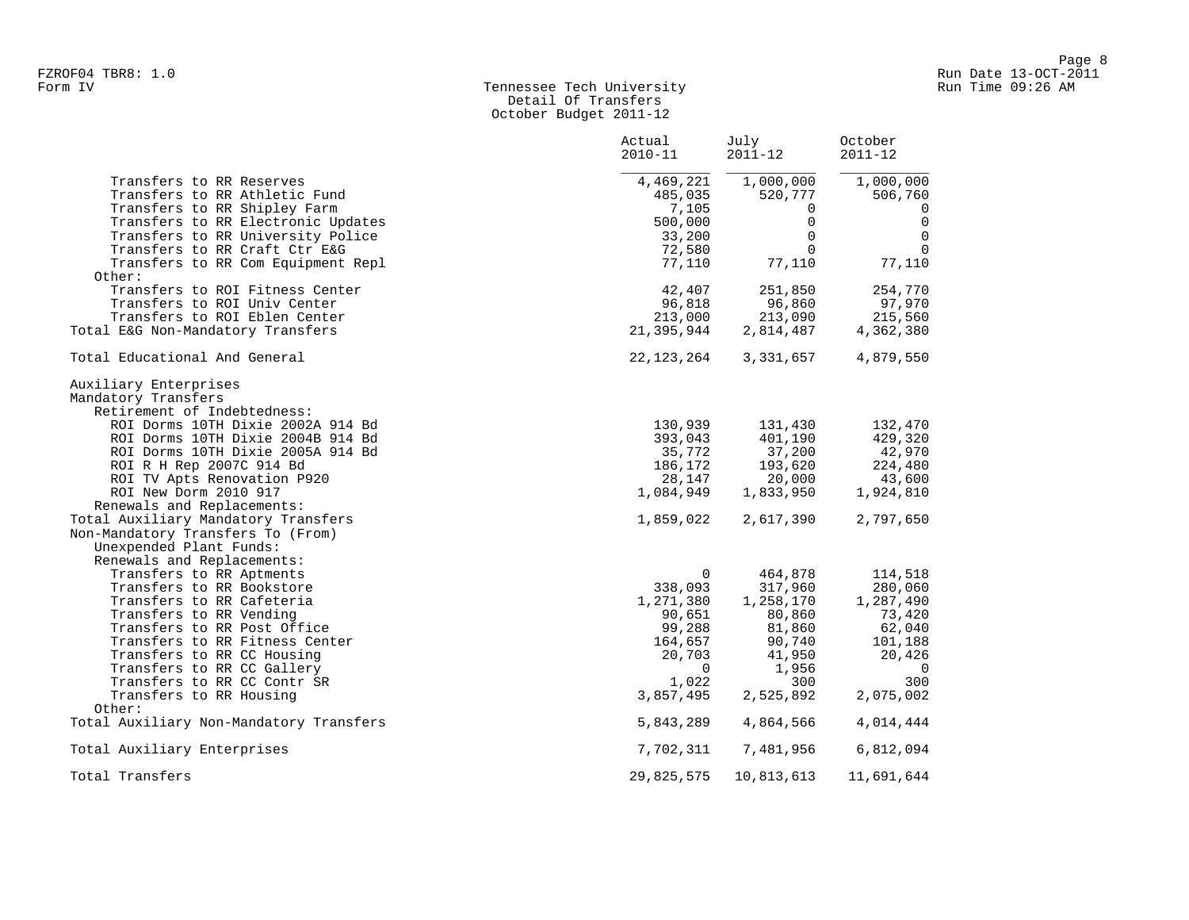Tennessee Tech University
Detail Of Transfers
October Budget 2011-12

| | Actual 2010-11 | July 2011-12 | October 2011-12 |
|---|---|---|---|
| Transfers to RR Reserves | 4,469,221 | 1,000,000 | 1,000,000 |
| Transfers to RR Athletic Fund | 485,035 | 520,777 | 506,760 |
| Transfers to RR Shipley Farm | 7,105 | 0 | 0 |
| Transfers to RR Electronic Updates | 500,000 | 0 | 0 |
| Transfers to RR University Police | 33,200 | 0 | 0 |
| Transfers to RR Craft Ctr E&G | 72,580 | 0 | 0 |
| Transfers to RR Com Equipment Repl | 77,110 | 77,110 | 77,110 |
| Other: | | | |
| Transfers to ROI Fitness Center | 42,407 | 251,850 | 254,770 |
| Transfers to ROI Univ Center | 96,818 | 96,860 | 97,970 |
| Transfers to ROI Eblen Center | 213,000 | 213,090 | 215,560 |
| Total E&G Non-Mandatory Transfers | 21,395,944 | 2,814,487 | 4,362,380 |
| | | | |
| Total Educational And General | 22,123,264 | 3,331,657 | 4,879,550 |
| | | | |
| Auxiliary Enterprises | | | |
| Mandatory Transfers | | | |
| Retirement of Indebtedness: | | | |
| ROI Dorms 10TH Dixie 2002A 914 Bd | 130,939 | 131,430 | 132,470 |
| ROI Dorms 10TH Dixie 2004B 914 Bd | 393,043 | 401,190 | 429,320 |
| ROI Dorms 10TH Dixie 2005A 914 Bd | 35,772 | 37,200 | 42,970 |
| ROI R H Rep 2007C 914 Bd | 186,172 | 193,620 | 224,480 |
| ROI TV Apts Renovation P920 | 28,147 | 20,000 | 43,600 |
| ROI New Dorm 2010 917 | 1,084,949 | 1,833,950 | 1,924,810 |
| Renewals and Replacements: | | | |
| Total Auxiliary Mandatory Transfers | 1,859,022 | 2,617,390 | 2,797,650 |
| Non-Mandatory Transfers To (From) | | | |
| Unexpended Plant Funds: | | | |
| Renewals and Replacements: | | | |
| Transfers to RR Aptments | 0 | 464,878 | 114,518 |
| Transfers to RR Bookstore | 338,093 | 317,960 | 280,060 |
| Transfers to RR Cafeteria | 1,271,380 | 1,258,170 | 1,287,490 |
| Transfers to RR Vending | 90,651 | 80,860 | 73,420 |
| Transfers to RR Post Office | 99,288 | 81,860 | 62,040 |
| Transfers to RR Fitness Center | 164,657 | 90,740 | 101,188 |
| Transfers to RR CC Housing | 20,703 | 41,950 | 20,426 |
| Transfers to RR CC Gallery | 0 | 1,956 | 0 |
| Transfers to RR CC Contr SR | 1,022 | 300 | 300 |
| Transfers to RR Housing | 3,857,495 | 2,525,892 | 2,075,002 |
| Other: | | | |
| Total Auxiliary Non-Mandatory Transfers | 5,843,289 | 4,864,566 | 4,014,444 |
| | | | |
| Total Auxiliary Enterprises | 7,702,311 | 7,481,956 | 6,812,094 |
| | | | |
| Total Transfers | 29,825,575 | 10,813,613 | 11,691,644 |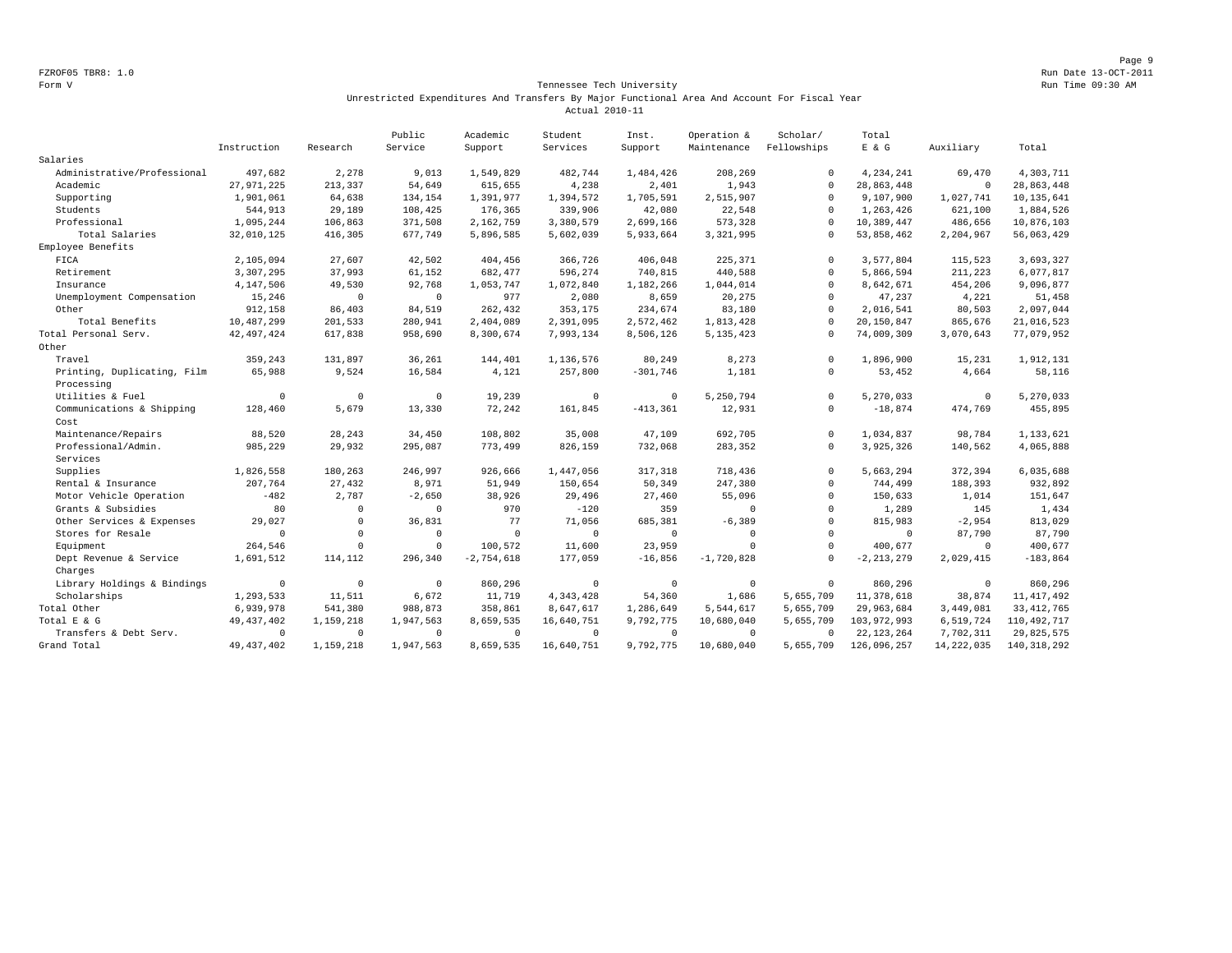Form V

## Tennessee Tech University

### Unrestricted Expenditures And Transfers By Major Functional Area And Account For Fiscal Year

Actual 2010-11

| | Instruction | Research | Public Service | Academic Support | Student Services | Inst. Support | Operation & Maintenance | Scholar/ Fellowships | Total E & G | Auxiliary | Total |
|---|---|---|---|---|---|---|---|---|---|---|---|
| Salaries | | | | | | | | | | | |
| Administrative/Professional | 497,682 | 2,278 | 9,013 | 1,549,829 | 482,744 | 1,484,426 | 208,269 | 0 | 4,234,241 | 69,470 | 4,303,711 |
| Academic | 27,971,225 | 213,337 | 54,649 | 615,655 | 4,238 | 2,401 | 1,943 | 0 | 28,863,448 | 0 | 28,863,448 |
| Supporting | 1,901,061 | 64,638 | 134,154 | 1,391,977 | 1,394,572 | 1,705,591 | 2,515,907 | 0 | 9,107,900 | 1,027,741 | 10,135,641 |
| Students | 544,913 | 29,189 | 108,425 | 176,365 | 339,906 | 42,080 | 22,548 | 0 | 1,263,426 | 621,100 | 1,884,526 |
| Professional | 1,095,244 | 106,863 | 371,508 | 2,162,759 | 3,380,579 | 2,699,166 | 573,328 | 0 | 10,389,447 | 486,656 | 10,876,103 |
| Total Salaries | 32,010,125 | 416,305 | 677,749 | 5,896,585 | 5,602,039 | 5,933,664 | 3,321,995 | 0 | 53,858,462 | 2,204,967 | 56,063,429 |
| Employee Benefits | | | | | | | | | | | |
| FICA | 2,105,094 | 27,607 | 42,502 | 404,456 | 366,726 | 406,048 | 225,371 | 0 | 3,577,804 | 115,523 | 3,693,327 |
| Retirement | 3,307,295 | 37,993 | 61,152 | 682,477 | 596,274 | 740,815 | 440,588 | 0 | 5,866,594 | 211,223 | 6,077,817 |
| Insurance | 4,147,506 | 49,530 | 92,768 | 1,053,747 | 1,072,840 | 1,182,266 | 1,044,014 | 0 | 8,642,671 | 454,206 | 9,096,877 |
| Unemployment Compensation | 15,246 | 0 | 0 | 977 | 2,080 | 8,659 | 20,275 | 0 | 47,237 | 4,221 | 51,458 |
| Other | 912,158 | 86,403 | 84,519 | 262,432 | 353,175 | 234,674 | 83,180 | 0 | 2,016,541 | 80,503 | 2,097,044 |
| Total Benefits | 10,487,299 | 201,533 | 280,941 | 2,404,089 | 2,391,095 | 2,572,462 | 1,813,428 | 0 | 20,150,847 | 865,676 | 21,016,523 |
| Total Personal Serv. | 42,497,424 | 617,838 | 958,690 | 8,300,674 | 7,993,134 | 8,506,126 | 5,135,423 | 0 | 74,009,309 | 3,070,643 | 77,079,952 |
| Other | | | | | | | | | | | |
| Travel | 359,243 | 131,897 | 36,261 | 144,401 | 1,136,576 | 80,249 | 8,273 | 0 | 1,896,900 | 15,231 | 1,912,131 |
| Printing, Duplicating, Film Processing | 65,988 | 9,524 | 16,584 | 4,121 | 257,800 | -301,746 | 1,181 | 0 | 53,452 | 4,664 | 58,116 |
| Utilities & Fuel | 0 | 0 | 0 | 19,239 | 0 | 0 | 5,250,794 | 0 | 5,270,033 | 0 | 5,270,033 |
| Communications & Shipping Cost | 128,460 | 5,679 | 13,330 | 72,242 | 161,845 | -413,361 | 12,931 | 0 | -18,874 | 474,769 | 455,895 |
| Maintenance/Repairs | 88,520 | 28,243 | 34,450 | 108,802 | 35,008 | 47,109 | 692,705 | 0 | 1,034,837 | 98,784 | 1,133,621 |
| Professional/Admin. Services | 985,229 | 29,932 | 295,087 | 773,499 | 826,159 | 732,068 | 283,352 | 0 | 3,925,326 | 140,562 | 4,065,888 |
| Supplies | 1,826,558 | 180,263 | 246,997 | 926,666 | 1,447,056 | 317,318 | 718,436 | 0 | 5,663,294 | 372,394 | 6,035,688 |
| Rental & Insurance | 207,764 | 27,432 | 8,971 | 51,949 | 150,654 | 50,349 | 247,380 | 0 | 744,499 | 188,393 | 932,892 |
| Motor Vehicle Operation | -482 | 2,787 | -2,650 | 38,926 | 29,496 | 27,460 | 55,096 | 0 | 150,633 | 1,014 | 151,647 |
| Grants & Subsidies | 80 | 0 | 0 | 970 | -120 | 359 | 0 | 0 | 1,289 | 145 | 1,434 |
| Other Services & Expenses | 29,027 | 0 | 36,831 | 77 | 71,056 | 685,381 | -6,389 | 0 | 815,983 | -2,954 | 813,029 |
| Stores for Resale | 0 | 0 | 0 | 0 | 0 | 0 | 0 | 0 | 0 | 87,790 | 87,790 |
| Equipment | 264,546 | 0 | 0 | 100,572 | 11,600 | 23,959 | 0 | 0 | 400,677 | 0 | 400,677 |
| Dept Revenue & Service Charges | 1,691,512 | 114,112 | 296,340 | -2,754,618 | 177,059 | -16,856 | -1,720,828 | 0 | -2,213,279 | 2,029,415 | -183,864 |
| Library Holdings & Bindings | 0 | 0 | 0 | 860,296 | 0 | 0 | 0 | 0 | 860,296 | 0 | 860,296 |
| Scholarships | 1,293,533 | 11,511 | 6,672 | 11,719 | 4,343,428 | 54,360 | 1,686 | 5,655,709 | 11,378,618 | 38,874 | 11,417,492 |
| Total Other | 6,939,978 | 541,380 | 988,873 | 358,861 | 8,647,617 | 1,286,649 | 5,544,617 | 5,655,709 | 29,963,684 | 3,449,081 | 33,412,765 |
| Total E & G | 49,437,402 | 1,159,218 | 1,947,563 | 8,659,535 | 16,640,751 | 9,792,775 | 10,680,040 | 5,655,709 | 103,972,993 | 6,519,724 | 110,492,717 |
| Transfers & Debt Serv. | 0 | 0 | 0 | 0 | 0 | 0 | 0 | 0 | 22,123,264 | 7,702,311 | 29,825,575 |
| Grand Total | 49,437,402 | 1,159,218 | 1,947,563 | 8,659,535 | 16,640,751 | 9,792,775 | 10,680,040 | 5,655,709 | 126,096,257 | 14,222,035 | 140,318,292 |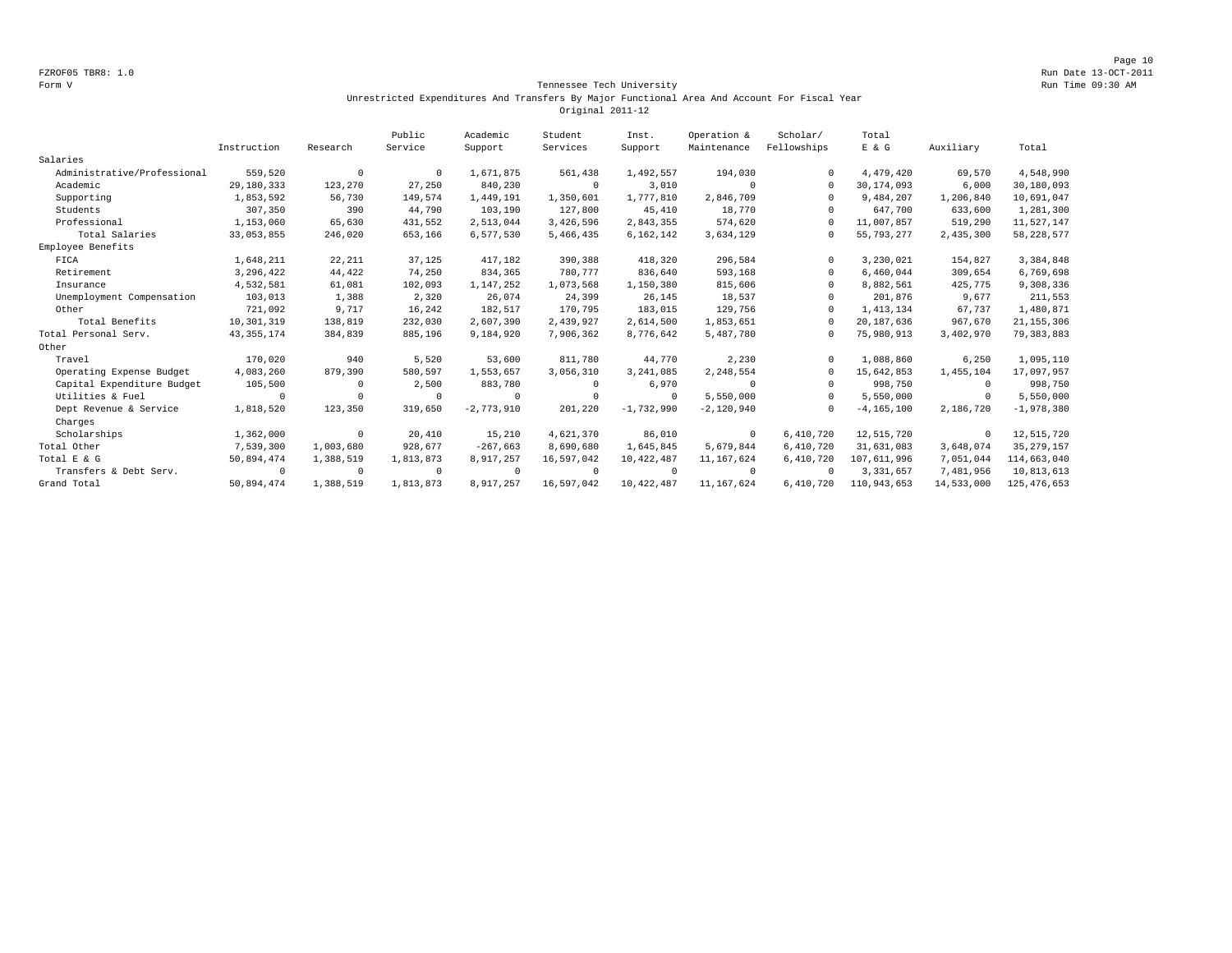FZROF05 TBR8: 1.0
Form V

Run Date 13-OCT-2011
Run Time 09:30 AM

Tennessee Tech University
Unrestricted Expenditures And Transfers By Major Functional Area And Account For Fiscal Year
Original 2011-12

| | Instruction | Research | Public Service | Academic Support | Student Services | Inst. Support | Operation & Maintenance | Scholar/ Fellowships | Total E & G | Auxiliary | Total |
|---|---|---|---|---|---|---|---|---|---|---|---|
| Salaries | | | | | | | | | | | |
| Administrative/Professional | 559,520 | 0 | 0 | 1,671,875 | 561,438 | 1,492,557 | 194,030 | 0 | 4,479,420 | 69,570 | 4,548,990 |
| Academic | 29,180,333 | 123,270 | 27,250 | 840,230 | 0 | 3,010 | 0 | 0 | 30,174,093 | 6,000 | 30,180,093 |
| Supporting | 1,853,592 | 56,730 | 149,574 | 1,449,191 | 1,350,601 | 1,777,810 | 2,846,709 | 0 | 9,484,207 | 1,206,840 | 10,691,047 |
| Students | 307,350 | 390 | 44,790 | 103,190 | 127,800 | 45,410 | 18,770 | 0 | 647,700 | 633,600 | 1,281,300 |
| Professional | 1,153,060 | 65,630 | 431,552 | 2,513,044 | 3,426,596 | 2,843,355 | 574,620 | 0 | 11,007,857 | 519,290 | 11,527,147 |
| Total Salaries | 33,053,855 | 246,020 | 653,166 | 6,577,530 | 5,466,435 | 6,162,142 | 3,634,129 | 0 | 55,793,277 | 2,435,300 | 58,228,577 |
| Employee Benefits | | | | | | | | | | | |
| FICA | 1,648,211 | 22,211 | 37,125 | 417,182 | 390,388 | 418,320 | 296,584 | 0 | 3,230,021 | 154,827 | 3,384,848 |
| Retirement | 3,296,422 | 44,422 | 74,250 | 834,365 | 780,777 | 836,640 | 593,168 | 0 | 6,460,044 | 309,654 | 6,769,698 |
| Insurance | 4,532,581 | 61,081 | 102,093 | 1,147,252 | 1,073,568 | 1,150,380 | 815,606 | 0 | 8,882,561 | 425,775 | 9,308,336 |
| Unemployment Compensation | 103,013 | 1,388 | 2,320 | 26,074 | 24,399 | 26,145 | 18,537 | 0 | 201,876 | 9,677 | 211,553 |
| Other | 721,092 | 9,717 | 16,242 | 182,517 | 170,795 | 183,015 | 129,756 | 0 | 1,413,134 | 67,737 | 1,480,871 |
| Total Benefits | 10,301,319 | 138,819 | 232,030 | 2,607,390 | 2,439,927 | 2,614,500 | 1,853,651 | 0 | 20,187,636 | 967,670 | 21,155,306 |
| Total Personal Serv. | 43,355,174 | 384,839 | 885,196 | 9,184,920 | 7,906,362 | 8,776,642 | 5,487,780 | 0 | 75,980,913 | 3,402,970 | 79,383,883 |
| Other | | | | | | | | | | | |
| Travel | 170,020 | 940 | 5,520 | 53,600 | 811,780 | 44,770 | 2,230 | 0 | 1,088,860 | 6,250 | 1,095,110 |
| Operating Expense Budget | 4,083,260 | 879,390 | 580,597 | 1,553,657 | 3,056,310 | 3,241,085 | 2,248,554 | 0 | 15,642,853 | 1,455,104 | 17,097,957 |
| Capital Expenditure Budget | 105,500 | 0 | 2,500 | 883,780 | 0 | 6,970 | 0 | 0 | 998,750 | 0 | 998,750 |
| Utilities & Fuel | 0 | 0 | 0 | 0 | 0 | 0 | 5,550,000 | 0 | 5,550,000 | 0 | 5,550,000 |
| Dept Revenue & Service Charges | 1,818,520 | 123,350 | 319,650 | -2,773,910 | 201,220 | -1,732,990 | -2,120,940 | 0 | -4,165,100 | 2,186,720 | -1,978,380 |
| Scholarships | 1,362,000 | 0 | 20,410 | 15,210 | 4,621,370 | 86,010 | 0 | 6,410,720 | 12,515,720 | 0 | 12,515,720 |
| Total Other | 7,539,300 | 1,003,680 | 928,677 | -267,663 | 8,690,680 | 1,645,845 | 5,679,844 | 6,410,720 | 31,631,083 | 3,648,074 | 35,279,157 |
| Total E & G | 50,894,474 | 1,388,519 | 1,813,873 | 8,917,257 | 16,597,042 | 10,422,487 | 11,167,624 | 6,410,720 | 107,611,996 | 7,051,044 | 114,663,040 |
| Transfers & Debt Serv. | 0 | 0 | 0 | 0 | 0 | 0 | 0 | 0 | 3,331,657 | 7,481,956 | 10,813,613 |
| Grand Total | 50,894,474 | 1,388,519 | 1,813,873 | 8,917,257 | 16,597,042 | 10,422,487 | 11,167,624 | 6,410,720 | 110,943,653 | 14,533,000 | 125,476,653 |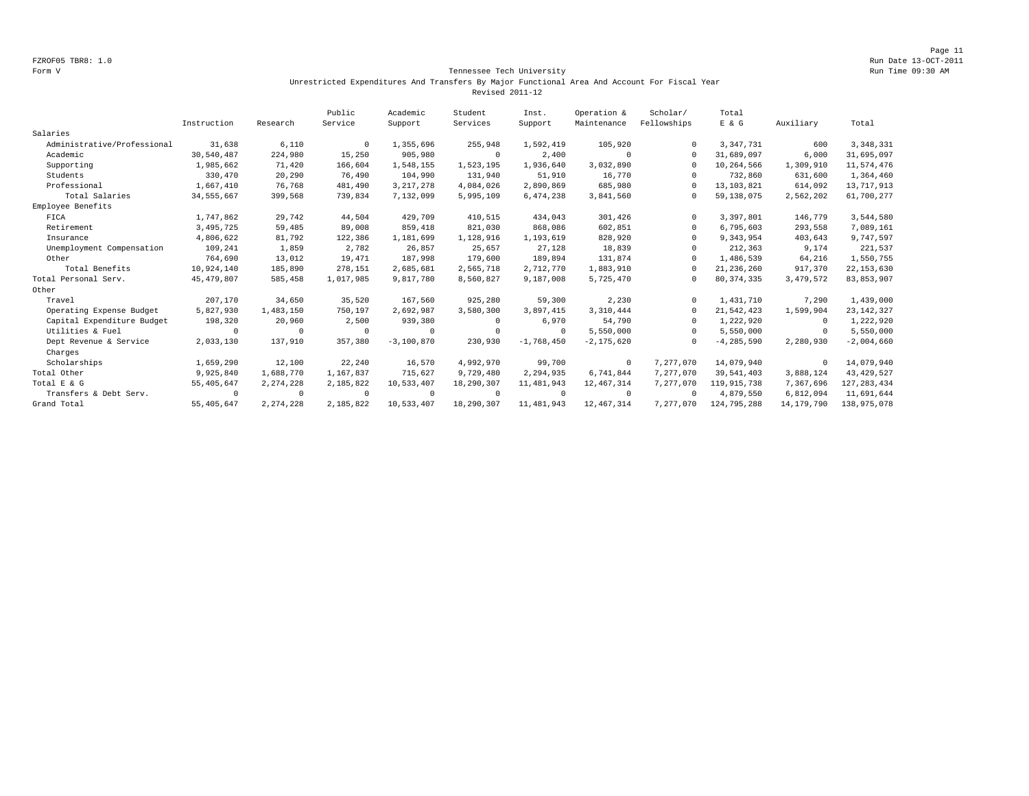Form V

## Tennessee Tech University

### Unrestricted Expenditures And Transfers By Major Functional Area And Account For Fiscal Year

Revised 2011-12

| | Instruction | Research | Public Service | Academic Support | Student Services | Inst. Support | Operation & Maintenance | Scholar/ Fellowships | Total E & G | Auxiliary | Total |
|---|---|---|---|---|---|---|---|---|---|---|---|
| Salaries | | | | | | | | | | | |
| Administrative/Professional | 31,638 | 6,110 | 0 | 1,355,696 | 255,948 | 1,592,419 | 105,920 | 0 | 3,347,731 | 600 | 3,348,331 |
| Academic | 30,540,487 | 224,980 | 15,250 | 905,980 | 0 | 2,400 | 0 | 0 | 31,689,097 | 6,000 | 31,695,097 |
| Supporting | 1,985,662 | 71,420 | 166,604 | 1,548,155 | 1,523,195 | 1,936,640 | 3,032,890 | 0 | 10,264,566 | 1,309,910 | 11,574,476 |
| Students | 330,470 | 20,290 | 76,490 | 104,990 | 131,940 | 51,910 | 16,770 | 0 | 732,860 | 631,600 | 1,364,460 |
| Professional | 1,667,410 | 76,768 | 481,490 | 3,217,278 | 4,084,026 | 2,890,869 | 685,980 | 0 | 13,103,821 | 614,092 | 13,717,913 |
| Total Salaries | 34,555,667 | 399,568 | 739,834 | 7,132,099 | 5,995,109 | 6,474,238 | 3,841,560 | 0 | 59,138,075 | 2,562,202 | 61,700,277 |
| Employee Benefits | | | | | | | | | | | |
| FICA | 1,747,862 | 29,742 | 44,504 | 429,709 | 410,515 | 434,043 | 301,426 | 0 | 3,397,801 | 146,779 | 3,544,580 |
| Retirement | 3,495,725 | 59,485 | 89,008 | 859,418 | 821,030 | 868,086 | 602,851 | 0 | 6,795,603 | 293,558 | 7,089,161 |
| Insurance | 4,806,622 | 81,792 | 122,386 | 1,181,699 | 1,128,916 | 1,193,619 | 828,920 | 0 | 9,343,954 | 403,643 | 9,747,597 |
| Unemployment Compensation | 109,241 | 1,859 | 2,782 | 26,857 | 25,657 | 27,128 | 18,839 | 0 | 212,363 | 9,174 | 221,537 |
| Other | 764,690 | 13,012 | 19,471 | 187,998 | 179,600 | 189,894 | 131,874 | 0 | 1,486,539 | 64,216 | 1,550,755 |
| Total Benefits | 10,924,140 | 185,890 | 278,151 | 2,685,681 | 2,565,718 | 2,712,770 | 1,883,910 | 0 | 21,236,260 | 917,370 | 22,153,630 |
| Total Personal Serv. | 45,479,807 | 585,458 | 1,017,985 | 9,817,780 | 8,560,827 | 9,187,008 | 5,725,470 | 0 | 80,374,335 | 3,479,572 | 83,853,907 |
| Other | | | | | | | | | | | |
| Travel | 207,170 | 34,650 | 35,520 | 167,560 | 925,280 | 59,300 | 2,230 | 0 | 1,431,710 | 7,290 | 1,439,000 |
| Operating Expense Budget | 5,827,930 | 1,483,150 | 750,197 | 2,692,987 | 3,580,300 | 3,897,415 | 3,310,444 | 0 | 21,542,423 | 1,599,904 | 23,142,327 |
| Capital Expenditure Budget | 198,320 | 20,960 | 2,500 | 939,380 | 0 | 6,970 | 54,790 | 0 | 1,222,920 | 0 | 1,222,920 |
| Utilities & Fuel | 0 | 0 | 0 | 0 | 0 | 0 | 5,550,000 | 0 | 5,550,000 | 0 | 5,550,000 |
| Dept Revenue & Service Charges | 2,033,130 | 137,910 | 357,380 | -3,100,870 | 230,930 | -1,768,450 | -2,175,620 | 0 | -4,285,590 | 2,280,930 | -2,004,660 |
| Scholarships | 1,659,290 | 12,100 | 22,240 | 16,570 | 4,992,970 | 99,700 | 0 | 7,277,070 | 14,079,940 | 0 | 14,079,940 |
| Total Other | 9,925,840 | 1,688,770 | 1,167,837 | 715,627 | 9,729,480 | 2,294,935 | 6,741,844 | 7,277,070 | 39,541,403 | 3,888,124 | 43,429,527 |
| Total E & G | 55,405,647 | 2,274,228 | 2,185,822 | 10,533,407 | 18,290,307 | 11,481,943 | 12,467,314 | 7,277,070 | 119,915,738 | 7,367,696 | 127,283,434 |
| Transfers & Debt Serv. | 0 | 0 | 0 | 0 | 0 | 0 | 0 | 0 | 4,879,550 | 6,812,094 | 11,691,644 |
| Grand Total | 55,405,647 | 2,274,228 | 2,185,822 | 10,533,407 | 18,290,307 | 11,481,943 | 12,467,314 | 7,277,070 | 124,795,288 | 14,179,790 | 138,975,078 |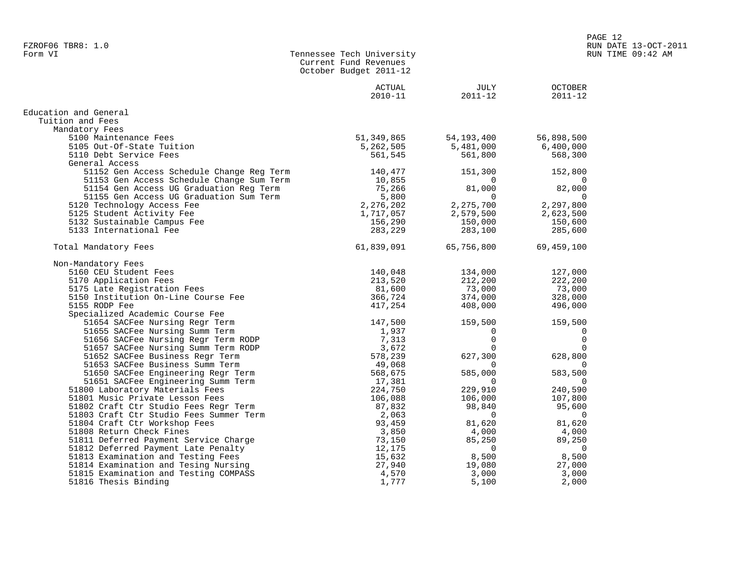FZROF06 TBR8: 1.0
Form VI

## Tennessee Tech University
### Current Fund Revenues
### October Budget 2011-12

RUN DATE 13-OCT-2011
RUN TIME 09:42 AM

| | ACTUAL 2010-11 | JULY 2011-12 | OCTOBER 2011-12 |
|---|---|---|---|
| Education and General | | | |
| Tuition and Fees | | | |
| Mandatory Fees | | | |
| 5100 Maintenance Fees | 51,349,865 | 54,193,400 | 56,898,500 |
| 5105 Out-Of-State Tuition | 5,262,505 | 5,481,000 | 6,400,000 |
| 5110 Debt Service Fees | 561,545 | 561,800 | 568,300 |
| General Access | | | |
| 51152 Gen Access Schedule Change Reg Term | 140,477 | 151,300 | 152,800 |
| 51153 Gen Access Schedule Change Sum Term | 10,855 | 0 | 0 |
| 51154 Gen Access UG Graduation Reg Term | 75,266 | 81,000 | 82,000 |
| 51155 Gen Access UG Graduation Sum Term | 5,800 | 0 | 0 |
| 5120 Technology Access Fee | 2,276,202 | 2,275,700 | 2,297,800 |
| 5125 Student Activity Fee | 1,717,057 | 2,579,500 | 2,623,500 |
| 5132 Sustainable Campus Fee | 156,290 | 150,000 | 150,600 |
| 5133 International Fee | 283,229 | 283,100 | 285,600 |
| Total Mandatory Fees | 61,839,091 | 65,756,800 | 69,459,100 |
| Non-Mandatory Fees | | | |
| 5160 CEU Student Fees | 140,048 | 134,000 | 127,000 |
| 5170 Application Fees | 213,520 | 212,200 | 222,200 |
| 5175 Late Registration Fees | 81,600 | 73,000 | 73,000 |
| 5150 Institution On-Line Course Fee | 366,724 | 374,000 | 328,000 |
| 5155 RODP Fee | 417,254 | 408,000 | 496,000 |
| Specialized Academic Course Fee | | | |
| 51654 SACFee Nursing Regr Term | 147,500 | 159,500 | 159,500 |
| 51655 SACFee Nursing Summ Term | 1,937 | 0 | 0 |
| 51656 SACFee Nursing Regr Term RODP | 7,313 | 0 | 0 |
| 51657 SACFee Nursing Summ Term RODP | 3,672 | 0 | 0 |
| 51652 SACFee Business Regr Term | 578,239 | 627,300 | 628,800 |
| 51653 SACFee Business Summ Term | 49,068 | 0 | 0 |
| 51650 SACFee Engineering Regr Term | 568,675 | 585,000 | 583,500 |
| 51651 SACFee Engineering Summ Term | 17,381 | 0 | 0 |
| 51800 Laboratory Materials Fees | 224,750 | 229,910 | 240,590 |
| 51801 Music Private Lesson Fees | 106,088 | 106,000 | 107,800 |
| 51802 Craft Ctr Studio Fees Regr Term | 87,832 | 98,840 | 95,600 |
| 51803 Craft Ctr Studio Fees Summer Term | 2,063 | 0 | 0 |
| 51804 Craft Ctr Workshop Fees | 93,459 | 81,620 | 81,620 |
| 51808 Return Check Fines | 3,850 | 4,000 | 4,000 |
| 51811 Deferred Payment Service Charge | 73,150 | 85,250 | 89,250 |
| 51812 Deferred Payment Late Penalty | 12,175 | 0 | 0 |
| 51813 Examination and Testing Fees | 15,632 | 8,500 | 8,500 |
| 51814 Examination and Tesing Nursing | 27,940 | 19,080 | 27,000 |
| 51815 Examination and Testing COMPASS | 4,570 | 3,000 | 3,000 |
| 51816 Thesis Binding | 1,777 | 5,100 | 2,000 |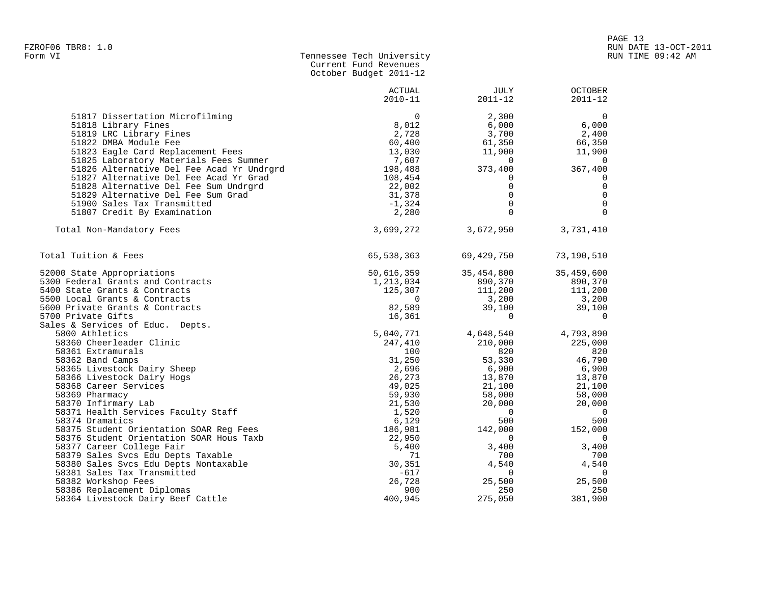FZROF06 TBR8: 1.0
Form VI

Tennessee Tech University
Current Fund Revenues
October Budget 2011-12

RUN DATE 13-OCT-2011
RUN TIME 09:42 AM

| | ACTUAL 2010-11 | JULY 2011-12 | OCTOBER 2011-12 |
|---|---|---|---|
| 51817 Dissertation Microfilming | 0 | 2,300 | 0 |
| 51818 Library Fines | 8,012 | 6,000 | 6,000 |
| 51819 LRC Library Fines | 2,728 | 3,700 | 2,400 |
| 51822 DMBA Module Fee | 60,400 | 61,350 | 66,350 |
| 51823 Eagle Card Replacement Fees | 13,030 | 11,900 | 11,900 |
| 51825 Laboratory Materials Fees Summer | 7,607 | 0 | 0 |
| 51826 Alternative Del Fee Acad Yr Undrgrd | 198,488 | 373,400 | 367,400 |
| 51827 Alternative Del Fee Acad Yr Grad | 108,454 | 0 | 0 |
| 51828 Alternative Del Fee Sum Undrgrd | 22,002 | 0 | 0 |
| 51829 Alternative Del Fee Sum Grad | 31,378 | 0 | 0 |
| 51900 Sales Tax Transmitted | -1,324 | 0 | 0 |
| 51807 Credit By Examination | 2,280 | 0 | 0 |
| Total Non-Mandatory Fees | 3,699,272 | 3,672,950 | 3,731,410 |
| Total Tuition & Fees | 65,538,363 | 69,429,750 | 73,190,510 |
| 52000 State Appropriations | 50,616,359 | 35,454,800 | 35,459,600 |
| 5300 Federal Grants and Contracts | 1,213,034 | 890,370 | 890,370 |
| 5400 State Grants & Contracts | 125,307 | 111,200 | 111,200 |
| 5500 Local Grants & Contracts | 0 | 3,200 | 3,200 |
| 5600 Private Grants & Contracts | 82,589 | 39,100 | 39,100 |
| 5700 Private Gifts | 16,361 | 0 | 0 |
| Sales & Services of Educ. Depts. | | | |
| 5800 Athletics | 5,040,771 | 4,648,540 | 4,793,890 |
| 58360 Cheerleader Clinic | 247,410 | 210,000 | 225,000 |
| 58361 Extramurals | 100 | 820 | 820 |
| 58362 Band Camps | 31,250 | 53,330 | 46,790 |
| 58365 Livestock Dairy Sheep | 2,696 | 6,900 | 6,900 |
| 58366 Livestock Dairy Hogs | 26,273 | 13,870 | 13,870 |
| 58368 Career Services | 49,025 | 21,100 | 21,100 |
| 58369 Pharmacy | 59,930 | 58,000 | 58,000 |
| 58370 Infirmary Lab | 21,530 | 20,000 | 20,000 |
| 58371 Health Services Faculty Staff | 1,520 | 0 | 0 |
| 58374 Dramatics | 6,129 | 500 | 500 |
| 58375 Student Orientation SOAR Reg Fees | 186,981 | 142,000 | 152,000 |
| 58376 Student Orientation SOAR Hous Taxb | 22,950 | 0 | 0 |
| 58377 Career College Fair | 5,400 | 3,400 | 3,400 |
| 58379 Sales Svcs Edu Depts Taxable | 71 | 700 | 700 |
| 58380 Sales Svcs Edu Depts Nontaxable | 30,351 | 4,540 | 4,540 |
| 58381 Sales Tax Transmitted | -617 | 0 | 0 |
| 58382 Workshop Fees | 26,728 | 25,500 | 25,500 |
| 58386 Replacement Diplomas | 900 | 250 | 250 |
| 58364 Livestock Dairy Beef Cattle | 400,945 | 275,050 | 381,900 |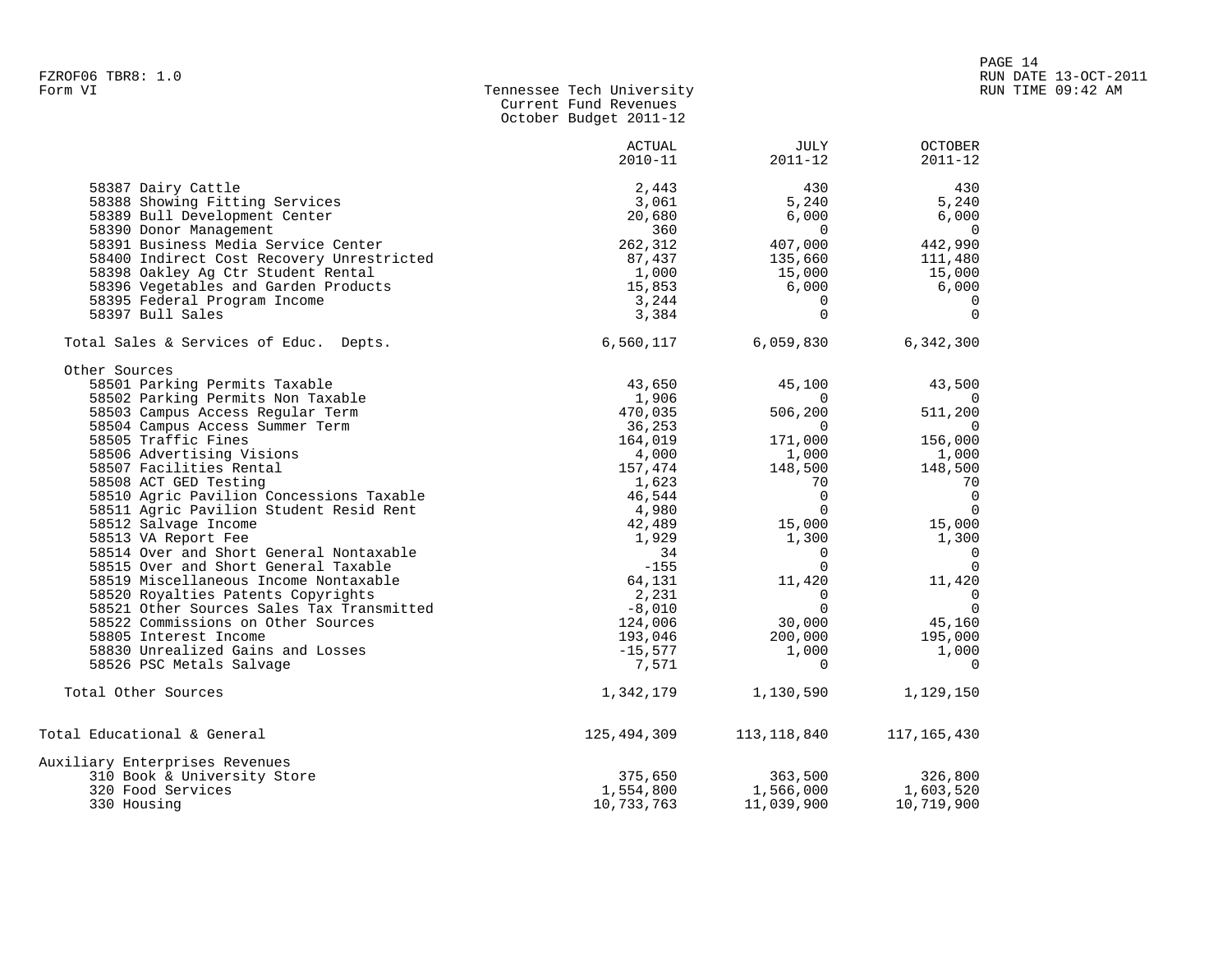Form VI

Tennessee Tech University
Current Fund Revenues
October Budget 2011-12

| | ACTUAL 2010-11 | JULY 2011-12 | OCTOBER 2011-12 |
|---|---|---|---|
| 58387 Dairy Cattle | 2,443 | 430 | 430 |
| 58388 Showing Fitting Services | 3,061 | 5,240 | 5,240 |
| 58389 Bull Development Center | 20,680 | 6,000 | 6,000 |
| 58390 Donor Management | 360 | 0 | 0 |
| 58391 Business Media Service Center | 262,312 | 407,000 | 442,990 |
| 58400 Indirect Cost Recovery Unrestricted | 87,437 | 135,660 | 111,480 |
| 58398 Oakley Ag Ctr Student Rental | 1,000 | 15,000 | 15,000 |
| 58396 Vegetables and Garden Products | 15,853 | 6,000 | 6,000 |
| 58395 Federal Program Income | 3,244 | 0 | 0 |
| 58397 Bull Sales | 3,384 | 0 | 0 |
| Total Sales & Services of Educ. Depts. | 6,560,117 | 6,059,830 | 6,342,300 |
| Other Sources | | | |
| 58501 Parking Permits Taxable | 43,650 | 45,100 | 43,500 |
| 58502 Parking Permits Non Taxable | 1,906 | 0 | 0 |
| 58503 Campus Access Regular Term | 470,035 | 506,200 | 511,200 |
| 58504 Campus Access Summer Term | 36,253 | 0 | 0 |
| 58505 Traffic Fines | 164,019 | 171,000 | 156,000 |
| 58506 Advertising Visions | 4,000 | 1,000 | 1,000 |
| 58507 Facilities Rental | 157,474 | 148,500 | 148,500 |
| 58508 ACT GED Testing | 1,623 | 70 | 70 |
| 58510 Agric Pavilion Concessions Taxable | 46,544 | 0 | 0 |
| 58511 Agric Pavilion Student Resid Rent | 4,980 | 0 | 0 |
| 58512 Salvage Income | 42,489 | 15,000 | 15,000 |
| 58513 VA Report Fee | 1,929 | 1,300 | 1,300 |
| 58514 Over and Short General Nontaxable | 34 | 0 | 0 |
| 58515 Over and Short General Taxable | -155 | 0 | 0 |
| 58519 Miscellaneous Income Nontaxable | 64,131 | 11,420 | 11,420 |
| 58520 Royalties Patents Copyrights | 2,231 | 0 | 0 |
| 58521 Other Sources Sales Tax Transmitted | -8,010 | 0 | 0 |
| 58522 Commissions on Other Sources | 124,006 | 30,000 | 45,160 |
| 58805 Interest Income | 193,046 | 200,000 | 195,000 |
| 58830 Unrealized Gains and Losses | -15,577 | 1,000 | 1,000 |
| 58526 PSC Metals Salvage | 7,571 | 0 | 0 |
| Total Other Sources | 1,342,179 | 1,130,590 | 1,129,150 |
| Total Educational & General | 125,494,309 | 113,118,840 | 117,165,430 |
| Auxiliary Enterprises Revenues | | | |
| 310 Book & University Store | 375,650 | 363,500 | 326,800 |
| 320 Food Services | 1,554,800 | 1,566,000 | 1,603,520 |
| 330 Housing | 10,733,763 | 11,039,900 | 10,719,900 |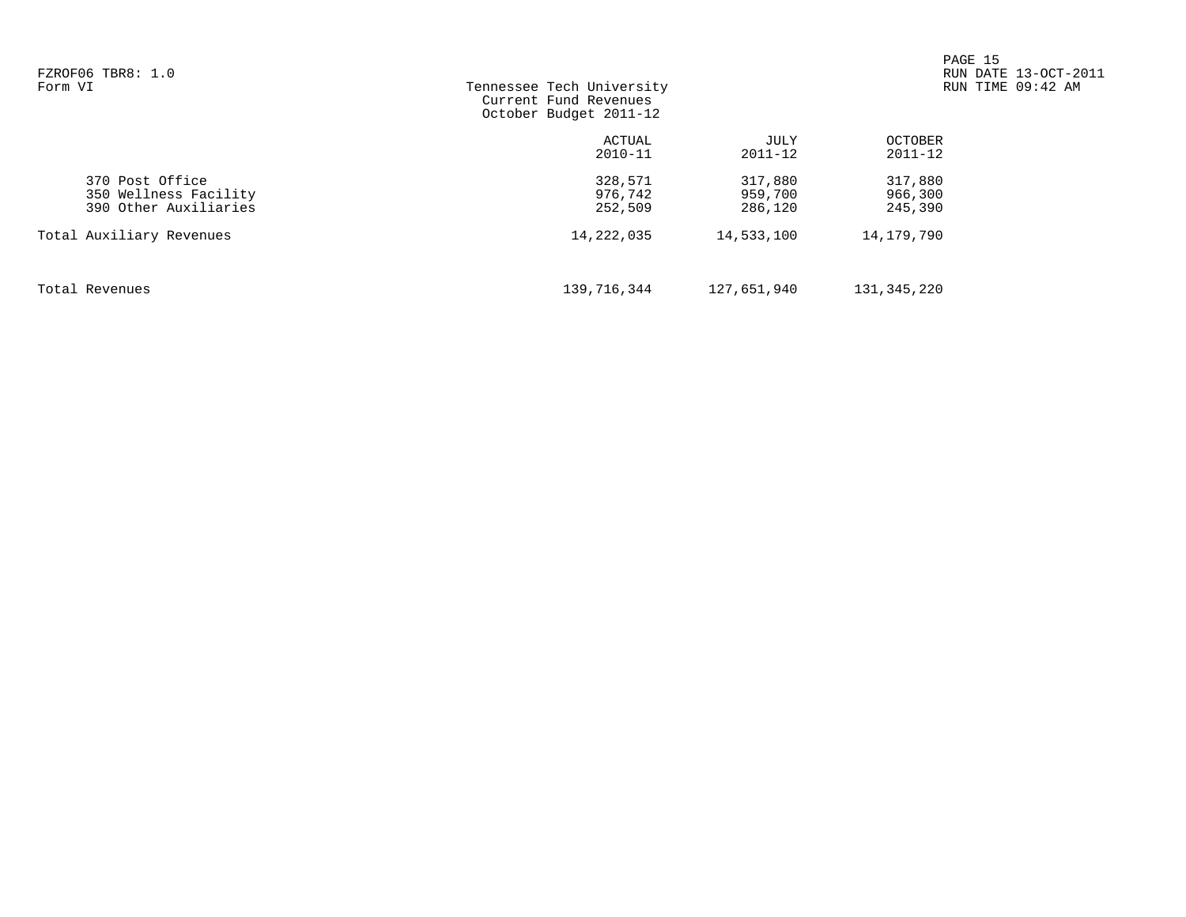Tennessee Tech University
Current Fund Revenues
October Budget 2011-12

| | ACTUAL 2010-11 | JULY 2011-12 | OCTOBER 2011-12 |
|---|---|---|---|
| 370 Post Office | 328,571 | 317,880 | 317,880 |
| 350 Wellness Facility | 976,742 | 959,700 | 966,300 |
| 390 Other Auxiliaries | 252,509 | 286,120 | 245,390 |
| Total Auxiliary Revenues | 14,222,035 | 14,533,100 | 14,179,790 |
| Total Revenues | 139,716,344 | 127,651,940 | 131,345,220 |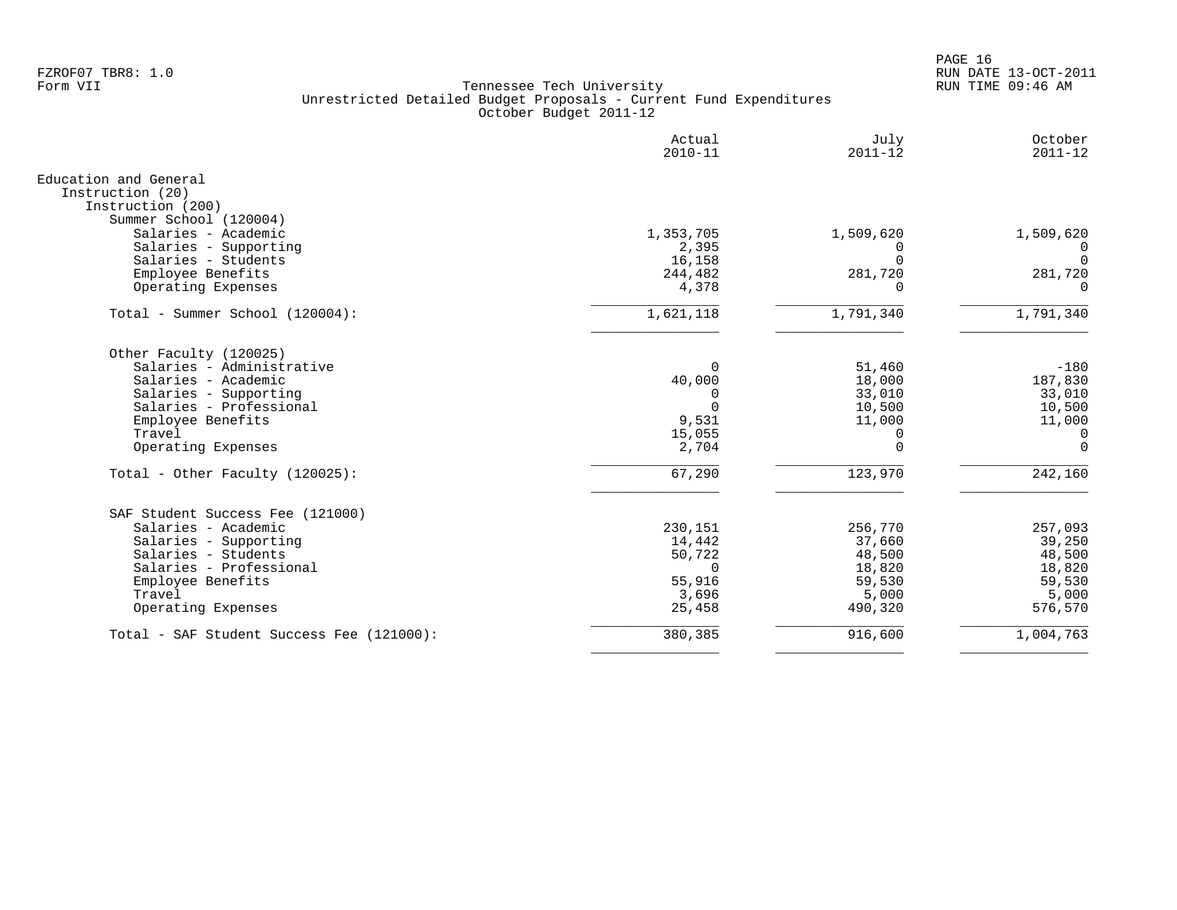FZROF07 TBR8: 1.0
Form VII

Tennessee Tech University
Unrestricted Detailed Budget Proposals - Current Fund Expenditures
October Budget 2011-12

RUN DATE 13-OCT-2011
RUN TIME 09:46 AM

| | Actual 2010-11 | July 2011-12 | October 2011-12 |
|---|---|---|---|
| Education and General | | | |
| Instruction (20) | | | |
| Instruction (200) | | | |
| Summer School (120004) | | | |
| Salaries - Academic | 1,353,705 | 1,509,620 | 1,509,620 |
| Salaries - Supporting | 2,395 | 0 | 0 |
| Salaries - Students | 16,158 | 0 | 0 |
| Employee Benefits | 244,482 | 281,720 | 281,720 |
| Operating Expenses | 4,378 | 0 | 0 |
| Total - Summer School (120004): | 1,621,118 | 1,791,340 | 1,791,340 |
| Other Faculty (120025) | | | |
| Salaries - Administrative | 0 | 51,460 | -180 |
| Salaries - Academic | 40,000 | 18,000 | 187,830 |
| Salaries - Supporting | 0 | 33,010 | 33,010 |
| Salaries - Professional | 0 | 10,500 | 10,500 |
| Employee Benefits | 9,531 | 11,000 | 11,000 |
| Travel | 15,055 | 0 | 0 |
| Operating Expenses | 2,704 | 0 | 0 |
| Total - Other Faculty (120025): | 67,290 | 123,970 | 242,160 |
| SAF Student Success Fee (121000) | | | |
| Salaries - Academic | 230,151 | 256,770 | 257,093 |
| Salaries - Supporting | 14,442 | 37,660 | 39,250 |
| Salaries - Students | 50,722 | 48,500 | 48,500 |
| Salaries - Professional | 0 | 18,820 | 18,820 |
| Employee Benefits | 55,916 | 59,530 | 59,530 |
| Travel | 3,696 | 5,000 | 5,000 |
| Operating Expenses | 25,458 | 490,320 | 576,570 |
| Total - SAF Student Success Fee (121000): | 380,385 | 916,600 | 1,004,763 |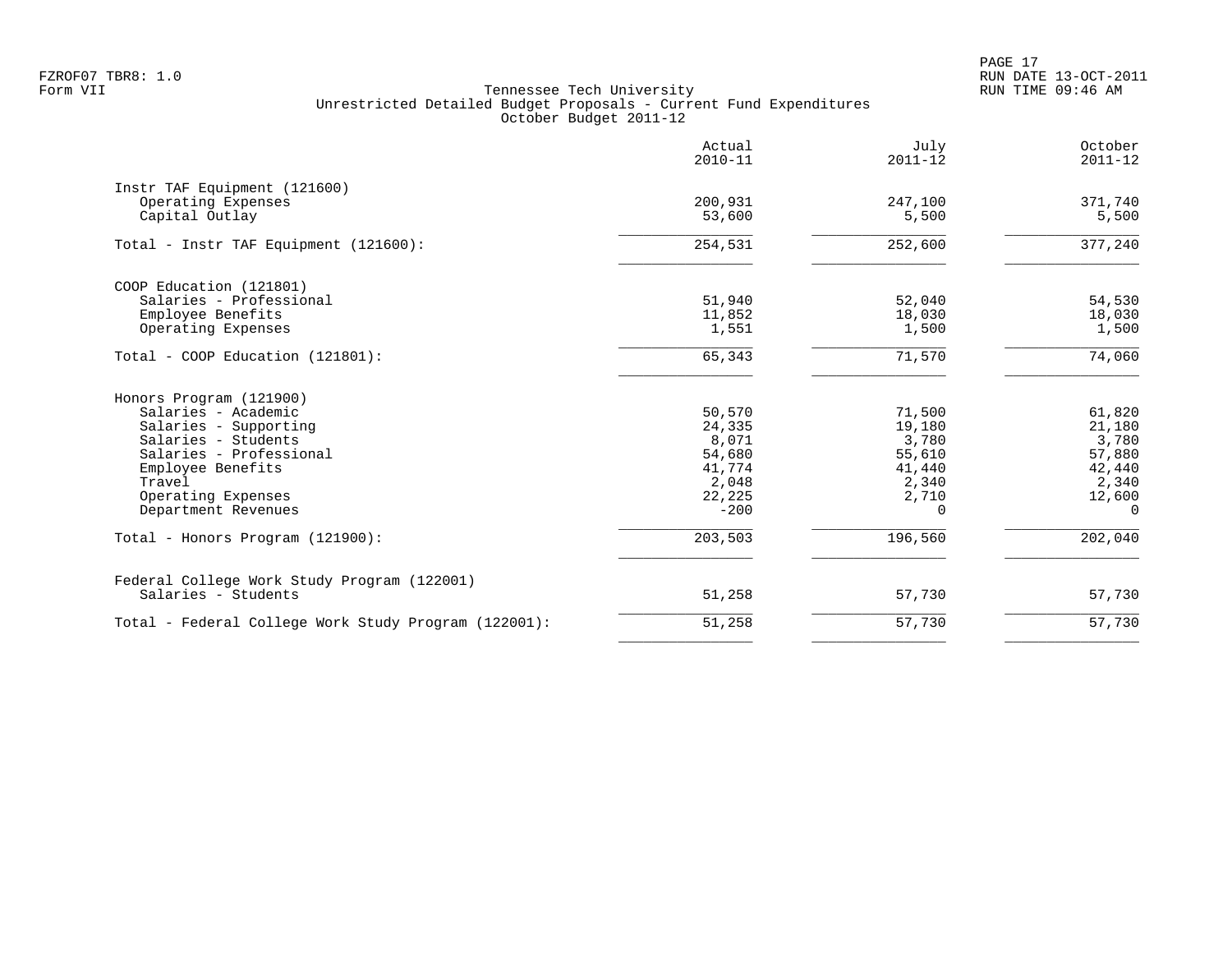FZROF07 TBR8: 1.0
Form VII

Tennessee Tech University
Unrestricted Detailed Budget Proposals - Current Fund Expenditures
October Budget 2011-12

RUN DATE 13-OCT-2011
RUN TIME 09:46 AM

| | Actual 2010-11 | July 2011-12 | October 2011-12 |
|---|---|---|---|
| **Instr TAF Equipment (121600)** | | | |
| Operating Expenses | 200,931 | 247,100 | 371,740 |
| Capital Outlay | 53,600 | 5,500 | 5,500 |
| Total - Instr TAF Equipment (121600): | 254,531 | 252,600 | 377,240 |
| **COOP Education (121801)** | | | |
| Salaries - Professional | 51,940 | 52,040 | 54,530 |
| Employee Benefits | 11,852 | 18,030 | 18,030 |
| Operating Expenses | 1,551 | 1,500 | 1,500 |
| Total - COOP Education (121801): | 65,343 | 71,570 | 74,060 |
| **Honors Program (121900)** | | | |
| Salaries - Academic | 50,570 | 71,500 | 61,820 |
| Salaries - Supporting | 24,335 | 19,180 | 21,180 |
| Salaries - Students | 8,071 | 3,780 | 3,780 |
| Salaries - Professional | 54,680 | 55,610 | 57,880 |
| Employee Benefits | 41,774 | 41,440 | 42,440 |
| Travel | 2,048 | 2,340 | 2,340 |
| Operating Expenses | 22,225 | 2,710 | 12,600 |
| Department Revenues | -200 | 0 | 0 |
| Total - Honors Program (121900): | 203,503 | 196,560 | 202,040 |
| **Federal College Work Study Program (122001)** | | | |
| Salaries - Students | 51,258 | 57,730 | 57,730 |
| Total - Federal College Work Study Program (122001): | 51,258 | 57,730 | 57,730 |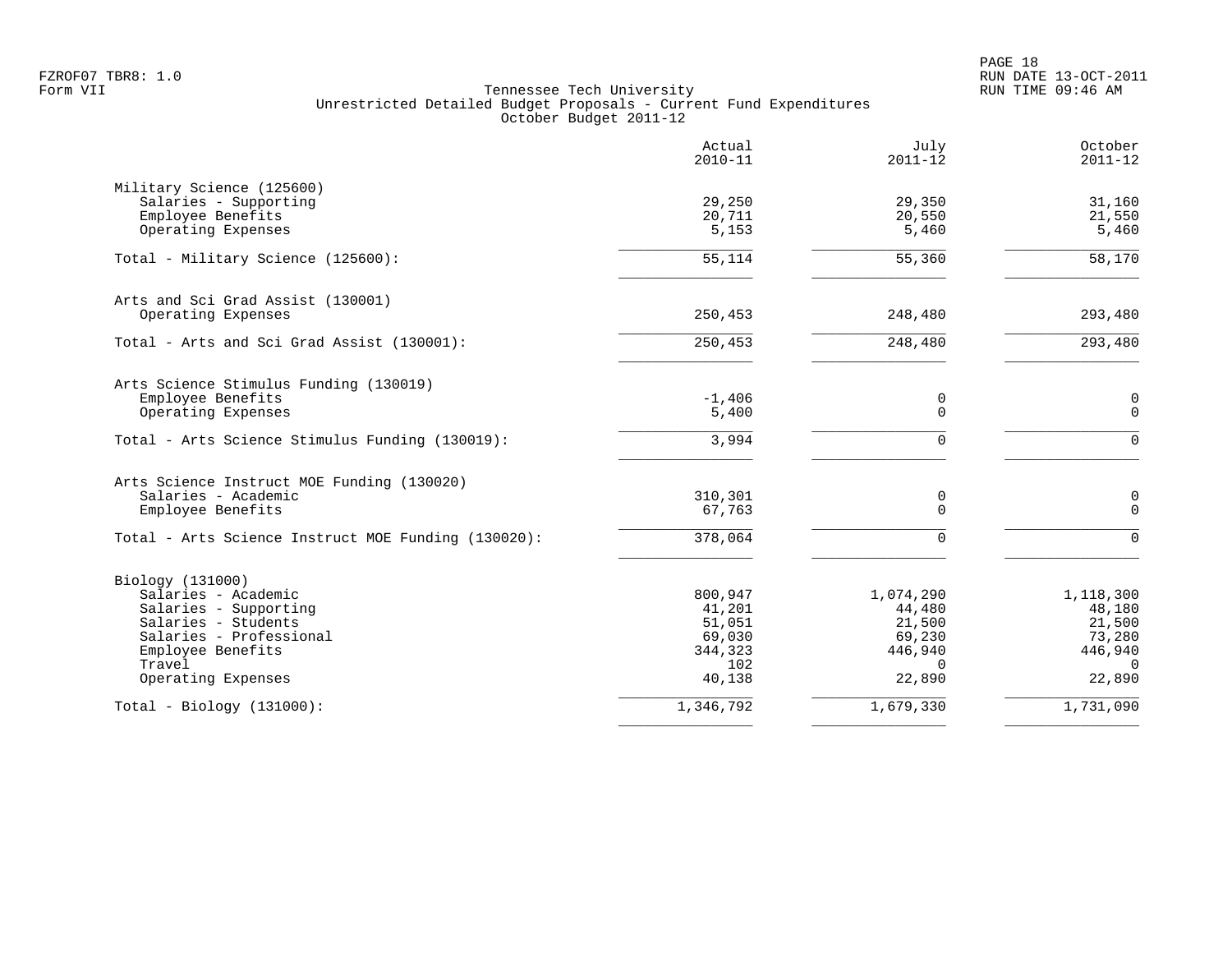FZROF07 TBR8: 1.0
Form VII

Tennessee Tech University
Unrestricted Detailed Budget Proposals - Current Fund Expenditures
October Budget 2011-12

RUN DATE 13-OCT-2011
RUN TIME 09:46 AM

| | Actual 2010-11 | July 2011-12 | October 2011-12 |
|---|---|---|---|
| **Military Science (125600)** | | | |
| Salaries - Supporting | 29,250 | 29,350 | 31,160 |
| Employee Benefits | 20,711 | 20,550 | 21,550 |
| Operating Expenses | 5,153 | 5,460 | 5,460 |
| Total - Military Science (125600): | 55,114 | 55,360 | 58,170 |
| **Arts and Sci Grad Assist (130001)** | | | |
| Operating Expenses | 250,453 | 248,480 | 293,480 |
| Total - Arts and Sci Grad Assist (130001): | 250,453 | 248,480 | 293,480 |
| **Arts Science Stimulus Funding (130019)** | | | |
| Employee Benefits | -1,406 | 0 | 0 |
| Operating Expenses | 5,400 | 0 | 0 |
| Total - Arts Science Stimulus Funding (130019): | 3,994 | 0 | 0 |
| **Arts Science Instruct MOE Funding (130020)** | | | |
| Salaries - Academic | 310,301 | 0 | 0 |
| Employee Benefits | 67,763 | 0 | 0 |
| Total - Arts Science Instruct MOE Funding (130020): | 378,064 | 0 | 0 |
| **Biology (131000)** | | | |
| Salaries - Academic | 800,947 | 1,074,290 | 1,118,300 |
| Salaries - Supporting | 41,201 | 44,480 | 48,180 |
| Salaries - Students | 51,051 | 21,500 | 21,500 |
| Salaries - Professional | 69,030 | 69,230 | 73,280 |
| Employee Benefits | 344,323 | 446,940 | 446,940 |
| Travel | 102 | 0 | 0 |
| Operating Expenses | 40,138 | 22,890 | 22,890 |
| Total - Biology (131000): | 1,346,792 | 1,679,330 | 1,731,090 |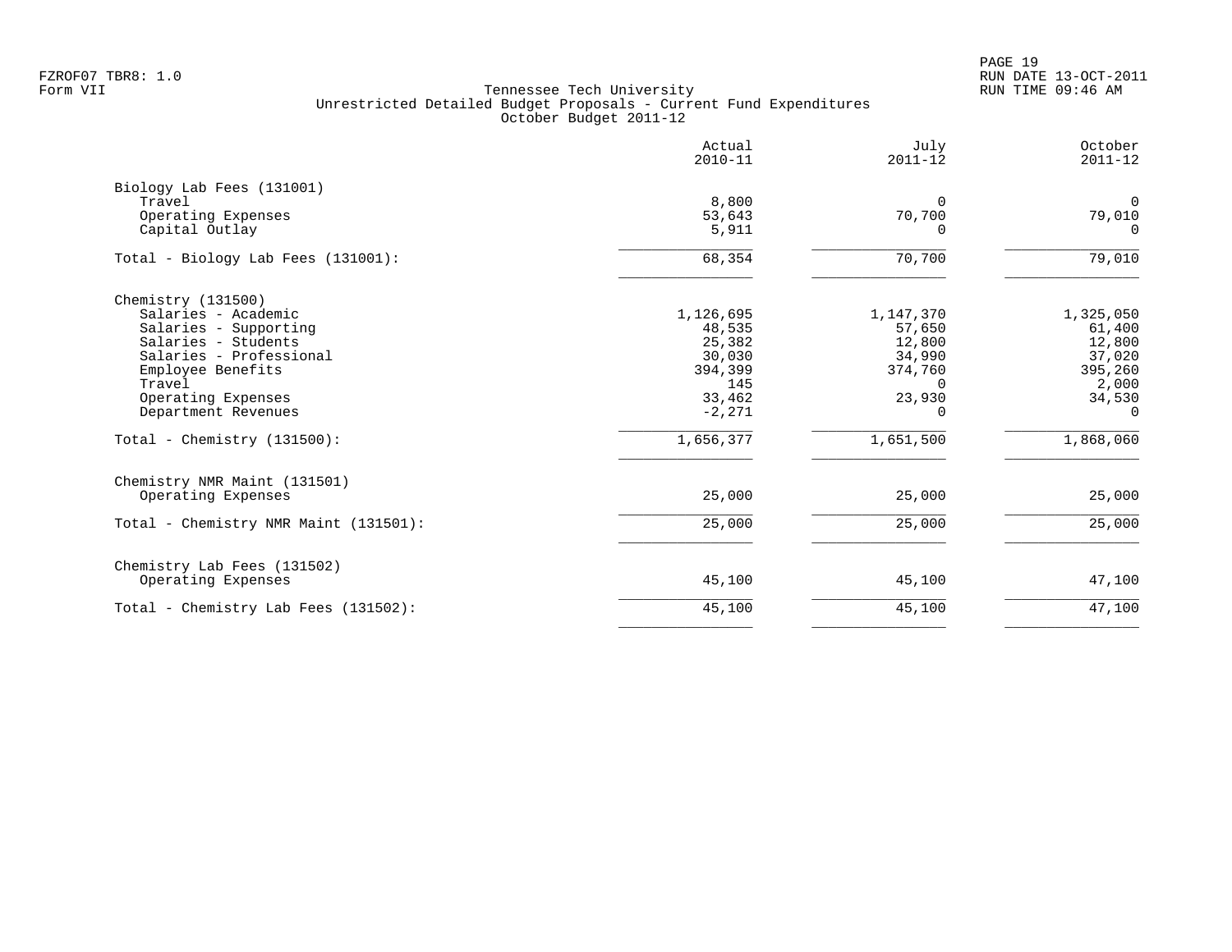Tennessee Tech University
Unrestricted Detailed Budget Proposals - Current Fund Expenditures
October Budget 2011-12

FZROF07 TBR8: 1.0
Form VII

RUN DATE 13-OCT-2011
RUN TIME 09:46 AM

| | Actual 2010-11 | July 2011-12 | October 2011-12 |
|---|---|---|---|
| **Biology Lab Fees (131001)** | | | |
| Travel | 8,800 | 0 | 0 |
| Operating Expenses | 53,643 | 70,700 | 79,010 |
| Capital Outlay | 5,911 | 0 | 0 |
| Total - Biology Lab Fees (131001): | 68,354 | 70,700 | 79,010 |
| **Chemistry (131500)** | | | |
| Salaries - Academic | 1,126,695 | 1,147,370 | 1,325,050 |
| Salaries - Supporting | 48,535 | 57,650 | 61,400 |
| Salaries - Students | 25,382 | 12,800 | 12,800 |
| Salaries - Professional | 30,030 | 34,990 | 37,020 |
| Employee Benefits | 394,399 | 374,760 | 395,260 |
| Travel | 145 | 0 | 2,000 |
| Operating Expenses | 33,462 | 23,930 | 34,530 |
| Department Revenues | -2,271 | 0 | 0 |
| Total - Chemistry (131500): | 1,656,377 | 1,651,500 | 1,868,060 |
| **Chemistry NMR Maint (131501)** | | | |
| Operating Expenses | 25,000 | 25,000 | 25,000 |
| Total - Chemistry NMR Maint (131501): | 25,000 | 25,000 | 25,000 |
| **Chemistry Lab Fees (131502)** | | | |
| Operating Expenses | 45,100 | 45,100 | 47,100 |
| Total - Chemistry Lab Fees (131502): | 45,100 | 45,100 | 47,100 |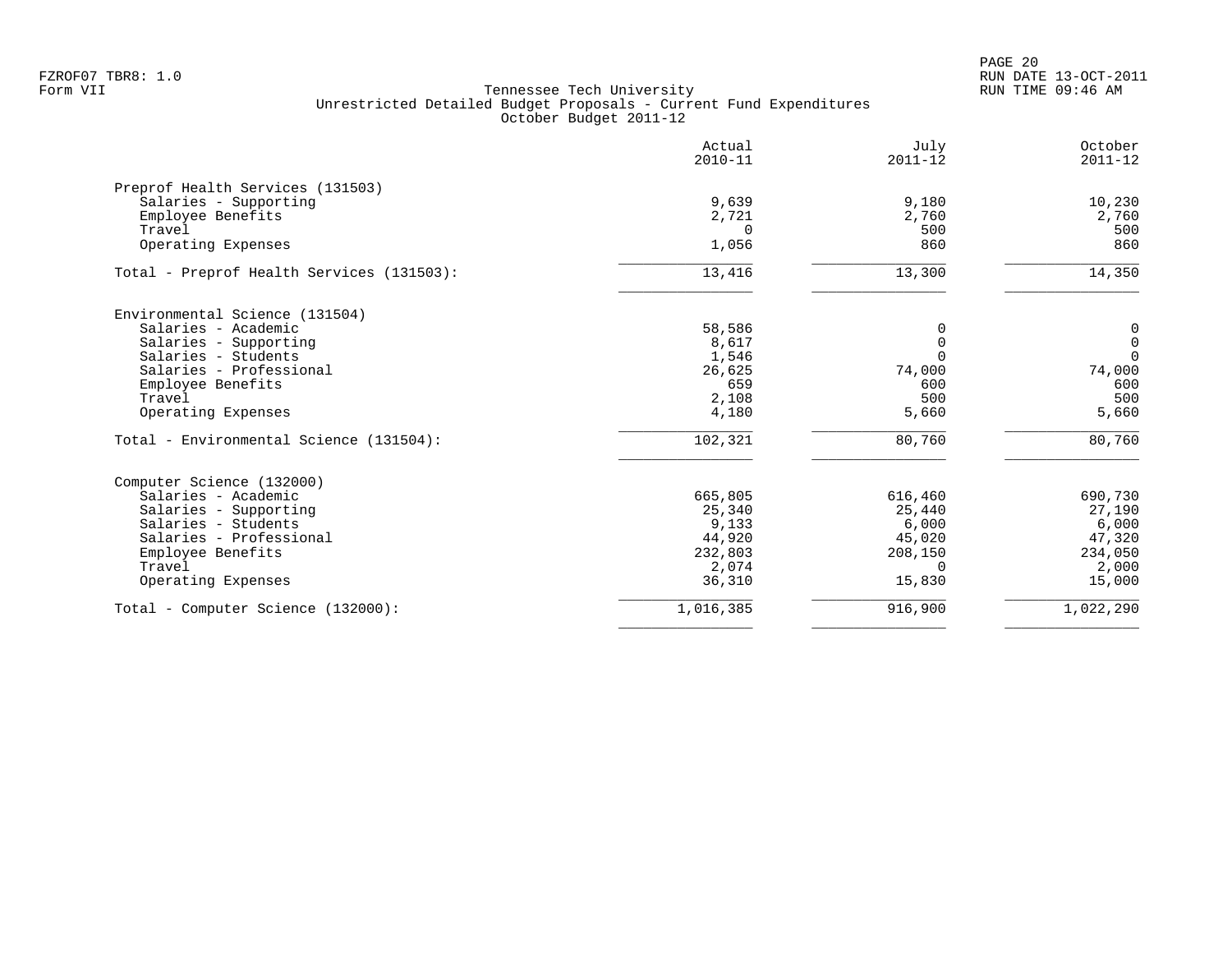FZROF07 TBR8: 1.0
Form VII

Tennessee Tech University
Unrestricted Detailed Budget Proposals - Current Fund Expenditures
October Budget 2011-12

RUN DATE 13-OCT-2011
RUN TIME 09:46 AM

| | Actual 2010-11 | July 2011-12 | October 2011-12 |
|---|---|---|---|
| Preprof Health Services (131503) | | | |
| Salaries - Supporting | 9,639 | 9,180 | 10,230 |
| Employee Benefits | 2,721 | 2,760 | 2,760 |
| Travel | 0 | 500 | 500 |
| Operating Expenses | 1,056 | 860 | 860 |
| Total - Preprof Health Services (131503): | 13,416 | 13,300 | 14,350 |
| Environmental Science (131504) | | | |
| Salaries - Academic | 58,586 | 0 | 0 |
| Salaries - Supporting | 8,617 | 0 | 0 |
| Salaries - Students | 1,546 | 0 | 0 |
| Salaries - Professional | 26,625 | 74,000 | 74,000 |
| Employee Benefits | 659 | 600 | 600 |
| Travel | 2,108 | 500 | 500 |
| Operating Expenses | 4,180 | 5,660 | 5,660 |
| Total - Environmental Science (131504): | 102,321 | 80,760 | 80,760 |
| Computer Science (132000) | | | |
| Salaries - Academic | 665,805 | 616,460 | 690,730 |
| Salaries - Supporting | 25,340 | 25,440 | 27,190 |
| Salaries - Students | 9,133 | 6,000 | 6,000 |
| Salaries - Professional | 44,920 | 45,020 | 47,320 |
| Employee Benefits | 232,803 | 208,150 | 234,050 |
| Travel | 2,074 | 0 | 2,000 |
| Operating Expenses | 36,310 | 15,830 | 15,000 |
| Total - Computer Science (132000): | 1,016,385 | 916,900 | 1,022,290 |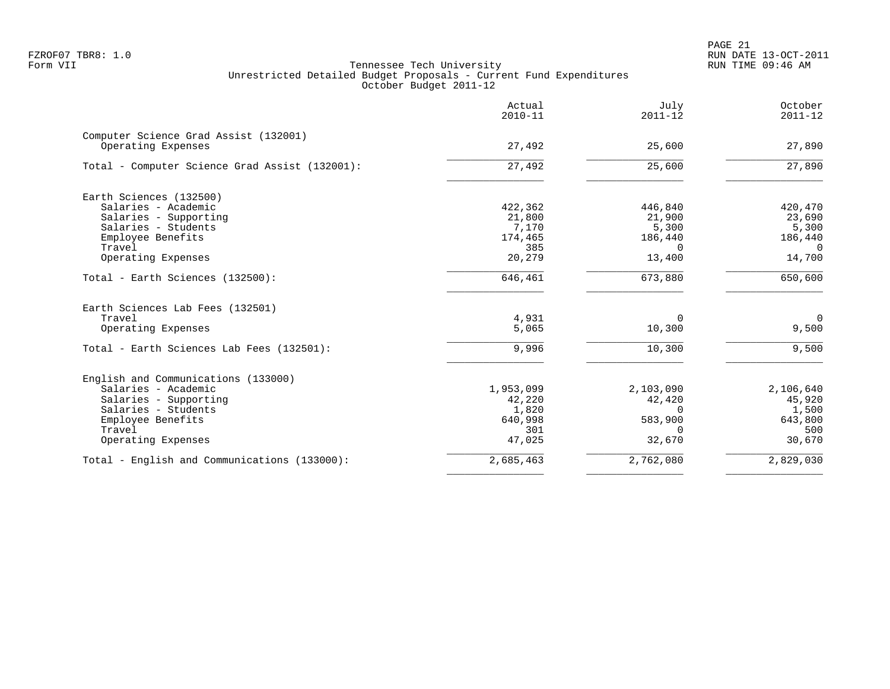Tennessee Tech University
Unrestricted Detailed Budget Proposals - Current Fund Expenditures
October Budget 2011-12

| | Actual 2010-11 | July 2011-12 | October 2011-12 |
|---|---|---|---|
| **Computer Science Grad Assist (132001)** | | | |
| Operating Expenses | 27,492 | 25,600 | 27,890 |
| Total - Computer Science Grad Assist (132001): | 27,492 | 25,600 | 27,890 |
| **Earth Sciences (132500)** | | | |
| Salaries - Academic | 422,362 | 446,840 | 420,470 |
| Salaries - Supporting | 21,800 | 21,900 | 23,690 |
| Salaries - Students | 7,170 | 5,300 | 5,300 |
| Employee Benefits | 174,465 | 186,440 | 186,440 |
| Travel | 385 | 0 | 0 |
| Operating Expenses | 20,279 | 13,400 | 14,700 |
| Total - Earth Sciences (132500): | 646,461 | 673,880 | 650,600 |
| **Earth Sciences Lab Fees (132501)** | | | |
| Travel | 4,931 | 0 | 0 |
| Operating Expenses | 5,065 | 10,300 | 9,500 |
| Total - Earth Sciences Lab Fees (132501): | 9,996 | 10,300 | 9,500 |
| **English and Communications (133000)** | | | |
| Salaries - Academic | 1,953,099 | 2,103,090 | 2,106,640 |
| Salaries - Supporting | 42,220 | 42,420 | 45,920 |
| Salaries - Students | 1,820 | 0 | 1,500 |
| Employee Benefits | 640,998 | 583,900 | 643,800 |
| Travel | 301 | 0 | 500 |
| Operating Expenses | 47,025 | 32,670 | 30,670 |
| Total - English and Communications (133000): | 2,685,463 | 2,762,080 | 2,829,030 |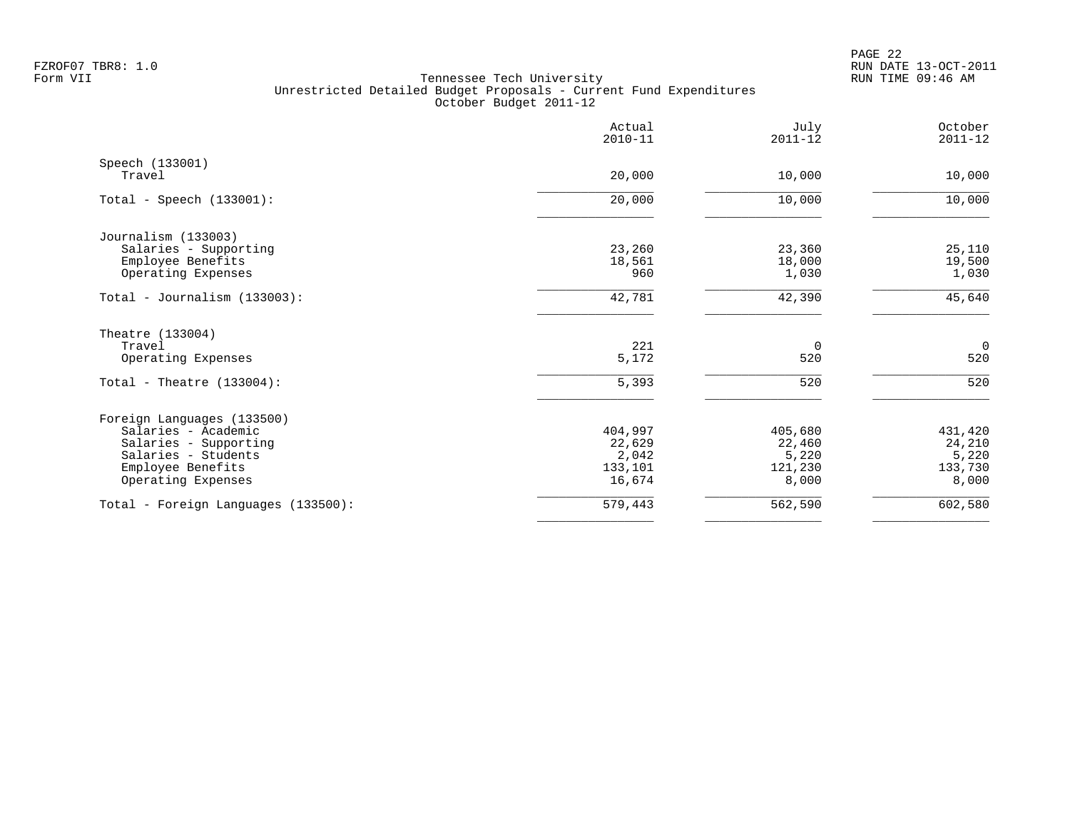FZROF07 TBR8: 1.0
Form VII

Tennessee Tech University
Unrestricted Detailed Budget Proposals - Current Fund Expenditures
October Budget 2011-12

RUN DATE 13-OCT-2011
RUN TIME 09:46 AM

| | Actual 2010-11 | July 2011-12 | October 2011-12 |
|---|---|---|---|
| **Speech (133001)** | | | |
| Travel | 20,000 | 10,000 | 10,000 |
| Total - Speech (133001): | 20,000 | 10,000 | 10,000 |
| **Journalism (133003)** | | | |
| Salaries - Supporting | 23,260 | 23,360 | 25,110 |
| Employee Benefits | 18,561 | 18,000 | 19,500 |
| Operating Expenses | 960 | 1,030 | 1,030 |
| Total - Journalism (133003): | 42,781 | 42,390 | 45,640 |
| **Theatre (133004)** | | | |
| Travel | 221 | 0 | 0 |
| Operating Expenses | 5,172 | 520 | 520 |
| Total - Theatre (133004): | 5,393 | 520 | 520 |
| **Foreign Languages (133500)** | | | |
| Salaries - Academic | 404,997 | 405,680 | 431,420 |
| Salaries - Supporting | 22,629 | 22,460 | 24,210 |
| Salaries - Students | 2,042 | 5,220 | 5,220 |
| Employee Benefits | 133,101 | 121,230 | 133,730 |
| Operating Expenses | 16,674 | 8,000 | 8,000 |
| Total - Foreign Languages (133500): | 579,443 | 562,590 | 602,580 |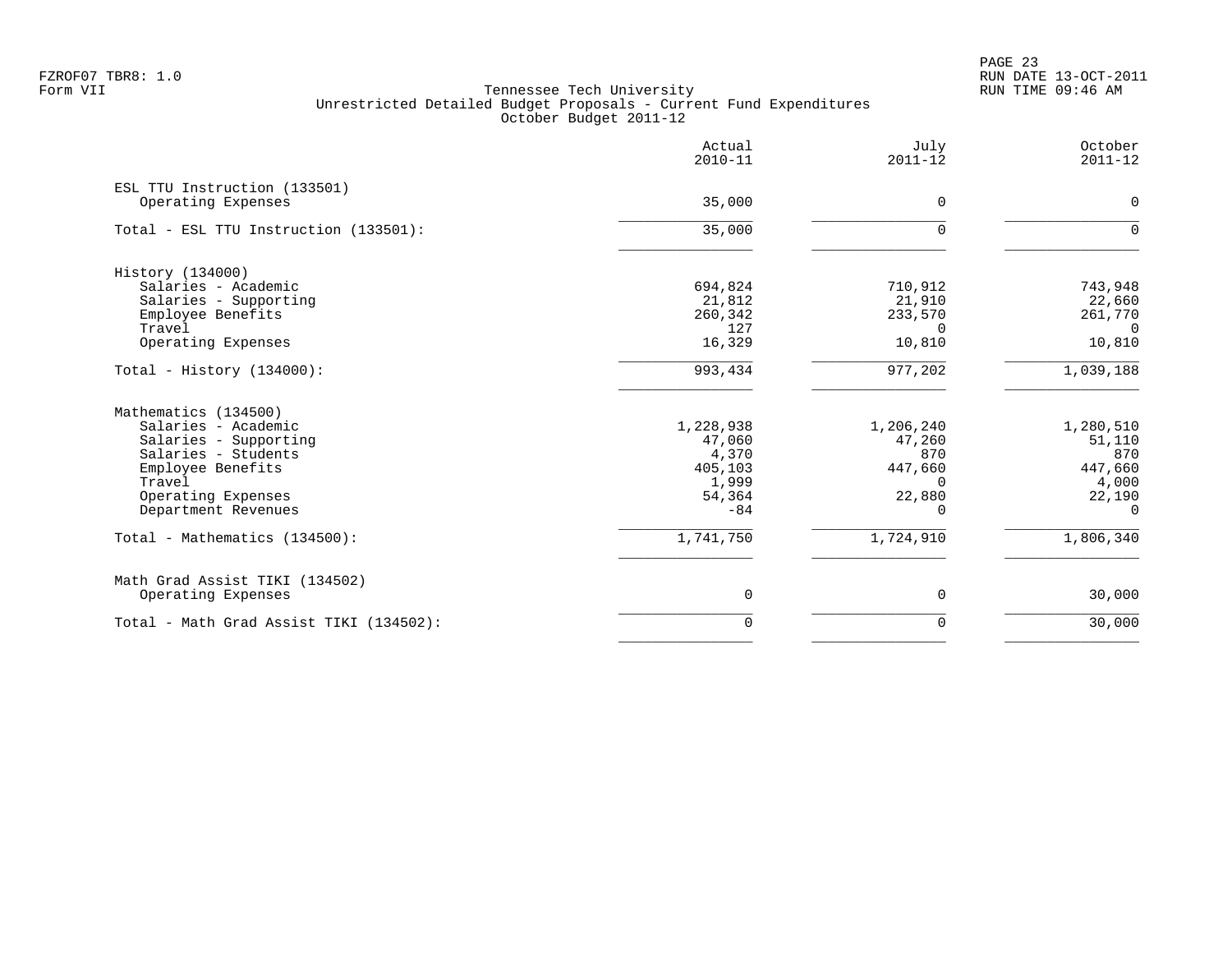FZROF07 TBR8: 1.0
Form VII

Tennessee Tech University
Unrestricted Detailed Budget Proposals - Current Fund Expenditures
October Budget 2011-12

RUN DATE 13-OCT-2011
RUN TIME 09:46 AM

| | Actual 2010-11 | July 2011-12 | October 2011-12 |
|---|---|---|---|
| **ESL TTU Instruction (133501)** | | | |
| Operating Expenses | 35,000 | 0 | 0 |
| Total - ESL TTU Instruction (133501): | 35,000 | 0 | 0 |
| **History (134000)** | | | |
| Salaries - Academic | 694,824 | 710,912 | 743,948 |
| Salaries - Supporting | 21,812 | 21,910 | 22,660 |
| Employee Benefits | 260,342 | 233,570 | 261,770 |
| Travel | 127 | 0 | 0 |
| Operating Expenses | 16,329 | 10,810 | 10,810 |
| Total - History (134000): | 993,434 | 977,202 | 1,039,188 |
| **Mathematics (134500)** | | | |
| Salaries - Academic | 1,228,938 | 1,206,240 | 1,280,510 |
| Salaries - Supporting | 47,060 | 47,260 | 51,110 |
| Salaries - Students | 4,370 | 870 | 870 |
| Employee Benefits | 405,103 | 447,660 | 447,660 |
| Travel | 1,999 | 0 | 4,000 |
| Operating Expenses | 54,364 | 22,880 | 22,190 |
| Department Revenues | -84 | 0 | 0 |
| Total - Mathematics (134500): | 1,741,750 | 1,724,910 | 1,806,340 |
| **Math Grad Assist TIKI (134502)** | | | |
| Operating Expenses | 0 | 0 | 30,000 |
| Total - Math Grad Assist TIKI (134502): | 0 | 0 | 30,000 |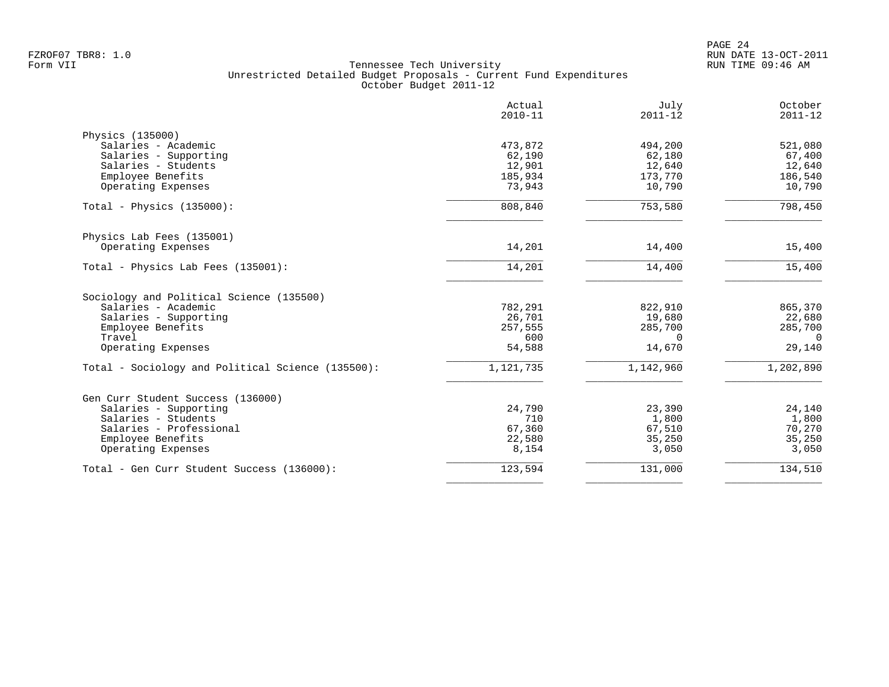Tennessee Tech University
Unrestricted Detailed Budget Proposals - Current Fund Expenditures
October Budget 2011-12

| | Actual 2010-11 | July 2011-12 | October 2011-12 |
|---|---:|---:|---:|
| **Physics (135000)** | | | |
| Salaries - Academic | 473,872 | 494,200 | 521,080 |
| Salaries - Supporting | 62,190 | 62,180 | 67,400 |
| Salaries - Students | 12,901 | 12,640 | 12,640 |
| Employee Benefits | 185,934 | 173,770 | 186,540 |
| Operating Expenses | 73,943 | 10,790 | 10,790 |
| Total - Physics (135000): | 808,840 | 753,580 | 798,450 |
| **Physics Lab Fees (135001)** | | | |
| Operating Expenses | 14,201 | 14,400 | 15,400 |
| Total - Physics Lab Fees (135001): | 14,201 | 14,400 | 15,400 |
| **Sociology and Political Science (135500)** | | | |
| Salaries - Academic | 782,291 | 822,910 | 865,370 |
| Salaries - Supporting | 26,701 | 19,680 | 22,680 |
| Employee Benefits | 257,555 | 285,700 | 285,700 |
| Travel | 600 | 0 | 0 |
| Operating Expenses | 54,588 | 14,670 | 29,140 |
| Total - Sociology and Political Science (135500): | 1,121,735 | 1,142,960 | 1,202,890 |
| **Gen Curr Student Success (136000)** | | | |
| Salaries - Supporting | 24,790 | 23,390 | 24,140 |
| Salaries - Students | 710 | 1,800 | 1,800 |
| Salaries - Professional | 67,360 | 67,510 | 70,270 |
| Employee Benefits | 22,580 | 35,250 | 35,250 |
| Operating Expenses | 8,154 | 3,050 | 3,050 |
| Total - Gen Curr Student Success (136000): | 123,594 | 131,000 | 134,510 |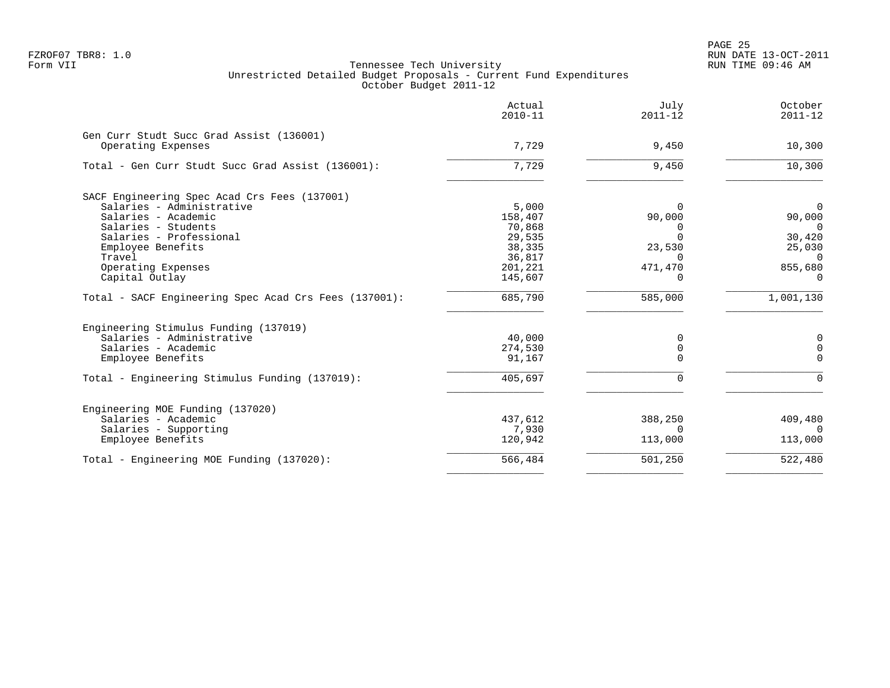FZROF07 TBR8: 1.0
Form VII

Tennessee Tech University
Unrestricted Detailed Budget Proposals - Current Fund Expenditures
October Budget 2011-12

RUN DATE 13-OCT-2011
RUN TIME 09:46 AM

| | Actual 2010-11 | July 2011-12 | October 2011-12 |
|---|---|---|---|
| **Gen Curr Studt Succ Grad Assist (136001)** | | | |
| Operating Expenses | 7,729 | 9,450 | 10,300 |
| Total - Gen Curr Studt Succ Grad Assist (136001): | 7,729 | 9,450 | 10,300 |
| **SACF Engineering Spec Acad Crs Fees (137001)** | | | |
| Salaries - Administrative | 5,000 | 0 | 0 |
| Salaries - Academic | 158,407 | 90,000 | 90,000 |
| Salaries - Students | 70,868 | 0 | 0 |
| Salaries - Professional | 29,535 | 0 | 30,420 |
| Employee Benefits | 38,335 | 23,530 | 25,030 |
| Travel | 36,817 | 0 | 0 |
| Operating Expenses | 201,221 | 471,470 | 855,680 |
| Capital Outlay | 145,607 | 0 | 0 |
| Total - SACF Engineering Spec Acad Crs Fees (137001): | 685,790 | 585,000 | 1,001,130 |
| **Engineering Stimulus Funding (137019)** | | | |
| Salaries - Administrative | 40,000 | 0 | 0 |
| Salaries - Academic | 274,530 | 0 | 0 |
| Employee Benefits | 91,167 | 0 | 0 |
| Total - Engineering Stimulus Funding (137019): | 405,697 | 0 | 0 |
| **Engineering MOE Funding (137020)** | | | |
| Salaries - Academic | 437,612 | 388,250 | 409,480 |
| Salaries - Supporting | 7,930 | 0 | 0 |
| Employee Benefits | 120,942 | 113,000 | 113,000 |
| Total - Engineering MOE Funding (137020): | 566,484 | 501,250 | 522,480 |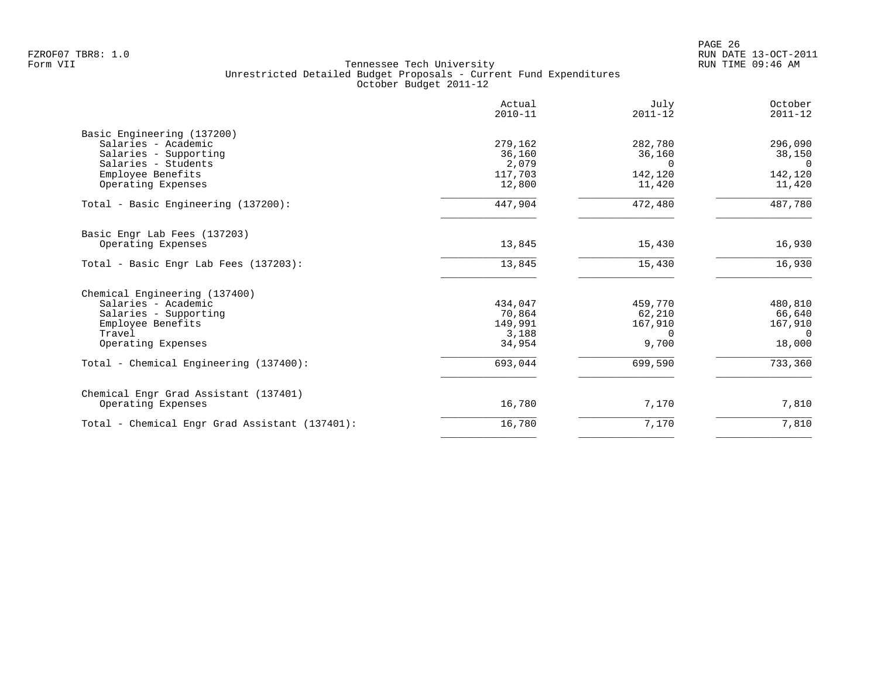Tennessee Tech University
Unrestricted Detailed Budget Proposals - Current Fund Expenditures
October Budget 2011-12

| | Actual 2010-11 | July 2011-12 | October 2011-12 |
|---|---|---|---|
| **Basic Engineering (137200)** | | | |
| Salaries - Academic | 279,162 | 282,780 | 296,090 |
| Salaries - Supporting | 36,160 | 36,160 | 38,150 |
| Salaries - Students | 2,079 | 0 | 0 |
| Employee Benefits | 117,703 | 142,120 | 142,120 |
| Operating Expenses | 12,800 | 11,420 | 11,420 |
| Total - Basic Engineering (137200): | 447,904 | 472,480 | 487,780 |
| **Basic Engr Lab Fees (137203)** | | | |
| Operating Expenses | 13,845 | 15,430 | 16,930 |
| Total - Basic Engr Lab Fees (137203): | 13,845 | 15,430 | 16,930 |
| **Chemical Engineering (137400)** | | | |
| Salaries - Academic | 434,047 | 459,770 | 480,810 |
| Salaries - Supporting | 70,864 | 62,210 | 66,640 |
| Employee Benefits | 149,991 | 167,910 | 167,910 |
| Travel | 3,188 | 0 | 0 |
| Operating Expenses | 34,954 | 9,700 | 18,000 |
| Total - Chemical Engineering (137400): | 693,044 | 699,590 | 733,360 |
| **Chemical Engr Grad Assistant (137401)** | | | |
| Operating Expenses | 16,780 | 7,170 | 7,810 |
| Total - Chemical Engr Grad Assistant (137401): | 16,780 | 7,170 | 7,810 |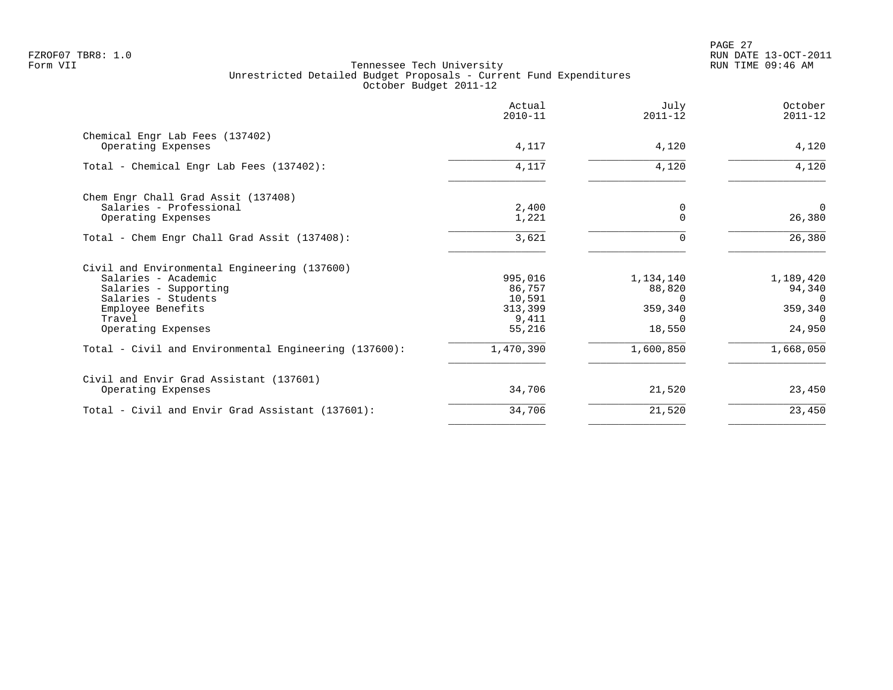Tennessee Tech University
Unrestricted Detailed Budget Proposals - Current Fund Expenditures
October Budget 2011-12

| | Actual 2010-11 | July 2011-12 | October 2011-12 |
|---|---|---|---|
| **Chemical Engr Lab Fees (137402)** | | | |
| Operating Expenses | 4,117 | 4,120 | 4,120 |
| Total - Chemical Engr Lab Fees (137402): | 4,117 | 4,120 | 4,120 |
| **Chem Engr Chall Grad Assit (137408)** | | | |
| Salaries - Professional | 2,400 | 0 | 0 |
| Operating Expenses | 1,221 | 0 | 26,380 |
| Total - Chem Engr Chall Grad Assit (137408): | 3,621 | 0 | 26,380 |
| **Civil and Environmental Engineering (137600)** | | | |
| Salaries - Academic | 995,016 | 1,134,140 | 1,189,420 |
| Salaries - Supporting | 86,757 | 88,820 | 94,340 |
| Salaries - Students | 10,591 | 0 | 0 |
| Employee Benefits | 313,399 | 359,340 | 359,340 |
| Travel | 9,411 | 0 | 0 |
| Operating Expenses | 55,216 | 18,550 | 24,950 |
| Total - Civil and Environmental Engineering (137600): | 1,470,390 | 1,600,850 | 1,668,050 |
| **Civil and Envir Grad Assistant (137601)** | | | |
| Operating Expenses | 34,706 | 21,520 | 23,450 |
| Total - Civil and Envir Grad Assistant (137601): | 34,706 | 21,520 | 23,450 |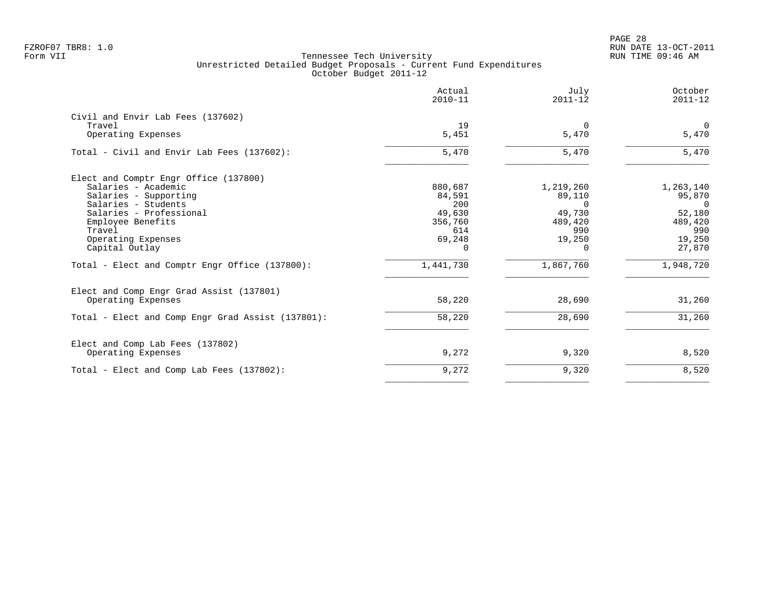Tennessee Tech University
Unrestricted Detailed Budget Proposals - Current Fund Expenditures
October Budget 2011-12

| | Actual 2010-11 | July 2011-12 | October 2011-12 |
|---|---|---|---|
| **Civil and Envir Lab Fees (137602)** | | | |
| Travel | 19 | 0 | 0 |
| Operating Expenses | 5,451 | 5,470 | 5,470 |
| Total - Civil and Envir Lab Fees (137602): | 5,470 | 5,470 | 5,470 |
| **Elect and Comptr Engr Office (137800)** | | | |
| Salaries - Academic | 880,687 | 1,219,260 | 1,263,140 |
| Salaries - Supporting | 84,591 | 89,110 | 95,870 |
| Salaries - Students | 200 | 0 | 0 |
| Salaries - Professional | 49,630 | 49,730 | 52,180 |
| Employee Benefits | 356,760 | 489,420 | 489,420 |
| Travel | 614 | 990 | 990 |
| Operating Expenses | 69,248 | 19,250 | 19,250 |
| Capital Outlay | 0 | 0 | 27,870 |
| Total - Elect and Comptr Engr Office (137800): | 1,441,730 | 1,867,760 | 1,948,720 |
| **Elect and Comp Engr Grad Assist (137801)** | | | |
| Operating Expenses | 58,220 | 28,690 | 31,260 |
| Total - Elect and Comp Engr Grad Assist (137801): | 58,220 | 28,690 | 31,260 |
| **Elect and Comp Lab Fees (137802)** | | | |
| Operating Expenses | 9,272 | 9,320 | 8,520 |
| Total - Elect and Comp Lab Fees (137802): | 9,272 | 9,320 | 8,520 |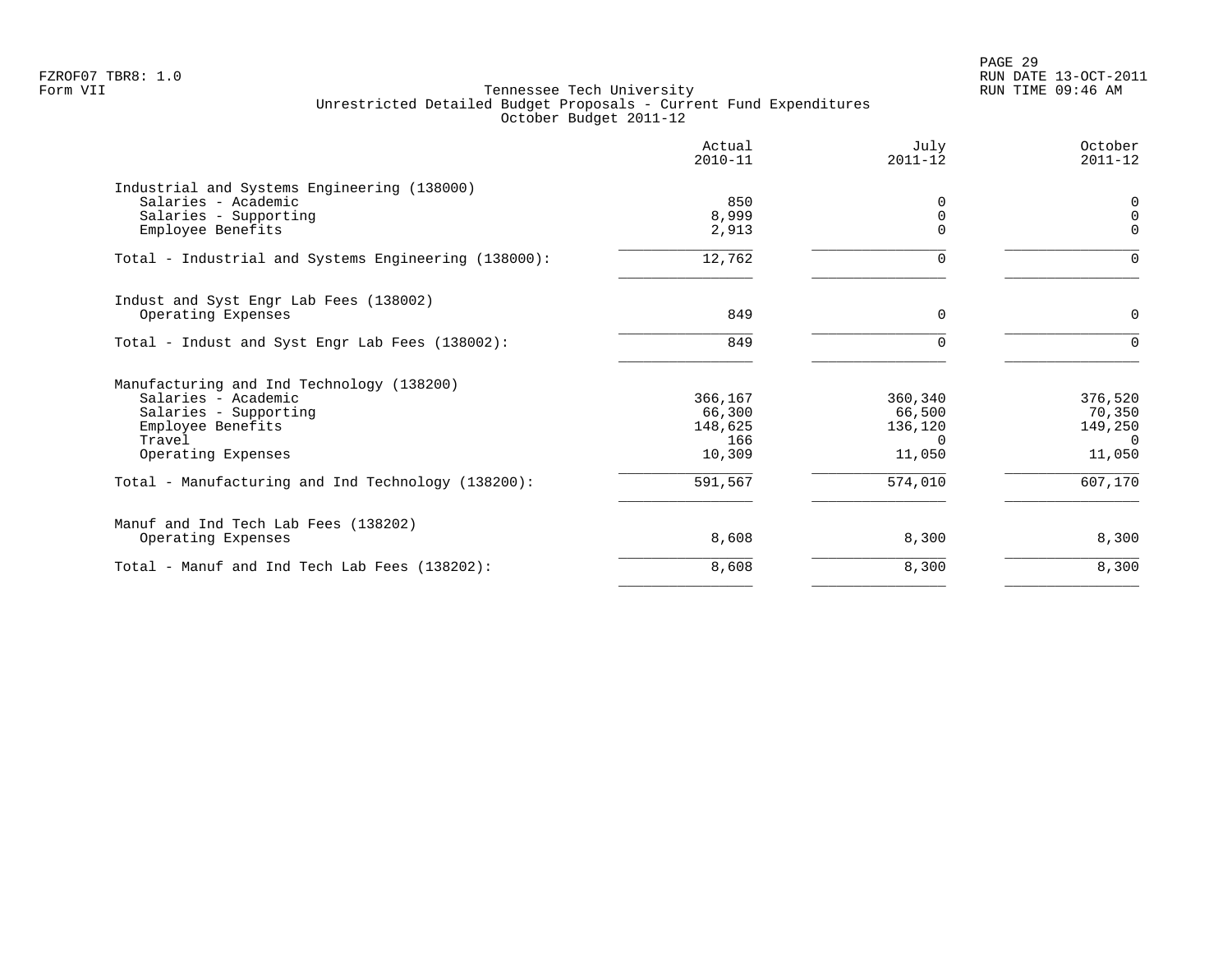Tennessee Tech University
Unrestricted Detailed Budget Proposals - Current Fund Expenditures
October Budget 2011-12

| | Actual 2010-11 | July 2011-12 | October 2011-12 |
|---|---|---|---|
| **Industrial and Systems Engineering (138000)** | | | |
| Salaries - Academic | 850 | 0 | 0 |
| Salaries - Supporting | 8,999 | 0 | 0 |
| Employee Benefits | 2,913 | 0 | 0 |
| Total - Industrial and Systems Engineering (138000): | 12,762 | 0 | 0 |
| **Indust and Syst Engr Lab Fees (138002)** | | | |
| Operating Expenses | 849 | 0 | 0 |
| Total - Indust and Syst Engr Lab Fees (138002): | 849 | 0 | 0 |
| **Manufacturing and Ind Technology (138200)** | | | |
| Salaries - Academic | 366,167 | 360,340 | 376,520 |
| Salaries - Supporting | 66,300 | 66,500 | 70,350 |
| Employee Benefits | 148,625 | 136,120 | 149,250 |
| Travel | 166 | 0 | 0 |
| Operating Expenses | 10,309 | 11,050 | 11,050 |
| Total - Manufacturing and Ind Technology (138200): | 591,567 | 574,010 | 607,170 |
| **Manuf and Ind Tech Lab Fees (138202)** | | | |
| Operating Expenses | 8,608 | 8,300 | 8,300 |
| Total - Manuf and Ind Tech Lab Fees (138202): | 8,608 | 8,300 | 8,300 |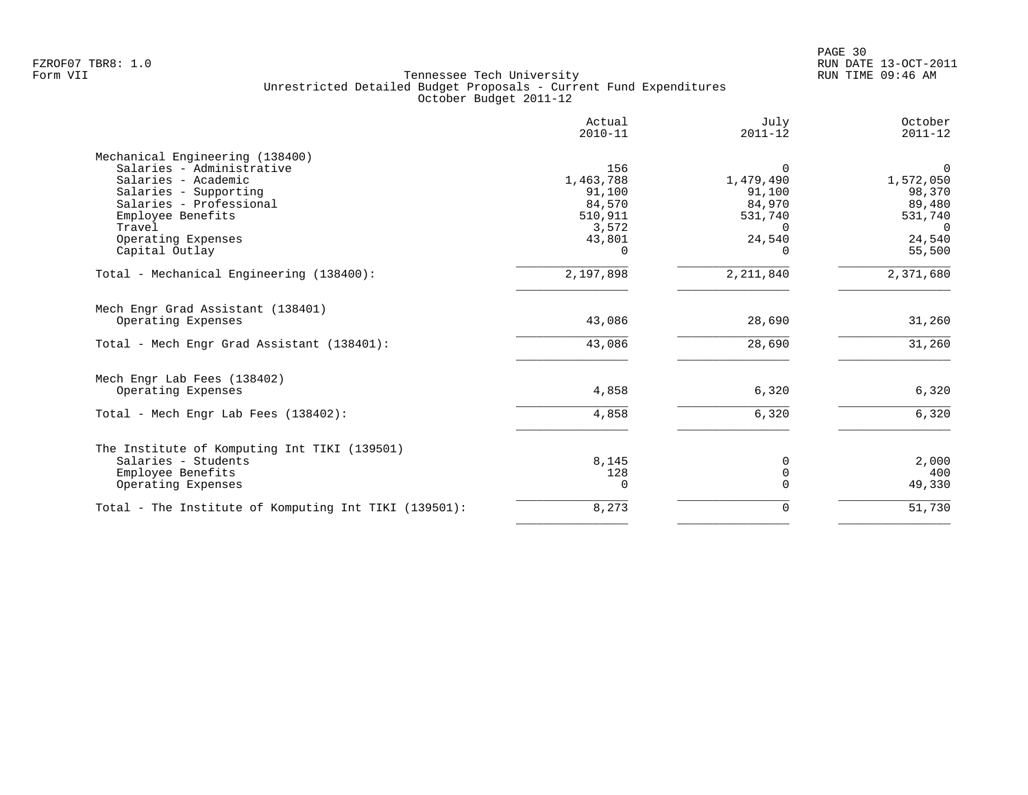Tennessee Tech University
Unrestricted Detailed Budget Proposals - Current Fund Expenditures
October Budget 2011-12

| | Actual 2010-11 | July 2011-12 | October 2011-12 |
|---|---|---|---|
| **Mechanical Engineering (138400)** | | | |
| Salaries - Administrative | 156 | 0 | 0 |
| Salaries - Academic | 1,463,788 | 1,479,490 | 1,572,050 |
| Salaries - Supporting | 91,100 | 91,100 | 98,370 |
| Salaries - Professional | 84,570 | 84,970 | 89,480 |
| Employee Benefits | 510,911 | 531,740 | 531,740 |
| Travel | 3,572 | 0 | 0 |
| Operating Expenses | 43,801 | 24,540 | 24,540 |
| Capital Outlay | 0 | 0 | 55,500 |
| Total - Mechanical Engineering (138400): | 2,197,898 | 2,211,840 | 2,371,680 |
| **Mech Engr Grad Assistant (138401)** | | | |
| Operating Expenses | 43,086 | 28,690 | 31,260 |
| Total - Mech Engr Grad Assistant (138401): | 43,086 | 28,690 | 31,260 |
| **Mech Engr Lab Fees (138402)** | | | |
| Operating Expenses | 4,858 | 6,320 | 6,320 |
| Total - Mech Engr Lab Fees (138402): | 4,858 | 6,320 | 6,320 |
| **The Institute of Komputing Int TIKI (139501)** | | | |
| Salaries - Students | 8,145 | 0 | 2,000 |
| Employee Benefits | 128 | 0 | 400 |
| Operating Expenses | 0 | 0 | 49,330 |
| Total - The Institute of Komputing Int TIKI (139501): | 8,273 | 0 | 51,730 |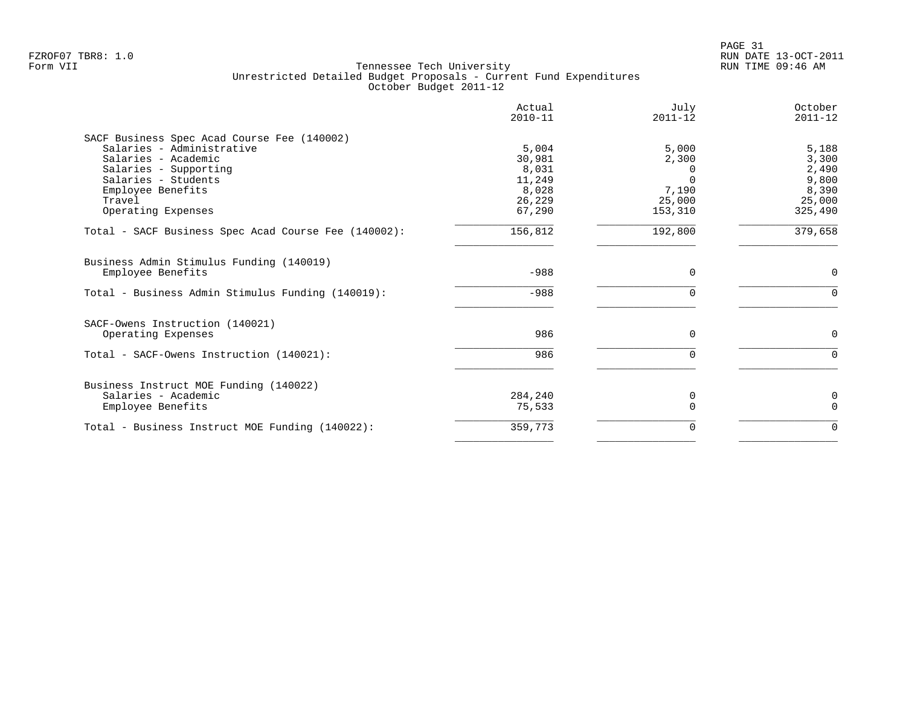FZROF07 TBR8: 1.0
Form VII

Tennessee Tech University
Unrestricted Detailed Budget Proposals - Current Fund Expenditures
October Budget 2011-12

RUN DATE 13-OCT-2011
RUN TIME 09:46 AM

| | Actual 2010-11 | July 2011-12 | October 2011-12 |
|---|---|---|---|
| **SACF Business Spec Acad Course Fee (140002)** | | | |
| Salaries - Administrative | 5,004 | 5,000 | 5,188 |
| Salaries - Academic | 30,981 | 2,300 | 3,300 |
| Salaries - Supporting | 8,031 | 0 | 2,490 |
| Salaries - Students | 11,249 | 0 | 9,800 |
| Employee Benefits | 8,028 | 7,190 | 8,390 |
| Travel | 26,229 | 25,000 | 25,000 |
| Operating Expenses | 67,290 | 153,310 | 325,490 |
| Total - SACF Business Spec Acad Course Fee (140002): | 156,812 | 192,800 | 379,658 |
| **Business Admin Stimulus Funding (140019)** | | | |
| Employee Benefits | -988 | 0 | 0 |
| Total - Business Admin Stimulus Funding (140019): | -988 | 0 | 0 |
| **SACF-Owens Instruction (140021)** | | | |
| Operating Expenses | 986 | 0 | 0 |
| Total - SACF-Owens Instruction (140021): | 986 | 0 | 0 |
| **Business Instruct MOE Funding (140022)** | | | |
| Salaries - Academic | 284,240 | 0 | 0 |
| Employee Benefits | 75,533 | 0 | 0 |
| Total - Business Instruct MOE Funding (140022): | 359,773 | 0 | 0 |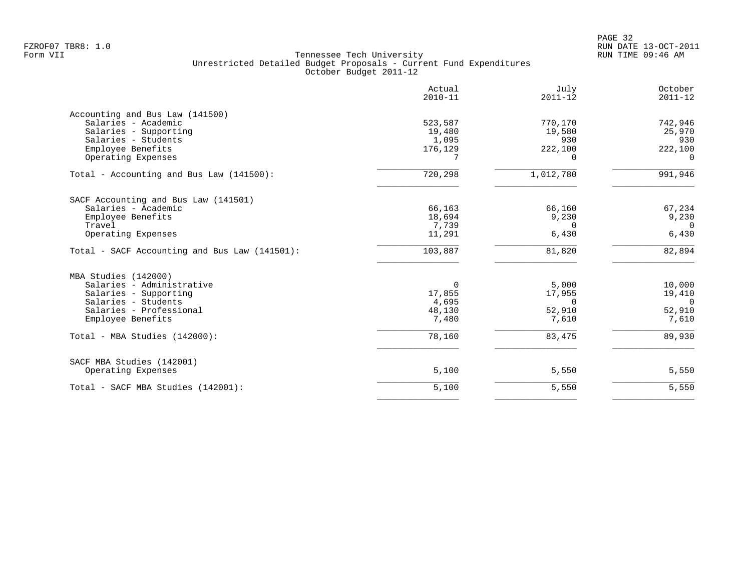FZROF07 TBR8: 1.0
Form VII

# Tennessee Tech University
## Unrestricted Detailed Budget Proposals - Current Fund Expenditures
### October Budget 2011-12

RUN DATE 13-OCT-2011
RUN TIME 09:46 AM

| | Actual 2010-11 | July 2011-12 | October 2011-12 |
|---|---|---|---|
| **Accounting and Bus Law (141500)** | | | |
| Salaries - Academic | 523,587 | 770,170 | 742,946 |
| Salaries - Supporting | 19,480 | 19,580 | 25,970 |
| Salaries - Students | 1,095 | 930 | 930 |
| Employee Benefits | 176,129 | 222,100 | 222,100 |
| Operating Expenses | 7 | 0 | 0 |
| Total - Accounting and Bus Law (141500): | 720,298 | 1,012,780 | 991,946 |
| **SACF Accounting and Bus Law (141501)** | | | |
| Salaries - Academic | 66,163 | 66,160 | 67,234 |
| Employee Benefits | 18,694 | 9,230 | 9,230 |
| Travel | 7,739 | 0 | 0 |
| Operating Expenses | 11,291 | 6,430 | 6,430 |
| Total - SACF Accounting and Bus Law (141501): | 103,887 | 81,820 | 82,894 |
| **MBA Studies (142000)** | | | |
| Salaries - Administrative | 0 | 5,000 | 10,000 |
| Salaries - Supporting | 17,855 | 17,955 | 19,410 |
| Salaries - Students | 4,695 | 0 | 0 |
| Salaries - Professional | 48,130 | 52,910 | 52,910 |
| Employee Benefits | 7,480 | 7,610 | 7,610 |
| Total - MBA Studies (142000): | 78,160 | 83,475 | 89,930 |
| **SACF MBA Studies (142001)** | | | |
| Operating Expenses | 5,100 | 5,550 | 5,550 |
| Total - SACF MBA Studies (142001): | 5,100 | 5,550 | 5,550 |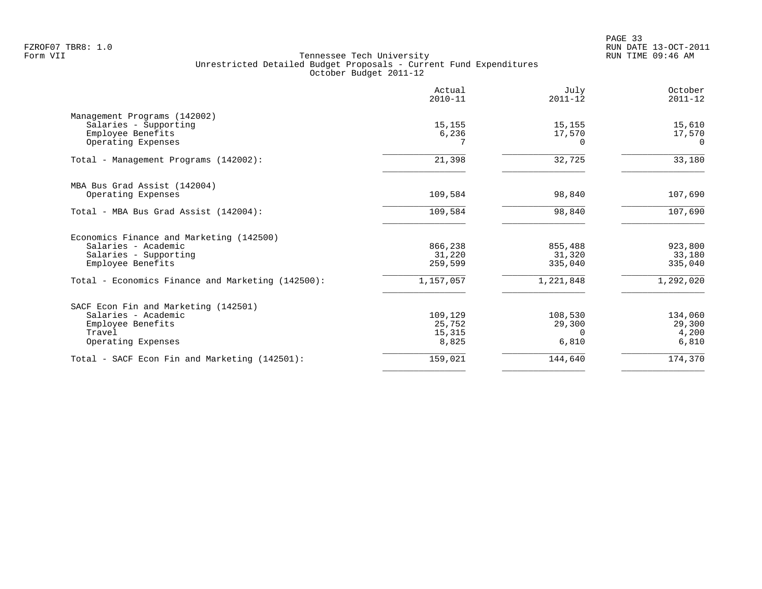Tennessee Tech University
Unrestricted Detailed Budget Proposals - Current Fund Expenditures
October Budget 2011-12

| | Actual 2010-11 | July 2011-12 | October 2011-12 |
|---|---|---|---|
| **Management Programs (142002)** | | | |
| Salaries - Supporting | 15,155 | 15,155 | 15,610 |
| Employee Benefits | 6,236 | 17,570 | 17,570 |
| Operating Expenses | 7 | 0 | 0 |
| Total - Management Programs (142002): | 21,398 | 32,725 | 33,180 |
| **MBA Bus Grad Assist (142004)** | | | |
| Operating Expenses | 109,584 | 98,840 | 107,690 |
| Total - MBA Bus Grad Assist (142004): | 109,584 | 98,840 | 107,690 |
| **Economics Finance and Marketing (142500)** | | | |
| Salaries - Academic | 866,238 | 855,488 | 923,800 |
| Salaries - Supporting | 31,220 | 31,320 | 33,180 |
| Employee Benefits | 259,599 | 335,040 | 335,040 |
| Total - Economics Finance and Marketing (142500): | 1,157,057 | 1,221,848 | 1,292,020 |
| **SACF Econ Fin and Marketing (142501)** | | | |
| Salaries - Academic | 109,129 | 108,530 | 134,060 |
| Employee Benefits | 25,752 | 29,300 | 29,300 |
| Travel | 15,315 | 0 | 4,200 |
| Operating Expenses | 8,825 | 6,810 | 6,810 |
| Total - SACF Econ Fin and Marketing (142501): | 159,021 | 144,640 | 174,370 |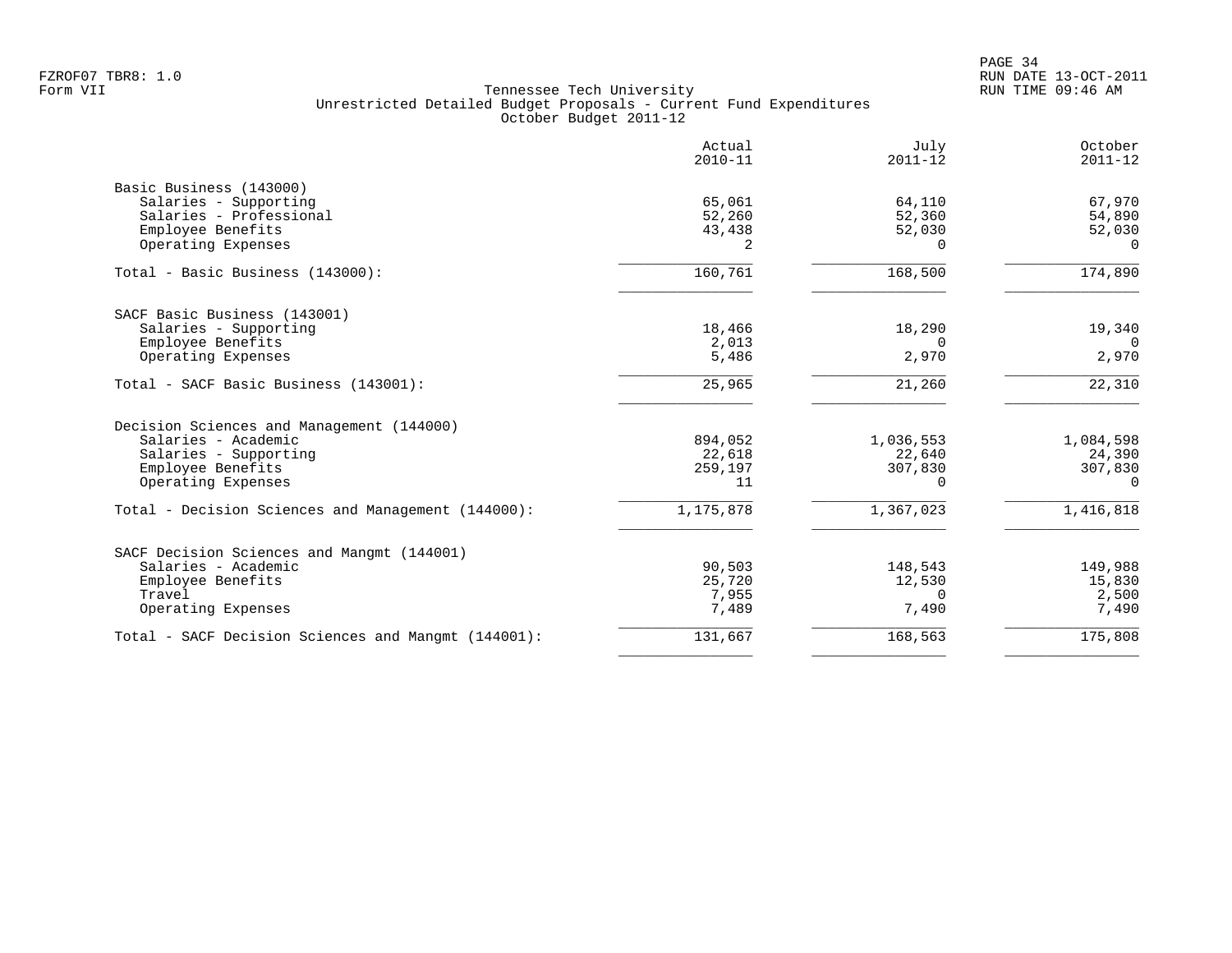Tennessee Tech University
Unrestricted Detailed Budget Proposals - Current Fund Expenditures
October Budget 2011-12

Form VII

| | Actual 2010-11 | July 2011-12 | October 2011-12 |
|---|---|---|---|
| **Basic Business (143000)** | | | |
| Salaries - Supporting | 65,061 | 64,110 | 67,970 |
| Salaries - Professional | 52,260 | 52,360 | 54,890 |
| Employee Benefits | 43,438 | 52,030 | 52,030 |
| Operating Expenses | 2 | 0 | 0 |
| Total - Basic Business (143000): | 160,761 | 168,500 | 174,890 |
| **SACF Basic Business (143001)** | | | |
| Salaries - Supporting | 18,466 | 18,290 | 19,340 |
| Employee Benefits | 2,013 | 0 | 0 |
| Operating Expenses | 5,486 | 2,970 | 2,970 |
| Total - SACF Basic Business (143001): | 25,965 | 21,260 | 22,310 |
| **Decision Sciences and Management (144000)** | | | |
| Salaries - Academic | 894,052 | 1,036,553 | 1,084,598 |
| Salaries - Supporting | 22,618 | 22,640 | 24,390 |
| Employee Benefits | 259,197 | 307,830 | 307,830 |
| Operating Expenses | 11 | 0 | 0 |
| Total - Decision Sciences and Management (144000): | 1,175,878 | 1,367,023 | 1,416,818 |
| **SACF Decision Sciences and Mangmt (144001)** | | | |
| Salaries - Academic | 90,503 | 148,543 | 149,988 |
| Employee Benefits | 25,720 | 12,530 | 15,830 |
| Travel | 7,955 | 0 | 2,500 |
| Operating Expenses | 7,489 | 7,490 | 7,490 |
| Total - SACF Decision Sciences and Mangmt (144001): | 131,667 | 168,563 | 175,808 |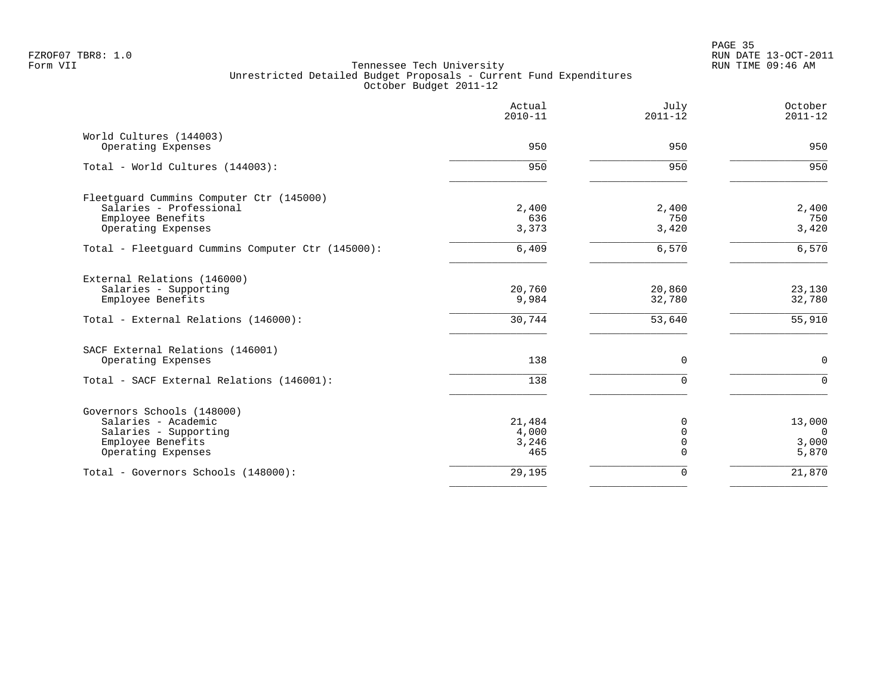Tennessee Tech University
Unrestricted Detailed Budget Proposals - Current Fund Expenditures
October Budget 2011-12

| | Actual 2010-11 | July 2011-12 | October 2011-12 |
|---|---|---|---|
| **World Cultures (144003)** | | | |
| Operating Expenses | 950 | 950 | 950 |
| Total - World Cultures (144003): | 950 | 950 | 950 |
| **Fleetguard Cummins Computer Ctr (145000)** | | | |
| Salaries - Professional | 2,400 | 2,400 | 2,400 |
| Employee Benefits | 636 | 750 | 750 |
| Operating Expenses | 3,373 | 3,420 | 3,420 |
| Total - Fleetguard Cummins Computer Ctr (145000): | 6,409 | 6,570 | 6,570 |
| **External Relations (146000)** | | | |
| Salaries - Supporting | 20,760 | 20,860 | 23,130 |
| Employee Benefits | 9,984 | 32,780 | 32,780 |
| Total - External Relations (146000): | 30,744 | 53,640 | 55,910 |
| **SACF External Relations (146001)** | | | |
| Operating Expenses | 138 | 0 | 0 |
| Total - SACF External Relations (146001): | 138 | 0 | 0 |
| **Governors Schools (148000)** | | | |
| Salaries - Academic | 21,484 | 0 | 13,000 |
| Salaries - Supporting | 4,000 | 0 | 0 |
| Employee Benefits | 3,246 | 0 | 3,000 |
| Operating Expenses | 465 | 0 | 5,870 |
| Total - Governors Schools (148000): | 29,195 | 0 | 21,870 |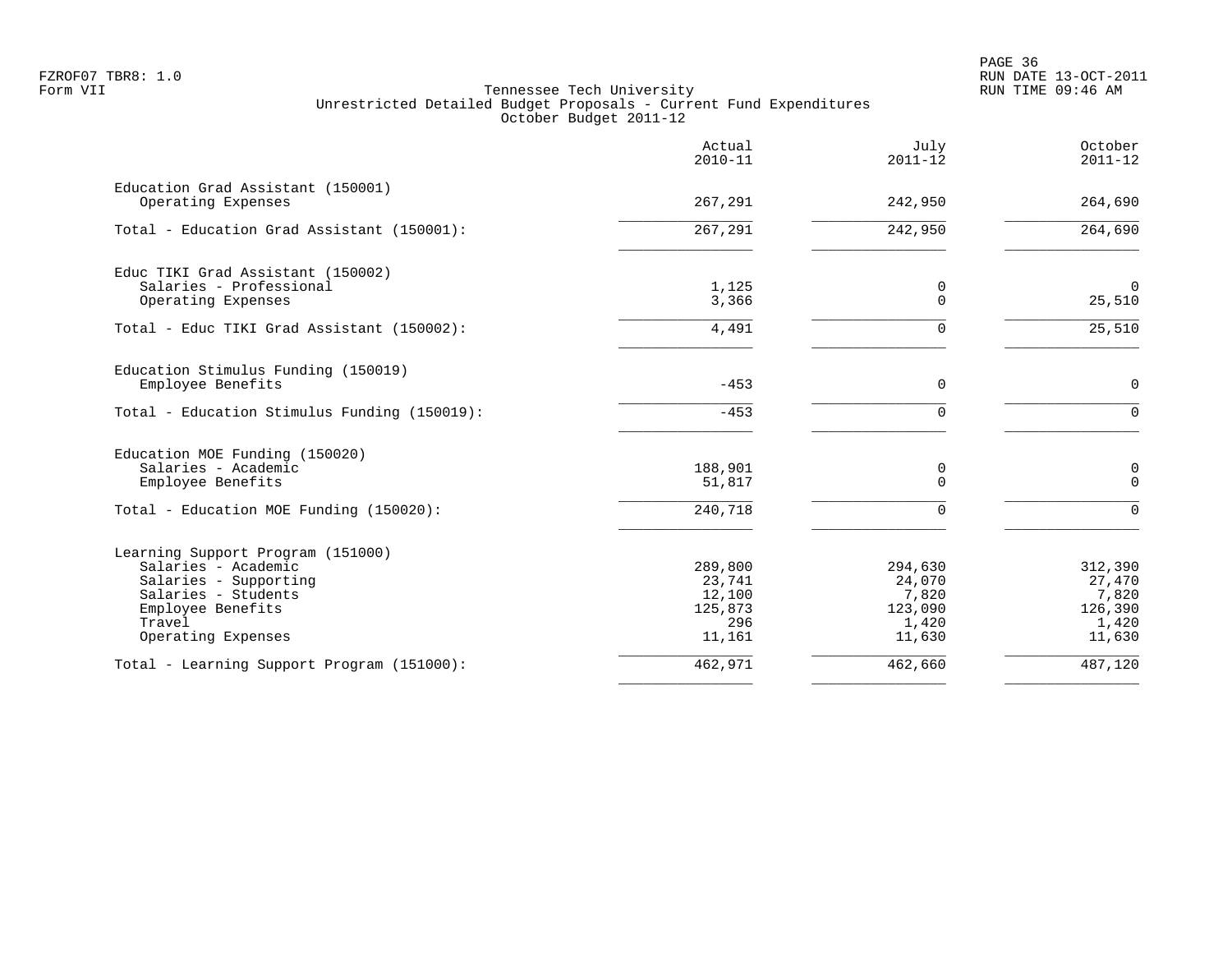Tennessee Tech University
Unrestricted Detailed Budget Proposals - Current Fund Expenditures
October Budget 2011-12

| | Actual 2010-11 | July 2011-12 | October 2011-12 |
|---|---:|---:|---:|
| **Education Grad Assistant (150001)** | | | |
| Operating Expenses | 267,291 | 242,950 | 264,690 |
| Total - Education Grad Assistant (150001): | 267,291 | 242,950 | 264,690 |
| **Educ TIKI Grad Assistant (150002)** | | | |
| Salaries - Professional | 1,125 | 0 | 0 |
| Operating Expenses | 3,366 | 0 | 25,510 |
| Total - Educ TIKI Grad Assistant (150002): | 4,491 | 0 | 25,510 |
| **Education Stimulus Funding (150019)** | | | |
| Employee Benefits | -453 | 0 | 0 |
| Total - Education Stimulus Funding (150019): | -453 | 0 | 0 |
| **Education MOE Funding (150020)** | | | |
| Salaries - Academic | 188,901 | 0 | 0 |
| Employee Benefits | 51,817 | 0 | 0 |
| Total - Education MOE Funding (150020): | 240,718 | 0 | 0 |
| **Learning Support Program (151000)** | | | |
| Salaries - Academic | 289,800 | 294,630 | 312,390 |
| Salaries - Supporting | 23,741 | 24,070 | 27,470 |
| Salaries - Students | 12,100 | 7,820 | 7,820 |
| Employee Benefits | 125,873 | 123,090 | 126,390 |
| Travel | 296 | 1,420 | 1,420 |
| Operating Expenses | 11,161 | 11,630 | 11,630 |
| Total - Learning Support Program (151000): | 462,971 | 462,660 | 487,120 |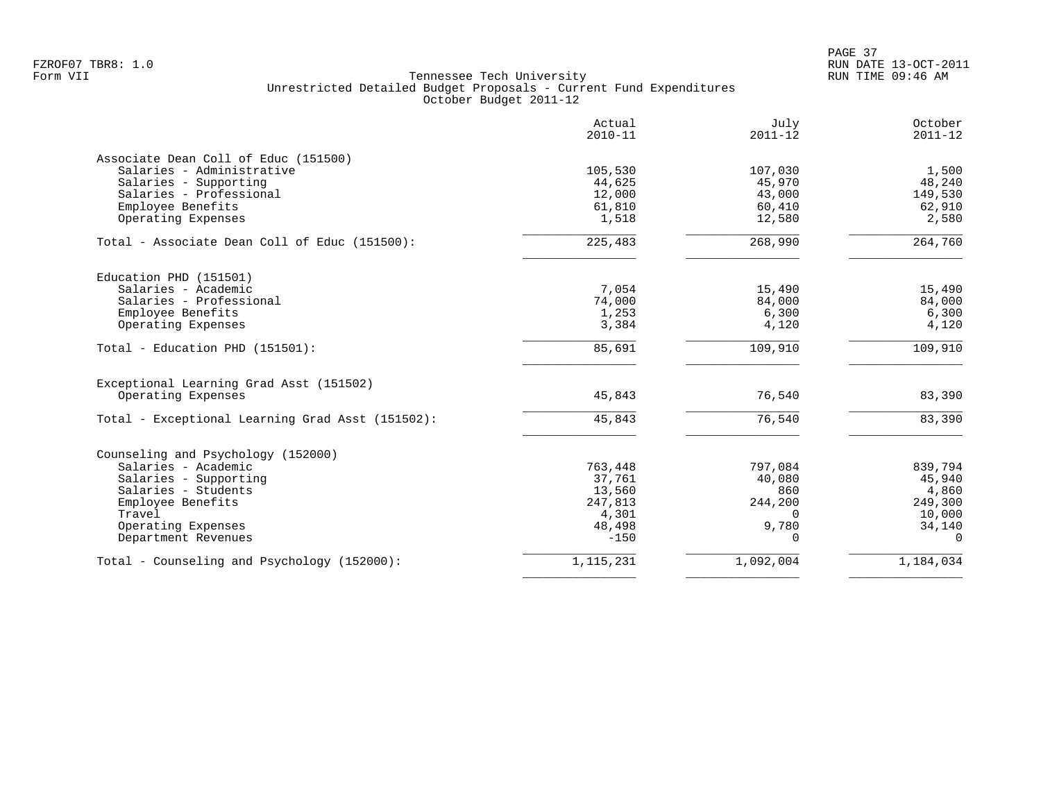FZROF07 TBR8: 1.0
Form VII

Tennessee Tech University
Unrestricted Detailed Budget Proposals - Current Fund Expenditures
October Budget 2011-12

RUN DATE 13-OCT-2011
RUN TIME 09:46 AM

| | Actual 2010-11 | July 2011-12 | October 2011-12 |
|---|---:|---:|---:|
| **Associate Dean Coll of Educ (151500)** | | | |
| Salaries - Administrative | 105,530 | 107,030 | 1,500 |
| Salaries - Supporting | 44,625 | 45,970 | 48,240 |
| Salaries - Professional | 12,000 | 43,000 | 149,530 |
| Employee Benefits | 61,810 | 60,410 | 62,910 |
| Operating Expenses | 1,518 | 12,580 | 2,580 |
| Total - Associate Dean Coll of Educ (151500): | 225,483 | 268,990 | 264,760 |
| **Education PHD (151501)** | | | |
| Salaries - Academic | 7,054 | 15,490 | 15,490 |
| Salaries - Professional | 74,000 | 84,000 | 84,000 |
| Employee Benefits | 1,253 | 6,300 | 6,300 |
| Operating Expenses | 3,384 | 4,120 | 4,120 |
| Total - Education PHD (151501): | 85,691 | 109,910 | 109,910 |
| **Exceptional Learning Grad Asst (151502)** | | | |
| Operating Expenses | 45,843 | 76,540 | 83,390 |
| Total - Exceptional Learning Grad Asst (151502): | 45,843 | 76,540 | 83,390 |
| **Counseling and Psychology (152000)** | | | |
| Salaries - Academic | 763,448 | 797,084 | 839,794 |
| Salaries - Supporting | 37,761 | 40,080 | 45,940 |
| Salaries - Students | 13,560 | 860 | 4,860 |
| Employee Benefits | 247,813 | 244,200 | 249,300 |
| Travel | 4,301 | 0 | 10,000 |
| Operating Expenses | 48,498 | 9,780 | 34,140 |
| Department Revenues | -150 | 0 | 0 |
| Total - Counseling and Psychology (152000): | 1,115,231 | 1,092,004 | 1,184,034 |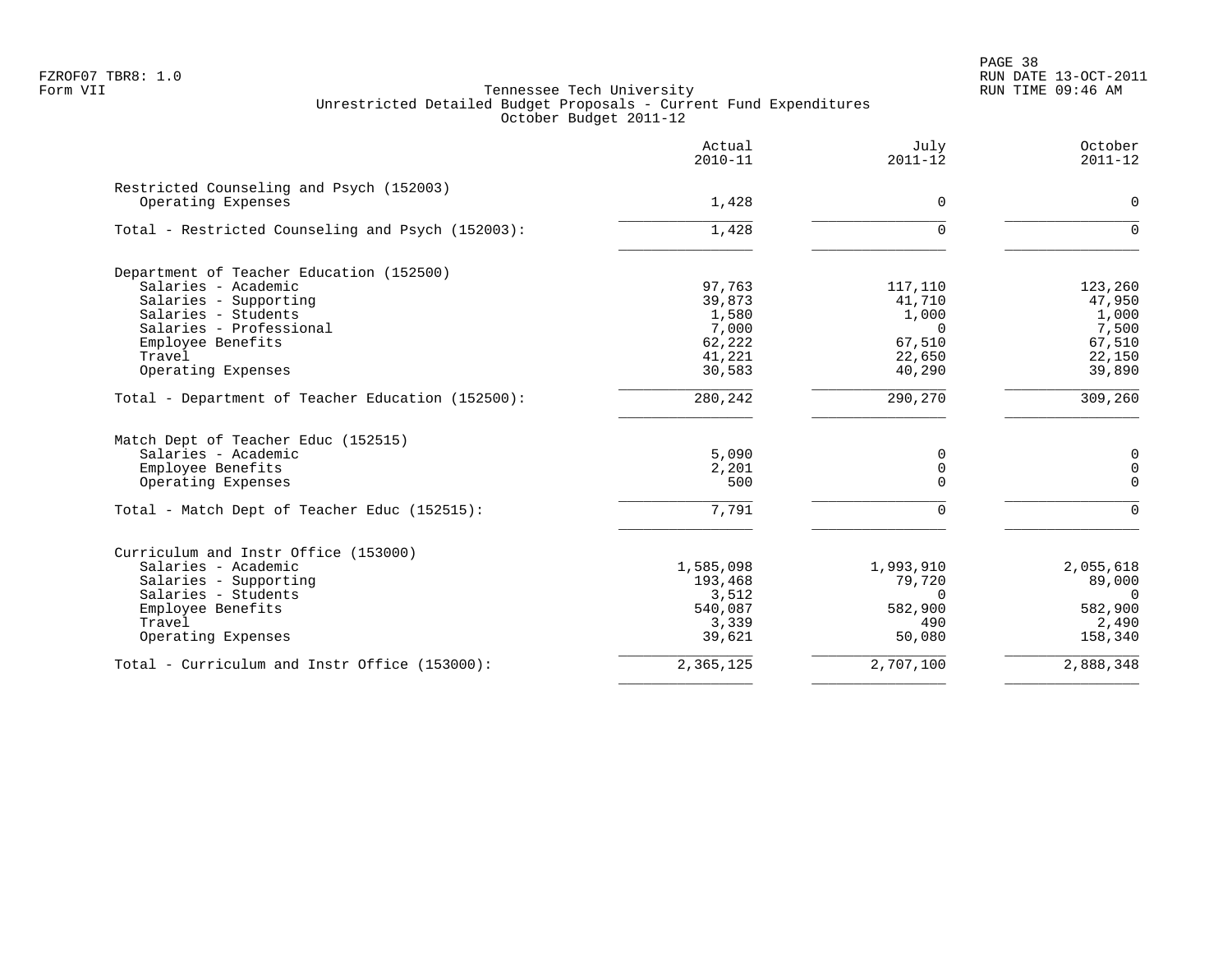FZROF07 TBR8: 1.0
Form VII

Tennessee Tech University
Unrestricted Detailed Budget Proposals - Current Fund Expenditures
October Budget 2011-12

RUN DATE 13-OCT-2011
RUN TIME 09:46 AM

| | Actual 2010-11 | July 2011-12 | October 2011-12 |
|---|---|---|---|
| **Restricted Counseling and Psych (152003)** | | | |
| Operating Expenses | 1,428 | 0 | 0 |
| Total - Restricted Counseling and Psych (152003): | 1,428 | 0 | 0 |
| **Department of Teacher Education (152500)** | | | |
| Salaries - Academic | 97,763 | 117,110 | 123,260 |
| Salaries - Supporting | 39,873 | 41,710 | 47,950 |
| Salaries - Students | 1,580 | 1,000 | 1,000 |
| Salaries - Professional | 7,000 | 0 | 7,500 |
| Employee Benefits | 62,222 | 67,510 | 67,510 |
| Travel | 41,221 | 22,650 | 22,150 |
| Operating Expenses | 30,583 | 40,290 | 39,890 |
| Total - Department of Teacher Education (152500): | 280,242 | 290,270 | 309,260 |
| **Match Dept of Teacher Educ (152515)** | | | |
| Salaries - Academic | 5,090 | 0 | 0 |
| Employee Benefits | 2,201 | 0 | 0 |
| Operating Expenses | 500 | 0 | 0 |
| Total - Match Dept of Teacher Educ (152515): | 7,791 | 0 | 0 |
| **Curriculum and Instr Office (153000)** | | | |
| Salaries - Academic | 1,585,098 | 1,993,910 | 2,055,618 |
| Salaries - Supporting | 193,468 | 79,720 | 89,000 |
| Salaries - Students | 3,512 | 0 | 0 |
| Employee Benefits | 540,087 | 582,900 | 582,900 |
| Travel | 3,339 | 490 | 2,490 |
| Operating Expenses | 39,621 | 50,080 | 158,340 |
| Total - Curriculum and Instr Office (153000): | 2,365,125 | 2,707,100 | 2,888,348 |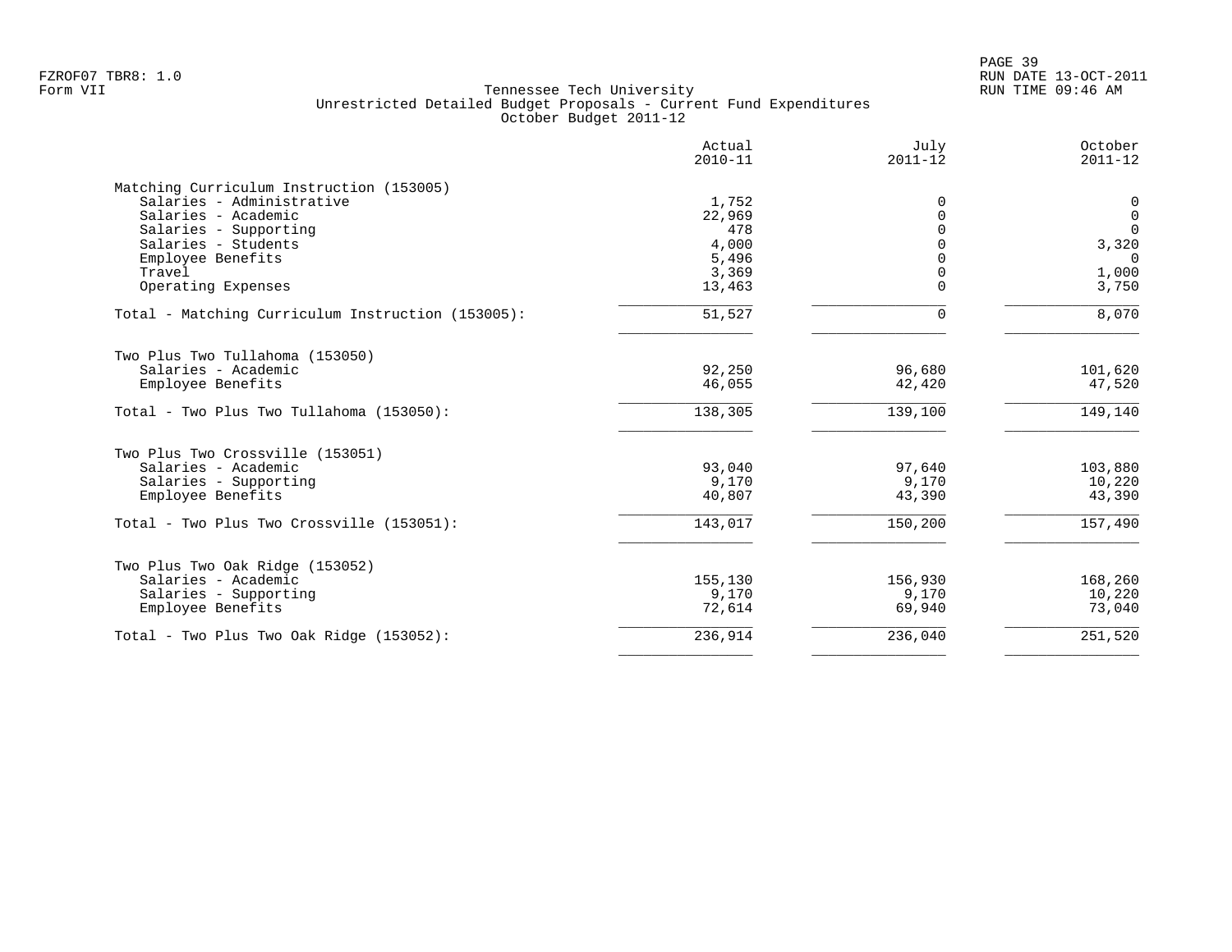FZROF07 TBR8: 1.0
Form VII

Tennessee Tech University
Unrestricted Detailed Budget Proposals - Current Fund Expenditures
October Budget 2011-12

RUN DATE 13-OCT-2011
RUN TIME 09:46 AM

| | Actual 2010-11 | July 2011-12 | October 2011-12 |
|---|---|---|---|
| **Matching Curriculum Instruction (153005)** | | | |
| Salaries - Administrative | 1,752 | 0 | 0 |
| Salaries - Academic | 22,969 | 0 | 0 |
| Salaries - Supporting | 478 | 0 | 0 |
| Salaries - Students | 4,000 | 0 | 3,320 |
| Employee Benefits | 5,496 | 0 | 0 |
| Travel | 3,369 | 0 | 1,000 |
| Operating Expenses | 13,463 | 0 | 3,750 |
| Total - Matching Curriculum Instruction (153005): | 51,527 | 0 | 8,070 |
| **Two Plus Two Tullahoma (153050)** | | | |
| Salaries - Academic | 92,250 | 96,680 | 101,620 |
| Employee Benefits | 46,055 | 42,420 | 47,520 |
| Total - Two Plus Two Tullahoma (153050): | 138,305 | 139,100 | 149,140 |
| **Two Plus Two Crossville (153051)** | | | |
| Salaries - Academic | 93,040 | 97,640 | 103,880 |
| Salaries - Supporting | 9,170 | 9,170 | 10,220 |
| Employee Benefits | 40,807 | 43,390 | 43,390 |
| Total - Two Plus Two Crossville (153051): | 143,017 | 150,200 | 157,490 |
| **Two Plus Two Oak Ridge (153052)** | | | |
| Salaries - Academic | 155,130 | 156,930 | 168,260 |
| Salaries - Supporting | 9,170 | 9,170 | 10,220 |
| Employee Benefits | 72,614 | 69,940 | 73,040 |
| Total - Two Plus Two Oak Ridge (153052): | 236,914 | 236,040 | 251,520 |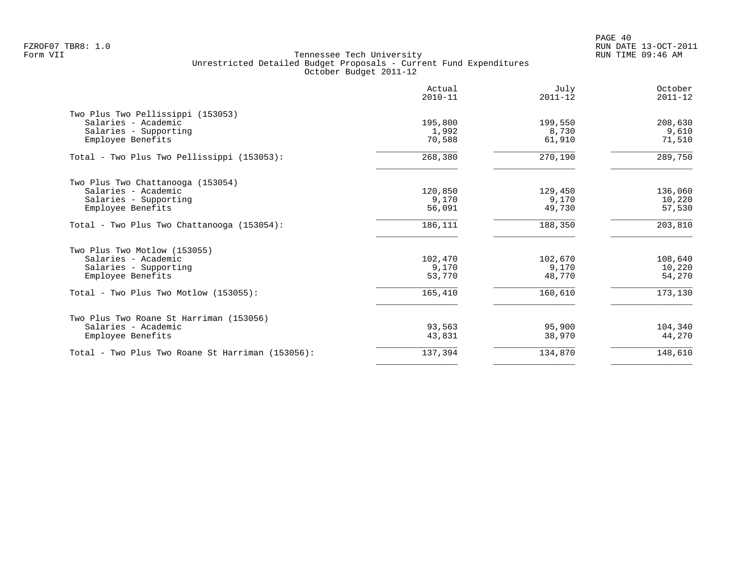Tennessee Tech University
Unrestricted Detailed Budget Proposals - Current Fund Expenditures
October Budget 2011-12

| | Actual 2010-11 | July 2011-12 | October 2011-12 |
|---|---|---|---|
| Two Plus Two Pellissippi (153053) | | | |
| Salaries - Academic | 195,800 | 199,550 | 208,630 |
| Salaries - Supporting | 1,992 | 8,730 | 9,610 |
| Employee Benefits | 70,588 | 61,910 | 71,510 |
| Total - Two Plus Two Pellissippi (153053): | 268,380 | 270,190 | 289,750 |
| Two Plus Two Chattanooga (153054) | | | |
| Salaries - Academic | 120,850 | 129,450 | 136,060 |
| Salaries - Supporting | 9,170 | 9,170 | 10,220 |
| Employee Benefits | 56,091 | 49,730 | 57,530 |
| Total - Two Plus Two Chattanooga (153054): | 186,111 | 188,350 | 203,810 |
| Two Plus Two Motlow (153055) | | | |
| Salaries - Academic | 102,470 | 102,670 | 108,640 |
| Salaries - Supporting | 9,170 | 9,170 | 10,220 |
| Employee Benefits | 53,770 | 48,770 | 54,270 |
| Total - Two Plus Two Motlow (153055): | 165,410 | 160,610 | 173,130 |
| Two Plus Two Roane St Harriman (153056) | | | |
| Salaries - Academic | 93,563 | 95,900 | 104,340 |
| Employee Benefits | 43,831 | 38,970 | 44,270 |
| Total - Two Plus Two Roane St Harriman (153056): | 137,394 | 134,870 | 148,610 |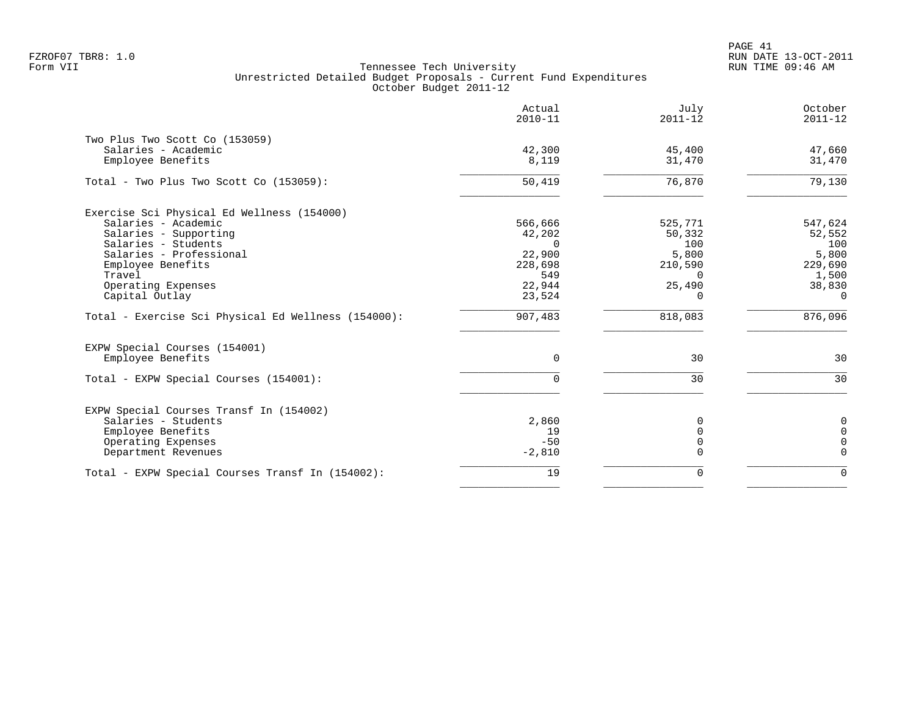FZROF07 TBR8: 1.0
Form VII

Tennessee Tech University
Unrestricted Detailed Budget Proposals - Current Fund Expenditures
October Budget 2011-12

RUN DATE 13-OCT-2011
RUN TIME 09:46 AM

| | Actual 2010-11 | July 2011-12 | October 2011-12 |
|---|---:|---:|---:|
| **Two Plus Two Scott Co (153059)** | | | |
| Salaries - Academic | 42,300 | 45,400 | 47,660 |
| Employee Benefits | 8,119 | 31,470 | 31,470 |
| Total - Two Plus Two Scott Co (153059): | 50,419 | 76,870 | 79,130 |
| **Exercise Sci Physical Ed Wellness (154000)** | | | |
| Salaries - Academic | 566,666 | 525,771 | 547,624 |
| Salaries - Supporting | 42,202 | 50,332 | 52,552 |
| Salaries - Students | 0 | 100 | 100 |
| Salaries - Professional | 22,900 | 5,800 | 5,800 |
| Employee Benefits | 228,698 | 210,590 | 229,690 |
| Travel | 549 | 0 | 1,500 |
| Operating Expenses | 22,944 | 25,490 | 38,830 |
| Capital Outlay | 23,524 | 0 | 0 |
| Total - Exercise Sci Physical Ed Wellness (154000): | 907,483 | 818,083 | 876,096 |
| **EXPW Special Courses (154001)** | | | |
| Employee Benefits | 0 | 30 | 30 |
| Total - EXPW Special Courses (154001): | 0 | 30 | 30 |
| **EXPW Special Courses Transf In (154002)** | | | |
| Salaries - Students | 2,860 | 0 | 0 |
| Employee Benefits | 19 | 0 | 0 |
| Operating Expenses | -50 | 0 | 0 |
| Department Revenues | -2,810 | 0 | 0 |
| Total - EXPW Special Courses Transf In (154002): | 19 | 0 | 0 |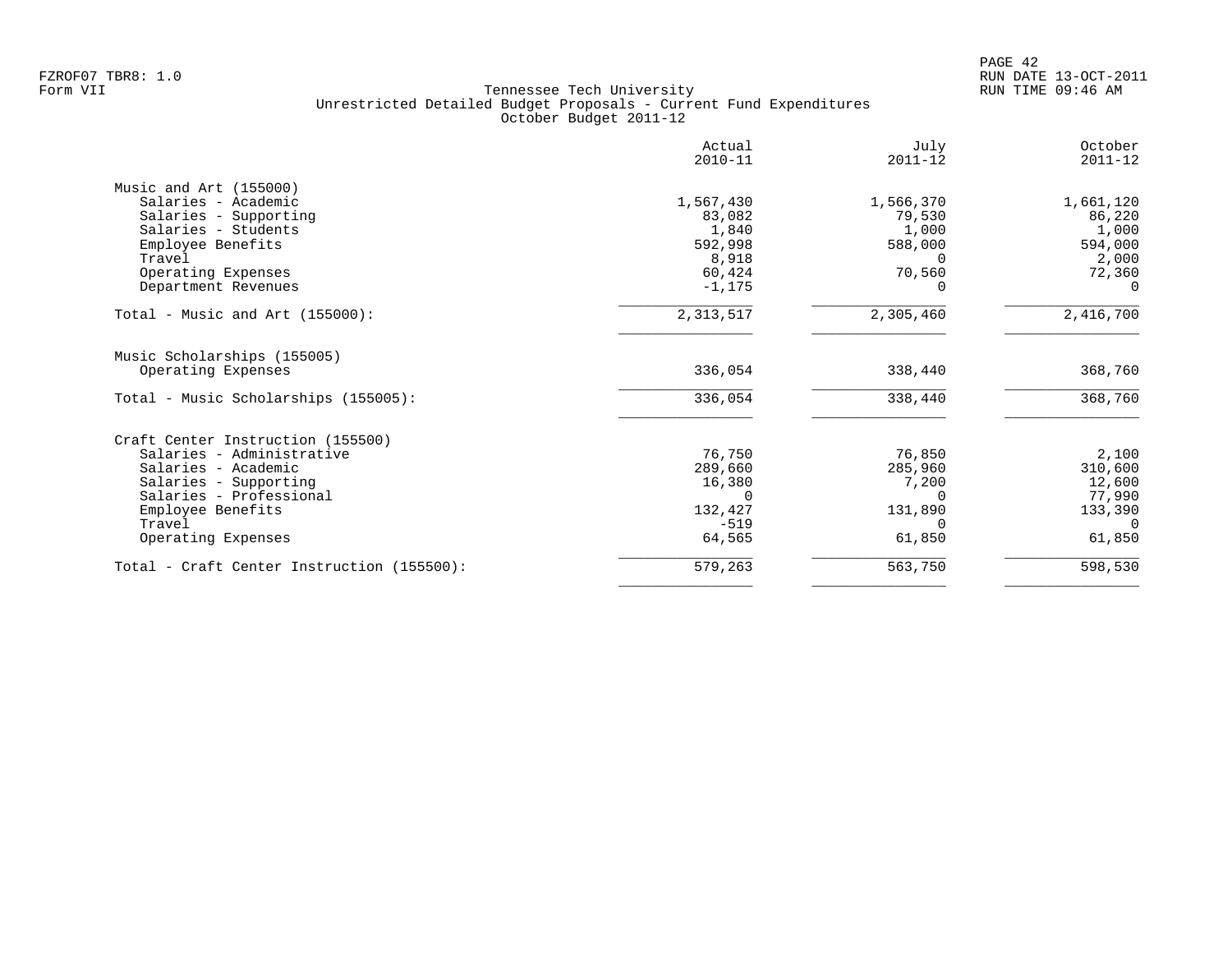FZROF07 TBR8: 1.0
Form VII

Tennessee Tech University
Unrestricted Detailed Budget Proposals - Current Fund Expenditures
October Budget 2011-12

RUN DATE 13-OCT-2011
RUN TIME 09:46 AM

| | Actual 2010-11 | July 2011-12 | October 2011-12 |
|---|---|---|---|
| **Music and Art (155000)** | | | |
| Salaries - Academic | 1,567,430 | 1,566,370 | 1,661,120 |
| Salaries - Supporting | 83,082 | 79,530 | 86,220 |
| Salaries - Students | 1,840 | 1,000 | 1,000 |
| Employee Benefits | 592,998 | 588,000 | 594,000 |
| Travel | 8,918 | 0 | 2,000 |
| Operating Expenses | 60,424 | 70,560 | 72,360 |
| Department Revenues | -1,175 | 0 | 0 |
| Total - Music and Art (155000): | 2,313,517 | 2,305,460 | 2,416,700 |
| **Music Scholarships (155005)** | | | |
| Operating Expenses | 336,054 | 338,440 | 368,760 |
| Total - Music Scholarships (155005): | 336,054 | 338,440 | 368,760 |
| **Craft Center Instruction (155500)** | | | |
| Salaries - Administrative | 76,750 | 76,850 | 2,100 |
| Salaries - Academic | 289,660 | 285,960 | 310,600 |
| Salaries - Supporting | 16,380 | 7,200 | 12,600 |
| Salaries - Professional | 0 | 0 | 77,990 |
| Employee Benefits | 132,427 | 131,890 | 133,390 |
| Travel | -519 | 0 | 0 |
| Operating Expenses | 64,565 | 61,850 | 61,850 |
| Total - Craft Center Instruction (155500): | 579,263 | 563,750 | 598,530 |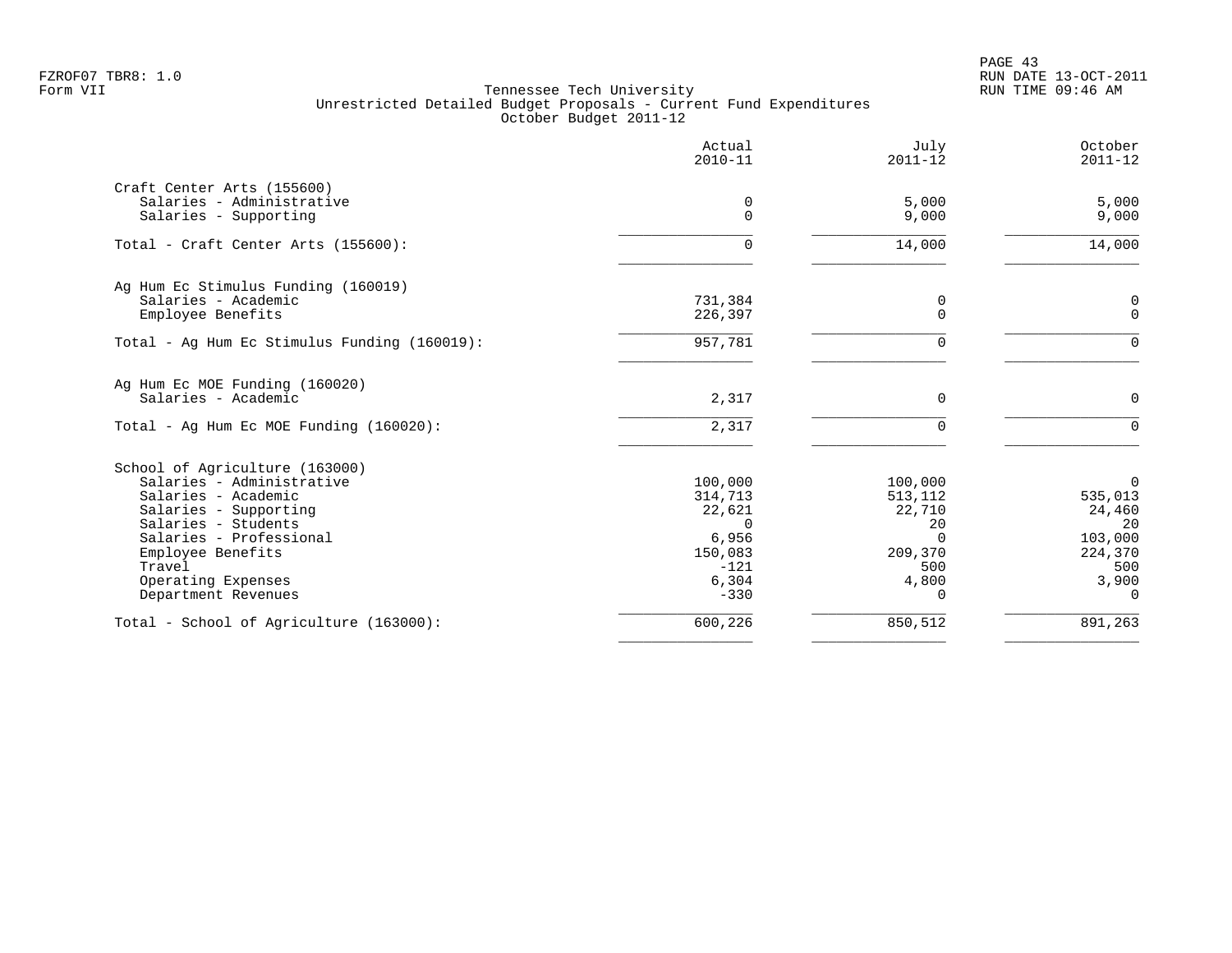FZROF07 TBR8: 1.0
Form VII

Tennessee Tech University
Unrestricted Detailed Budget Proposals - Current Fund Expenditures
October Budget 2011-12

PAGE 43
RUN DATE 13-OCT-2011
RUN TIME 09:46 AM

| | Actual 2010-11 | July 2011-12 | October 2011-12 |
|---|---|---|---|
| **Craft Center Arts (155600)** | | | |
| Salaries - Administrative | 0 | 5,000 | 5,000 |
| Salaries - Supporting | 0 | 9,000 | 9,000 |
| Total - Craft Center Arts (155600): | 0 | 14,000 | 14,000 |
| **Ag Hum Ec Stimulus Funding (160019)** | | | |
| Salaries - Academic | 731,384 | 0 | 0 |
| Employee Benefits | 226,397 | 0 | 0 |
| Total - Ag Hum Ec Stimulus Funding (160019): | 957,781 | 0 | 0 |
| **Ag Hum Ec MOE Funding (160020)** | | | |
| Salaries - Academic | 2,317 | 0 | 0 |
| Total - Ag Hum Ec MOE Funding (160020): | 2,317 | 0 | 0 |
| **School of Agriculture (163000)** | | | |
| Salaries - Administrative | 100,000 | 100,000 | 0 |
| Salaries - Academic | 314,713 | 513,112 | 535,013 |
| Salaries - Supporting | 22,621 | 22,710 | 24,460 |
| Salaries - Students | 0 | 20 | 20 |
| Salaries - Professional | 6,956 | 0 | 103,000 |
| Employee Benefits | 150,083 | 209,370 | 224,370 |
| Travel | -121 | 500 | 500 |
| Operating Expenses | 6,304 | 4,800 | 3,900 |
| Department Revenues | -330 | 0 | 0 |
| Total - School of Agriculture (163000): | 600,226 | 850,512 | 891,263 |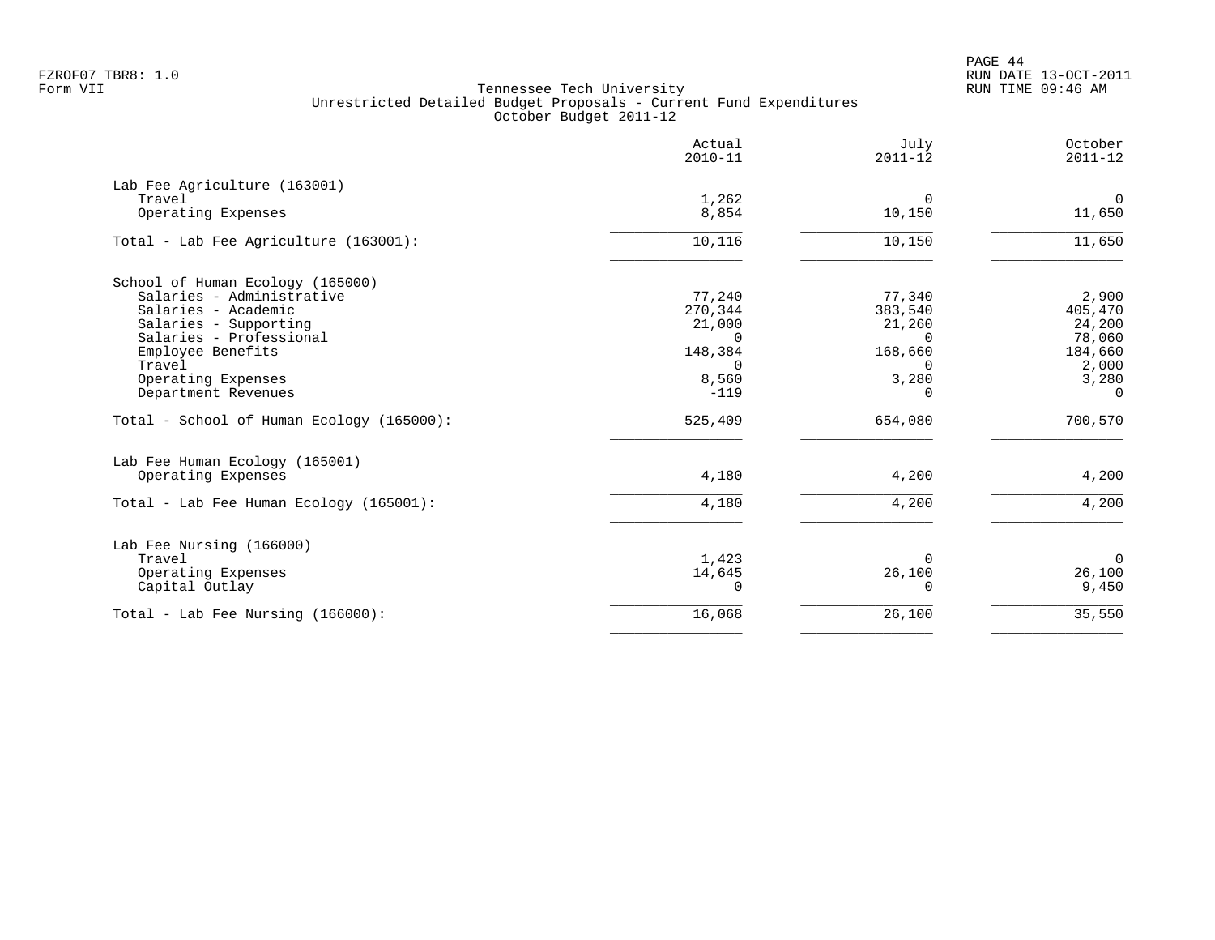FZROF07 TBR8: 1.0
Form VII

Tennessee Tech University
Unrestricted Detailed Budget Proposals - Current Fund Expenditures
October Budget 2011-12

RUN DATE 13-OCT-2011
RUN TIME 09:46 AM

| | Actual 2010-11 | July 2011-12 | October 2011-12 |
|---|---|---|---|
| **Lab Fee Agriculture (163001)** | | | |
| Travel | 1,262 | 0 | 0 |
| Operating Expenses | 8,854 | 10,150 | 11,650 |
| Total - Lab Fee Agriculture (163001): | 10,116 | 10,150 | 11,650 |
| **School of Human Ecology (165000)** | | | |
| Salaries - Administrative | 77,240 | 77,340 | 2,900 |
| Salaries - Academic | 270,344 | 383,540 | 405,470 |
| Salaries - Supporting | 21,000 | 21,260 | 24,200 |
| Salaries - Professional | 0 | 0 | 78,060 |
| Employee Benefits | 148,384 | 168,660 | 184,660 |
| Travel | 0 | 0 | 2,000 |
| Operating Expenses | 8,560 | 3,280 | 3,280 |
| Department Revenues | -119 | 0 | 0 |
| Total - School of Human Ecology (165000): | 525,409 | 654,080 | 700,570 |
| **Lab Fee Human Ecology (165001)** | | | |
| Operating Expenses | 4,180 | 4,200 | 4,200 |
| Total - Lab Fee Human Ecology (165001): | 4,180 | 4,200 | 4,200 |
| **Lab Fee Nursing (166000)** | | | |
| Travel | 1,423 | 0 | 0 |
| Operating Expenses | 14,645 | 26,100 | 26,100 |
| Capital Outlay | 0 | 0 | 9,450 |
| Total - Lab Fee Nursing (166000): | 16,068 | 26,100 | 35,550 |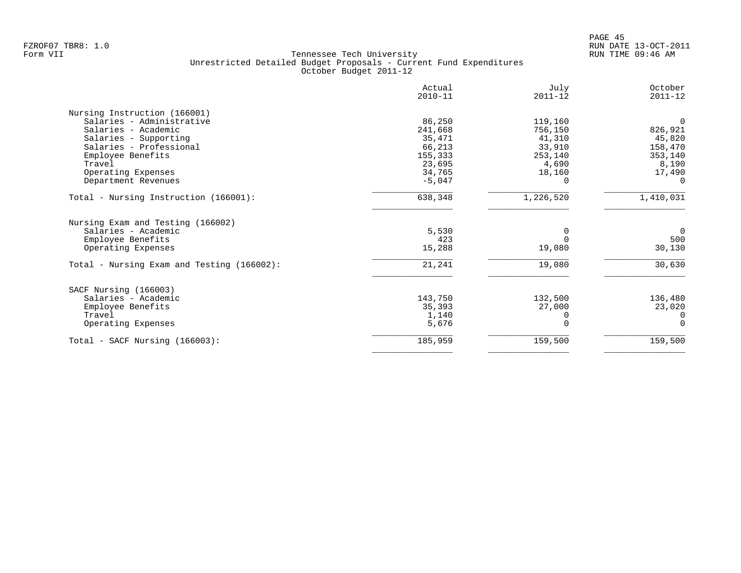FZROF07 TBR8: 1.0
Form VII

Tennessee Tech University
Unrestricted Detailed Budget Proposals - Current Fund Expenditures
October Budget 2011-12

| | Actual 2010-11 | July 2011-12 | October 2011-12 |
|---|---|---|---|
| **Nursing Instruction (166001)** | | | |
| Salaries - Administrative | 86,250 | 119,160 | 0 |
| Salaries - Academic | 241,668 | 756,150 | 826,921 |
| Salaries - Supporting | 35,471 | 41,310 | 45,820 |
| Salaries - Professional | 66,213 | 33,910 | 158,470 |
| Employee Benefits | 155,333 | 253,140 | 353,140 |
| Travel | 23,695 | 4,690 | 8,190 |
| Operating Expenses | 34,765 | 18,160 | 17,490 |
| Department Revenues | -5,047 | 0 | 0 |
| Total - Nursing Instruction (166001): | 638,348 | 1,226,520 | 1,410,031 |
| **Nursing Exam and Testing (166002)** | | | |
| Salaries - Academic | 5,530 | 0 | 0 |
| Employee Benefits | 423 | 0 | 500 |
| Operating Expenses | 15,288 | 19,080 | 30,130 |
| Total - Nursing Exam and Testing (166002): | 21,241 | 19,080 | 30,630 |
| **SACF Nursing (166003)** | | | |
| Salaries - Academic | 143,750 | 132,500 | 136,480 |
| Employee Benefits | 35,393 | 27,000 | 23,020 |
| Travel | 1,140 | 0 | 0 |
| Operating Expenses | 5,676 | 0 | 0 |
| Total - SACF Nursing (166003): | 185,959 | 159,500 | 159,500 |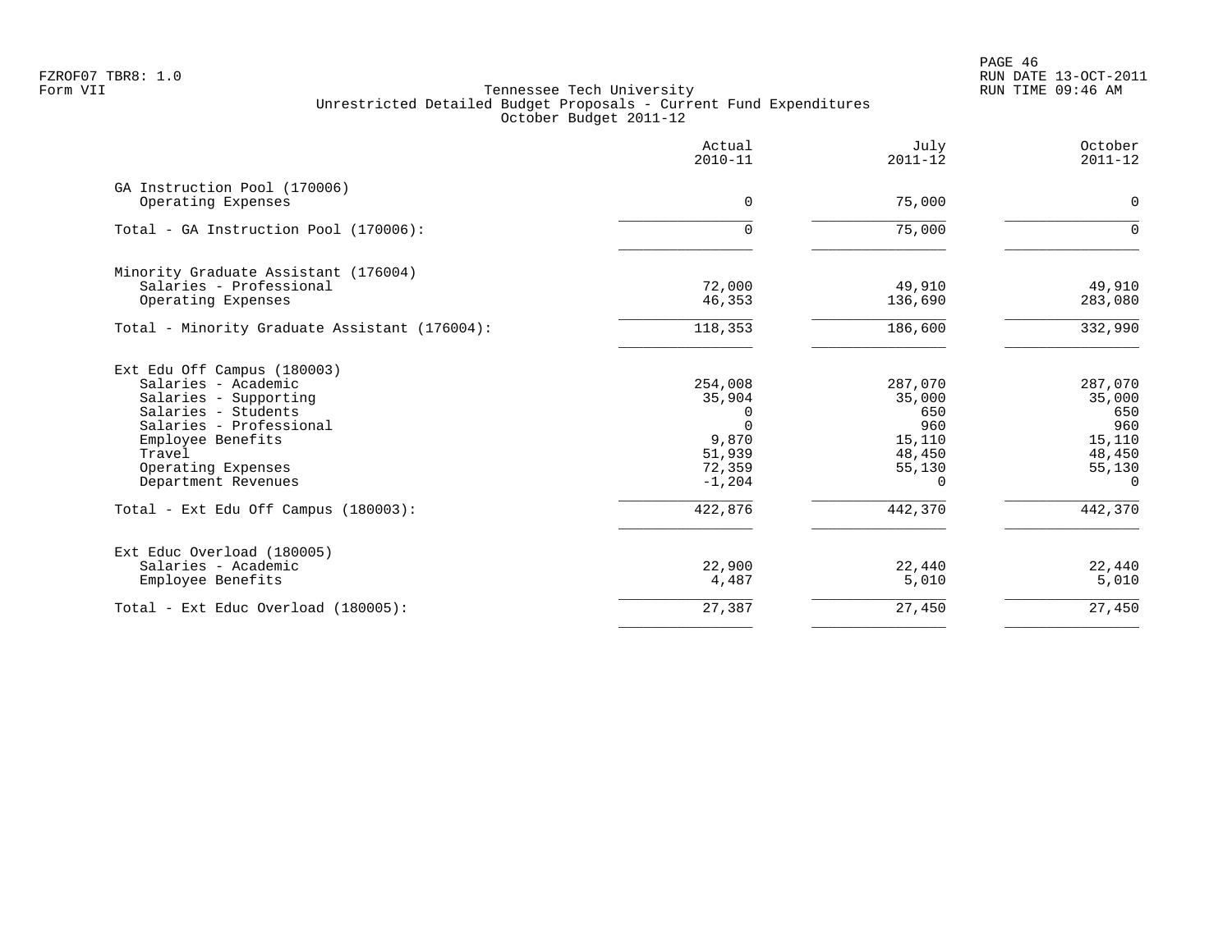Tennessee Tech University
Unrestricted Detailed Budget Proposals - Current Fund Expenditures
October Budget 2011-12

| | Actual 2010-11 | July 2011-12 | October 2011-12 |
|---|---:|---:|---:|
| **GA Instruction Pool (170006)** | | | |
| Operating Expenses | 0 | 75,000 | 0 |
| Total - GA Instruction Pool (170006): | 0 | 75,000 | 0 |
| **Minority Graduate Assistant (176004)** | | | |
| Salaries - Professional | 72,000 | 49,910 | 49,910 |
| Operating Expenses | 46,353 | 136,690 | 283,080 |
| Total - Minority Graduate Assistant (176004): | 118,353 | 186,600 | 332,990 |
| **Ext Edu Off Campus (180003)** | | | |
| Salaries - Academic | 254,008 | 287,070 | 287,070 |
| Salaries - Supporting | 35,904 | 35,000 | 35,000 |
| Salaries - Students | 0 | 650 | 650 |
| Salaries - Professional | 0 | 960 | 960 |
| Employee Benefits | 9,870 | 15,110 | 15,110 |
| Travel | 51,939 | 48,450 | 48,450 |
| Operating Expenses | 72,359 | 55,130 | 55,130 |
| Department Revenues | -1,204 | 0 | 0 |
| Total - Ext Edu Off Campus (180003): | 422,876 | 442,370 | 442,370 |
| **Ext Educ Overload (180005)** | | | |
| Salaries - Academic | 22,900 | 22,440 | 22,440 |
| Employee Benefits | 4,487 | 5,010 | 5,010 |
| Total - Ext Educ Overload (180005): | 27,387 | 27,450 | 27,450 |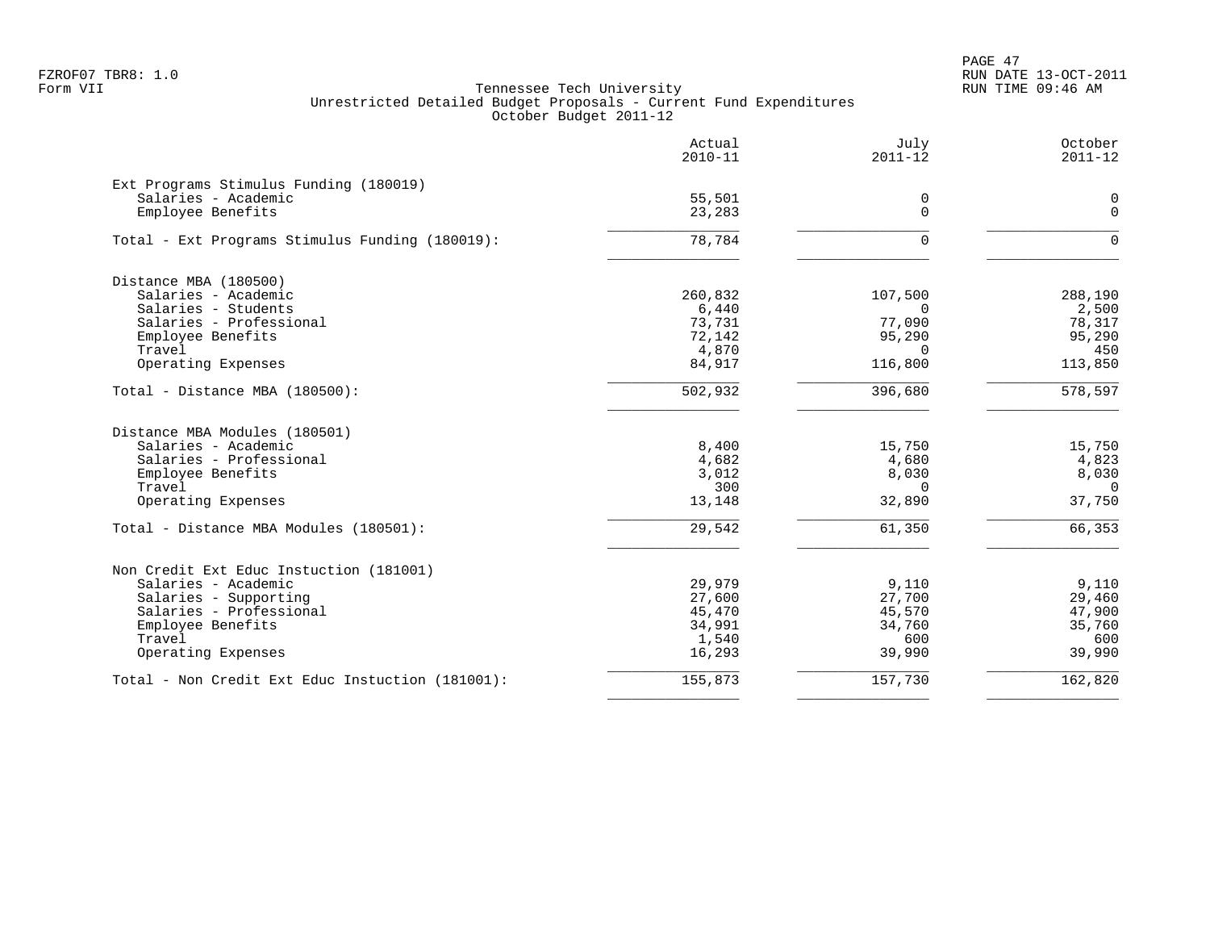FZROF07 TBR8: 1.0
Form VII

# Tennessee Tech University
## Unrestricted Detailed Budget Proposals - Current Fund Expenditures
### October Budget 2011-12

| | Actual 2010-11 | July 2011-12 | October 2011-12 |
|---|---|---|---|
| **Ext Programs Stimulus Funding (180019)** | | | |
| Salaries - Academic | 55,501 | 0 | 0 |
| Employee Benefits | 23,283 | 0 | 0 |
| Total - Ext Programs Stimulus Funding (180019): | 78,784 | 0 | 0 |
| **Distance MBA (180500)** | | | |
| Salaries - Academic | 260,832 | 107,500 | 288,190 |
| Salaries - Students | 6,440 | 0 | 2,500 |
| Salaries - Professional | 73,731 | 77,090 | 78,317 |
| Employee Benefits | 72,142 | 95,290 | 95,290 |
| Travel | 4,870 | 0 | 450 |
| Operating Expenses | 84,917 | 116,800 | 113,850 |
| Total - Distance MBA (180500): | 502,932 | 396,680 | 578,597 |
| **Distance MBA Modules (180501)** | | | |
| Salaries - Academic | 8,400 | 15,750 | 15,750 |
| Salaries - Professional | 4,682 | 4,680 | 4,823 |
| Employee Benefits | 3,012 | 8,030 | 8,030 |
| Travel | 300 | 0 | 0 |
| Operating Expenses | 13,148 | 32,890 | 37,750 |
| Total - Distance MBA Modules (180501): | 29,542 | 61,350 | 66,353 |
| **Non Credit Ext Educ Instuction (181001)** | | | |
| Salaries - Academic | 29,979 | 9,110 | 9,110 |
| Salaries - Supporting | 27,600 | 27,700 | 29,460 |
| Salaries - Professional | 45,470 | 45,570 | 47,900 |
| Employee Benefits | 34,991 | 34,760 | 35,760 |
| Travel | 1,540 | 600 | 600 |
| Operating Expenses | 16,293 | 39,990 | 39,990 |
| Total - Non Credit Ext Educ Instuction (181001): | 155,873 | 157,730 | 162,820 |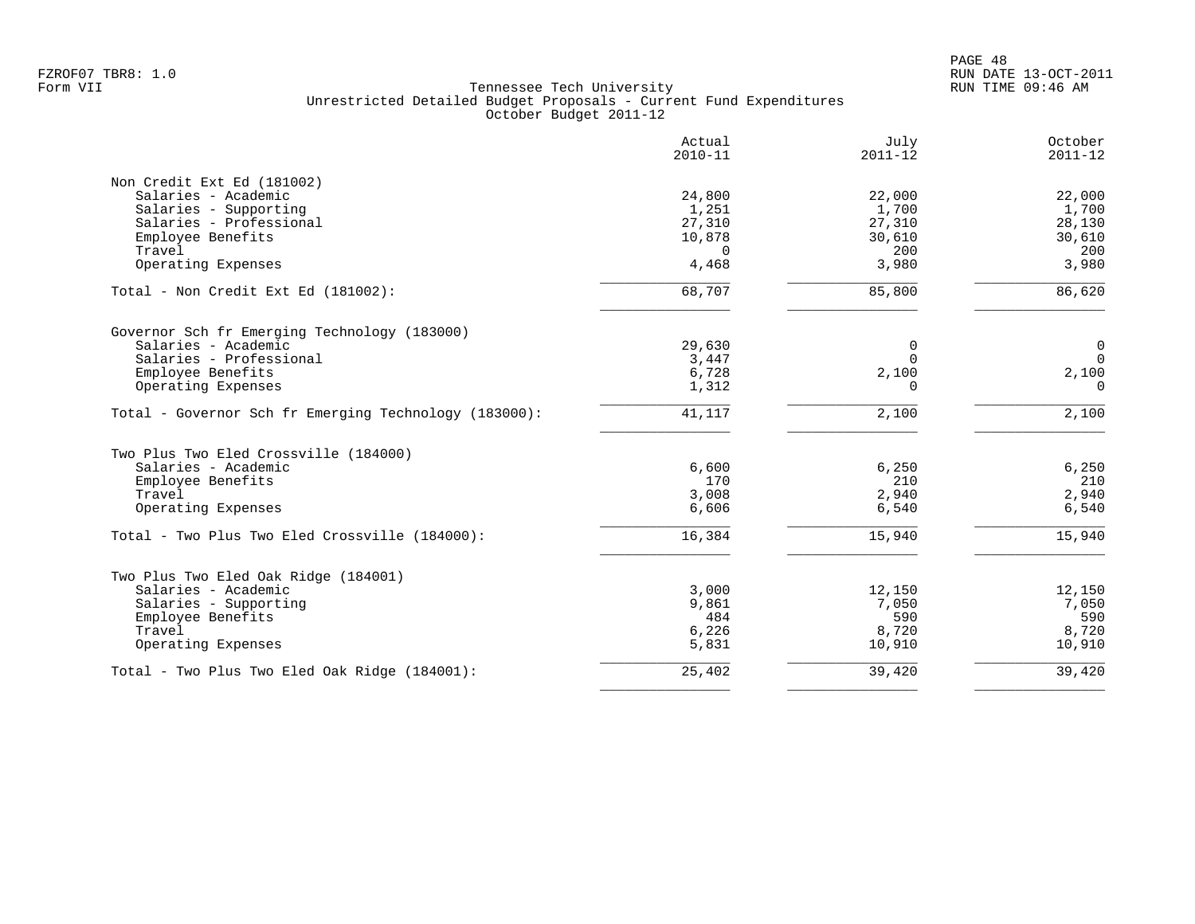FZROF07 TBR8: 1.0
Form VII

Tennessee Tech University
Unrestricted Detailed Budget Proposals - Current Fund Expenditures
October Budget 2011-12

RUN DATE 13-OCT-2011
RUN TIME 09:46 AM

| | Actual 2010-11 | July 2011-12 | October 2011-12 |
|---|---|---|---|
| **Non Credit Ext Ed (181002)** | | | |
| Salaries - Academic | 24,800 | 22,000 | 22,000 |
| Salaries - Supporting | 1,251 | 1,700 | 1,700 |
| Salaries - Professional | 27,310 | 27,310 | 28,130 |
| Employee Benefits | 10,878 | 30,610 | 30,610 |
| Travel | 0 | 200 | 200 |
| Operating Expenses | 4,468 | 3,980 | 3,980 |
| Total - Non Credit Ext Ed (181002): | 68,707 | 85,800 | 86,620 |
| **Governor Sch fr Emerging Technology (183000)** | | | |
| Salaries - Academic | 29,630 | 0 | 0 |
| Salaries - Professional | 3,447 | 0 | 0 |
| Employee Benefits | 6,728 | 2,100 | 2,100 |
| Operating Expenses | 1,312 | 0 | 0 |
| Total - Governor Sch fr Emerging Technology (183000): | 41,117 | 2,100 | 2,100 |
| **Two Plus Two Eled Crossville (184000)** | | | |
| Salaries - Academic | 6,600 | 6,250 | 6,250 |
| Employee Benefits | 170 | 210 | 210 |
| Travel | 3,008 | 2,940 | 2,940 |
| Operating Expenses | 6,606 | 6,540 | 6,540 |
| Total - Two Plus Two Eled Crossville (184000): | 16,384 | 15,940 | 15,940 |
| **Two Plus Two Eled Oak Ridge (184001)** | | | |
| Salaries - Academic | 3,000 | 12,150 | 12,150 |
| Salaries - Supporting | 9,861 | 7,050 | 7,050 |
| Employee Benefits | 484 | 590 | 590 |
| Travel | 6,226 | 8,720 | 8,720 |
| Operating Expenses | 5,831 | 10,910 | 10,910 |
| Total - Two Plus Two Eled Oak Ridge (184001): | 25,402 | 39,420 | 39,420 |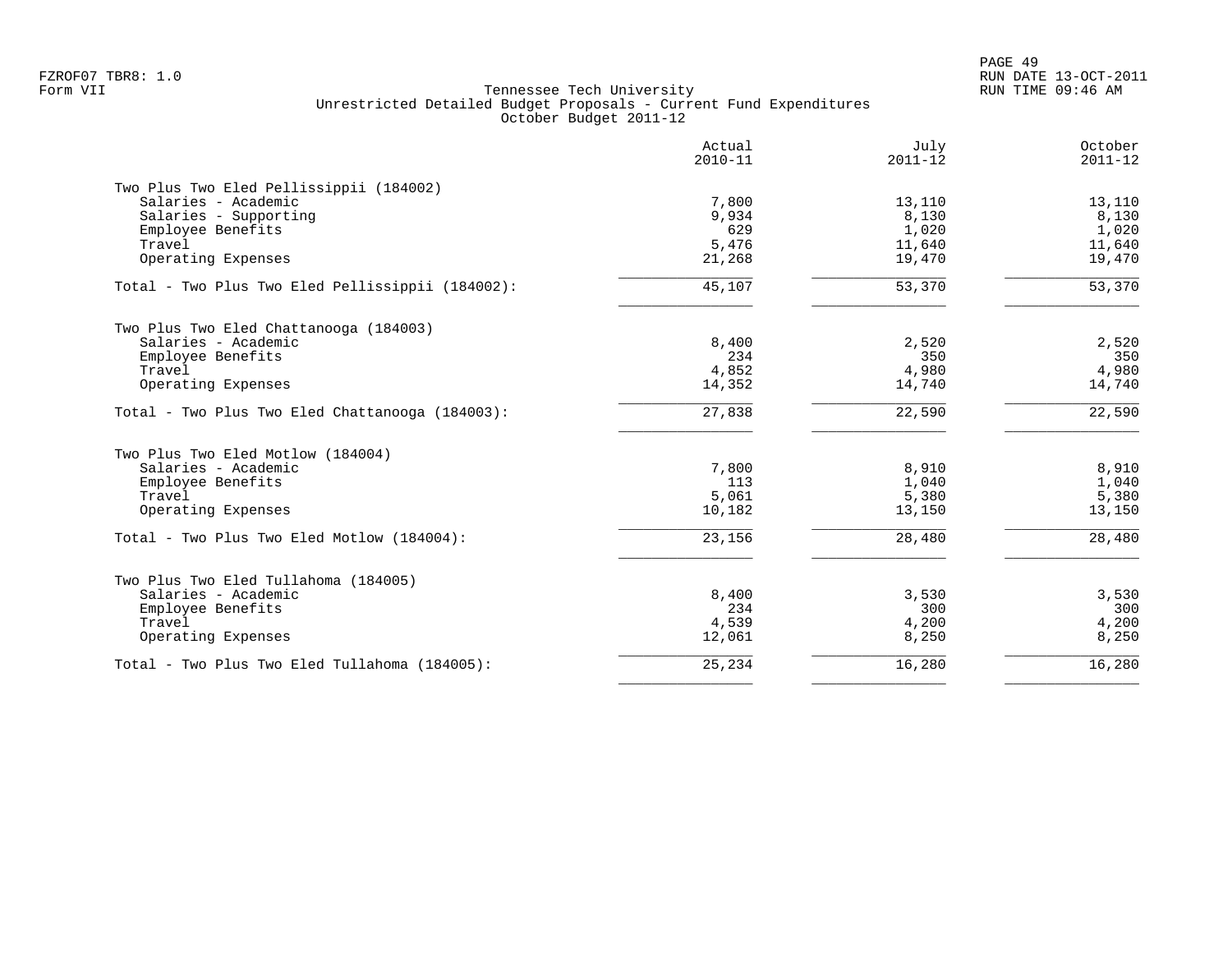Tennessee Tech University
Unrestricted Detailed Budget Proposals - Current Fund Expenditures
October Budget 2011-12

| | Actual 2010-11 | July 2011-12 | October 2011-12 |
|---|---:|---:|---:|
| **Two Plus Two Eled Pellissippii (184002)** | | | |
| Salaries - Academic | 7,800 | 13,110 | 13,110 |
| Salaries - Supporting | 9,934 | 8,130 | 8,130 |
| Employee Benefits | 629 | 1,020 | 1,020 |
| Travel | 5,476 | 11,640 | 11,640 |
| Operating Expenses | 21,268 | 19,470 | 19,470 |
| Total - Two Plus Two Eled Pellissippii (184002): | 45,107 | 53,370 | 53,370 |
| **Two Plus Two Eled Chattanooga (184003)** | | | |
| Salaries - Academic | 8,400 | 2,520 | 2,520 |
| Employee Benefits | 234 | 350 | 350 |
| Travel | 4,852 | 4,980 | 4,980 |
| Operating Expenses | 14,352 | 14,740 | 14,740 |
| Total - Two Plus Two Eled Chattanooga (184003): | 27,838 | 22,590 | 22,590 |
| **Two Plus Two Eled Motlow (184004)** | | | |
| Salaries - Academic | 7,800 | 8,910 | 8,910 |
| Employee Benefits | 113 | 1,040 | 1,040 |
| Travel | 5,061 | 5,380 | 5,380 |
| Operating Expenses | 10,182 | 13,150 | 13,150 |
| Total - Two Plus Two Eled Motlow (184004): | 23,156 | 28,480 | 28,480 |
| **Two Plus Two Eled Tullahoma (184005)** | | | |
| Salaries - Academic | 8,400 | 3,530 | 3,530 |
| Employee Benefits | 234 | 300 | 300 |
| Travel | 4,539 | 4,200 | 4,200 |
| Operating Expenses | 12,061 | 8,250 | 8,250 |
| Total - Two Plus Two Eled Tullahoma (184005): | 25,234 | 16,280 | 16,280 |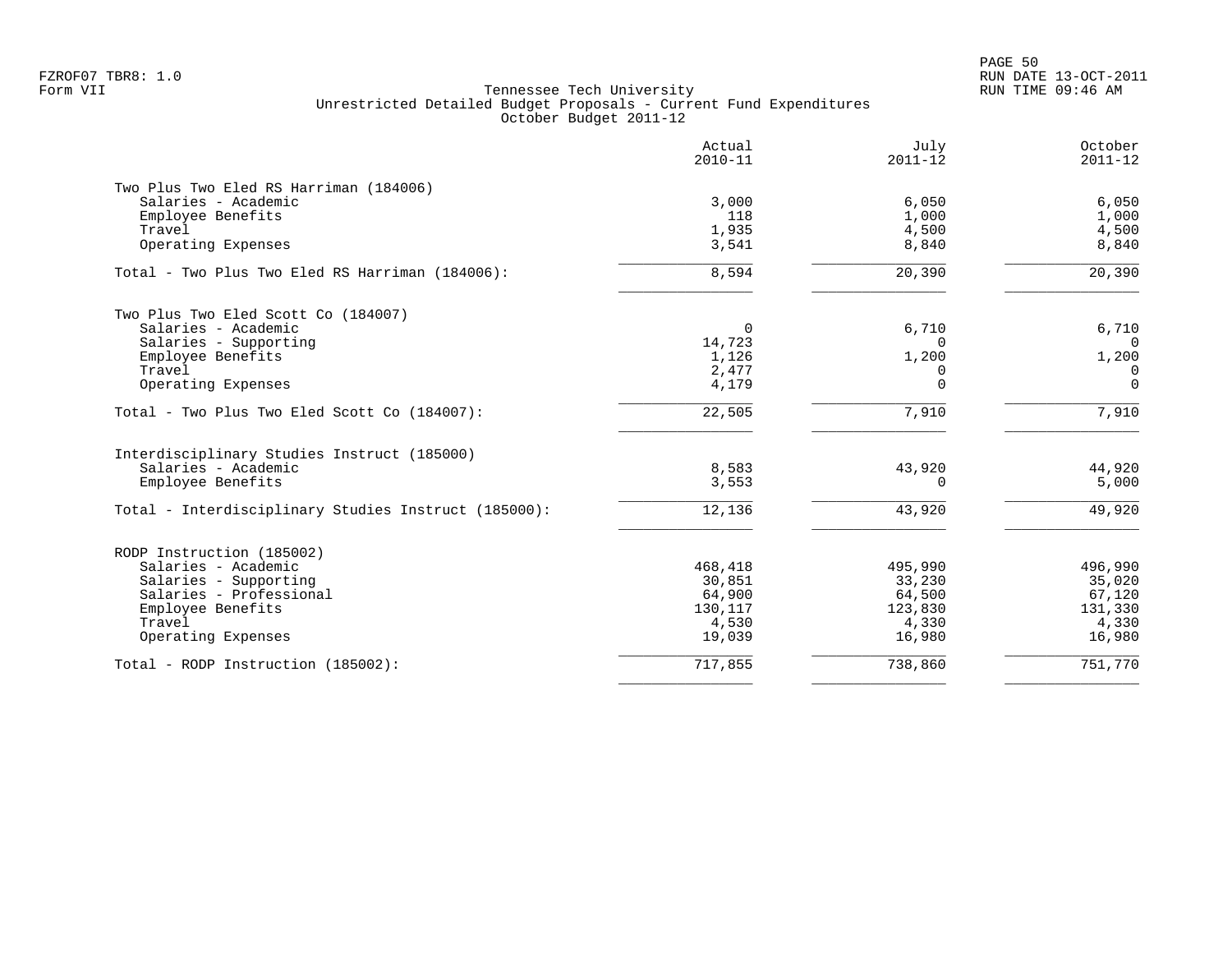FZROF07 TBR8: 1.0
Form VII

# Tennessee Tech University
## Unrestricted Detailed Budget Proposals - Current Fund Expenditures
### October Budget 2011-12

RUN DATE 13-OCT-2011
RUN TIME 09:46 AM

| | Actual 2010-11 | July 2011-12 | October 2011-12 |
|---|---|---|---|
| **Two Plus Two Eled RS Harriman (184006)** | | | |
| Salaries - Academic | 3,000 | 6,050 | 6,050 |
| Employee Benefits | 118 | 1,000 | 1,000 |
| Travel | 1,935 | 4,500 | 4,500 |
| Operating Expenses | 3,541 | 8,840 | 8,840 |
| Total - Two Plus Two Eled RS Harriman (184006): | 8,594 | 20,390 | 20,390 |
| **Two Plus Two Eled Scott Co (184007)** | | | |
| Salaries - Academic | 0 | 6,710 | 6,710 |
| Salaries - Supporting | 14,723 | 0 | 0 |
| Employee Benefits | 1,126 | 1,200 | 1,200 |
| Travel | 2,477 | 0 | 0 |
| Operating Expenses | 4,179 | 0 | 0 |
| Total - Two Plus Two Eled Scott Co (184007): | 22,505 | 7,910 | 7,910 |
| **Interdisciplinary Studies Instruct (185000)** | | | |
| Salaries - Academic | 8,583 | 43,920 | 44,920 |
| Employee Benefits | 3,553 | 0 | 5,000 |
| Total - Interdisciplinary Studies Instruct (185000): | 12,136 | 43,920 | 49,920 |
| **RODP Instruction (185002)** | | | |
| Salaries - Academic | 468,418 | 495,990 | 496,990 |
| Salaries - Supporting | 30,851 | 33,230 | 35,020 |
| Salaries - Professional | 64,900 | 64,500 | 67,120 |
| Employee Benefits | 130,117 | 123,830 | 131,330 |
| Travel | 4,530 | 4,330 | 4,330 |
| Operating Expenses | 19,039 | 16,980 | 16,980 |
| Total - RODP Instruction (185002): | 717,855 | 738,860 | 751,770 |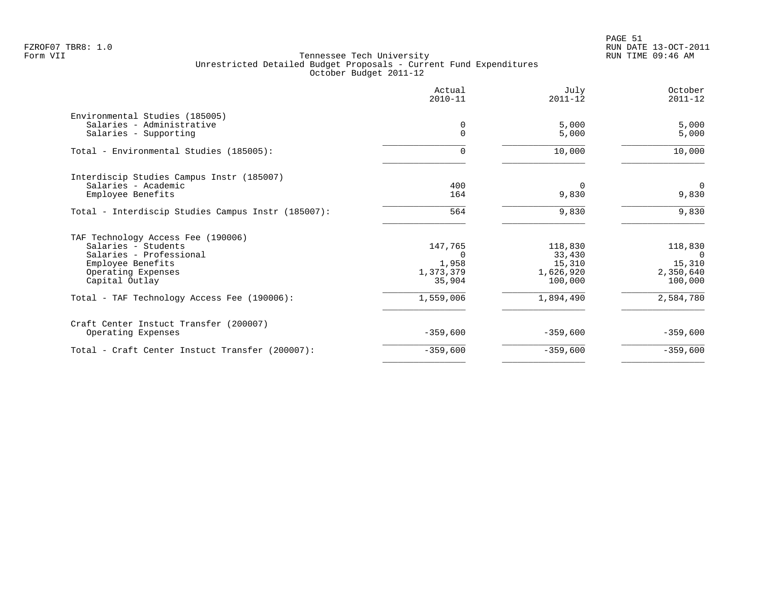FZROF07 TBR8: 1.0
Form VII

Tennessee Tech University
Unrestricted Detailed Budget Proposals - Current Fund Expenditures
October Budget 2011-12

RUN DATE 13-OCT-2011
RUN TIME 09:46 AM

| | Actual 2010-11 | July 2011-12 | October 2011-12 |
|---|---|---|---|
| Environmental Studies (185005) | | | |
| Salaries - Administrative | 0 | 5,000 | 5,000 |
| Salaries - Supporting | 0 | 5,000 | 5,000 |
| Total - Environmental Studies (185005): | 0 | 10,000 | 10,000 |
| Interdiscip Studies Campus Instr (185007) | | | |
| Salaries - Academic | 400 | 0 | 0 |
| Employee Benefits | 164 | 9,830 | 9,830 |
| Total - Interdiscip Studies Campus Instr (185007): | 564 | 9,830 | 9,830 |
| TAF Technology Access Fee (190006) | | | |
| Salaries - Students | 147,765 | 118,830 | 118,830 |
| Salaries - Professional | 0 | 33,430 | 0 |
| Employee Benefits | 1,958 | 15,310 | 15,310 |
| Operating Expenses | 1,373,379 | 1,626,920 | 2,350,640 |
| Capital Outlay | 35,904 | 100,000 | 100,000 |
| Total - TAF Technology Access Fee (190006): | 1,559,006 | 1,894,490 | 2,584,780 |
| Craft Center Instuct Transfer (200007) | | | |
| Operating Expenses | -359,600 | -359,600 | -359,600 |
| Total - Craft Center Instuct Transfer (200007): | -359,600 | -359,600 | -359,600 |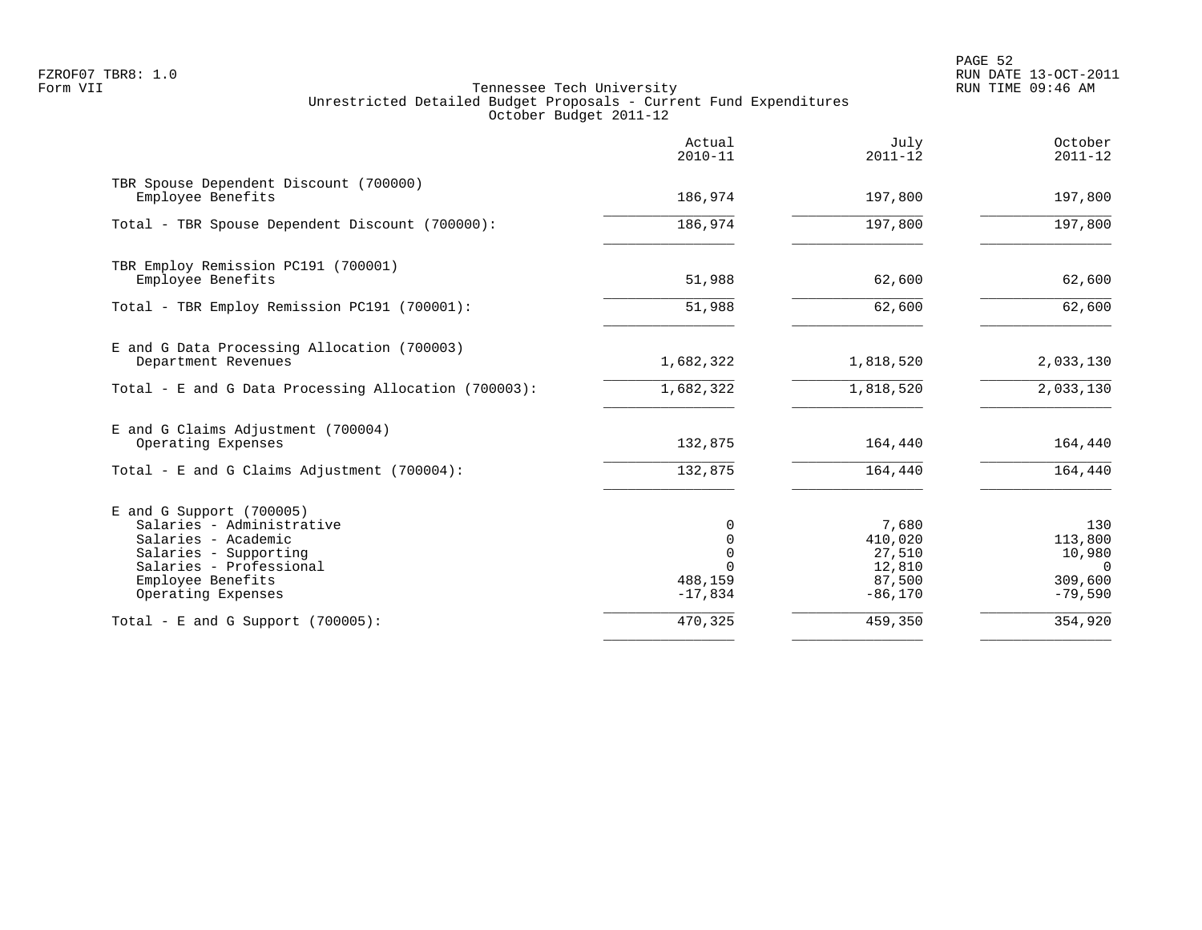Tennessee Tech University
Unrestricted Detailed Budget Proposals - Current Fund Expenditures
October Budget 2011-12

| | Actual 2010-11 | July 2011-12 | October 2011-12 |
|---|---|---|---|
| TBR Spouse Dependent Discount (700000) | | | |
| Employee Benefits | 186,974 | 197,800 | 197,800 |
| Total - TBR Spouse Dependent Discount (700000): | 186,974 | 197,800 | 197,800 |
| TBR Employ Remission PC191 (700001) | | | |
| Employee Benefits | 51,988 | 62,600 | 62,600 |
| Total - TBR Employ Remission PC191 (700001): | 51,988 | 62,600 | 62,600 |
| E and G Data Processing Allocation (700003) | | | |
| Department Revenues | 1,682,322 | 1,818,520 | 2,033,130 |
| Total - E and G Data Processing Allocation (700003): | 1,682,322 | 1,818,520 | 2,033,130 |
| E and G Claims Adjustment (700004) | | | |
| Operating Expenses | 132,875 | 164,440 | 164,440 |
| Total - E and G Claims Adjustment (700004): | 132,875 | 164,440 | 164,440 |
| E and G Support (700005) | | | |
| Salaries - Administrative | 0 | 7,680 | 130 |
| Salaries - Academic | 0 | 410,020 | 113,800 |
| Salaries - Supporting | 0 | 27,510 | 10,980 |
| Salaries - Professional | 0 | 12,810 | 0 |
| Employee Benefits | 488,159 | 87,500 | 309,600 |
| Operating Expenses | -17,834 | -86,170 | -79,590 |
| Total - E and G Support (700005): | 470,325 | 459,350 | 354,920 |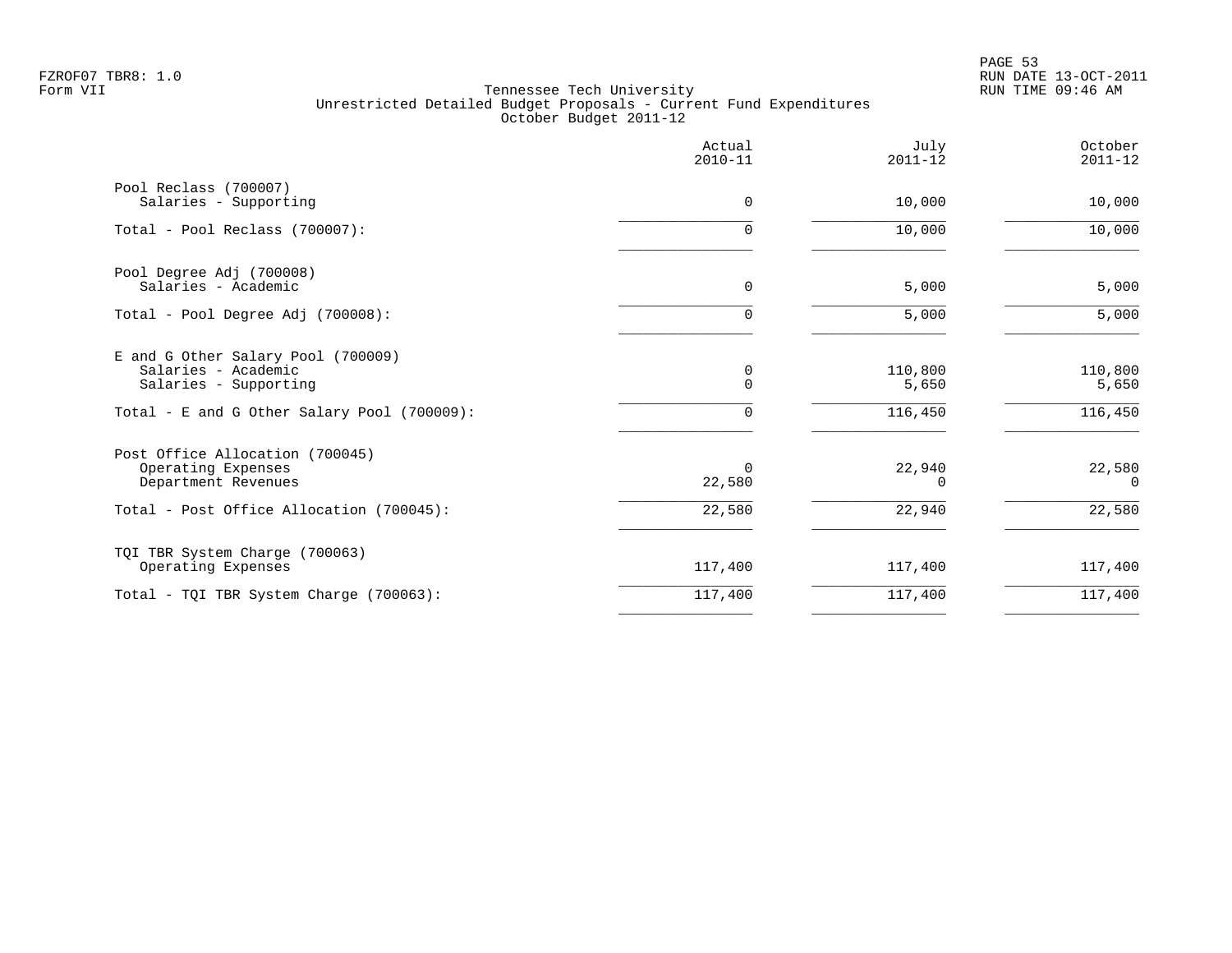Tennessee Tech University
Unrestricted Detailed Budget Proposals - Current Fund Expenditures
October Budget 2011-12

| | Actual 2010-11 | July 2011-12 | October 2011-12 |
|---|---|---|---|
| Pool Reclass (700007) | | | |
| Salaries - Supporting | 0 | 10,000 | 10,000 |
| Total - Pool Reclass (700007): | 0 | 10,000 | 10,000 |
| Pool Degree Adj (700008) | | | |
| Salaries - Academic | 0 | 5,000 | 5,000 |
| Total - Pool Degree Adj (700008): | 0 | 5,000 | 5,000 |
| E and G Other Salary Pool (700009) | | | |
| Salaries - Academic | 0 | 110,800 | 110,800 |
| Salaries - Supporting | 0 | 5,650 | 5,650 |
| Total - E and G Other Salary Pool (700009): | 0 | 116,450 | 116,450 |
| Post Office Allocation (700045) | | | |
| Operating Expenses | 0 | 22,940 | 22,580 |
| Department Revenues | 22,580 | 0 | 0 |
| Total - Post Office Allocation (700045): | 22,580 | 22,940 | 22,580 |
| TQI TBR System Charge (700063) | | | |
| Operating Expenses | 117,400 | 117,400 | 117,400 |
| Total - TQI TBR System Charge (700063): | 117,400 | 117,400 | 117,400 |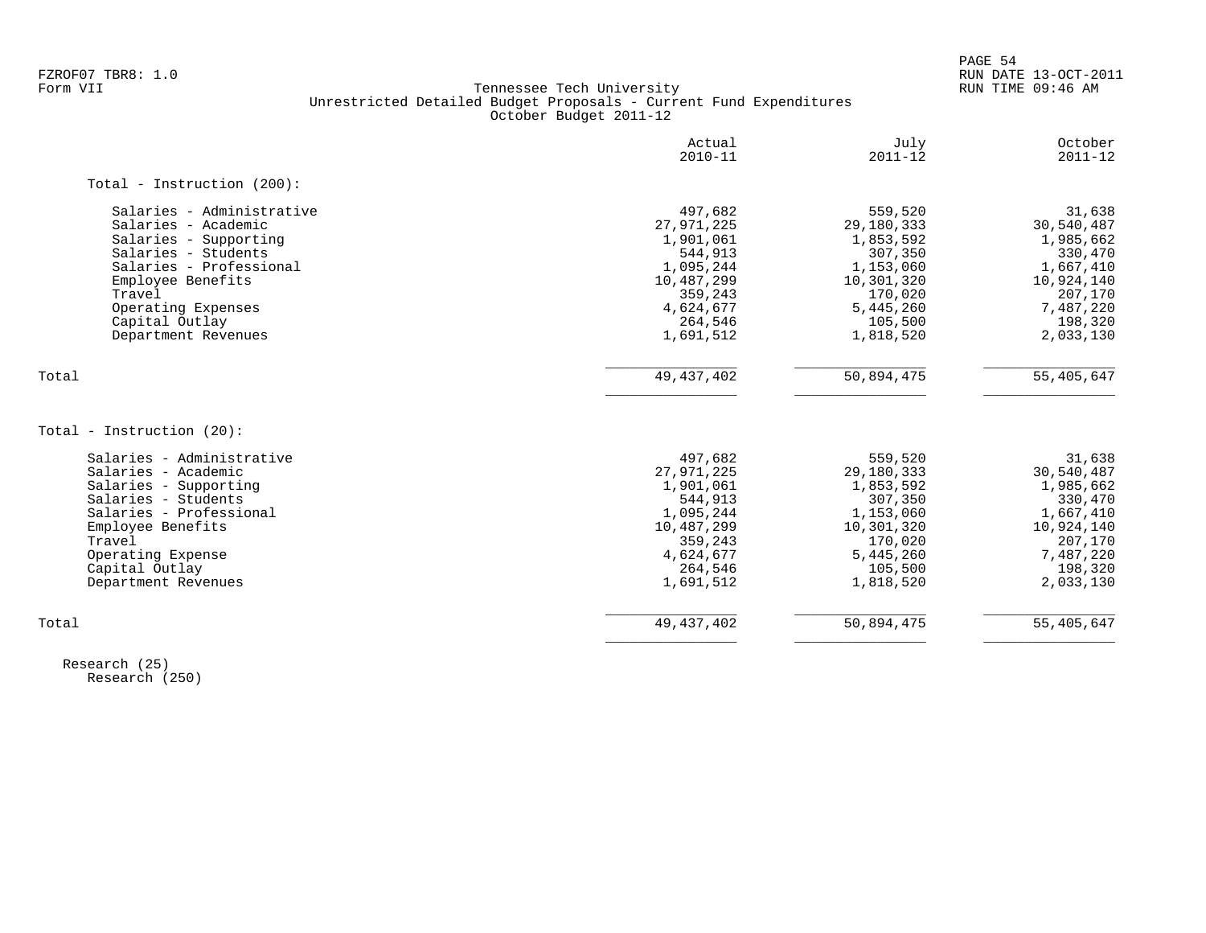FZROF07 TBR8: 1.0
Form VII

Tennessee Tech University
Unrestricted Detailed Budget Proposals - Current Fund Expenditures
October Budget 2011-12

RUN DATE 13-OCT-2011
RUN TIME 09:46 AM

| | Actual 2010-11 | July 2011-12 | October 2011-12 |
|---|---|---|---|
| **Total - Instruction (200):** | | | |
| Salaries - Administrative | 497,682 | 559,520 | 31,638 |
| Salaries - Academic | 27,971,225 | 29,180,333 | 30,540,487 |
| Salaries - Supporting | 1,901,061 | 1,853,592 | 1,985,662 |
| Salaries - Students | 544,913 | 307,350 | 330,470 |
| Salaries - Professional | 1,095,244 | 1,153,060 | 1,667,410 |
| Employee Benefits | 10,487,299 | 10,301,320 | 10,924,140 |
| Travel | 359,243 | 170,020 | 207,170 |
| Operating Expenses | 4,624,677 | 5,445,260 | 7,487,220 |
| Capital Outlay | 264,546 | 105,500 | 198,320 |
| Department Revenues | 1,691,512 | 1,818,520 | 2,033,130 |
| Total | 49,437,402 | 50,894,475 | 55,405,647 |

| | Actual 2010-11 | July 2011-12 | October 2011-12 |
|---|---|---|---|
| **Total - Instruction (20):** | | | |
| Salaries - Administrative | 497,682 | 559,520 | 31,638 |
| Salaries - Academic | 27,971,225 | 29,180,333 | 30,540,487 |
| Salaries - Supporting | 1,901,061 | 1,853,592 | 1,985,662 |
| Salaries - Students | 544,913 | 307,350 | 330,470 |
| Salaries - Professional | 1,095,244 | 1,153,060 | 1,667,410 |
| Employee Benefits | 10,487,299 | 10,301,320 | 10,924,140 |
| Travel | 359,243 | 170,020 | 207,170 |
| Operating Expense | 4,624,677 | 5,445,260 | 7,487,220 |
| Capital Outlay | 264,546 | 105,500 | 198,320 |
| Department Revenues | 1,691,512 | 1,818,520 | 2,033,130 |
| Total | 49,437,402 | 50,894,475 | 55,405,647 |

Research (25)
Research (250)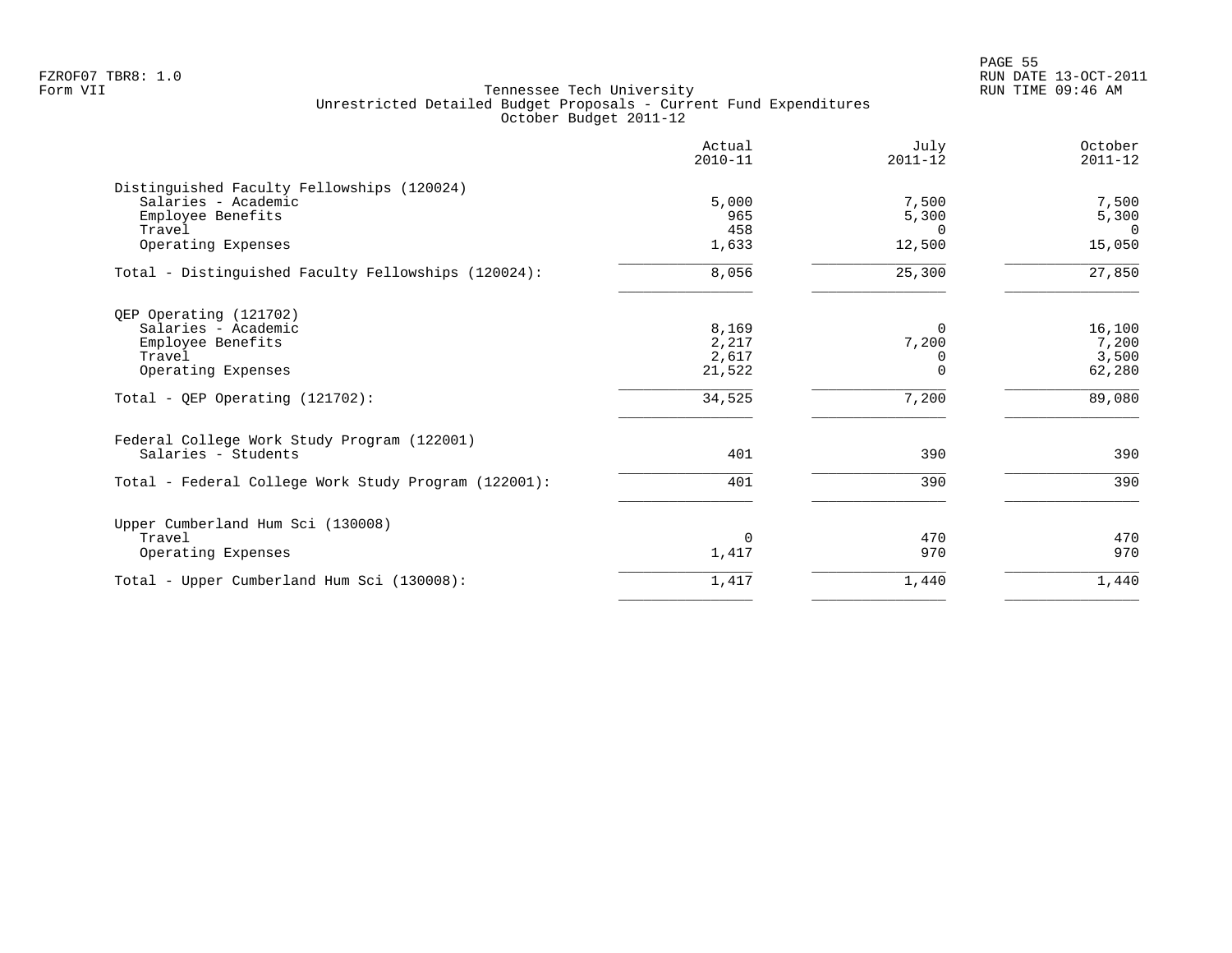Tennessee Tech University
Unrestricted Detailed Budget Proposals - Current Fund Expenditures
October Budget 2011-12

| | Actual 2010-11 | July 2011-12 | October 2011-12 |
|---|---|---|---|
| **Distinguished Faculty Fellowships (120024)** | | | |
| Salaries - Academic | 5,000 | 7,500 | 7,500 |
| Employee Benefits | 965 | 5,300 | 5,300 |
| Travel | 458 | 0 | 0 |
| Operating Expenses | 1,633 | 12,500 | 15,050 |
| Total - Distinguished Faculty Fellowships (120024): | 8,056 | 25,300 | 27,850 |
| **QEP Operating (121702)** | | | |
| Salaries - Academic | 8,169 | 0 | 16,100 |
| Employee Benefits | 2,217 | 7,200 | 7,200 |
| Travel | 2,617 | 0 | 3,500 |
| Operating Expenses | 21,522 | 0 | 62,280 |
| Total - QEP Operating (121702): | 34,525 | 7,200 | 89,080 |
| **Federal College Work Study Program (122001)** | | | |
| Salaries - Students | 401 | 390 | 390 |
| Total - Federal College Work Study Program (122001): | 401 | 390 | 390 |
| **Upper Cumberland Hum Sci (130008)** | | | |
| Travel | 0 | 470 | 470 |
| Operating Expenses | 1,417 | 970 | 970 |
| Total - Upper Cumberland Hum Sci (130008): | 1,417 | 1,440 | 1,440 |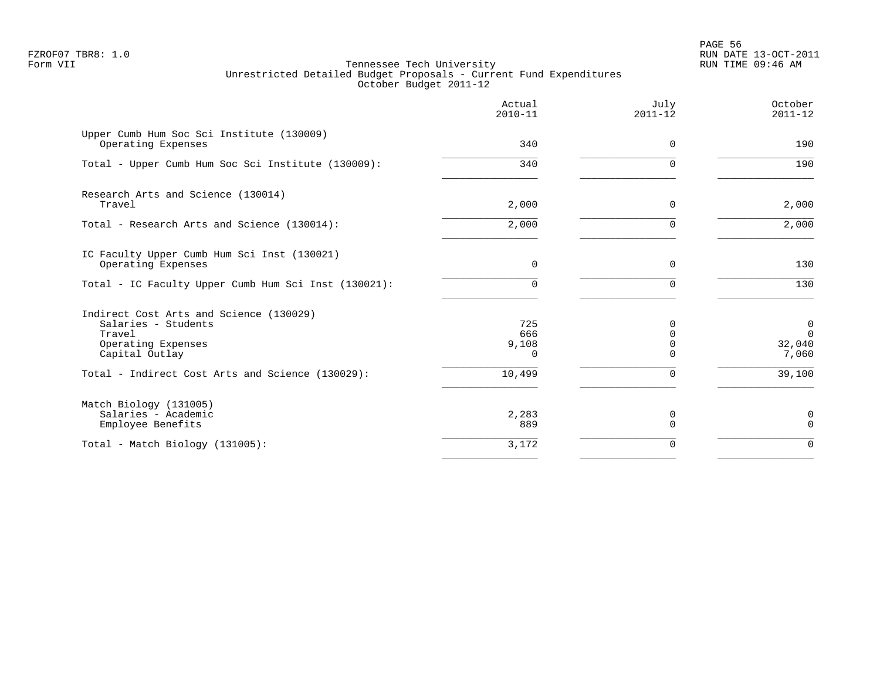FZROF07 TBR8: 1.0
Form VII

Tennessee Tech University
Unrestricted Detailed Budget Proposals - Current Fund Expenditures
October Budget 2011-12

RUN DATE 13-OCT-2011
RUN TIME 09:46 AM

| | Actual 2010-11 | July 2011-12 | October 2011-12 |
|---|---|---|---|
| **Upper Cumb Hum Soc Sci Institute (130009)** | | | |
| Operating Expenses | 340 | 0 | 190 |
| Total - Upper Cumb Hum Soc Sci Institute (130009): | 340 | 0 | 190 |
| **Research Arts and Science (130014)** | | | |
| Travel | 2,000 | 0 | 2,000 |
| Total - Research Arts and Science (130014): | 2,000 | 0 | 2,000 |
| **IC Faculty Upper Cumb Hum Sci Inst (130021)** | | | |
| Operating Expenses | 0 | 0 | 130 |
| Total - IC Faculty Upper Cumb Hum Sci Inst (130021): | 0 | 0 | 130 |
| **Indirect Cost Arts and Science (130029)** | | | |
| Salaries - Students | 725 | 0 | 0 |
| Travel | 666 | 0 | 0 |
| Operating Expenses | 9,108 | 0 | 32,040 |
| Capital Outlay | 0 | 0 | 7,060 |
| Total - Indirect Cost Arts and Science (130029): | 10,499 | 0 | 39,100 |
| **Match Biology (131005)** | | | |
| Salaries - Academic | 2,283 | 0 | 0 |
| Employee Benefits | 889 | 0 | 0 |
| Total - Match Biology (131005): | 3,172 | 0 | 0 |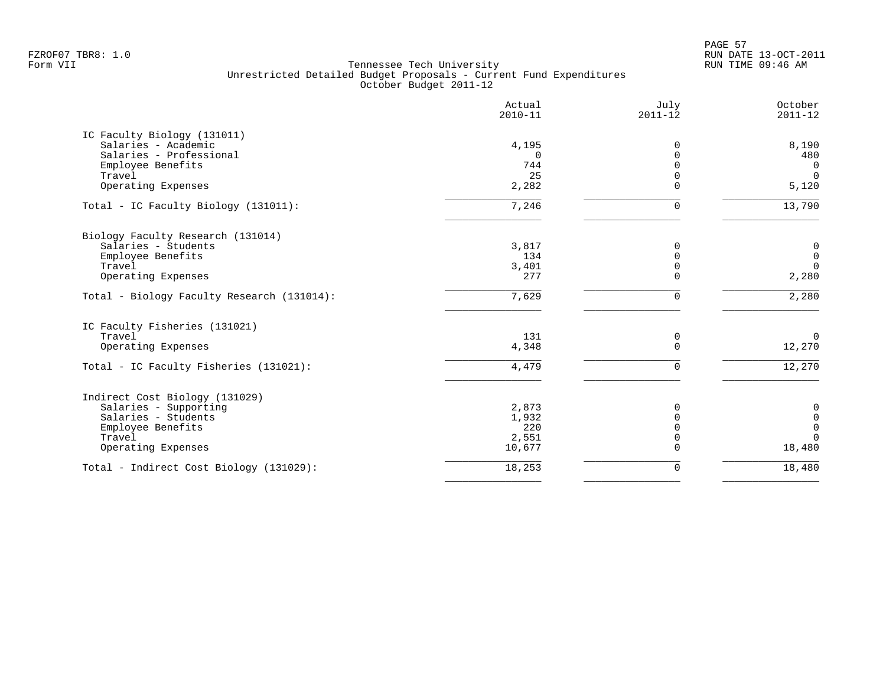FZROF07 TBR8: 1.0
Form VII

Tennessee Tech University
Unrestricted Detailed Budget Proposals - Current Fund Expenditures
October Budget 2011-12

RUN DATE 13-OCT-2011
RUN TIME 09:46 AM

| | Actual 2010-11 | July 2011-12 | October 2011-12 |
|---|---|---|---|
| **IC Faculty Biology (131011)** | | | |
| Salaries - Academic | 4,195 | 0 | 8,190 |
| Salaries - Professional | 0 | 0 | 480 |
| Employee Benefits | 744 | 0 | 0 |
| Travel | 25 | 0 | 0 |
| Operating Expenses | 2,282 | 0 | 5,120 |
| Total - IC Faculty Biology (131011): | 7,246 | 0 | 13,790 |
| **Biology Faculty Research (131014)** | | | |
| Salaries - Students | 3,817 | 0 | 0 |
| Employee Benefits | 134 | 0 | 0 |
| Travel | 3,401 | 0 | 0 |
| Operating Expenses | 277 | 0 | 2,280 |
| Total - Biology Faculty Research (131014): | 7,629 | 0 | 2,280 |
| **IC Faculty Fisheries (131021)** | | | |
| Travel | 131 | 0 | 0 |
| Operating Expenses | 4,348 | 0 | 12,270 |
| Total - IC Faculty Fisheries (131021): | 4,479 | 0 | 12,270 |
| **Indirect Cost Biology (131029)** | | | |
| Salaries - Supporting | 2,873 | 0 | 0 |
| Salaries - Students | 1,932 | 0 | 0 |
| Employee Benefits | 220 | 0 | 0 |
| Travel | 2,551 | 0 | 0 |
| Operating Expenses | 10,677 | 0 | 18,480 |
| Total - Indirect Cost Biology (131029): | 18,253 | 0 | 18,480 |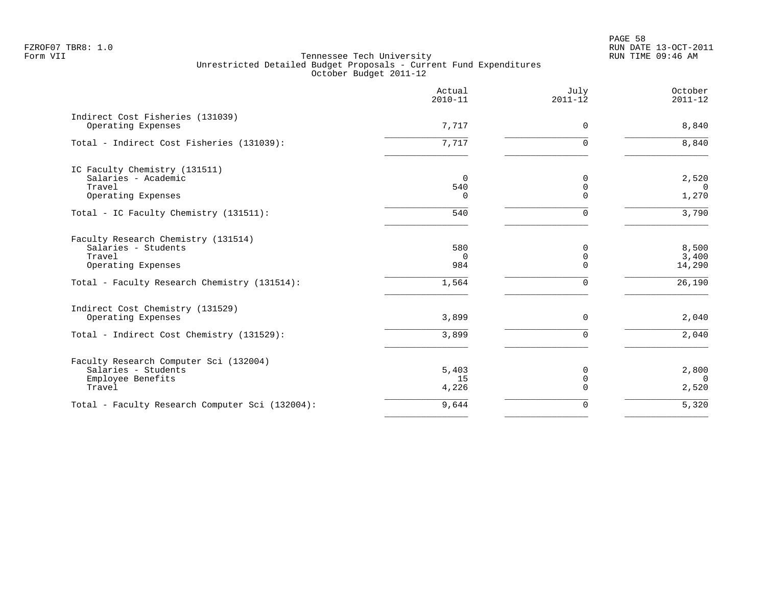Tennessee Tech University
Unrestricted Detailed Budget Proposals - Current Fund Expenditures
October Budget 2011-12

| | Actual 2010-11 | July 2011-12 | October 2011-12 |
|---|---|---|---|
| **Indirect Cost Fisheries (131039)** | | | |
| Operating Expenses | 7,717 | 0 | 8,840 |
| Total - Indirect Cost Fisheries (131039): | 7,717 | 0 | 8,840 |
| **IC Faculty Chemistry (131511)** | | | |
| Salaries - Academic | 0 | 0 | 2,520 |
| Travel | 540 | 0 | 0 |
| Operating Expenses | 0 | 0 | 1,270 |
| Total - IC Faculty Chemistry (131511): | 540 | 0 | 3,790 |
| **Faculty Research Chemistry (131514)** | | | |
| Salaries - Students | 580 | 0 | 8,500 |
| Travel | 0 | 0 | 3,400 |
| Operating Expenses | 984 | 0 | 14,290 |
| Total - Faculty Research Chemistry (131514): | 1,564 | 0 | 26,190 |
| **Indirect Cost Chemistry (131529)** | | | |
| Operating Expenses | 3,899 | 0 | 2,040 |
| Total - Indirect Cost Chemistry (131529): | 3,899 | 0 | 2,040 |
| **Faculty Research Computer Sci (132004)** | | | |
| Salaries - Students | 5,403 | 0 | 2,800 |
| Employee Benefits | 15 | 0 | 0 |
| Travel | 4,226 | 0 | 2,520 |
| Total - Faculty Research Computer Sci (132004): | 9,644 | 0 | 5,320 |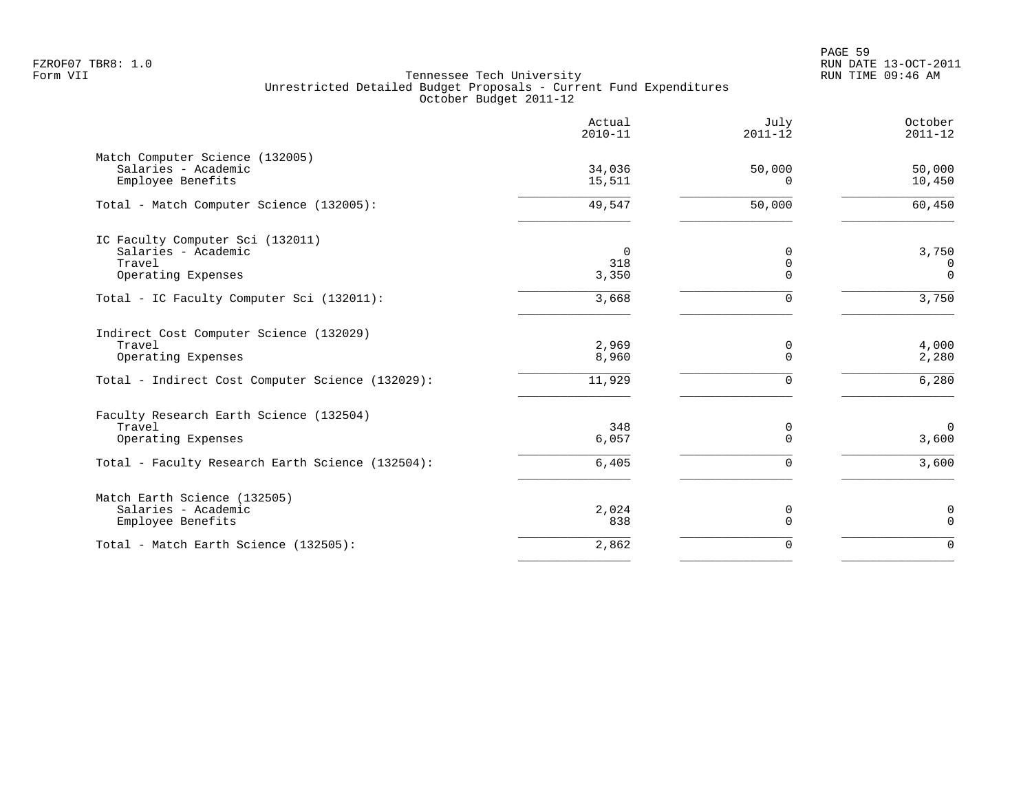FZROF07 TBR8: 1.0
Form VII

Tennessee Tech University
Unrestricted Detailed Budget Proposals - Current Fund Expenditures
October Budget 2011-12

RUN DATE 13-OCT-2011
RUN TIME 09:46 AM

| | Actual 2010-11 | July 2011-12 | October 2011-12 |
|---|---|---|---|
| **Match Computer Science (132005)** | | | |
| Salaries - Academic | 34,036 | 50,000 | 50,000 |
| Employee Benefits | 15,511 | 0 | 10,450 |
| Total - Match Computer Science (132005): | 49,547 | 50,000 | 60,450 |
| **IC Faculty Computer Sci (132011)** | | | |
| Salaries - Academic | 0 | 0 | 3,750 |
| Travel | 318 | 0 | 0 |
| Operating Expenses | 3,350 | 0 | 0 |
| Total - IC Faculty Computer Sci (132011): | 3,668 | 0 | 3,750 |
| **Indirect Cost Computer Science (132029)** | | | |
| Travel | 2,969 | 0 | 4,000 |
| Operating Expenses | 8,960 | 0 | 2,280 |
| Total - Indirect Cost Computer Science (132029): | 11,929 | 0 | 6,280 |
| **Faculty Research Earth Science (132504)** | | | |
| Travel | 348 | 0 | 0 |
| Operating Expenses | 6,057 | 0 | 3,600 |
| Total - Faculty Research Earth Science (132504): | 6,405 | 0 | 3,600 |
| **Match Earth Science (132505)** | | | |
| Salaries - Academic | 2,024 | 0 | 0 |
| Employee Benefits | 838 | 0 | 0 |
| Total - Match Earth Science (132505): | 2,862 | 0 | 0 |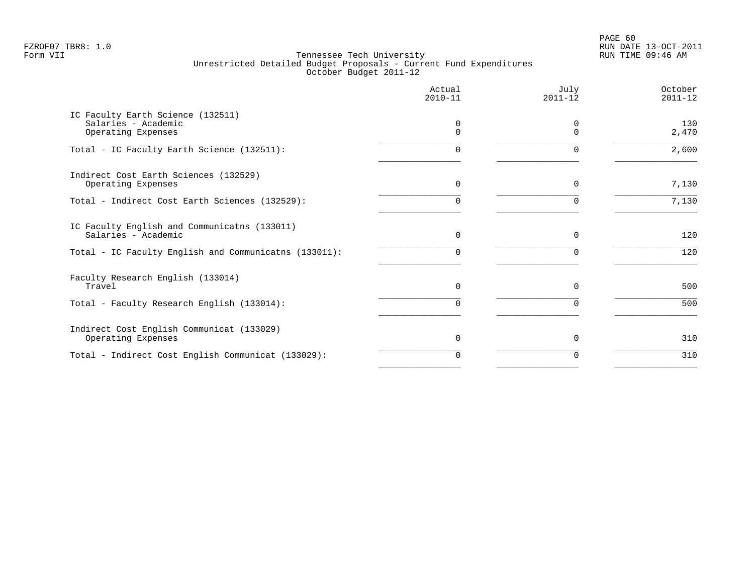Tennessee Tech University
Unrestricted Detailed Budget Proposals - Current Fund Expenditures
October Budget 2011-12

| | Actual 2010-11 | July 2011-12 | October 2011-12 |
|---|---|---|---|
| IC Faculty Earth Science (132511) | | | |
| Salaries - Academic | 0 | 0 | 130 |
| Operating Expenses | 0 | 0 | 2,470 |
| Total - IC Faculty Earth Science (132511): | 0 | 0 | 2,600 |
| Indirect Cost Earth Sciences (132529) | | | |
| Operating Expenses | 0 | 0 | 7,130 |
| Total - Indirect Cost Earth Sciences (132529): | 0 | 0 | 7,130 |
| IC Faculty English and Communicatns (133011) | | | |
| Salaries - Academic | 0 | 0 | 120 |
| Total - IC Faculty English and Communicatns (133011): | 0 | 0 | 120 |
| Faculty Research English (133014) | | | |
| Travel | 0 | 0 | 500 |
| Total - Faculty Research English (133014): | 0 | 0 | 500 |
| Indirect Cost English Communicat (133029) | | | |
| Operating Expenses | 0 | 0 | 310 |
| Total - Indirect Cost English Communicat (133029): | 0 | 0 | 310 |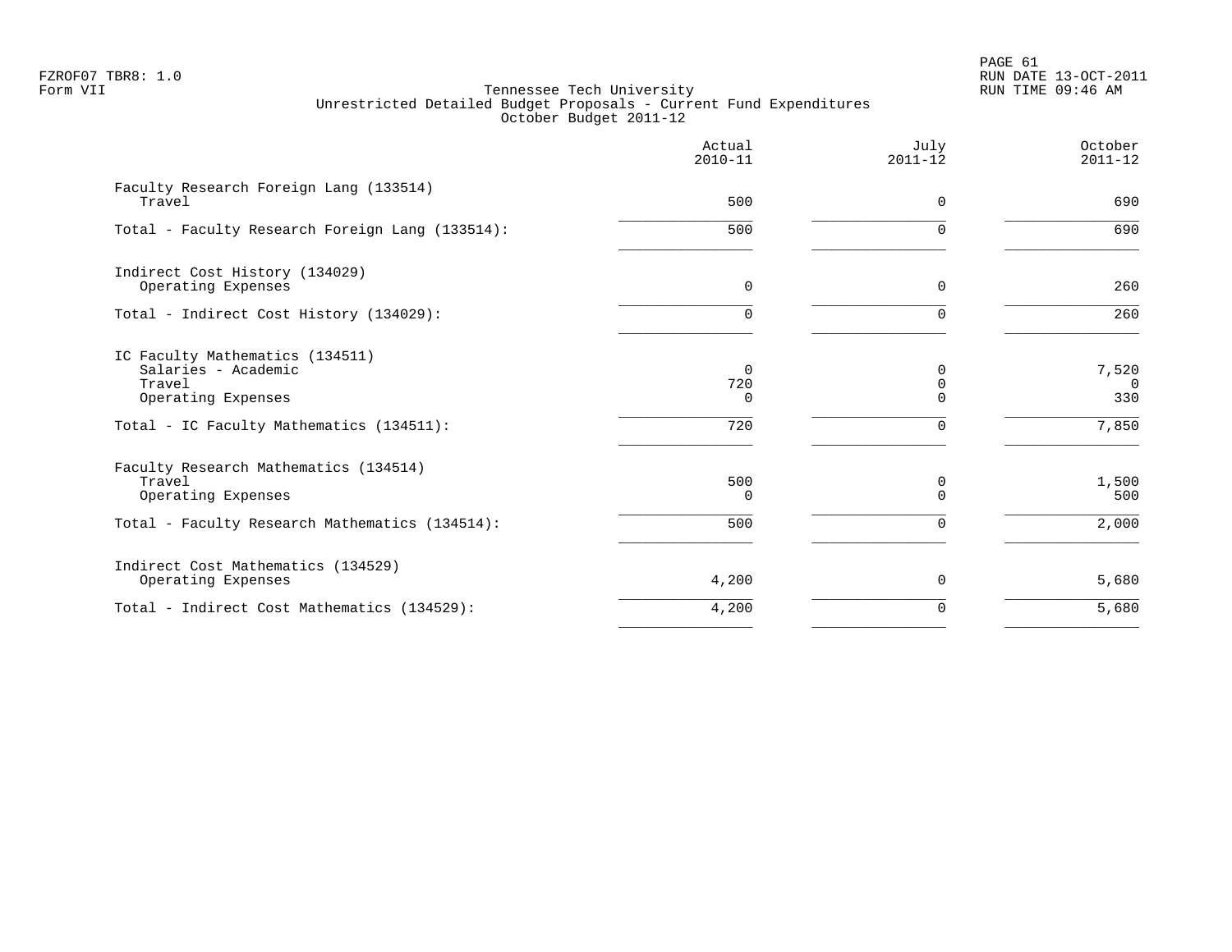FZROF07 TBR8: 1.0
Form VII

Tennessee Tech University
Unrestricted Detailed Budget Proposals - Current Fund Expenditures
October Budget 2011-12

RUN DATE 13-OCT-2011
RUN TIME 09:46 AM

| | Actual 2010-11 | July 2011-12 | October 2011-12 |
|---|---:|---:|---:|
| **Faculty Research Foreign Lang (133514)** | | | |
| Travel | 500 | 0 | 690 |
| Total - Faculty Research Foreign Lang (133514): | 500 | 0 | 690 |
| **Indirect Cost History (134029)** | | | |
| Operating Expenses | 0 | 0 | 260 |
| Total - Indirect Cost History (134029): | 0 | 0 | 260 |
| **IC Faculty Mathematics (134511)** | | | |
| Salaries - Academic | 0 | 0 | 7,520 |
| Travel | 720 | 0 | 0 |
| Operating Expenses | 0 | 0 | 330 |
| Total - IC Faculty Mathematics (134511): | 720 | 0 | 7,850 |
| **Faculty Research Mathematics (134514)** | | | |
| Travel | 500 | 0 | 1,500 |
| Operating Expenses | 0 | 0 | 500 |
| Total - Faculty Research Mathematics (134514): | 500 | 0 | 2,000 |
| **Indirect Cost Mathematics (134529)** | | | |
| Operating Expenses | 4,200 | 0 | 5,680 |
| Total - Indirect Cost Mathematics (134529): | 4,200 | 0 | 5,680 |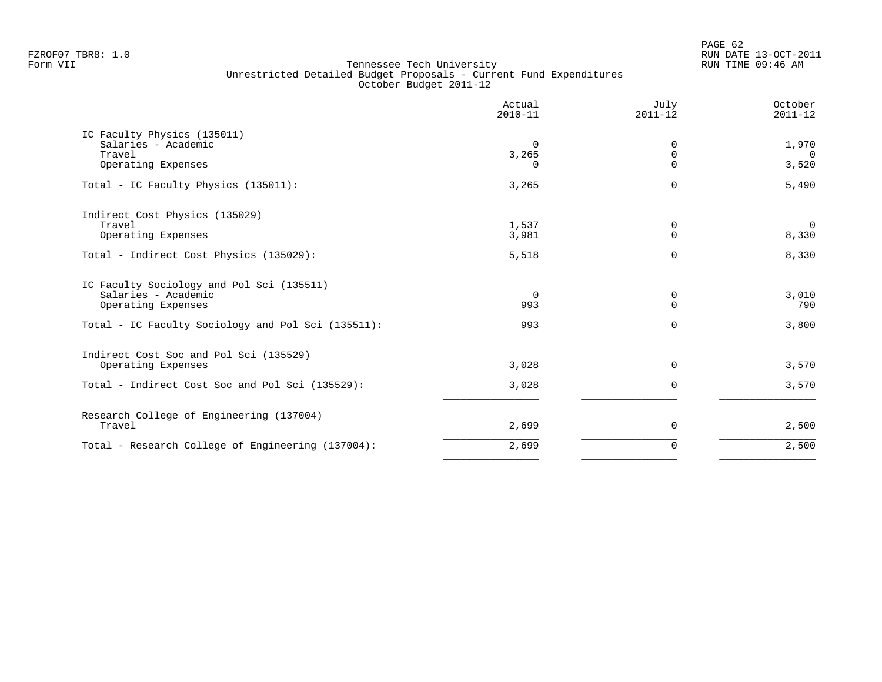FZROF07 TBR8: 1.0
Form VII

Tennessee Tech University
Unrestricted Detailed Budget Proposals - Current Fund Expenditures
October Budget 2011-12

RUN DATE 13-OCT-2011
RUN TIME 09:46 AM

| | Actual 2010-11 | July 2011-12 | October 2011-12 |
|---|---|---|---|
| IC Faculty Physics (135011) | | | |
| Salaries - Academic | 0 | 0 | 1,970 |
| Travel | 3,265 | 0 | 0 |
| Operating Expenses | 0 | 0 | 3,520 |
| Total - IC Faculty Physics (135011): | 3,265 | 0 | 5,490 |
| Indirect Cost Physics (135029) | | | |
| Travel | 1,537 | 0 | 0 |
| Operating Expenses | 3,981 | 0 | 8,330 |
| Total - Indirect Cost Physics (135029): | 5,518 | 0 | 8,330 |
| IC Faculty Sociology and Pol Sci (135511) | | | |
| Salaries - Academic | 0 | 0 | 3,010 |
| Operating Expenses | 993 | 0 | 790 |
| Total - IC Faculty Sociology and Pol Sci (135511): | 993 | 0 | 3,800 |
| Indirect Cost Soc and Pol Sci (135529) | | | |
| Operating Expenses | 3,028 | 0 | 3,570 |
| Total - Indirect Cost Soc and Pol Sci (135529): | 3,028 | 0 | 3,570 |
| Research College of Engineering (137004) | | | |
| Travel | 2,699 | 0 | 2,500 |
| Total - Research College of Engineering (137004): | 2,699 | 0 | 2,500 |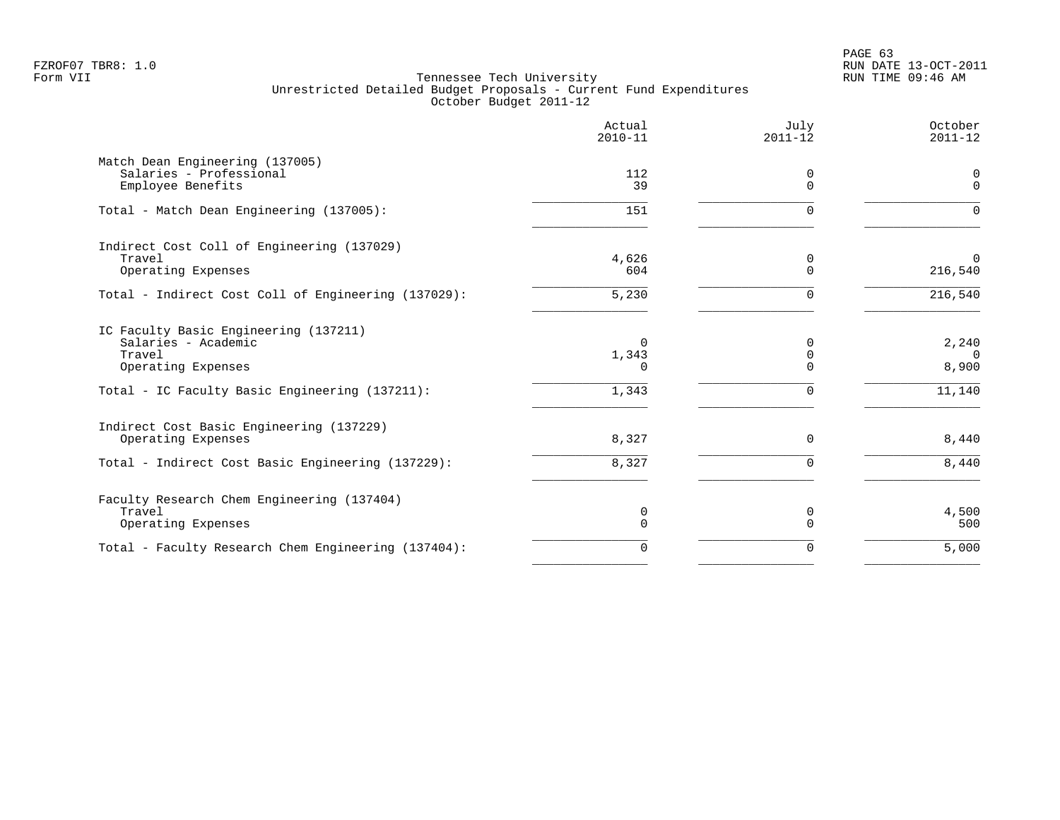FZROF07 TBR8: 1.0
Form VII

Tennessee Tech University
Unrestricted Detailed Budget Proposals - Current Fund Expenditures
October Budget 2011-12

RUN DATE 13-OCT-2011
RUN TIME 09:46 AM

| | Actual 2010-11 | July 2011-12 | October 2011-12 |
|---|---|---|---|
| **Match Dean Engineering (137005)** | | | |
| Salaries - Professional | 112 | 0 | 0 |
| Employee Benefits | 39 | 0 | 0 |
| Total - Match Dean Engineering (137005): | 151 | 0 | 0 |
| **Indirect Cost Coll of Engineering (137029)** | | | |
| Travel | 4,626 | 0 | 0 |
| Operating Expenses | 604 | 0 | 216,540 |
| Total - Indirect Cost Coll of Engineering (137029): | 5,230 | 0 | 216,540 |
| **IC Faculty Basic Engineering (137211)** | | | |
| Salaries - Academic | 0 | 0 | 2,240 |
| Travel | 1,343 | 0 | 0 |
| Operating Expenses | 0 | 0 | 8,900 |
| Total - IC Faculty Basic Engineering (137211): | 1,343 | 0 | 11,140 |
| **Indirect Cost Basic Engineering (137229)** | | | |
| Operating Expenses | 8,327 | 0 | 8,440 |
| Total - Indirect Cost Basic Engineering (137229): | 8,327 | 0 | 8,440 |
| **Faculty Research Chem Engineering (137404)** | | | |
| Travel | 0 | 0 | 4,500 |
| Operating Expenses | 0 | 0 | 500 |
| Total - Faculty Research Chem Engineering (137404): | 0 | 0 | 5,000 |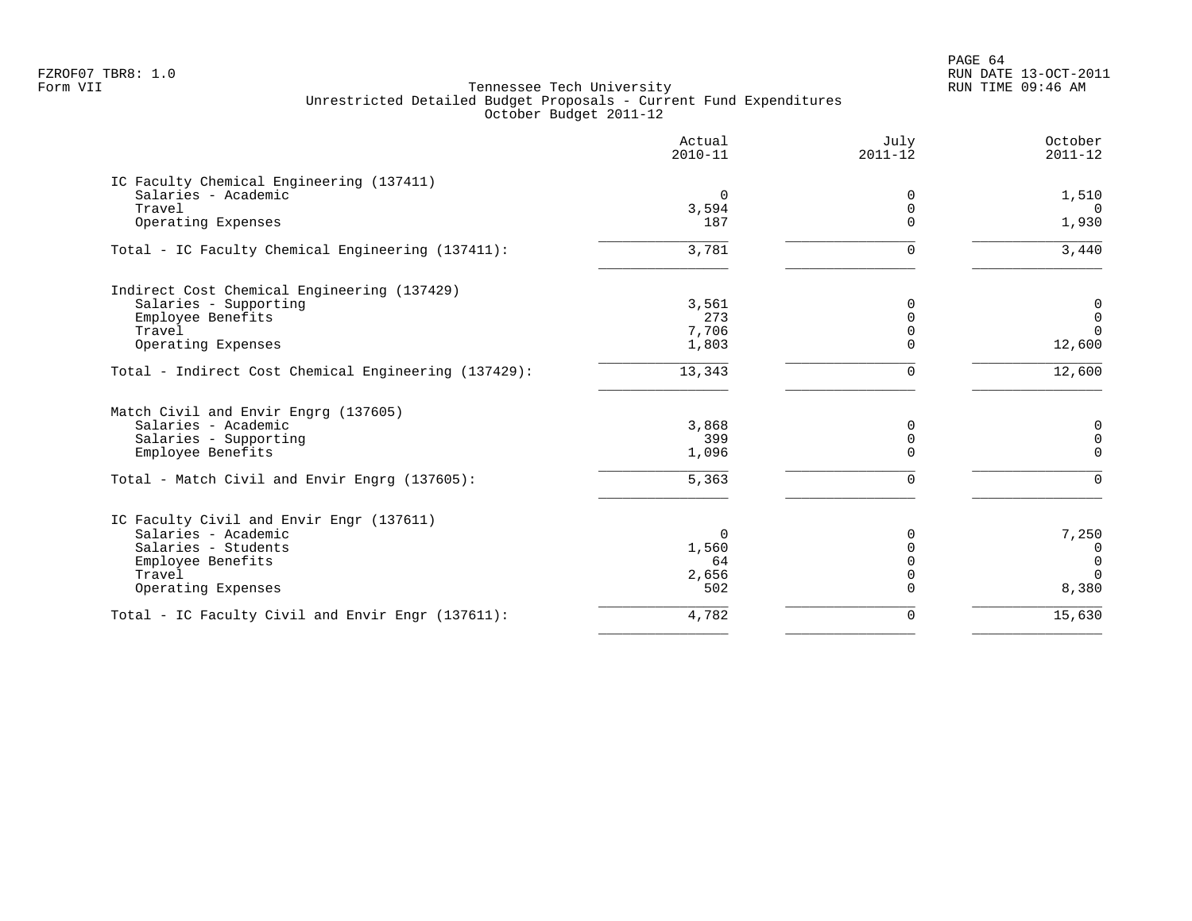FZROF07 TBR8: 1.0
Form VII

Tennessee Tech University
Unrestricted Detailed Budget Proposals - Current Fund Expenditures
October Budget 2011-12

RUN DATE 13-OCT-2011
RUN TIME 09:46 AM

| | Actual 2010-11 | July 2011-12 | October 2011-12 |
|---|---|---|---|
| **IC Faculty Chemical Engineering (137411)** | | | |
| Salaries - Academic | 0 | 0 | 1,510 |
| Travel | 3,594 | 0 | 0 |
| Operating Expenses | 187 | 0 | 1,930 |
| Total - IC Faculty Chemical Engineering (137411): | 3,781 | 0 | 3,440 |
| **Indirect Cost Chemical Engineering (137429)** | | | |
| Salaries - Supporting | 3,561 | 0 | 0 |
| Employee Benefits | 273 | 0 | 0 |
| Travel | 7,706 | 0 | 0 |
| Operating Expenses | 1,803 | 0 | 12,600 |
| Total - Indirect Cost Chemical Engineering (137429): | 13,343 | 0 | 12,600 |
| **Match Civil and Envir Engrg (137605)** | | | |
| Salaries - Academic | 3,868 | 0 | 0 |
| Salaries - Supporting | 399 | 0 | 0 |
| Employee Benefits | 1,096 | 0 | 0 |
| Total - Match Civil and Envir Engrg (137605): | 5,363 | 0 | 0 |
| **IC Faculty Civil and Envir Engr (137611)** | | | |
| Salaries - Academic | 0 | 0 | 7,250 |
| Salaries - Students | 1,560 | 0 | 0 |
| Employee Benefits | 64 | 0 | 0 |
| Travel | 2,656 | 0 | 0 |
| Operating Expenses | 502 | 0 | 8,380 |
| Total - IC Faculty Civil and Envir Engr (137611): | 4,782 | 0 | 15,630 |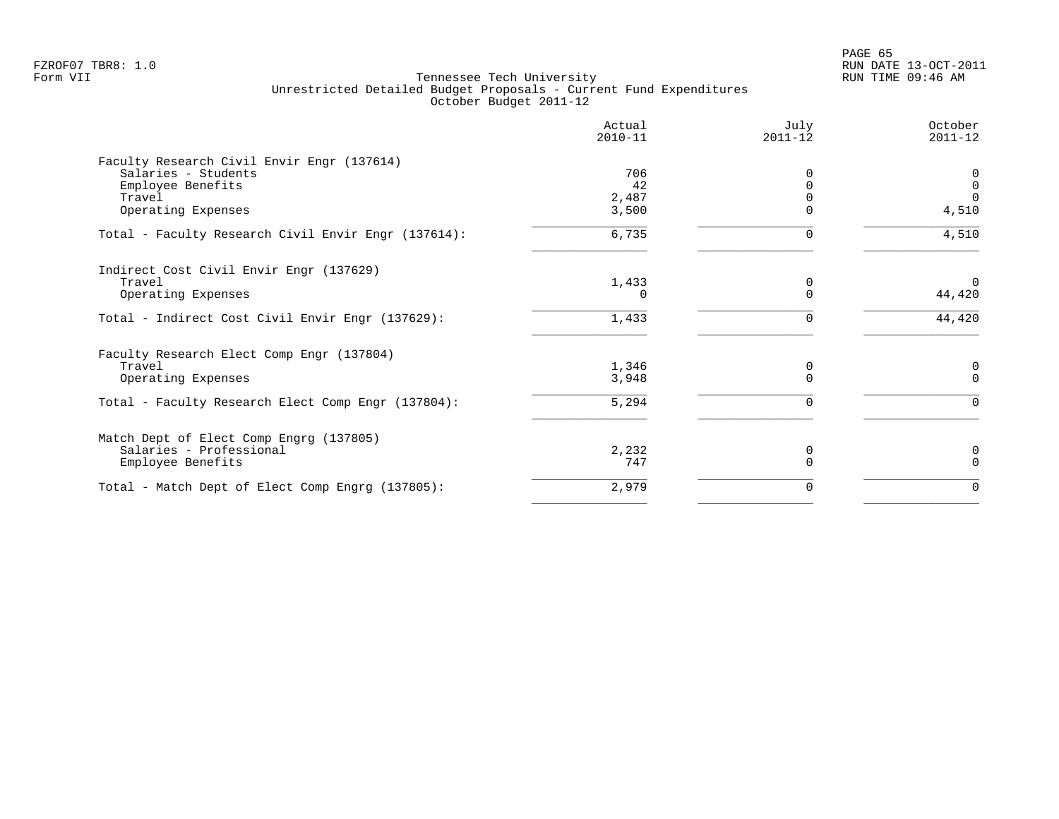Tennessee Tech University
Unrestricted Detailed Budget Proposals - Current Fund Expenditures
October Budget 2011-12

| | Actual 2010-11 | July 2011-12 | October 2011-12 |
|---|---|---|---|
| Faculty Research Civil Envir Engr (137614) | | | |
| Salaries - Students | 706 | 0 | 0 |
| Employee Benefits | 42 | 0 | 0 |
| Travel | 2,487 | 0 | 0 |
| Operating Expenses | 3,500 | 0 | 4,510 |
| Total - Faculty Research Civil Envir Engr (137614): | 6,735 | 0 | 4,510 |
| Indirect Cost Civil Envir Engr (137629) | | | |
| Travel | 1,433 | 0 | 0 |
| Operating Expenses | 0 | 0 | 44,420 |
| Total - Indirect Cost Civil Envir Engr (137629): | 1,433 | 0 | 44,420 |
| Faculty Research Elect Comp Engr (137804) | | | |
| Travel | 1,346 | 0 | 0 |
| Operating Expenses | 3,948 | 0 | 0 |
| Total - Faculty Research Elect Comp Engr (137804): | 5,294 | 0 | 0 |
| Match Dept of Elect Comp Engrg (137805) | | | |
| Salaries - Professional | 2,232 | 0 | 0 |
| Employee Benefits | 747 | 0 | 0 |
| Total - Match Dept of Elect Comp Engrg (137805): | 2,979 | 0 | 0 |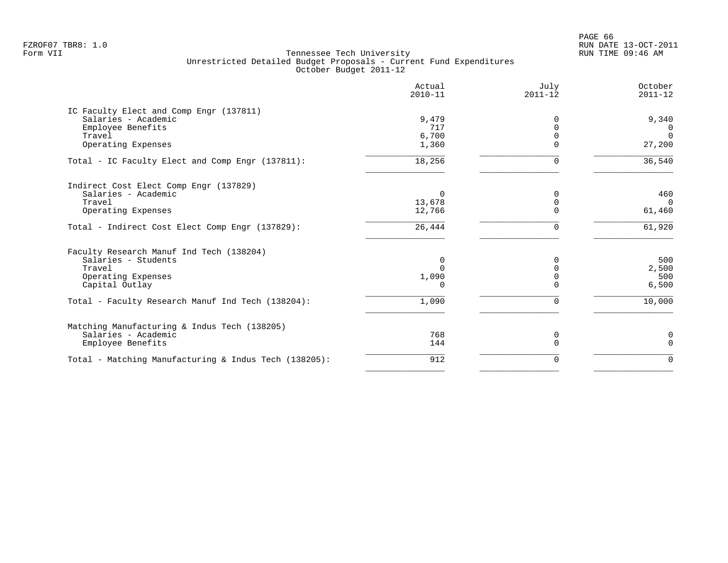Tennessee Tech University
Unrestricted Detailed Budget Proposals - Current Fund Expenditures
October Budget 2011-12

| | Actual 2010-11 | July 2011-12 | October 2011-12 |
|---|---|---|---|
| IC Faculty Elect and Comp Engr (137811) | | | |
| Salaries - Academic | 9,479 | 0 | 9,340 |
| Employee Benefits | 717 | 0 | 0 |
| Travel | 6,700 | 0 | 0 |
| Operating Expenses | 1,360 | 0 | 27,200 |
| Total - IC Faculty Elect and Comp Engr (137811): | 18,256 | 0 | 36,540 |
| Indirect Cost Elect Comp Engr (137829) | | | |
| Salaries - Academic | 0 | 0 | 460 |
| Travel | 13,678 | 0 | 0 |
| Operating Expenses | 12,766 | 0 | 61,460 |
| Total - Indirect Cost Elect Comp Engr (137829): | 26,444 | 0 | 61,920 |
| Faculty Research Manuf Ind Tech (138204) | | | |
| Salaries - Students | 0 | 0 | 500 |
| Travel | 0 | 0 | 2,500 |
| Operating Expenses | 1,090 | 0 | 500 |
| Capital Outlay | 0 | 0 | 6,500 |
| Total - Faculty Research Manuf Ind Tech (138204): | 1,090 | 0 | 10,000 |
| Matching Manufacturing & Indus Tech (138205) | | | |
| Salaries - Academic | 768 | 0 | 0 |
| Employee Benefits | 144 | 0 | 0 |
| Total - Matching Manufacturing & Indus Tech (138205): | 912 | 0 | 0 |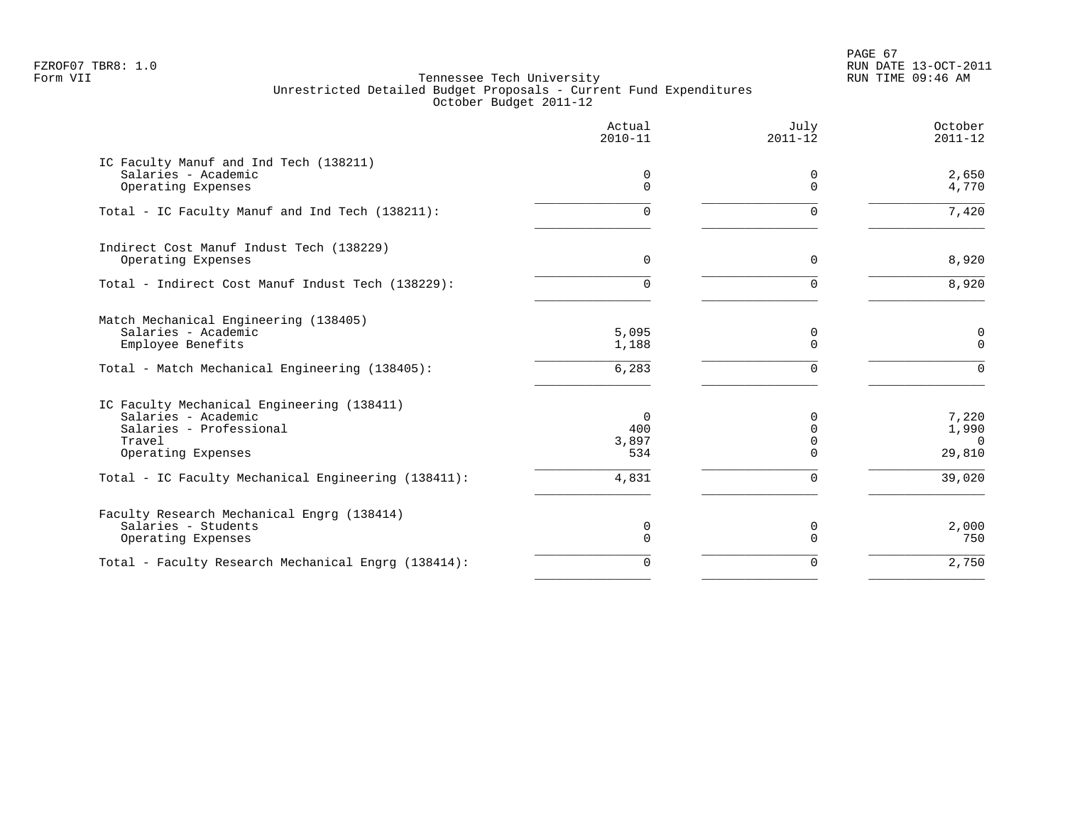Tennessee Tech University
Unrestricted Detailed Budget Proposals - Current Fund Expenditures
October Budget 2011-12

| | Actual 2010-11 | July 2011-12 | October 2011-12 |
|---|---|---|---|
| IC Faculty Manuf and Ind Tech (138211) | | | |
| Salaries - Academic | 0 | 0 | 2,650 |
| Operating Expenses | 0 | 0 | 4,770 |
| Total - IC Faculty Manuf and Ind Tech (138211): | 0 | 0 | 7,420 |
| Indirect Cost Manuf Indust Tech (138229) | | | |
| Operating Expenses | 0 | 0 | 8,920 |
| Total - Indirect Cost Manuf Indust Tech (138229): | 0 | 0 | 8,920 |
| Match Mechanical Engineering (138405) | | | |
| Salaries - Academic | 5,095 | 0 | 0 |
| Employee Benefits | 1,188 | 0 | 0 |
| Total - Match Mechanical Engineering (138405): | 6,283 | 0 | 0 |
| IC Faculty Mechanical Engineering (138411) | | | |
| Salaries - Academic | 0 | 0 | 7,220 |
| Salaries - Professional | 400 | 0 | 1,990 |
| Travel | 3,897 | 0 | 0 |
| Operating Expenses | 534 | 0 | 29,810 |
| Total - IC Faculty Mechanical Engineering (138411): | 4,831 | 0 | 39,020 |
| Faculty Research Mechanical Engrg (138414) | | | |
| Salaries - Students | 0 | 0 | 2,000 |
| Operating Expenses | 0 | 0 | 750 |
| Total - Faculty Research Mechanical Engrg (138414): | 0 | 0 | 2,750 |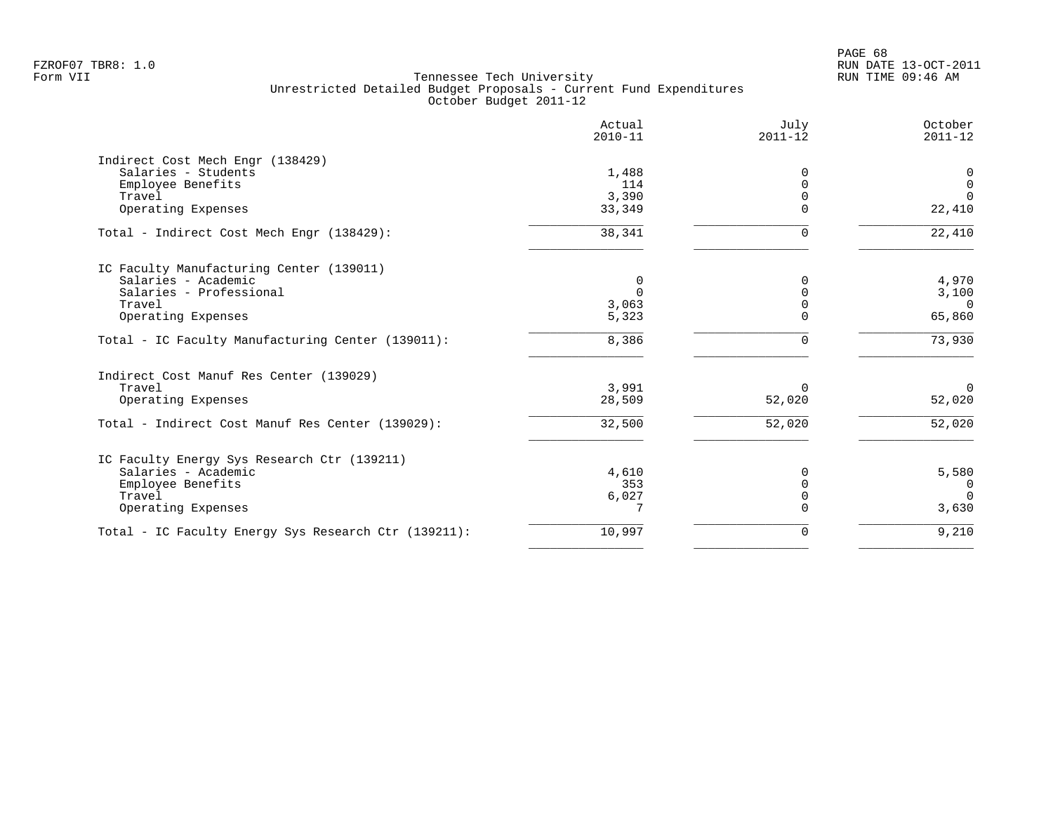Tennessee Tech University
Unrestricted Detailed Budget Proposals - Current Fund Expenditures
October Budget 2011-12

FZROF07 TBR8: 1.0
Form VII

RUN DATE 13-OCT-2011
RUN TIME 09:46 AM

| | Actual 2010-11 | July 2011-12 | October 2011-12 |
|---|---:|---:|---:|
| **Indirect Cost Mech Engr (138429)** | | | |
| Salaries - Students | 1,488 | 0 | 0 |
| Employee Benefits | 114 | 0 | 0 |
| Travel | 3,390 | 0 | 0 |
| Operating Expenses | 33,349 | 0 | 22,410 |
| Total - Indirect Cost Mech Engr (138429): | 38,341 | 0 | 22,410 |
| **IC Faculty Manufacturing Center (139011)** | | | |
| Salaries - Academic | 0 | 0 | 4,970 |
| Salaries - Professional | 0 | 0 | 3,100 |
| Travel | 3,063 | 0 | 0 |
| Operating Expenses | 5,323 | 0 | 65,860 |
| Total - IC Faculty Manufacturing Center (139011): | 8,386 | 0 | 73,930 |
| **Indirect Cost Manuf Res Center (139029)** | | | |
| Travel | 3,991 | 0 | 0 |
| Operating Expenses | 28,509 | 52,020 | 52,020 |
| Total - Indirect Cost Manuf Res Center (139029): | 32,500 | 52,020 | 52,020 |
| **IC Faculty Energy Sys Research Ctr (139211)** | | | |
| Salaries - Academic | 4,610 | 0 | 5,580 |
| Employee Benefits | 353 | 0 | 0 |
| Travel | 6,027 | 0 | 0 |
| Operating Expenses | 7 | 0 | 3,630 |
| Total - IC Faculty Energy Sys Research Ctr (139211): | 10,997 | 0 | 9,210 |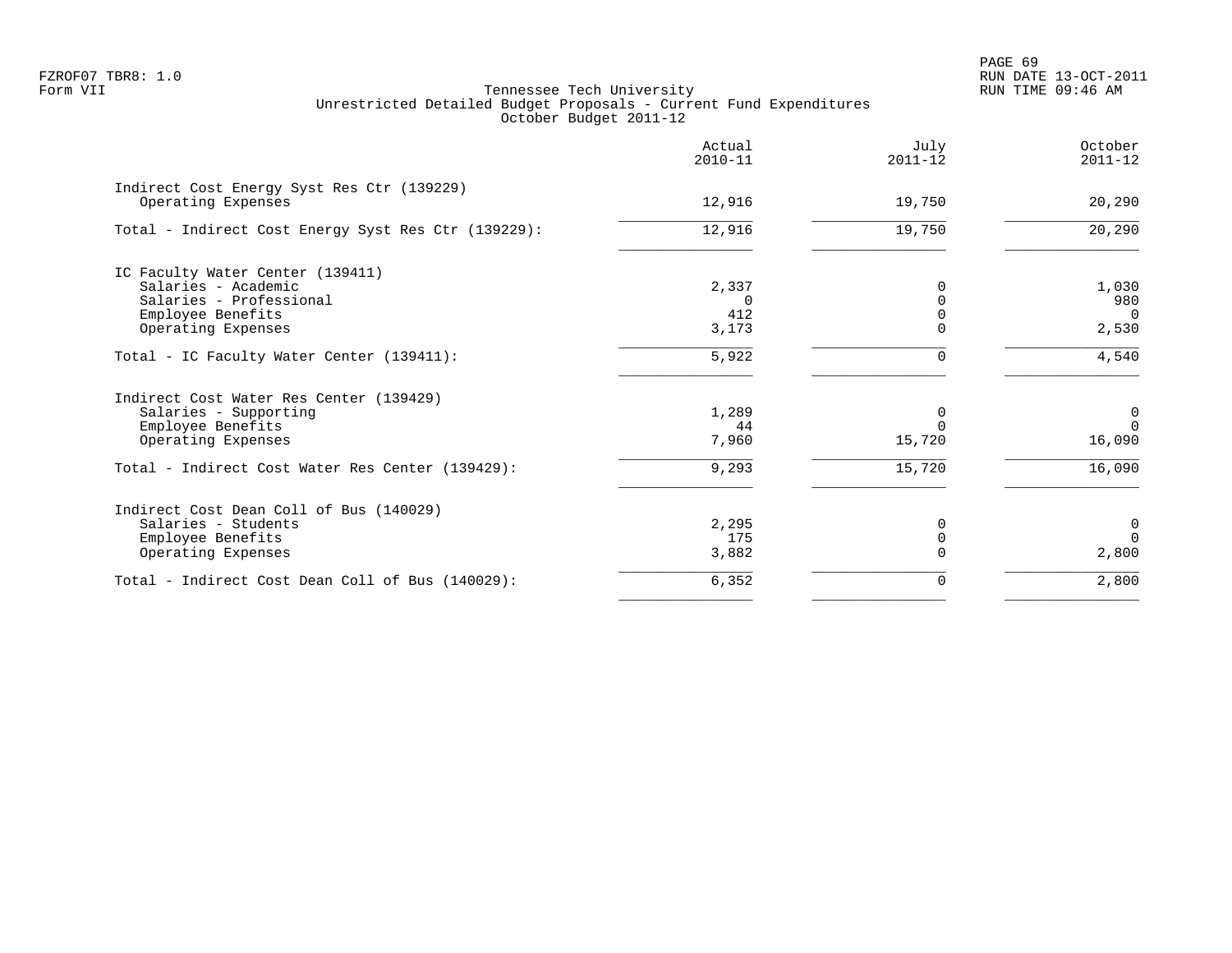Tennessee Tech University
Unrestricted Detailed Budget Proposals - Current Fund Expenditures
October Budget 2011-12

| | Actual 2010-11 | July 2011-12 | October 2011-12 |
|---|---|---|---|
| **Indirect Cost Energy Syst Res Ctr (139229)** | | | |
| Operating Expenses | 12,916 | 19,750 | 20,290 |
| Total - Indirect Cost Energy Syst Res Ctr (139229): | 12,916 | 19,750 | 20,290 |
| **IC Faculty Water Center (139411)** | | | |
| Salaries - Academic | 2,337 | 0 | 1,030 |
| Salaries - Professional | 0 | 0 | 980 |
| Employee Benefits | 412 | 0 | 0 |
| Operating Expenses | 3,173 | 0 | 2,530 |
| Total - IC Faculty Water Center (139411): | 5,922 | 0 | 4,540 |
| **Indirect Cost Water Res Center (139429)** | | | |
| Salaries - Supporting | 1,289 | 0 | 0 |
| Employee Benefits | 44 | 0 | 0 |
| Operating Expenses | 7,960 | 15,720 | 16,090 |
| Total - Indirect Cost Water Res Center (139429): | 9,293 | 15,720 | 16,090 |
| **Indirect Cost Dean Coll of Bus (140029)** | | | |
| Salaries - Students | 2,295 | 0 | 0 |
| Employee Benefits | 175 | 0 | 0 |
| Operating Expenses | 3,882 | 0 | 2,800 |
| Total - Indirect Cost Dean Coll of Bus (140029): | 6,352 | 0 | 2,800 |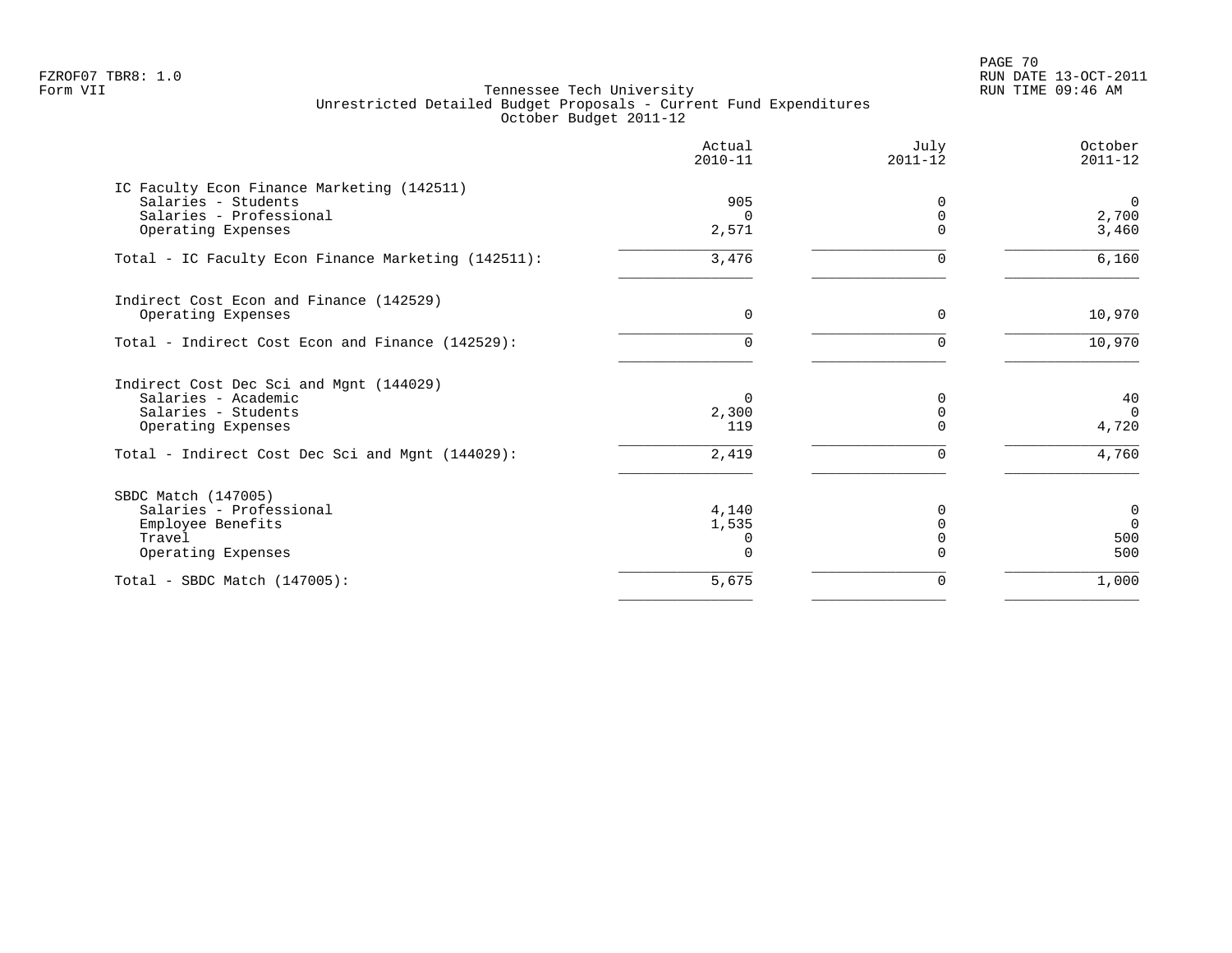FZROF07 TBR8: 1.0
Form VII

Tennessee Tech University
Unrestricted Detailed Budget Proposals - Current Fund Expenditures
October Budget 2011-12

RUN DATE 13-OCT-2011
RUN TIME 09:46 AM

| | Actual 2010-11 | July 2011-12 | October 2011-12 |
|---|---|---|---|
| IC Faculty Econ Finance Marketing (142511) | | | |
| Salaries - Students | 905 | 0 | 0 |
| Salaries - Professional | 0 | 0 | 2,700 |
| Operating Expenses | 2,571 | 0 | 3,460 |
| Total - IC Faculty Econ Finance Marketing (142511): | 3,476 | 0 | 6,160 |
| Indirect Cost Econ and Finance (142529) | | | |
| Operating Expenses | 0 | 0 | 10,970 |
| Total - Indirect Cost Econ and Finance (142529): | 0 | 0 | 10,970 |
| Indirect Cost Dec Sci and Mgnt (144029) | | | |
| Salaries - Academic | 0 | 0 | 40 |
| Salaries - Students | 2,300 | 0 | 0 |
| Operating Expenses | 119 | 0 | 4,720 |
| Total - Indirect Cost Dec Sci and Mgnt (144029): | 2,419 | 0 | 4,760 |
| SBDC Match (147005) | | | |
| Salaries - Professional | 4,140 | 0 | 0 |
| Employee Benefits | 1,535 | 0 | 0 |
| Travel | 0 | 0 | 500 |
| Operating Expenses | 0 | 0 | 500 |
| Total - SBDC Match (147005): | 5,675 | 0 | 1,000 |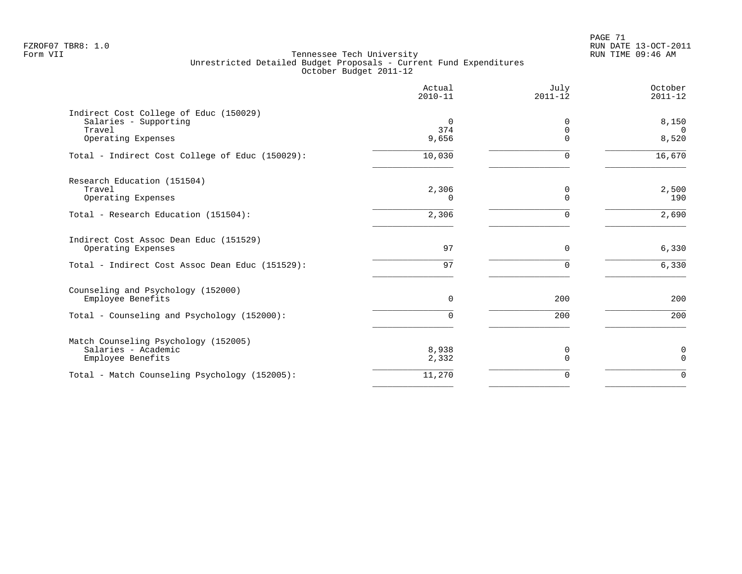FZROF07 TBR8: 1.0
Form VII

Tennessee Tech University
Unrestricted Detailed Budget Proposals - Current Fund Expenditures
October Budget 2011-12

RUN DATE 13-OCT-2011
RUN TIME 09:46 AM

| | Actual 2010-11 | July 2011-12 | October 2011-12 |
|---|---|---|---|
| **Indirect Cost College of Educ (150029)** | | | |
| Salaries - Supporting | 0 | 0 | 8,150 |
| Travel | 374 | 0 | 0 |
| Operating Expenses | 9,656 | 0 | 8,520 |
| Total - Indirect Cost College of Educ (150029): | 10,030 | 0 | 16,670 |
| **Research Education (151504)** | | | |
| Travel | 2,306 | 0 | 2,500 |
| Operating Expenses | 0 | 0 | 190 |
| Total - Research Education (151504): | 2,306 | 0 | 2,690 |
| **Indirect Cost Assoc Dean Educ (151529)** | | | |
| Operating Expenses | 97 | 0 | 6,330 |
| Total - Indirect Cost Assoc Dean Educ (151529): | 97 | 0 | 6,330 |
| **Counseling and Psychology (152000)** | | | |
| Employee Benefits | 0 | 200 | 200 |
| Total - Counseling and Psychology (152000): | 0 | 200 | 200 |
| **Match Counseling Psychology (152005)** | | | |
| Salaries - Academic | 8,938 | 0 | 0 |
| Employee Benefits | 2,332 | 0 | 0 |
| Total - Match Counseling Psychology (152005): | 11,270 | 0 | 0 |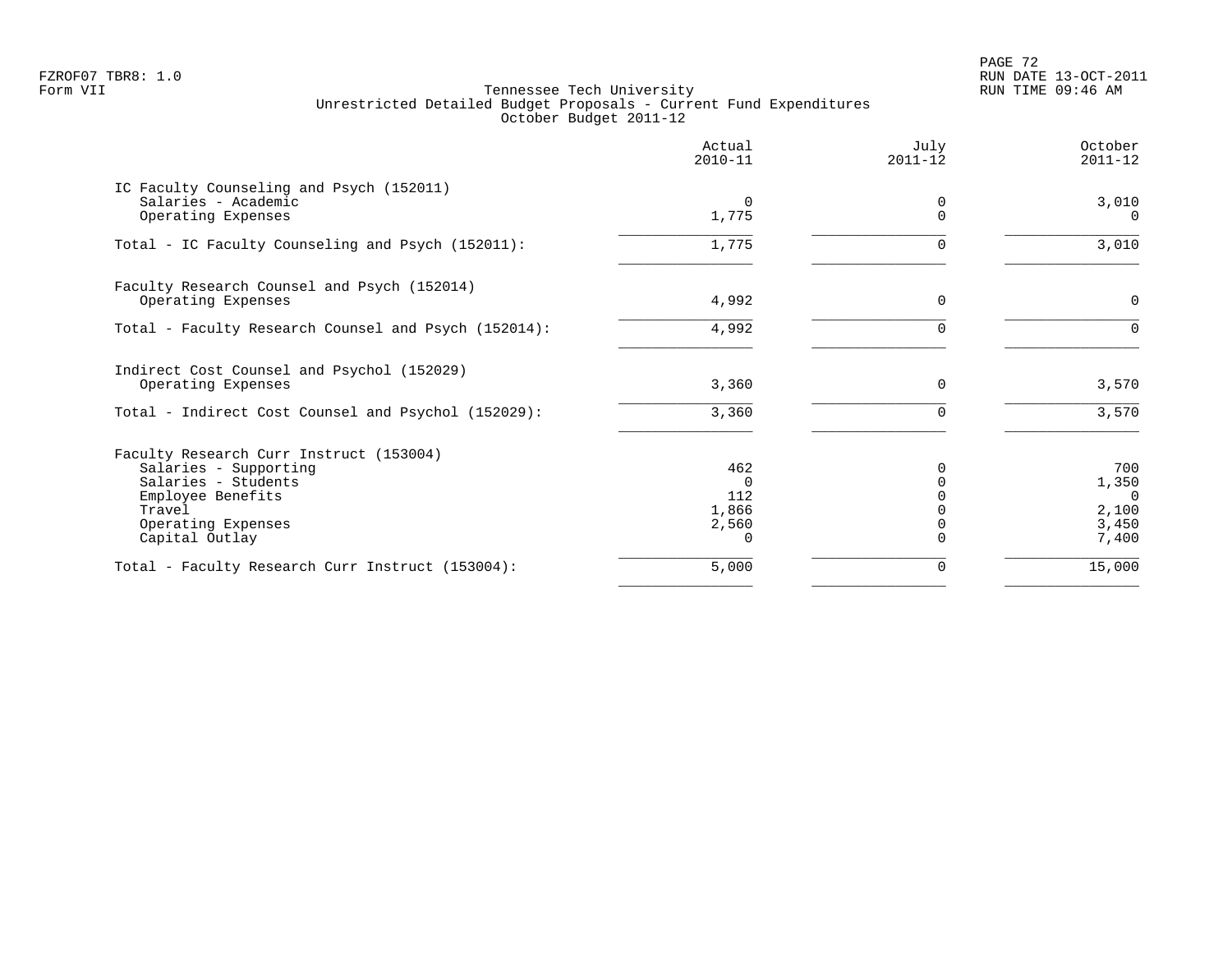FZROF07 TBR8: 1.0
Form VII

# Tennessee Tech University
## Unrestricted Detailed Budget Proposals - Current Fund Expenditures
### October Budget 2011-12

RUN DATE 13-OCT-2011
RUN TIME 09:46 AM

| | Actual 2010-11 | July 2011-12 | October 2011-12 |
|---|---|---|---|
| **IC Faculty Counseling and Psych (152011)** | | | |
| Salaries - Academic | 0 | 0 | 3,010 |
| Operating Expenses | 1,775 | 0 | 0 |
| Total - IC Faculty Counseling and Psych (152011): | 1,775 | 0 | 3,010 |
| **Faculty Research Counsel and Psych (152014)** | | | |
| Operating Expenses | 4,992 | 0 | 0 |
| Total - Faculty Research Counsel and Psych (152014): | 4,992 | 0 | 0 |
| **Indirect Cost Counsel and Psychol (152029)** | | | |
| Operating Expenses | 3,360 | 0 | 3,570 |
| Total - Indirect Cost Counsel and Psychol (152029): | 3,360 | 0 | 3,570 |
| **Faculty Research Curr Instruct (153004)** | | | |
| Salaries - Supporting | 462 | 0 | 700 |
| Salaries - Students | 0 | 0 | 1,350 |
| Employee Benefits | 112 | 0 | 0 |
| Travel | 1,866 | 0 | 2,100 |
| Operating Expenses | 2,560 | 0 | 3,450 |
| Capital Outlay | 0 | 0 | 7,400 |
| Total - Faculty Research Curr Instruct (153004): | 5,000 | 0 | 15,000 |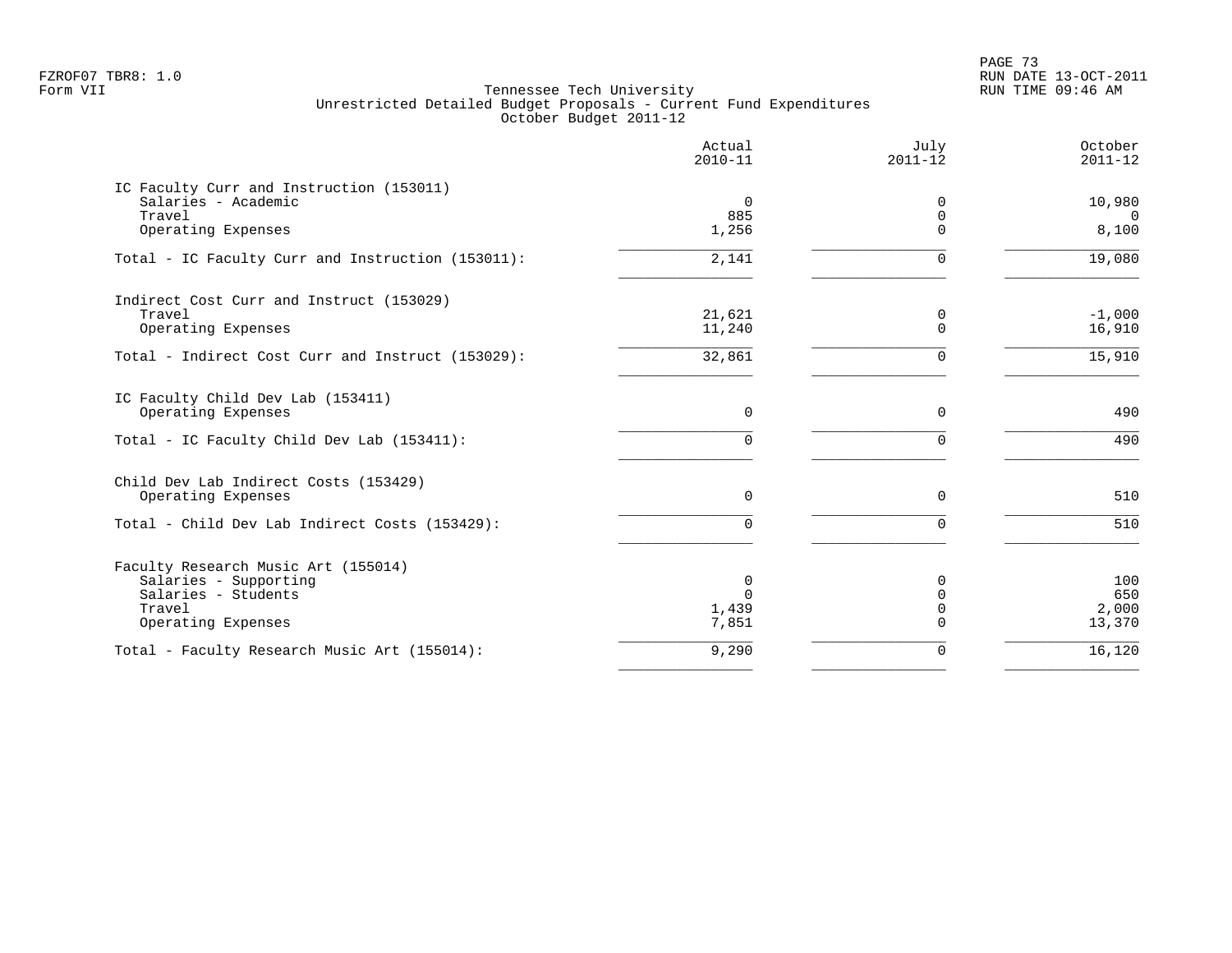FZROF07 TBR8: 1.0
Form VII

Tennessee Tech University
Unrestricted Detailed Budget Proposals - Current Fund Expenditures
October Budget 2011-12

RUN DATE 13-OCT-2011
RUN TIME 09:46 AM

| | Actual 2010-11 | July 2011-12 | October 2011-12 |
|---|---|---|---|
| **IC Faculty Curr and Instruction (153011)** | | | |
| Salaries - Academic | 0 | 0 | 10,980 |
| Travel | 885 | 0 | 0 |
| Operating Expenses | 1,256 | 0 | 8,100 |
| Total - IC Faculty Curr and Instruction (153011): | 2,141 | 0 | 19,080 |
| **Indirect Cost Curr and Instruct (153029)** | | | |
| Travel | 21,621 | 0 | -1,000 |
| Operating Expenses | 11,240 | 0 | 16,910 |
| Total - Indirect Cost Curr and Instruct (153029): | 32,861 | 0 | 15,910 |
| **IC Faculty Child Dev Lab (153411)** | | | |
| Operating Expenses | 0 | 0 | 490 |
| Total - IC Faculty Child Dev Lab (153411): | 0 | 0 | 490 |
| **Child Dev Lab Indirect Costs (153429)** | | | |
| Operating Expenses | 0 | 0 | 510 |
| Total - Child Dev Lab Indirect Costs (153429): | 0 | 0 | 510 |
| **Faculty Research Music Art (155014)** | | | |
| Salaries - Supporting | 0 | 0 | 100 |
| Salaries - Students | 0 | 0 | 650 |
| Travel | 1,439 | 0 | 2,000 |
| Operating Expenses | 7,851 | 0 | 13,370 |
| Total - Faculty Research Music Art (155014): | 9,290 | 0 | 16,120 |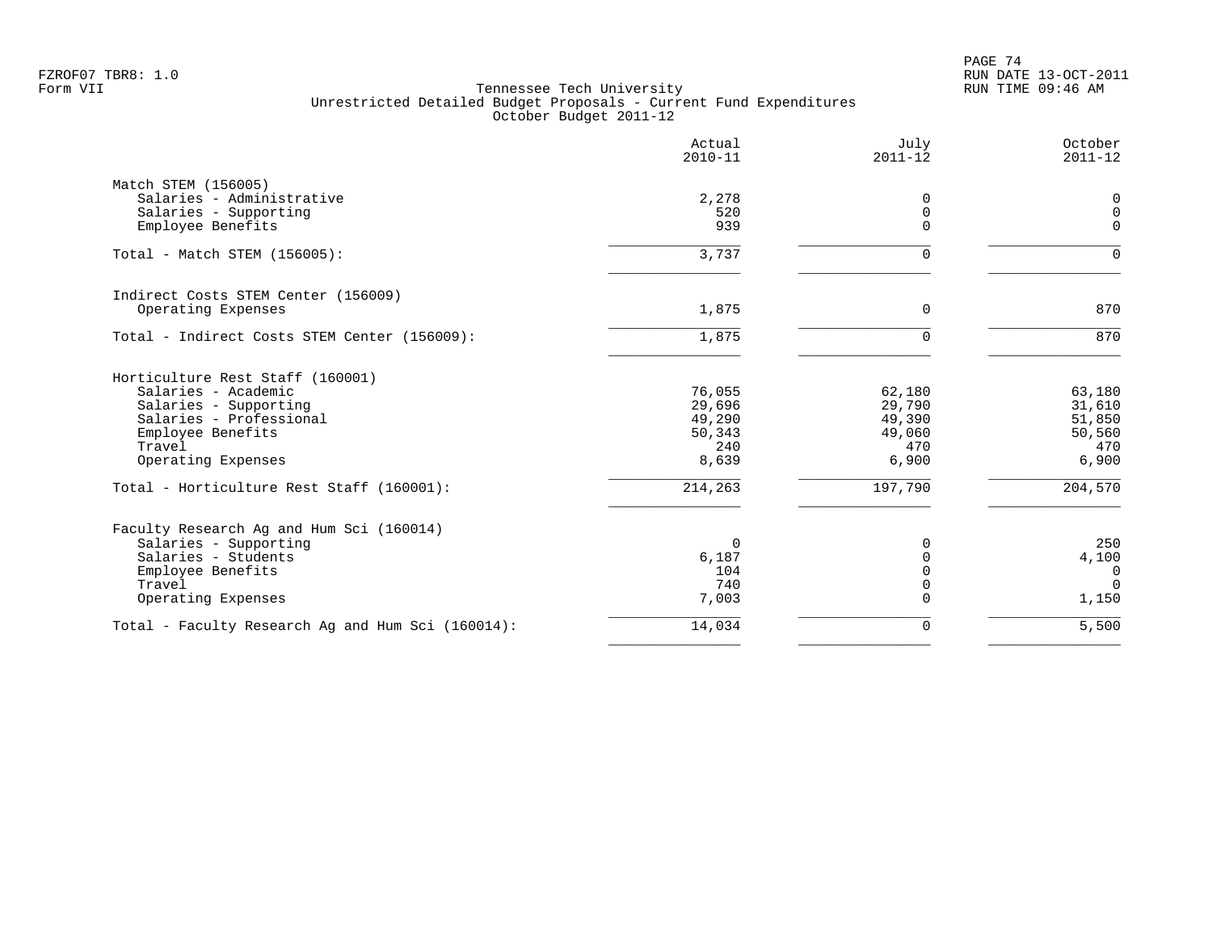Tennessee Tech University
Unrestricted Detailed Budget Proposals - Current Fund Expenditures
October Budget 2011-12

|  | Actual 2010-11 | July 2011-12 | October 2011-12 |
|---|---:|---:|---:|
| **Match STEM (156005)** | | | |
| Salaries - Administrative | 2,278 | 0 | 0 |
| Salaries - Supporting | 520 | 0 | 0 |
| Employee Benefits | 939 | 0 | 0 |
| Total - Match STEM (156005): | 3,737 | 0 | 0 |
| **Indirect Costs STEM Center (156009)** | | | |
| Operating Expenses | 1,875 | 0 | 870 |
| Total - Indirect Costs STEM Center (156009): | 1,875 | 0 | 870 |
| **Horticulture Rest Staff (160001)** | | | |
| Salaries - Academic | 76,055 | 62,180 | 63,180 |
| Salaries - Supporting | 29,696 | 29,790 | 31,610 |
| Salaries - Professional | 49,290 | 49,390 | 51,850 |
| Employee Benefits | 50,343 | 49,060 | 50,560 |
| Travel | 240 | 470 | 470 |
| Operating Expenses | 8,639 | 6,900 | 6,900 |
| Total - Horticulture Rest Staff (160001): | 214,263 | 197,790 | 204,570 |
| **Faculty Research Ag and Hum Sci (160014)** | | | |
| Salaries - Supporting | 0 | 0 | 250 |
| Salaries - Students | 6,187 | 0 | 4,100 |
| Employee Benefits | 104 | 0 | 0 |
| Travel | 740 | 0 | 0 |
| Operating Expenses | 7,003 | 0 | 1,150 |
| Total - Faculty Research Ag and Hum Sci (160014): | 14,034 | 0 | 5,500 |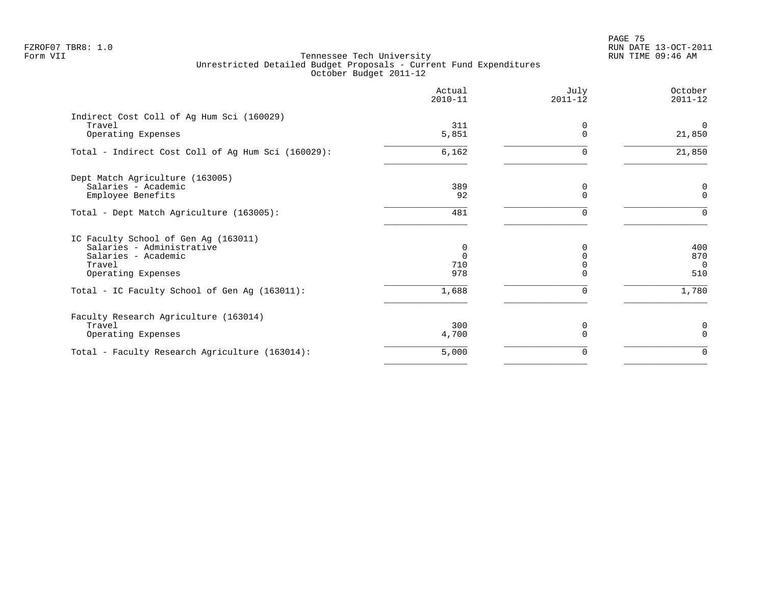Tennessee Tech University
Unrestricted Detailed Budget Proposals - Current Fund Expenditures
October Budget 2011-12

| | Actual 2010-11 | July 2011-12 | October 2011-12 |
|---|---|---|---|
| **Indirect Cost Coll of Ag Hum Sci (160029)** | | | |
| Travel | 311 | 0 | 0 |
| Operating Expenses | 5,851 | 0 | 21,850 |
| Total - Indirect Cost Coll of Ag Hum Sci (160029): | 6,162 | 0 | 21,850 |
| **Dept Match Agriculture (163005)** | | | |
| Salaries - Academic | 389 | 0 | 0 |
| Employee Benefits | 92 | 0 | 0 |
| Total - Dept Match Agriculture (163005): | 481 | 0 | 0 |
| **IC Faculty School of Gen Ag (163011)** | | | |
| Salaries - Administrative | 0 | 0 | 400 |
| Salaries - Academic | 0 | 0 | 870 |
| Travel | 710 | 0 | 0 |
| Operating Expenses | 978 | 0 | 510 |
| Total - IC Faculty School of Gen Ag (163011): | 1,688 | 0 | 1,780 |
| **Faculty Research Agriculture (163014)** | | | |
| Travel | 300 | 0 | 0 |
| Operating Expenses | 4,700 | 0 | 0 |
| Total - Faculty Research Agriculture (163014): | 5,000 | 0 | 0 |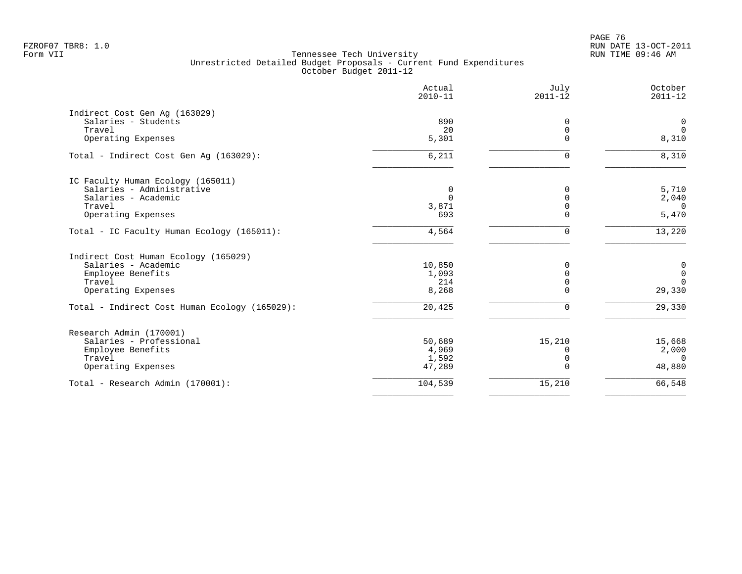FZROF07 TBR8: 1.0
Form VII

Tennessee Tech University
Unrestricted Detailed Budget Proposals - Current Fund Expenditures
October Budget 2011-12

RUN DATE 13-OCT-2011
RUN TIME 09:46 AM

| | Actual 2010-11 | July 2011-12 | October 2011-12 |
|---|---|---|---|
| **Indirect Cost Gen Ag (163029)** | | | |
| Salaries - Students | 890 | 0 | 0 |
| Travel | 20 | 0 | 0 |
| Operating Expenses | 5,301 | 0 | 8,310 |
| Total - Indirect Cost Gen Ag (163029): | 6,211 | 0 | 8,310 |
| **IC Faculty Human Ecology (165011)** | | | |
| Salaries - Administrative | 0 | 0 | 5,710 |
| Salaries - Academic | 0 | 0 | 2,040 |
| Travel | 3,871 | 0 | 0 |
| Operating Expenses | 693 | 0 | 5,470 |
| Total - IC Faculty Human Ecology (165011): | 4,564 | 0 | 13,220 |
| **Indirect Cost Human Ecology (165029)** | | | |
| Salaries - Academic | 10,850 | 0 | 0 |
| Employee Benefits | 1,093 | 0 | 0 |
| Travel | 214 | 0 | 0 |
| Operating Expenses | 8,268 | 0 | 29,330 |
| Total - Indirect Cost Human Ecology (165029): | 20,425 | 0 | 29,330 |
| **Research Admin (170001)** | | | |
| Salaries - Professional | 50,689 | 15,210 | 15,668 |
| Employee Benefits | 4,969 | 0 | 2,000 |
| Travel | 1,592 | 0 | 0 |
| Operating Expenses | 47,289 | 0 | 48,880 |
| Total - Research Admin (170001): | 104,539 | 15,210 | 66,548 |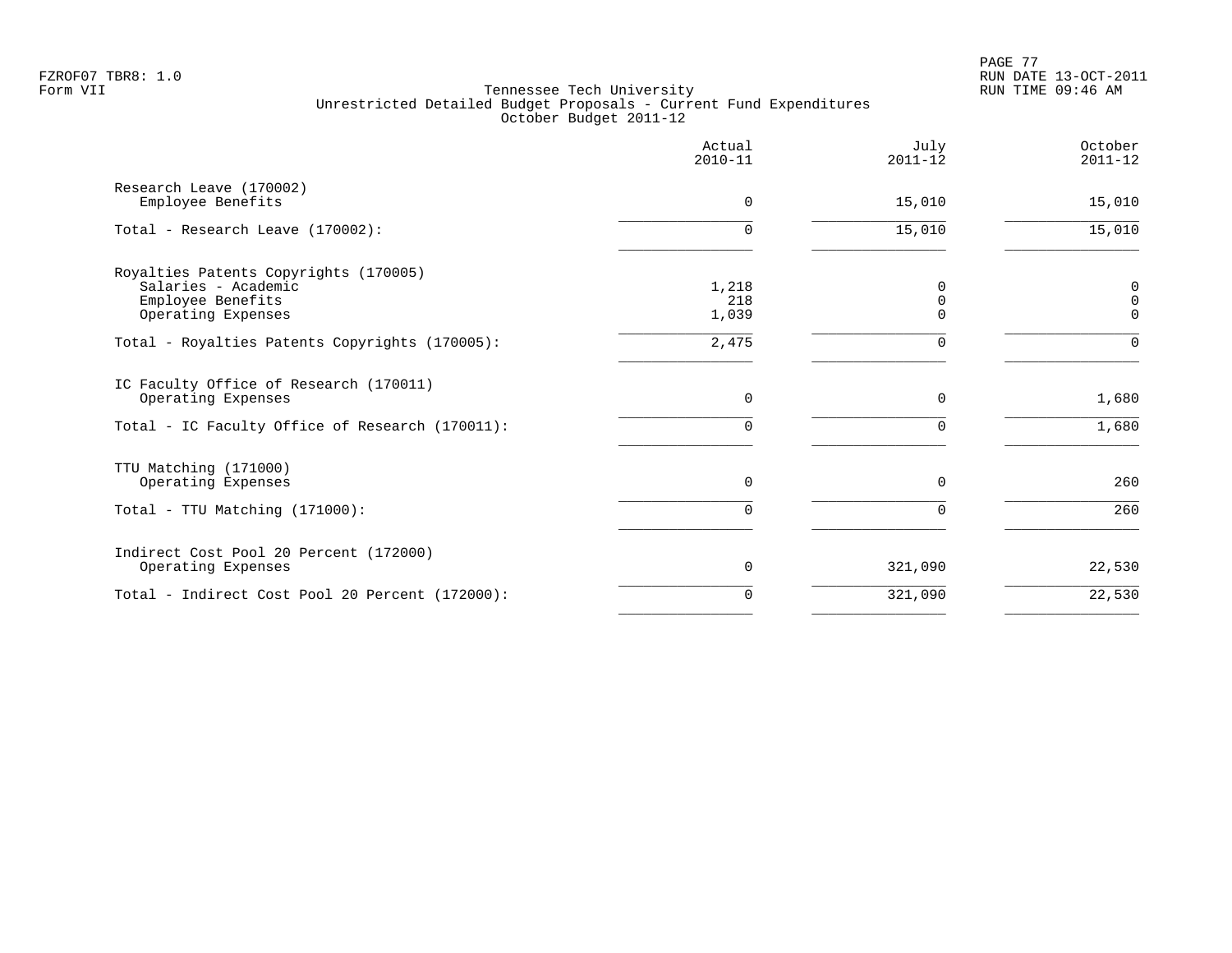FZROF07 TBR8: 1.0
Form VII

# Tennessee Tech University
## Unrestricted Detailed Budget Proposals - Current Fund Expenditures
### October Budget 2011-12

| | Actual 2010-11 | July 2011-12 | October 2011-12 |
|---|---|---|---|
| **Research Leave (170002)** | | | |
| Employee Benefits | 0 | 15,010 | 15,010 |
| Total - Research Leave (170002): | 0 | 15,010 | 15,010 |
| **Royalties Patents Copyrights (170005)** | | | |
| Salaries - Academic | 1,218 | 0 | 0 |
| Employee Benefits | 218 | 0 | 0 |
| Operating Expenses | 1,039 | 0 | 0 |
| Total - Royalties Patents Copyrights (170005): | 2,475 | 0 | 0 |
| **IC Faculty Office of Research (170011)** | | | |
| Operating Expenses | 0 | 0 | 1,680 |
| Total - IC Faculty Office of Research (170011): | 0 | 0 | 1,680 |
| **TTU Matching (171000)** | | | |
| Operating Expenses | 0 | 0 | 260 |
| Total - TTU Matching (171000): | 0 | 0 | 260 |
| **Indirect Cost Pool 20 Percent (172000)** | | | |
| Operating Expenses | 0 | 321,090 | 22,530 |
| Total - Indirect Cost Pool 20 Percent (172000): | 0 | 321,090 | 22,530 |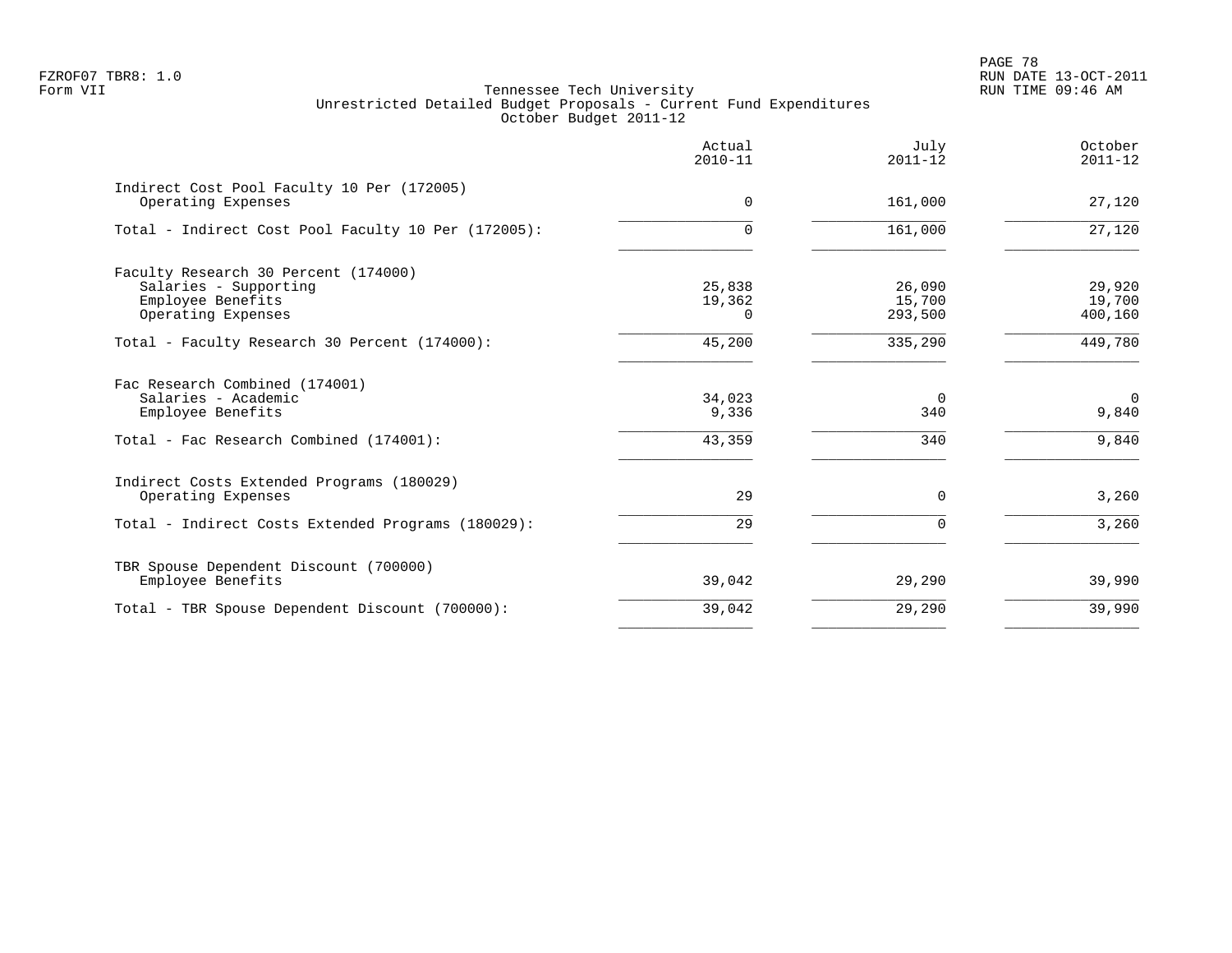Tennessee Tech University
Unrestricted Detailed Budget Proposals - Current Fund Expenditures
October Budget 2011-12

| | Actual 2010-11 | July 2011-12 | October 2011-12 |
|---|---|---|---|
| **Indirect Cost Pool Faculty 10 Per (172005)** | | | |
| Operating Expenses | 0 | 161,000 | 27,120 |
| Total - Indirect Cost Pool Faculty 10 Per (172005): | 0 | 161,000 | 27,120 |
| **Faculty Research 30 Percent (174000)** | | | |
| Salaries - Supporting | 25,838 | 26,090 | 29,920 |
| Employee Benefits | 19,362 | 15,700 | 19,700 |
| Operating Expenses | 0 | 293,500 | 400,160 |
| Total - Faculty Research 30 Percent (174000): | 45,200 | 335,290 | 449,780 |
| **Fac Research Combined (174001)** | | | |
| Salaries - Academic | 34,023 | 0 | 0 |
| Employee Benefits | 9,336 | 340 | 9,840 |
| Total - Fac Research Combined (174001): | 43,359 | 340 | 9,840 |
| **Indirect Costs Extended Programs (180029)** | | | |
| Operating Expenses | 29 | 0 | 3,260 |
| Total - Indirect Costs Extended Programs (180029): | 29 | 0 | 3,260 |
| **TBR Spouse Dependent Discount (700000)** | | | |
| Employee Benefits | 39,042 | 29,290 | 39,990 |
| Total - TBR Spouse Dependent Discount (700000): | 39,042 | 29,290 | 39,990 |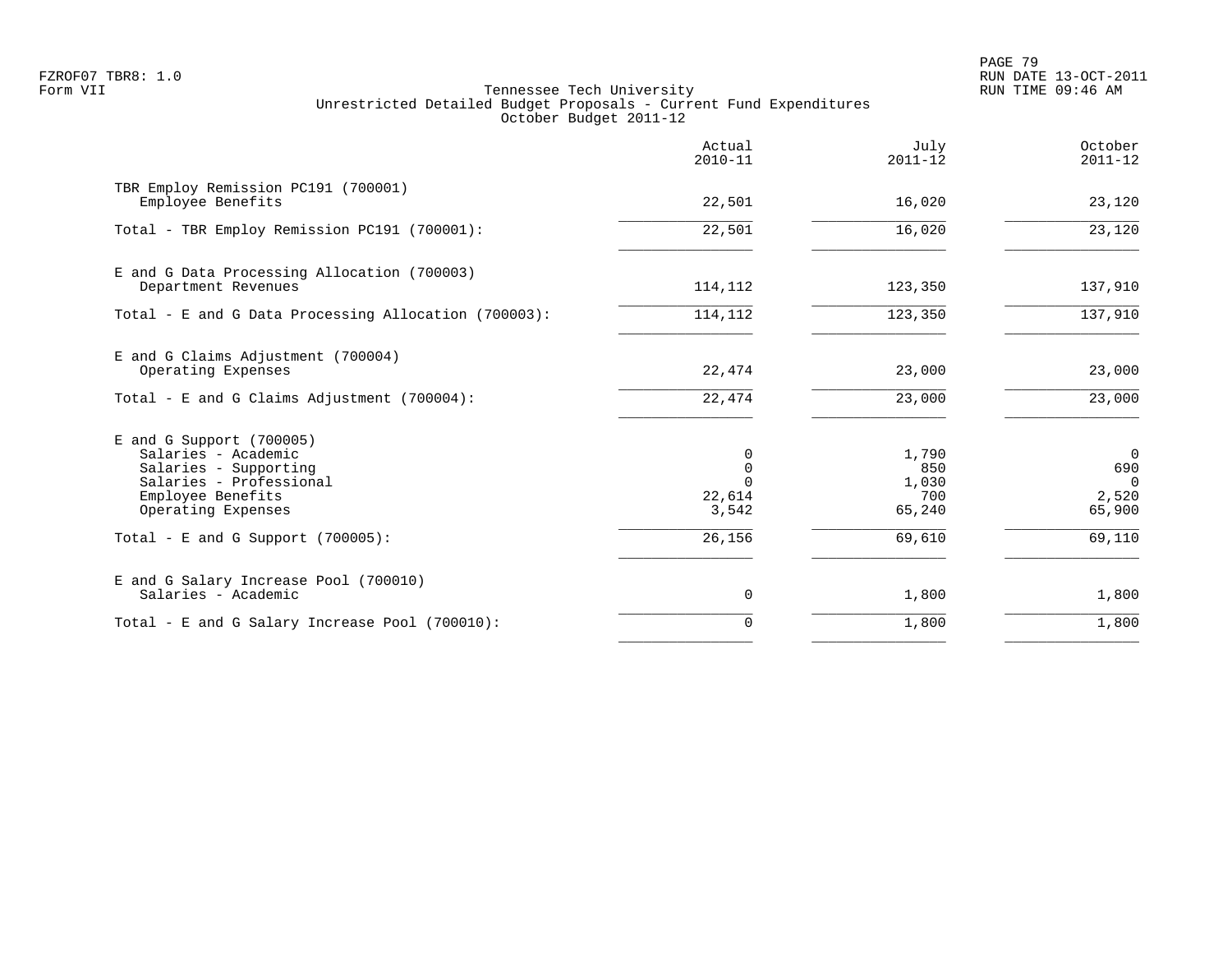Tennessee Tech University
Unrestricted Detailed Budget Proposals - Current Fund Expenditures
October Budget 2011-12

| | Actual 2010-11 | July 2011-12 | October 2011-12 |
|---|---|---|---|
| TBR Employ Remission PC191 (700001) | | | |
| Employee Benefits | 22,501 | 16,020 | 23,120 |
| Total - TBR Employ Remission PC191 (700001): | 22,501 | 16,020 | 23,120 |
| E and G Data Processing Allocation (700003) | | | |
| Department Revenues | 114,112 | 123,350 | 137,910 |
| Total - E and G Data Processing Allocation (700003): | 114,112 | 123,350 | 137,910 |
| E and G Claims Adjustment (700004) | | | |
| Operating Expenses | 22,474 | 23,000 | 23,000 |
| Total - E and G Claims Adjustment (700004): | 22,474 | 23,000 | 23,000 |
| E and G Support (700005) | | | |
| Salaries - Academic | 0 | 1,790 | 0 |
| Salaries - Supporting | 0 | 850 | 690 |
| Salaries - Professional | 0 | 1,030 | 0 |
| Employee Benefits | 22,614 | 700 | 2,520 |
| Operating Expenses | 3,542 | 65,240 | 65,900 |
| Total - E and G Support (700005): | 26,156 | 69,610 | 69,110 |
| E and G Salary Increase Pool (700010) | | | |
| Salaries - Academic | 0 | 1,800 | 1,800 |
| Total - E and G Salary Increase Pool (700010): | 0 | 1,800 | 1,800 |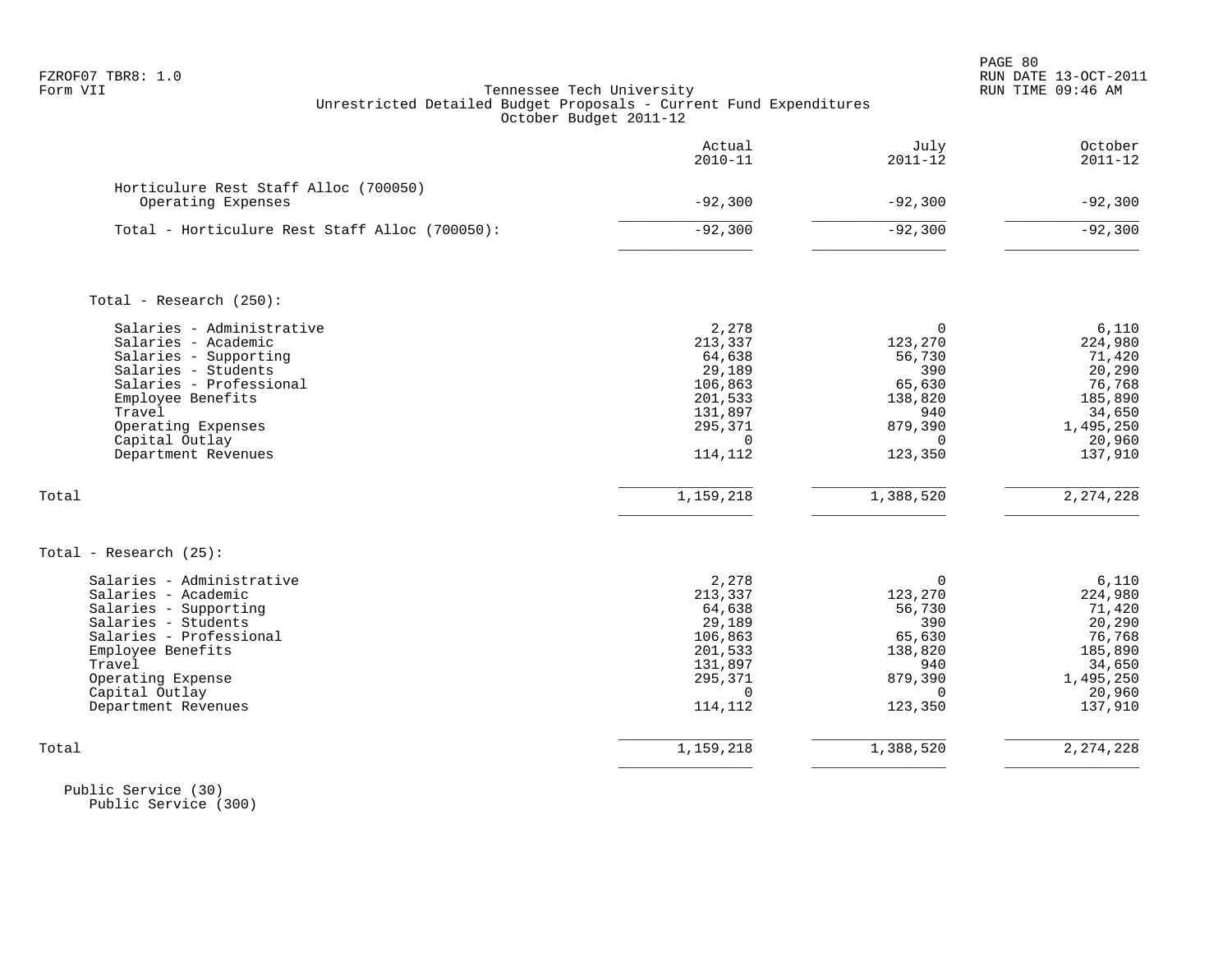FZROF07 TBR8: 1.0
Form VII

Tennessee Tech University
Unrestricted Detailed Budget Proposals - Current Fund Expenditures
October Budget 2011-12

RUN DATE 13-OCT-2011
RUN TIME 09:46 AM

| | Actual 2010-11 | July 2011-12 | October 2011-12 |
|---|---|---|---|
| Horticulure Rest Staff Alloc (700050) | | | |
| Operating Expenses | -92,300 | -92,300 | -92,300 |
| Total - Horticulure Rest Staff Alloc (700050): | -92,300 | -92,300 | -92,300 |
| | | | |
| Total - Research (250): | | | |
| Salaries - Administrative | 2,278 | 0 | 6,110 |
| Salaries - Academic | 213,337 | 123,270 | 224,980 |
| Salaries - Supporting | 64,638 | 56,730 | 71,420 |
| Salaries - Students | 29,189 | 390 | 20,290 |
| Salaries - Professional | 106,863 | 65,630 | 76,768 |
| Employee Benefits | 201,533 | 138,820 | 185,890 |
| Travel | 131,897 | 940 | 34,650 |
| Operating Expenses | 295,371 | 879,390 | 1,495,250 |
| Capital Outlay | 0 | 0 | 20,960 |
| Department Revenues | 114,112 | 123,350 | 137,910 |
| Total | 1,159,218 | 1,388,520 | 2,274,228 |
| | | | |
| Total - Research (25): | | | |
| Salaries - Administrative | 2,278 | 0 | 6,110 |
| Salaries - Academic | 213,337 | 123,270 | 224,980 |
| Salaries - Supporting | 64,638 | 56,730 | 71,420 |
| Salaries - Students | 29,189 | 390 | 20,290 |
| Salaries - Professional | 106,863 | 65,630 | 76,768 |
| Employee Benefits | 201,533 | 138,820 | 185,890 |
| Travel | 131,897 | 940 | 34,650 |
| Operating Expense | 295,371 | 879,390 | 1,495,250 |
| Capital Outlay | 0 | 0 | 20,960 |
| Department Revenues | 114,112 | 123,350 | 137,910 |
| Total | 1,159,218 | 1,388,520 | 2,274,228 |

Public Service (30)
Public Service (300)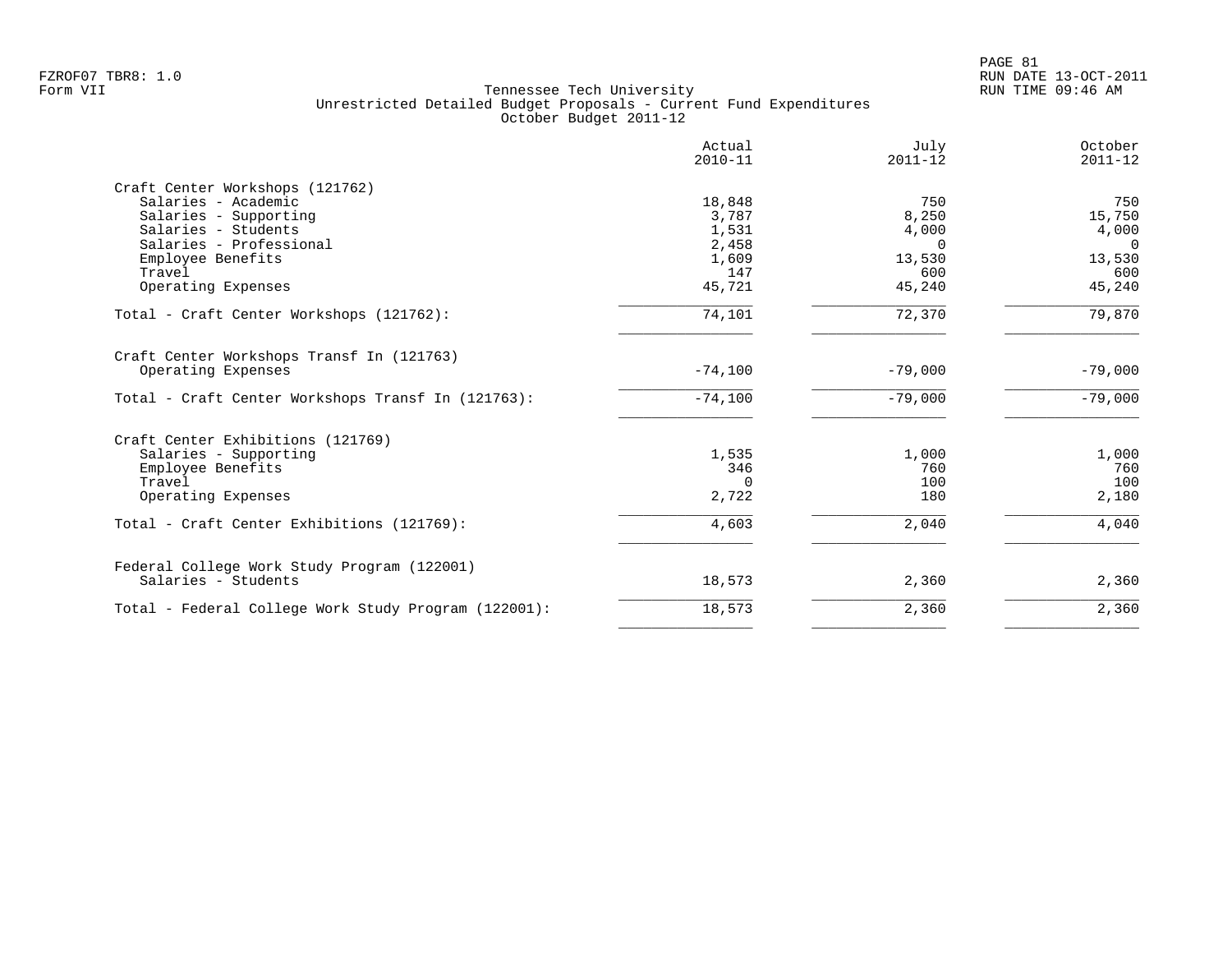FZROF07 TBR8: 1.0
Form VII

Tennessee Tech University
Unrestricted Detailed Budget Proposals - Current Fund Expenditures
October Budget 2011-12

RUN DATE 13-OCT-2011
RUN TIME 09:46 AM

| | Actual 2010-11 | July 2011-12 | October 2011-12 |
|---|---|---|---|
| **Craft Center Workshops (121762)** | | | |
| Salaries - Academic | 18,848 | 750 | 750 |
| Salaries - Supporting | 3,787 | 8,250 | 15,750 |
| Salaries - Students | 1,531 | 4,000 | 4,000 |
| Salaries - Professional | 2,458 | 0 | 0 |
| Employee Benefits | 1,609 | 13,530 | 13,530 |
| Travel | 147 | 600 | 600 |
| Operating Expenses | 45,721 | 45,240 | 45,240 |
| Total - Craft Center Workshops (121762): | 74,101 | 72,370 | 79,870 |
| **Craft Center Workshops Transf In (121763)** | | | |
| Operating Expenses | -74,100 | -79,000 | -79,000 |
| Total - Craft Center Workshops Transf In (121763): | -74,100 | -79,000 | -79,000 |
| **Craft Center Exhibitions (121769)** | | | |
| Salaries - Supporting | 1,535 | 1,000 | 1,000 |
| Employee Benefits | 346 | 760 | 760 |
| Travel | 0 | 100 | 100 |
| Operating Expenses | 2,722 | 180 | 2,180 |
| Total - Craft Center Exhibitions (121769): | 4,603 | 2,040 | 4,040 |
| **Federal College Work Study Program (122001)** | | | |
| Salaries - Students | 18,573 | 2,360 | 2,360 |
| Total - Federal College Work Study Program (122001): | 18,573 | 2,360 | 2,360 |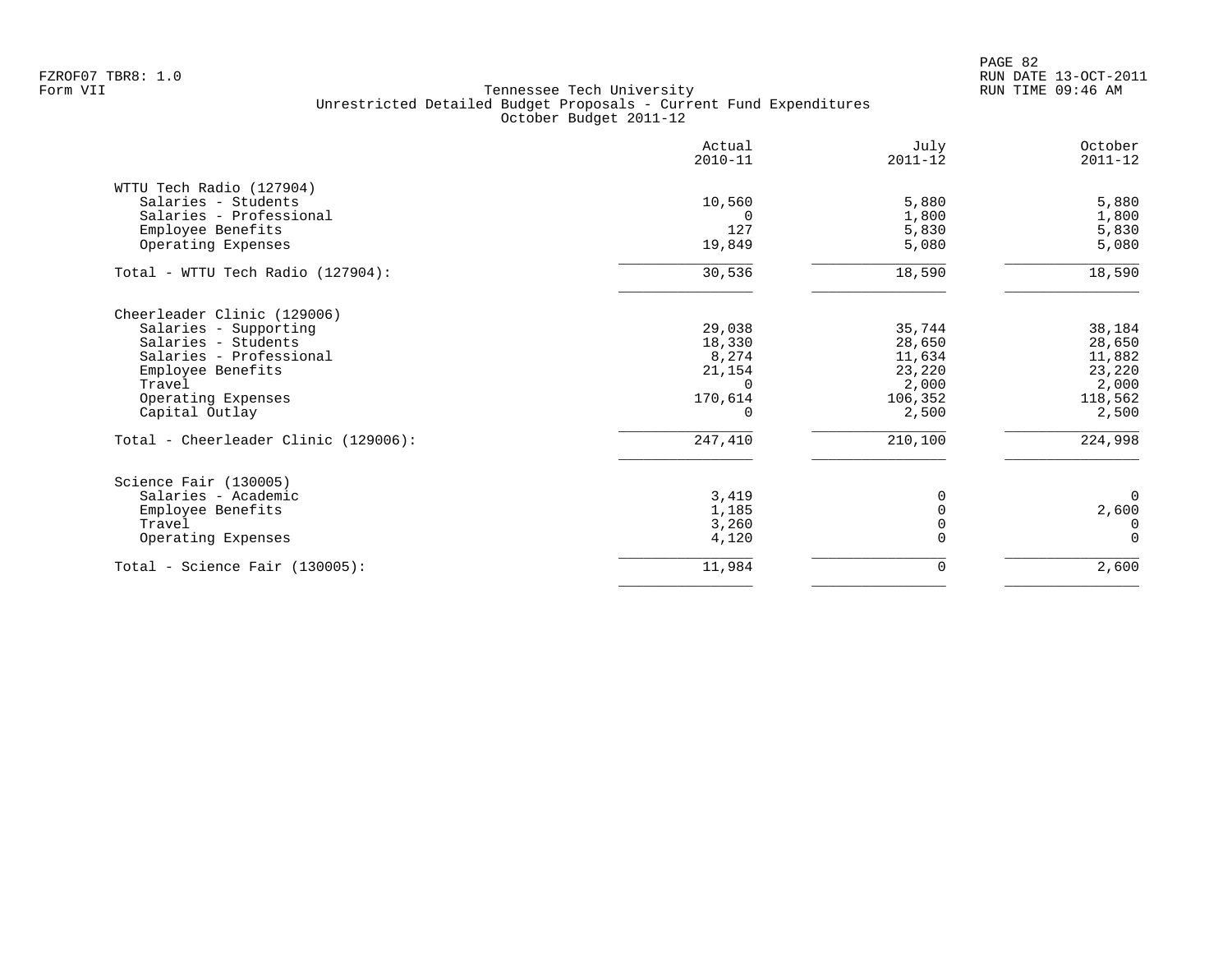FZROF07 TBR8: 1.0
Form VII

Tennessee Tech University
Unrestricted Detailed Budget Proposals - Current Fund Expenditures
October Budget 2011-12

RUN DATE 13-OCT-2011
RUN TIME 09:46 AM

| | Actual 2010-11 | July 2011-12 | October 2011-12 |
|---|---|---|---|
| WTTU Tech Radio (127904) | | | |
| Salaries - Students | 10,560 | 5,880 | 5,880 |
| Salaries - Professional | 0 | 1,800 | 1,800 |
| Employee Benefits | 127 | 5,830 | 5,830 |
| Operating Expenses | 19,849 | 5,080 | 5,080 |
| Total - WTTU Tech Radio (127904): | 30,536 | 18,590 | 18,590 |
| Cheerleader Clinic (129006) | | | |
| Salaries - Supporting | 29,038 | 35,744 | 38,184 |
| Salaries - Students | 18,330 | 28,650 | 28,650 |
| Salaries - Professional | 8,274 | 11,634 | 11,882 |
| Employee Benefits | 21,154 | 23,220 | 23,220 |
| Travel | 0 | 2,000 | 2,000 |
| Operating Expenses | 170,614 | 106,352 | 118,562 |
| Capital Outlay | 0 | 2,500 | 2,500 |
| Total - Cheerleader Clinic (129006): | 247,410 | 210,100 | 224,998 |
| Science Fair (130005) | | | |
| Salaries - Academic | 3,419 | 0 | 0 |
| Employee Benefits | 1,185 | 0 | 2,600 |
| Travel | 3,260 | 0 | 0 |
| Operating Expenses | 4,120 | 0 | 0 |
| Total - Science Fair (130005): | 11,984 | 0 | 2,600 |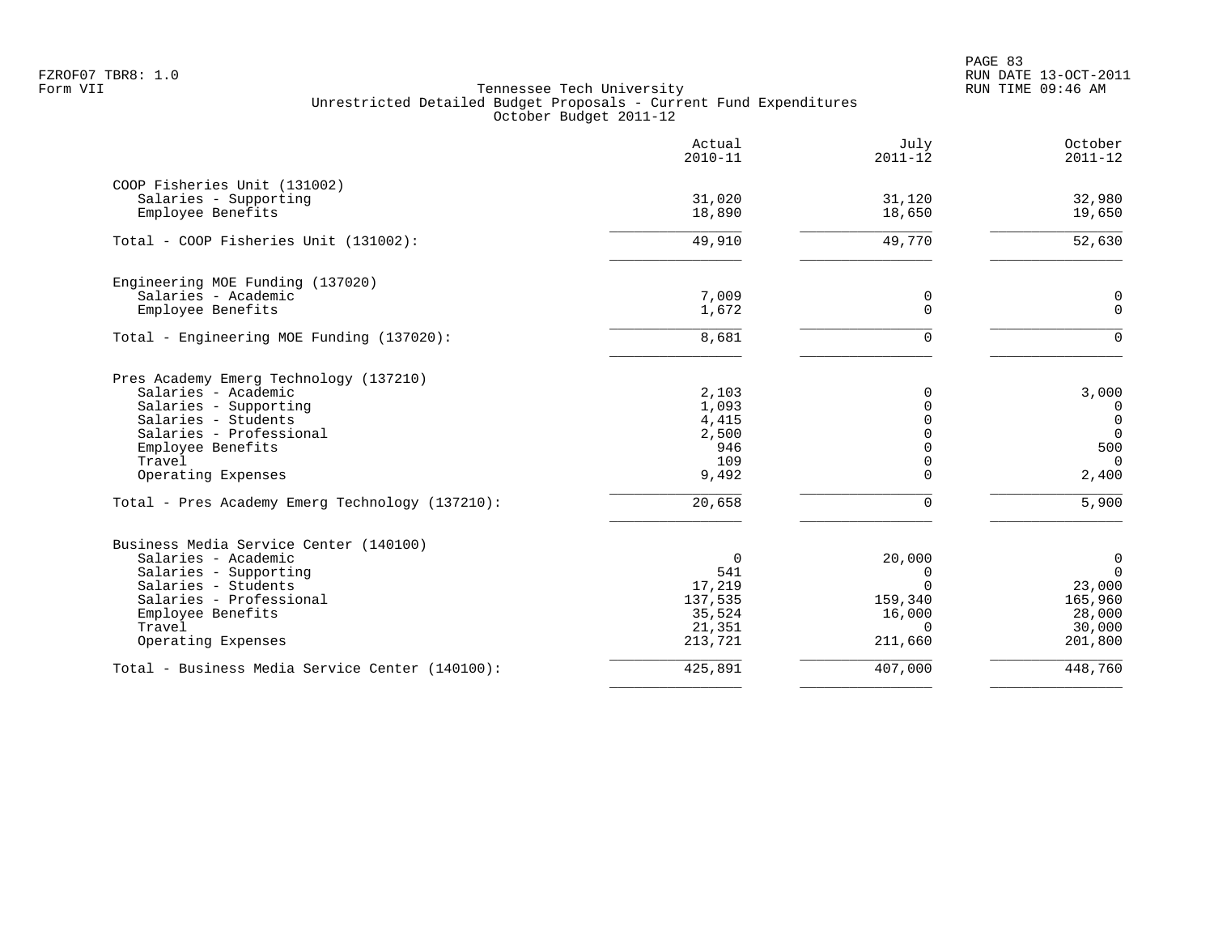Tennessee Tech University
Unrestricted Detailed Budget Proposals - Current Fund Expenditures
October Budget 2011-12

| | Actual 2010-11 | July 2011-12 | October 2011-12 |
|---|---|---|---|
| **COOP Fisheries Unit (131002)** | | | |
| Salaries - Supporting | 31,020 | 31,120 | 32,980 |
| Employee Benefits | 18,890 | 18,650 | 19,650 |
| Total - COOP Fisheries Unit (131002): | 49,910 | 49,770 | 52,630 |
| **Engineering MOE Funding (137020)** | | | |
| Salaries - Academic | 7,009 | 0 | 0 |
| Employee Benefits | 1,672 | 0 | 0 |
| Total - Engineering MOE Funding (137020): | 8,681 | 0 | 0 |
| **Pres Academy Emerg Technology (137210)** | | | |
| Salaries - Academic | 2,103 | 0 | 3,000 |
| Salaries - Supporting | 1,093 | 0 | 0 |
| Salaries - Students | 4,415 | 0 | 0 |
| Salaries - Professional | 2,500 | 0 | 0 |
| Employee Benefits | 946 | 0 | 500 |
| Travel | 109 | 0 | 0 |
| Operating Expenses | 9,492 | 0 | 2,400 |
| Total - Pres Academy Emerg Technology (137210): | 20,658 | 0 | 5,900 |
| **Business Media Service Center (140100)** | | | |
| Salaries - Academic | 0 | 20,000 | 0 |
| Salaries - Supporting | 541 | 0 | 0 |
| Salaries - Students | 17,219 | 0 | 23,000 |
| Salaries - Professional | 137,535 | 159,340 | 165,960 |
| Employee Benefits | 35,524 | 16,000 | 28,000 |
| Travel | 21,351 | 0 | 30,000 |
| Operating Expenses | 213,721 | 211,660 | 201,800 |
| Total - Business Media Service Center (140100): | 425,891 | 407,000 | 448,760 |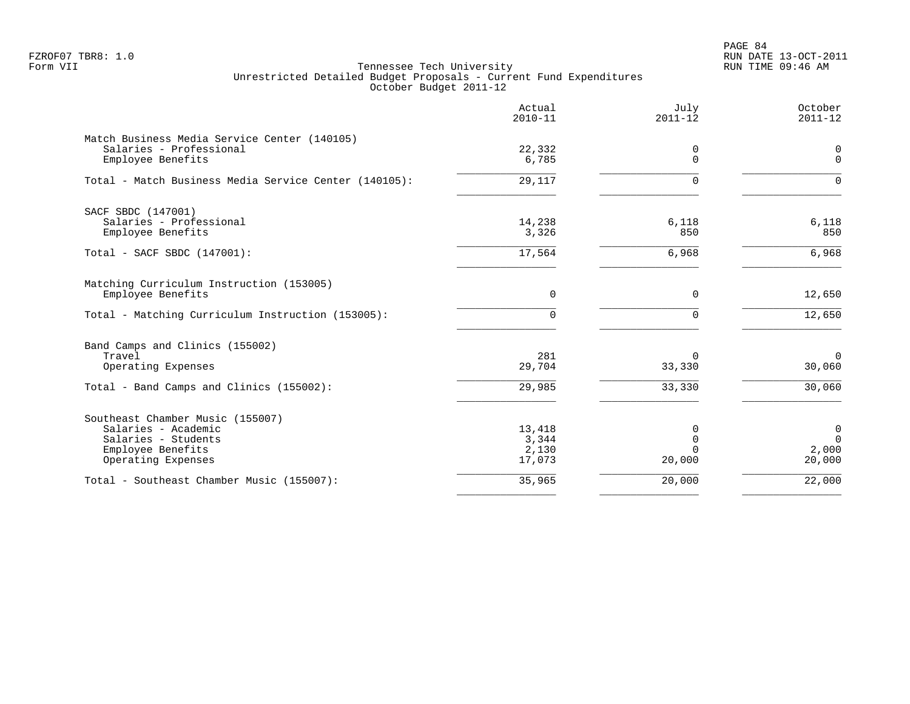FZROF07 TBR8: 1.0
Form VII

# Tennessee Tech University
## Unrestricted Detailed Budget Proposals - Current Fund Expenditures
### October Budget 2011-12

| | Actual 2010-11 | July 2011-12 | October 2011-12 |
|---|---|---|---|
| **Match Business Media Service Center (140105)** | | | |
| Salaries - Professional | 22,332 | 0 | 0 |
| Employee Benefits | 6,785 | 0 | 0 |
| Total - Match Business Media Service Center (140105): | 29,117 | 0 | 0 |
| **SACF SBDC (147001)** | | | |
| Salaries - Professional | 14,238 | 6,118 | 6,118 |
| Employee Benefits | 3,326 | 850 | 850 |
| Total - SACF SBDC (147001): | 17,564 | 6,968 | 6,968 |
| **Matching Curriculum Instruction (153005)** | | | |
| Employee Benefits | 0 | 0 | 12,650 |
| Total - Matching Curriculum Instruction (153005): | 0 | 0 | 12,650 |
| **Band Camps and Clinics (155002)** | | | |
| Travel | 281 | 0 | 0 |
| Operating Expenses | 29,704 | 33,330 | 30,060 |
| Total - Band Camps and Clinics (155002): | 29,985 | 33,330 | 30,060 |
| **Southeast Chamber Music (155007)** | | | |
| Salaries - Academic | 13,418 | 0 | 0 |
| Salaries - Students | 3,344 | 0 | 0 |
| Employee Benefits | 2,130 | 0 | 2,000 |
| Operating Expenses | 17,073 | 20,000 | 20,000 |
| Total - Southeast Chamber Music (155007): | 35,965 | 20,000 | 22,000 |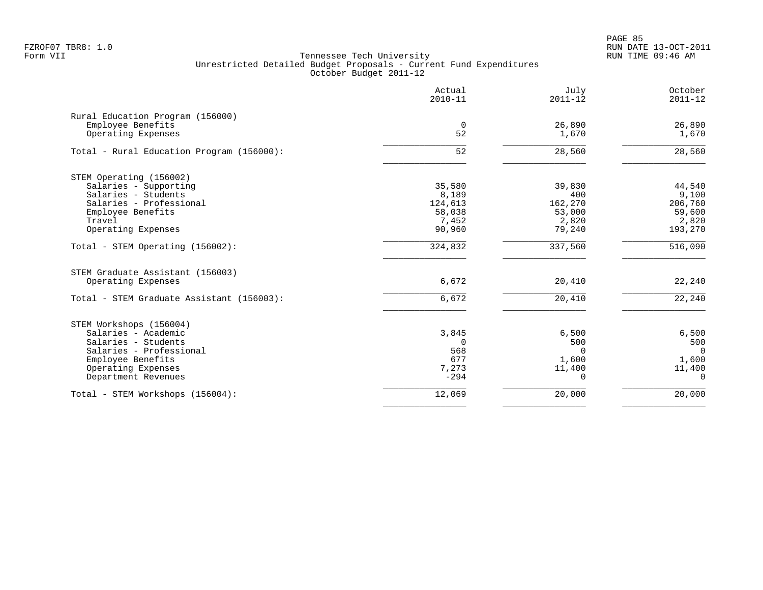FZROF07 TBR8: 1.0
Form VII

Tennessee Tech University
Unrestricted Detailed Budget Proposals - Current Fund Expenditures
October Budget 2011-12

RUN DATE 13-OCT-2011
RUN TIME 09:46 AM

| | Actual 2010-11 | July 2011-12 | October 2011-12 |
|---|---|---|---|
| **Rural Education Program (156000)** | | | |
| Employee Benefits | 0 | 26,890 | 26,890 |
| Operating Expenses | 52 | 1,670 | 1,670 |
| Total - Rural Education Program (156000): | 52 | 28,560 | 28,560 |
| **STEM Operating (156002)** | | | |
| Salaries - Supporting | 35,580 | 39,830 | 44,540 |
| Salaries - Students | 8,189 | 400 | 9,100 |
| Salaries - Professional | 124,613 | 162,270 | 206,760 |
| Employee Benefits | 58,038 | 53,000 | 59,600 |
| Travel | 7,452 | 2,820 | 2,820 |
| Operating Expenses | 90,960 | 79,240 | 193,270 |
| Total - STEM Operating (156002): | 324,832 | 337,560 | 516,090 |
| **STEM Graduate Assistant (156003)** | | | |
| Operating Expenses | 6,672 | 20,410 | 22,240 |
| Total - STEM Graduate Assistant (156003): | 6,672 | 20,410 | 22,240 |
| **STEM Workshops (156004)** | | | |
| Salaries - Academic | 3,845 | 6,500 | 6,500 |
| Salaries - Students | 0 | 500 | 500 |
| Salaries - Professional | 568 | 0 | 0 |
| Employee Benefits | 677 | 1,600 | 1,600 |
| Operating Expenses | 7,273 | 11,400 | 11,400 |
| Department Revenues | -294 | 0 | 0 |
| Total - STEM Workshops (156004): | 12,069 | 20,000 | 20,000 |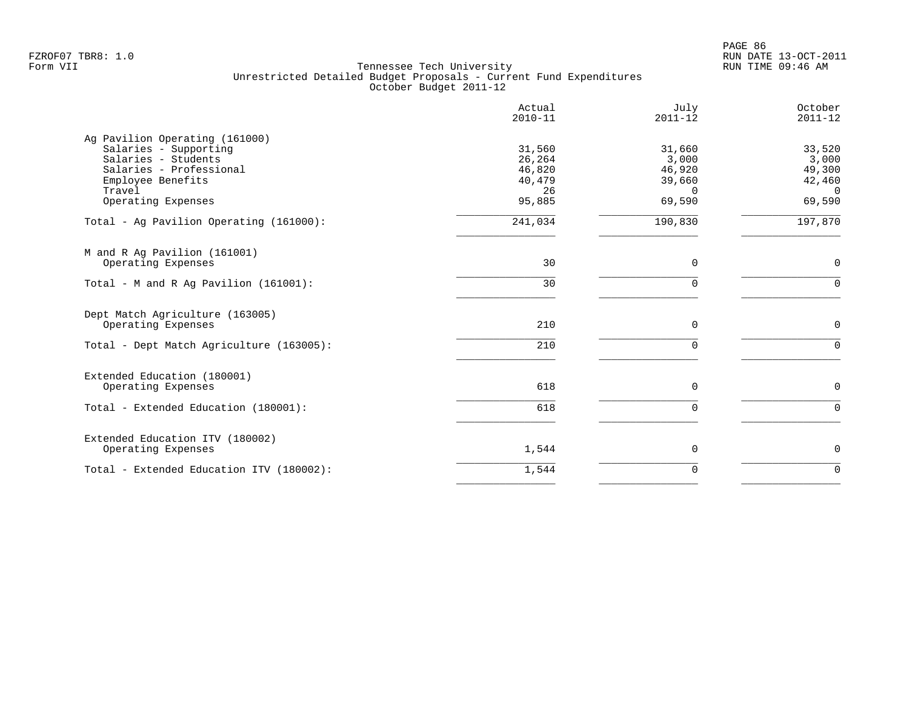FZROF07 TBR8: 1.0
Form VII

Tennessee Tech University
Unrestricted Detailed Budget Proposals - Current Fund Expenditures
October Budget 2011-12

RUN DATE 13-OCT-2011
RUN TIME 09:46 AM

| | Actual 2010-11 | July 2011-12 | October 2011-12 |
|---|---|---|---|
| **Ag Pavilion Operating (161000)** | | | |
| Salaries - Supporting | 31,560 | 31,660 | 33,520 |
| Salaries - Students | 26,264 | 3,000 | 3,000 |
| Salaries - Professional | 46,820 | 46,920 | 49,300 |
| Employee Benefits | 40,479 | 39,660 | 42,460 |
| Travel | 26 | 0 | 0 |
| Operating Expenses | 95,885 | 69,590 | 69,590 |
| Total - Ag Pavilion Operating (161000): | 241,034 | 190,830 | 197,870 |
| **M and R Ag Pavilion (161001)** | | | |
| Operating Expenses | 30 | 0 | 0 |
| Total - M and R Ag Pavilion (161001): | 30 | 0 | 0 |
| **Dept Match Agriculture (163005)** | | | |
| Operating Expenses | 210 | 0 | 0 |
| Total - Dept Match Agriculture (163005): | 210 | 0 | 0 |
| **Extended Education (180001)** | | | |
| Operating Expenses | 618 | 0 | 0 |
| Total - Extended Education (180001): | 618 | 0 | 0 |
| **Extended Education ITV (180002)** | | | |
| Operating Expenses | 1,544 | 0 | 0 |
| Total - Extended Education ITV (180002): | 1,544 | 0 | 0 |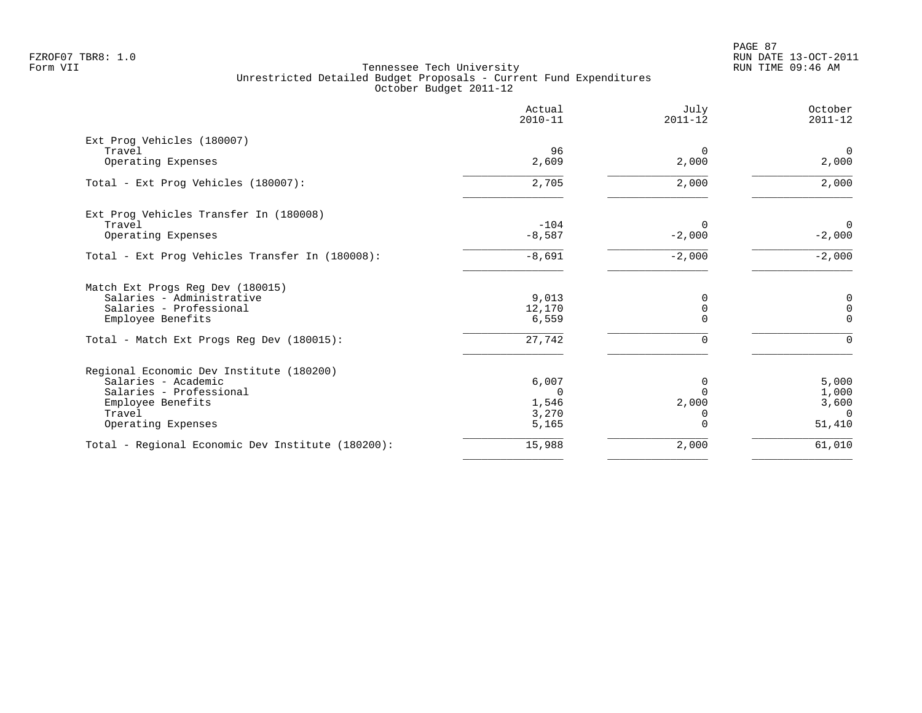FZROF07 TBR8: 1.0
Form VII

# Tennessee Tech University
## Unrestricted Detailed Budget Proposals - Current Fund Expenditures
### October Budget 2011-12

| | Actual 2010-11 | July 2011-12 | October 2011-12 |
|---|---|---|---|
| **Ext Prog Vehicles (180007)** | | | |
| Travel | 96 | 0 | 0 |
| Operating Expenses | 2,609 | 2,000 | 2,000 |
| Total - Ext Prog Vehicles (180007): | 2,705 | 2,000 | 2,000 |
| **Ext Prog Vehicles Transfer In (180008)** | | | |
| Travel | -104 | 0 | 0 |
| Operating Expenses | -8,587 | -2,000 | -2,000 |
| Total - Ext Prog Vehicles Transfer In (180008): | -8,691 | -2,000 | -2,000 |
| **Match Ext Progs Reg Dev (180015)** | | | |
| Salaries - Administrative | 9,013 | 0 | 0 |
| Salaries - Professional | 12,170 | 0 | 0 |
| Employee Benefits | 6,559 | 0 | 0 |
| Total - Match Ext Progs Reg Dev (180015): | 27,742 | 0 | 0 |
| **Regional Economic Dev Institute (180200)** | | | |
| Salaries - Academic | 6,007 | 0 | 5,000 |
| Salaries - Professional | 0 | 0 | 1,000 |
| Employee Benefits | 1,546 | 2,000 | 3,600 |
| Travel | 3,270 | 0 | 0 |
| Operating Expenses | 5,165 | 0 | 51,410 |
| Total - Regional Economic Dev Institute (180200): | 15,988 | 2,000 | 61,010 |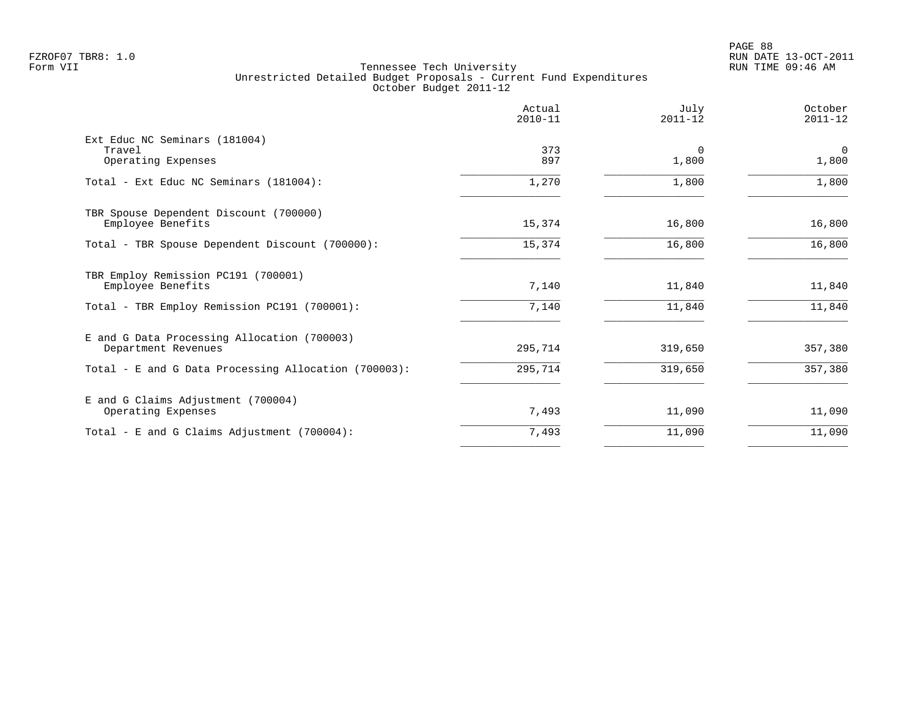Tennessee Tech University
Unrestricted Detailed Budget Proposals - Current Fund Expenditures
October Budget 2011-12

| | Actual 2010-11 | July 2011-12 | October 2011-12 |
|---|---|---|---|
| Ext Educ NC Seminars (181004) | | | |
| Travel | 373 | 0 | 0 |
| Operating Expenses | 897 | 1,800 | 1,800 |
| Total - Ext Educ NC Seminars (181004): | 1,270 | 1,800 | 1,800 |
| TBR Spouse Dependent Discount (700000) | | | |
| Employee Benefits | 15,374 | 16,800 | 16,800 |
| Total - TBR Spouse Dependent Discount (700000): | 15,374 | 16,800 | 16,800 |
| TBR Employ Remission PC191 (700001) | | | |
| Employee Benefits | 7,140 | 11,840 | 11,840 |
| Total - TBR Employ Remission PC191 (700001): | 7,140 | 11,840 | 11,840 |
| E and G Data Processing Allocation (700003) | | | |
| Department Revenues | 295,714 | 319,650 | 357,380 |
| Total - E and G Data Processing Allocation (700003): | 295,714 | 319,650 | 357,380 |
| E and G Claims Adjustment (700004) | | | |
| Operating Expenses | 7,493 | 11,090 | 11,090 |
| Total - E and G Claims Adjustment (700004): | 7,493 | 11,090 | 11,090 |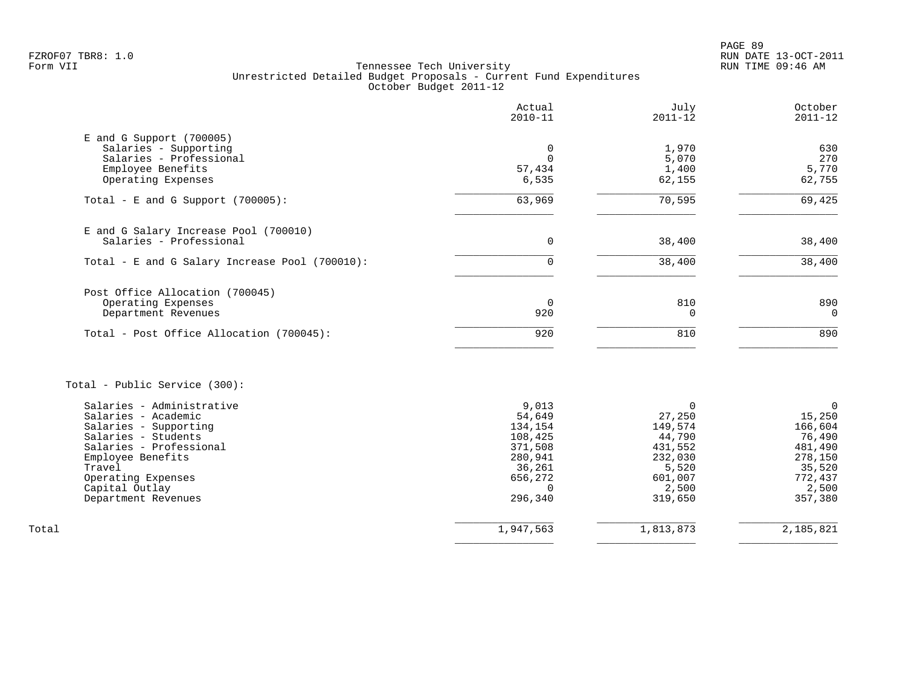FZROF07 TBR8: 1.0
Form VII

Tennessee Tech University
Unrestricted Detailed Budget Proposals - Current Fund Expenditures
October Budget 2011-12

RUN DATE 13-OCT-2011
RUN TIME 09:46 AM

| | Actual 2010-11 | July 2011-12 | October 2011-12 |
|---|---|---|---|
| **E and G Support (700005)** | | | |
| Salaries - Supporting | 0 | 1,970 | 630 |
| Salaries - Professional | 0 | 5,070 | 270 |
| Employee Benefits | 57,434 | 1,400 | 5,770 |
| Operating Expenses | 6,535 | 62,155 | 62,755 |
| Total - E and G Support (700005): | 63,969 | 70,595 | 69,425 |
| **E and G Salary Increase Pool (700010)** | | | |
| Salaries - Professional | 0 | 38,400 | 38,400 |
| Total - E and G Salary Increase Pool (700010): | 0 | 38,400 | 38,400 |
| **Post Office Allocation (700045)** | | | |
| Operating Expenses | 0 | 810 | 890 |
| Department Revenues | 920 | 0 | 0 |
| Total - Post Office Allocation (700045): | 920 | 810 | 890 |
| **Total - Public Service (300):** | | | |
| Salaries - Administrative | 9,013 | 0 | 0 |
| Salaries - Academic | 54,649 | 27,250 | 15,250 |
| Salaries - Supporting | 134,154 | 149,574 | 166,604 |
| Salaries - Students | 108,425 | 44,790 | 76,490 |
| Salaries - Professional | 371,508 | 431,552 | 481,490 |
| Employee Benefits | 280,941 | 232,030 | 278,150 |
| Travel | 36,261 | 5,520 | 35,520 |
| Operating Expenses | 656,272 | 601,007 | 772,437 |
| Capital Outlay | 0 | 2,500 | 2,500 |
| Department Revenues | 296,340 | 319,650 | 357,380 |
| Total | 1,947,563 | 1,813,873 | 2,185,821 |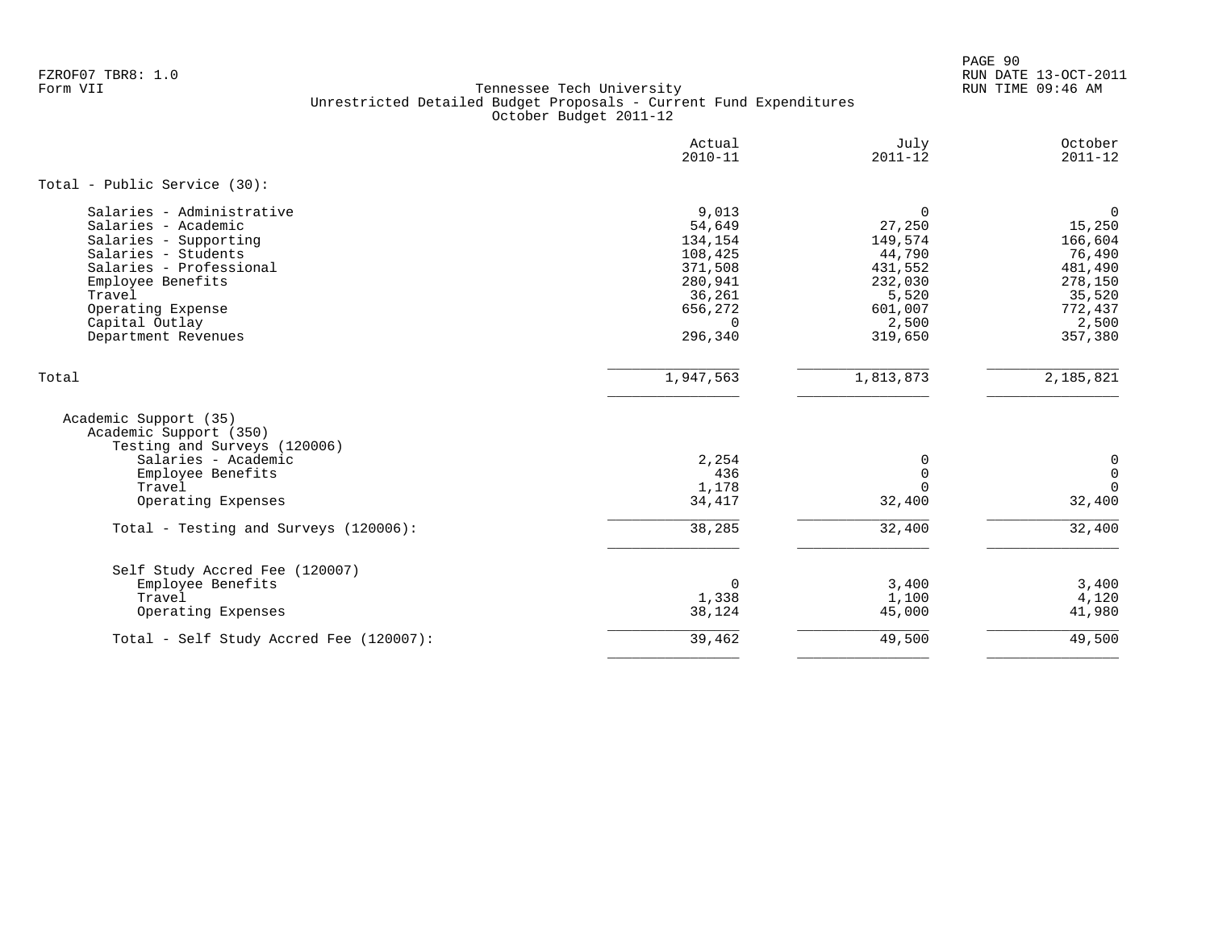FZROF07 TBR8: 1.0
Form VII

Tennessee Tech University
Unrestricted Detailed Budget Proposals - Current Fund Expenditures
October Budget 2011-12

RUN DATE 13-OCT-2011
RUN TIME 09:46 AM

| | Actual 2010-11 | July 2011-12 | October 2011-12 |
|---|---|---|---|
| **Total - Public Service (30):** | | | |
| Salaries - Administrative | 9,013 | 0 | 0 |
| Salaries - Academic | 54,649 | 27,250 | 15,250 |
| Salaries - Supporting | 134,154 | 149,574 | 166,604 |
| Salaries - Students | 108,425 | 44,790 | 76,490 |
| Salaries - Professional | 371,508 | 431,552 | 481,490 |
| Employee Benefits | 280,941 | 232,030 | 278,150 |
| Travel | 36,261 | 5,520 | 35,520 |
| Operating Expense | 656,272 | 601,007 | 772,437 |
| Capital Outlay | 0 | 2,500 | 2,500 |
| Department Revenues | 296,340 | 319,650 | 357,380 |
| Total | 1,947,563 | 1,813,873 | 2,185,821 |
| Academic Support (35) | | | |
| Academic Support (350) | | | |
| Testing and Surveys (120006) | | | |
| Salaries - Academic | 2,254 | 0 | 0 |
| Employee Benefits | 436 | 0 | 0 |
| Travel | 1,178 | 0 | 0 |
| Operating Expenses | 34,417 | 32,400 | 32,400 |
| Total - Testing and Surveys (120006): | 38,285 | 32,400 | 32,400 |
| Self Study Accred Fee (120007) | | | |
| Employee Benefits | 0 | 3,400 | 3,400 |
| Travel | 1,338 | 1,100 | 4,120 |
| Operating Expenses | 38,124 | 45,000 | 41,980 |
| Total - Self Study Accred Fee (120007): | 39,462 | 49,500 | 49,500 |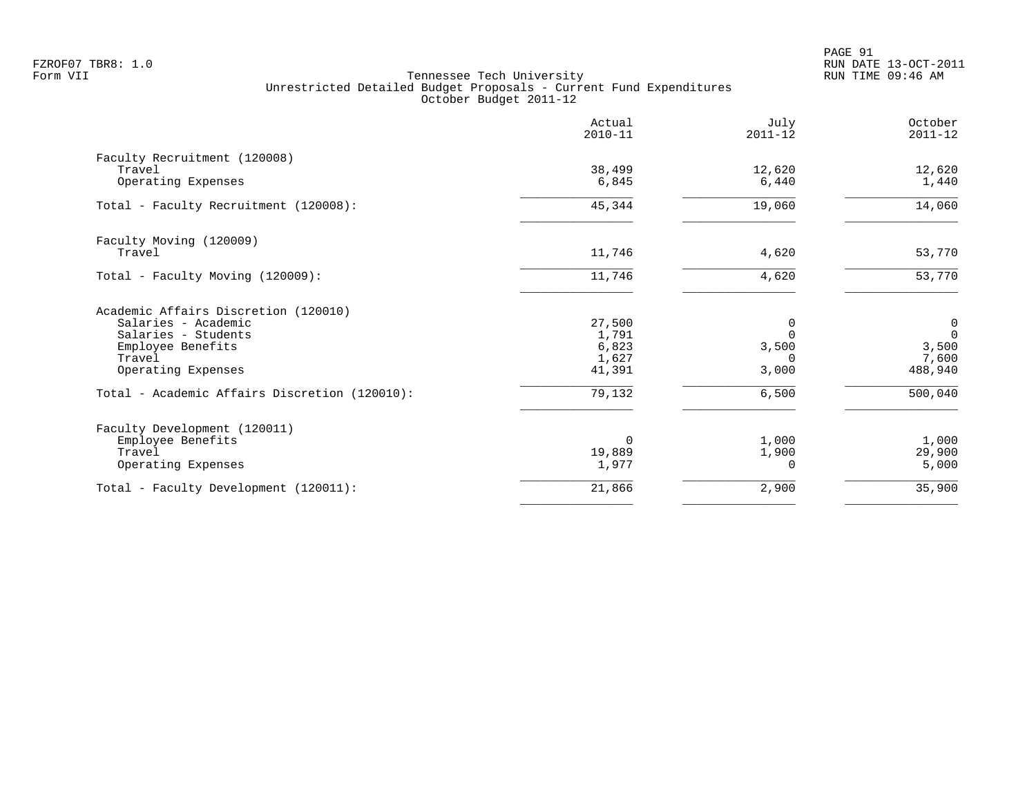FZROF07 TBR8: 1.0
Form VII

Tennessee Tech University
Unrestricted Detailed Budget Proposals - Current Fund Expenditures
October Budget 2011-12

RUN DATE 13-OCT-2011
RUN TIME 09:46 AM

| | Actual 2010-11 | July 2011-12 | October 2011-12 |
|---|---|---|---|
| Faculty Recruitment (120008) | | | |
| Travel | 38,499 | 12,620 | 12,620 |
| Operating Expenses | 6,845 | 6,440 | 1,440 |
| Total - Faculty Recruitment (120008): | 45,344 | 19,060 | 14,060 |
| Faculty Moving (120009) | | | |
| Travel | 11,746 | 4,620 | 53,770 |
| Total - Faculty Moving (120009): | 11,746 | 4,620 | 53,770 |
| Academic Affairs Discretion (120010) | | | |
| Salaries - Academic | 27,500 | 0 | 0 |
| Salaries - Students | 1,791 | 0 | 0 |
| Employee Benefits | 6,823 | 3,500 | 3,500 |
| Travel | 1,627 | 0 | 7,600 |
| Operating Expenses | 41,391 | 3,000 | 488,940 |
| Total - Academic Affairs Discretion (120010): | 79,132 | 6,500 | 500,040 |
| Faculty Development (120011) | | | |
| Employee Benefits | 0 | 1,000 | 1,000 |
| Travel | 19,889 | 1,900 | 29,900 |
| Operating Expenses | 1,977 | 0 | 5,000 |
| Total - Faculty Development (120011): | 21,866 | 2,900 | 35,900 |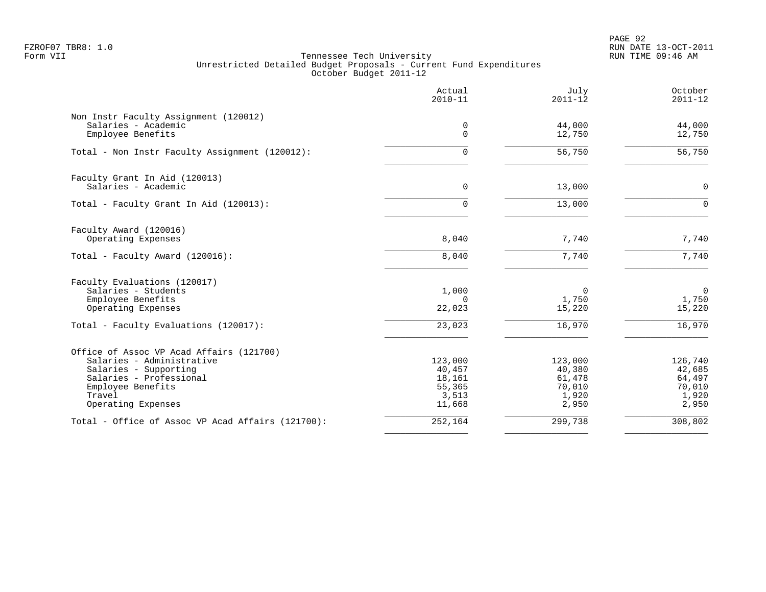FZROF07 TBR8: 1.0
Form VII

Tennessee Tech University
Unrestricted Detailed Budget Proposals - Current Fund Expenditures
October Budget 2011-12

RUN DATE 13-OCT-2011
RUN TIME 09:46 AM

| | Actual 2010-11 | July 2011-12 | October 2011-12 |
|---|---|---|---|
| **Non Instr Faculty Assignment (120012)** | | | |
| Salaries - Academic | 0 | 44,000 | 44,000 |
| Employee Benefits | 0 | 12,750 | 12,750 |
| Total - Non Instr Faculty Assignment (120012): | 0 | 56,750 | 56,750 |
| **Faculty Grant In Aid (120013)** | | | |
| Salaries - Academic | 0 | 13,000 | 0 |
| Total - Faculty Grant In Aid (120013): | 0 | 13,000 | 0 |
| **Faculty Award (120016)** | | | |
| Operating Expenses | 8,040 | 7,740 | 7,740 |
| Total - Faculty Award (120016): | 8,040 | 7,740 | 7,740 |
| **Faculty Evaluations (120017)** | | | |
| Salaries - Students | 1,000 | 0 | 0 |
| Employee Benefits | 0 | 1,750 | 1,750 |
| Operating Expenses | 22,023 | 15,220 | 15,220 |
| Total - Faculty Evaluations (120017): | 23,023 | 16,970 | 16,970 |
| **Office of Assoc VP Acad Affairs (121700)** | | | |
| Salaries - Administrative | 123,000 | 123,000 | 126,740 |
| Salaries - Supporting | 40,457 | 40,380 | 42,685 |
| Salaries - Professional | 18,161 | 61,478 | 64,497 |
| Employee Benefits | 55,365 | 70,010 | 70,010 |
| Travel | 3,513 | 1,920 | 1,920 |
| Operating Expenses | 11,668 | 2,950 | 2,950 |
| Total - Office of Assoc VP Acad Affairs (121700): | 252,164 | 299,738 | 308,802 |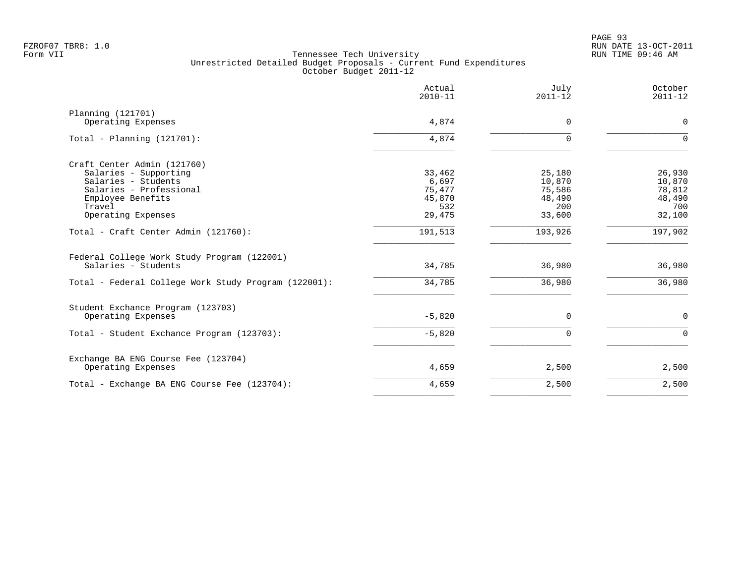Tennessee Tech University
Unrestricted Detailed Budget Proposals - Current Fund Expenditures
October Budget 2011-12

| | Actual 2010-11 | July 2011-12 | October 2011-12 |
|---|---|---|---|
| **Planning (121701)** | | | |
| Operating Expenses | 4,874 | 0 | 0 |
| Total - Planning (121701): | 4,874 | 0 | 0 |
| **Craft Center Admin (121760)** | | | |
| Salaries - Supporting | 33,462 | 25,180 | 26,930 |
| Salaries - Students | 6,697 | 10,870 | 10,870 |
| Salaries - Professional | 75,477 | 75,586 | 78,812 |
| Employee Benefits | 45,870 | 48,490 | 48,490 |
| Travel | 532 | 200 | 700 |
| Operating Expenses | 29,475 | 33,600 | 32,100 |
| Total - Craft Center Admin (121760): | 191,513 | 193,926 | 197,902 |
| **Federal College Work Study Program (122001)** | | | |
| Salaries - Students | 34,785 | 36,980 | 36,980 |
| Total - Federal College Work Study Program (122001): | 34,785 | 36,980 | 36,980 |
| **Student Exchance Program (123703)** | | | |
| Operating Expenses | -5,820 | 0 | 0 |
| Total - Student Exchance Program (123703): | -5,820 | 0 | 0 |
| **Exchange BA ENG Course Fee (123704)** | | | |
| Operating Expenses | 4,659 | 2,500 | 2,500 |
| Total - Exchange BA ENG Course Fee (123704): | 4,659 | 2,500 | 2,500 |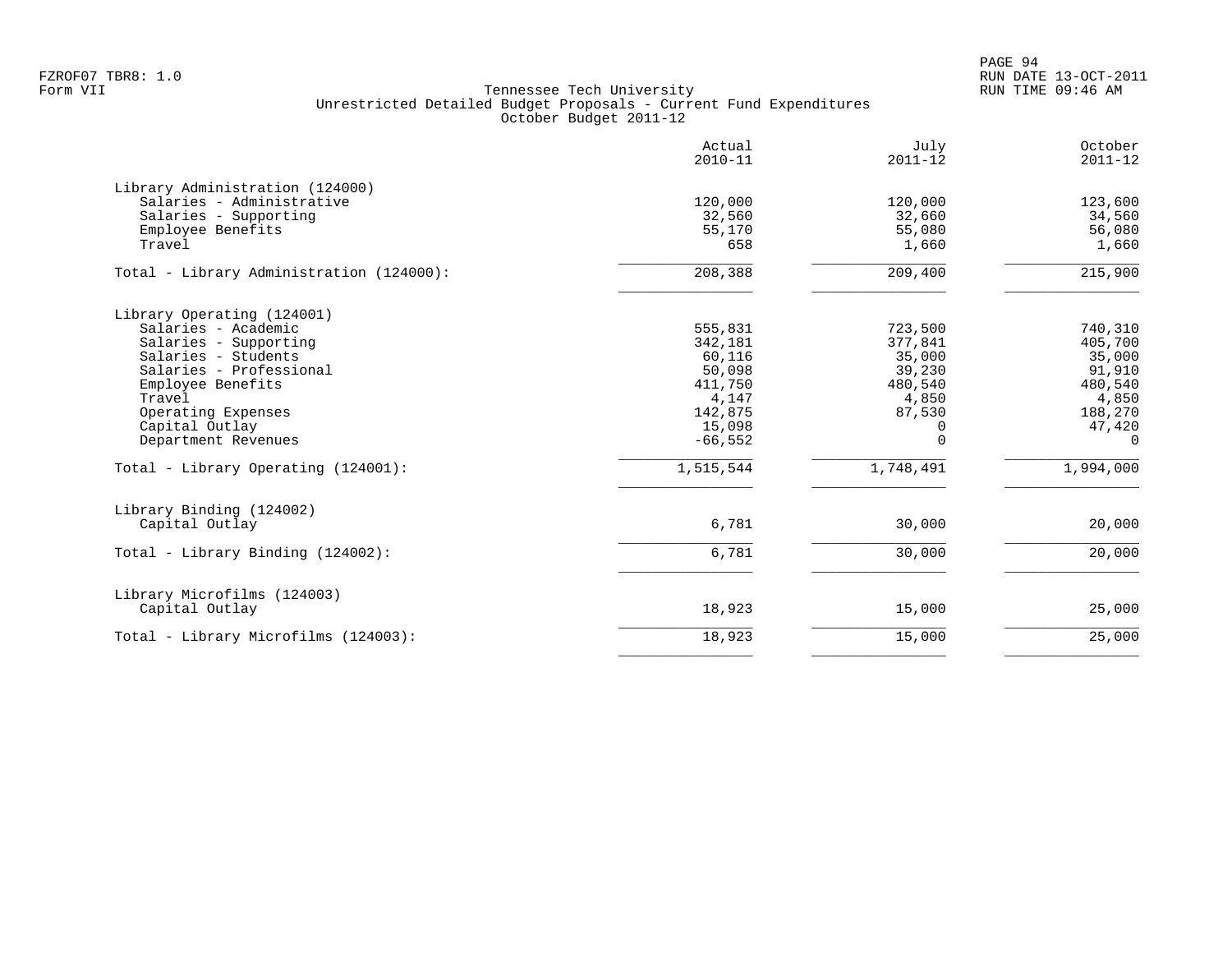FZROF07 TBR8: 1.0
Form VII

# Tennessee Tech University
## Unrestricted Detailed Budget Proposals - Current Fund Expenditures
### October Budget 2011-12

| | Actual 2010-11 | July 2011-12 | October 2011-12 |
|---|---|---|---|
| **Library Administration (124000)** | | | |
| Salaries - Administrative | 120,000 | 120,000 | 123,600 |
| Salaries - Supporting | 32,560 | 32,660 | 34,560 |
| Employee Benefits | 55,170 | 55,080 | 56,080 |
| Travel | 658 | 1,660 | 1,660 |
| Total - Library Administration (124000): | 208,388 | 209,400 | 215,900 |
| **Library Operating (124001)** | | | |
| Salaries - Academic | 555,831 | 723,500 | 740,310 |
| Salaries - Supporting | 342,181 | 377,841 | 405,700 |
| Salaries - Students | 60,116 | 35,000 | 35,000 |
| Salaries - Professional | 50,098 | 39,230 | 91,910 |
| Employee Benefits | 411,750 | 480,540 | 480,540 |
| Travel | 4,147 | 4,850 | 4,850 |
| Operating Expenses | 142,875 | 87,530 | 188,270 |
| Capital Outlay | 15,098 | 0 | 47,420 |
| Department Revenues | -66,552 | 0 | 0 |
| Total - Library Operating (124001): | 1,515,544 | 1,748,491 | 1,994,000 |
| **Library Binding (124002)** | | | |
| Capital Outlay | 6,781 | 30,000 | 20,000 |
| Total - Library Binding (124002): | 6,781 | 30,000 | 20,000 |
| **Library Microfilms (124003)** | | | |
| Capital Outlay | 18,923 | 15,000 | 25,000 |
| Total - Library Microfilms (124003): | 18,923 | 15,000 | 25,000 |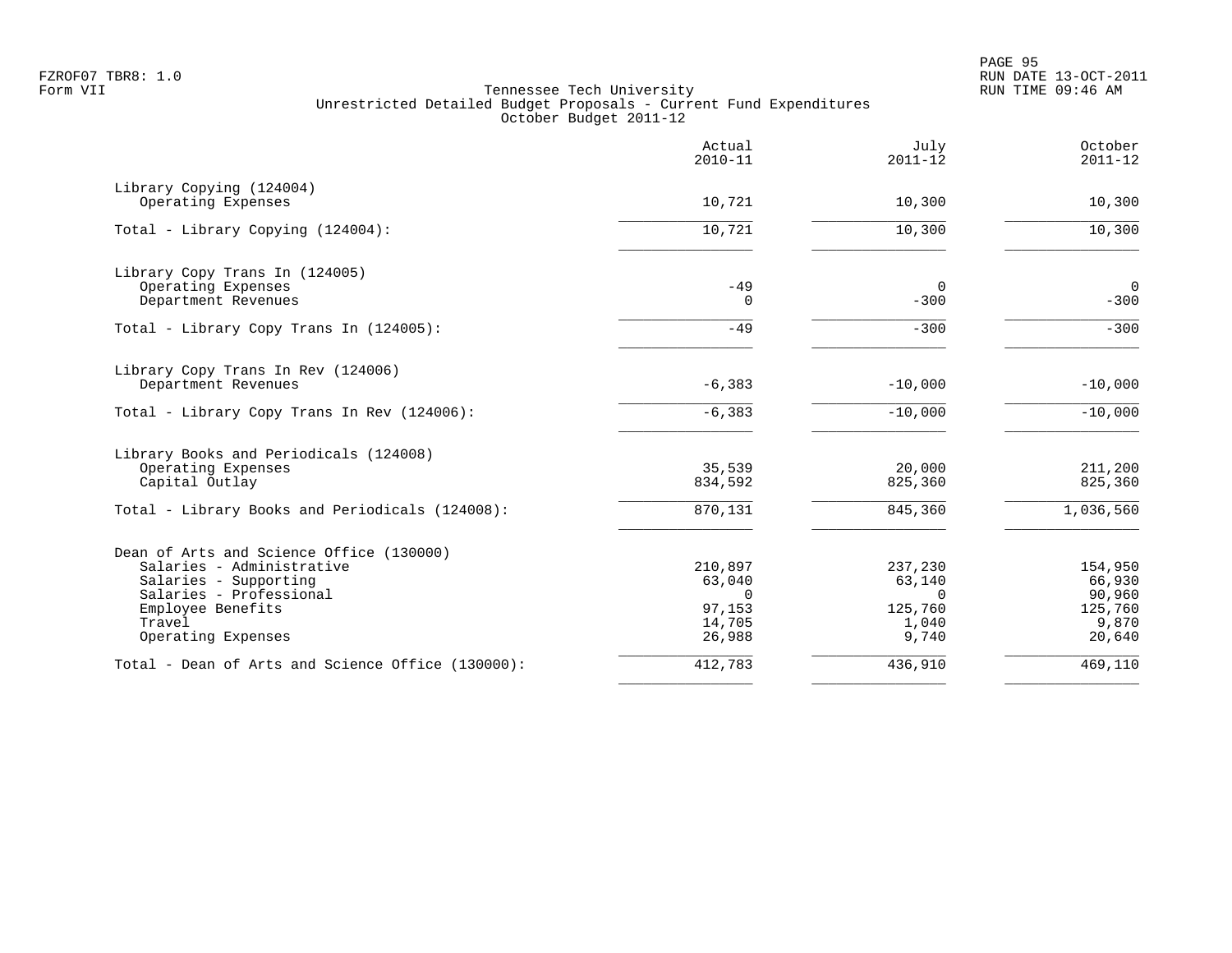FZROF07 TBR8: 1.0
Form VII

# Tennessee Tech University
## Unrestricted Detailed Budget Proposals - Current Fund Expenditures
### October Budget 2011-12

| | Actual 2010-11 | July 2011-12 | October 2011-12 |
|---|---|---|---|
| **Library Copying (124004)** | | | |
| Operating Expenses | 10,721 | 10,300 | 10,300 |
| Total - Library Copying (124004): | 10,721 | 10,300 | 10,300 |
| **Library Copy Trans In (124005)** | | | |
| Operating Expenses | -49 | 0 | 0 |
| Department Revenues | 0 | -300 | -300 |
| Total - Library Copy Trans In (124005): | -49 | -300 | -300 |
| **Library Copy Trans In Rev (124006)** | | | |
| Department Revenues | -6,383 | -10,000 | -10,000 |
| Total - Library Copy Trans In Rev (124006): | -6,383 | -10,000 | -10,000 |
| **Library Books and Periodicals (124008)** | | | |
| Operating Expenses | 35,539 | 20,000 | 211,200 |
| Capital Outlay | 834,592 | 825,360 | 825,360 |
| Total - Library Books and Periodicals (124008): | 870,131 | 845,360 | 1,036,560 |
| **Dean of Arts and Science Office (130000)** | | | |
| Salaries - Administrative | 210,897 | 237,230 | 154,950 |
| Salaries - Supporting | 63,040 | 63,140 | 66,930 |
| Salaries - Professional | 0 | 0 | 90,960 |
| Employee Benefits | 97,153 | 125,760 | 125,760 |
| Travel | 14,705 | 1,040 | 9,870 |
| Operating Expenses | 26,988 | 9,740 | 20,640 |
| Total - Dean of Arts and Science Office (130000): | 412,783 | 436,910 | 469,110 |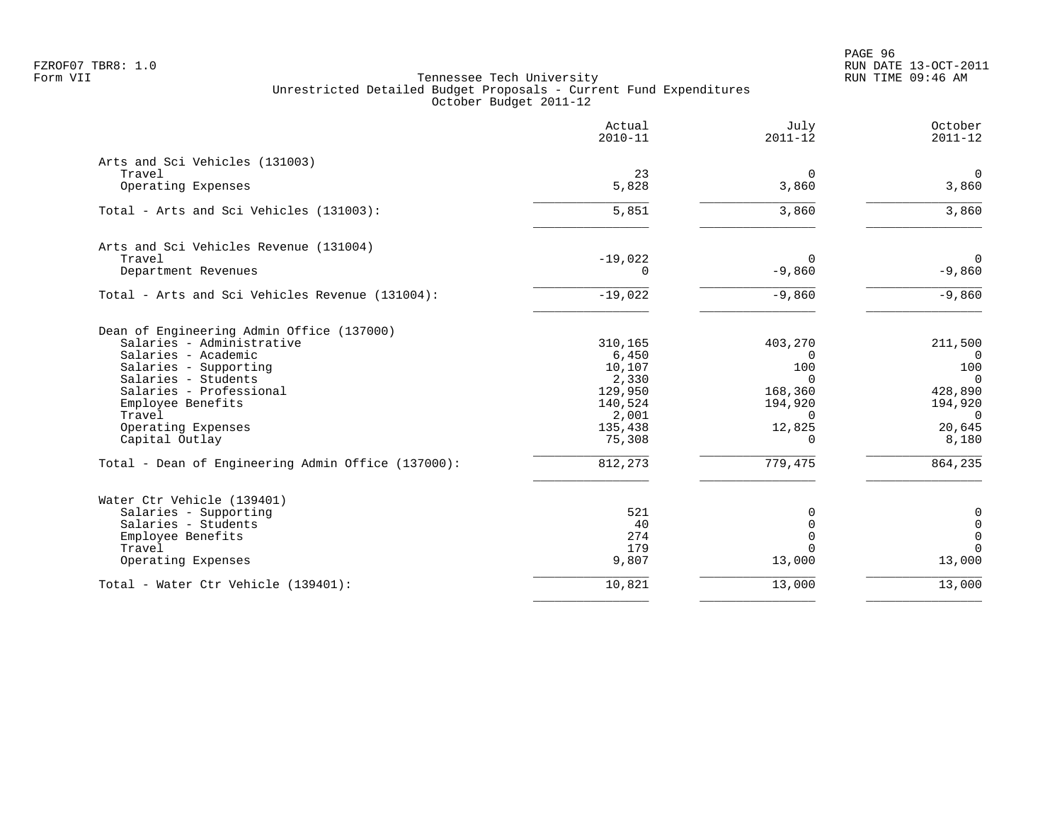FZROF07 TBR8: 1.0
Form VII

Tennessee Tech University
Unrestricted Detailed Budget Proposals - Current Fund Expenditures
October Budget 2011-12

RUN DATE 13-OCT-2011
RUN TIME 09:46 AM

| | Actual 2010-11 | July 2011-12 | October 2011-12 |
|---|---|---|---|
| **Arts and Sci Vehicles (131003)** | | | |
| Travel | 23 | 0 | 0 |
| Operating Expenses | 5,828 | 3,860 | 3,860 |
| Total - Arts and Sci Vehicles (131003): | 5,851 | 3,860 | 3,860 |
| **Arts and Sci Vehicles Revenue (131004)** | | | |
| Travel | -19,022 | 0 | 0 |
| Department Revenues | 0 | -9,860 | -9,860 |
| Total - Arts and Sci Vehicles Revenue (131004): | -19,022 | -9,860 | -9,860 |
| **Dean of Engineering Admin Office (137000)** | | | |
| Salaries - Administrative | 310,165 | 403,270 | 211,500 |
| Salaries - Academic | 6,450 | 0 | 0 |
| Salaries - Supporting | 10,107 | 100 | 100 |
| Salaries - Students | 2,330 | 0 | 0 |
| Salaries - Professional | 129,950 | 168,360 | 428,890 |
| Employee Benefits | 140,524 | 194,920 | 194,920 |
| Travel | 2,001 | 0 | 0 |
| Operating Expenses | 135,438 | 12,825 | 20,645 |
| Capital Outlay | 75,308 | 0 | 8,180 |
| Total - Dean of Engineering Admin Office (137000): | 812,273 | 779,475 | 864,235 |
| **Water Ctr Vehicle (139401)** | | | |
| Salaries - Supporting | 521 | 0 | 0 |
| Salaries - Students | 40 | 0 | 0 |
| Employee Benefits | 274 | 0 | 0 |
| Travel | 179 | 0 | 0 |
| Operating Expenses | 9,807 | 13,000 | 13,000 |
| Total - Water Ctr Vehicle (139401): | 10,821 | 13,000 | 13,000 |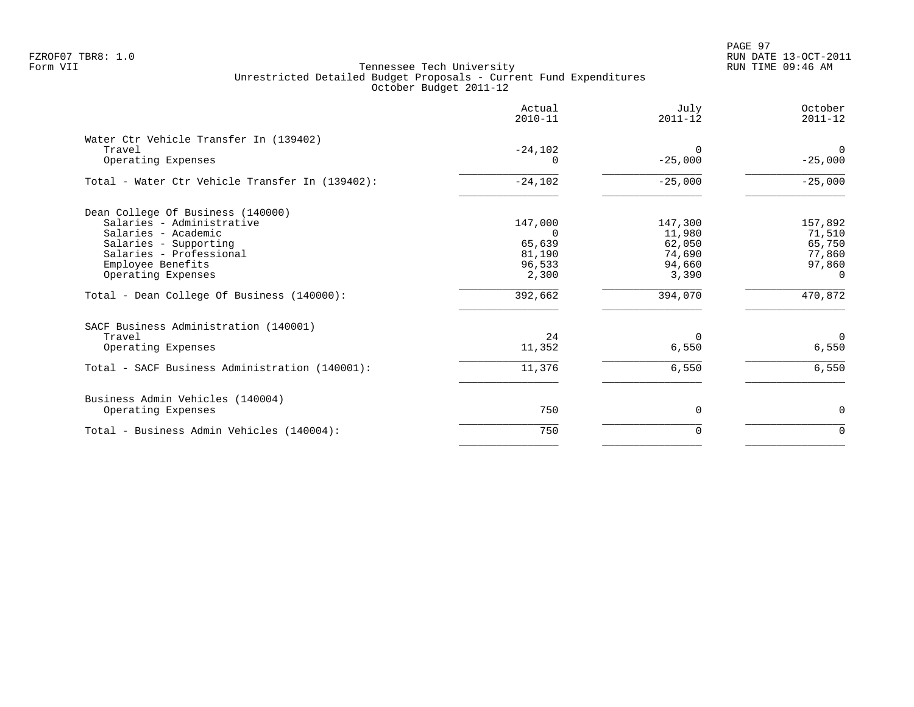Tennessee Tech University
Unrestricted Detailed Budget Proposals - Current Fund Expenditures
October Budget 2011-12

| | Actual 2010-11 | July 2011-12 | October 2011-12 |
|---|---:|---:|---:|
| **Water Ctr Vehicle Transfer In (139402)** | | | |
| Travel | -24,102 | 0 | 0 |
| Operating Expenses | 0 | -25,000 | -25,000 |
| Total - Water Ctr Vehicle Transfer In (139402): | -24,102 | -25,000 | -25,000 |
| **Dean College Of Business (140000)** | | | |
| Salaries - Administrative | 147,000 | 147,300 | 157,892 |
| Salaries - Academic | 0 | 11,980 | 71,510 |
| Salaries - Supporting | 65,639 | 62,050 | 65,750 |
| Salaries - Professional | 81,190 | 74,690 | 77,860 |
| Employee Benefits | 96,533 | 94,660 | 97,860 |
| Operating Expenses | 2,300 | 3,390 | 0 |
| Total - Dean College Of Business (140000): | 392,662 | 394,070 | 470,872 |
| **SACF Business Administration (140001)** | | | |
| Travel | 24 | 0 | 0 |
| Operating Expenses | 11,352 | 6,550 | 6,550 |
| Total - SACF Business Administration (140001): | 11,376 | 6,550 | 6,550 |
| **Business Admin Vehicles (140004)** | | | |
| Operating Expenses | 750 | 0 | 0 |
| Total - Business Admin Vehicles (140004): | 750 | 0 | 0 |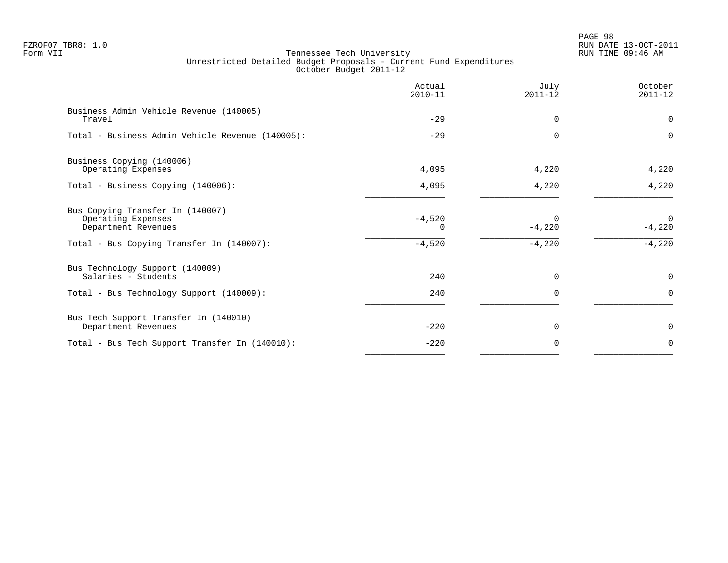FZROF07 TBR8: 1.0
Form VII

## Tennessee Tech University
### Unrestricted Detailed Budget Proposals - Current Fund Expenditures
### October Budget 2011-12

RUN DATE 13-OCT-2011
RUN TIME 09:46 AM

| | Actual 2010-11 | July 2011-12 | October 2011-12 |
|---|---|---|---|
| **Business Admin Vehicle Revenue (140005)** | | | |
| Travel | -29 | 0 | 0 |
| Total - Business Admin Vehicle Revenue (140005): | -29 | 0 | 0 |
| **Business Copying (140006)** | | | |
| Operating Expenses | 4,095 | 4,220 | 4,220 |
| Total - Business Copying (140006): | 4,095 | 4,220 | 4,220 |
| **Bus Copying Transfer In (140007)** | | | |
| Operating Expenses | -4,520 | 0 | 0 |
| Department Revenues | 0 | -4,220 | -4,220 |
| Total - Bus Copying Transfer In (140007): | -4,520 | -4,220 | -4,220 |
| **Bus Technology Support (140009)** | | | |
| Salaries - Students | 240 | 0 | 0 |
| Total - Bus Technology Support (140009): | 240 | 0 | 0 |
| **Bus Tech Support Transfer In (140010)** | | | |
| Department Revenues | -220 | 0 | 0 |
| Total - Bus Tech Support Transfer In (140010): | -220 | 0 | 0 |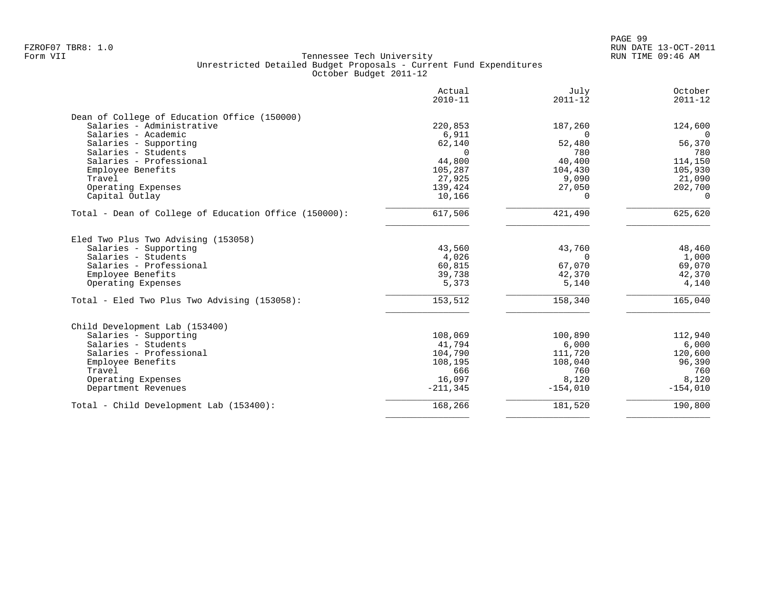FZROF07 TBR8: 1.0
Form VII

Tennessee Tech University
Unrestricted Detailed Budget Proposals - Current Fund Expenditures
October Budget 2011-12

RUN DATE 13-OCT-2011
RUN TIME 09:46 AM

| | Actual 2010-11 | July 2011-12 | October 2011-12 |
|---|---:|---:|---:|
| **Dean of College of Education Office (150000)** | | | |
| Salaries - Administrative | 220,853 | 187,260 | 124,600 |
| Salaries - Academic | 6,911 | 0 | 0 |
| Salaries - Supporting | 62,140 | 52,480 | 56,370 |
| Salaries - Students | 0 | 780 | 780 |
| Salaries - Professional | 44,800 | 40,400 | 114,150 |
| Employee Benefits | 105,287 | 104,430 | 105,930 |
| Travel | 27,925 | 9,090 | 21,090 |
| Operating Expenses | 139,424 | 27,050 | 202,700 |
| Capital Outlay | 10,166 | 0 | 0 |
| Total - Dean of College of Education Office (150000): | 617,506 | 421,490 | 625,620 |
| **Eled Two Plus Two Advising (153058)** | | | |
| Salaries - Supporting | 43,560 | 43,760 | 48,460 |
| Salaries - Students | 4,026 | 0 | 1,000 |
| Salaries - Professional | 60,815 | 67,070 | 69,070 |
| Employee Benefits | 39,738 | 42,370 | 42,370 |
| Operating Expenses | 5,373 | 5,140 | 4,140 |
| Total - Eled Two Plus Two Advising (153058): | 153,512 | 158,340 | 165,040 |
| **Child Development Lab (153400)** | | | |
| Salaries - Supporting | 108,069 | 100,890 | 112,940 |
| Salaries - Students | 41,794 | 6,000 | 6,000 |
| Salaries - Professional | 104,790 | 111,720 | 120,600 |
| Employee Benefits | 108,195 | 108,040 | 96,390 |
| Travel | 666 | 760 | 760 |
| Operating Expenses | 16,097 | 8,120 | 8,120 |
| Department Revenues | -211,345 | -154,010 | -154,010 |
| Total - Child Development Lab (153400): | 168,266 | 181,520 | 190,800 |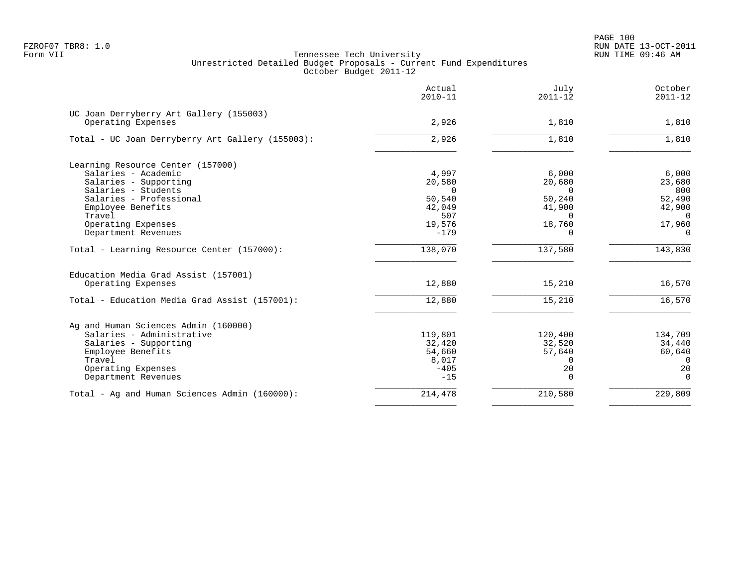Form VII

Tennessee Tech University
Unrestricted Detailed Budget Proposals - Current Fund Expenditures
October Budget 2011-12

| | Actual 2010-11 | July 2011-12 | October 2011-12 |
|---|---|---|---|
| **UC Joan Derryberry Art Gallery (155003)** | | | |
| Operating Expenses | 2,926 | 1,810 | 1,810 |
| Total - UC Joan Derryberry Art Gallery (155003): | 2,926 | 1,810 | 1,810 |
| **Learning Resource Center (157000)** | | | |
| Salaries - Academic | 4,997 | 6,000 | 6,000 |
| Salaries - Supporting | 20,580 | 20,680 | 23,680 |
| Salaries - Students | 0 | 0 | 800 |
| Salaries - Professional | 50,540 | 50,240 | 52,490 |
| Employee Benefits | 42,049 | 41,900 | 42,900 |
| Travel | 507 | 0 | 0 |
| Operating Expenses | 19,576 | 18,760 | 17,960 |
| Department Revenues | -179 | 0 | 0 |
| Total - Learning Resource Center (157000): | 138,070 | 137,580 | 143,830 |
| **Education Media Grad Assist (157001)** | | | |
| Operating Expenses | 12,880 | 15,210 | 16,570 |
| Total - Education Media Grad Assist (157001): | 12,880 | 15,210 | 16,570 |
| **Ag and Human Sciences Admin (160000)** | | | |
| Salaries - Administrative | 119,801 | 120,400 | 134,709 |
| Salaries - Supporting | 32,420 | 32,520 | 34,440 |
| Employee Benefits | 54,660 | 57,640 | 60,640 |
| Travel | 8,017 | 0 | 0 |
| Operating Expenses | -405 | 20 | 20 |
| Department Revenues | -15 | 0 | 0 |
| Total - Ag and Human Sciences Admin (160000): | 214,478 | 210,580 | 229,809 |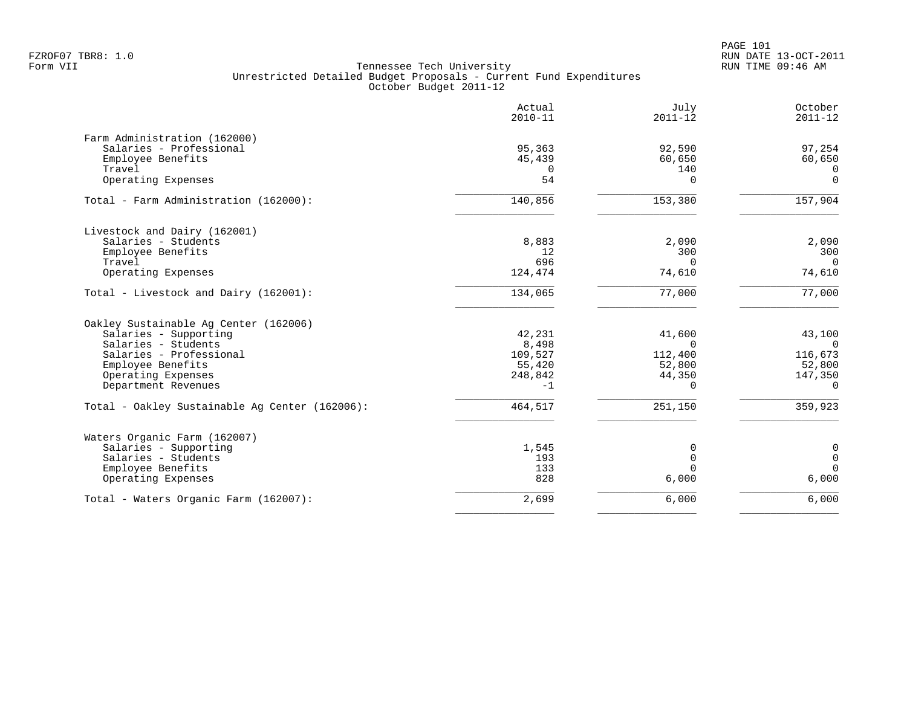FZROF07 TBR8: 1.0
Form VII

RUN DATE 13-OCT-2011
RUN TIME 09:46 AM

Tennessee Tech University
Unrestricted Detailed Budget Proposals - Current Fund Expenditures
October Budget 2011-12

| | Actual 2010-11 | July 2011-12 | October 2011-12 |
|---|---|---|---|
| **Farm Administration (162000)** | | | |
| Salaries - Professional | 95,363 | 92,590 | 97,254 |
| Employee Benefits | 45,439 | 60,650 | 60,650 |
| Travel | 0 | 140 | 0 |
| Operating Expenses | 54 | 0 | 0 |
| Total - Farm Administration (162000): | 140,856 | 153,380 | 157,904 |
| **Livestock and Dairy (162001)** | | | |
| Salaries - Students | 8,883 | 2,090 | 2,090 |
| Employee Benefits | 12 | 300 | 300 |
| Travel | 696 | 0 | 0 |
| Operating Expenses | 124,474 | 74,610 | 74,610 |
| Total - Livestock and Dairy (162001): | 134,065 | 77,000 | 77,000 |
| **Oakley Sustainable Ag Center (162006)** | | | |
| Salaries - Supporting | 42,231 | 41,600 | 43,100 |
| Salaries - Students | 8,498 | 0 | 0 |
| Salaries - Professional | 109,527 | 112,400 | 116,673 |
| Employee Benefits | 55,420 | 52,800 | 52,800 |
| Operating Expenses | 248,842 | 44,350 | 147,350 |
| Department Revenues | -1 | 0 | 0 |
| Total - Oakley Sustainable Ag Center (162006): | 464,517 | 251,150 | 359,923 |
| **Waters Organic Farm (162007)** | | | |
| Salaries - Supporting | 1,545 | 0 | 0 |
| Salaries - Students | 193 | 0 | 0 |
| Employee Benefits | 133 | 0 | 0 |
| Operating Expenses | 828 | 6,000 | 6,000 |
| Total - Waters Organic Farm (162007): | 2,699 | 6,000 | 6,000 |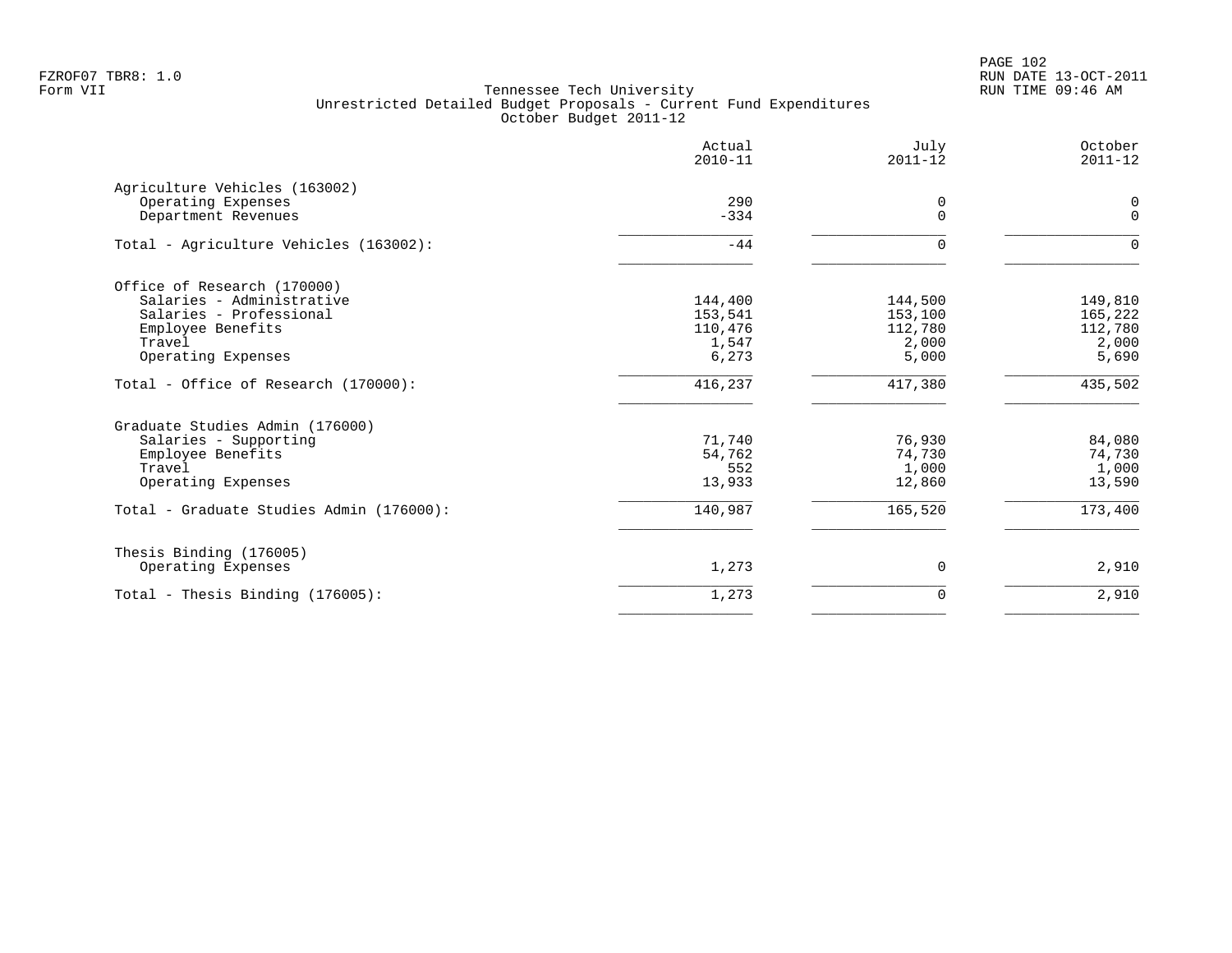Tennessee Tech University
Unrestricted Detailed Budget Proposals - Current Fund Expenditures
October Budget 2011-12

| | Actual 2010-11 | July 2011-12 | October 2011-12 |
|---|---|---|---|
| **Agriculture Vehicles (163002)** | | | |
| Operating Expenses | 290 | 0 | 0 |
| Department Revenues | -334 | 0 | 0 |
| Total - Agriculture Vehicles (163002): | -44 | 0 | 0 |
| **Office of Research (170000)** | | | |
| Salaries - Administrative | 144,400 | 144,500 | 149,810 |
| Salaries - Professional | 153,541 | 153,100 | 165,222 |
| Employee Benefits | 110,476 | 112,780 | 112,780 |
| Travel | 1,547 | 2,000 | 2,000 |
| Operating Expenses | 6,273 | 5,000 | 5,690 |
| Total - Office of Research (170000): | 416,237 | 417,380 | 435,502 |
| **Graduate Studies Admin (176000)** | | | |
| Salaries - Supporting | 71,740 | 76,930 | 84,080 |
| Employee Benefits | 54,762 | 74,730 | 74,730 |
| Travel | 552 | 1,000 | 1,000 |
| Operating Expenses | 13,933 | 12,860 | 13,590 |
| Total - Graduate Studies Admin (176000): | 140,987 | 165,520 | 173,400 |
| **Thesis Binding (176005)** | | | |
| Operating Expenses | 1,273 | 0 | 2,910 |
| Total - Thesis Binding (176005): | 1,273 | 0 | 2,910 |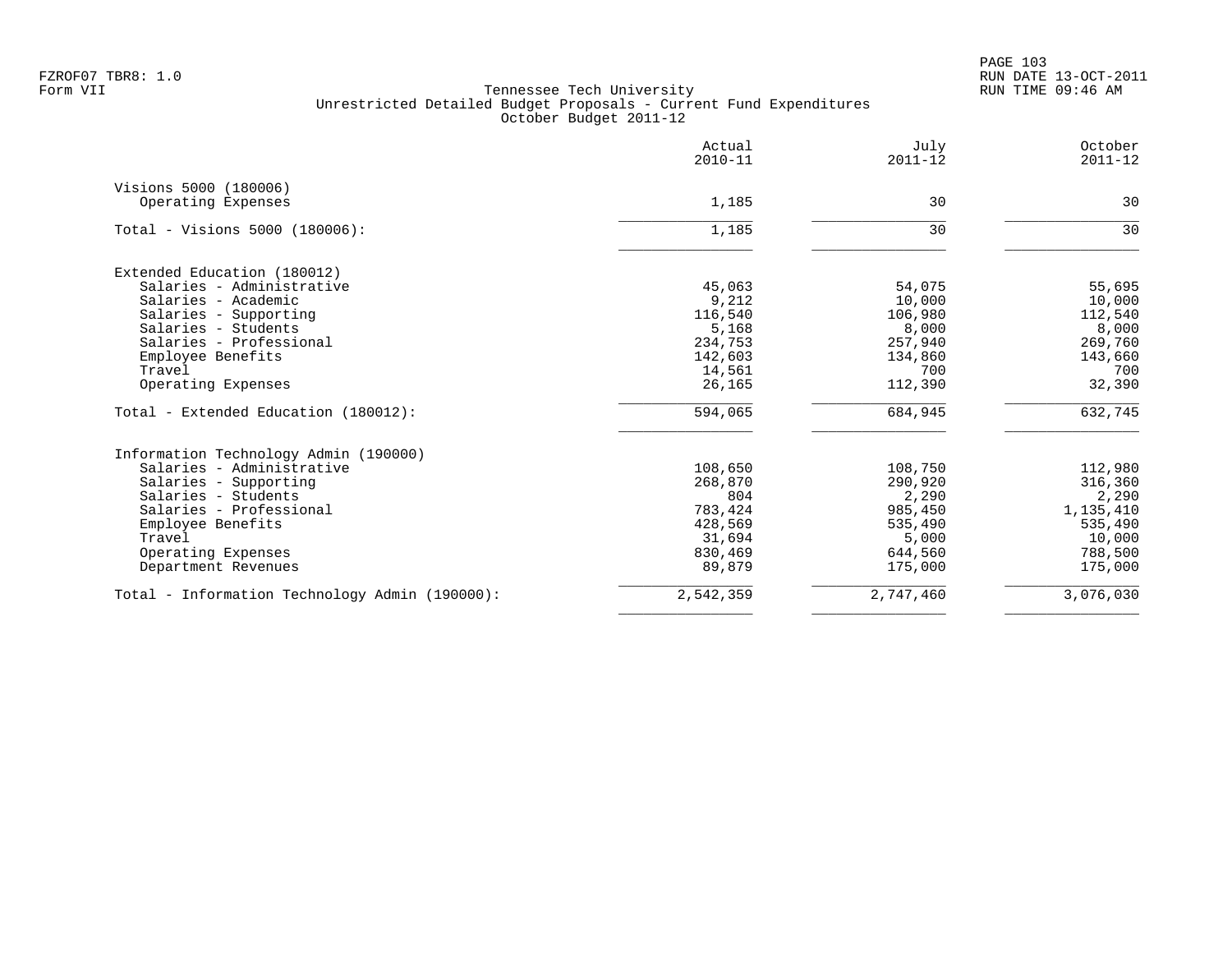Tennessee Tech University
Unrestricted Detailed Budget Proposals - Current Fund Expenditures
October Budget 2011-12

Form VII

| | Actual 2010-11 | July 2011-12 | October 2011-12 |
|---|---|---|---|
| **Visions 5000 (180006)** | | | |
| Operating Expenses | 1,185 | 30 | 30 |
| Total - Visions 5000 (180006): | 1,185 | 30 | 30 |
| **Extended Education (180012)** | | | |
| Salaries - Administrative | 45,063 | 54,075 | 55,695 |
| Salaries - Academic | 9,212 | 10,000 | 10,000 |
| Salaries - Supporting | 116,540 | 106,980 | 112,540 |
| Salaries - Students | 5,168 | 8,000 | 8,000 |
| Salaries - Professional | 234,753 | 257,940 | 269,760 |
| Employee Benefits | 142,603 | 134,860 | 143,660 |
| Travel | 14,561 | 700 | 700 |
| Operating Expenses | 26,165 | 112,390 | 32,390 |
| Total - Extended Education (180012): | 594,065 | 684,945 | 632,745 |
| **Information Technology Admin (190000)** | | | |
| Salaries - Administrative | 108,650 | 108,750 | 112,980 |
| Salaries - Supporting | 268,870 | 290,920 | 316,360 |
| Salaries - Students | 804 | 2,290 | 2,290 |
| Salaries - Professional | 783,424 | 985,450 | 1,135,410 |
| Employee Benefits | 428,569 | 535,490 | 535,490 |
| Travel | 31,694 | 5,000 | 10,000 |
| Operating Expenses | 830,469 | 644,560 | 788,500 |
| Department Revenues | 89,879 | 175,000 | 175,000 |
| Total - Information Technology Admin (190000): | 2,542,359 | 2,747,460 | 3,076,030 |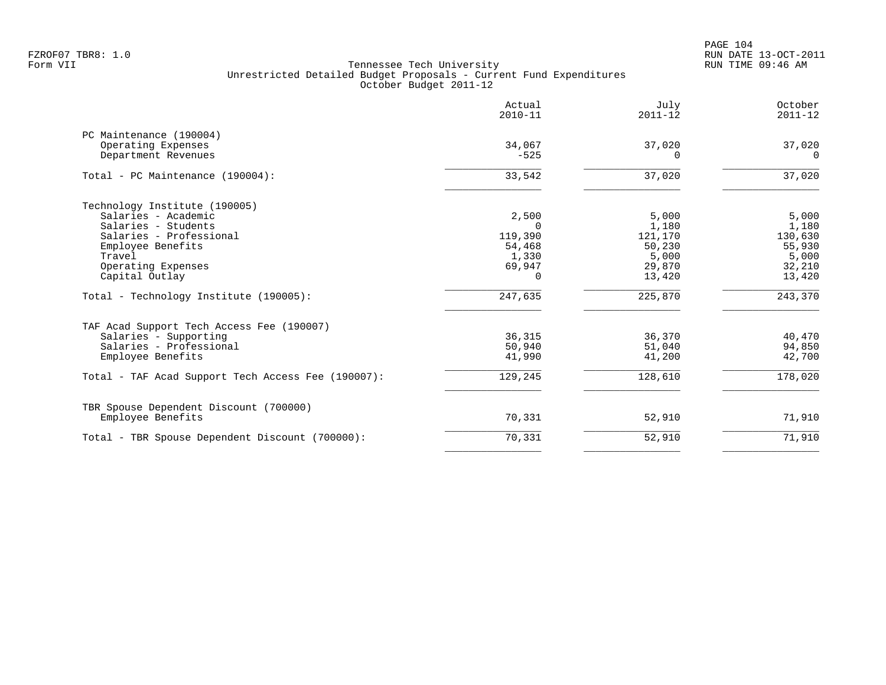Tennessee Tech University
Unrestricted Detailed Budget Proposals - Current Fund Expenditures
October Budget 2011-12

| | Actual 2010-11 | July 2011-12 | October 2011-12 |
|---|---|---|---|
| **PC Maintenance (190004)** | | | |
| Operating Expenses | 34,067 | 37,020 | 37,020 |
| Department Revenues | -525 | 0 | 0 |
| Total - PC Maintenance (190004): | 33,542 | 37,020 | 37,020 |
| **Technology Institute (190005)** | | | |
| Salaries - Academic | 2,500 | 5,000 | 5,000 |
| Salaries - Students | 0 | 1,180 | 1,180 |
| Salaries - Professional | 119,390 | 121,170 | 130,630 |
| Employee Benefits | 54,468 | 50,230 | 55,930 |
| Travel | 1,330 | 5,000 | 5,000 |
| Operating Expenses | 69,947 | 29,870 | 32,210 |
| Capital Outlay | 0 | 13,420 | 13,420 |
| Total - Technology Institute (190005): | 247,635 | 225,870 | 243,370 |
| **TAF Acad Support Tech Access Fee (190007)** | | | |
| Salaries - Supporting | 36,315 | 36,370 | 40,470 |
| Salaries - Professional | 50,940 | 51,040 | 94,850 |
| Employee Benefits | 41,990 | 41,200 | 42,700 |
| Total - TAF Acad Support Tech Access Fee (190007): | 129,245 | 128,610 | 178,020 |
| **TBR Spouse Dependent Discount (700000)** | | | |
| Employee Benefits | 70,331 | 52,910 | 71,910 |
| Total - TBR Spouse Dependent Discount (700000): | 70,331 | 52,910 | 71,910 |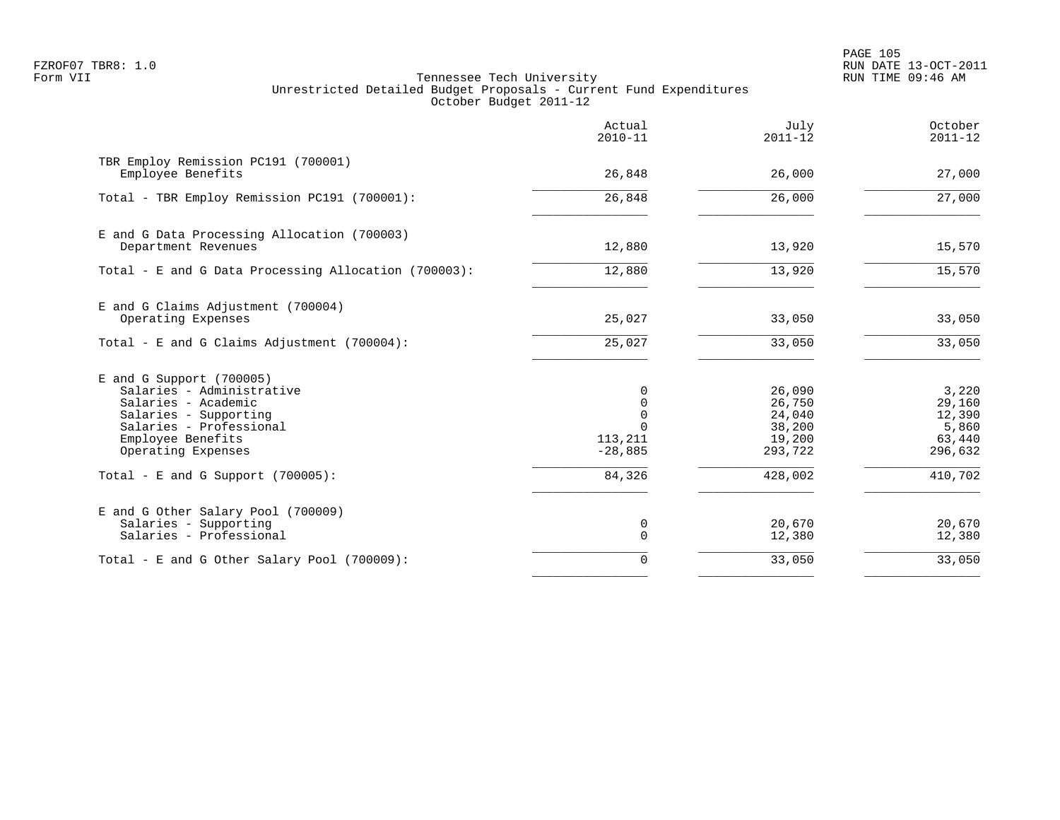FZROF07 TBR8: 1.0
Form VII

Tennessee Tech University
Unrestricted Detailed Budget Proposals - Current Fund Expenditures
October Budget 2011-12

RUN DATE 13-OCT-2011
RUN TIME 09:46 AM

| | Actual 2010-11 | July 2011-12 | October 2011-12 |
|---|---|---|---|
| **TBR Employ Remission PC191 (700001)** | | | |
| Employee Benefits | 26,848 | 26,000 | 27,000 |
| Total - TBR Employ Remission PC191 (700001): | 26,848 | 26,000 | 27,000 |
| **E and G Data Processing Allocation (700003)** | | | |
| Department Revenues | 12,880 | 13,920 | 15,570 |
| Total - E and G Data Processing Allocation (700003): | 12,880 | 13,920 | 15,570 |
| **E and G Claims Adjustment (700004)** | | | |
| Operating Expenses | 25,027 | 33,050 | 33,050 |
| Total - E and G Claims Adjustment (700004): | 25,027 | 33,050 | 33,050 |
| **E and G Support (700005)** | | | |
| Salaries - Administrative | 0 | 26,090 | 3,220 |
| Salaries - Academic | 0 | 26,750 | 29,160 |
| Salaries - Supporting | 0 | 24,040 | 12,390 |
| Salaries - Professional | 0 | 38,200 | 5,860 |
| Employee Benefits | 113,211 | 19,200 | 63,440 |
| Operating Expenses | -28,885 | 293,722 | 296,632 |
| Total - E and G Support (700005): | 84,326 | 428,002 | 410,702 |
| **E and G Other Salary Pool (700009)** | | | |
| Salaries - Supporting | 0 | 20,670 | 20,670 |
| Salaries - Professional | 0 | 12,380 | 12,380 |
| Total - E and G Other Salary Pool (700009): | 0 | 33,050 | 33,050 |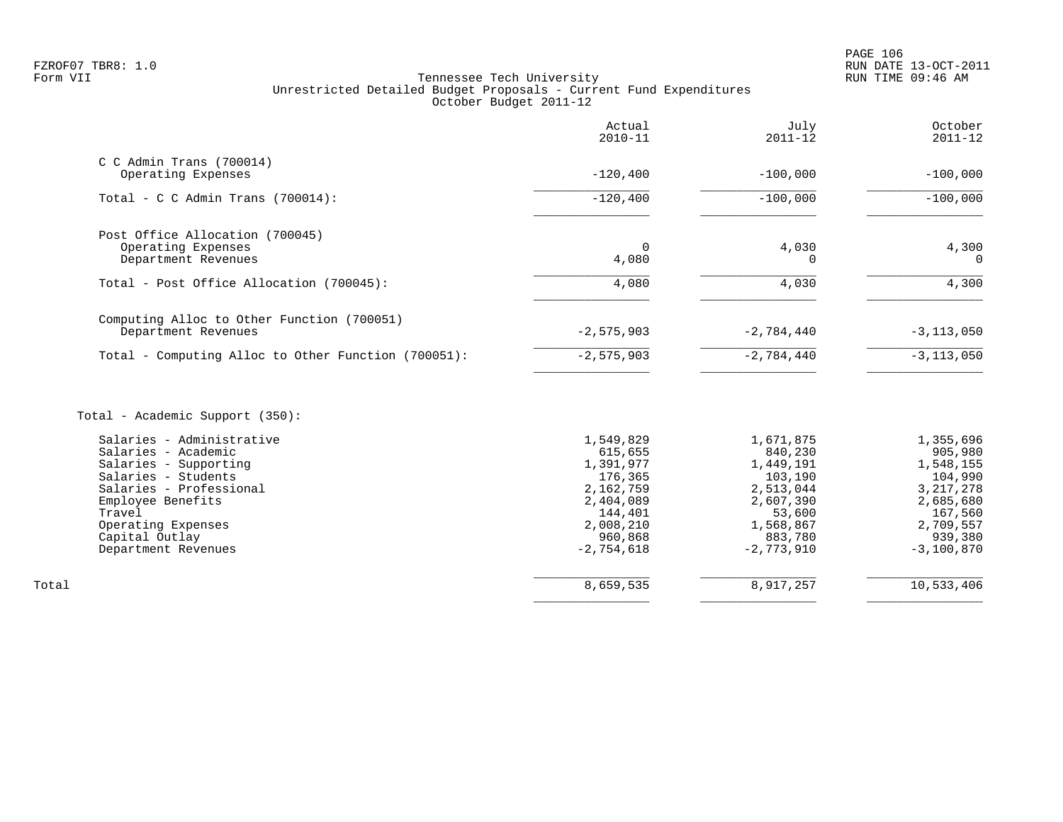FZROF07 TBR8: 1.0
Form VII

Tennessee Tech University
Unrestricted Detailed Budget Proposals - Current Fund Expenditures
October Budget 2011-12

RUN DATE 13-OCT-2011
RUN TIME 09:46 AM

| | Actual 2010-11 | July 2011-12 | October 2011-12 |
|---|---|---|---|
| **C C Admin Trans (700014)** | | | |
| Operating Expenses | -120,400 | -100,000 | -100,000 |
| Total - C C Admin Trans (700014): | -120,400 | -100,000 | -100,000 |
| **Post Office Allocation (700045)** | | | |
| Operating Expenses | 0 | 4,030 | 4,300 |
| Department Revenues | 4,080 | 0 | 0 |
| Total - Post Office Allocation (700045): | 4,080 | 4,030 | 4,300 |
| **Computing Alloc to Other Function (700051)** | | | |
| Department Revenues | -2,575,903 | -2,784,440 | -3,113,050 |
| Total - Computing Alloc to Other Function (700051): | -2,575,903 | -2,784,440 | -3,113,050 |
| **Total - Academic Support (350):** | | | |
| Salaries - Administrative | 1,549,829 | 1,671,875 | 1,355,696 |
| Salaries - Academic | 615,655 | 840,230 | 905,980 |
| Salaries - Supporting | 1,391,977 | 1,449,191 | 1,548,155 |
| Salaries - Students | 176,365 | 103,190 | 104,990 |
| Salaries - Professional | 2,162,759 | 2,513,044 | 3,217,278 |
| Employee Benefits | 2,404,089 | 2,607,390 | 2,685,680 |
| Travel | 144,401 | 53,600 | 167,560 |
| Operating Expenses | 2,008,210 | 1,568,867 | 2,709,557 |
| Capital Outlay | 960,868 | 883,780 | 939,380 |
| Department Revenues | -2,754,618 | -2,773,910 | -3,100,870 |
| **Total** | 8,659,535 | 8,917,257 | 10,533,406 |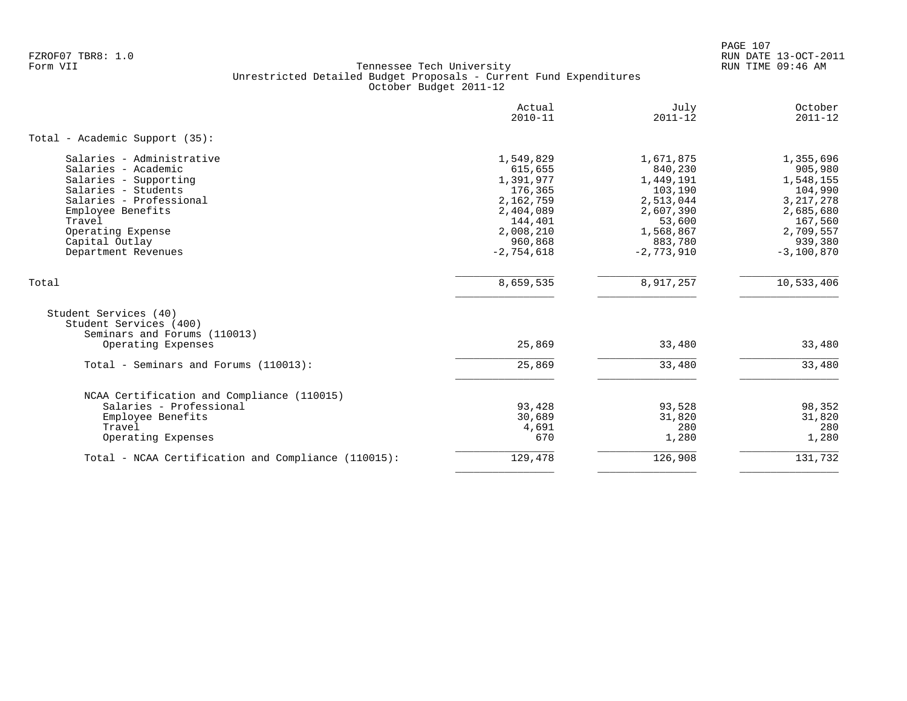FZROF07 TBR8: 1.0
Form VII

Tennessee Tech University
Unrestricted Detailed Budget Proposals - Current Fund Expenditures
October Budget 2011-12

RUN DATE 13-OCT-2011
RUN TIME 09:46 AM

| | Actual 2010-11 | July 2011-12 | October 2011-12 |
|---|---|---|---|
| Total - Academic Support (35): | | | |
| Salaries - Administrative | 1,549,829 | 1,671,875 | 1,355,696 |
| Salaries - Academic | 615,655 | 840,230 | 905,980 |
| Salaries - Supporting | 1,391,977 | 1,449,191 | 1,548,155 |
| Salaries - Students | 176,365 | 103,190 | 104,990 |
| Salaries - Professional | 2,162,759 | 2,513,044 | 3,217,278 |
| Employee Benefits | 2,404,089 | 2,607,390 | 2,685,680 |
| Travel | 144,401 | 53,600 | 167,560 |
| Operating Expense | 2,008,210 | 1,568,867 | 2,709,557 |
| Capital Outlay | 960,868 | 883,780 | 939,380 |
| Department Revenues | -2,754,618 | -2,773,910 | -3,100,870 |
| Total | 8,659,535 | 8,917,257 | 10,533,406 |
| Student Services (40) | | | |
| Student Services (400) | | | |
| Seminars and Forums (110013) | | | |
| Operating Expenses | 25,869 | 33,480 | 33,480 |
| Total - Seminars and Forums (110013): | 25,869 | 33,480 | 33,480 |
| NCAA Certification and Compliance (110015) | | | |
| Salaries - Professional | 93,428 | 93,528 | 98,352 |
| Employee Benefits | 30,689 | 31,820 | 31,820 |
| Travel | 4,691 | 280 | 280 |
| Operating Expenses | 670 | 1,280 | 1,280 |
| Total - NCAA Certification and Compliance (110015): | 129,478 | 126,908 | 131,732 |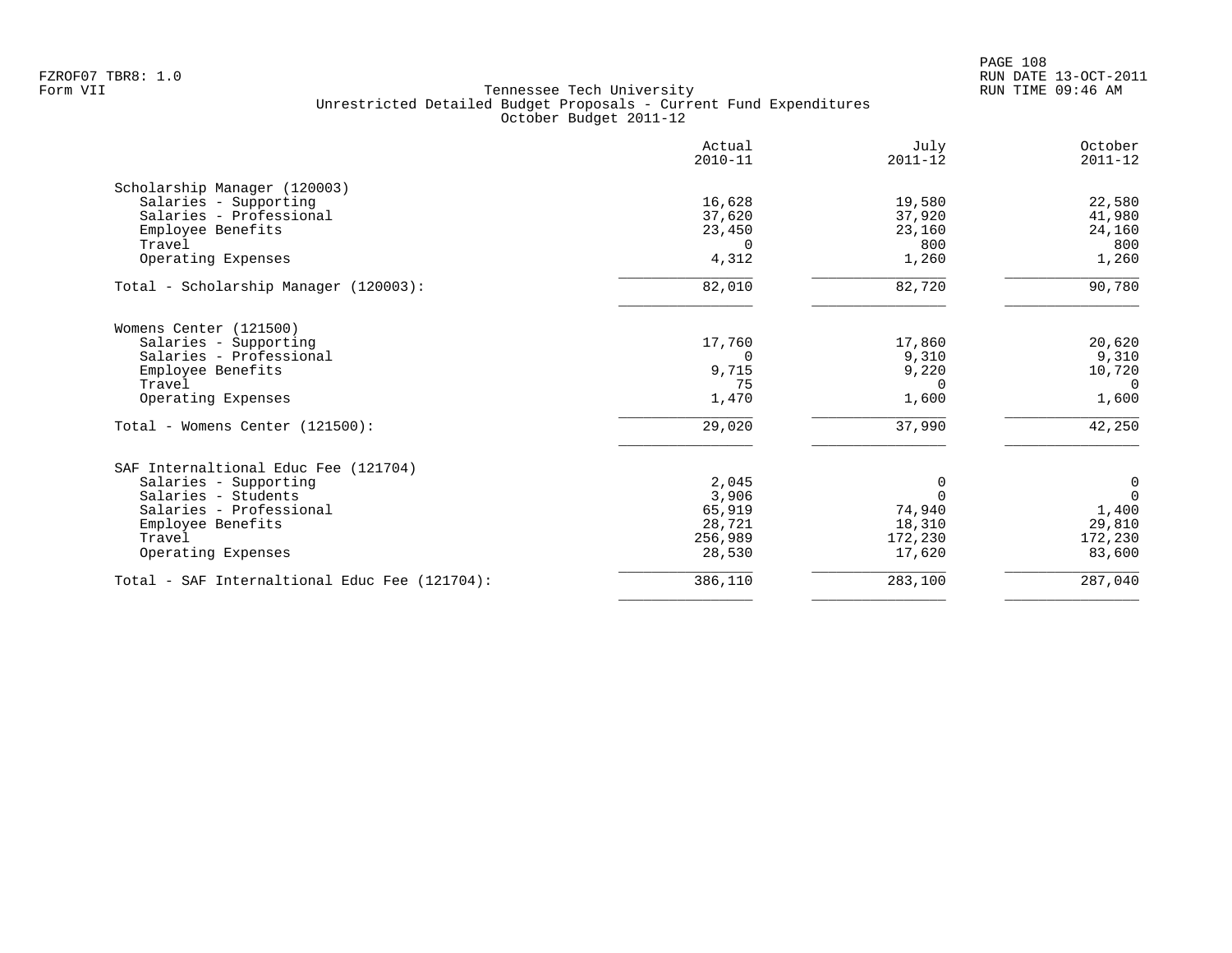FZROF07 TBR8: 1.0
Form VII

# Tennessee Tech University
## Unrestricted Detailed Budget Proposals - Current Fund Expenditures
### October Budget 2011-12

RUN DATE 13-OCT-2011
RUN TIME 09:46 AM

| | Actual 2010-11 | July 2011-12 | October 2011-12 |
|---|---|---|---|
| **Scholarship Manager (120003)** | | | |
| Salaries - Supporting | 16,628 | 19,580 | 22,580 |
| Salaries - Professional | 37,620 | 37,920 | 41,980 |
| Employee Benefits | 23,450 | 23,160 | 24,160 |
| Travel | 0 | 800 | 800 |
| Operating Expenses | 4,312 | 1,260 | 1,260 |
| Total - Scholarship Manager (120003): | 82,010 | 82,720 | 90,780 |
| **Womens Center (121500)** | | | |
| Salaries - Supporting | 17,760 | 17,860 | 20,620 |
| Salaries - Professional | 0 | 9,310 | 9,310 |
| Employee Benefits | 9,715 | 9,220 | 10,720 |
| Travel | 75 | 0 | 0 |
| Operating Expenses | 1,470 | 1,600 | 1,600 |
| Total - Womens Center (121500): | 29,020 | 37,990 | 42,250 |
| **SAF Internaltional Educ Fee (121704)** | | | |
| Salaries - Supporting | 2,045 | 0 | 0 |
| Salaries - Students | 3,906 | 0 | 0 |
| Salaries - Professional | 65,919 | 74,940 | 1,400 |
| Employee Benefits | 28,721 | 18,310 | 29,810 |
| Travel | 256,989 | 172,230 | 172,230 |
| Operating Expenses | 28,530 | 17,620 | 83,600 |
| Total - SAF Internaltional Educ Fee (121704): | 386,110 | 283,100 | 287,040 |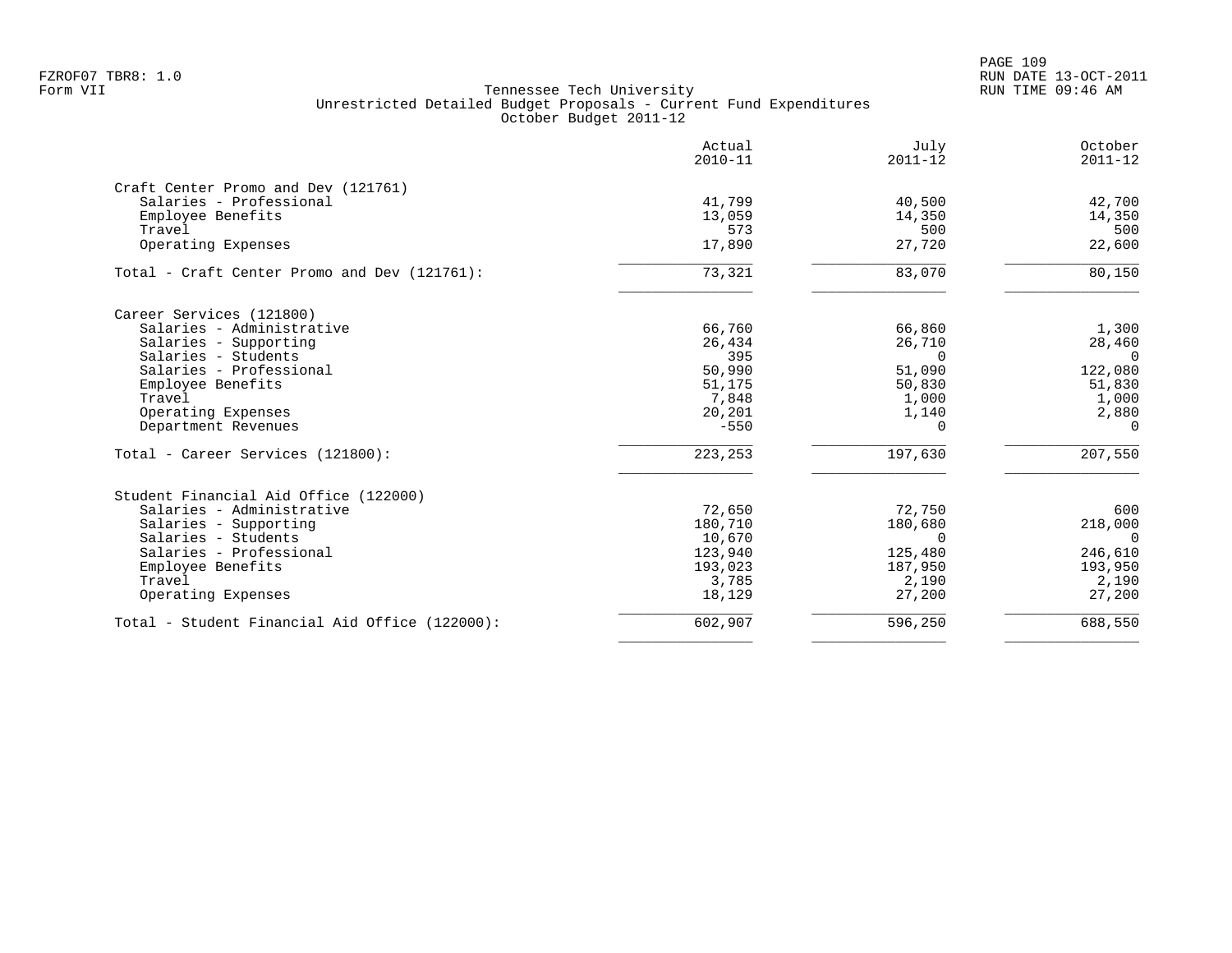FZROF07 TBR8: 1.0
Form VII

Tennessee Tech University
Unrestricted Detailed Budget Proposals - Current Fund Expenditures
October Budget 2011-12

RUN DATE 13-OCT-2011
RUN TIME 09:46 AM

| | Actual 2010-11 | July 2011-12 | October 2011-12 |
|---|---|---|---|
| **Craft Center Promo and Dev (121761)** | | | |
| Salaries - Professional | 41,799 | 40,500 | 42,700 |
| Employee Benefits | 13,059 | 14,350 | 14,350 |
| Travel | 573 | 500 | 500 |
| Operating Expenses | 17,890 | 27,720 | 22,600 |
| Total - Craft Center Promo and Dev (121761): | 73,321 | 83,070 | 80,150 |
| **Career Services (121800)** | | | |
| Salaries - Administrative | 66,760 | 66,860 | 1,300 |
| Salaries - Supporting | 26,434 | 26,710 | 28,460 |
| Salaries - Students | 395 | 0 | 0 |
| Salaries - Professional | 50,990 | 51,090 | 122,080 |
| Employee Benefits | 51,175 | 50,830 | 51,830 |
| Travel | 7,848 | 1,000 | 1,000 |
| Operating Expenses | 20,201 | 1,140 | 2,880 |
| Department Revenues | -550 | 0 | 0 |
| Total - Career Services (121800): | 223,253 | 197,630 | 207,550 |
| **Student Financial Aid Office (122000)** | | | |
| Salaries - Administrative | 72,650 | 72,750 | 600 |
| Salaries - Supporting | 180,710 | 180,680 | 218,000 |
| Salaries - Students | 10,670 | 0 | 0 |
| Salaries - Professional | 123,940 | 125,480 | 246,610 |
| Employee Benefits | 193,023 | 187,950 | 193,950 |
| Travel | 3,785 | 2,190 | 2,190 |
| Operating Expenses | 18,129 | 27,200 | 27,200 |
| Total - Student Financial Aid Office (122000): | 602,907 | 596,250 | 688,550 |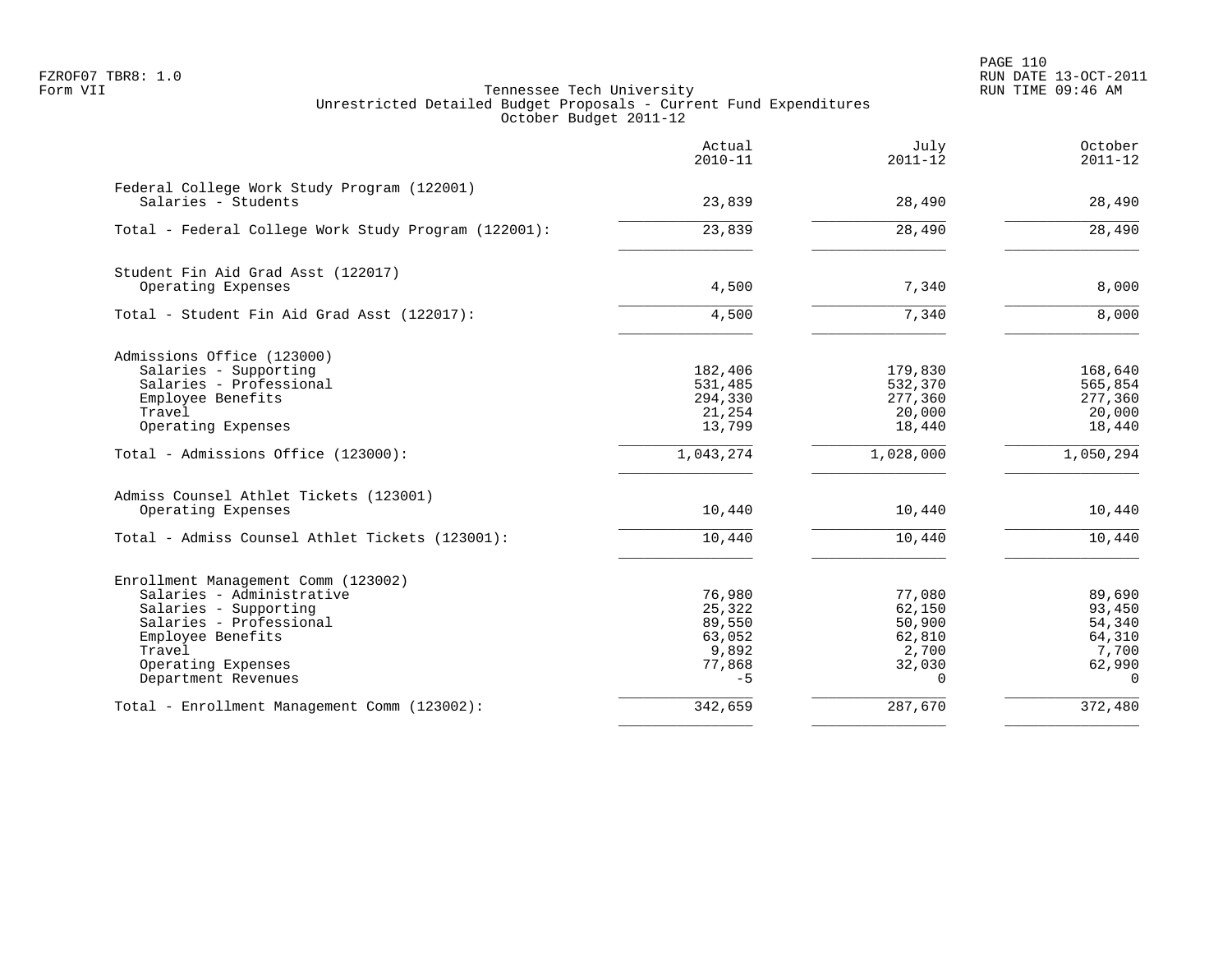FZROF07 TBR8: 1.0
Form VII

Tennessee Tech University
Unrestricted Detailed Budget Proposals - Current Fund Expenditures
October Budget 2011-12

RUN DATE 13-OCT-2011
RUN TIME 09:46 AM

| | Actual 2010-11 | July 2011-12 | October 2011-12 |
|---|---|---|---|
| **Federal College Work Study Program (122001)** | | | |
| Salaries - Students | 23,839 | 28,490 | 28,490 |
| Total - Federal College Work Study Program (122001): | 23,839 | 28,490 | 28,490 |
| **Student Fin Aid Grad Asst (122017)** | | | |
| Operating Expenses | 4,500 | 7,340 | 8,000 |
| Total - Student Fin Aid Grad Asst (122017): | 4,500 | 7,340 | 8,000 |
| **Admissions Office (123000)** | | | |
| Salaries - Supporting | 182,406 | 179,830 | 168,640 |
| Salaries - Professional | 531,485 | 532,370 | 565,854 |
| Employee Benefits | 294,330 | 277,360 | 277,360 |
| Travel | 21,254 | 20,000 | 20,000 |
| Operating Expenses | 13,799 | 18,440 | 18,440 |
| Total - Admissions Office (123000): | 1,043,274 | 1,028,000 | 1,050,294 |
| **Admiss Counsel Athlet Tickets (123001)** | | | |
| Operating Expenses | 10,440 | 10,440 | 10,440 |
| Total - Admiss Counsel Athlet Tickets (123001): | 10,440 | 10,440 | 10,440 |
| **Enrollment Management Comm (123002)** | | | |
| Salaries - Administrative | 76,980 | 77,080 | 89,690 |
| Salaries - Supporting | 25,322 | 62,150 | 93,450 |
| Salaries - Professional | 89,550 | 50,900 | 54,340 |
| Employee Benefits | 63,052 | 62,810 | 64,310 |
| Travel | 9,892 | 2,700 | 7,700 |
| Operating Expenses | 77,868 | 32,030 | 62,990 |
| Department Revenues | -5 | 0 | 0 |
| Total - Enrollment Management Comm (123002): | 342,659 | 287,670 | 372,480 |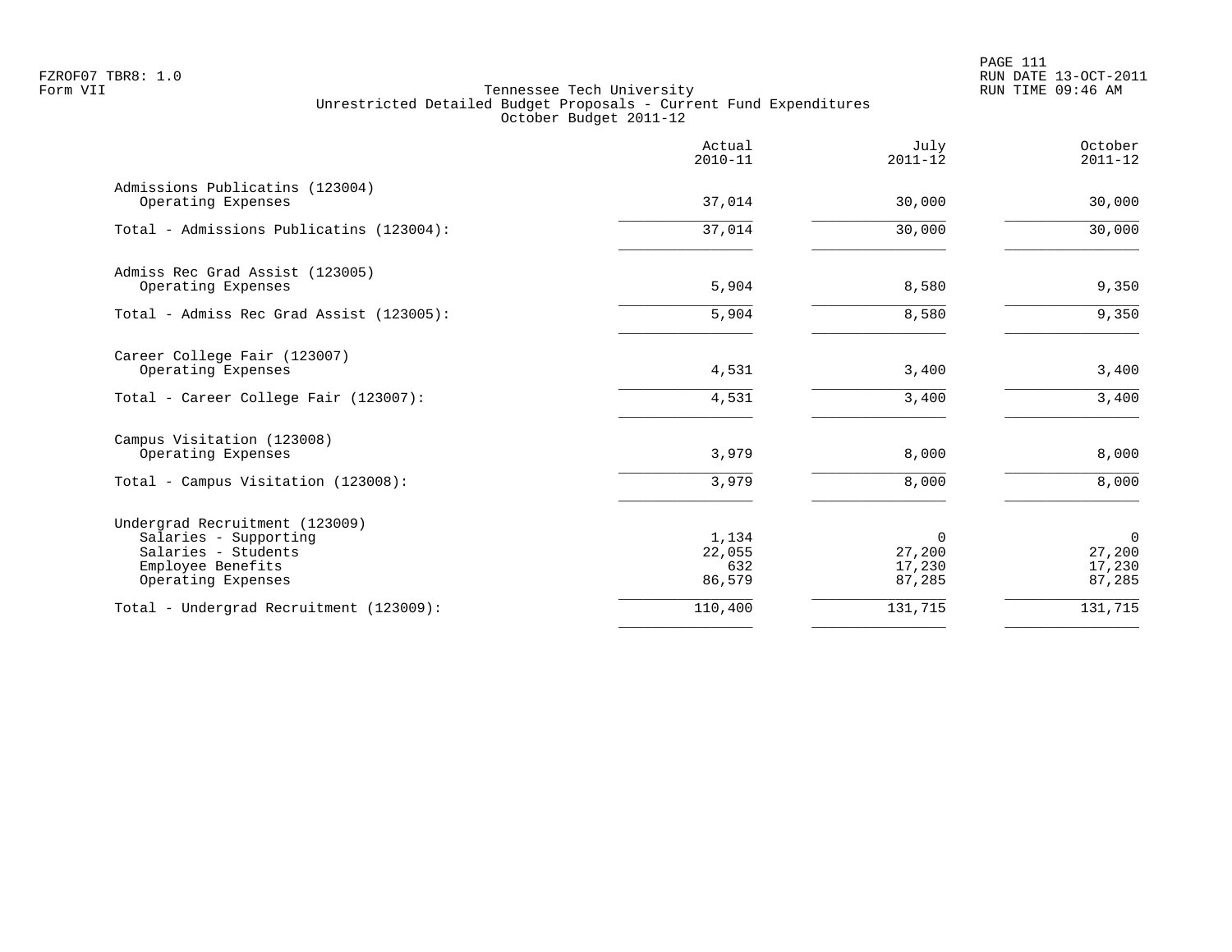FZROF07 TBR8: 1.0
Form VII

# Tennessee Tech University
## Unrestricted Detailed Budget Proposals - Current Fund Expenditures
### October Budget 2011-12

RUN DATE 13-OCT-2011
RUN TIME 09:46 AM

| | Actual 2010-11 | July 2011-12 | October 2011-12 |
|---|---|---|---|
| **Admissions Publicatins (123004)** | | | |
| Operating Expenses | 37,014 | 30,000 | 30,000 |
| Total - Admissions Publicatins (123004): | 37,014 | 30,000 | 30,000 |
| **Admiss Rec Grad Assist (123005)** | | | |
| Operating Expenses | 5,904 | 8,580 | 9,350 |
| Total - Admiss Rec Grad Assist (123005): | 5,904 | 8,580 | 9,350 |
| **Career College Fair (123007)** | | | |
| Operating Expenses | 4,531 | 3,400 | 3,400 |
| Total - Career College Fair (123007): | 4,531 | 3,400 | 3,400 |
| **Campus Visitation (123008)** | | | |
| Operating Expenses | 3,979 | 8,000 | 8,000 |
| Total - Campus Visitation (123008): | 3,979 | 8,000 | 8,000 |
| **Undergrad Recruitment (123009)** | | | |
| Salaries - Supporting | 1,134 | 0 | 0 |
| Salaries - Students | 22,055 | 27,200 | 27,200 |
| Employee Benefits | 632 | 17,230 | 17,230 |
| Operating Expenses | 86,579 | 87,285 | 87,285 |
| Total - Undergrad Recruitment (123009): | 110,400 | 131,715 | 131,715 |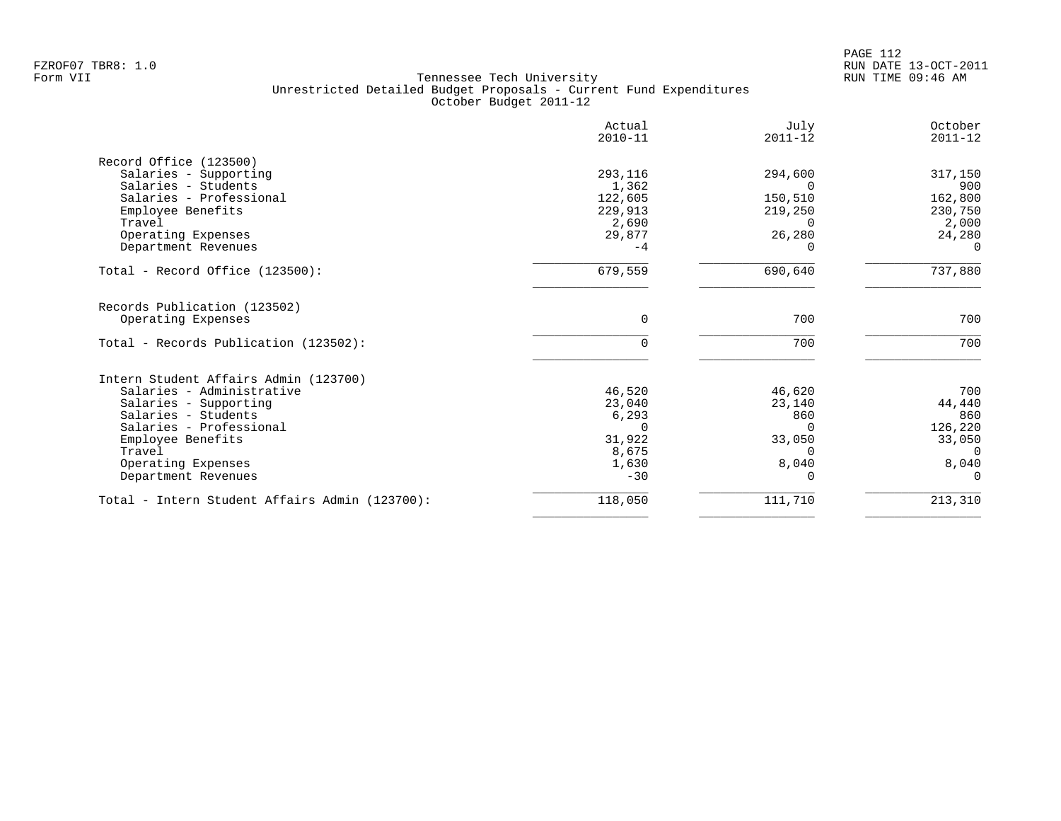Tennessee Tech University
Unrestricted Detailed Budget Proposals - Current Fund Expenditures
October Budget 2011-12

| | Actual 2010-11 | July 2011-12 | October 2011-12 |
|---|---|---|---|
| **Record Office (123500)** | | | |
| Salaries - Supporting | 293,116 | 294,600 | 317,150 |
| Salaries - Students | 1,362 | 0 | 900 |
| Salaries - Professional | 122,605 | 150,510 | 162,800 |
| Employee Benefits | 229,913 | 219,250 | 230,750 |
| Travel | 2,690 | 0 | 2,000 |
| Operating Expenses | 29,877 | 26,280 | 24,280 |
| Department Revenues | -4 | 0 | 0 |
| Total - Record Office (123500): | 679,559 | 690,640 | 737,880 |
| **Records Publication (123502)** | | | |
| Operating Expenses | 0 | 700 | 700 |
| Total - Records Publication (123502): | 0 | 700 | 700 |
| **Intern Student Affairs Admin (123700)** | | | |
| Salaries - Administrative | 46,520 | 46,620 | 700 |
| Salaries - Supporting | 23,040 | 23,140 | 44,440 |
| Salaries - Students | 6,293 | 860 | 860 |
| Salaries - Professional | 0 | 0 | 126,220 |
| Employee Benefits | 31,922 | 33,050 | 33,050 |
| Travel | 8,675 | 0 | 0 |
| Operating Expenses | 1,630 | 8,040 | 8,040 |
| Department Revenues | -30 | 0 | 0 |
| Total - Intern Student Affairs Admin (123700): | 118,050 | 111,710 | 213,310 |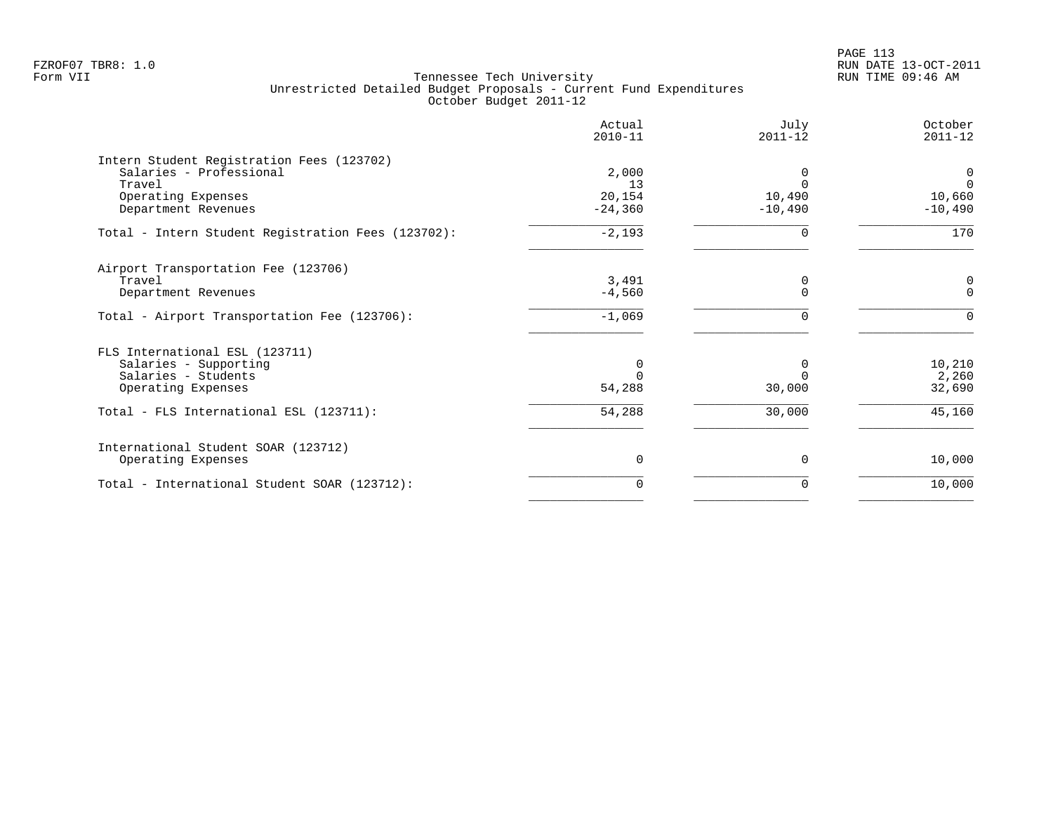FZROF07 TBR8: 1.0
Form VII

Tennessee Tech University
Unrestricted Detailed Budget Proposals - Current Fund Expenditures
October Budget 2011-12

RUN DATE 13-OCT-2011
RUN TIME 09:46 AM

| | Actual 2010-11 | July 2011-12 | October 2011-12 |
|---|---|---|---|
| **Intern Student Registration Fees (123702)** | | | |
| Salaries - Professional | 2,000 | 0 | 0 |
| Travel | 13 | 0 | 0 |
| Operating Expenses | 20,154 | 10,490 | 10,660 |
| Department Revenues | -24,360 | -10,490 | -10,490 |
| Total - Intern Student Registration Fees (123702): | -2,193 | 0 | 170 |
| **Airport Transportation Fee (123706)** | | | |
| Travel | 3,491 | 0 | 0 |
| Department Revenues | -4,560 | 0 | 0 |
| Total - Airport Transportation Fee (123706): | -1,069 | 0 | 0 |
| **FLS International ESL (123711)** | | | |
| Salaries - Supporting | 0 | 0 | 10,210 |
| Salaries - Students | 0 | 0 | 2,260 |
| Operating Expenses | 54,288 | 30,000 | 32,690 |
| Total - FLS International ESL (123711): | 54,288 | 30,000 | 45,160 |
| **International Student SOAR (123712)** | | | |
| Operating Expenses | 0 | 0 | 10,000 |
| Total - International Student SOAR (123712): | 0 | 0 | 10,000 |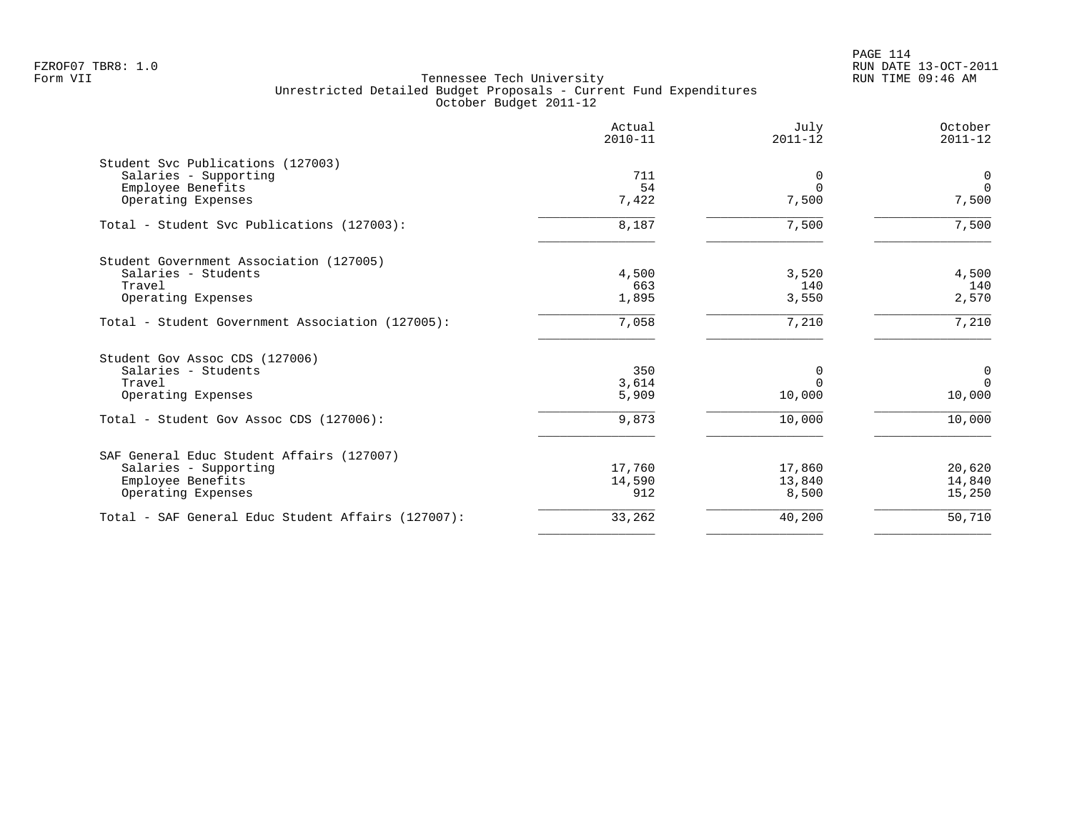FZROF07 TBR8: 1.0
Form VII

Tennessee Tech University
Unrestricted Detailed Budget Proposals - Current Fund Expenditures
October Budget 2011-12

PAGE 114
RUN DATE 13-OCT-2011
RUN TIME 09:46 AM

| | Actual 2010-11 | July 2011-12 | October 2011-12 |
|---|---|---|---|
| **Student Svc Publications (127003)** | | | |
| Salaries - Supporting | 711 | 0 | 0 |
| Employee Benefits | 54 | 0 | 0 |
| Operating Expenses | 7,422 | 7,500 | 7,500 |
| Total - Student Svc Publications (127003): | 8,187 | 7,500 | 7,500 |
| **Student Government Association (127005)** | | | |
| Salaries - Students | 4,500 | 3,520 | 4,500 |
| Travel | 663 | 140 | 140 |
| Operating Expenses | 1,895 | 3,550 | 2,570 |
| Total - Student Government Association (127005): | 7,058 | 7,210 | 7,210 |
| **Student Gov Assoc CDS (127006)** | | | |
| Salaries - Students | 350 | 0 | 0 |
| Travel | 3,614 | 0 | 0 |
| Operating Expenses | 5,909 | 10,000 | 10,000 |
| Total - Student Gov Assoc CDS (127006): | 9,873 | 10,000 | 10,000 |
| **SAF General Educ Student Affairs (127007)** | | | |
| Salaries - Supporting | 17,760 | 17,860 | 20,620 |
| Employee Benefits | 14,590 | 13,840 | 14,840 |
| Operating Expenses | 912 | 8,500 | 15,250 |
| Total - SAF General Educ Student Affairs (127007): | 33,262 | 40,200 | 50,710 |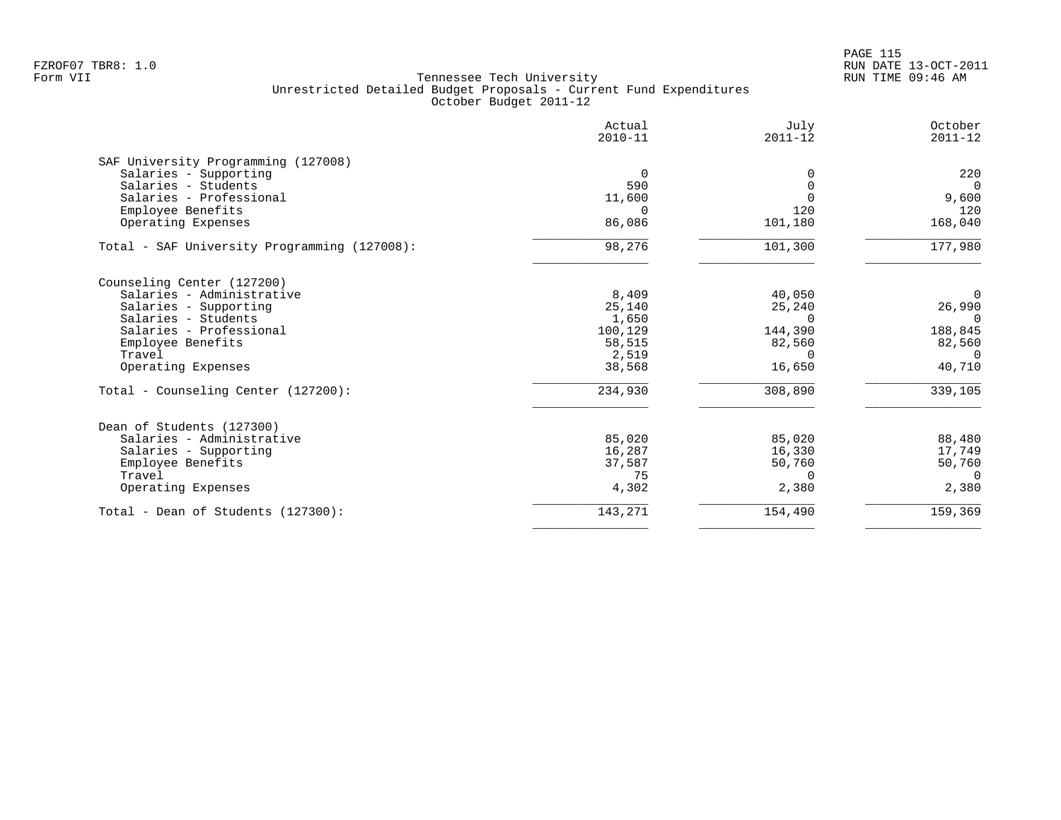FZROF07 TBR8: 1.0
Form VII

Tennessee Tech University
Unrestricted Detailed Budget Proposals - Current Fund Expenditures
October Budget 2011-12

RUN DATE 13-OCT-2011
RUN TIME 09:46 AM

| | Actual 2010-11 | July 2011-12 | October 2011-12 |
|---|---|---|---|
| **SAF University Programming (127008)** | | | |
| Salaries - Supporting | 0 | 0 | 220 |
| Salaries - Students | 590 | 0 | 0 |
| Salaries - Professional | 11,600 | 0 | 9,600 |
| Employee Benefits | 0 | 120 | 120 |
| Operating Expenses | 86,086 | 101,180 | 168,040 |
| Total - SAF University Programming (127008): | 98,276 | 101,300 | 177,980 |
| **Counseling Center (127200)** | | | |
| Salaries - Administrative | 8,409 | 40,050 | 0 |
| Salaries - Supporting | 25,140 | 25,240 | 26,990 |
| Salaries - Students | 1,650 | 0 | 0 |
| Salaries - Professional | 100,129 | 144,390 | 188,845 |
| Employee Benefits | 58,515 | 82,560 | 82,560 |
| Travel | 2,519 | 0 | 0 |
| Operating Expenses | 38,568 | 16,650 | 40,710 |
| Total - Counseling Center (127200): | 234,930 | 308,890 | 339,105 |
| **Dean of Students (127300)** | | | |
| Salaries - Administrative | 85,020 | 85,020 | 88,480 |
| Salaries - Supporting | 16,287 | 16,330 | 17,749 |
| Employee Benefits | 37,587 | 50,760 | 50,760 |
| Travel | 75 | 0 | 0 |
| Operating Expenses | 4,302 | 2,380 | 2,380 |
| Total - Dean of Students (127300): | 143,271 | 154,490 | 159,369 |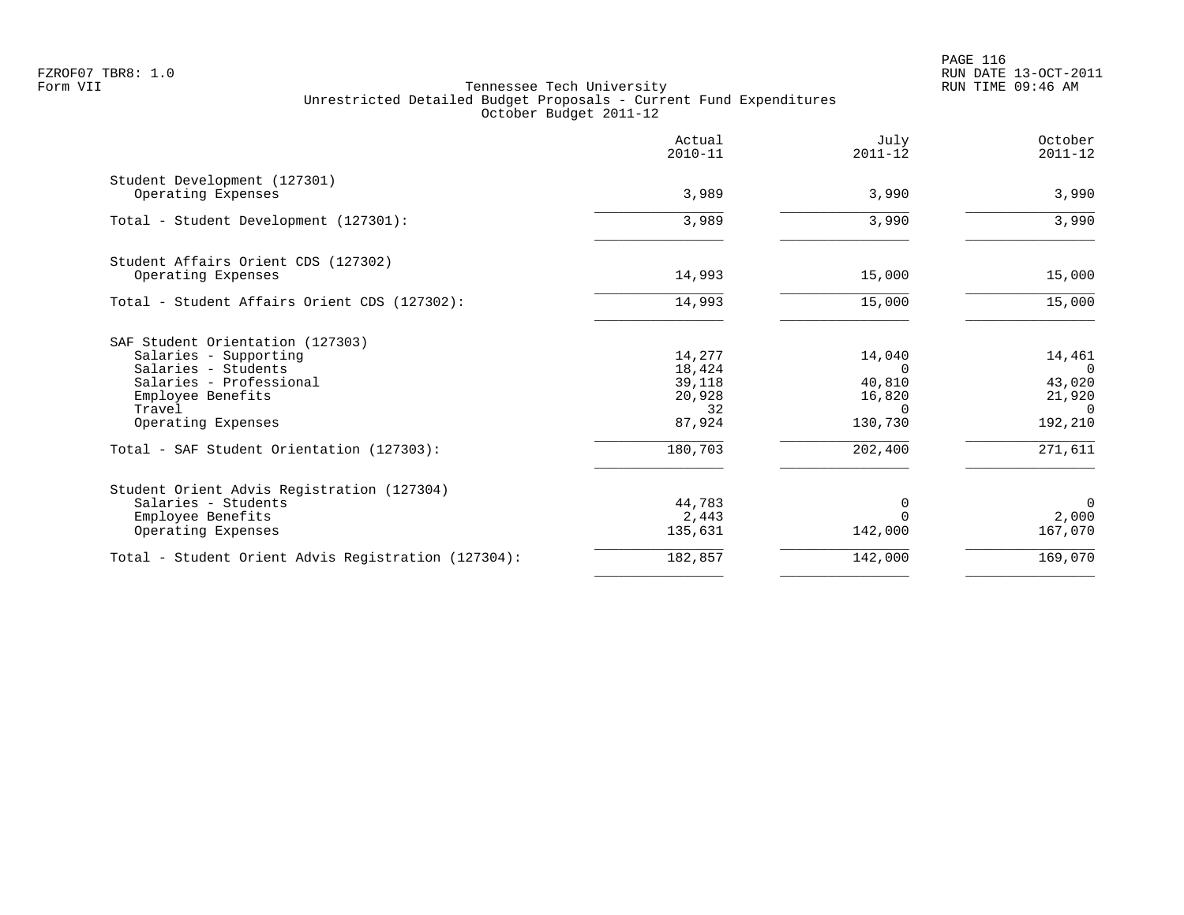FZROF07 TBR8: 1.0
Form VII

Tennessee Tech University
Unrestricted Detailed Budget Proposals - Current Fund Expenditures
October Budget 2011-12

RUN DATE 13-OCT-2011
RUN TIME 09:46 AM

| | Actual 2010-11 | July 2011-12 | October 2011-12 |
|---|---|---|---|
| **Student Development (127301)** | | | |
| Operating Expenses | 3,989 | 3,990 | 3,990 |
| Total - Student Development (127301): | 3,989 | 3,990 | 3,990 |
| **Student Affairs Orient CDS (127302)** | | | |
| Operating Expenses | 14,993 | 15,000 | 15,000 |
| Total - Student Affairs Orient CDS (127302): | 14,993 | 15,000 | 15,000 |
| **SAF Student Orientation (127303)** | | | |
| Salaries - Supporting | 14,277 | 14,040 | 14,461 |
| Salaries - Students | 18,424 | 0 | 0 |
| Salaries - Professional | 39,118 | 40,810 | 43,020 |
| Employee Benefits | 20,928 | 16,820 | 21,920 |
| Travel | 32 | 0 | 0 |
| Operating Expenses | 87,924 | 130,730 | 192,210 |
| Total - SAF Student Orientation (127303): | 180,703 | 202,400 | 271,611 |
| **Student Orient Advis Registration (127304)** | | | |
| Salaries - Students | 44,783 | 0 | 0 |
| Employee Benefits | 2,443 | 0 | 2,000 |
| Operating Expenses | 135,631 | 142,000 | 167,070 |
| Total - Student Orient Advis Registration (127304): | 182,857 | 142,000 | 169,070 |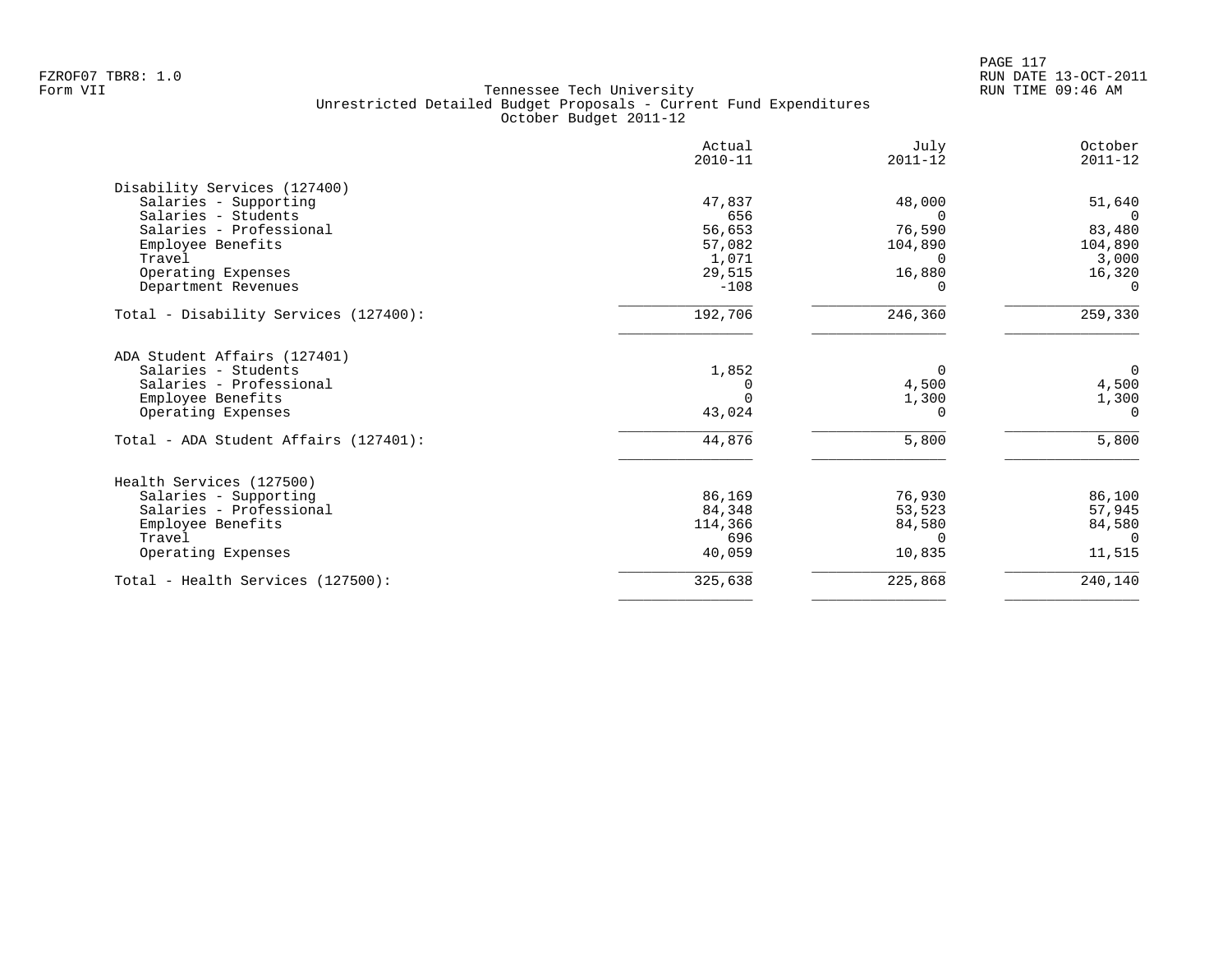Tennessee Tech University
Unrestricted Detailed Budget Proposals - Current Fund Expenditures
October Budget 2011-12

| | Actual 2010-11 | July 2011-12 | October 2011-12 |
|---|---:|---:|---:|
| **Disability Services (127400)** | | | |
| Salaries - Supporting | 47,837 | 48,000 | 51,640 |
| Salaries - Students | 656 | 0 | 0 |
| Salaries - Professional | 56,653 | 76,590 | 83,480 |
| Employee Benefits | 57,082 | 104,890 | 104,890 |
| Travel | 1,071 | 0 | 3,000 |
| Operating Expenses | 29,515 | 16,880 | 16,320 |
| Department Revenues | -108 | 0 | 0 |
| Total - Disability Services (127400): | 192,706 | 246,360 | 259,330 |
| **ADA Student Affairs (127401)** | | | |
| Salaries - Students | 1,852 | 0 | 0 |
| Salaries - Professional | 0 | 4,500 | 4,500 |
| Employee Benefits | 0 | 1,300 | 1,300 |
| Operating Expenses | 43,024 | 0 | 0 |
| Total - ADA Student Affairs (127401): | 44,876 | 5,800 | 5,800 |
| **Health Services (127500)** | | | |
| Salaries - Supporting | 86,169 | 76,930 | 86,100 |
| Salaries - Professional | 84,348 | 53,523 | 57,945 |
| Employee Benefits | 114,366 | 84,580 | 84,580 |
| Travel | 696 | 0 | 0 |
| Operating Expenses | 40,059 | 10,835 | 11,515 |
| Total - Health Services (127500): | 325,638 | 225,868 | 240,140 |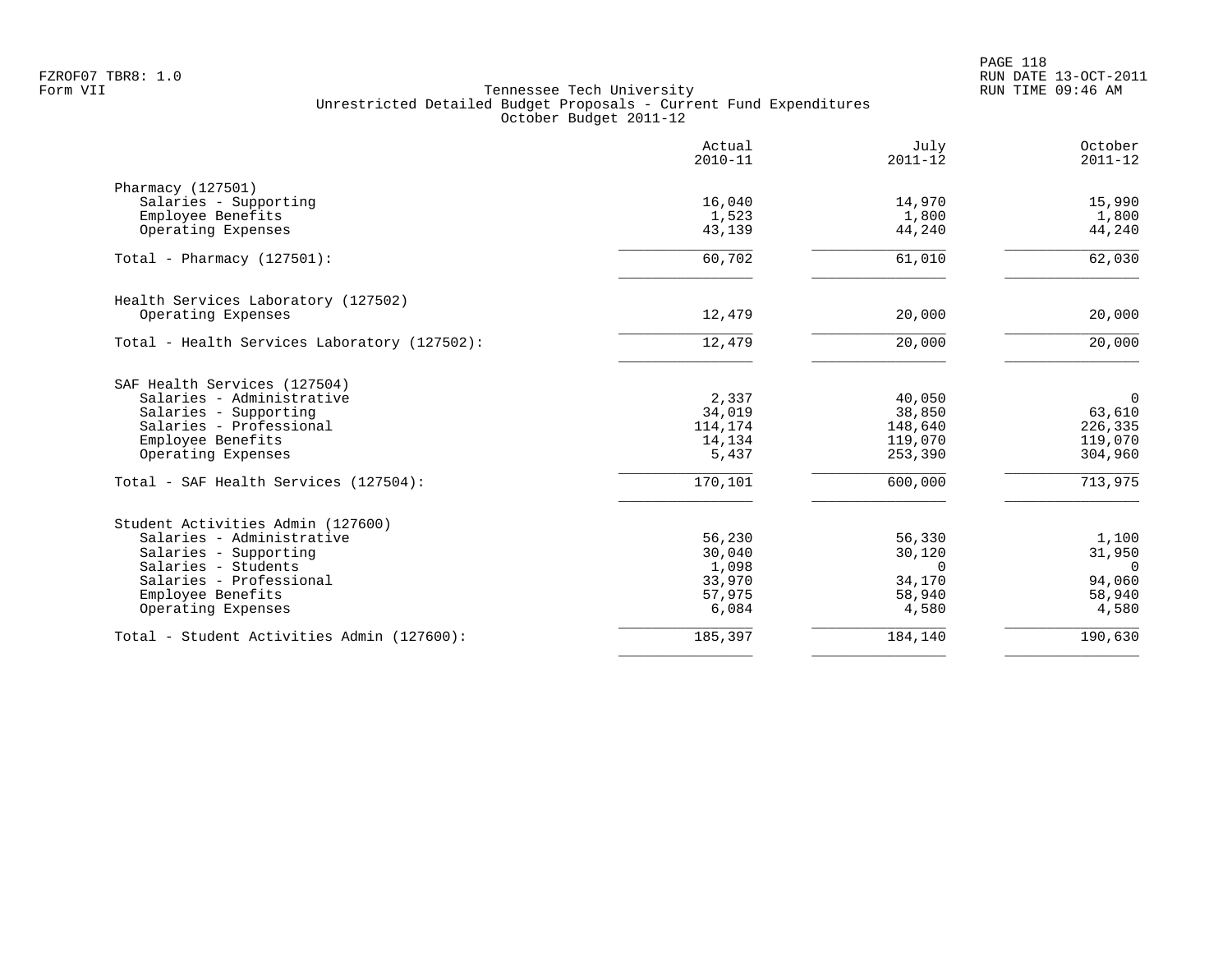FZROF07 TBR8: 1.0
Form VII

# Tennessee Tech University
## Unrestricted Detailed Budget Proposals - Current Fund Expenditures
### October Budget 2011-12

RUN DATE 13-OCT-2011
RUN TIME 09:46 AM

| | Actual 2010-11 | July 2011-12 | October 2011-12 |
|---|---|---|---|
| **Pharmacy (127501)** | | | |
| Salaries - Supporting | 16,040 | 14,970 | 15,990 |
| Employee Benefits | 1,523 | 1,800 | 1,800 |
| Operating Expenses | 43,139 | 44,240 | 44,240 |
| Total - Pharmacy (127501): | 60,702 | 61,010 | 62,030 |
| **Health Services Laboratory (127502)** | | | |
| Operating Expenses | 12,479 | 20,000 | 20,000 |
| Total - Health Services Laboratory (127502): | 12,479 | 20,000 | 20,000 |
| **SAF Health Services (127504)** | | | |
| Salaries - Administrative | 2,337 | 40,050 | 0 |
| Salaries - Supporting | 34,019 | 38,850 | 63,610 |
| Salaries - Professional | 114,174 | 148,640 | 226,335 |
| Employee Benefits | 14,134 | 119,070 | 119,070 |
| Operating Expenses | 5,437 | 253,390 | 304,960 |
| Total - SAF Health Services (127504): | 170,101 | 600,000 | 713,975 |
| **Student Activities Admin (127600)** | | | |
| Salaries - Administrative | 56,230 | 56,330 | 1,100 |
| Salaries - Supporting | 30,040 | 30,120 | 31,950 |
| Salaries - Students | 1,098 | 0 | 0 |
| Salaries - Professional | 33,970 | 34,170 | 94,060 |
| Employee Benefits | 57,975 | 58,940 | 58,940 |
| Operating Expenses | 6,084 | 4,580 | 4,580 |
| Total - Student Activities Admin (127600): | 185,397 | 184,140 | 190,630 |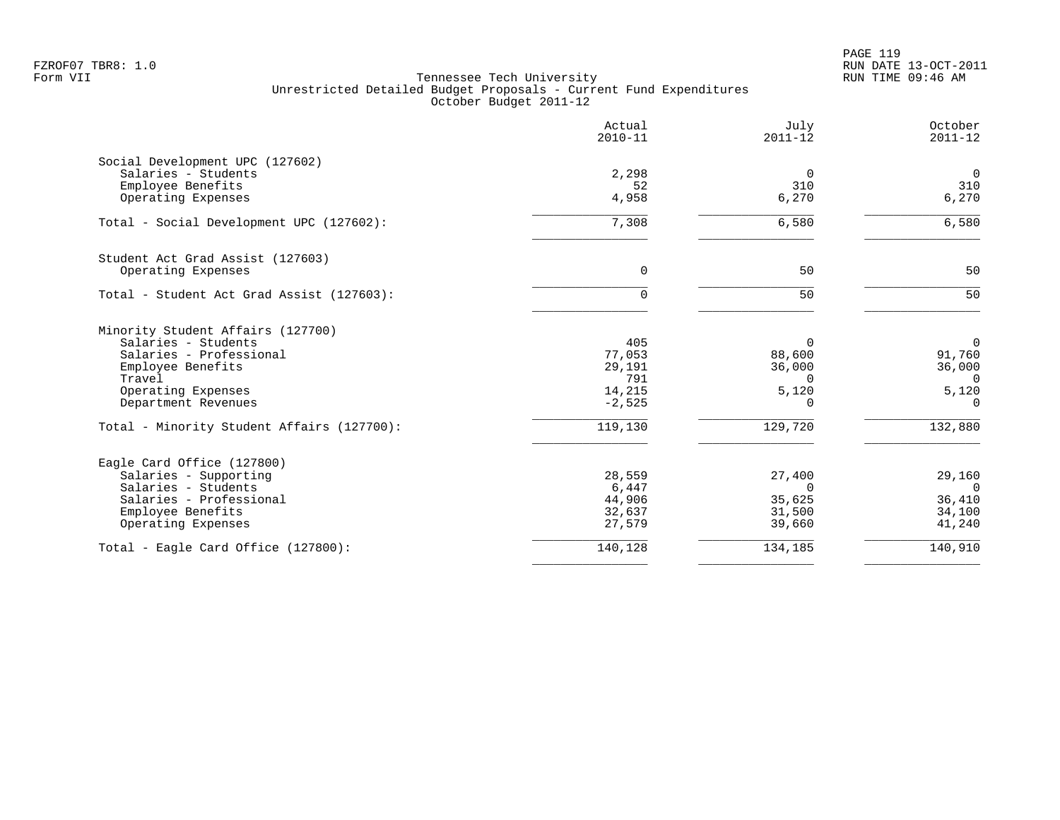Tennessee Tech University
Unrestricted Detailed Budget Proposals - Current Fund Expenditures
October Budget 2011-12

| | Actual 2010-11 | July 2011-12 | October 2011-12 |
|---|---|---|---|
| **Social Development UPC (127602)** | | | |
| Salaries - Students | 2,298 | 0 | 0 |
| Employee Benefits | 52 | 310 | 310 |
| Operating Expenses | 4,958 | 6,270 | 6,270 |
| Total - Social Development UPC (127602): | 7,308 | 6,580 | 6,580 |
| **Student Act Grad Assist (127603)** | | | |
| Operating Expenses | 0 | 50 | 50 |
| Total - Student Act Grad Assist (127603): | 0 | 50 | 50 |
| **Minority Student Affairs (127700)** | | | |
| Salaries - Students | 405 | 0 | 0 |
| Salaries - Professional | 77,053 | 88,600 | 91,760 |
| Employee Benefits | 29,191 | 36,000 | 36,000 |
| Travel | 791 | 0 | 0 |
| Operating Expenses | 14,215 | 5,120 | 5,120 |
| Department Revenues | -2,525 | 0 | 0 |
| Total - Minority Student Affairs (127700): | 119,130 | 129,720 | 132,880 |
| **Eagle Card Office (127800)** | | | |
| Salaries - Supporting | 28,559 | 27,400 | 29,160 |
| Salaries - Students | 6,447 | 0 | 0 |
| Salaries - Professional | 44,906 | 35,625 | 36,410 |
| Employee Benefits | 32,637 | 31,500 | 34,100 |
| Operating Expenses | 27,579 | 39,660 | 41,240 |
| Total - Eagle Card Office (127800): | 140,128 | 134,185 | 140,910 |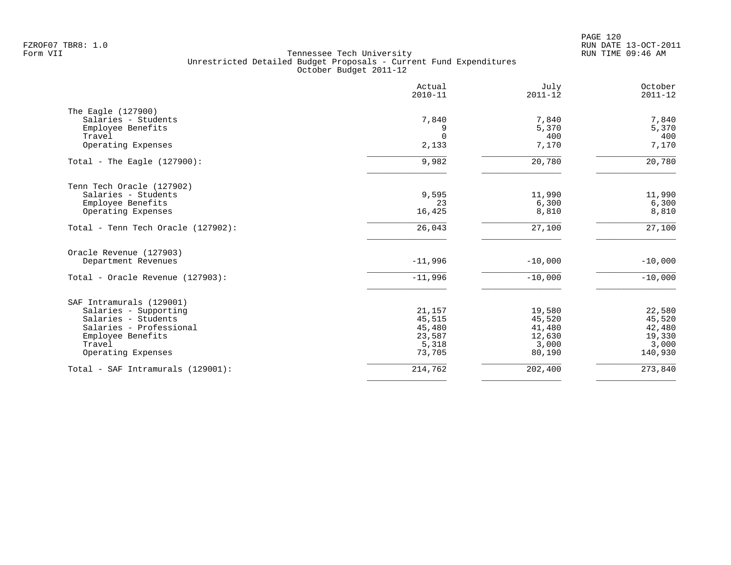FZROF07 TBR8: 1.0
Form VII

# Tennessee Tech University
## Unrestricted Detailed Budget Proposals - Current Fund Expenditures
### October Budget 2011-12

RUN DATE 13-OCT-2011
RUN TIME 09:46 AM

| | Actual 2010-11 | July 2011-12 | October 2011-12 |
|---|---|---|---|
| **The Eagle (127900)** | | | |
| Salaries - Students | 7,840 | 7,840 | 7,840 |
| Employee Benefits | 9 | 5,370 | 5,370 |
| Travel | 0 | 400 | 400 |
| Operating Expenses | 2,133 | 7,170 | 7,170 |
| Total - The Eagle (127900): | 9,982 | 20,780 | 20,780 |
| **Tenn Tech Oracle (127902)** | | | |
| Salaries - Students | 9,595 | 11,990 | 11,990 |
| Employee Benefits | 23 | 6,300 | 6,300 |
| Operating Expenses | 16,425 | 8,810 | 8,810 |
| Total - Tenn Tech Oracle (127902): | 26,043 | 27,100 | 27,100 |
| **Oracle Revenue (127903)** | | | |
| Department Revenues | -11,996 | -10,000 | -10,000 |
| Total - Oracle Revenue (127903): | -11,996 | -10,000 | -10,000 |
| **SAF Intramurals (129001)** | | | |
| Salaries - Supporting | 21,157 | 19,580 | 22,580 |
| Salaries - Students | 45,515 | 45,520 | 45,520 |
| Salaries - Professional | 45,480 | 41,480 | 42,480 |
| Employee Benefits | 23,587 | 12,630 | 19,330 |
| Travel | 5,318 | 3,000 | 3,000 |
| Operating Expenses | 73,705 | 80,190 | 140,930 |
| Total - SAF Intramurals (129001): | 214,762 | 202,400 | 273,840 |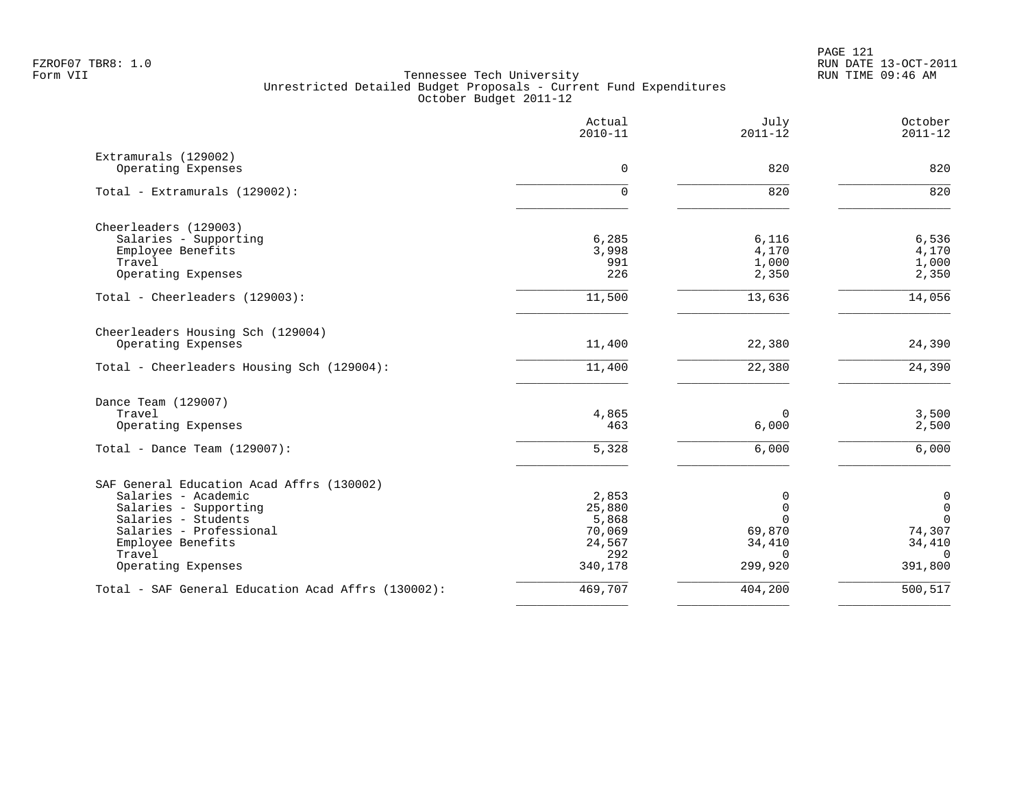Tennessee Tech University
Unrestricted Detailed Budget Proposals - Current Fund Expenditures
October Budget 2011-12

| | Actual 2010-11 | July 2011-12 | October 2011-12 |
|---|---:|---:|---:|
| **Extramurals (129002)** | | | |
| Operating Expenses | 0 | 820 | 820 |
| Total - Extramurals (129002): | 0 | 820 | 820 |
| **Cheerleaders (129003)** | | | |
| Salaries - Supporting | 6,285 | 6,116 | 6,536 |
| Employee Benefits | 3,998 | 4,170 | 4,170 |
| Travel | 991 | 1,000 | 1,000 |
| Operating Expenses | 226 | 2,350 | 2,350 |
| Total - Cheerleaders (129003): | 11,500 | 13,636 | 14,056 |
| **Cheerleaders Housing Sch (129004)** | | | |
| Operating Expenses | 11,400 | 22,380 | 24,390 |
| Total - Cheerleaders Housing Sch (129004): | 11,400 | 22,380 | 24,390 |
| **Dance Team (129007)** | | | |
| Travel | 4,865 | 0 | 3,500 |
| Operating Expenses | 463 | 6,000 | 2,500 |
| Total - Dance Team (129007): | 5,328 | 6,000 | 6,000 |
| **SAF General Education Acad Affrs (130002)** | | | |
| Salaries - Academic | 2,853 | 0 | 0 |
| Salaries - Supporting | 25,880 | 0 | 0 |
| Salaries - Students | 5,868 | 0 | 0 |
| Salaries - Professional | 70,069 | 69,870 | 74,307 |
| Employee Benefits | 24,567 | 34,410 | 34,410 |
| Travel | 292 | 0 | 0 |
| Operating Expenses | 340,178 | 299,920 | 391,800 |
| Total - SAF General Education Acad Affrs (130002): | 469,707 | 404,200 | 500,517 |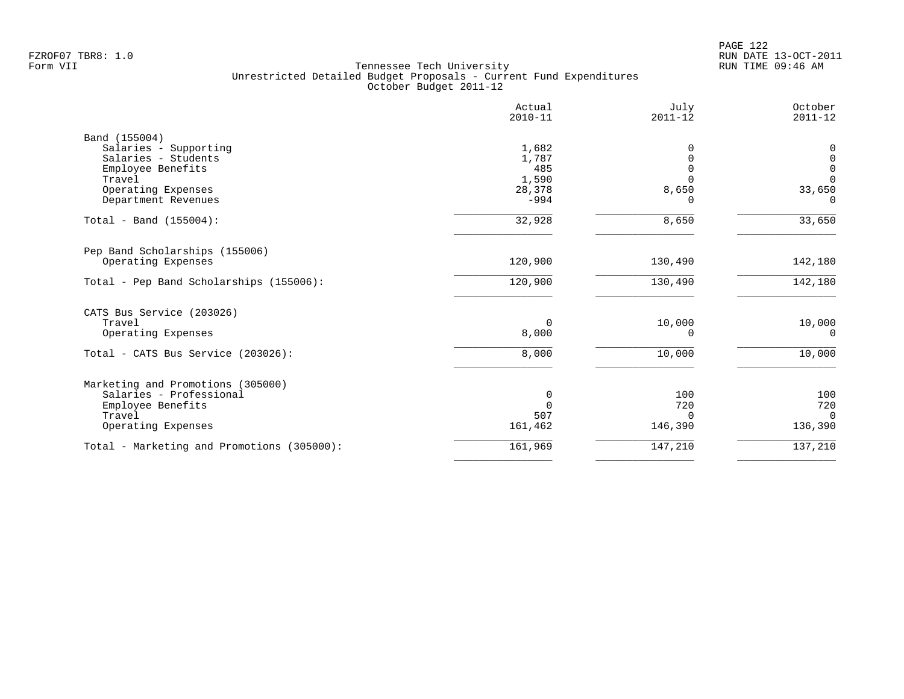Tennessee Tech University
Unrestricted Detailed Budget Proposals - Current Fund Expenditures
October Budget 2011-12

|  | Actual 2010-11 | July 2011-12 | October 2011-12 |
|---|---|---|---|
| **Band (155004)** |  |  |  |
| Salaries - Supporting | 1,682 | 0 | 0 |
| Salaries - Students | 1,787 | 0 | 0 |
| Employee Benefits | 485 | 0 | 0 |
| Travel | 1,590 | 0 | 0 |
| Operating Expenses | 28,378 | 8,650 | 33,650 |
| Department Revenues | -994 | 0 | 0 |
| Total - Band (155004): | 32,928 | 8,650 | 33,650 |
| **Pep Band Scholarships (155006)** |  |  |  |
| Operating Expenses | 120,900 | 130,490 | 142,180 |
| Total - Pep Band Scholarships (155006): | 120,900 | 130,490 | 142,180 |
| **CATS Bus Service (203026)** |  |  |  |
| Travel | 0 | 10,000 | 10,000 |
| Operating Expenses | 8,000 | 0 | 0 |
| Total - CATS Bus Service (203026): | 8,000 | 10,000 | 10,000 |
| **Marketing and Promotions (305000)** |  |  |  |
| Salaries - Professional | 0 | 100 | 100 |
| Employee Benefits | 0 | 720 | 720 |
| Travel | 507 | 0 | 0 |
| Operating Expenses | 161,462 | 146,390 | 136,390 |
| Total - Marketing and Promotions (305000): | 161,969 | 147,210 | 137,210 |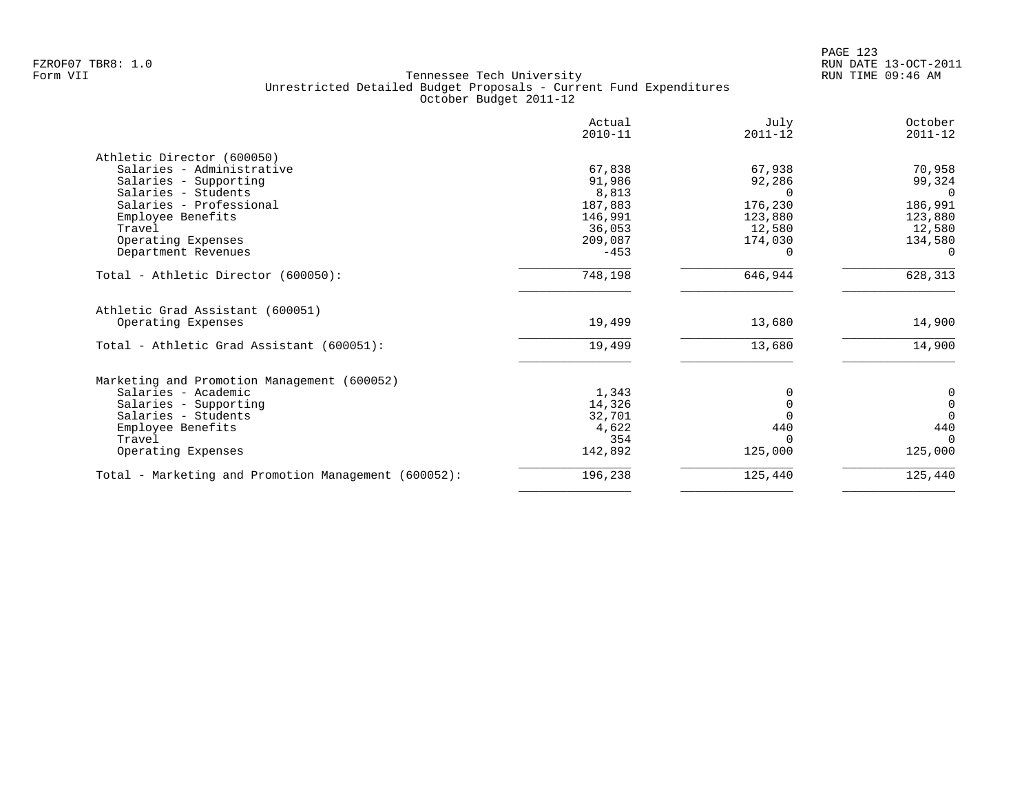Tennessee Tech University
Unrestricted Detailed Budget Proposals - Current Fund Expenditures
October Budget 2011-12

| | Actual 2010-11 | July 2011-12 | October 2011-12 |
|---|---:|---:|---:|
| **Athletic Director (600050)** | | | |
| Salaries - Administrative | 67,838 | 67,938 | 70,958 |
| Salaries - Supporting | 91,986 | 92,286 | 99,324 |
| Salaries - Students | 8,813 | 0 | 0 |
| Salaries - Professional | 187,883 | 176,230 | 186,991 |
| Employee Benefits | 146,991 | 123,880 | 123,880 |
| Travel | 36,053 | 12,580 | 12,580 |
| Operating Expenses | 209,087 | 174,030 | 134,580 |
| Department Revenues | -453 | 0 | 0 |
| Total - Athletic Director (600050): | 748,198 | 646,944 | 628,313 |
| **Athletic Grad Assistant (600051)** | | | |
| Operating Expenses | 19,499 | 13,680 | 14,900 |
| Total - Athletic Grad Assistant (600051): | 19,499 | 13,680 | 14,900 |
| **Marketing and Promotion Management (600052)** | | | |
| Salaries - Academic | 1,343 | 0 | 0 |
| Salaries - Supporting | 14,326 | 0 | 0 |
| Salaries - Students | 32,701 | 0 | 0 |
| Employee Benefits | 4,622 | 440 | 440 |
| Travel | 354 | 0 | 0 |
| Operating Expenses | 142,892 | 125,000 | 125,000 |
| Total - Marketing and Promotion Management (600052): | 196,238 | 125,440 | 125,440 |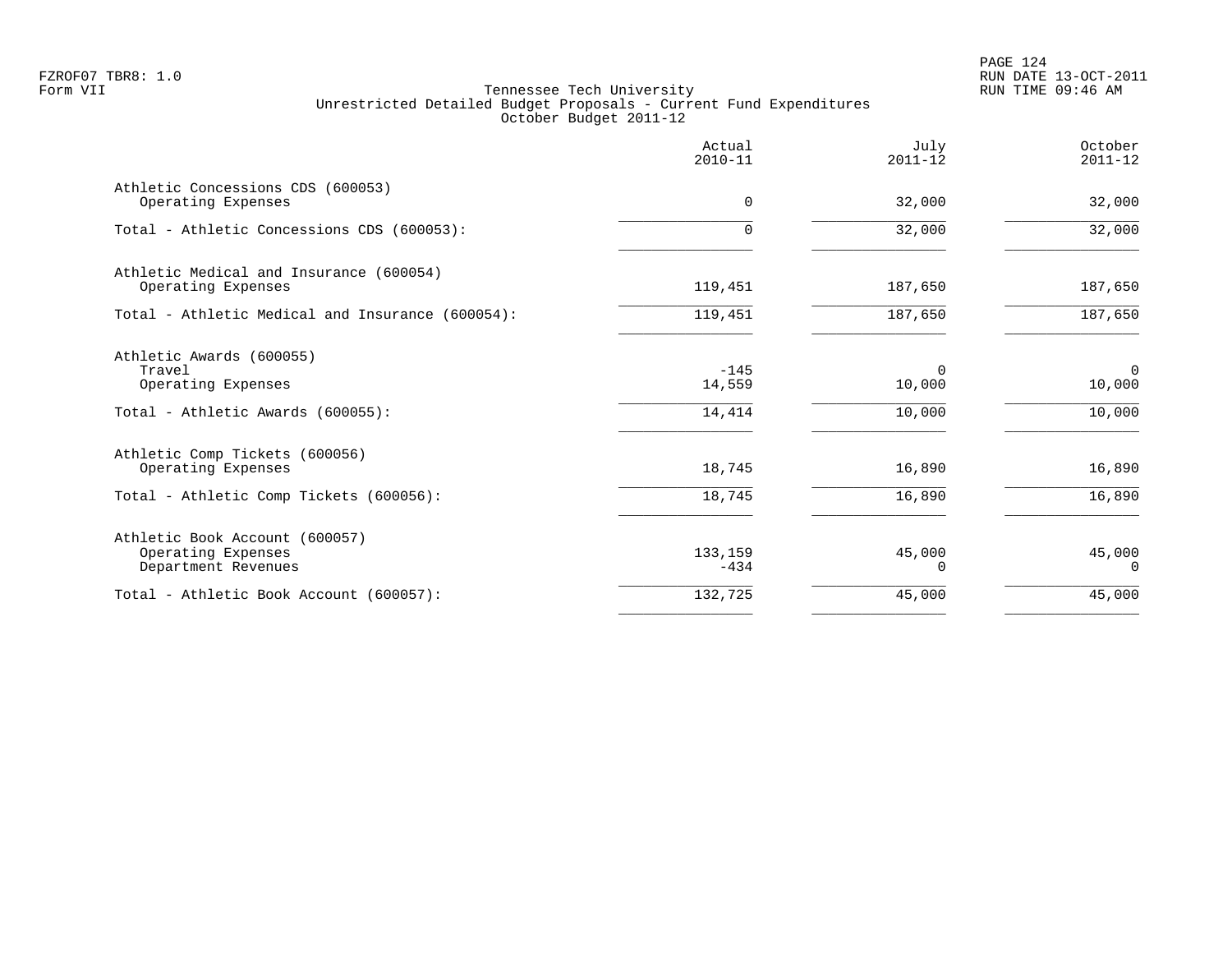FZROF07 TBR8: 1.0
Form VII

Tennessee Tech University
Unrestricted Detailed Budget Proposals - Current Fund Expenditures
October Budget 2011-12

RUN DATE 13-OCT-2011
RUN TIME 09:46 AM

| | Actual 2010-11 | July 2011-12 | October 2011-12 |
|---|---|---|---|
| **Athletic Concessions CDS (600053)** | | | |
| Operating Expenses | 0 | 32,000 | 32,000 |
| Total - Athletic Concessions CDS (600053): | 0 | 32,000 | 32,000 |
| **Athletic Medical and Insurance (600054)** | | | |
| Operating Expenses | 119,451 | 187,650 | 187,650 |
| Total - Athletic Medical and Insurance (600054): | 119,451 | 187,650 | 187,650 |
| **Athletic Awards (600055)** | | | |
| Travel | -145 | 0 | 0 |
| Operating Expenses | 14,559 | 10,000 | 10,000 |
| Total - Athletic Awards (600055): | 14,414 | 10,000 | 10,000 |
| **Athletic Comp Tickets (600056)** | | | |
| Operating Expenses | 18,745 | 16,890 | 16,890 |
| Total - Athletic Comp Tickets (600056): | 18,745 | 16,890 | 16,890 |
| **Athletic Book Account (600057)** | | | |
| Operating Expenses | 133,159 | 45,000 | 45,000 |
| Department Revenues | -434 | 0 | 0 |
| Total - Athletic Book Account (600057): | 132,725 | 45,000 | 45,000 |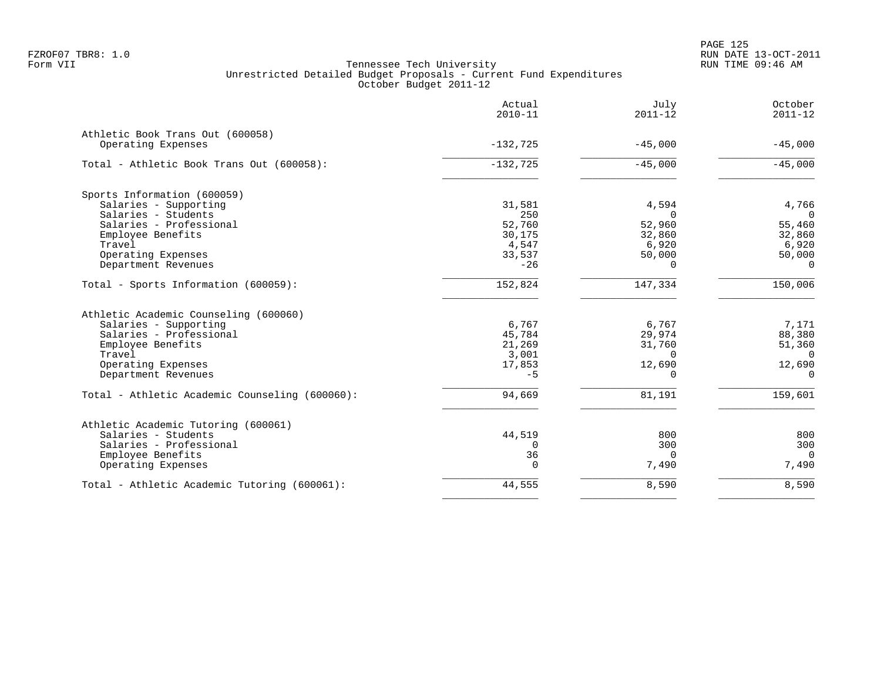FZROF07 TBR8: 1.0
Form VII

Tennessee Tech University
Unrestricted Detailed Budget Proposals - Current Fund Expenditures
October Budget 2011-12

RUN DATE 13-OCT-2011
RUN TIME 09:46 AM

| | Actual 2010-11 | July 2011-12 | October 2011-12 |
|---|---|---|---|
| **Athletic Book Trans Out (600058)** | | | |
| Operating Expenses | -132,725 | -45,000 | -45,000 |
| Total - Athletic Book Trans Out (600058): | -132,725 | -45,000 | -45,000 |
| **Sports Information (600059)** | | | |
| Salaries - Supporting | 31,581 | 4,594 | 4,766 |
| Salaries - Students | 250 | 0 | 0 |
| Salaries - Professional | 52,760 | 52,960 | 55,460 |
| Employee Benefits | 30,175 | 32,860 | 32,860 |
| Travel | 4,547 | 6,920 | 6,920 |
| Operating Expenses | 33,537 | 50,000 | 50,000 |
| Department Revenues | -26 | 0 | 0 |
| Total - Sports Information (600059): | 152,824 | 147,334 | 150,006 |
| **Athletic Academic Counseling (600060)** | | | |
| Salaries - Supporting | 6,767 | 6,767 | 7,171 |
| Salaries - Professional | 45,784 | 29,974 | 88,380 |
| Employee Benefits | 21,269 | 31,760 | 51,360 |
| Travel | 3,001 | 0 | 0 |
| Operating Expenses | 17,853 | 12,690 | 12,690 |
| Department Revenues | -5 | 0 | 0 |
| Total - Athletic Academic Counseling (600060): | 94,669 | 81,191 | 159,601 |
| **Athletic Academic Tutoring (600061)** | | | |
| Salaries - Students | 44,519 | 800 | 800 |
| Salaries - Professional | 0 | 300 | 300 |
| Employee Benefits | 36 | 0 | 0 |
| Operating Expenses | 0 | 7,490 | 7,490 |
| Total - Athletic Academic Tutoring (600061): | 44,555 | 8,590 | 8,590 |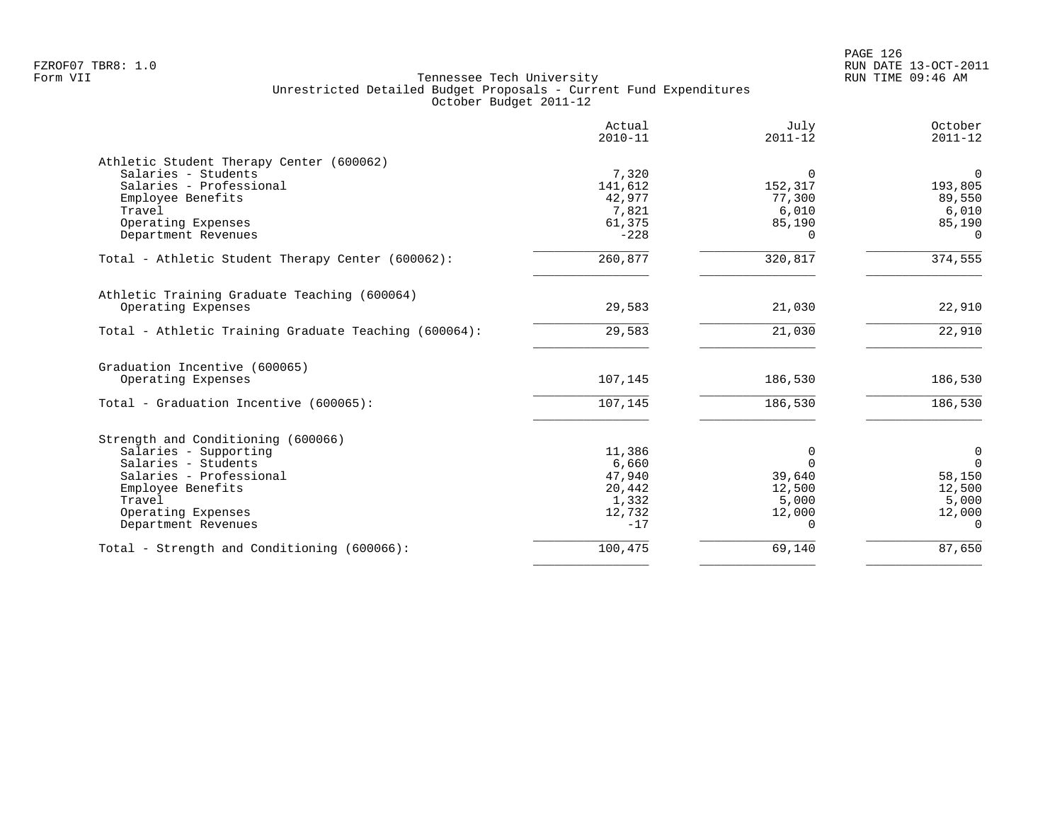FZROF07 TBR8: 1.0
Form VII

Tennessee Tech University
Unrestricted Detailed Budget Proposals - Current Fund Expenditures
October Budget 2011-12

RUN DATE 13-OCT-2011
RUN TIME 09:46 AM

| | Actual 2010-11 | July 2011-12 | October 2011-12 |
|---|---|---|---|
| **Athletic Student Therapy Center (600062)** | | | |
| Salaries - Students | 7,320 | 0 | 0 |
| Salaries - Professional | 141,612 | 152,317 | 193,805 |
| Employee Benefits | 42,977 | 77,300 | 89,550 |
| Travel | 7,821 | 6,010 | 6,010 |
| Operating Expenses | 61,375 | 85,190 | 85,190 |
| Department Revenues | -228 | 0 | 0 |
| Total - Athletic Student Therapy Center (600062): | 260,877 | 320,817 | 374,555 |
| **Athletic Training Graduate Teaching (600064)** | | | |
| Operating Expenses | 29,583 | 21,030 | 22,910 |
| Total - Athletic Training Graduate Teaching (600064): | 29,583 | 21,030 | 22,910 |
| **Graduation Incentive (600065)** | | | |
| Operating Expenses | 107,145 | 186,530 | 186,530 |
| Total - Graduation Incentive (600065): | 107,145 | 186,530 | 186,530 |
| **Strength and Conditioning (600066)** | | | |
| Salaries - Supporting | 11,386 | 0 | 0 |
| Salaries - Students | 6,660 | 0 | 0 |
| Salaries - Professional | 47,940 | 39,640 | 58,150 |
| Employee Benefits | 20,442 | 12,500 | 12,500 |
| Travel | 1,332 | 5,000 | 5,000 |
| Operating Expenses | 12,732 | 12,000 | 12,000 |
| Department Revenues | -17 | 0 | 0 |
| Total - Strength and Conditioning (600066): | 100,475 | 69,140 | 87,650 |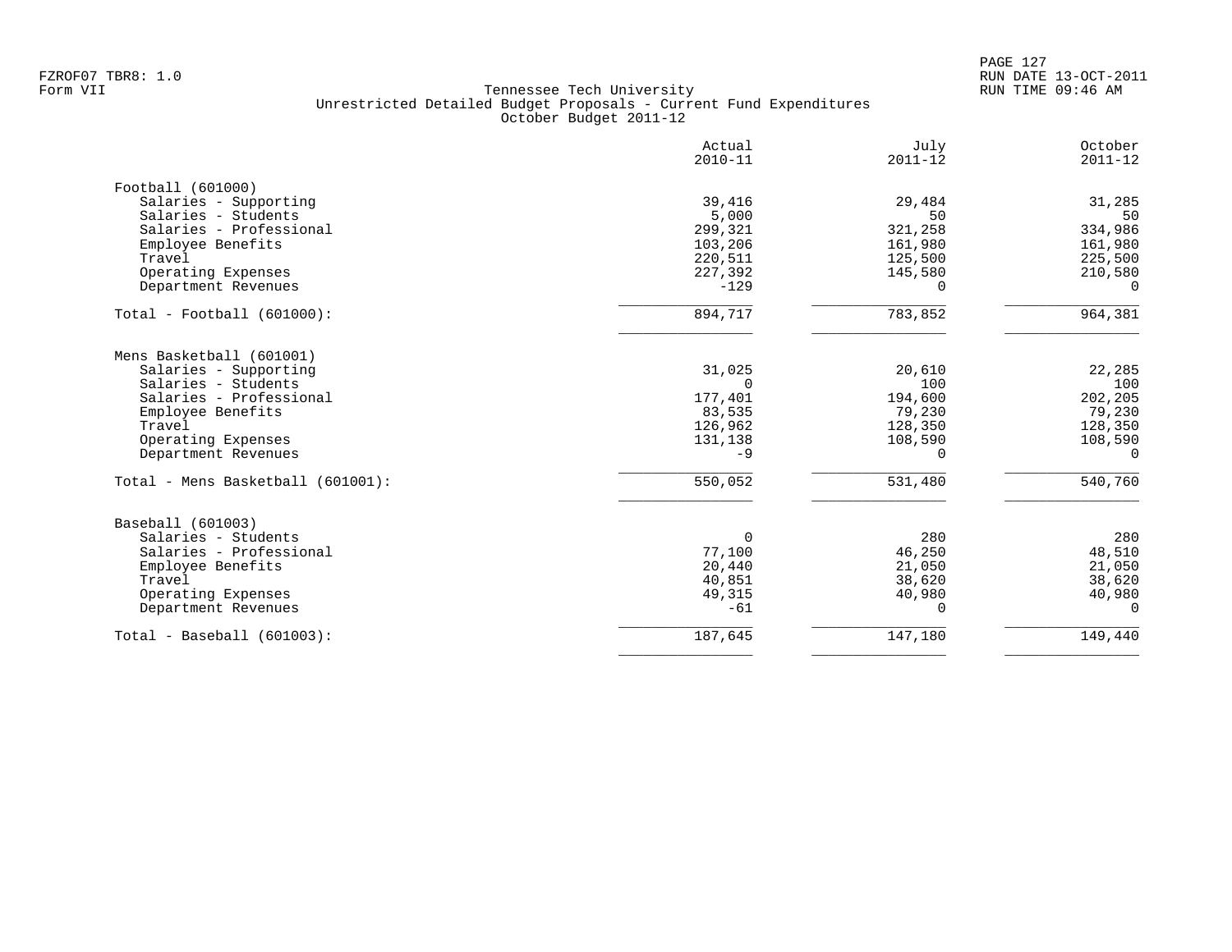FZROF07 TBR8: 1.0
Form VII

# Tennessee Tech University
## Unrestricted Detailed Budget Proposals - Current Fund Expenditures
### October Budget 2011-12

RUN DATE 13-OCT-2011
RUN TIME 09:46 AM

| | Actual 2010-11 | July 2011-12 | October 2011-12 |
|---|---:|---:|---:|
| **Football (601000)** | | | |
| Salaries - Supporting | 39,416 | 29,484 | 31,285 |
| Salaries - Students | 5,000 | 50 | 50 |
| Salaries - Professional | 299,321 | 321,258 | 334,986 |
| Employee Benefits | 103,206 | 161,980 | 161,980 |
| Travel | 220,511 | 125,500 | 225,500 |
| Operating Expenses | 227,392 | 145,580 | 210,580 |
| Department Revenues | -129 | 0 | 0 |
| Total - Football (601000): | 894,717 | 783,852 | 964,381 |
| **Mens Basketball (601001)** | | | |
| Salaries - Supporting | 31,025 | 20,610 | 22,285 |
| Salaries - Students | 0 | 100 | 100 |
| Salaries - Professional | 177,401 | 194,600 | 202,205 |
| Employee Benefits | 83,535 | 79,230 | 79,230 |
| Travel | 126,962 | 128,350 | 128,350 |
| Operating Expenses | 131,138 | 108,590 | 108,590 |
| Department Revenues | -9 | 0 | 0 |
| Total - Mens Basketball (601001): | 550,052 | 531,480 | 540,760 |
| **Baseball (601003)** | | | |
| Salaries - Students | 0 | 280 | 280 |
| Salaries - Professional | 77,100 | 46,250 | 48,510 |
| Employee Benefits | 20,440 | 21,050 | 21,050 |
| Travel | 40,851 | 38,620 | 38,620 |
| Operating Expenses | 49,315 | 40,980 | 40,980 |
| Department Revenues | -61 | 0 | 0 |
| Total - Baseball (601003): | 187,645 | 147,180 | 149,440 |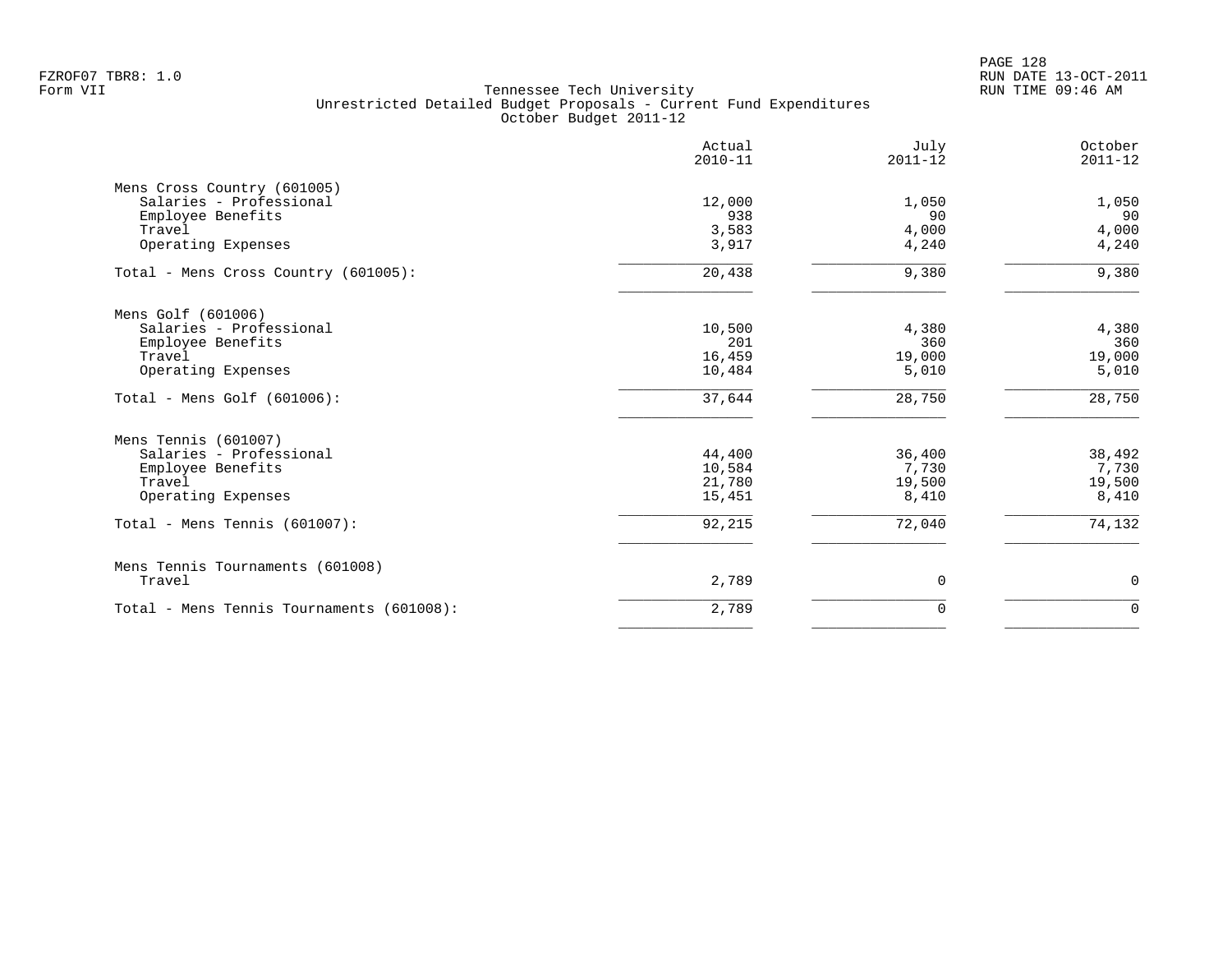FZROF07 TBR8: 1.0
Form VII

Tennessee Tech University
Unrestricted Detailed Budget Proposals - Current Fund Expenditures
October Budget 2011-12

RUN DATE 13-OCT-2011
RUN TIME 09:46 AM

| | Actual 2010-11 | July 2011-12 | October 2011-12 |
|---|---|---|---|
| **Mens Cross Country (601005)** | | | |
| Salaries - Professional | 12,000 | 1,050 | 1,050 |
| Employee Benefits | 938 | 90 | 90 |
| Travel | 3,583 | 4,000 | 4,000 |
| Operating Expenses | 3,917 | 4,240 | 4,240 |
| Total - Mens Cross Country (601005): | 20,438 | 9,380 | 9,380 |
| **Mens Golf (601006)** | | | |
| Salaries - Professional | 10,500 | 4,380 | 4,380 |
| Employee Benefits | 201 | 360 | 360 |
| Travel | 16,459 | 19,000 | 19,000 |
| Operating Expenses | 10,484 | 5,010 | 5,010 |
| Total - Mens Golf (601006): | 37,644 | 28,750 | 28,750 |
| **Mens Tennis (601007)** | | | |
| Salaries - Professional | 44,400 | 36,400 | 38,492 |
| Employee Benefits | 10,584 | 7,730 | 7,730 |
| Travel | 21,780 | 19,500 | 19,500 |
| Operating Expenses | 15,451 | 8,410 | 8,410 |
| Total - Mens Tennis (601007): | 92,215 | 72,040 | 74,132 |
| **Mens Tennis Tournaments (601008)** | | | |
| Travel | 2,789 | 0 | 0 |
| Total - Mens Tennis Tournaments (601008): | 2,789 | 0 | 0 |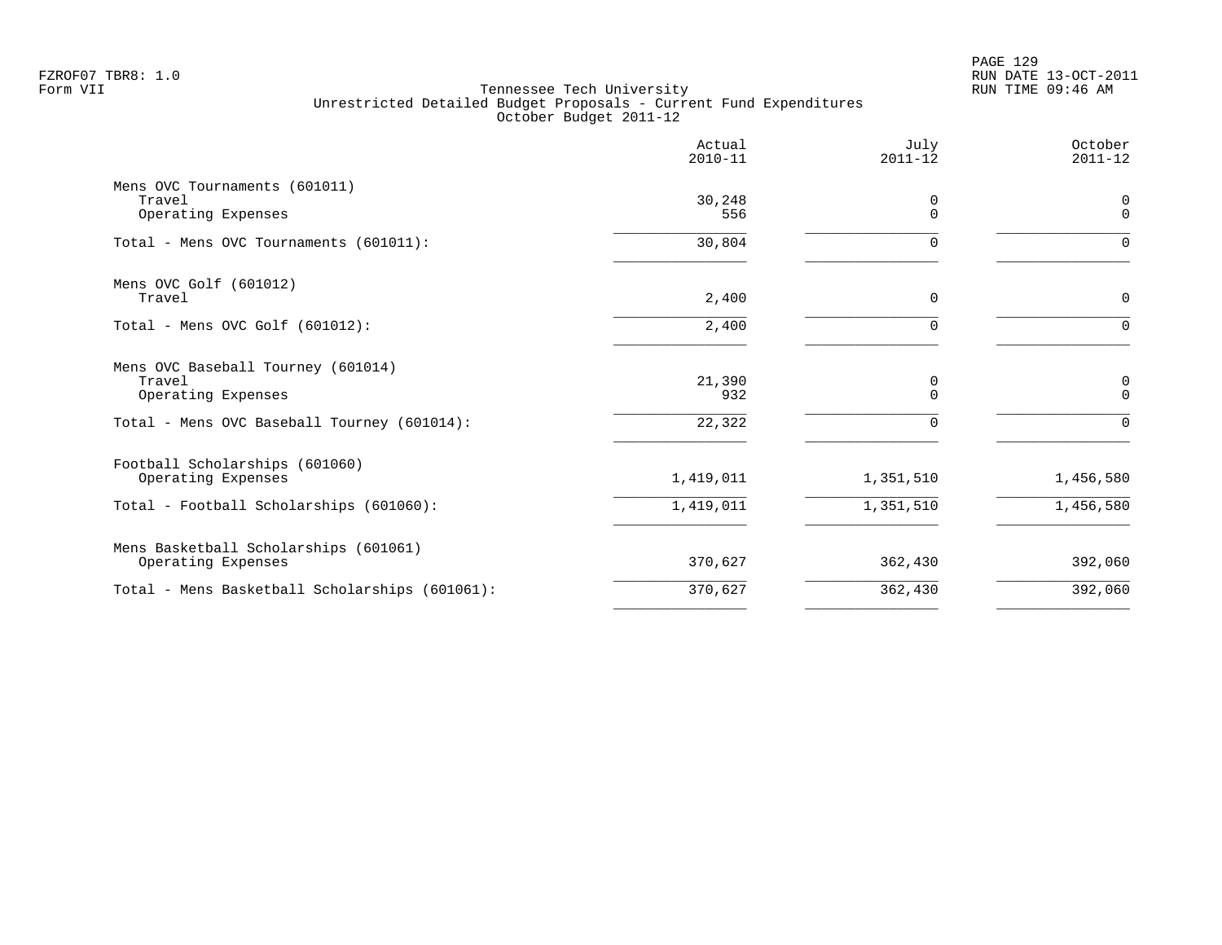FZROF07 TBR8: 1.0
Form VII

Tennessee Tech University
Unrestricted Detailed Budget Proposals - Current Fund Expenditures
October Budget 2011-12

RUN DATE 13-OCT-2011
RUN TIME 09:46 AM

| | Actual 2010-11 | July 2011-12 | October 2011-12 |
|---|---|---|---|
| **Mens OVC Tournaments (601011)** | | | |
| Travel | 30,248 | 0 | 0 |
| Operating Expenses | 556 | 0 | 0 |
| Total - Mens OVC Tournaments (601011): | 30,804 | 0 | 0 |
| **Mens OVC Golf (601012)** | | | |
| Travel | 2,400 | 0 | 0 |
| Total - Mens OVC Golf (601012): | 2,400 | 0 | 0 |
| **Mens OVC Baseball Tourney (601014)** | | | |
| Travel | 21,390 | 0 | 0 |
| Operating Expenses | 932 | 0 | 0 |
| Total - Mens OVC Baseball Tourney (601014): | 22,322 | 0 | 0 |
| **Football Scholarships (601060)** | | | |
| Operating Expenses | 1,419,011 | 1,351,510 | 1,456,580 |
| Total - Football Scholarships (601060): | 1,419,011 | 1,351,510 | 1,456,580 |
| **Mens Basketball Scholarships (601061)** | | | |
| Operating Expenses | 370,627 | 362,430 | 392,060 |
| Total - Mens Basketball Scholarships (601061): | 370,627 | 362,430 | 392,060 |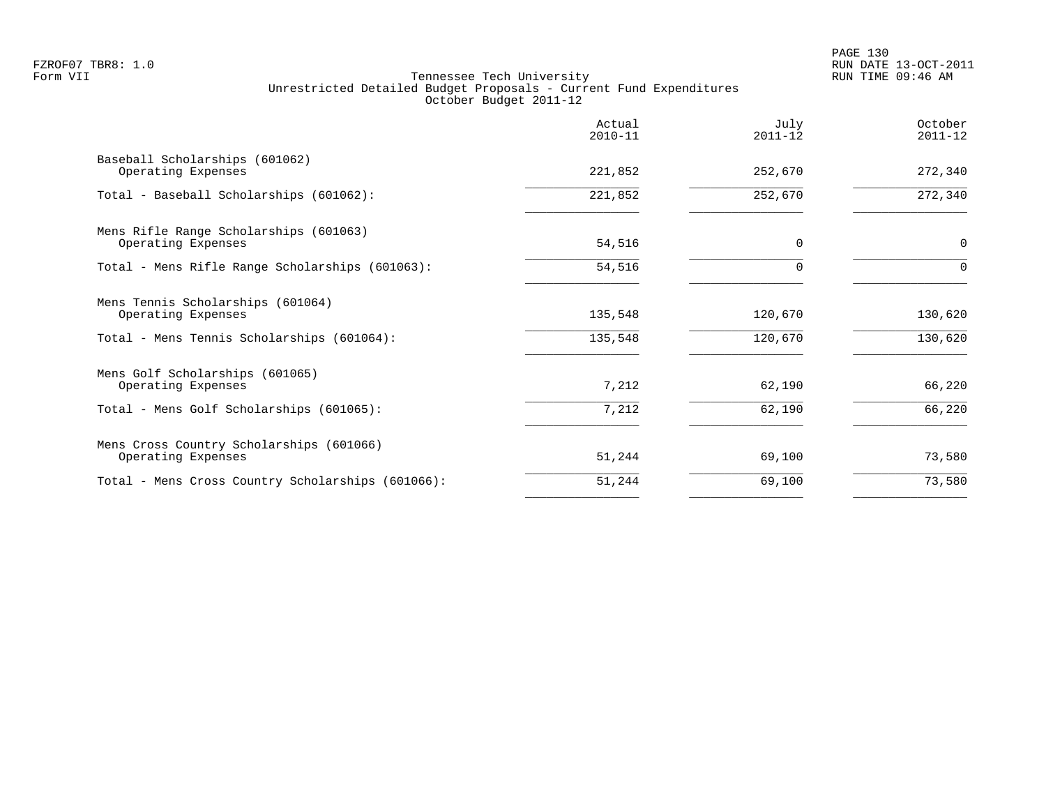FZROF07 TBR8: 1.0
Form VII

Tennessee Tech University
Unrestricted Detailed Budget Proposals - Current Fund Expenditures
October Budget 2011-12

RUN DATE 13-OCT-2011
RUN TIME 09:46 AM

| | Actual 2010-11 | July 2011-12 | October 2011-12 |
|---|---|---|---|
| Baseball Scholarships (601062) | | | |
| Operating Expenses | 221,852 | 252,670 | 272,340 |
| Total - Baseball Scholarships (601062): | 221,852 | 252,670 | 272,340 |
| Mens Rifle Range Scholarships (601063) | | | |
| Operating Expenses | 54,516 | 0 | 0 |
| Total - Mens Rifle Range Scholarships (601063): | 54,516 | 0 | 0 |
| Mens Tennis Scholarships (601064) | | | |
| Operating Expenses | 135,548 | 120,670 | 130,620 |
| Total - Mens Tennis Scholarships (601064): | 135,548 | 120,670 | 130,620 |
| Mens Golf Scholarships (601065) | | | |
| Operating Expenses | 7,212 | 62,190 | 66,220 |
| Total - Mens Golf Scholarships (601065): | 7,212 | 62,190 | 66,220 |
| Mens Cross Country Scholarships (601066) | | | |
| Operating Expenses | 51,244 | 69,100 | 73,580 |
| Total - Mens Cross Country Scholarships (601066): | 51,244 | 69,100 | 73,580 |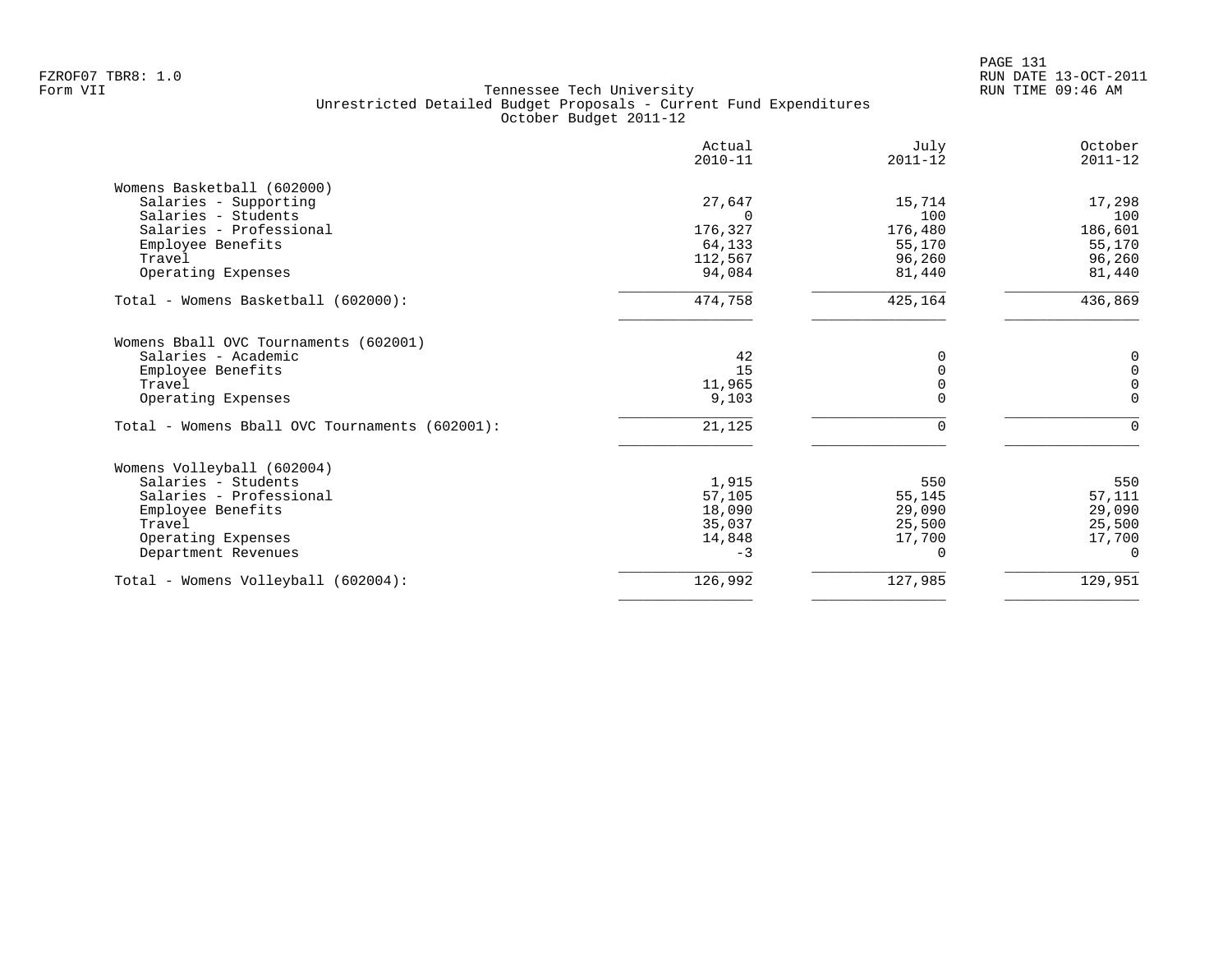FZROF07 TBR8: 1.0
Form VII

Tennessee Tech University
Unrestricted Detailed Budget Proposals - Current Fund Expenditures
October Budget 2011-12

RUN DATE 13-OCT-2011
RUN TIME 09:46 AM

| | Actual 2010-11 | July 2011-12 | October 2011-12 |
|---|---|---|---|
| **Womens Basketball (602000)** | | | |
| Salaries - Supporting | 27,647 | 15,714 | 17,298 |
| Salaries - Students | 0 | 100 | 100 |
| Salaries - Professional | 176,327 | 176,480 | 186,601 |
| Employee Benefits | 64,133 | 55,170 | 55,170 |
| Travel | 112,567 | 96,260 | 96,260 |
| Operating Expenses | 94,084 | 81,440 | 81,440 |
| Total - Womens Basketball (602000): | 474,758 | 425,164 | 436,869 |
| **Womens Bball OVC Tournaments (602001)** | | | |
| Salaries - Academic | 42 | 0 | 0 |
| Employee Benefits | 15 | 0 | 0 |
| Travel | 11,965 | 0 | 0 |
| Operating Expenses | 9,103 | 0 | 0 |
| Total - Womens Bball OVC Tournaments (602001): | 21,125 | 0 | 0 |
| **Womens Volleyball (602004)** | | | |
| Salaries - Students | 1,915 | 550 | 550 |
| Salaries - Professional | 57,105 | 55,145 | 57,111 |
| Employee Benefits | 18,090 | 29,090 | 29,090 |
| Travel | 35,037 | 25,500 | 25,500 |
| Operating Expenses | 14,848 | 17,700 | 17,700 |
| Department Revenues | -3 | 0 | 0 |
| Total - Womens Volleyball (602004): | 126,992 | 127,985 | 129,951 |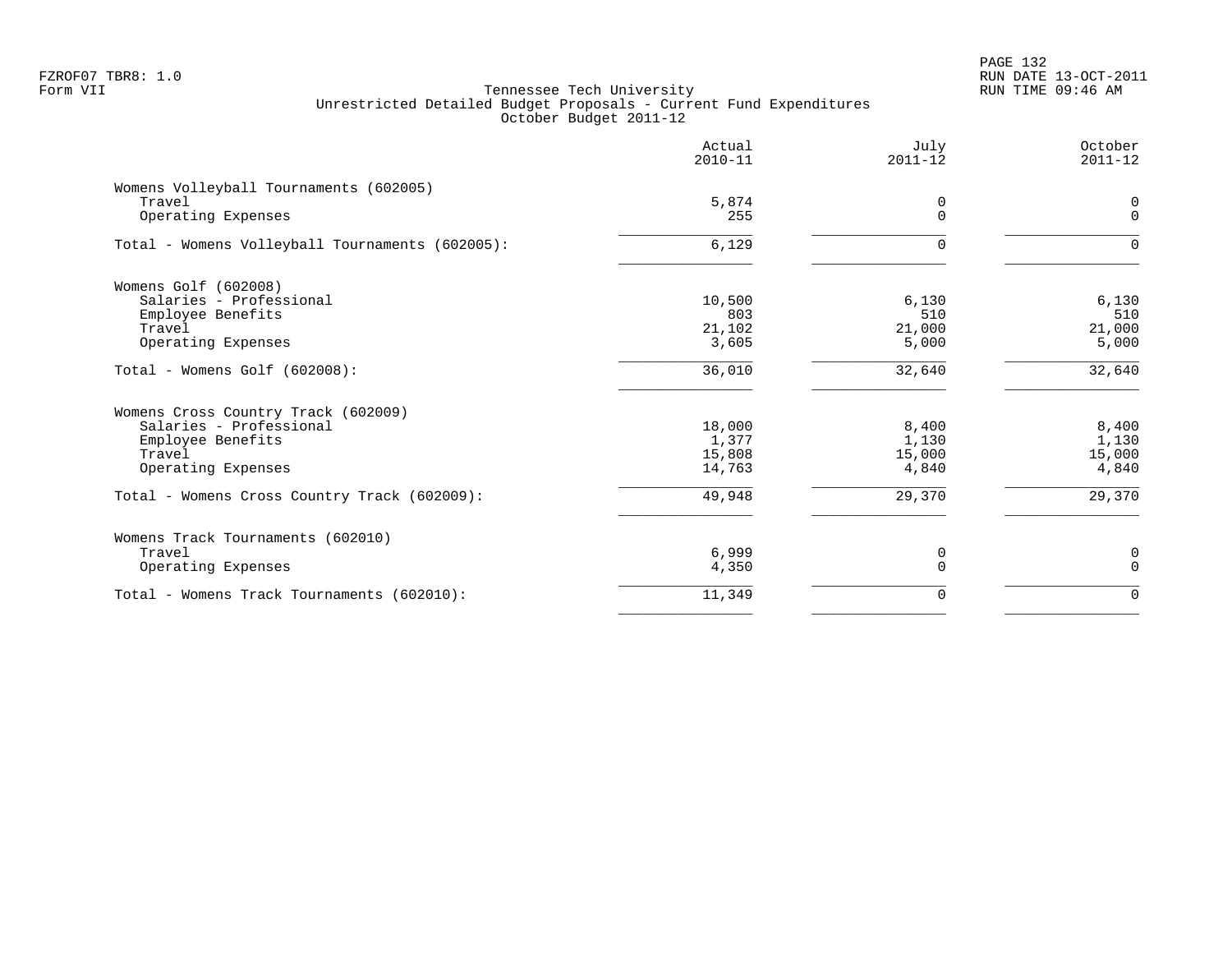FZROF07 TBR8: 1.0
Form VII

Tennessee Tech University
Unrestricted Detailed Budget Proposals - Current Fund Expenditures
October Budget 2011-12

| | Actual 2010-11 | July 2011-12 | October 2011-12 |
|---|---|---|---|
| **Womens Volleyball Tournaments (602005)** | | | |
| Travel | 5,874 | 0 | 0 |
| Operating Expenses | 255 | 0 | 0 |
| Total - Womens Volleyball Tournaments (602005): | 6,129 | 0 | 0 |
| **Womens Golf (602008)** | | | |
| Salaries - Professional | 10,500 | 6,130 | 6,130 |
| Employee Benefits | 803 | 510 | 510 |
| Travel | 21,102 | 21,000 | 21,000 |
| Operating Expenses | 3,605 | 5,000 | 5,000 |
| Total - Womens Golf (602008): | 36,010 | 32,640 | 32,640 |
| **Womens Cross Country Track (602009)** | | | |
| Salaries - Professional | 18,000 | 8,400 | 8,400 |
| Employee Benefits | 1,377 | 1,130 | 1,130 |
| Travel | 15,808 | 15,000 | 15,000 |
| Operating Expenses | 14,763 | 4,840 | 4,840 |
| Total - Womens Cross Country Track (602009): | 49,948 | 29,370 | 29,370 |
| **Womens Track Tournaments (602010)** | | | |
| Travel | 6,999 | 0 | 0 |
| Operating Expenses | 4,350 | 0 | 0 |
| Total - Womens Track Tournaments (602010): | 11,349 | 0 | 0 |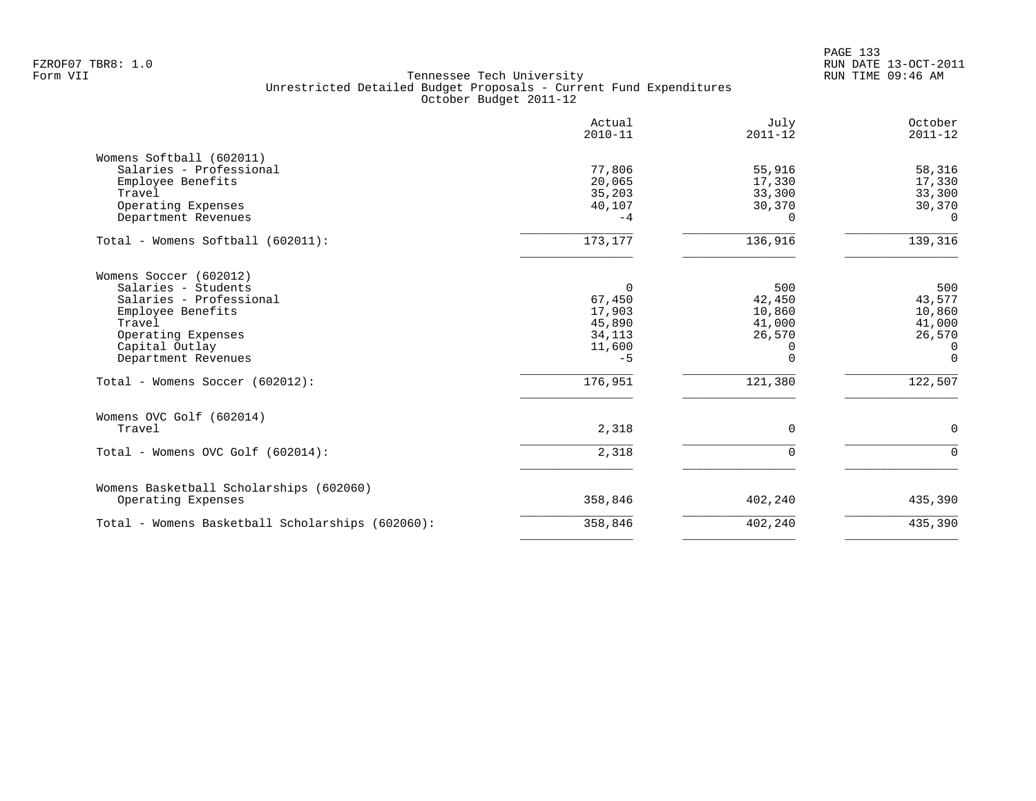Tennessee Tech University
Unrestricted Detailed Budget Proposals - Current Fund Expenditures
October Budget 2011-12

| | Actual 2010-11 | July 2011-12 | October 2011-12 |
|---|---:|---:|---:|
| **Womens Softball (602011)** | | | |
| Salaries - Professional | 77,806 | 55,916 | 58,316 |
| Employee Benefits | 20,065 | 17,330 | 17,330 |
| Travel | 35,203 | 33,300 | 33,300 |
| Operating Expenses | 40,107 | 30,370 | 30,370 |
| Department Revenues | -4 | 0 | 0 |
| Total - Womens Softball (602011): | 173,177 | 136,916 | 139,316 |
| **Womens Soccer (602012)** | | | |
| Salaries - Students | 0 | 500 | 500 |
| Salaries - Professional | 67,450 | 42,450 | 43,577 |
| Employee Benefits | 17,903 | 10,860 | 10,860 |
| Travel | 45,890 | 41,000 | 41,000 |
| Operating Expenses | 34,113 | 26,570 | 26,570 |
| Capital Outlay | 11,600 | 0 | 0 |
| Department Revenues | -5 | 0 | 0 |
| Total - Womens Soccer (602012): | 176,951 | 121,380 | 122,507 |
| **Womens OVC Golf (602014)** | | | |
| Travel | 2,318 | 0 | 0 |
| Total - Womens OVC Golf (602014): | 2,318 | 0 | 0 |
| **Womens Basketball Scholarships (602060)** | | | |
| Operating Expenses | 358,846 | 402,240 | 435,390 |
| Total - Womens Basketball Scholarships (602060): | 358,846 | 402,240 | 435,390 |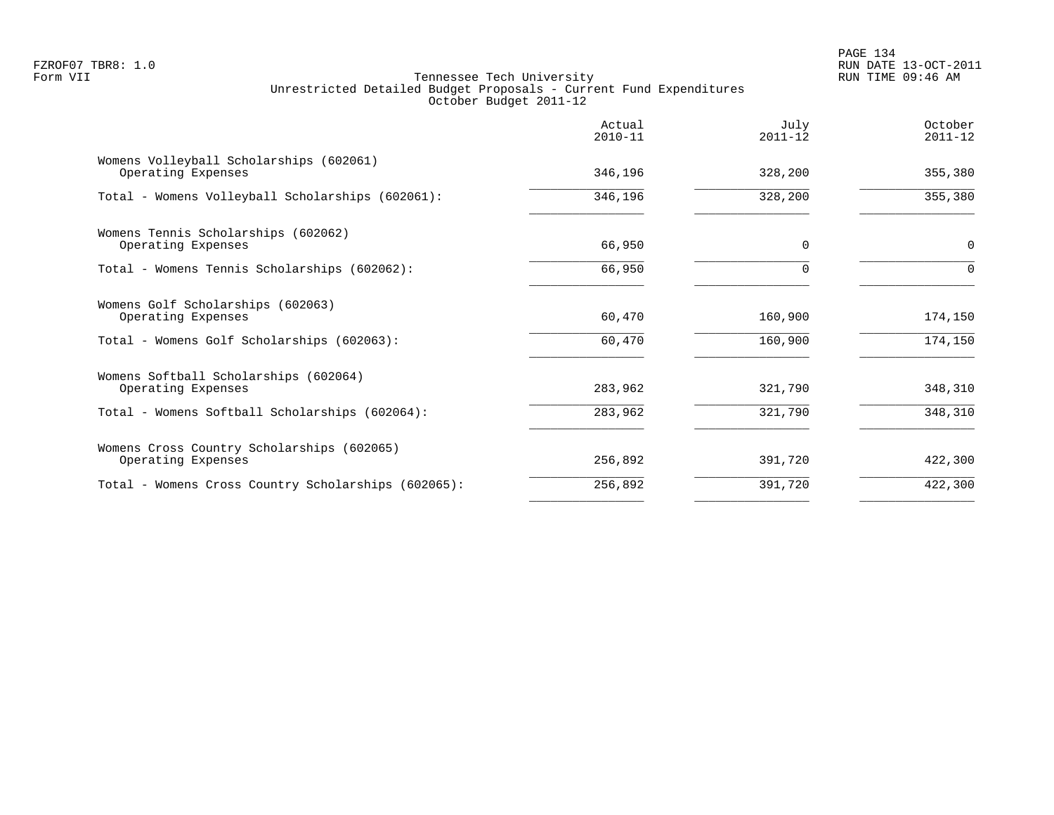FZROF07 TBR8: 1.0
Form VII

# Tennessee Tech University
## Unrestricted Detailed Budget Proposals - Current Fund Expenditures
### October Budget 2011-12

RUN DATE 13-OCT-2011
RUN TIME 09:46 AM

| | Actual 2010-11 | July 2011-12 | October 2011-12 |
|---|---|---|---|
| Womens Volleyball Scholarships (602061) | | | |
| Operating Expenses | 346,196 | 328,200 | 355,380 |
| Total - Womens Volleyball Scholarships (602061): | 346,196 | 328,200 | 355,380 |
| Womens Tennis Scholarships (602062) | | | |
| Operating Expenses | 66,950 | 0 | 0 |
| Total - Womens Tennis Scholarships (602062): | 66,950 | 0 | 0 |
| Womens Golf Scholarships (602063) | | | |
| Operating Expenses | 60,470 | 160,900 | 174,150 |
| Total - Womens Golf Scholarships (602063): | 60,470 | 160,900 | 174,150 |
| Womens Softball Scholarships (602064) | | | |
| Operating Expenses | 283,962 | 321,790 | 348,310 |
| Total - Womens Softball Scholarships (602064): | 283,962 | 321,790 | 348,310 |
| Womens Cross Country Scholarships (602065) | | | |
| Operating Expenses | 256,892 | 391,720 | 422,300 |
| Total - Womens Cross Country Scholarships (602065): | 256,892 | 391,720 | 422,300 |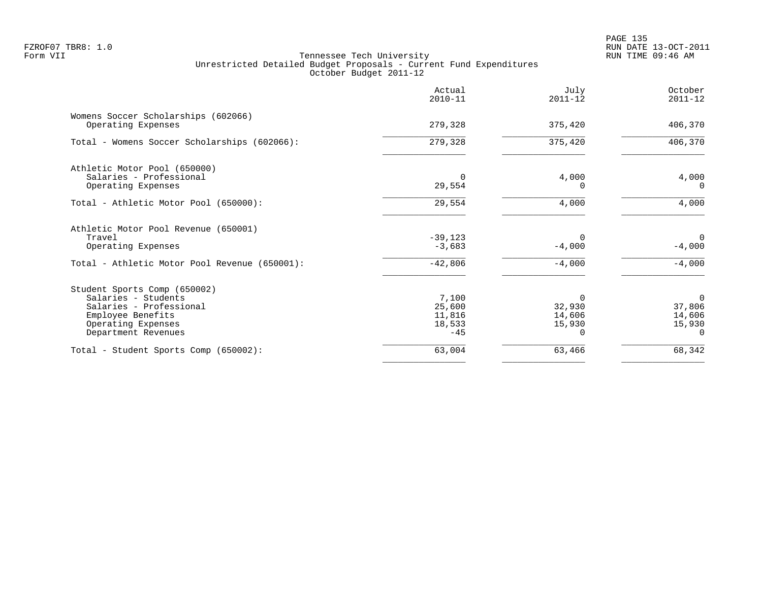FZROF07 TBR8: 1.0
Form VII

Tennessee Tech University
Unrestricted Detailed Budget Proposals - Current Fund Expenditures
October Budget 2011-12

RUN DATE 13-OCT-2011
RUN TIME 09:46 AM

| | Actual 2010-11 | July 2011-12 | October 2011-12 |
|---|---|---|---|
| **Womens Soccer Scholarships (602066)** | | | |
| Operating Expenses | 279,328 | 375,420 | 406,370 |
| Total - Womens Soccer Scholarships (602066): | 279,328 | 375,420 | 406,370 |
| **Athletic Motor Pool (650000)** | | | |
| Salaries - Professional | 0 | 4,000 | 4,000 |
| Operating Expenses | 29,554 | 0 | 0 |
| Total - Athletic Motor Pool (650000): | 29,554 | 4,000 | 4,000 |
| **Athletic Motor Pool Revenue (650001)** | | | |
| Travel | -39,123 | 0 | 0 |
| Operating Expenses | -3,683 | -4,000 | -4,000 |
| Total - Athletic Motor Pool Revenue (650001): | -42,806 | -4,000 | -4,000 |
| **Student Sports Comp (650002)** | | | |
| Salaries - Students | 7,100 | 0 | 0 |
| Salaries - Professional | 25,600 | 32,930 | 37,806 |
| Employee Benefits | 11,816 | 14,606 | 14,606 |
| Operating Expenses | 18,533 | 15,930 | 15,930 |
| Department Revenues | -45 | 0 | 0 |
| Total - Student Sports Comp (650002): | 63,004 | 63,466 | 68,342 |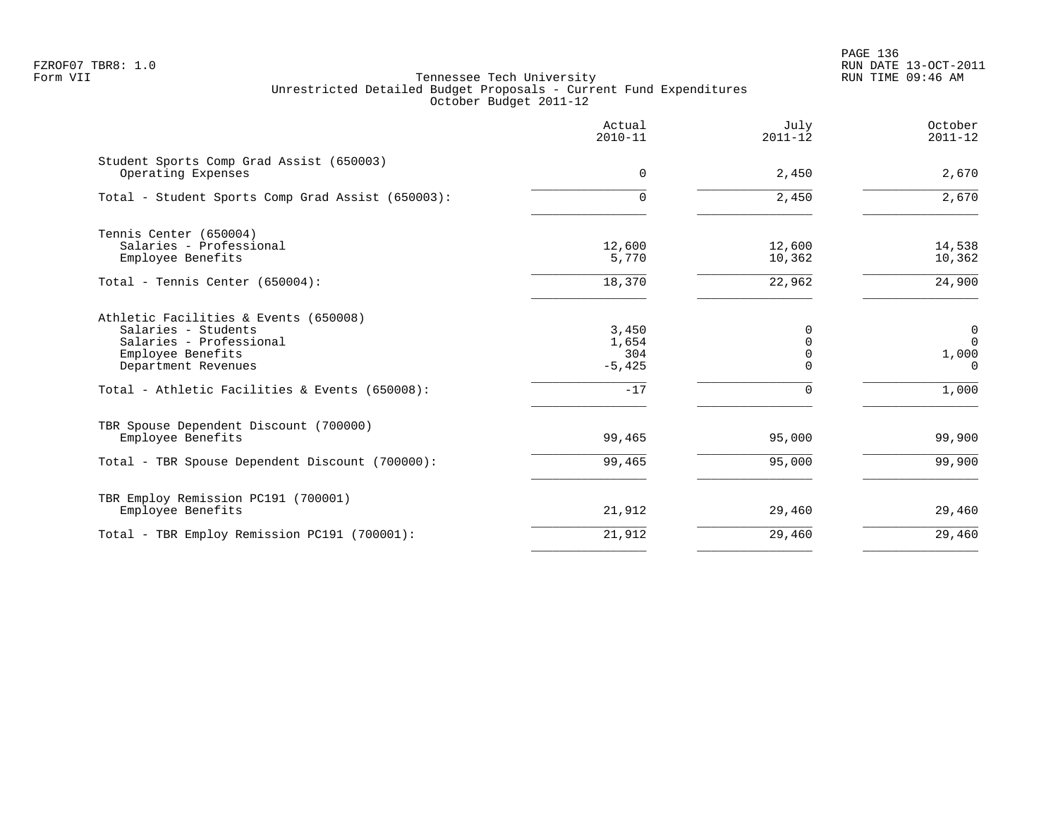FZROF07 TBR8: 1.0
Form VII

Tennessee Tech University
Unrestricted Detailed Budget Proposals - Current Fund Expenditures
October Budget 2011-12

RUN DATE 13-OCT-2011
RUN TIME 09:46 AM

| | Actual 2010-11 | July 2011-12 | October 2011-12 |
|---|---|---|---|
| **Student Sports Comp Grad Assist (650003)** | | | |
| Operating Expenses | 0 | 2,450 | 2,670 |
| Total - Student Sports Comp Grad Assist (650003): | 0 | 2,450 | 2,670 |
| **Tennis Center (650004)** | | | |
| Salaries - Professional | 12,600 | 12,600 | 14,538 |
| Employee Benefits | 5,770 | 10,362 | 10,362 |
| Total - Tennis Center (650004): | 18,370 | 22,962 | 24,900 |
| **Athletic Facilities & Events (650008)** | | | |
| Salaries - Students | 3,450 | 0 | 0 |
| Salaries - Professional | 1,654 | 0 | 0 |
| Employee Benefits | 304 | 0 | 1,000 |
| Department Revenues | -5,425 | 0 | 0 |
| Total - Athletic Facilities & Events (650008): | -17 | 0 | 1,000 |
| **TBR Spouse Dependent Discount (700000)** | | | |
| Employee Benefits | 99,465 | 95,000 | 99,900 |
| Total - TBR Spouse Dependent Discount (700000): | 99,465 | 95,000 | 99,900 |
| **TBR Employ Remission PC191 (700001)** | | | |
| Employee Benefits | 21,912 | 29,460 | 29,460 |
| Total - TBR Employ Remission PC191 (700001): | 21,912 | 29,460 | 29,460 |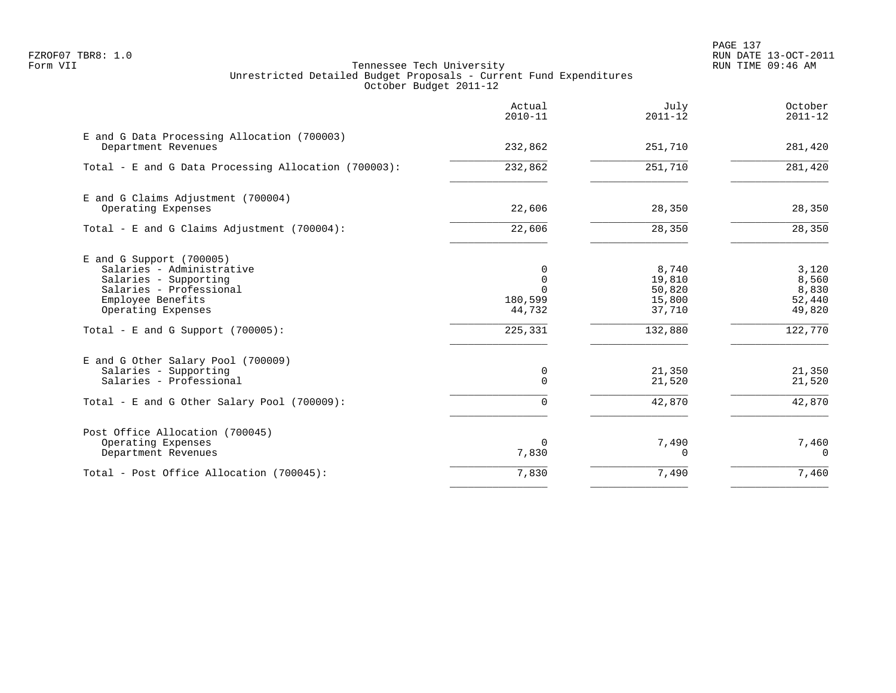Tennessee Tech University
Unrestricted Detailed Budget Proposals - Current Fund Expenditures
October Budget 2011-12

| | Actual 2010-11 | July 2011-12 | October 2011-12 |
|---|---|---|---|
| **E and G Data Processing Allocation (700003)** | | | |
| Department Revenues | 232,862 | 251,710 | 281,420 |
| Total - E and G Data Processing Allocation (700003): | 232,862 | 251,710 | 281,420 |
| **E and G Claims Adjustment (700004)** | | | |
| Operating Expenses | 22,606 | 28,350 | 28,350 |
| Total - E and G Claims Adjustment (700004): | 22,606 | 28,350 | 28,350 |
| **E and G Support (700005)** | | | |
| Salaries - Administrative | 0 | 8,740 | 3,120 |
| Salaries - Supporting | 0 | 19,810 | 8,560 |
| Salaries - Professional | 0 | 50,820 | 8,830 |
| Employee Benefits | 180,599 | 15,800 | 52,440 |
| Operating Expenses | 44,732 | 37,710 | 49,820 |
| Total - E and G Support (700005): | 225,331 | 132,880 | 122,770 |
| **E and G Other Salary Pool (700009)** | | | |
| Salaries - Supporting | 0 | 21,350 | 21,350 |
| Salaries - Professional | 0 | 21,520 | 21,520 |
| Total - E and G Other Salary Pool (700009): | 0 | 42,870 | 42,870 |
| **Post Office Allocation (700045)** | | | |
| Operating Expenses | 0 | 7,490 | 7,460 |
| Department Revenues | 7,830 | 0 | 0 |
| Total - Post Office Allocation (700045): | 7,830 | 7,490 | 7,460 |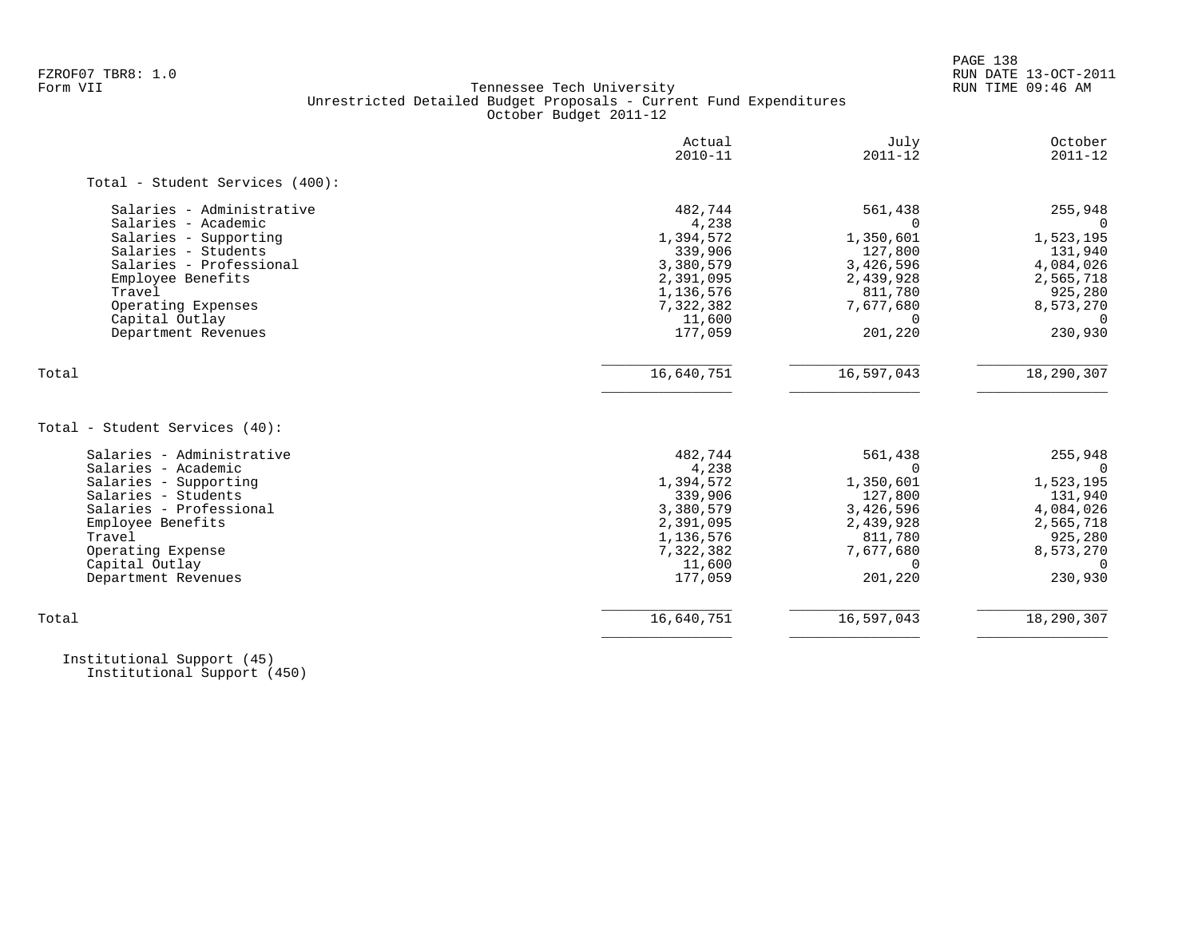FZROF07 TBR8: 1.0
Form VII

Tennessee Tech University
Unrestricted Detailed Budget Proposals - Current Fund Expenditures
October Budget 2011-12

| | Actual 2010-11 | July 2011-12 | October 2011-12 |
|---|---|---|---|
| **Total - Student Services (400):** | | | |
| Salaries - Administrative | 482,744 | 561,438 | 255,948 |
| Salaries - Academic | 4,238 | 0 | 0 |
| Salaries - Supporting | 1,394,572 | 1,350,601 | 1,523,195 |
| Salaries - Students | 339,906 | 127,800 | 131,940 |
| Salaries - Professional | 3,380,579 | 3,426,596 | 4,084,026 |
| Employee Benefits | 2,391,095 | 2,439,928 | 2,565,718 |
| Travel | 1,136,576 | 811,780 | 925,280 |
| Operating Expenses | 7,322,382 | 7,677,680 | 8,573,270 |
| Capital Outlay | 11,600 | 0 | 0 |
| Department Revenues | 177,059 | 201,220 | 230,930 |
| Total | 16,640,751 | 16,597,043 | 18,290,307 |

| | Actual 2010-11 | July 2011-12 | October 2011-12 |
|---|---|---|---|
| **Total - Student Services (40):** | | | |
| Salaries - Administrative | 482,744 | 561,438 | 255,948 |
| Salaries - Academic | 4,238 | 0 | 0 |
| Salaries - Supporting | 1,394,572 | 1,350,601 | 1,523,195 |
| Salaries - Students | 339,906 | 127,800 | 131,940 |
| Salaries - Professional | 3,380,579 | 3,426,596 | 4,084,026 |
| Employee Benefits | 2,391,095 | 2,439,928 | 2,565,718 |
| Travel | 1,136,576 | 811,780 | 925,280 |
| Operating Expense | 7,322,382 | 7,677,680 | 8,573,270 |
| Capital Outlay | 11,600 | 0 | 0 |
| Department Revenues | 177,059 | 201,220 | 230,930 |
| Total | 16,640,751 | 16,597,043 | 18,290,307 |

Institutional Support (45)
Institutional Support (450)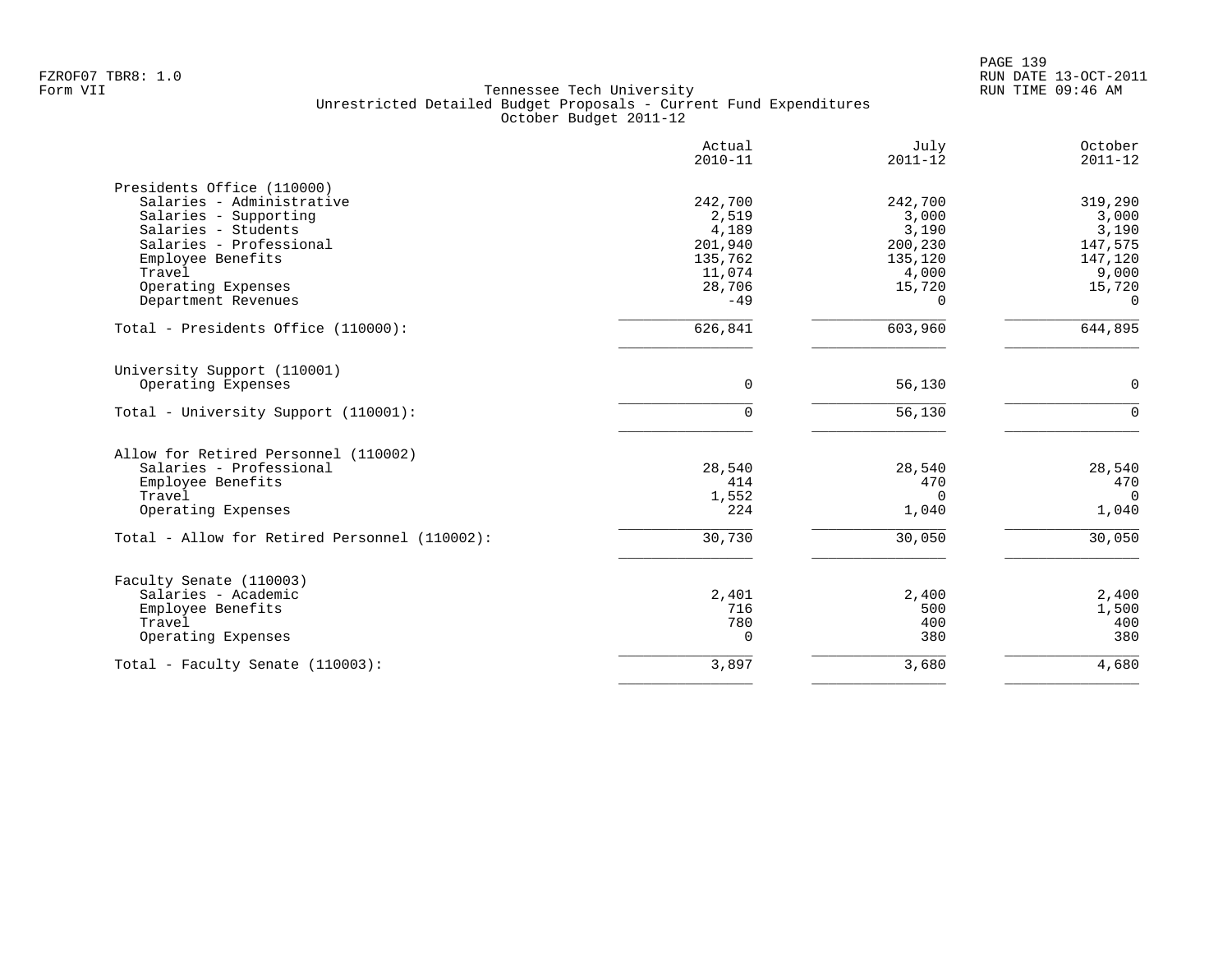FZROF07 TBR8: 1.0
Form VII

# Tennessee Tech University
## Unrestricted Detailed Budget Proposals - Current Fund Expenditures
### October Budget 2011-12

RUN DATE 13-OCT-2011
RUN TIME 09:46 AM

| | Actual 2010-11 | July 2011-12 | October 2011-12 |
|---|---|---|---|
| **Presidents Office (110000)** | | | |
| Salaries - Administrative | 242,700 | 242,700 | 319,290 |
| Salaries - Supporting | 2,519 | 3,000 | 3,000 |
| Salaries - Students | 4,189 | 3,190 | 3,190 |
| Salaries - Professional | 201,940 | 200,230 | 147,575 |
| Employee Benefits | 135,762 | 135,120 | 147,120 |
| Travel | 11,074 | 4,000 | 9,000 |
| Operating Expenses | 28,706 | 15,720 | 15,720 |
| Department Revenues | -49 | 0 | 0 |
| Total - Presidents Office (110000): | 626,841 | 603,960 | 644,895 |
| **University Support (110001)** | | | |
| Operating Expenses | 0 | 56,130 | 0 |
| Total - University Support (110001): | 0 | 56,130 | 0 |
| **Allow for Retired Personnel (110002)** | | | |
| Salaries - Professional | 28,540 | 28,540 | 28,540 |
| Employee Benefits | 414 | 470 | 470 |
| Travel | 1,552 | 0 | 0 |
| Operating Expenses | 224 | 1,040 | 1,040 |
| Total - Allow for Retired Personnel (110002): | 30,730 | 30,050 | 30,050 |
| **Faculty Senate (110003)** | | | |
| Salaries - Academic | 2,401 | 2,400 | 2,400 |
| Employee Benefits | 716 | 500 | 1,500 |
| Travel | 780 | 400 | 400 |
| Operating Expenses | 0 | 380 | 380 |
| Total - Faculty Senate (110003): | 3,897 | 3,680 | 4,680 |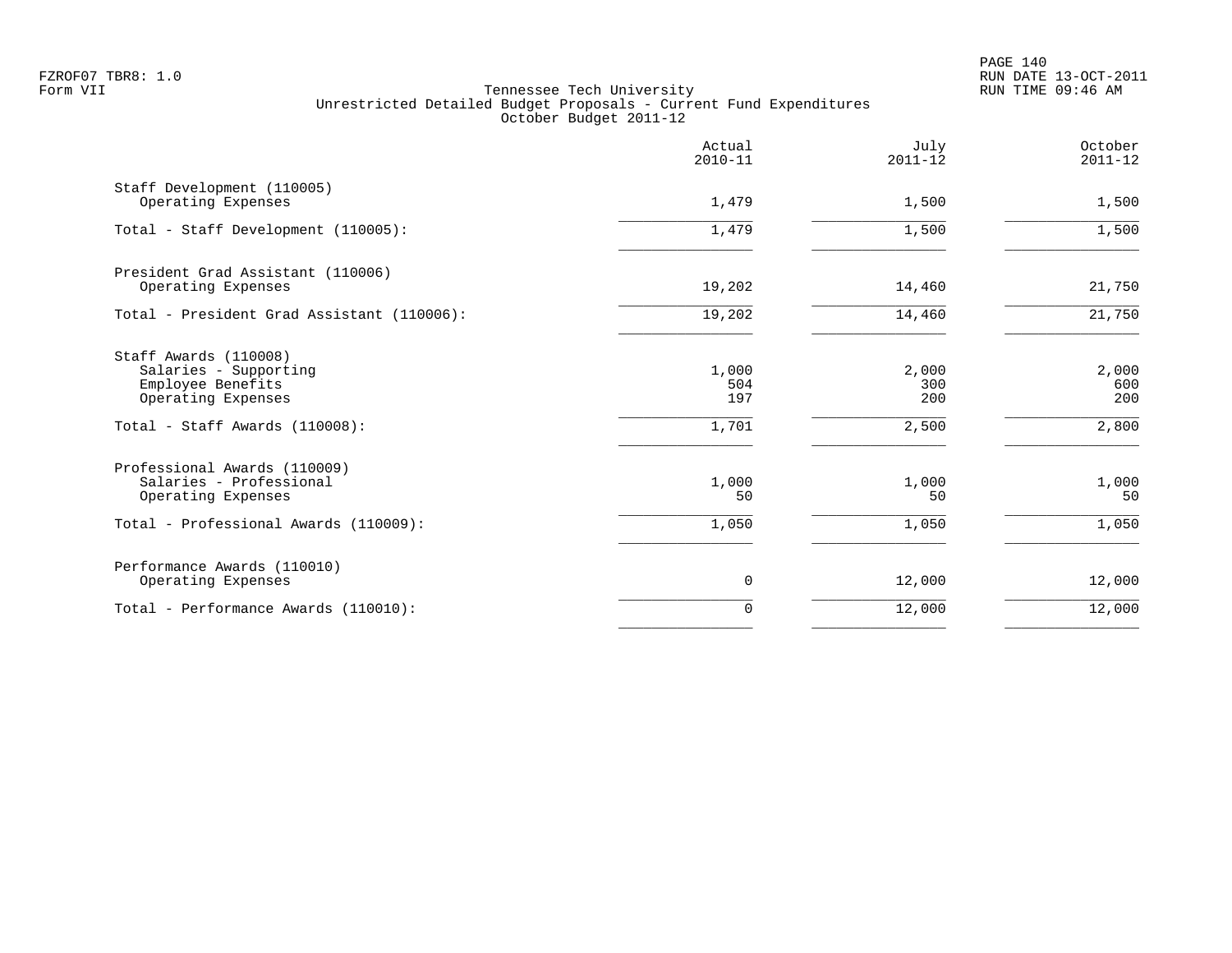FZROF07 TBR8: 1.0
Form VII

Tennessee Tech University
Unrestricted Detailed Budget Proposals - Current Fund Expenditures
October Budget 2011-12

RUN DATE 13-OCT-2011
RUN TIME 09:46 AM

| | Actual 2010-11 | July 2011-12 | October 2011-12 |
|---|---|---|---|
| Staff Development (110005) | | | |
| Operating Expenses | 1,479 | 1,500 | 1,500 |
| Total - Staff Development (110005): | 1,479 | 1,500 | 1,500 |
| President Grad Assistant (110006) | | | |
| Operating Expenses | 19,202 | 14,460 | 21,750 |
| Total - President Grad Assistant (110006): | 19,202 | 14,460 | 21,750 |
| Staff Awards (110008) | | | |
| Salaries - Supporting | 1,000 | 2,000 | 2,000 |
| Employee Benefits | 504 | 300 | 600 |
| Operating Expenses | 197 | 200 | 200 |
| Total - Staff Awards (110008): | 1,701 | 2,500 | 2,800 |
| Professional Awards (110009) | | | |
| Salaries - Professional | 1,000 | 1,000 | 1,000 |
| Operating Expenses | 50 | 50 | 50 |
| Total - Professional Awards (110009): | 1,050 | 1,050 | 1,050 |
| Performance Awards (110010) | | | |
| Operating Expenses | 0 | 12,000 | 12,000 |
| Total - Performance Awards (110010): | 0 | 12,000 | 12,000 |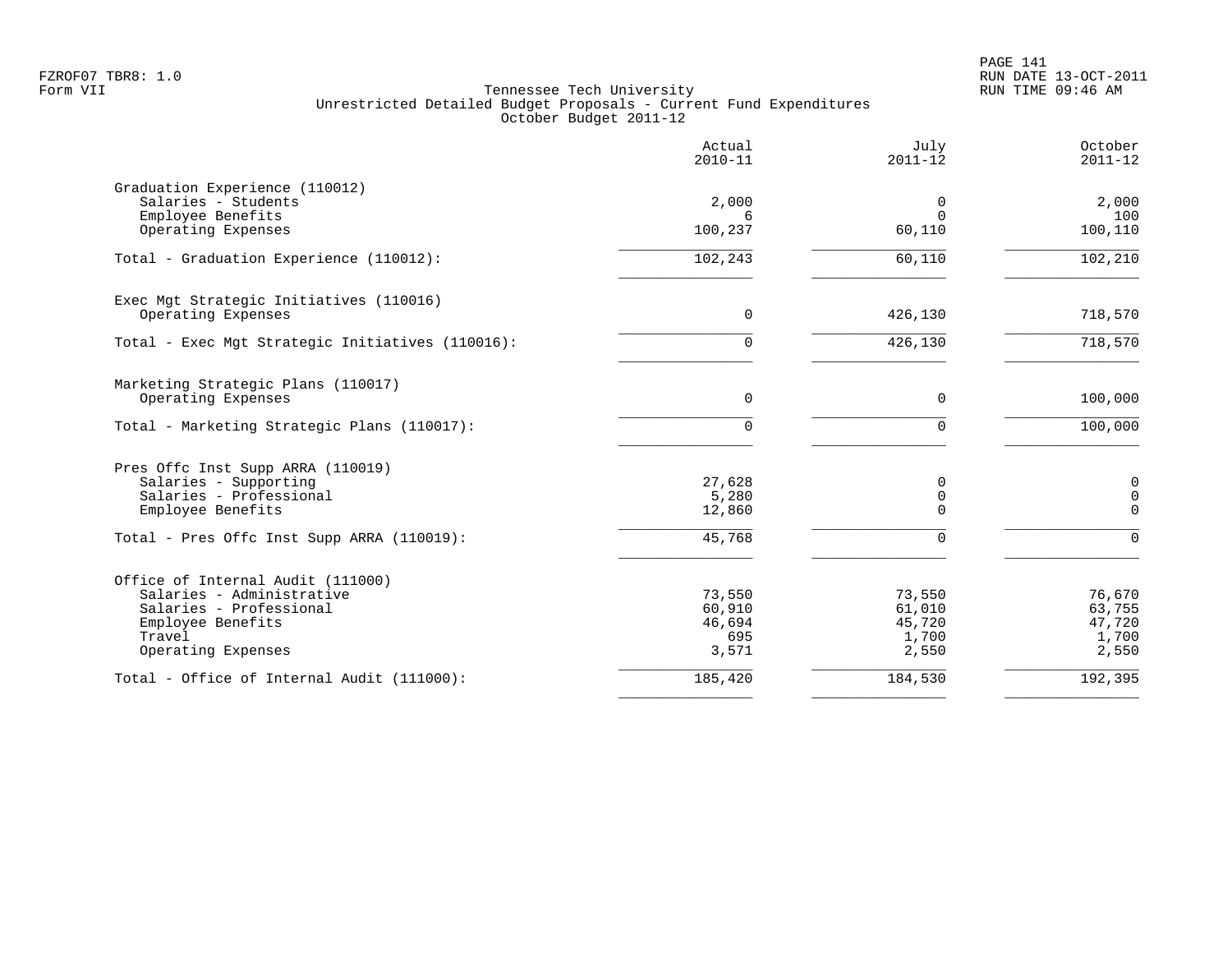FZROF07 TBR8: 1.0
Form VII

RUN DATE 13-OCT-2011
RUN TIME 09:46 AM

Tennessee Tech University
Unrestricted Detailed Budget Proposals - Current Fund Expenditures
October Budget 2011-12

| | Actual 2010-11 | July 2011-12 | October 2011-12 |
|---|---:|---:|---:|
| **Graduation Experience (110012)** | | | |
| Salaries - Students | 2,000 | 0 | 2,000 |
| Employee Benefits | 6 | 0 | 100 |
| Operating Expenses | 100,237 | 60,110 | 100,110 |
| Total - Graduation Experience (110012): | 102,243 | 60,110 | 102,210 |
| **Exec Mgt Strategic Initiatives (110016)** | | | |
| Operating Expenses | 0 | 426,130 | 718,570 |
| Total - Exec Mgt Strategic Initiatives (110016): | 0 | 426,130 | 718,570 |
| **Marketing Strategic Plans (110017)** | | | |
| Operating Expenses | 0 | 0 | 100,000 |
| Total - Marketing Strategic Plans (110017): | 0 | 0 | 100,000 |
| **Pres Offc Inst Supp ARRA (110019)** | | | |
| Salaries - Supporting | 27,628 | 0 | 0 |
| Salaries - Professional | 5,280 | 0 | 0 |
| Employee Benefits | 12,860 | 0 | 0 |
| Total - Pres Offc Inst Supp ARRA (110019): | 45,768 | 0 | 0 |
| **Office of Internal Audit (111000)** | | | |
| Salaries - Administrative | 73,550 | 73,550 | 76,670 |
| Salaries - Professional | 60,910 | 61,010 | 63,755 |
| Employee Benefits | 46,694 | 45,720 | 47,720 |
| Travel | 695 | 1,700 | 1,700 |
| Operating Expenses | 3,571 | 2,550 | 2,550 |
| Total - Office of Internal Audit (111000): | 185,420 | 184,530 | 192,395 |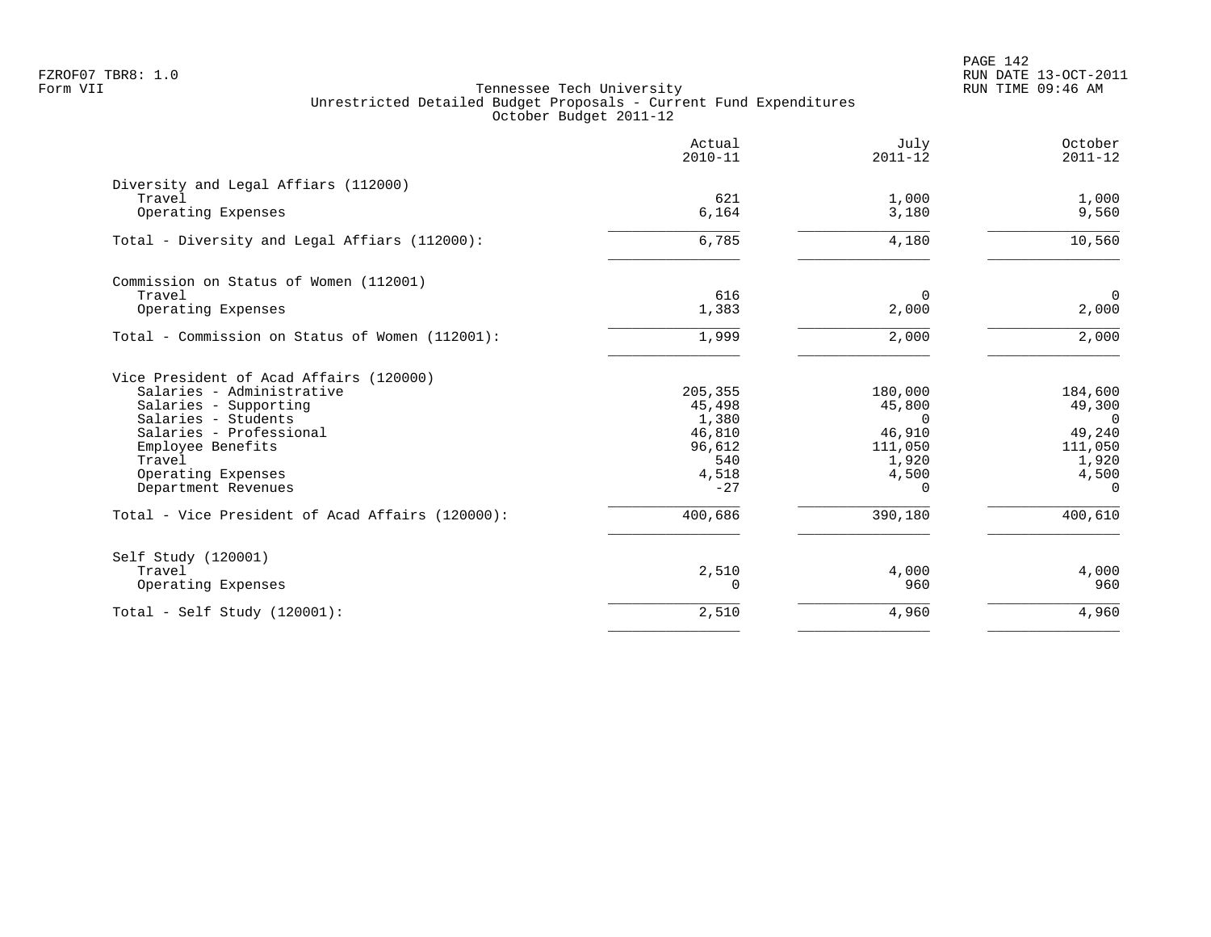FZROF07 TBR8: 1.0
Form VII

Tennessee Tech University
Unrestricted Detailed Budget Proposals - Current Fund Expenditures
October Budget 2011-12

| | Actual 2010-11 | July 2011-12 | October 2011-12 |
|---|---|---|---|
| **Diversity and Legal Affiars (112000)** | | | |
| Travel | 621 | 1,000 | 1,000 |
| Operating Expenses | 6,164 | 3,180 | 9,560 |
| Total - Diversity and Legal Affiars (112000): | 6,785 | 4,180 | 10,560 |
| **Commission on Status of Women (112001)** | | | |
| Travel | 616 | 0 | 0 |
| Operating Expenses | 1,383 | 2,000 | 2,000 |
| Total - Commission on Status of Women (112001): | 1,999 | 2,000 | 2,000 |
| **Vice President of Acad Affairs (120000)** | | | |
| Salaries - Administrative | 205,355 | 180,000 | 184,600 |
| Salaries - Supporting | 45,498 | 45,800 | 49,300 |
| Salaries - Students | 1,380 | 0 | 0 |
| Salaries - Professional | 46,810 | 46,910 | 49,240 |
| Employee Benefits | 96,612 | 111,050 | 111,050 |
| Travel | 540 | 1,920 | 1,920 |
| Operating Expenses | 4,518 | 4,500 | 4,500 |
| Department Revenues | -27 | 0 | 0 |
| Total - Vice President of Acad Affairs (120000): | 400,686 | 390,180 | 400,610 |
| **Self Study (120001)** | | | |
| Travel | 2,510 | 4,000 | 4,000 |
| Operating Expenses | 0 | 960 | 960 |
| Total - Self Study (120001): | 2,510 | 4,960 | 4,960 |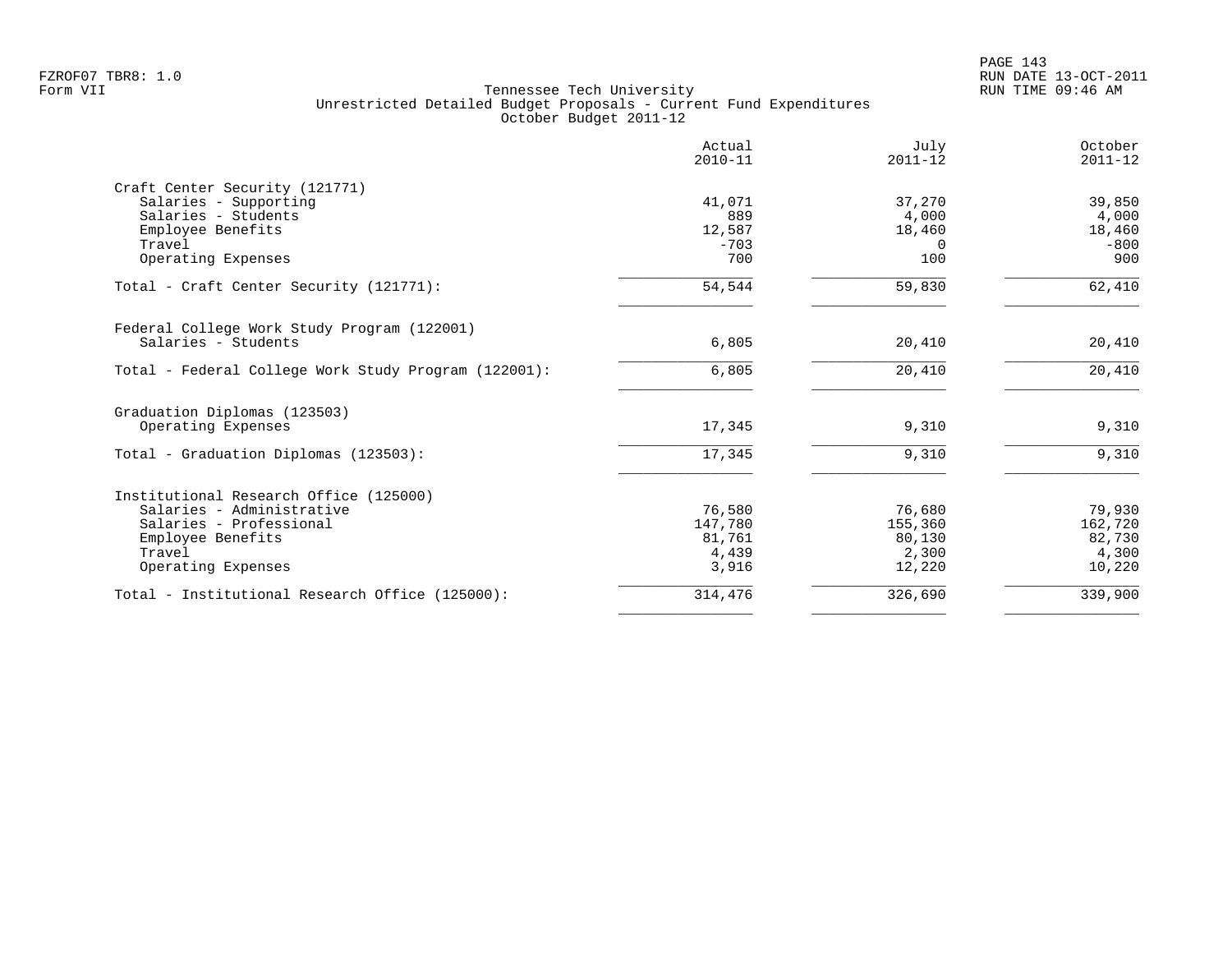FZROF07 TBR8: 1.0
Form VII

# Tennessee Tech University
## Unrestricted Detailed Budget Proposals - Current Fund Expenditures
### October Budget 2011-12

RUN DATE 13-OCT-2011
RUN TIME 09:46 AM

| | Actual 2010-11 | July 2011-12 | October 2011-12 |
|---|---|---|---|
| **Craft Center Security (121771)** | | | |
| Salaries - Supporting | 41,071 | 37,270 | 39,850 |
| Salaries - Students | 889 | 4,000 | 4,000 |
| Employee Benefits | 12,587 | 18,460 | 18,460 |
| Travel | -703 | 0 | -800 |
| Operating Expenses | 700 | 100 | 900 |
| Total - Craft Center Security (121771): | 54,544 | 59,830 | 62,410 |
| **Federal College Work Study Program (122001)** | | | |
| Salaries - Students | 6,805 | 20,410 | 20,410 |
| Total - Federal College Work Study Program (122001): | 6,805 | 20,410 | 20,410 |
| **Graduation Diplomas (123503)** | | | |
| Operating Expenses | 17,345 | 9,310 | 9,310 |
| Total - Graduation Diplomas (123503): | 17,345 | 9,310 | 9,310 |
| **Institutional Research Office (125000)** | | | |
| Salaries - Administrative | 76,580 | 76,680 | 79,930 |
| Salaries - Professional | 147,780 | 155,360 | 162,720 |
| Employee Benefits | 81,761 | 80,130 | 82,730 |
| Travel | 4,439 | 2,300 | 4,300 |
| Operating Expenses | 3,916 | 12,220 | 10,220 |
| Total - Institutional Research Office (125000): | 314,476 | 326,690 | 339,900 |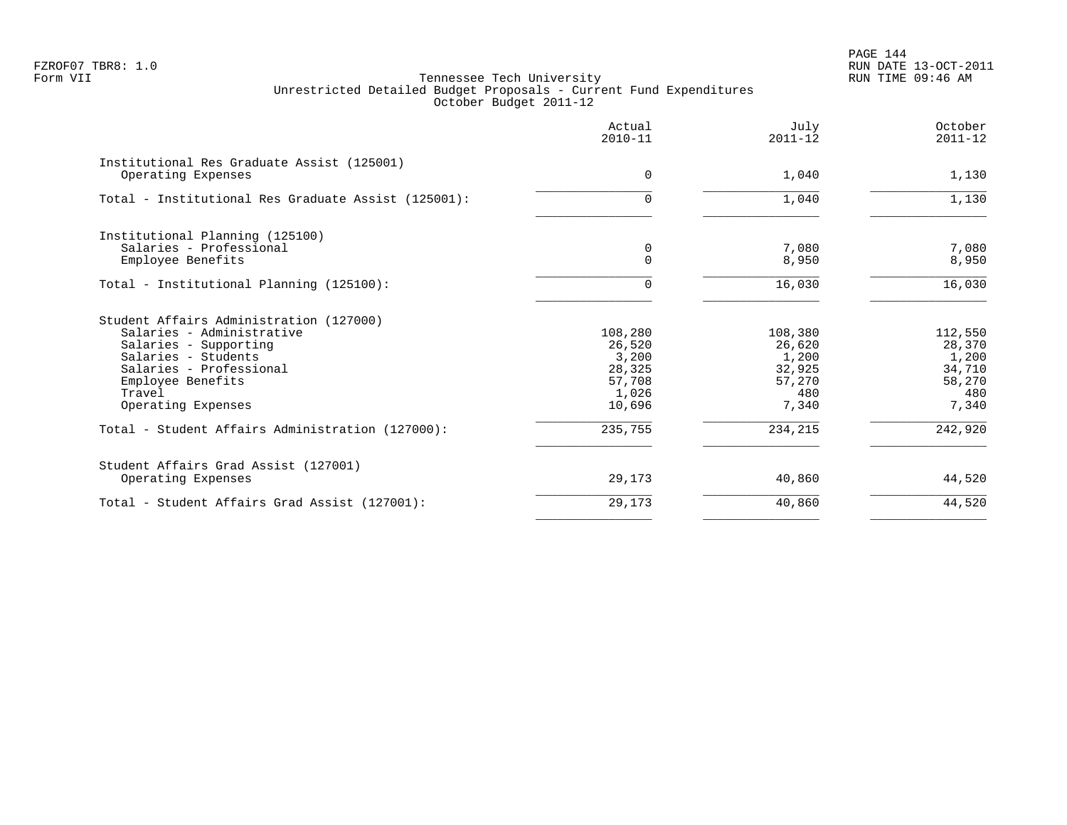FZROF07 TBR8: 1.0
Form VII

Tennessee Tech University
Unrestricted Detailed Budget Proposals - Current Fund Expenditures
October Budget 2011-12

RUN DATE 13-OCT-2011
RUN TIME 09:46 AM

| | Actual 2010-11 | July 2011-12 | October 2011-12 |
|---|---|---|---|
| **Institutional Res Graduate Assist (125001)** | | | |
| Operating Expenses | 0 | 1,040 | 1,130 |
| Total - Institutional Res Graduate Assist (125001): | 0 | 1,040 | 1,130 |
| **Institutional Planning (125100)** | | | |
| Salaries - Professional | 0 | 7,080 | 7,080 |
| Employee Benefits | 0 | 8,950 | 8,950 |
| Total - Institutional Planning (125100): | 0 | 16,030 | 16,030 |
| **Student Affairs Administration (127000)** | | | |
| Salaries - Administrative | 108,280 | 108,380 | 112,550 |
| Salaries - Supporting | 26,520 | 26,620 | 28,370 |
| Salaries - Students | 3,200 | 1,200 | 1,200 |
| Salaries - Professional | 28,325 | 32,925 | 34,710 |
| Employee Benefits | 57,708 | 57,270 | 58,270 |
| Travel | 1,026 | 480 | 480 |
| Operating Expenses | 10,696 | 7,340 | 7,340 |
| Total - Student Affairs Administration (127000): | 235,755 | 234,215 | 242,920 |
| **Student Affairs Grad Assist (127001)** | | | |
| Operating Expenses | 29,173 | 40,860 | 44,520 |
| Total - Student Affairs Grad Assist (127001): | 29,173 | 40,860 | 44,520 |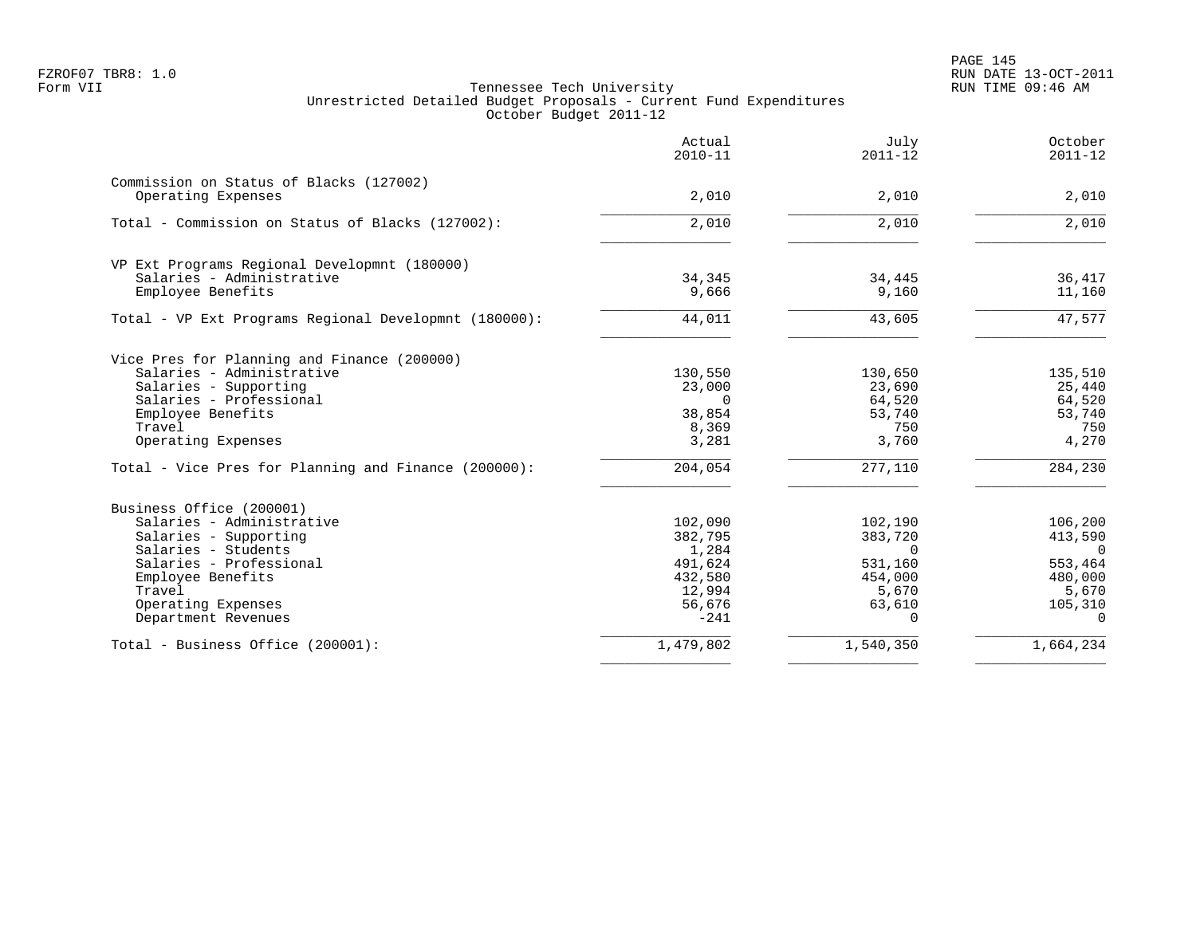FZROF07 TBR8: 1.0
Form VII

Tennessee Tech University
Unrestricted Detailed Budget Proposals - Current Fund Expenditures
October Budget 2011-12

RUN DATE 13-OCT-2011
RUN TIME 09:46 AM

| | Actual 2010-11 | July 2011-12 | October 2011-12 |
|---|---|---|---|
| **Commission on Status of Blacks (127002)** | | | |
| Operating Expenses | 2,010 | 2,010 | 2,010 |
| Total - Commission on Status of Blacks (127002): | 2,010 | 2,010 | 2,010 |
| **VP Ext Programs Regional Developmnt (180000)** | | | |
| Salaries - Administrative | 34,345 | 34,445 | 36,417 |
| Employee Benefits | 9,666 | 9,160 | 11,160 |
| Total - VP Ext Programs Regional Developmnt (180000): | 44,011 | 43,605 | 47,577 |
| **Vice Pres for Planning and Finance (200000)** | | | |
| Salaries - Administrative | 130,550 | 130,650 | 135,510 |
| Salaries - Supporting | 23,000 | 23,690 | 25,440 |
| Salaries - Professional | 0 | 64,520 | 64,520 |
| Employee Benefits | 38,854 | 53,740 | 53,740 |
| Travel | 8,369 | 750 | 750 |
| Operating Expenses | 3,281 | 3,760 | 4,270 |
| Total - Vice Pres for Planning and Finance (200000): | 204,054 | 277,110 | 284,230 |
| **Business Office (200001)** | | | |
| Salaries - Administrative | 102,090 | 102,190 | 106,200 |
| Salaries - Supporting | 382,795 | 383,720 | 413,590 |
| Salaries - Students | 1,284 | 0 | 0 |
| Salaries - Professional | 491,624 | 531,160 | 553,464 |
| Employee Benefits | 432,580 | 454,000 | 480,000 |
| Travel | 12,994 | 5,670 | 5,670 |
| Operating Expenses | 56,676 | 63,610 | 105,310 |
| Department Revenues | -241 | 0 | 0 |
| Total - Business Office (200001): | 1,479,802 | 1,540,350 | 1,664,234 |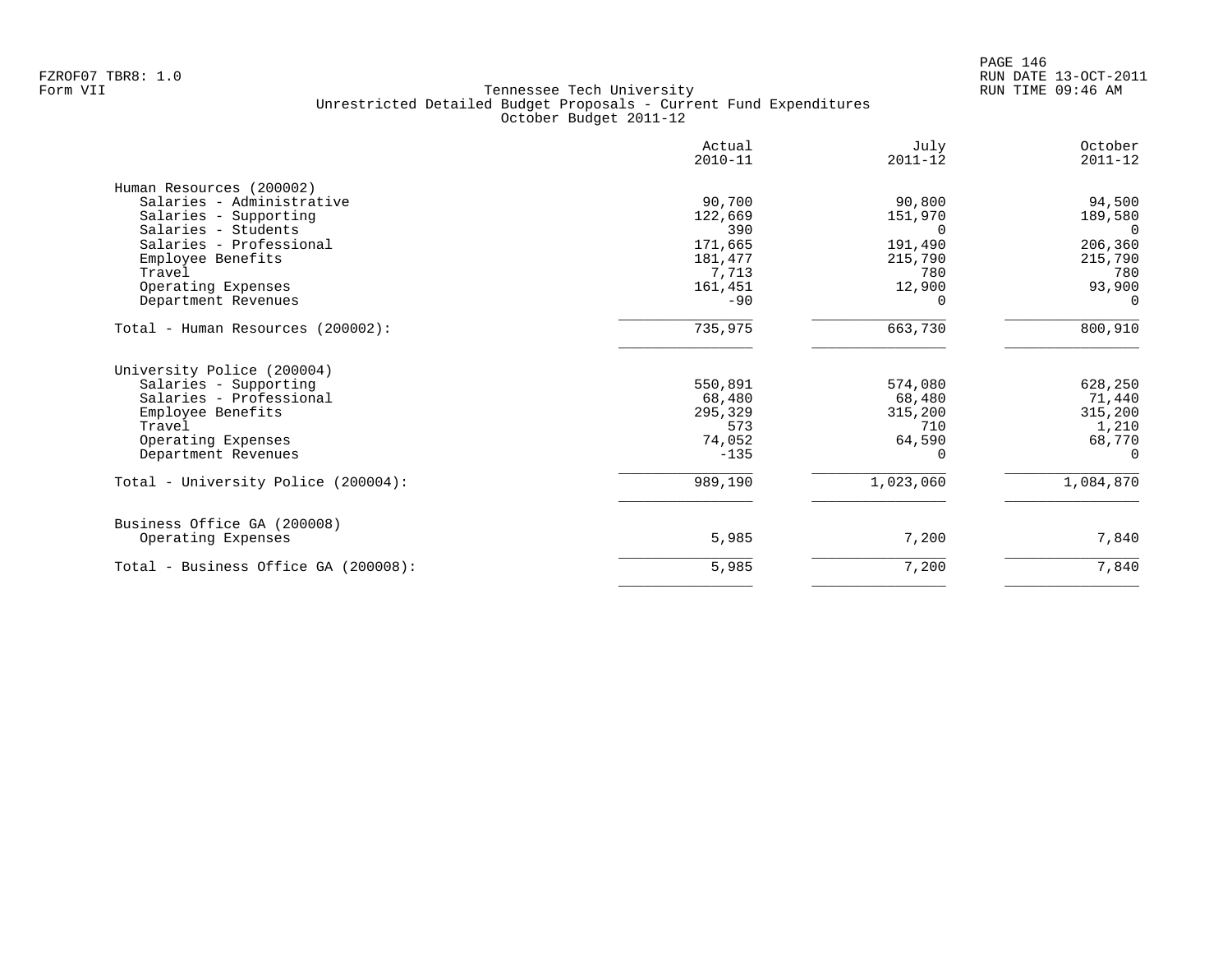FZROF07 TBR8: 1.0
Form VII

RUN DATE 13-OCT-2011
RUN TIME 09:46 AM

# Tennessee Tech University
## Unrestricted Detailed Budget Proposals - Current Fund Expenditures
### October Budget 2011-12

| | Actual 2010-11 | July 2011-12 | October 2011-12 |
|---|---|---|---|
| **Human Resources (200002)** | | | |
| Salaries - Administrative | 90,700 | 90,800 | 94,500 |
| Salaries - Supporting | 122,669 | 151,970 | 189,580 |
| Salaries - Students | 390 | 0 | 0 |
| Salaries - Professional | 171,665 | 191,490 | 206,360 |
| Employee Benefits | 181,477 | 215,790 | 215,790 |
| Travel | 7,713 | 780 | 780 |
| Operating Expenses | 161,451 | 12,900 | 93,900 |
| Department Revenues | -90 | 0 | 0 |
| Total - Human Resources (200002): | 735,975 | 663,730 | 800,910 |
| **University Police (200004)** | | | |
| Salaries - Supporting | 550,891 | 574,080 | 628,250 |
| Salaries - Professional | 68,480 | 68,480 | 71,440 |
| Employee Benefits | 295,329 | 315,200 | 315,200 |
| Travel | 573 | 710 | 1,210 |
| Operating Expenses | 74,052 | 64,590 | 68,770 |
| Department Revenues | -135 | 0 | 0 |
| Total - University Police (200004): | 989,190 | 1,023,060 | 1,084,870 |
| **Business Office GA (200008)** | | | |
| Operating Expenses | 5,985 | 7,200 | 7,840 |
| Total - Business Office GA (200008): | 5,985 | 7,200 | 7,840 |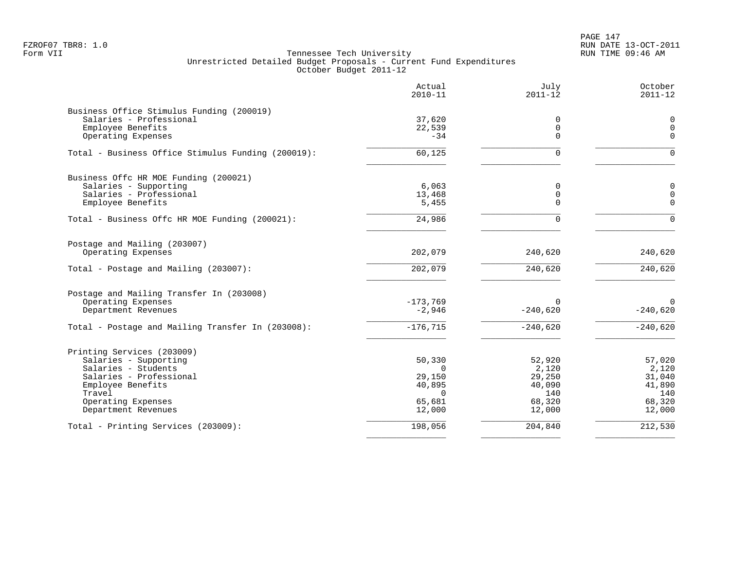Tennessee Tech University
Unrestricted Detailed Budget Proposals - Current Fund Expenditures
October Budget 2011-12

| | Actual 2010-11 | July 2011-12 | October 2011-12 |
|---|---|---|---|
| **Business Office Stimulus Funding (200019)** | | | |
| Salaries - Professional | 37,620 | 0 | 0 |
| Employee Benefits | 22,539 | 0 | 0 |
| Operating Expenses | -34 | 0 | 0 |
| Total - Business Office Stimulus Funding (200019): | 60,125 | 0 | 0 |
| **Business Offc HR MOE Funding (200021)** | | | |
| Salaries - Supporting | 6,063 | 0 | 0 |
| Salaries - Professional | 13,468 | 0 | 0 |
| Employee Benefits | 5,455 | 0 | 0 |
| Total - Business Offc HR MOE Funding (200021): | 24,986 | 0 | 0 |
| **Postage and Mailing (203007)** | | | |
| Operating Expenses | 202,079 | 240,620 | 240,620 |
| Total - Postage and Mailing (203007): | 202,079 | 240,620 | 240,620 |
| **Postage and Mailing Transfer In (203008)** | | | |
| Operating Expenses | -173,769 | 0 | 0 |
| Department Revenues | -2,946 | -240,620 | -240,620 |
| Total - Postage and Mailing Transfer In (203008): | -176,715 | -240,620 | -240,620 |
| **Printing Services (203009)** | | | |
| Salaries - Supporting | 50,330 | 52,920 | 57,020 |
| Salaries - Students | 0 | 2,120 | 2,120 |
| Salaries - Professional | 29,150 | 29,250 | 31,040 |
| Employee Benefits | 40,895 | 40,090 | 41,890 |
| Travel | 0 | 140 | 140 |
| Operating Expenses | 65,681 | 68,320 | 68,320 |
| Department Revenues | 12,000 | 12,000 | 12,000 |
| Total - Printing Services (203009): | 198,056 | 204,840 | 212,530 |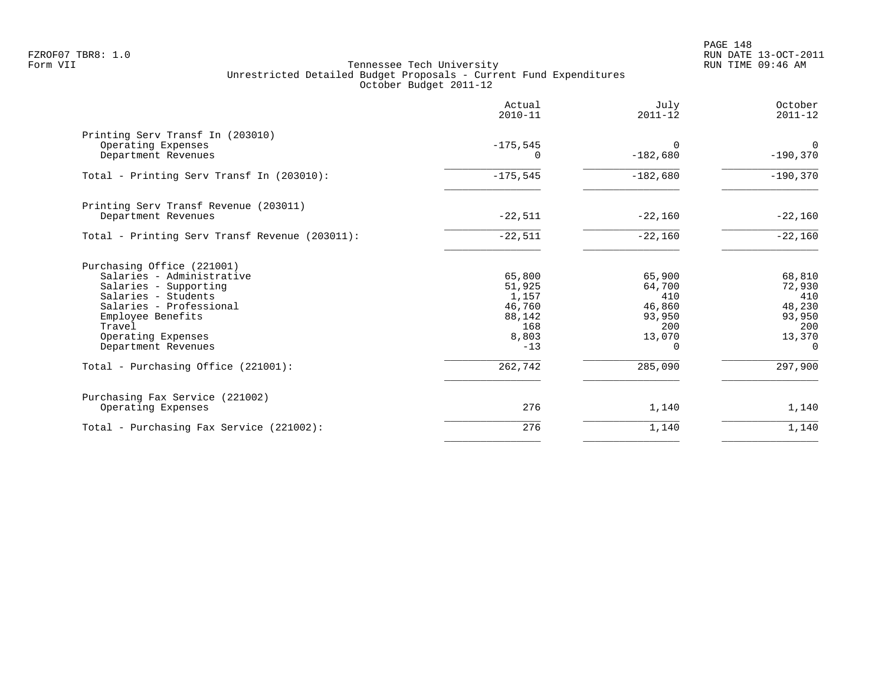FZROF07 TBR8: 1.0
Form VII

Tennessee Tech University
Unrestricted Detailed Budget Proposals - Current Fund Expenditures
October Budget 2011-12

RUN DATE 13-OCT-2011
RUN TIME 09:46 AM

| | Actual 2010-11 | July 2011-12 | October 2011-12 |
|---|---|---|---|
| **Printing Serv Transf In (203010)** | | | |
| Operating Expenses | -175,545 | 0 | 0 |
| Department Revenues | 0 | -182,680 | -190,370 |
| Total - Printing Serv Transf In (203010): | -175,545 | -182,680 | -190,370 |
| **Printing Serv Transf Revenue (203011)** | | | |
| Department Revenues | -22,511 | -22,160 | -22,160 |
| Total - Printing Serv Transf Revenue (203011): | -22,511 | -22,160 | -22,160 |
| **Purchasing Office (221001)** | | | |
| Salaries - Administrative | 65,800 | 65,900 | 68,810 |
| Salaries - Supporting | 51,925 | 64,700 | 72,930 |
| Salaries - Students | 1,157 | 410 | 410 |
| Salaries - Professional | 46,760 | 46,860 | 48,230 |
| Employee Benefits | 88,142 | 93,950 | 93,950 |
| Travel | 168 | 200 | 200 |
| Operating Expenses | 8,803 | 13,070 | 13,370 |
| Department Revenues | -13 | 0 | 0 |
| Total - Purchasing Office (221001): | 262,742 | 285,090 | 297,900 |
| **Purchasing Fax Service (221002)** | | | |
| Operating Expenses | 276 | 1,140 | 1,140 |
| Total - Purchasing Fax Service (221002): | 276 | 1,140 | 1,140 |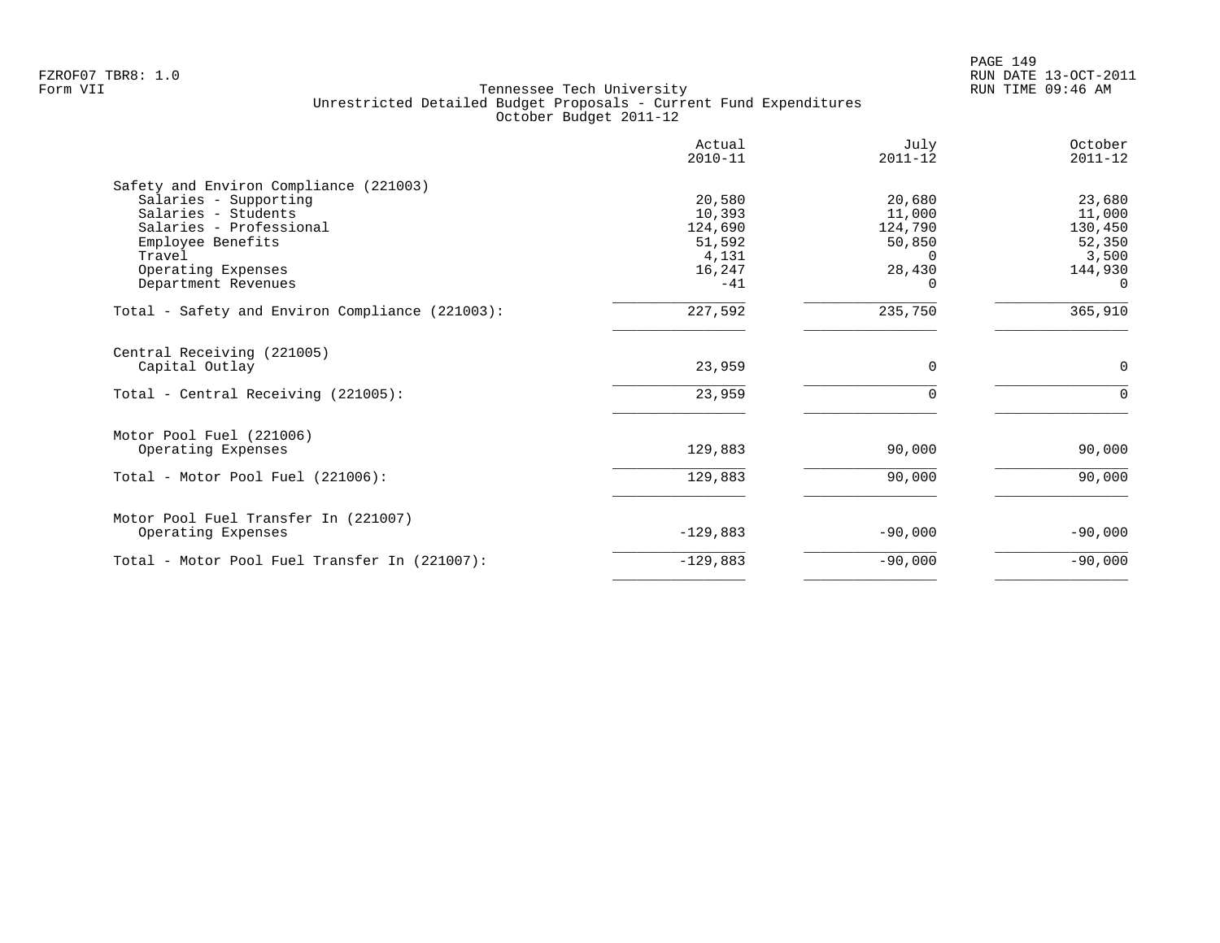Tennessee Tech University
Unrestricted Detailed Budget Proposals - Current Fund Expenditures
October Budget 2011-12

| | Actual 2010-11 | July 2011-12 | October 2011-12 |
|---|---:|---:|---:|
| **Safety and Environ Compliance (221003)** | | | |
| Salaries - Supporting | 20,580 | 20,680 | 23,680 |
| Salaries - Students | 10,393 | 11,000 | 11,000 |
| Salaries - Professional | 124,690 | 124,790 | 130,450 |
| Employee Benefits | 51,592 | 50,850 | 52,350 |
| Travel | 4,131 | 0 | 3,500 |
| Operating Expenses | 16,247 | 28,430 | 144,930 |
| Department Revenues | -41 | 0 | 0 |
| Total - Safety and Environ Compliance (221003): | 227,592 | 235,750 | 365,910 |
| **Central Receiving (221005)** | | | |
| Capital Outlay | 23,959 | 0 | 0 |
| Total - Central Receiving (221005): | 23,959 | 0 | 0 |
| **Motor Pool Fuel (221006)** | | | |
| Operating Expenses | 129,883 | 90,000 | 90,000 |
| Total - Motor Pool Fuel (221006): | 129,883 | 90,000 | 90,000 |
| **Motor Pool Fuel Transfer In (221007)** | | | |
| Operating Expenses | -129,883 | -90,000 | -90,000 |
| Total - Motor Pool Fuel Transfer In (221007): | -129,883 | -90,000 | -90,000 |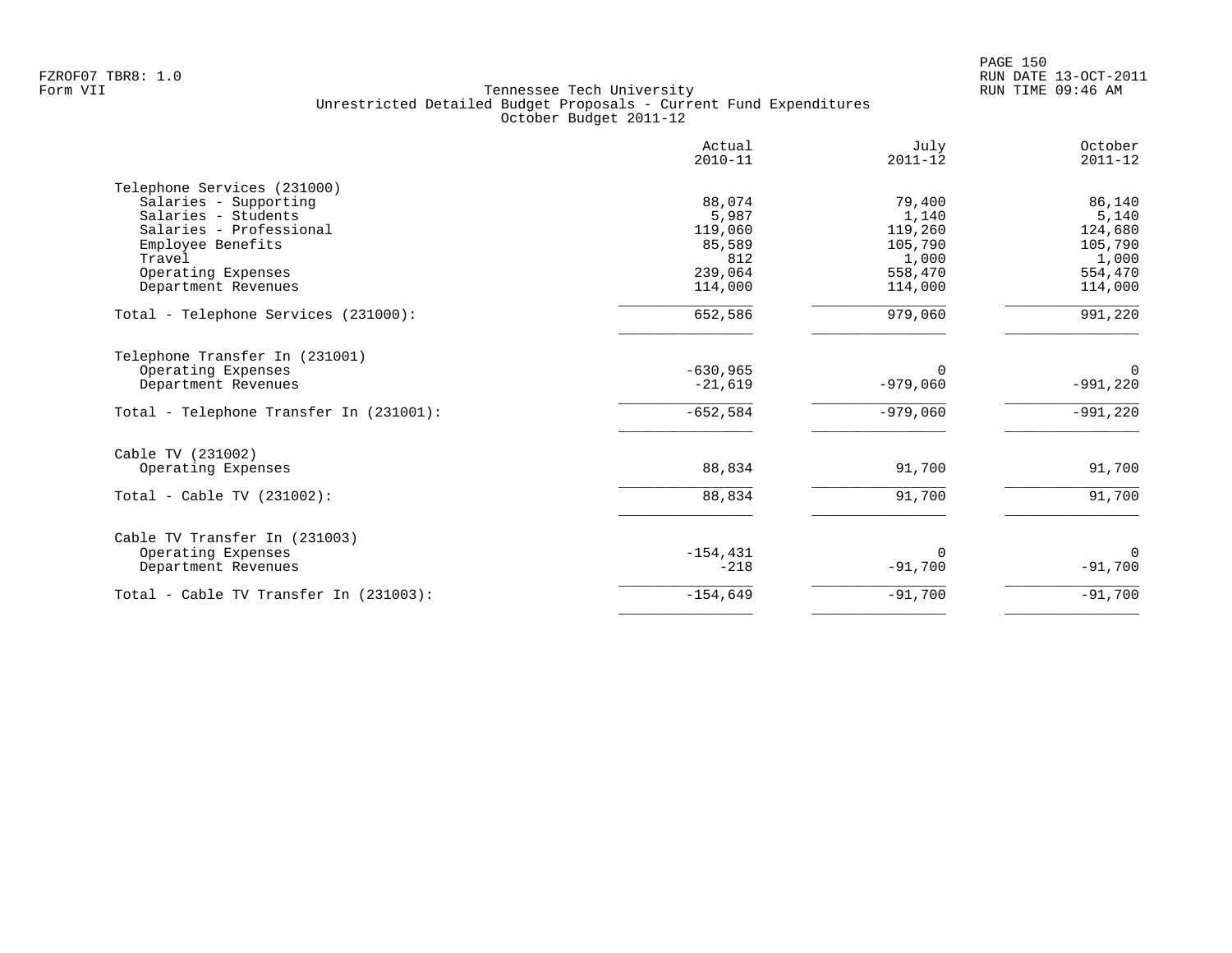FZROF07 TBR8: 1.0
Form VII

# Tennessee Tech University
## Unrestricted Detailed Budget Proposals - Current Fund Expenditures
### October Budget 2011-12

RUN DATE 13-OCT-2011
RUN TIME 09:46 AM

| | Actual 2010-11 | July 2011-12 | October 2011-12 |
|---|---:|---:|---:|
| **Telephone Services (231000)** | | | |
| Salaries - Supporting | 88,074 | 79,400 | 86,140 |
| Salaries - Students | 5,987 | 1,140 | 5,140 |
| Salaries - Professional | 119,060 | 119,260 | 124,680 |
| Employee Benefits | 85,589 | 105,790 | 105,790 |
| Travel | 812 | 1,000 | 1,000 |
| Operating Expenses | 239,064 | 558,470 | 554,470 |
| Department Revenues | 114,000 | 114,000 | 114,000 |
| Total - Telephone Services (231000): | 652,586 | 979,060 | 991,220 |
| **Telephone Transfer In (231001)** | | | |
| Operating Expenses | -630,965 | 0 | 0 |
| Department Revenues | -21,619 | -979,060 | -991,220 |
| Total - Telephone Transfer In (231001): | -652,584 | -979,060 | -991,220 |
| **Cable TV (231002)** | | | |
| Operating Expenses | 88,834 | 91,700 | 91,700 |
| Total - Cable TV (231002): | 88,834 | 91,700 | 91,700 |
| **Cable TV Transfer In (231003)** | | | |
| Operating Expenses | -154,431 | 0 | 0 |
| Department Revenues | -218 | -91,700 | -91,700 |
| Total - Cable TV Transfer In (231003): | -154,649 | -91,700 | -91,700 |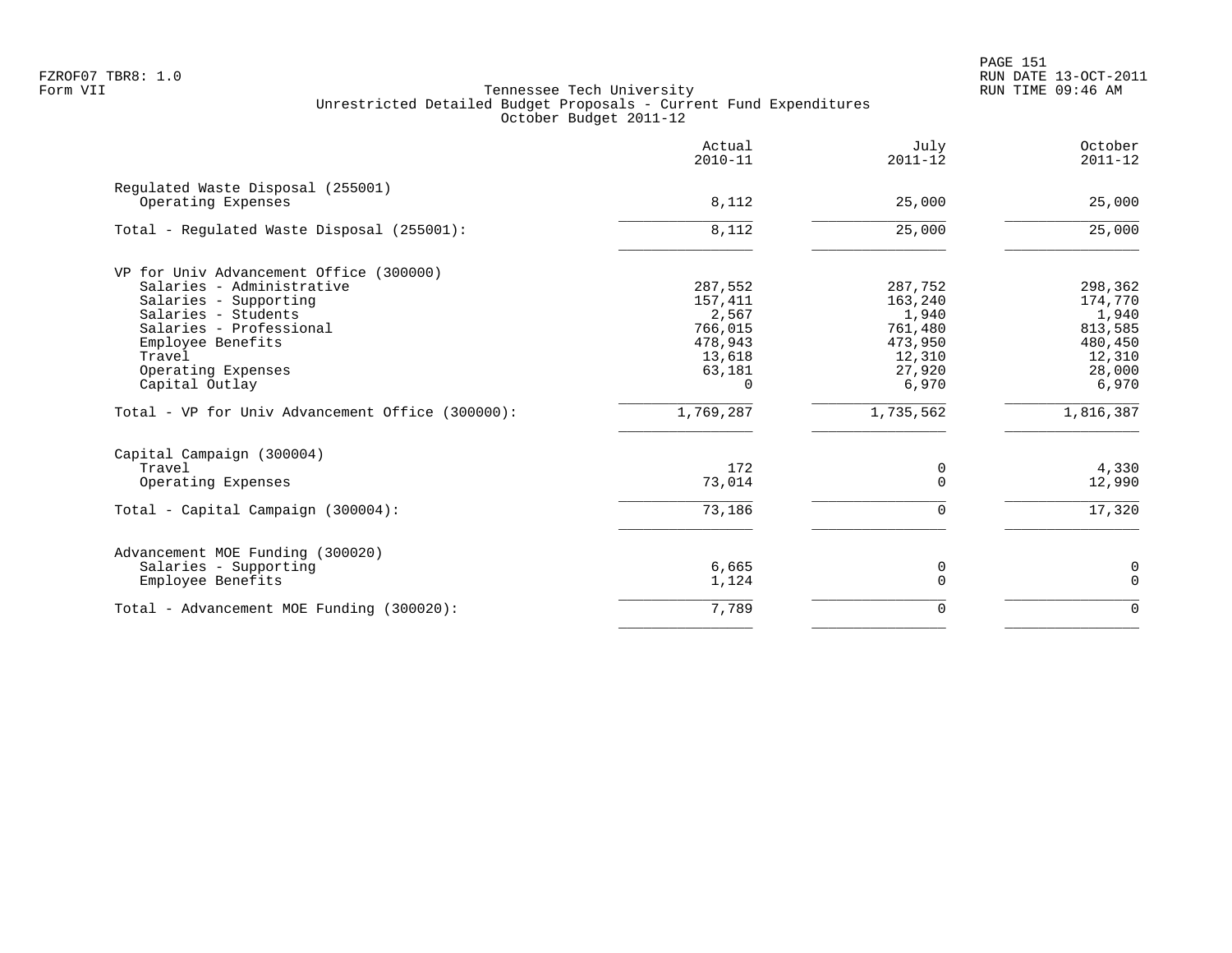Tennessee Tech University
Unrestricted Detailed Budget Proposals - Current Fund Expenditures
October Budget 2011-12

| | Actual 2010-11 | July 2011-12 | October 2011-12 |
|---|---|---|---|
| **Regulated Waste Disposal (255001)** | | | |
| Operating Expenses | 8,112 | 25,000 | 25,000 |
| Total - Regulated Waste Disposal (255001): | 8,112 | 25,000 | 25,000 |
| **VP for Univ Advancement Office (300000)** | | | |
| Salaries - Administrative | 287,552 | 287,752 | 298,362 |
| Salaries - Supporting | 157,411 | 163,240 | 174,770 |
| Salaries - Students | 2,567 | 1,940 | 1,940 |
| Salaries - Professional | 766,015 | 761,480 | 813,585 |
| Employee Benefits | 478,943 | 473,950 | 480,450 |
| Travel | 13,618 | 12,310 | 12,310 |
| Operating Expenses | 63,181 | 27,920 | 28,000 |
| Capital Outlay | 0 | 6,970 | 6,970 |
| Total - VP for Univ Advancement Office (300000): | 1,769,287 | 1,735,562 | 1,816,387 |
| **Capital Campaign (300004)** | | | |
| Travel | 172 | 0 | 4,330 |
| Operating Expenses | 73,014 | 0 | 12,990 |
| Total - Capital Campaign (300004): | 73,186 | 0 | 17,320 |
| **Advancement MOE Funding (300020)** | | | |
| Salaries - Supporting | 6,665 | 0 | 0 |
| Employee Benefits | 1,124 | 0 | 0 |
| Total - Advancement MOE Funding (300020): | 7,789 | 0 | 0 |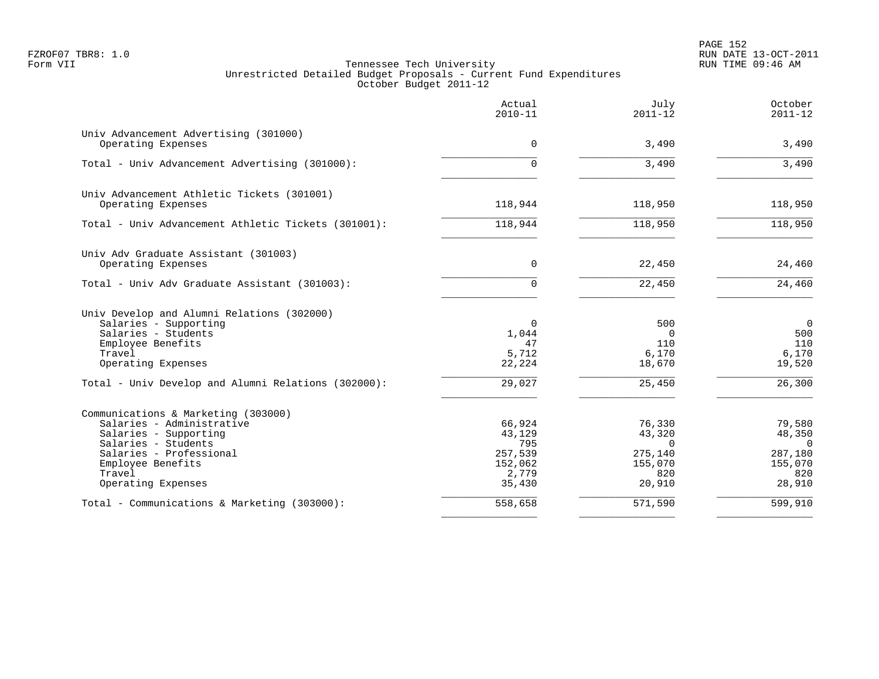FZROF07 TBR8: 1.0
Form VII

Tennessee Tech University
Unrestricted Detailed Budget Proposals - Current Fund Expenditures
October Budget 2011-12

RUN DATE 13-OCT-2011
RUN TIME 09:46 AM

| | Actual 2010-11 | July 2011-12 | October 2011-12 |
|---|---|---|---|
| **Univ Advancement Advertising (301000)** | | | |
| Operating Expenses | 0 | 3,490 | 3,490 |
| Total - Univ Advancement Advertising (301000): | 0 | 3,490 | 3,490 |
| **Univ Advancement Athletic Tickets (301001)** | | | |
| Operating Expenses | 118,944 | 118,950 | 118,950 |
| Total - Univ Advancement Athletic Tickets (301001): | 118,944 | 118,950 | 118,950 |
| **Univ Adv Graduate Assistant (301003)** | | | |
| Operating Expenses | 0 | 22,450 | 24,460 |
| Total - Univ Adv Graduate Assistant (301003): | 0 | 22,450 | 24,460 |
| **Univ Develop and Alumni Relations (302000)** | | | |
| Salaries - Supporting | 0 | 500 | 0 |
| Salaries - Students | 1,044 | 0 | 500 |
| Employee Benefits | 47 | 110 | 110 |
| Travel | 5,712 | 6,170 | 6,170 |
| Operating Expenses | 22,224 | 18,670 | 19,520 |
| Total - Univ Develop and Alumni Relations (302000): | 29,027 | 25,450 | 26,300 |
| **Communications & Marketing (303000)** | | | |
| Salaries - Administrative | 66,924 | 76,330 | 79,580 |
| Salaries - Supporting | 43,129 | 43,320 | 48,350 |
| Salaries - Students | 795 | 0 | 0 |
| Salaries - Professional | 257,539 | 275,140 | 287,180 |
| Employee Benefits | 152,062 | 155,070 | 155,070 |
| Travel | 2,779 | 820 | 820 |
| Operating Expenses | 35,430 | 20,910 | 28,910 |
| Total - Communications & Marketing (303000): | 558,658 | 571,590 | 599,910 |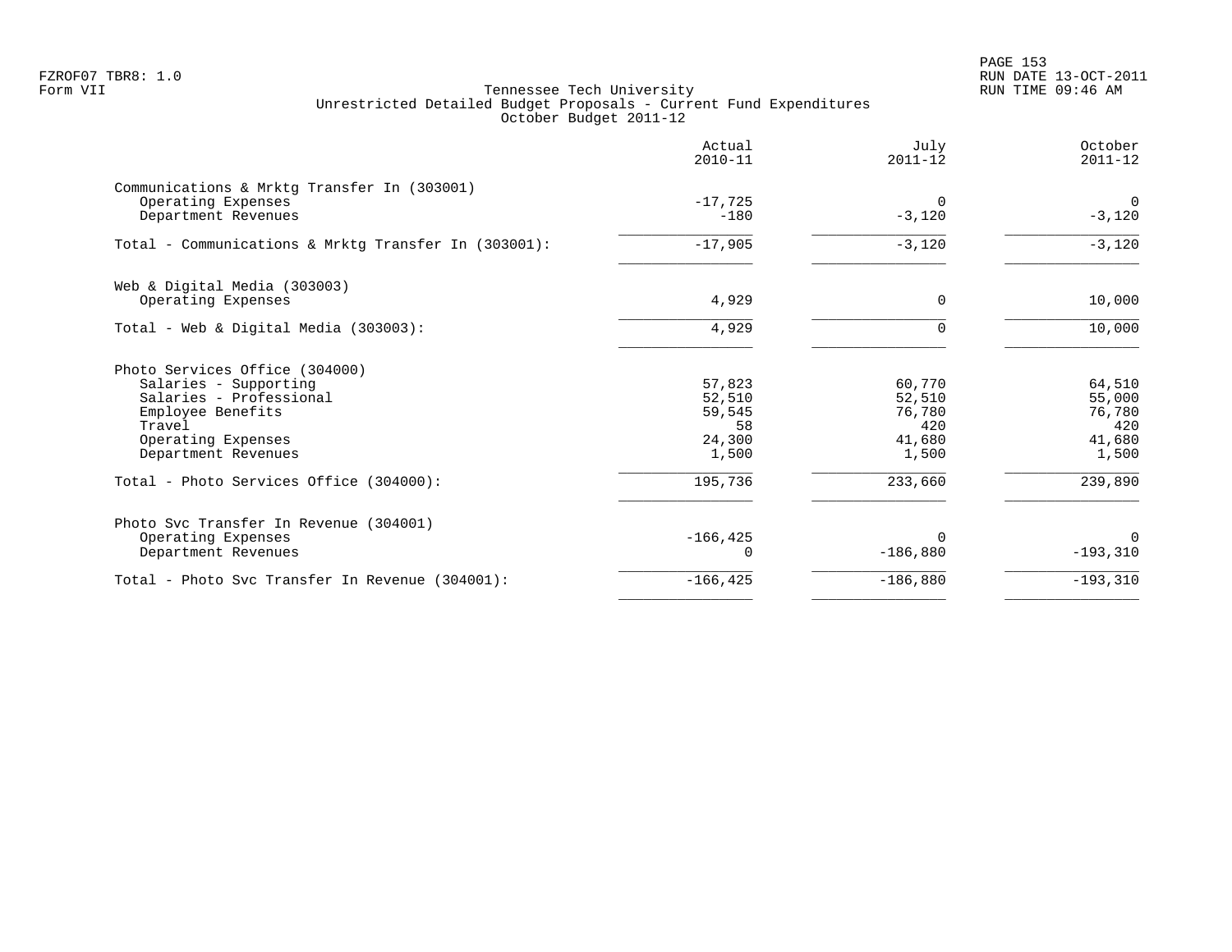FZROF07 TBR8: 1.0
Form VII

# Tennessee Tech University
## Unrestricted Detailed Budget Proposals - Current Fund Expenditures
### October Budget 2011-12

RUN DATE 13-OCT-2011
RUN TIME 09:46 AM

| | Actual 2010-11 | July 2011-12 | October 2011-12 |
|---|---|---|---|
| **Communications & Mrktg Transfer In (303001)** | | | |
| Operating Expenses | -17,725 | 0 | 0 |
| Department Revenues | -180 | -3,120 | -3,120 |
| Total - Communications & Mrktg Transfer In (303001): | -17,905 | -3,120 | -3,120 |
| **Web & Digital Media (303003)** | | | |
| Operating Expenses | 4,929 | 0 | 10,000 |
| Total - Web & Digital Media (303003): | 4,929 | 0 | 10,000 |
| **Photo Services Office (304000)** | | | |
| Salaries - Supporting | 57,823 | 60,770 | 64,510 |
| Salaries - Professional | 52,510 | 52,510 | 55,000 |
| Employee Benefits | 59,545 | 76,780 | 76,780 |
| Travel | 58 | 420 | 420 |
| Operating Expenses | 24,300 | 41,680 | 41,680 |
| Department Revenues | 1,500 | 1,500 | 1,500 |
| Total - Photo Services Office (304000): | 195,736 | 233,660 | 239,890 |
| **Photo Svc Transfer In Revenue (304001)** | | | |
| Operating Expenses | -166,425 | 0 | 0 |
| Department Revenues | 0 | -186,880 | -193,310 |
| Total - Photo Svc Transfer In Revenue (304001): | -166,425 | -186,880 | -193,310 |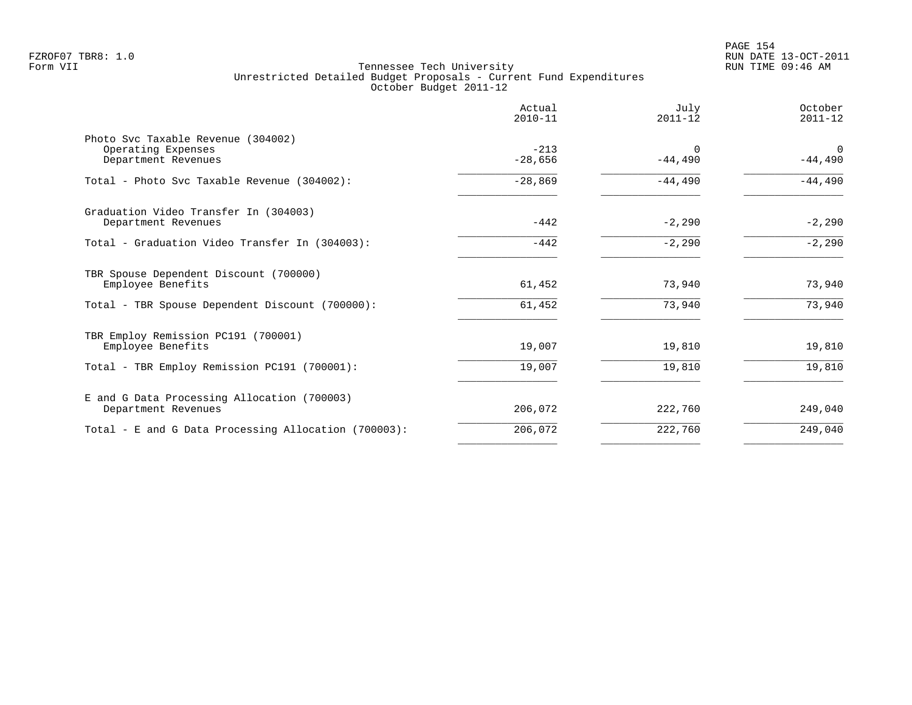FZROF07 TBR8: 1.0
Form VII

Tennessee Tech University
Unrestricted Detailed Budget Proposals - Current Fund Expenditures
October Budget 2011-12

RUN DATE 13-OCT-2011
RUN TIME 09:46 AM

| | Actual 2010-11 | July 2011-12 | October 2011-12 |
|---|---|---|---|
| Photo Svc Taxable Revenue (304002) | | | |
| Operating Expenses | -213 | 0 | 0 |
| Department Revenues | -28,656 | -44,490 | -44,490 |
| Total - Photo Svc Taxable Revenue (304002): | -28,869 | -44,490 | -44,490 |
| Graduation Video Transfer In (304003) | | | |
| Department Revenues | -442 | -2,290 | -2,290 |
| Total - Graduation Video Transfer In (304003): | -442 | -2,290 | -2,290 |
| TBR Spouse Dependent Discount (700000) | | | |
| Employee Benefits | 61,452 | 73,940 | 73,940 |
| Total - TBR Spouse Dependent Discount (700000): | 61,452 | 73,940 | 73,940 |
| TBR Employ Remission PC191 (700001) | | | |
| Employee Benefits | 19,007 | 19,810 | 19,810 |
| Total - TBR Employ Remission PC191 (700001): | 19,007 | 19,810 | 19,810 |
| E and G Data Processing Allocation (700003) | | | |
| Department Revenues | 206,072 | 222,760 | 249,040 |
| Total - E and G Data Processing Allocation (700003): | 206,072 | 222,760 | 249,040 |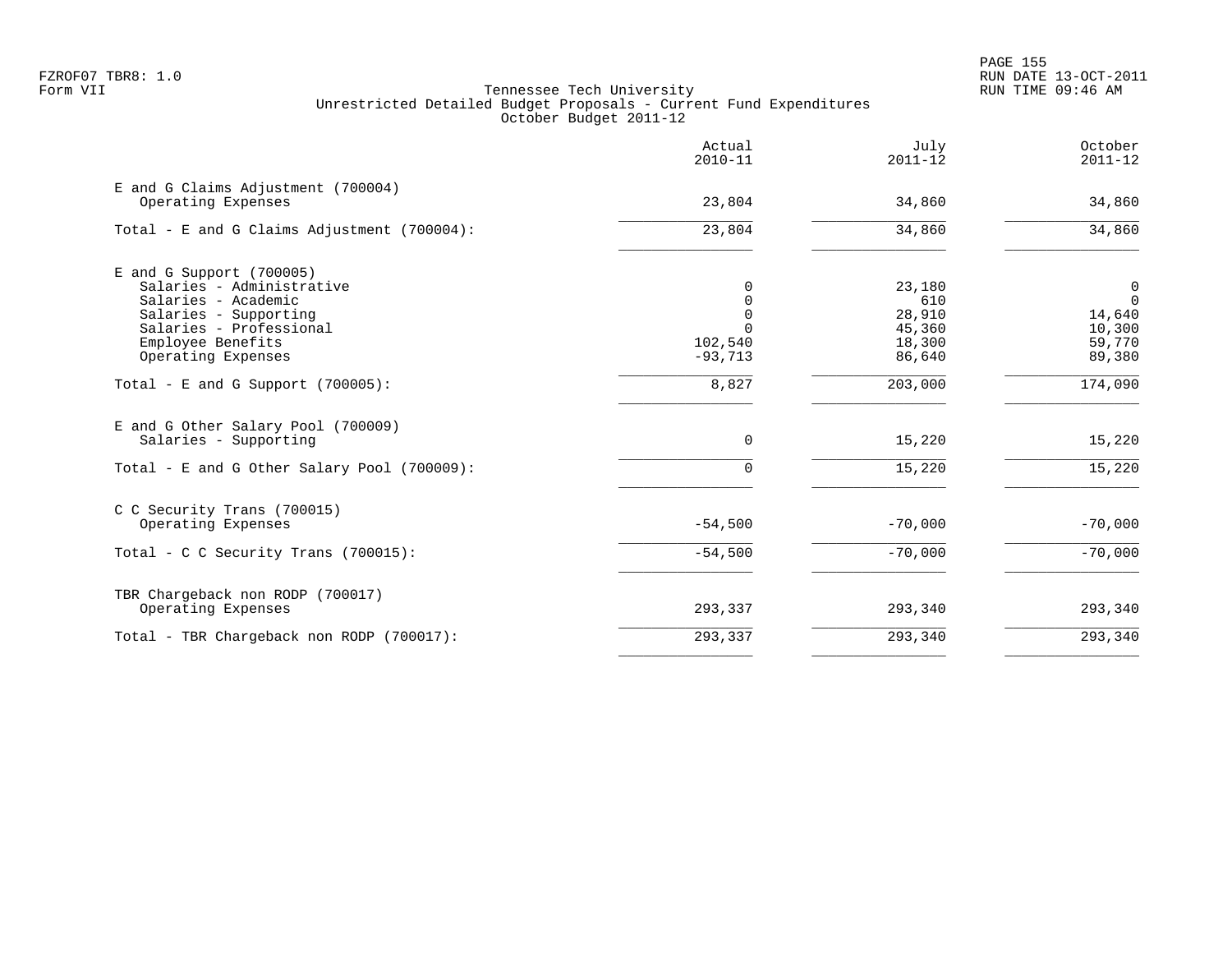FZROF07 TBR8: 1.0
Form VII

# Tennessee Tech University
## Unrestricted Detailed Budget Proposals - Current Fund Expenditures
### October Budget 2011-12

| | Actual 2010-11 | July 2011-12 | October 2011-12 |
|---|---|---|---|
| **E and G Claims Adjustment (700004)** | | | |
| Operating Expenses | 23,804 | 34,860 | 34,860 |
| Total - E and G Claims Adjustment (700004): | 23,804 | 34,860 | 34,860 |
| **E and G Support (700005)** | | | |
| Salaries - Administrative | 0 | 23,180 | 0 |
| Salaries - Academic | 0 | 610 | 0 |
| Salaries - Supporting | 0 | 28,910 | 14,640 |
| Salaries - Professional | 0 | 45,360 | 10,300 |
| Employee Benefits | 102,540 | 18,300 | 59,770 |
| Operating Expenses | -93,713 | 86,640 | 89,380 |
| Total - E and G Support (700005): | 8,827 | 203,000 | 174,090 |
| **E and G Other Salary Pool (700009)** | | | |
| Salaries - Supporting | 0 | 15,220 | 15,220 |
| Total - E and G Other Salary Pool (700009): | 0 | 15,220 | 15,220 |
| **C C Security Trans (700015)** | | | |
| Operating Expenses | -54,500 | -70,000 | -70,000 |
| Total - C C Security Trans (700015): | -54,500 | -70,000 | -70,000 |
| **TBR Chargeback non RODP (700017)** | | | |
| Operating Expenses | 293,337 | 293,340 | 293,340 |
| Total - TBR Chargeback non RODP (700017): | 293,337 | 293,340 | 293,340 |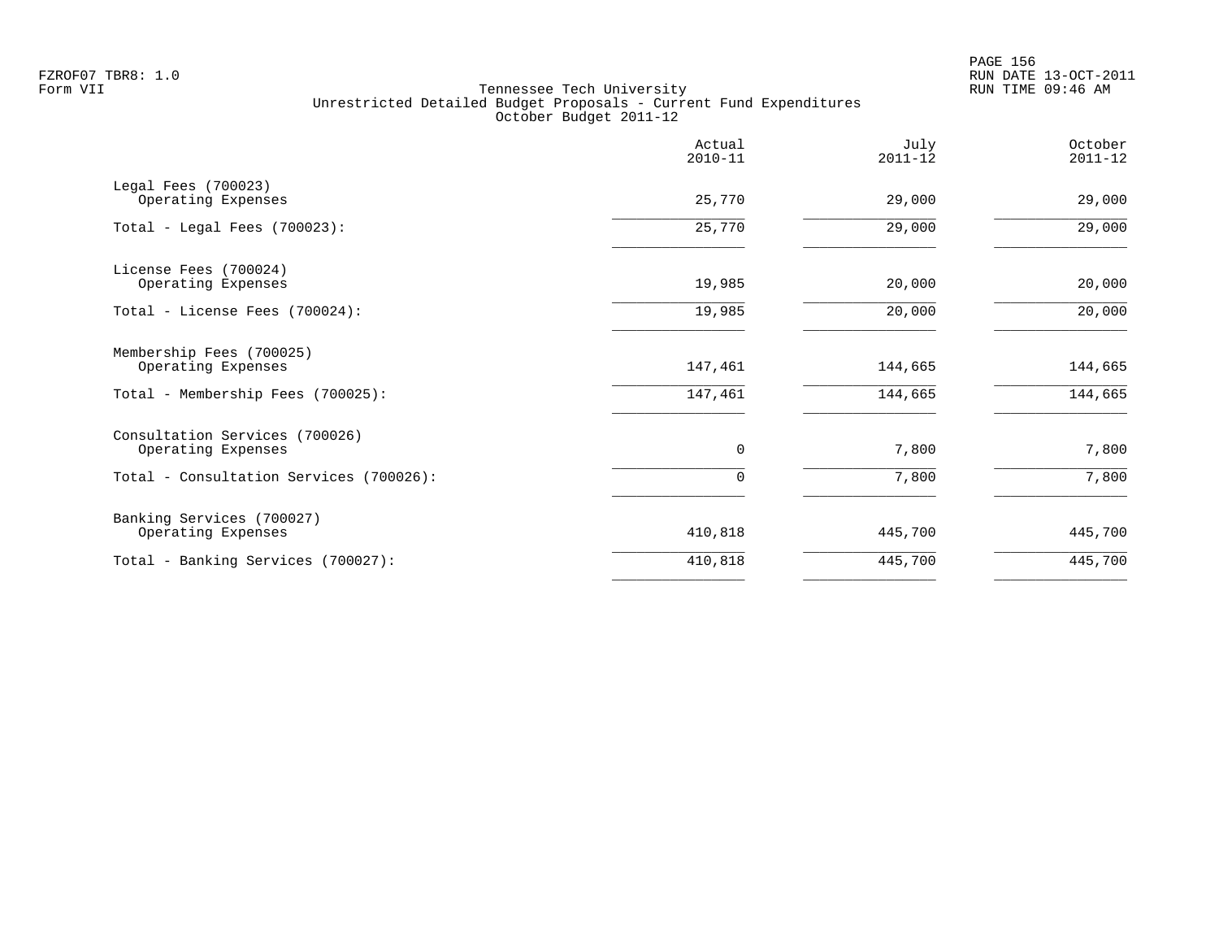FZROF07 TBR8: 1.0
Form VII

Tennessee Tech University
Unrestricted Detailed Budget Proposals - Current Fund Expenditures
October Budget 2011-12

RUN DATE 13-OCT-2011
RUN TIME 09:46 AM

| | Actual 2010-11 | July 2011-12 | October 2011-12 |
|---|---|---|---|
| Legal Fees (700023) | | | |
| Operating Expenses | 25,770 | 29,000 | 29,000 |
| Total - Legal Fees (700023): | 25,770 | 29,000 | 29,000 |
| License Fees (700024) | | | |
| Operating Expenses | 19,985 | 20,000 | 20,000 |
| Total - License Fees (700024): | 19,985 | 20,000 | 20,000 |
| Membership Fees (700025) | | | |
| Operating Expenses | 147,461 | 144,665 | 144,665 |
| Total - Membership Fees (700025): | 147,461 | 144,665 | 144,665 |
| Consultation Services (700026) | | | |
| Operating Expenses | 0 | 7,800 | 7,800 |
| Total - Consultation Services (700026): | 0 | 7,800 | 7,800 |
| Banking Services (700027) | | | |
| Operating Expenses | 410,818 | 445,700 | 445,700 |
| Total - Banking Services (700027): | 410,818 | 445,700 | 445,700 |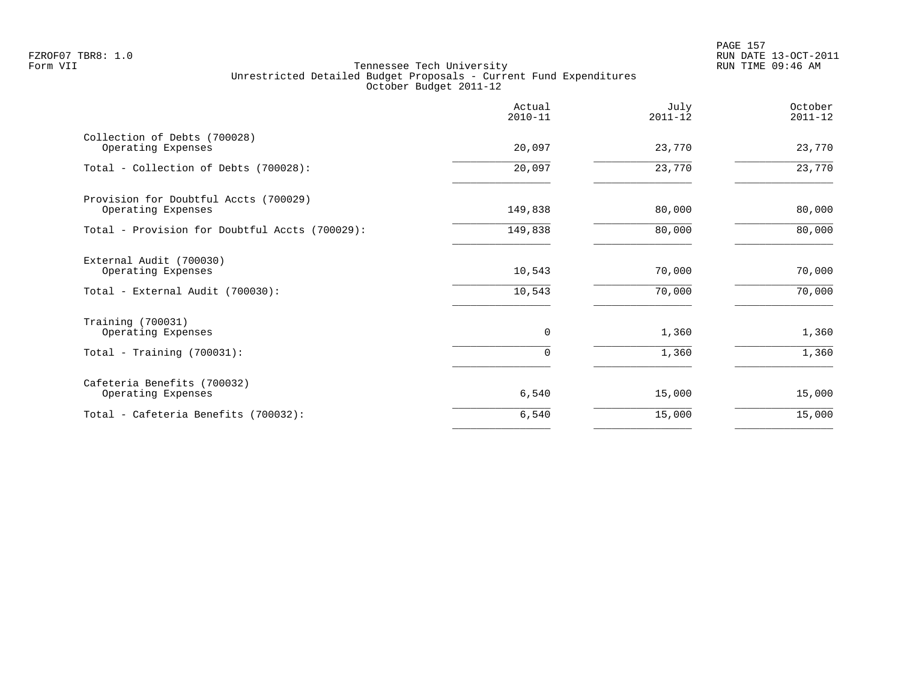Tennessee Tech University
Unrestricted Detailed Budget Proposals - Current Fund Expenditures
October Budget 2011-12

| | Actual 2010-11 | July 2011-12 | October 2011-12 |
|---|---|---|---|
| Collection of Debts (700028) | | | |
| Operating Expenses | 20,097 | 23,770 | 23,770 |
| Total - Collection of Debts (700028): | 20,097 | 23,770 | 23,770 |
| Provision for Doubtful Accts (700029) | | | |
| Operating Expenses | 149,838 | 80,000 | 80,000 |
| Total - Provision for Doubtful Accts (700029): | 149,838 | 80,000 | 80,000 |
| External Audit (700030) | | | |
| Operating Expenses | 10,543 | 70,000 | 70,000 |
| Total - External Audit (700030): | 10,543 | 70,000 | 70,000 |
| Training (700031) | | | |
| Operating Expenses | 0 | 1,360 | 1,360 |
| Total - Training (700031): | 0 | 1,360 | 1,360 |
| Cafeteria Benefits (700032) | | | |
| Operating Expenses | 6,540 | 15,000 | 15,000 |
| Total - Cafeteria Benefits (700032): | 6,540 | 15,000 | 15,000 |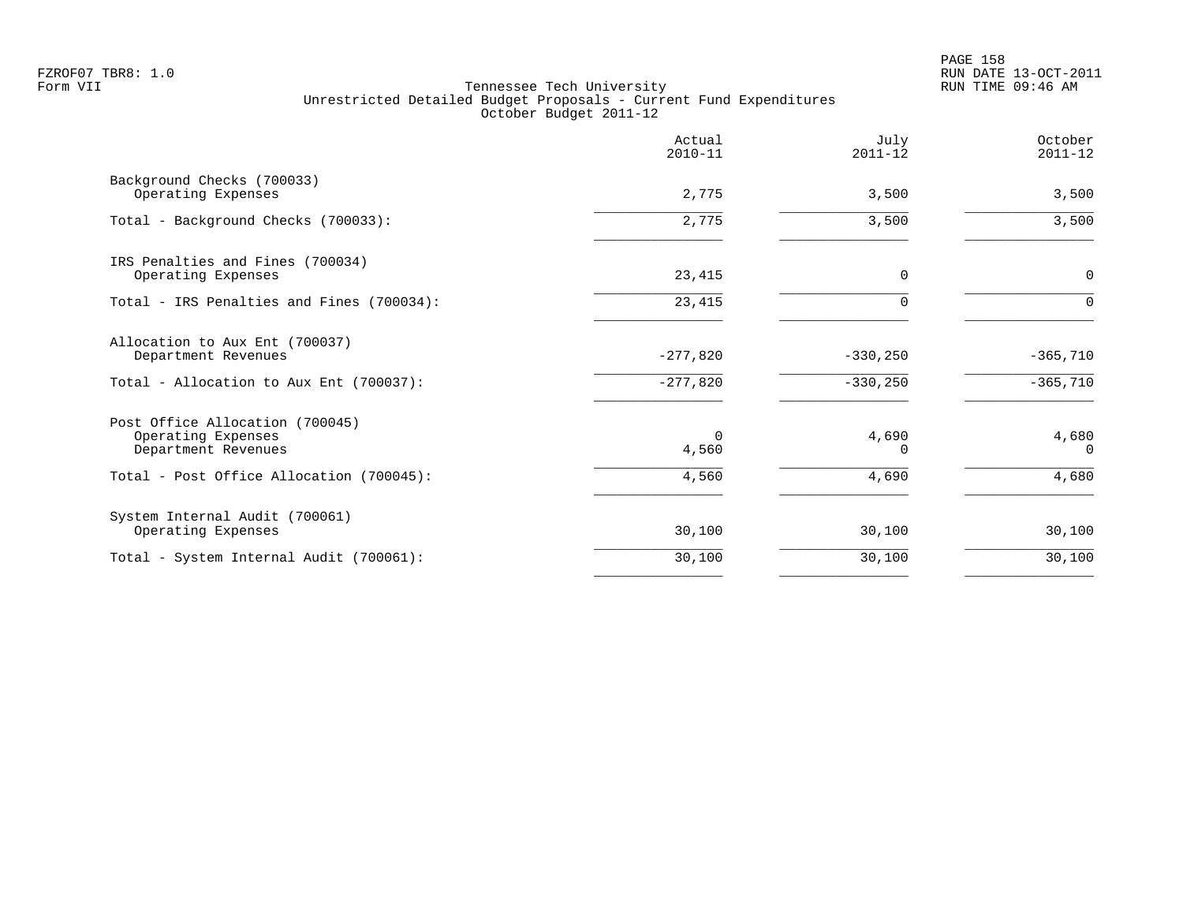Tennessee Tech University
Unrestricted Detailed Budget Proposals - Current Fund Expenditures
October Budget 2011-12

| | Actual 2010-11 | July 2011-12 | October 2011-12 |
|---|---|---|---|
| Background Checks (700033) | | | |
| Operating Expenses | 2,775 | 3,500 | 3,500 |
| Total - Background Checks (700033): | 2,775 | 3,500 | 3,500 |
| IRS Penalties and Fines (700034) | | | |
| Operating Expenses | 23,415 | 0 | 0 |
| Total - IRS Penalties and Fines (700034): | 23,415 | 0 | 0 |
| Allocation to Aux Ent (700037) | | | |
| Department Revenues | -277,820 | -330,250 | -365,710 |
| Total - Allocation to Aux Ent (700037): | -277,820 | -330,250 | -365,710 |
| Post Office Allocation (700045) | | | |
| Operating Expenses | 0 | 4,690 | 4,680 |
| Department Revenues | 4,560 | 0 | 0 |
| Total - Post Office Allocation (700045): | 4,560 | 4,690 | 4,680 |
| System Internal Audit (700061) | | | |
| Operating Expenses | 30,100 | 30,100 | 30,100 |
| Total - System Internal Audit (700061): | 30,100 | 30,100 | 30,100 |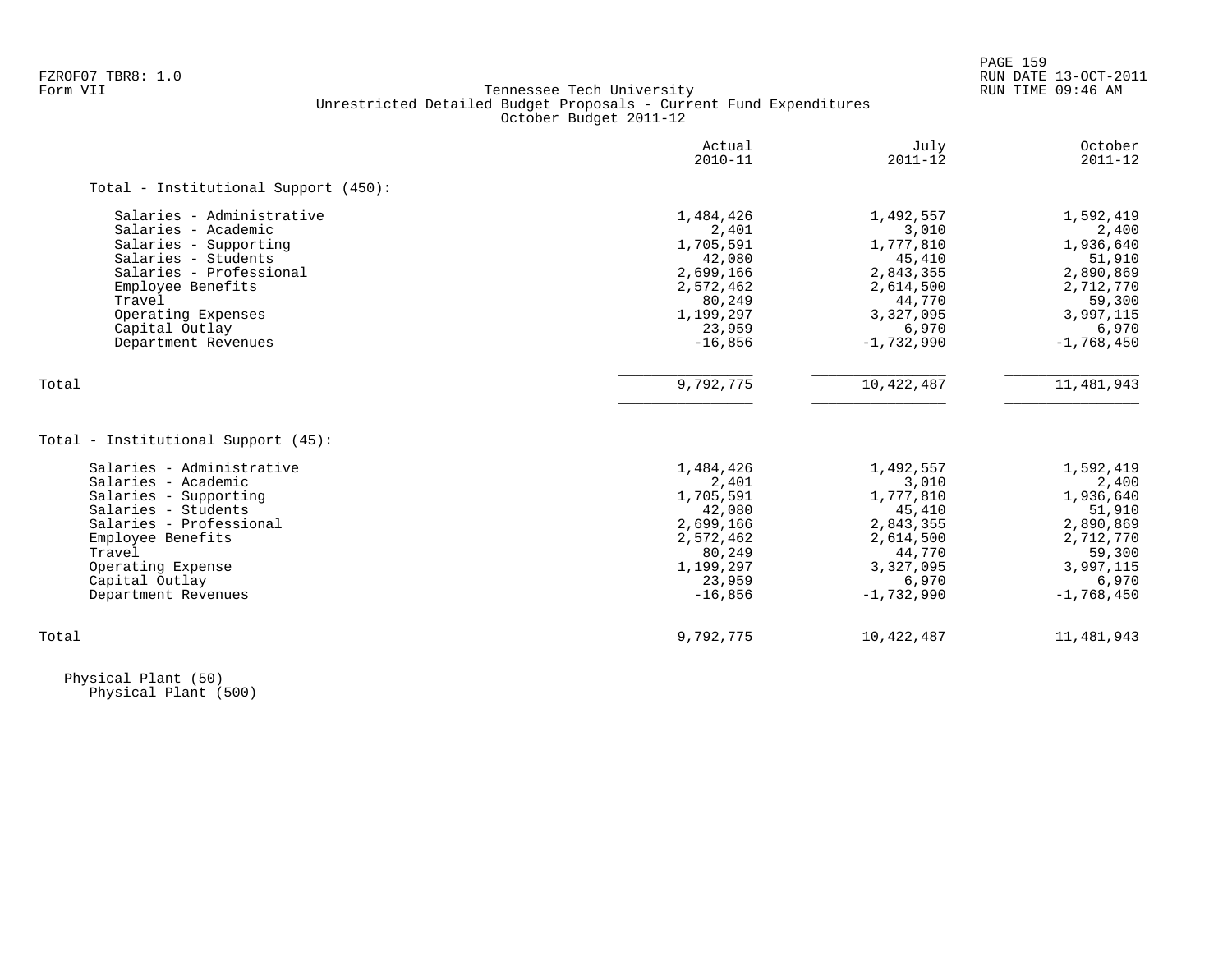FZROF07 TBR8: 1.0
Form VII

# Tennessee Tech University
## Unrestricted Detailed Budget Proposals - Current Fund Expenditures
### October Budget 2011-12

RUN DATE 13-OCT-2011
RUN TIME 09:46 AM

| | Actual 2010-11 | July 2011-12 | October 2011-12 |
|---|---|---|---|
| **Total - Institutional Support (450):** | | | |
| Salaries - Administrative | 1,484,426 | 1,492,557 | 1,592,419 |
| Salaries - Academic | 2,401 | 3,010 | 2,400 |
| Salaries - Supporting | 1,705,591 | 1,777,810 | 1,936,640 |
| Salaries - Students | 42,080 | 45,410 | 51,910 |
| Salaries - Professional | 2,699,166 | 2,843,355 | 2,890,869 |
| Employee Benefits | 2,572,462 | 2,614,500 | 2,712,770 |
| Travel | 80,249 | 44,770 | 59,300 |
| Operating Expenses | 1,199,297 | 3,327,095 | 3,997,115 |
| Capital Outlay | 23,959 | 6,970 | 6,970 |
| Department Revenues | -16,856 | -1,732,990 | -1,768,450 |
| Total | 9,792,775 | 10,422,487 | 11,481,943 |

| | Actual 2010-11 | July 2011-12 | October 2011-12 |
|---|---|---|---|
| **Total - Institutional Support (45):** | | | |
| Salaries - Administrative | 1,484,426 | 1,492,557 | 1,592,419 |
| Salaries - Academic | 2,401 | 3,010 | 2,400 |
| Salaries - Supporting | 1,705,591 | 1,777,810 | 1,936,640 |
| Salaries - Students | 42,080 | 45,410 | 51,910 |
| Salaries - Professional | 2,699,166 | 2,843,355 | 2,890,869 |
| Employee Benefits | 2,572,462 | 2,614,500 | 2,712,770 |
| Travel | 80,249 | 44,770 | 59,300 |
| Operating Expense | 1,199,297 | 3,327,095 | 3,997,115 |
| Capital Outlay | 23,959 | 6,970 | 6,970 |
| Department Revenues | -16,856 | -1,732,990 | -1,768,450 |
| Total | 9,792,775 | 10,422,487 | 11,481,943 |

Physical Plant (50)
Physical Plant (500)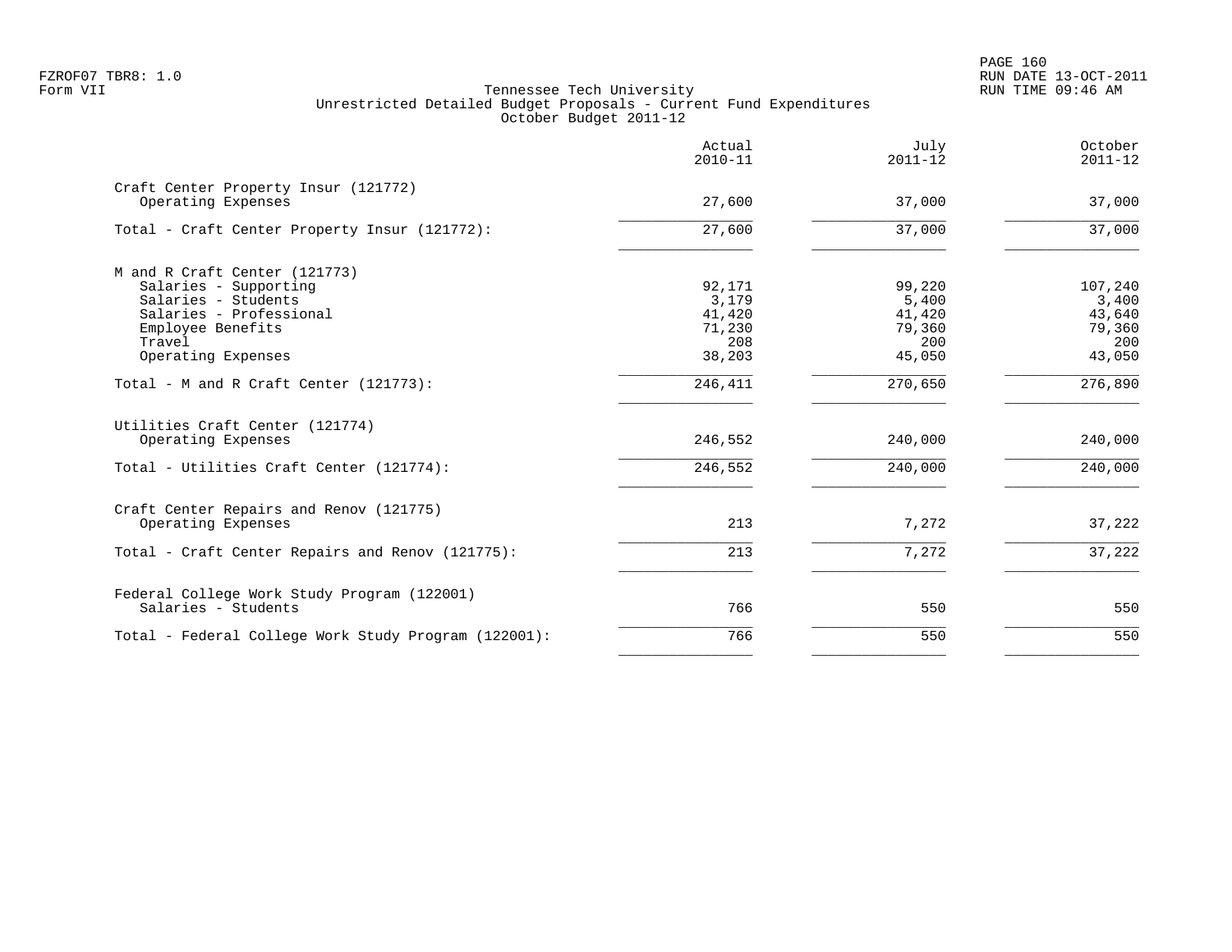FZROF07 TBR8: 1.0
Form VII

Tennessee Tech University
Unrestricted Detailed Budget Proposals - Current Fund Expenditures
October Budget 2011-12

RUN DATE 13-OCT-2011
RUN TIME 09:46 AM

| | Actual 2010-11 | July 2011-12 | October 2011-12 |
|---|---|---|---|
| **Craft Center Property Insur (121772)** | | | |
| Operating Expenses | 27,600 | 37,000 | 37,000 |
| Total - Craft Center Property Insur (121772): | 27,600 | 37,000 | 37,000 |
| **M and R Craft Center (121773)** | | | |
| Salaries - Supporting | 92,171 | 99,220 | 107,240 |
| Salaries - Students | 3,179 | 5,400 | 3,400 |
| Salaries - Professional | 41,420 | 41,420 | 43,640 |
| Employee Benefits | 71,230 | 79,360 | 79,360 |
| Travel | 208 | 200 | 200 |
| Operating Expenses | 38,203 | 45,050 | 43,050 |
| Total - M and R Craft Center (121773): | 246,411 | 270,650 | 276,890 |
| **Utilities Craft Center (121774)** | | | |
| Operating Expenses | 246,552 | 240,000 | 240,000 |
| Total - Utilities Craft Center (121774): | 246,552 | 240,000 | 240,000 |
| **Craft Center Repairs and Renov (121775)** | | | |
| Operating Expenses | 213 | 7,272 | 37,222 |
| Total - Craft Center Repairs and Renov (121775): | 213 | 7,272 | 37,222 |
| **Federal College Work Study Program (122001)** | | | |
| Salaries - Students | 766 | 550 | 550 |
| Total - Federal College Work Study Program (122001): | 766 | 550 | 550 |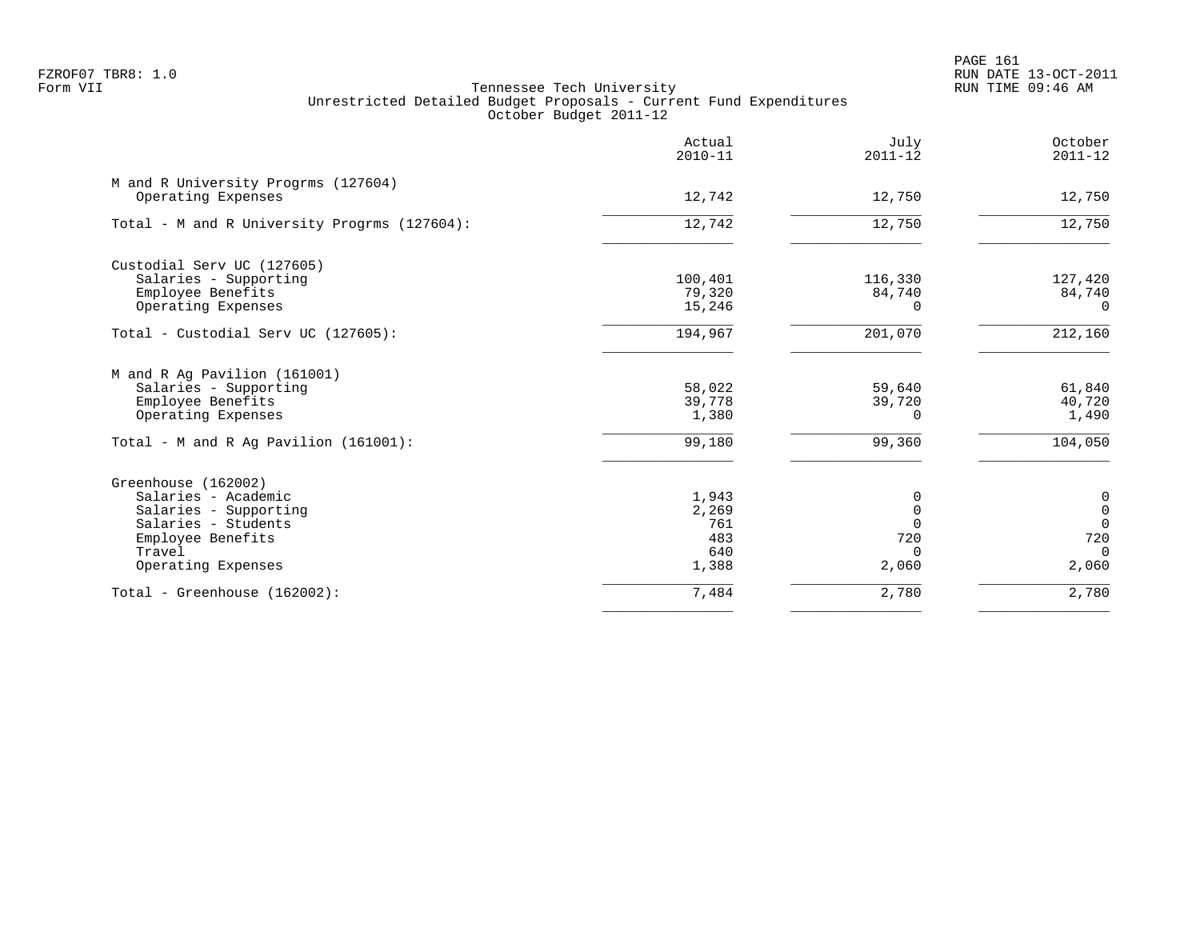Tennessee Tech University
Unrestricted Detailed Budget Proposals - Current Fund Expenditures
October Budget 2011-12

| | Actual 2010-11 | July 2011-12 | October 2011-12 |
|---|---|---|---|
| **M and R University Progrms (127604)** | | | |
| Operating Expenses | 12,742 | 12,750 | 12,750 |
| Total - M and R University Progrms (127604): | 12,742 | 12,750 | 12,750 |
| **Custodial Serv UC (127605)** | | | |
| Salaries - Supporting | 100,401 | 116,330 | 127,420 |
| Employee Benefits | 79,320 | 84,740 | 84,740 |
| Operating Expenses | 15,246 | 0 | 0 |
| Total - Custodial Serv UC (127605): | 194,967 | 201,070 | 212,160 |
| **M and R Ag Pavilion (161001)** | | | |
| Salaries - Supporting | 58,022 | 59,640 | 61,840 |
| Employee Benefits | 39,778 | 39,720 | 40,720 |
| Operating Expenses | 1,380 | 0 | 1,490 |
| Total - M and R Ag Pavilion (161001): | 99,180 | 99,360 | 104,050 |
| **Greenhouse (162002)** | | | |
| Salaries - Academic | 1,943 | 0 | 0 |
| Salaries - Supporting | 2,269 | 0 | 0 |
| Salaries - Students | 761 | 0 | 0 |
| Employee Benefits | 483 | 720 | 720 |
| Travel | 640 | 0 | 0 |
| Operating Expenses | 1,388 | 2,060 | 2,060 |
| Total - Greenhouse (162002): | 7,484 | 2,780 | 2,780 |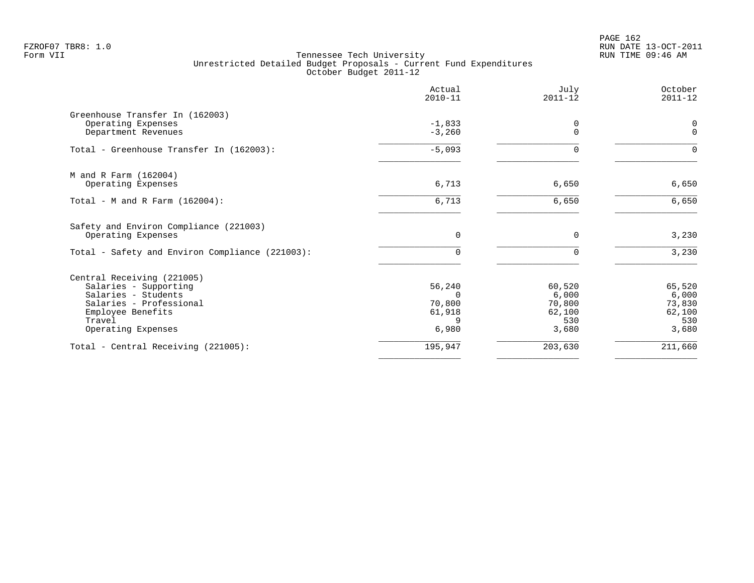Tennessee Tech University
Unrestricted Detailed Budget Proposals - Current Fund Expenditures
October Budget 2011-12

| | Actual 2010-11 | July 2011-12 | October 2011-12 |
|---|---|---|---|
| **Greenhouse Transfer In (162003)** | | | |
| Operating Expenses | -1,833 | 0 | 0 |
| Department Revenues | -3,260 | 0 | 0 |
| Total - Greenhouse Transfer In (162003): | -5,093 | 0 | 0 |
| **M and R Farm (162004)** | | | |
| Operating Expenses | 6,713 | 6,650 | 6,650 |
| Total - M and R Farm (162004): | 6,713 | 6,650 | 6,650 |
| **Safety and Environ Compliance (221003)** | | | |
| Operating Expenses | 0 | 0 | 3,230 |
| Total - Safety and Environ Compliance (221003): | 0 | 0 | 3,230 |
| **Central Receiving (221005)** | | | |
| Salaries - Supporting | 56,240 | 60,520 | 65,520 |
| Salaries - Students | 0 | 6,000 | 6,000 |
| Salaries - Professional | 70,800 | 70,800 | 73,830 |
| Employee Benefits | 61,918 | 62,100 | 62,100 |
| Travel | 9 | 530 | 530 |
| Operating Expenses | 6,980 | 3,680 | 3,680 |
| Total - Central Receiving (221005): | 195,947 | 203,630 | 211,660 |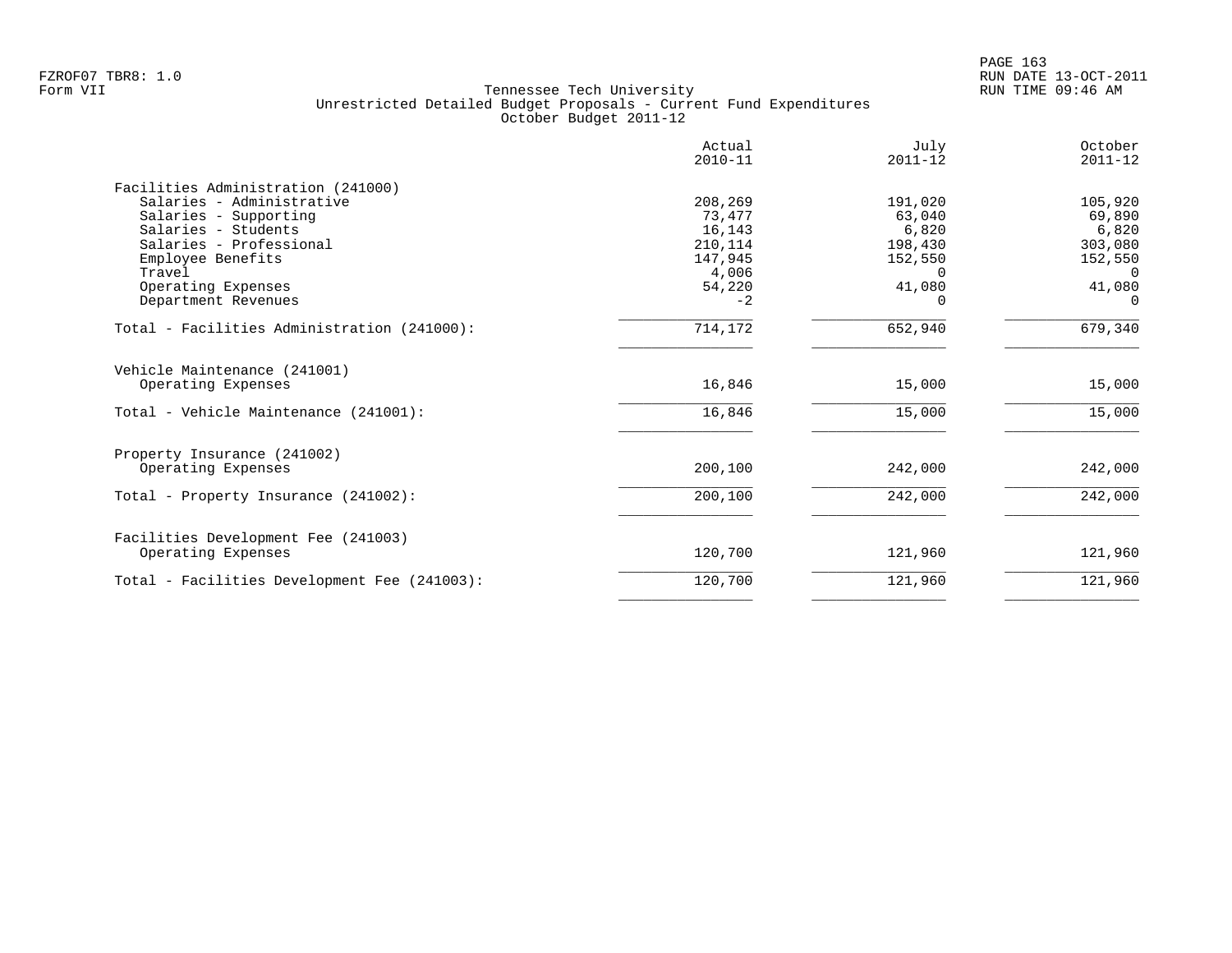FZROF07 TBR8: 1.0
Form VII

# Tennessee Tech University
## Unrestricted Detailed Budget Proposals - Current Fund Expenditures
### October Budget 2011-12

| | Actual 2010-11 | July 2011-12 | October 2011-12 |
|---|---|---|---|
| **Facilities Administration (241000)** | | | |
| Salaries - Administrative | 208,269 | 191,020 | 105,920 |
| Salaries - Supporting | 73,477 | 63,040 | 69,890 |
| Salaries - Students | 16,143 | 6,820 | 6,820 |
| Salaries - Professional | 210,114 | 198,430 | 303,080 |
| Employee Benefits | 147,945 | 152,550 | 152,550 |
| Travel | 4,006 | 0 | 0 |
| Operating Expenses | 54,220 | 41,080 | 41,080 |
| Department Revenues | -2 | 0 | 0 |
| Total - Facilities Administration (241000): | 714,172 | 652,940 | 679,340 |
| **Vehicle Maintenance (241001)** | | | |
| Operating Expenses | 16,846 | 15,000 | 15,000 |
| Total - Vehicle Maintenance (241001): | 16,846 | 15,000 | 15,000 |
| **Property Insurance (241002)** | | | |
| Operating Expenses | 200,100 | 242,000 | 242,000 |
| Total - Property Insurance (241002): | 200,100 | 242,000 | 242,000 |
| **Facilities Development Fee (241003)** | | | |
| Operating Expenses | 120,700 | 121,960 | 121,960 |
| Total - Facilities Development Fee (241003): | 120,700 | 121,960 | 121,960 |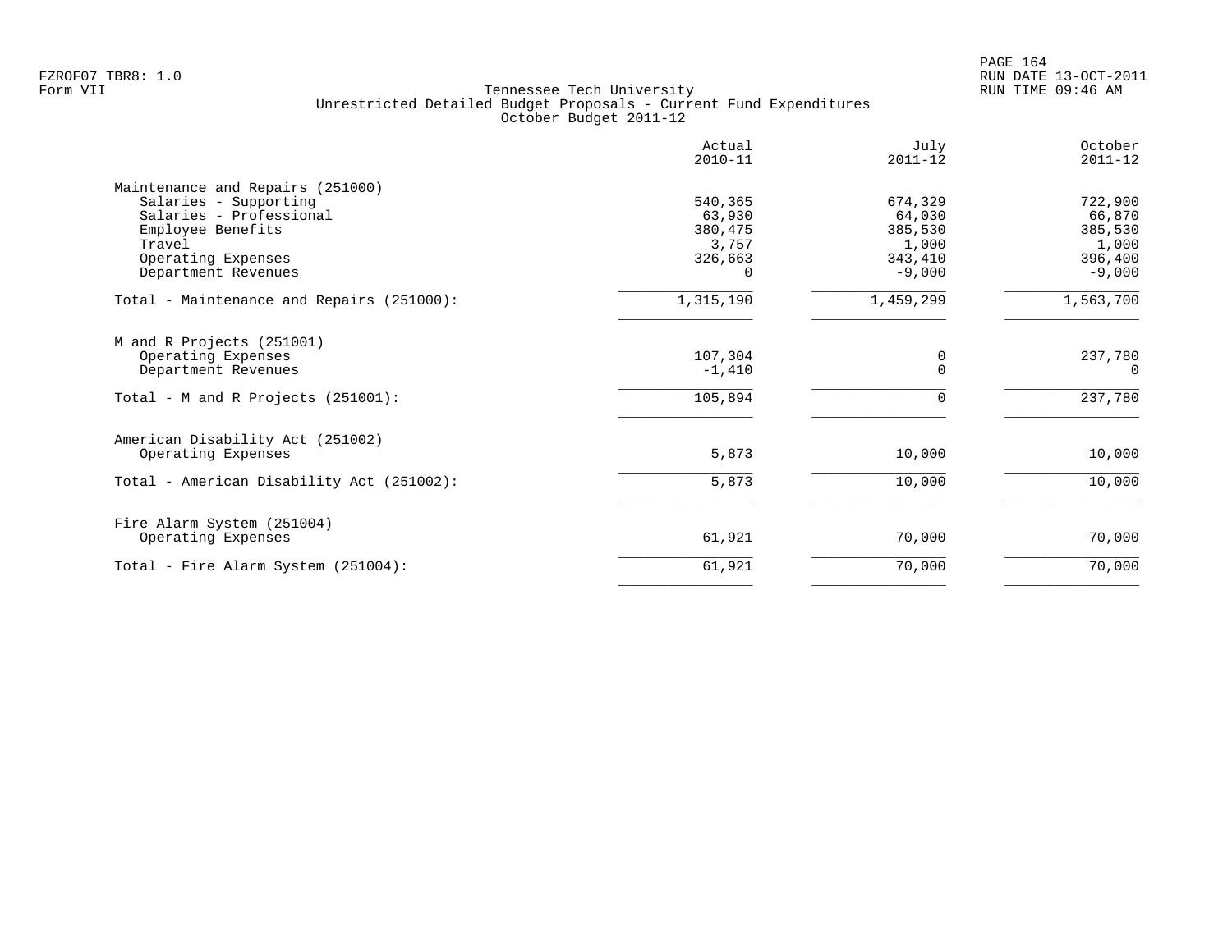Tennessee Tech University
Unrestricted Detailed Budget Proposals - Current Fund Expenditures
October Budget 2011-12

| | Actual 2010-11 | July 2011-12 | October 2011-12 |
|---|---|---|---|
| **Maintenance and Repairs (251000)** | | | |
| Salaries - Supporting | 540,365 | 674,329 | 722,900 |
| Salaries - Professional | 63,930 | 64,030 | 66,870 |
| Employee Benefits | 380,475 | 385,530 | 385,530 |
| Travel | 3,757 | 1,000 | 1,000 |
| Operating Expenses | 326,663 | 343,410 | 396,400 |
| Department Revenues | 0 | -9,000 | -9,000 |
| Total - Maintenance and Repairs (251000): | 1,315,190 | 1,459,299 | 1,563,700 |
| **M and R Projects (251001)** | | | |
| Operating Expenses | 107,304 | 0 | 237,780 |
| Department Revenues | -1,410 | 0 | 0 |
| Total - M and R Projects (251001): | 105,894 | 0 | 237,780 |
| **American Disability Act (251002)** | | | |
| Operating Expenses | 5,873 | 10,000 | 10,000 |
| Total - American Disability Act (251002): | 5,873 | 10,000 | 10,000 |
| **Fire Alarm System (251004)** | | | |
| Operating Expenses | 61,921 | 70,000 | 70,000 |
| Total - Fire Alarm System (251004): | 61,921 | 70,000 | 70,000 |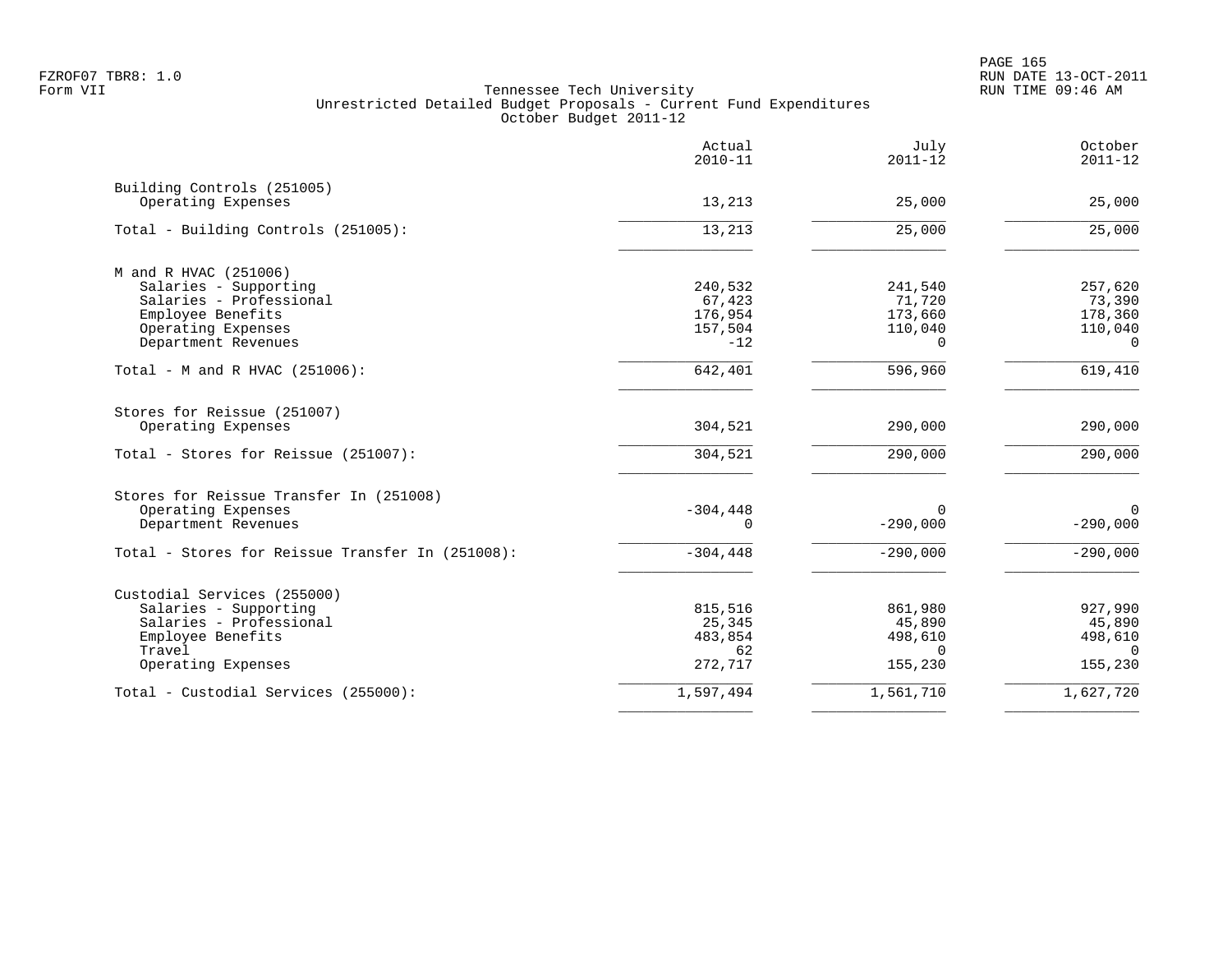FZROF07 TBR8: 1.0
Form VII

# Tennessee Tech University
## Unrestricted Detailed Budget Proposals - Current Fund Expenditures
### October Budget 2011-12

| | Actual 2010-11 | July 2011-12 | October 2011-12 |
|---|---|---|---|
| **Building Controls (251005)** | | | |
| Operating Expenses | 13,213 | 25,000 | 25,000 |
| Total - Building Controls (251005): | 13,213 | 25,000 | 25,000 |
| **M and R HVAC (251006)** | | | |
| Salaries - Supporting | 240,532 | 241,540 | 257,620 |
| Salaries - Professional | 67,423 | 71,720 | 73,390 |
| Employee Benefits | 176,954 | 173,660 | 178,360 |
| Operating Expenses | 157,504 | 110,040 | 110,040 |
| Department Revenues | -12 | 0 | 0 |
| Total - M and R HVAC (251006): | 642,401 | 596,960 | 619,410 |
| **Stores for Reissue (251007)** | | | |
| Operating Expenses | 304,521 | 290,000 | 290,000 |
| Total - Stores for Reissue (251007): | 304,521 | 290,000 | 290,000 |
| **Stores for Reissue Transfer In (251008)** | | | |
| Operating Expenses | -304,448 | 0 | 0 |
| Department Revenues | 0 | -290,000 | -290,000 |
| Total - Stores for Reissue Transfer In (251008): | -304,448 | -290,000 | -290,000 |
| **Custodial Services (255000)** | | | |
| Salaries - Supporting | 815,516 | 861,980 | 927,990 |
| Salaries - Professional | 25,345 | 45,890 | 45,890 |
| Employee Benefits | 483,854 | 498,610 | 498,610 |
| Travel | 62 | 0 | 0 |
| Operating Expenses | 272,717 | 155,230 | 155,230 |
| Total - Custodial Services (255000): | 1,597,494 | 1,561,710 | 1,627,720 |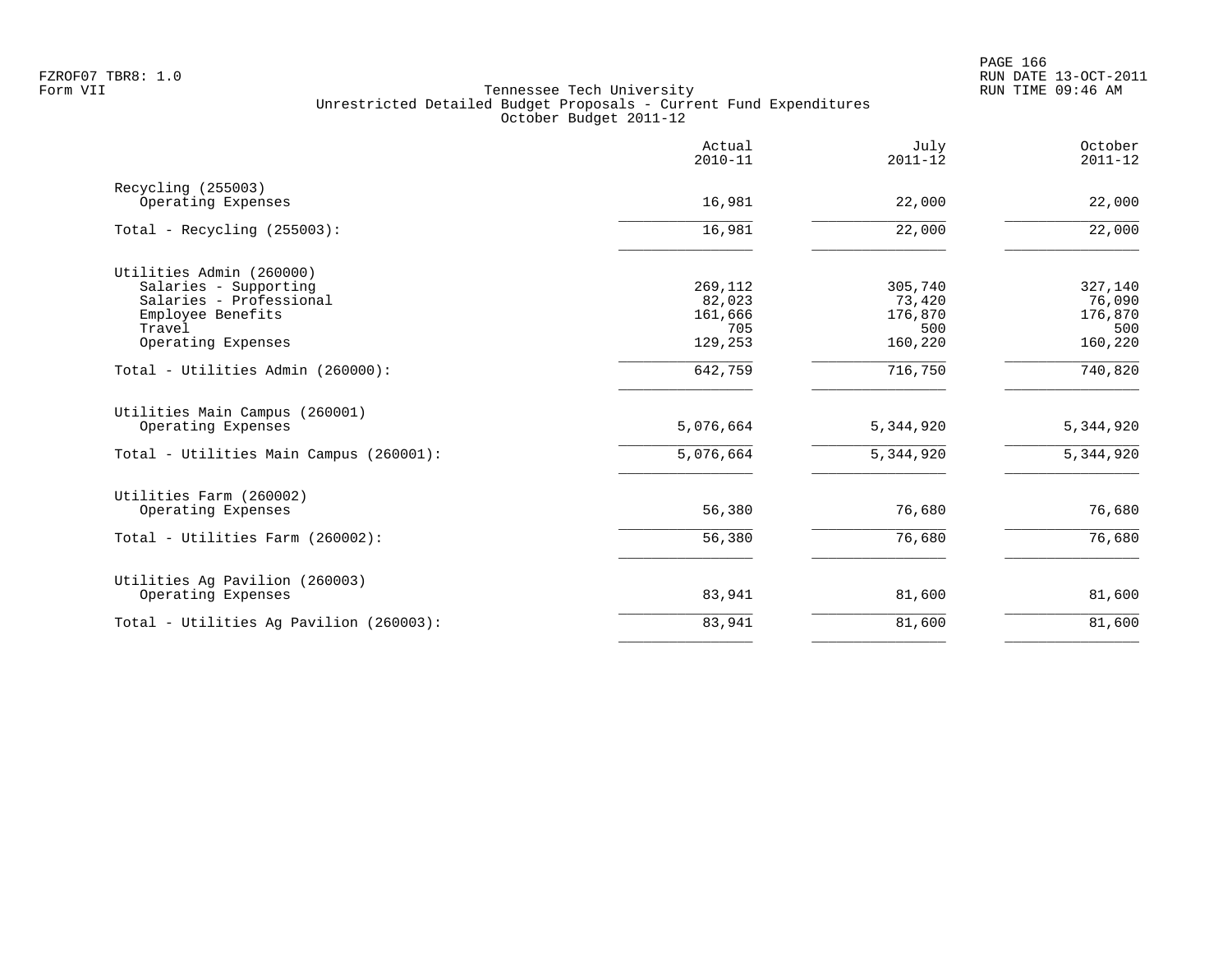Tennessee Tech University
Unrestricted Detailed Budget Proposals - Current Fund Expenditures
October Budget 2011-12

| | Actual 2010-11 | July 2011-12 | October 2011-12 |
|---|---|---|---|
| Recycling (255003) | | | |
| Operating Expenses | 16,981 | 22,000 | 22,000 |
| Total - Recycling (255003): | 16,981 | 22,000 | 22,000 |
| Utilities Admin (260000) | | | |
| Salaries - Supporting | 269,112 | 305,740 | 327,140 |
| Salaries - Professional | 82,023 | 73,420 | 76,090 |
| Employee Benefits | 161,666 | 176,870 | 176,870 |
| Travel | 705 | 500 | 500 |
| Operating Expenses | 129,253 | 160,220 | 160,220 |
| Total - Utilities Admin (260000): | 642,759 | 716,750 | 740,820 |
| Utilities Main Campus (260001) | | | |
| Operating Expenses | 5,076,664 | 5,344,920 | 5,344,920 |
| Total - Utilities Main Campus (260001): | 5,076,664 | 5,344,920 | 5,344,920 |
| Utilities Farm (260002) | | | |
| Operating Expenses | 56,380 | 76,680 | 76,680 |
| Total - Utilities Farm (260002): | 56,380 | 76,680 | 76,680 |
| Utilities Ag Pavilion (260003) | | | |
| Operating Expenses | 83,941 | 81,600 | 81,600 |
| Total - Utilities Ag Pavilion (260003): | 83,941 | 81,600 | 81,600 |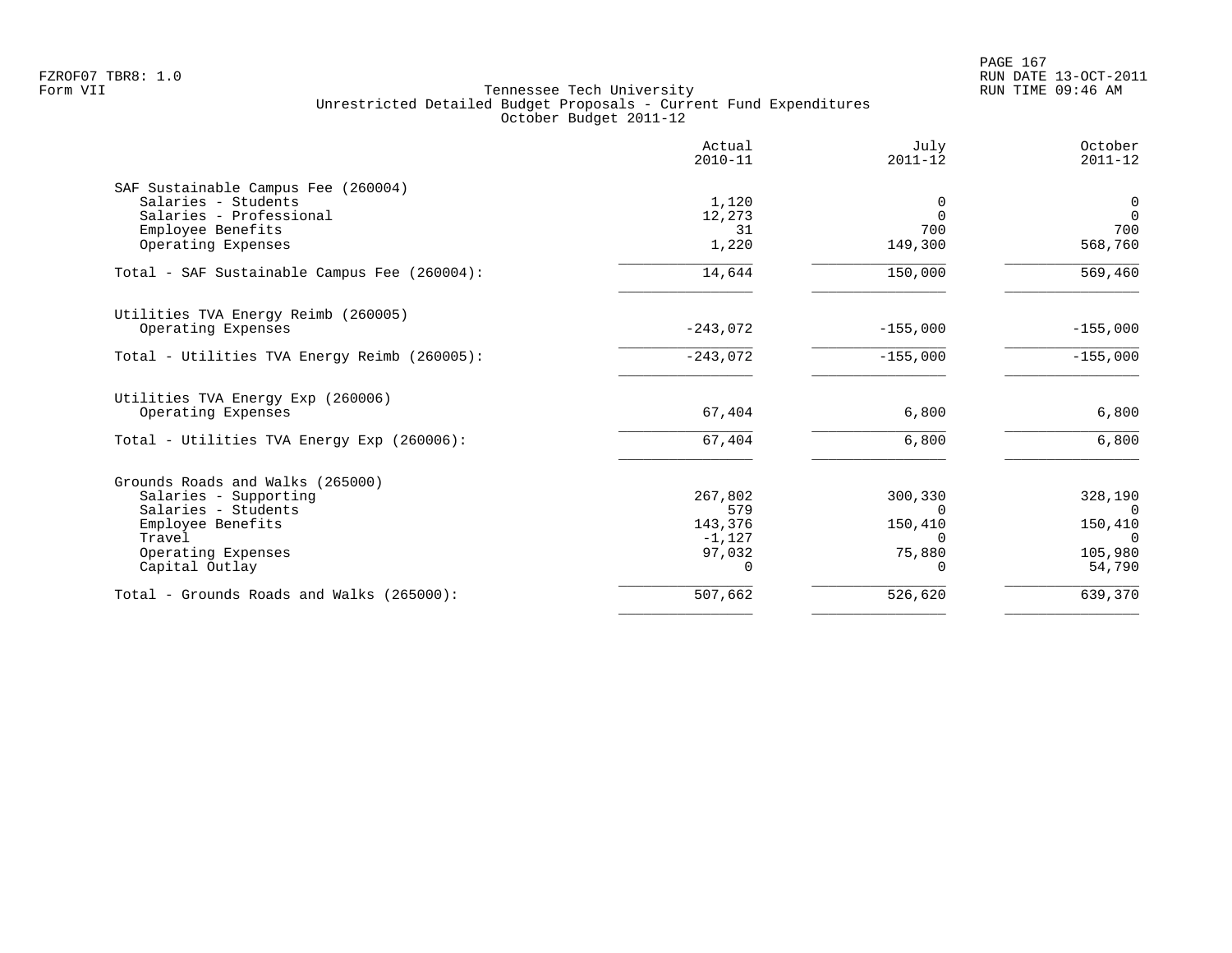Tennessee Tech University
Unrestricted Detailed Budget Proposals - Current Fund Expenditures
October Budget 2011-12

| | Actual 2010-11 | July 2011-12 | October 2011-12 |
|---|---|---|---|
| **SAF Sustainable Campus Fee (260004)** | | | |
| Salaries - Students | 1,120 | 0 | 0 |
| Salaries - Professional | 12,273 | 0 | 0 |
| Employee Benefits | 31 | 700 | 700 |
| Operating Expenses | 1,220 | 149,300 | 568,760 |
| Total - SAF Sustainable Campus Fee (260004): | 14,644 | 150,000 | 569,460 |
| **Utilities TVA Energy Reimb (260005)** | | | |
| Operating Expenses | -243,072 | -155,000 | -155,000 |
| Total - Utilities TVA Energy Reimb (260005): | -243,072 | -155,000 | -155,000 |
| **Utilities TVA Energy Exp (260006)** | | | |
| Operating Expenses | 67,404 | 6,800 | 6,800 |
| Total - Utilities TVA Energy Exp (260006): | 67,404 | 6,800 | 6,800 |
| **Grounds Roads and Walks (265000)** | | | |
| Salaries - Supporting | 267,802 | 300,330 | 328,190 |
| Salaries - Students | 579 | 0 | 0 |
| Employee Benefits | 143,376 | 150,410 | 150,410 |
| Travel | -1,127 | 0 | 0 |
| Operating Expenses | 97,032 | 75,880 | 105,980 |
| Capital Outlay | 0 | 0 | 54,790 |
| Total - Grounds Roads and Walks (265000): | 507,662 | 526,620 | 639,370 |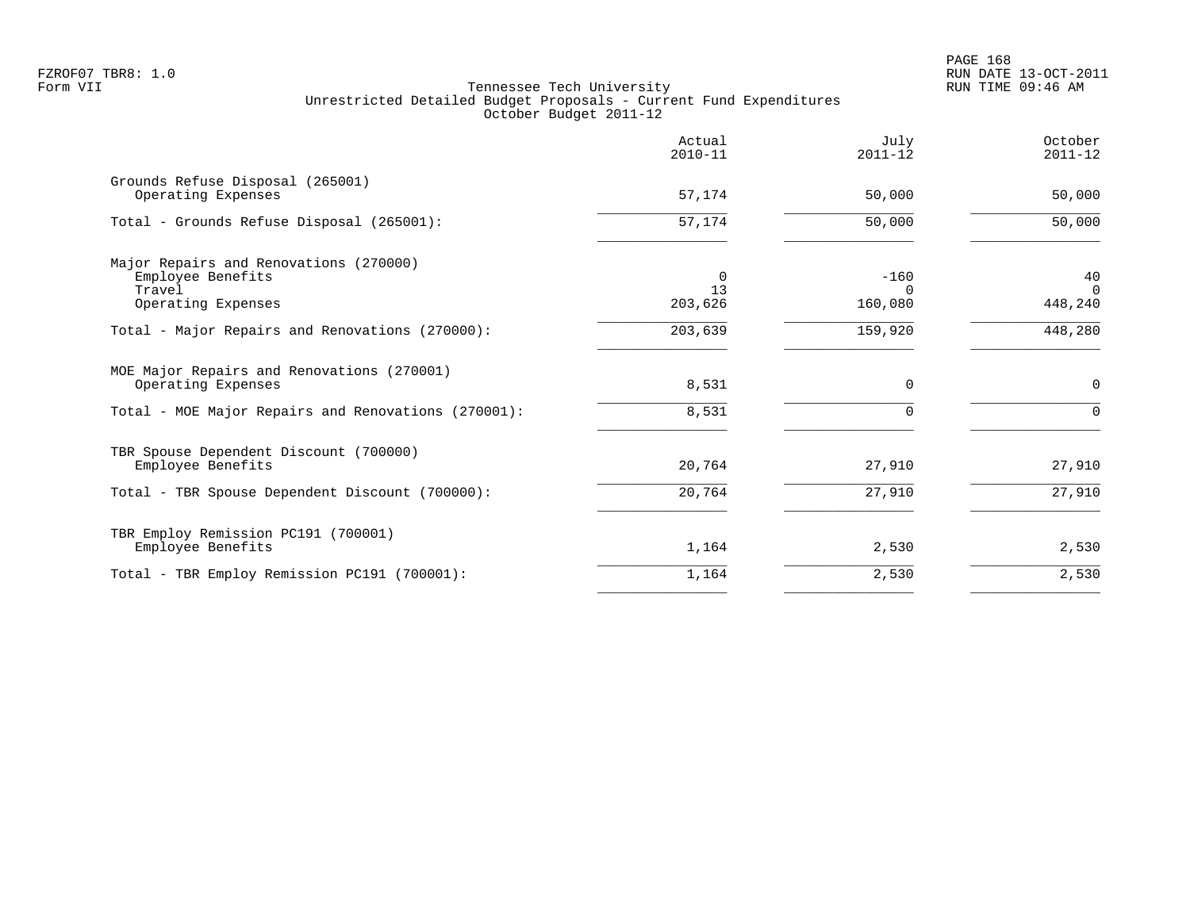FZROF07 TBR8: 1.0
Form VII

Tennessee Tech University
Unrestricted Detailed Budget Proposals - Current Fund Expenditures
October Budget 2011-12

RUN DATE 13-OCT-2011
RUN TIME 09:46 AM

| | Actual 2010-11 | July 2011-12 | October 2011-12 |
|---|---|---|---|
| Grounds Refuse Disposal (265001) | | | |
| Operating Expenses | 57,174 | 50,000 | 50,000 |
| Total - Grounds Refuse Disposal (265001): | 57,174 | 50,000 | 50,000 |
| Major Repairs and Renovations (270000) | | | |
| Employee Benefits | 0 | -160 | 40 |
| Travel | 13 | 0 | 0 |
| Operating Expenses | 203,626 | 160,080 | 448,240 |
| Total - Major Repairs and Renovations (270000): | 203,639 | 159,920 | 448,280 |
| MOE Major Repairs and Renovations (270001) | | | |
| Operating Expenses | 8,531 | 0 | 0 |
| Total - MOE Major Repairs and Renovations (270001): | 8,531 | 0 | 0 |
| TBR Spouse Dependent Discount (700000) | | | |
| Employee Benefits | 20,764 | 27,910 | 27,910 |
| Total - TBR Spouse Dependent Discount (700000): | 20,764 | 27,910 | 27,910 |
| TBR Employ Remission PC191 (700001) | | | |
| Employee Benefits | 1,164 | 2,530 | 2,530 |
| Total - TBR Employ Remission PC191 (700001): | 1,164 | 2,530 | 2,530 |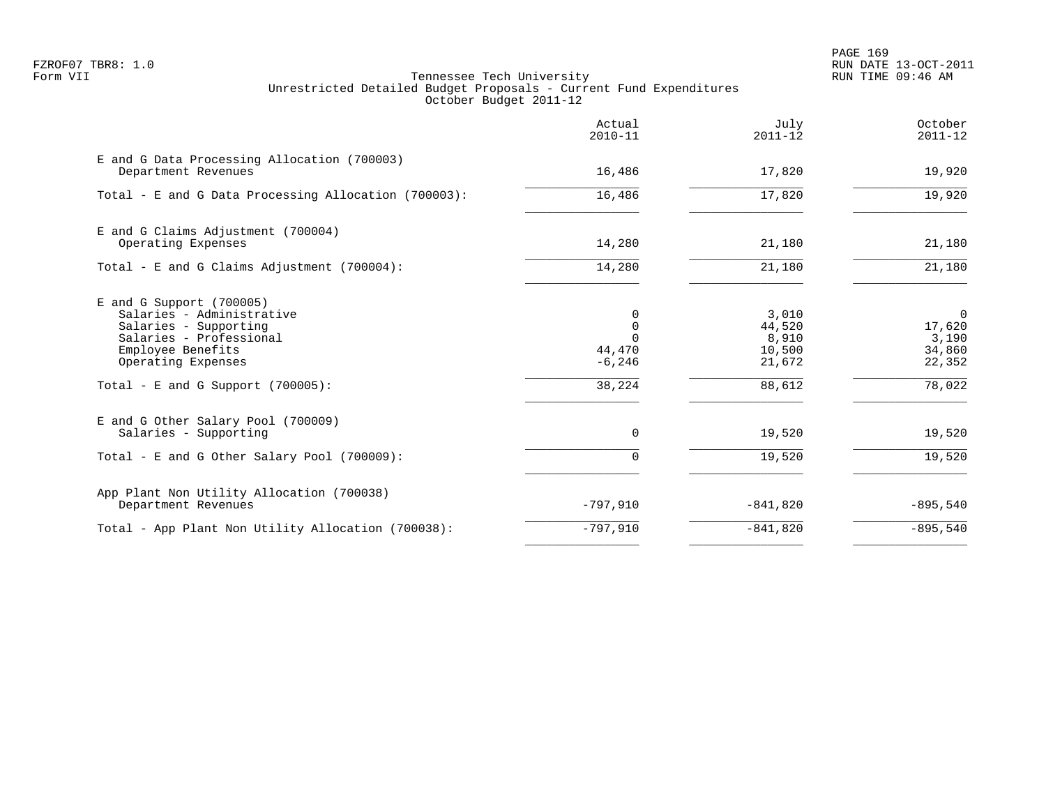FZROF07 TBR8: 1.0
Form VII

# Tennessee Tech University
## Unrestricted Detailed Budget Proposals - Current Fund Expenditures
### October Budget 2011-12

RUN DATE 13-OCT-2011
RUN TIME 09:46 AM

| | Actual 2010-11 | July 2011-12 | October 2011-12 |
|---|---|---|---|
| **E and G Data Processing Allocation (700003)** | | | |
| Department Revenues | 16,486 | 17,820 | 19,920 |
| Total - E and G Data Processing Allocation (700003): | 16,486 | 17,820 | 19,920 |
| **E and G Claims Adjustment (700004)** | | | |
| Operating Expenses | 14,280 | 21,180 | 21,180 |
| Total - E and G Claims Adjustment (700004): | 14,280 | 21,180 | 21,180 |
| **E and G Support (700005)** | | | |
| Salaries - Administrative | 0 | 3,010 | 0 |
| Salaries - Supporting | 0 | 44,520 | 17,620 |
| Salaries - Professional | 0 | 8,910 | 3,190 |
| Employee Benefits | 44,470 | 10,500 | 34,860 |
| Operating Expenses | -6,246 | 21,672 | 22,352 |
| Total - E and G Support (700005): | 38,224 | 88,612 | 78,022 |
| **E and G Other Salary Pool (700009)** | | | |
| Salaries - Supporting | 0 | 19,520 | 19,520 |
| Total - E and G Other Salary Pool (700009): | 0 | 19,520 | 19,520 |
| **App Plant Non Utility Allocation (700038)** | | | |
| Department Revenues | -797,910 | -841,820 | -895,540 |
| Total - App Plant Non Utility Allocation (700038): | -797,910 | -841,820 | -895,540 |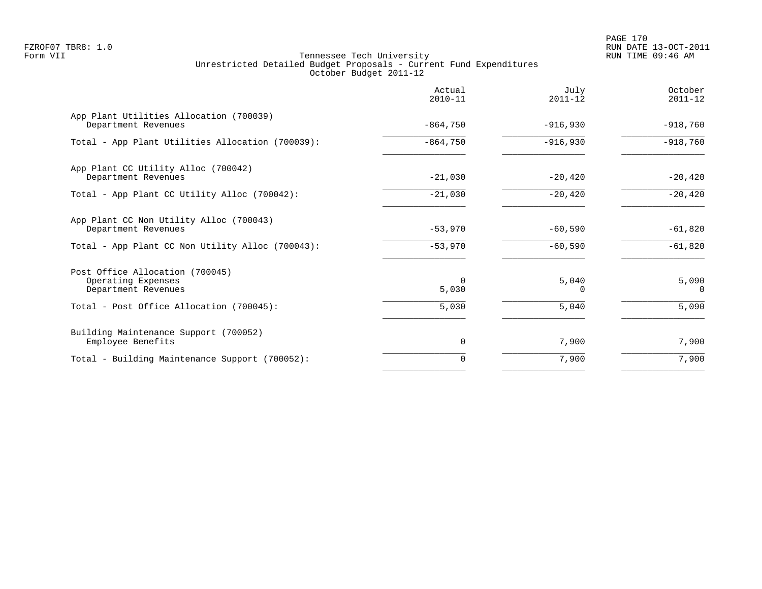FZROF07 TBR8: 1.0
Form VII

RUN DATE 13-OCT-2011
RUN TIME 09:46 AM

# Tennessee Tech University
## Unrestricted Detailed Budget Proposals - Current Fund Expenditures
### October Budget 2011-12

| | Actual 2010-11 | July 2011-12 | October 2011-12 |
|---|---|---|---|
| **App Plant Utilities Allocation (700039)** | | | |
| Department Revenues | -864,750 | -916,930 | -918,760 |
| Total - App Plant Utilities Allocation (700039): | -864,750 | -916,930 | -918,760 |
| **App Plant CC Utility Alloc (700042)** | | | |
| Department Revenues | -21,030 | -20,420 | -20,420 |
| Total - App Plant CC Utility Alloc (700042): | -21,030 | -20,420 | -20,420 |
| **App Plant CC Non Utility Alloc (700043)** | | | |
| Department Revenues | -53,970 | -60,590 | -61,820 |
| Total - App Plant CC Non Utility Alloc (700043): | -53,970 | -60,590 | -61,820 |
| **Post Office Allocation (700045)** | | | |
| Operating Expenses | 0 | 5,040 | 5,090 |
| Department Revenues | 5,030 | 0 | 0 |
| Total - Post Office Allocation (700045): | 5,030 | 5,040 | 5,090 |
| **Building Maintenance Support (700052)** | | | |
| Employee Benefits | 0 | 7,900 | 7,900 |
| Total - Building Maintenance Support (700052): | 0 | 7,900 | 7,900 |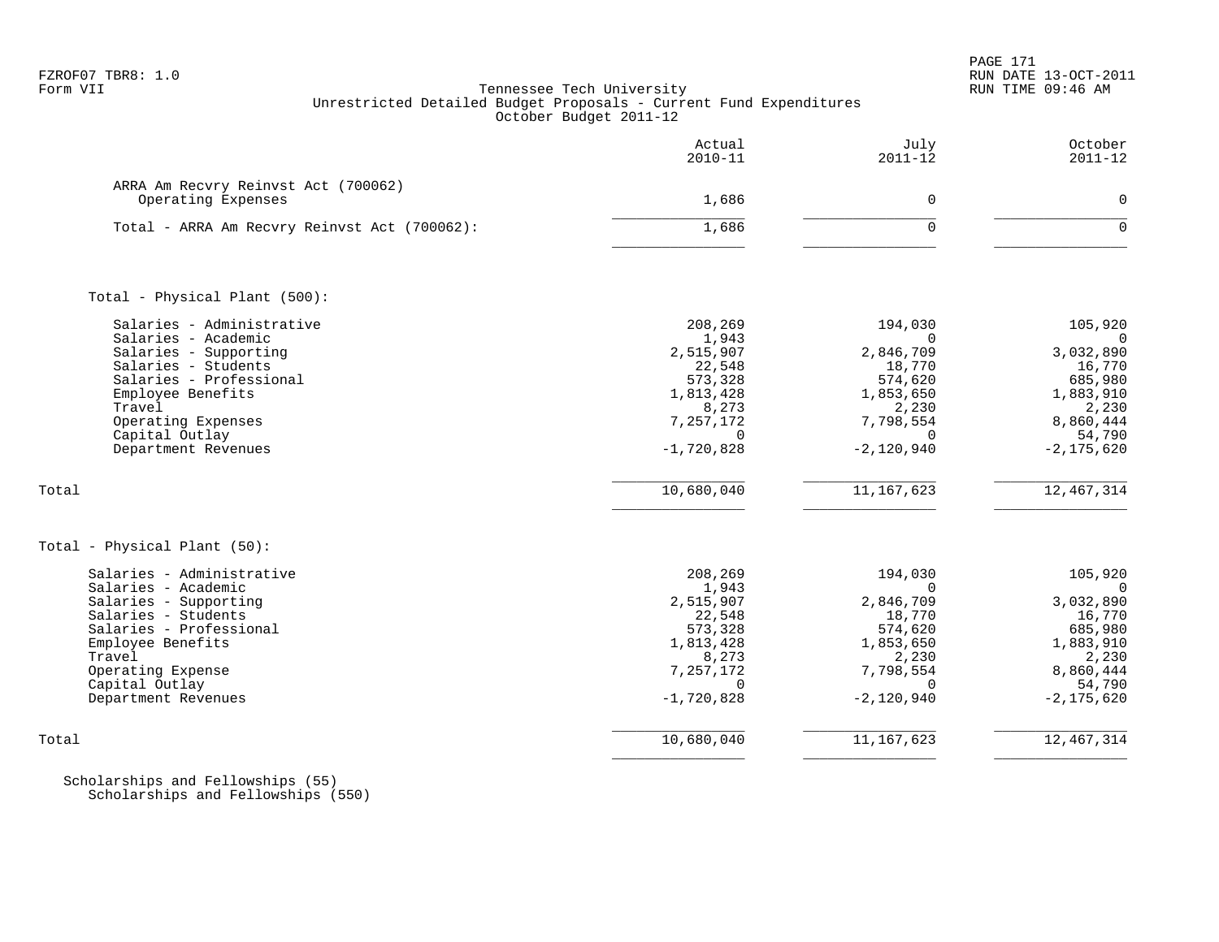FZROF07 TBR8: 1.0
Form VII

Tennessee Tech University
Unrestricted Detailed Budget Proposals - Current Fund Expenditures
October Budget 2011-12

| | Actual 2010-11 | July 2011-12 | October 2011-12 |
|---|---|---|---|
| ARRA Am Recvry Reinvst Act (700062) | | | |
| Operating Expenses | 1,686 | 0 | 0 |
| Total - ARRA Am Recvry Reinvst Act (700062): | 1,686 | 0 | 0 |
| | | | |
| Total - Physical Plant (500): | | | |
| Salaries - Administrative | 208,269 | 194,030 | 105,920 |
| Salaries - Academic | 1,943 | 0 | 0 |
| Salaries - Supporting | 2,515,907 | 2,846,709 | 3,032,890 |
| Salaries - Students | 22,548 | 18,770 | 16,770 |
| Salaries - Professional | 573,328 | 574,620 | 685,980 |
| Employee Benefits | 1,813,428 | 1,853,650 | 1,883,910 |
| Travel | 8,273 | 2,230 | 2,230 |
| Operating Expenses | 7,257,172 | 7,798,554 | 8,860,444 |
| Capital Outlay | 0 | 0 | 54,790 |
| Department Revenues | -1,720,828 | -2,120,940 | -2,175,620 |
| Total | 10,680,040 | 11,167,623 | 12,467,314 |
| | | | |
| Total - Physical Plant (50): | | | |
| Salaries - Administrative | 208,269 | 194,030 | 105,920 |
| Salaries - Academic | 1,943 | 0 | 0 |
| Salaries - Supporting | 2,515,907 | 2,846,709 | 3,032,890 |
| Salaries - Students | 22,548 | 18,770 | 16,770 |
| Salaries - Professional | 573,328 | 574,620 | 685,980 |
| Employee Benefits | 1,813,428 | 1,853,650 | 1,883,910 |
| Travel | 8,273 | 2,230 | 2,230 |
| Operating Expense | 7,257,172 | 7,798,554 | 8,860,444 |
| Capital Outlay | 0 | 0 | 54,790 |
| Department Revenues | -1,720,828 | -2,120,940 | -2,175,620 |
| Total | 10,680,040 | 11,167,623 | 12,467,314 |

Scholarships and Fellowships (55)
Scholarships and Fellowships (550)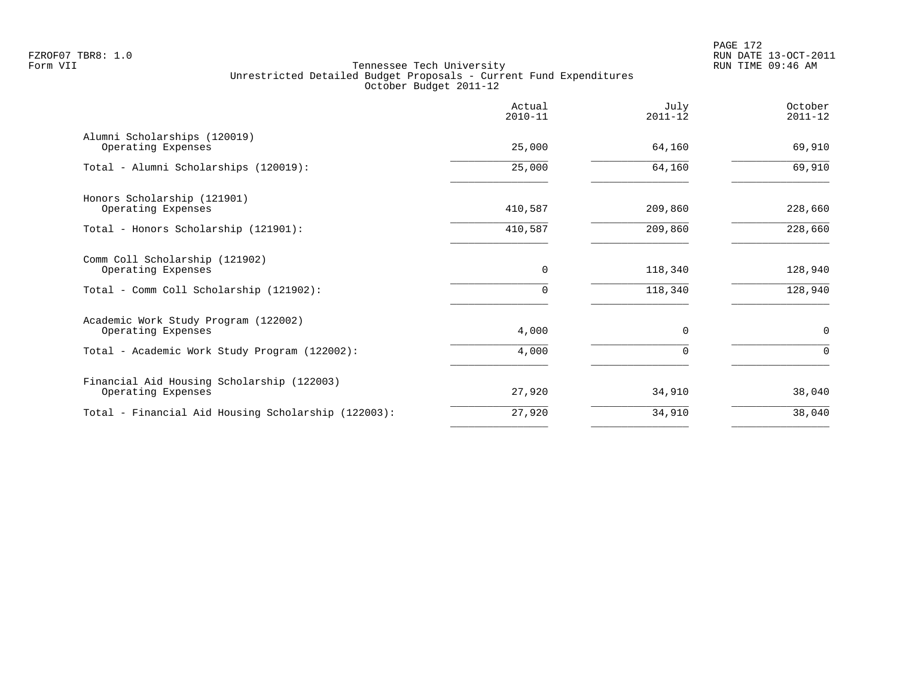FZROF07 TBR8: 1.0
Form VII

# Tennessee Tech University
## Unrestricted Detailed Budget Proposals - Current Fund Expenditures
### October Budget 2011-12

RUN DATE 13-OCT-2011
RUN TIME 09:46 AM

| | Actual 2010-11 | July 2011-12 | October 2011-12 |
|---|---|---|---|
| Alumni Scholarships (120019) | | | |
| Operating Expenses | 25,000 | 64,160 | 69,910 |
| Total - Alumni Scholarships (120019): | 25,000 | 64,160 | 69,910 |
| Honors Scholarship (121901) | | | |
| Operating Expenses | 410,587 | 209,860 | 228,660 |
| Total - Honors Scholarship (121901): | 410,587 | 209,860 | 228,660 |
| Comm Coll Scholarship (121902) | | | |
| Operating Expenses | 0 | 118,340 | 128,940 |
| Total - Comm Coll Scholarship (121902): | 0 | 118,340 | 128,940 |
| Academic Work Study Program (122002) | | | |
| Operating Expenses | 4,000 | 0 | 0 |
| Total - Academic Work Study Program (122002): | 4,000 | 0 | 0 |
| Financial Aid Housing Scholarship (122003) | | | |
| Operating Expenses | 27,920 | 34,910 | 38,040 |
| Total - Financial Aid Housing Scholarship (122003): | 27,920 | 34,910 | 38,040 |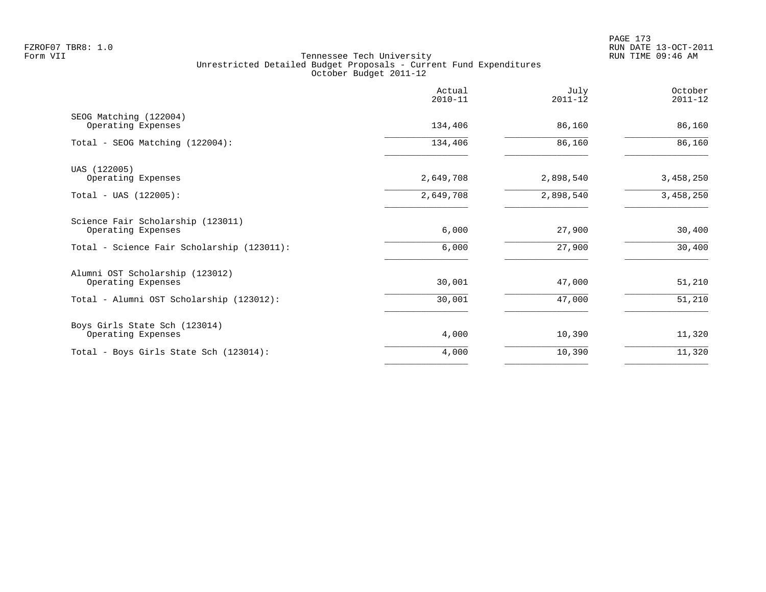Tennessee Tech University
Unrestricted Detailed Budget Proposals - Current Fund Expenditures
October Budget 2011-12

| | Actual 2010-11 | July 2011-12 | October 2011-12 |
|---|---|---|---|
| SEOG Matching (122004) | | | |
| Operating Expenses | 134,406 | 86,160 | 86,160 |
| Total - SEOG Matching (122004): | 134,406 | 86,160 | 86,160 |
| UAS (122005) | | | |
| Operating Expenses | 2,649,708 | 2,898,540 | 3,458,250 |
| Total - UAS (122005): | 2,649,708 | 2,898,540 | 3,458,250 |
| Science Fair Scholarship (123011) | | | |
| Operating Expenses | 6,000 | 27,900 | 30,400 |
| Total - Science Fair Scholarship (123011): | 6,000 | 27,900 | 30,400 |
| Alumni OST Scholarship (123012) | | | |
| Operating Expenses | 30,001 | 47,000 | 51,210 |
| Total - Alumni OST Scholarship (123012): | 30,001 | 47,000 | 51,210 |
| Boys Girls State Sch (123014) | | | |
| Operating Expenses | 4,000 | 10,390 | 11,320 |
| Total - Boys Girls State Sch (123014): | 4,000 | 10,390 | 11,320 |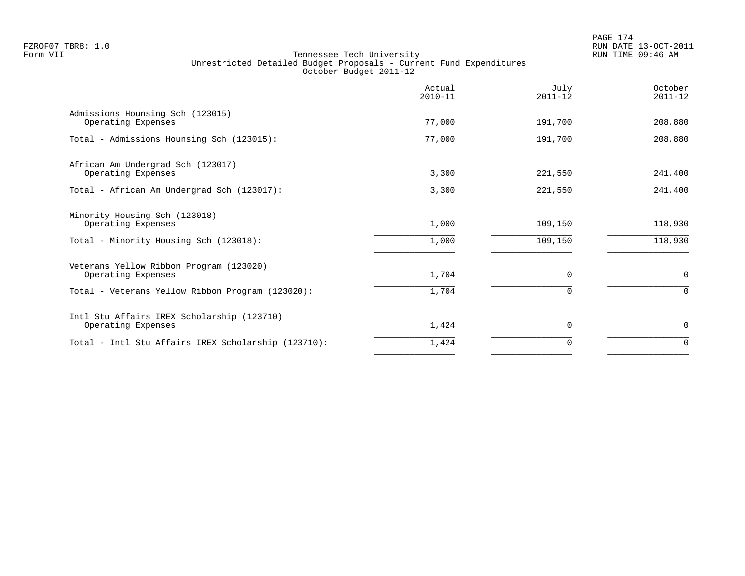Tennessee Tech University
Unrestricted Detailed Budget Proposals - Current Fund Expenditures
October Budget 2011-12

| | Actual 2010-11 | July 2011-12 | October 2011-12 |
|---|---|---|---|
| Admissions Hounsing Sch (123015) | | | |
| Operating Expenses | 77,000 | 191,700 | 208,880 |
| Total - Admissions Hounsing Sch (123015): | 77,000 | 191,700 | 208,880 |
| African Am Undergrad Sch (123017) | | | |
| Operating Expenses | 3,300 | 221,550 | 241,400 |
| Total - African Am Undergrad Sch (123017): | 3,300 | 221,550 | 241,400 |
| Minority Housing Sch (123018) | | | |
| Operating Expenses | 1,000 | 109,150 | 118,930 |
| Total - Minority Housing Sch (123018): | 1,000 | 109,150 | 118,930 |
| Veterans Yellow Ribbon Program (123020) | | | |
| Operating Expenses | 1,704 | 0 | 0 |
| Total - Veterans Yellow Ribbon Program (123020): | 1,704 | 0 | 0 |
| Intl Stu Affairs IREX Scholarship (123710) | | | |
| Operating Expenses | 1,424 | 0 | 0 |
| Total - Intl Stu Affairs IREX Scholarship (123710): | 1,424 | 0 | 0 |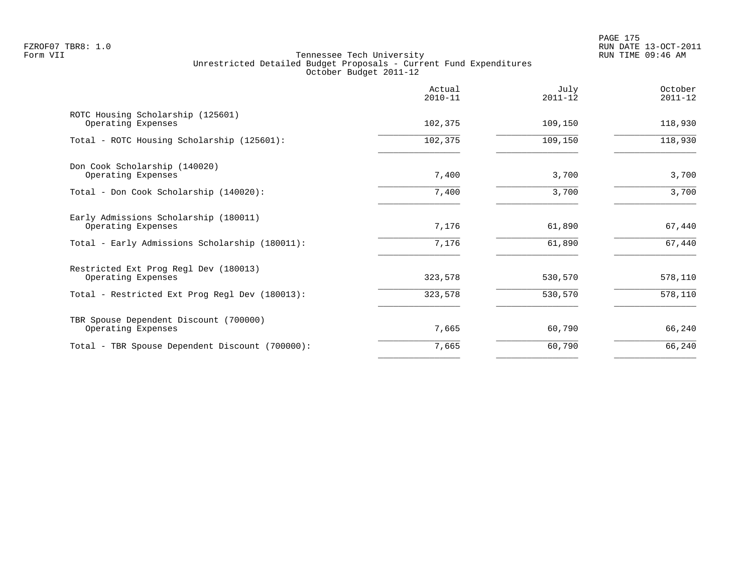Tennessee Tech University
Unrestricted Detailed Budget Proposals - Current Fund Expenditures
October Budget 2011-12

| | Actual 2010-11 | July 2011-12 | October 2011-12 |
|---|---:|---:|---:|
| ROTC Housing Scholarship (125601) | | | |
| Operating Expenses | 102,375 | 109,150 | 118,930 |
| Total - ROTC Housing Scholarship (125601): | 102,375 | 109,150 | 118,930 |
| Don Cook Scholarship (140020) | | | |
| Operating Expenses | 7,400 | 3,700 | 3,700 |
| Total - Don Cook Scholarship (140020): | 7,400 | 3,700 | 3,700 |
| Early Admissions Scholarship (180011) | | | |
| Operating Expenses | 7,176 | 61,890 | 67,440 |
| Total - Early Admissions Scholarship (180011): | 7,176 | 61,890 | 67,440 |
| Restricted Ext Prog Regl Dev (180013) | | | |
| Operating Expenses | 323,578 | 530,570 | 578,110 |
| Total - Restricted Ext Prog Regl Dev (180013): | 323,578 | 530,570 | 578,110 |
| TBR Spouse Dependent Discount (700000) | | | |
| Operating Expenses | 7,665 | 60,790 | 66,240 |
| Total - TBR Spouse Dependent Discount (700000): | 7,665 | 60,790 | 66,240 |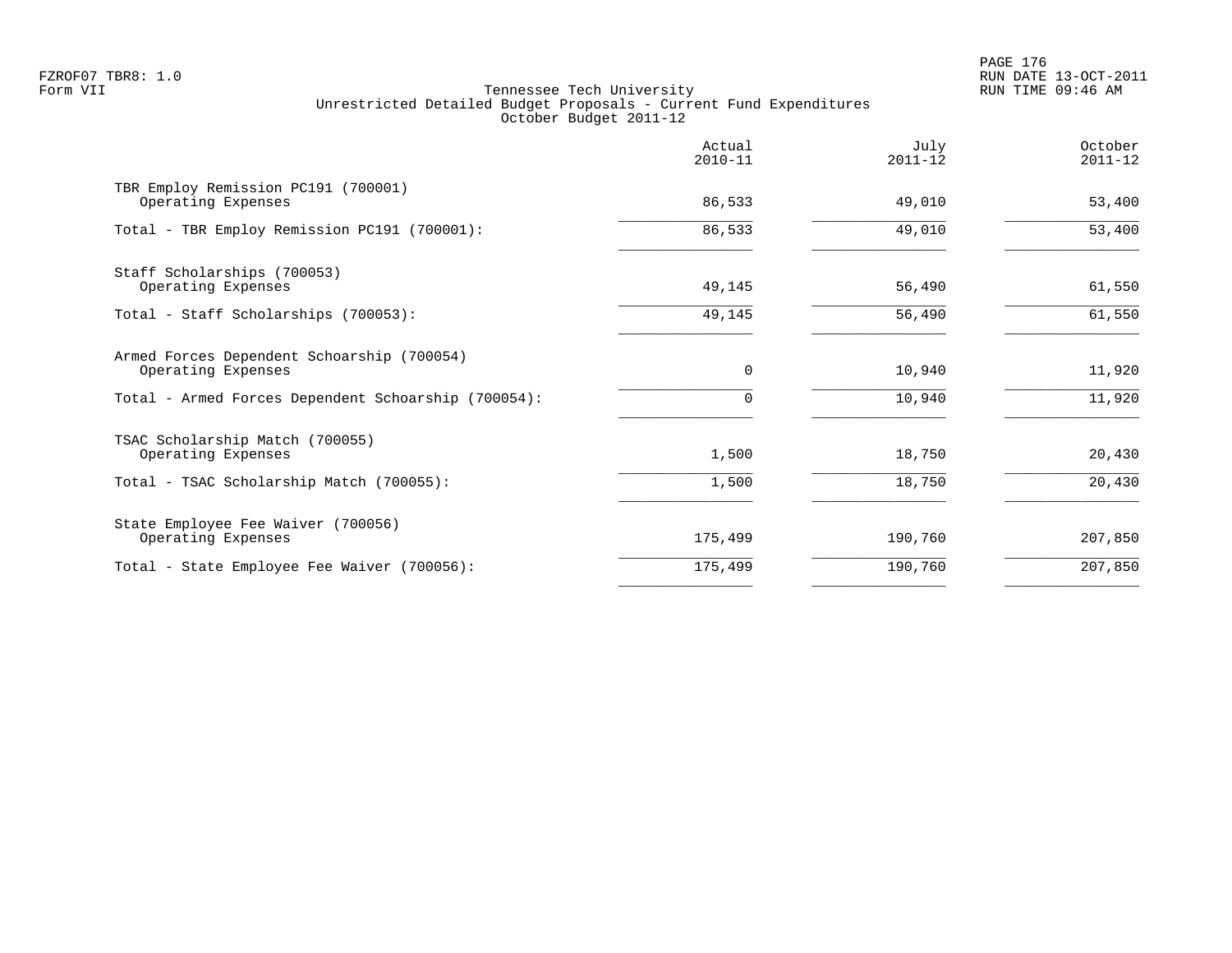FZROF07 TBR8: 1.0
Form VII

Tennessee Tech University
Unrestricted Detailed Budget Proposals - Current Fund Expenditures
October Budget 2011-12

| | Actual 2010-11 | July 2011-12 | October 2011-12 |
|---|---|---|---|
| TBR Employ Remission PC191 (700001) | | | |
| Operating Expenses | 86,533 | 49,010 | 53,400 |
| Total - TBR Employ Remission PC191 (700001): | 86,533 | 49,010 | 53,400 |
| Staff Scholarships (700053) | | | |
| Operating Expenses | 49,145 | 56,490 | 61,550 |
| Total - Staff Scholarships (700053): | 49,145 | 56,490 | 61,550 |
| Armed Forces Dependent Schoarship (700054) | | | |
| Operating Expenses | 0 | 10,940 | 11,920 |
| Total - Armed Forces Dependent Schoarship (700054): | 0 | 10,940 | 11,920 |
| TSAC Scholarship Match (700055) | | | |
| Operating Expenses | 1,500 | 18,750 | 20,430 |
| Total - TSAC Scholarship Match (700055): | 1,500 | 18,750 | 20,430 |
| State Employee Fee Waiver (700056) | | | |
| Operating Expenses | 175,499 | 190,760 | 207,850 |
| Total - State Employee Fee Waiver (700056): | 175,499 | 190,760 | 207,850 |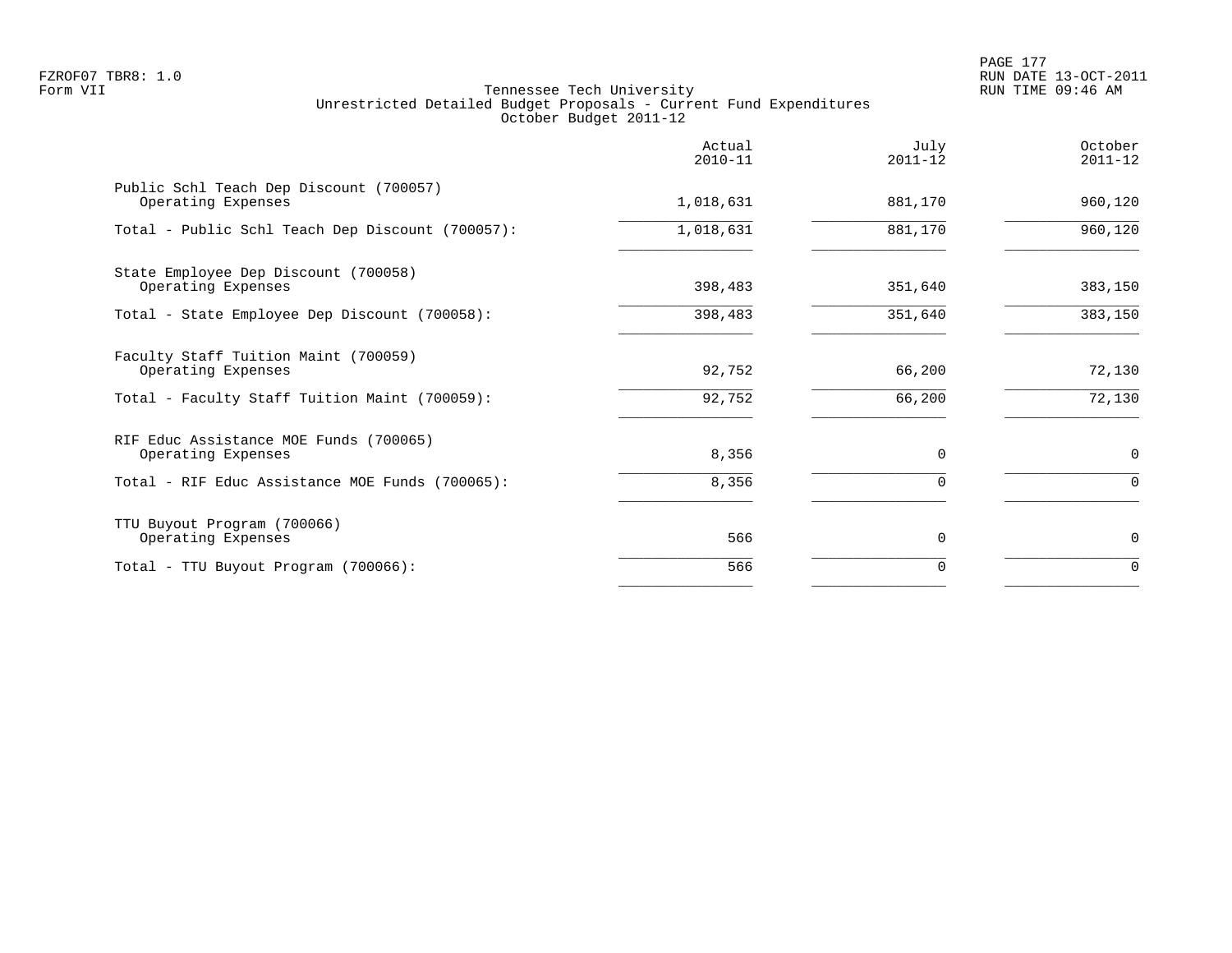FZROF07 TBR8: 1.0
Form VII

Tennessee Tech University
Unrestricted Detailed Budget Proposals - Current Fund Expenditures
October Budget 2011-12

RUN DATE 13-OCT-2011
RUN TIME 09:46 AM

| | Actual 2010-11 | July 2011-12 | October 2011-12 |
|---|---|---|---|
| Public Schl Teach Dep Discount (700057) | | | |
| Operating Expenses | 1,018,631 | 881,170 | 960,120 |
| Total - Public Schl Teach Dep Discount (700057): | 1,018,631 | 881,170 | 960,120 |
| State Employee Dep Discount (700058) | | | |
| Operating Expenses | 398,483 | 351,640 | 383,150 |
| Total - State Employee Dep Discount (700058): | 398,483 | 351,640 | 383,150 |
| Faculty Staff Tuition Maint (700059) | | | |
| Operating Expenses | 92,752 | 66,200 | 72,130 |
| Total - Faculty Staff Tuition Maint (700059): | 92,752 | 66,200 | 72,130 |
| RIF Educ Assistance MOE Funds (700065) | | | |
| Operating Expenses | 8,356 | 0 | 0 |
| Total - RIF Educ Assistance MOE Funds (700065): | 8,356 | 0 | 0 |
| TTU Buyout Program (700066) | | | |
| Operating Expenses | 566 | 0 | 0 |
| Total - TTU Buyout Program (700066): | 566 | 0 | 0 |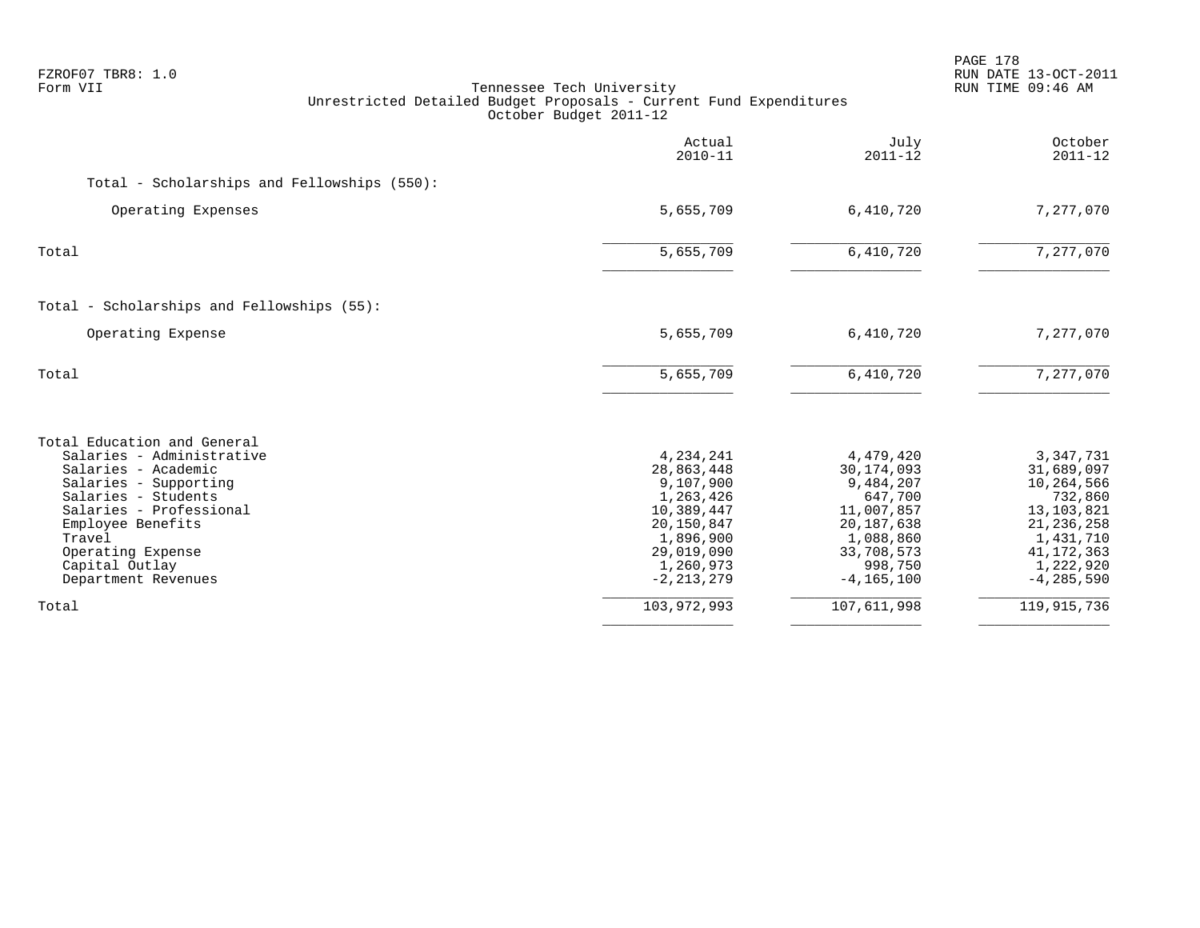FZROF07 TBR8: 1.0
Form VII

Tennessee Tech University
Unrestricted Detailed Budget Proposals - Current Fund Expenditures
October Budget 2011-12

RUN DATE 13-OCT-2011
RUN TIME 09:46 AM

| | Actual 2010-11 | July 2011-12 | October 2011-12 |
|---|---|---|---|
| Total - Scholarships and Fellowships (550): | | | |
| Operating Expenses | 5,655,709 | 6,410,720 | 7,277,070 |
| Total | 5,655,709 | 6,410,720 | 7,277,070 |
| Total - Scholarships and Fellowships (55): | | | |
| Operating Expense | 5,655,709 | 6,410,720 | 7,277,070 |
| Total | 5,655,709 | 6,410,720 | 7,277,070 |
| Total Education and General | | | |
| Salaries - Administrative | 4,234,241 | 4,479,420 | 3,347,731 |
| Salaries - Academic | 28,863,448 | 30,174,093 | 31,689,097 |
| Salaries - Supporting | 9,107,900 | 9,484,207 | 10,264,566 |
| Salaries - Students | 1,263,426 | 647,700 | 732,860 |
| Salaries - Professional | 10,389,447 | 11,007,857 | 13,103,821 |
| Employee Benefits | 20,150,847 | 20,187,638 | 21,236,258 |
| Travel | 1,896,900 | 1,088,860 | 1,431,710 |
| Operating Expense | 29,019,090 | 33,708,573 | 41,172,363 |
| Capital Outlay | 1,260,973 | 998,750 | 1,222,920 |
| Department Revenues | -2,213,279 | -4,165,100 | -4,285,590 |
| Total | 103,972,993 | 107,611,998 | 119,915,736 |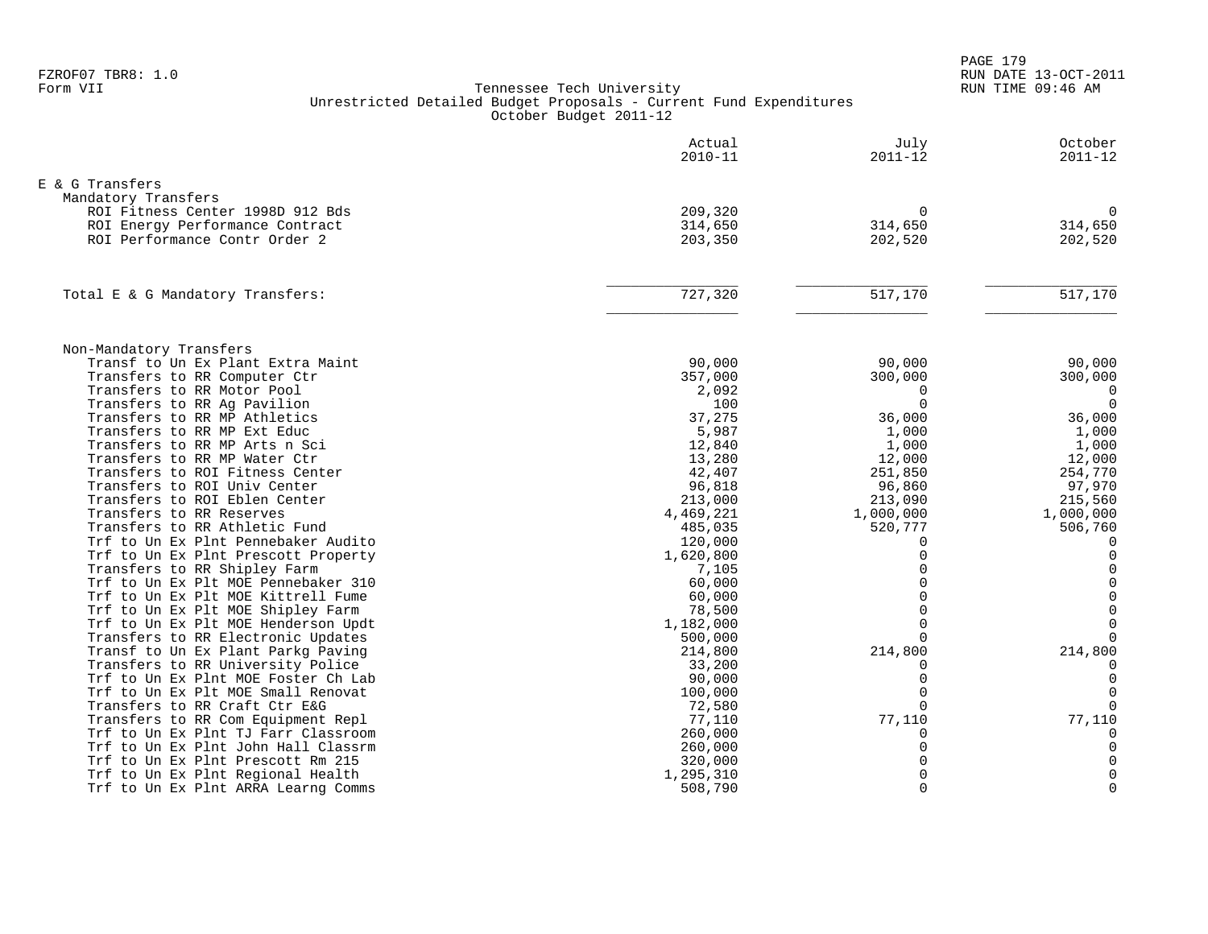FZROF07 TBR8: 1.0
Form VII

# Tennessee Tech University
## Unrestricted Detailed Budget Proposals - Current Fund Expenditures
### October Budget 2011-12

RUN DATE 13-OCT-2011
RUN TIME 09:46 AM

| | Actual 2010-11 | July 2011-12 | October 2011-12 |
|---|---|---|---|
| **E & G Transfers** | | | |
| Mandatory Transfers | | | |
| ROI Fitness Center 1998D 912 Bds | 209,320 | 0 | 0 |
| ROI Energy Performance Contract | 314,650 | 314,650 | 314,650 |
| ROI Performance Contr Order 2 | 203,350 | 202,520 | 202,520 |
| Total E & G Mandatory Transfers: | 727,320 | 517,170 | 517,170 |
| Non-Mandatory Transfers | | | |
| Transf to Un Ex Plant Extra Maint | 90,000 | 90,000 | 90,000 |
| Transfers to RR Computer Ctr | 357,000 | 300,000 | 300,000 |
| Transfers to RR Motor Pool | 2,092 | 0 | 0 |
| Transfers to RR Ag Pavilion | 100 | 0 | 0 |
| Transfers to RR MP Athletics | 37,275 | 36,000 | 36,000 |
| Transfers to RR MP Ext Educ | 5,987 | 1,000 | 1,000 |
| Transfers to RR MP Arts n Sci | 12,840 | 1,000 | 1,000 |
| Transfers to RR MP Water Ctr | 13,280 | 12,000 | 12,000 |
| Transfers to ROI Fitness Center | 42,407 | 251,850 | 254,770 |
| Transfers to ROI Univ Center | 96,818 | 96,860 | 97,970 |
| Transfers to ROI Eblen Center | 213,000 | 213,090 | 215,560 |
| Transfers to RR Reserves | 4,469,221 | 1,000,000 | 1,000,000 |
| Transfers to RR Athletic Fund | 485,035 | 520,777 | 506,760 |
| Trf to Un Ex Plnt Pennebaker Audito | 120,000 | 0 | 0 |
| Trf to Un Ex Plnt Prescott Property | 1,620,800 | 0 | 0 |
| Transfers to RR Shipley Farm | 7,105 | 0 | 0 |
| Trf to Un Ex Plt MOE Pennebaker 310 | 60,000 | 0 | 0 |
| Trf to Un Ex Plt MOE Kittrell Fume | 60,000 | 0 | 0 |
| Trf to Un Ex Plt MOE Shipley Farm | 78,500 | 0 | 0 |
| Trf to Un Ex Plt MOE Henderson Updt | 1,182,000 | 0 | 0 |
| Transfers to RR Electronic Updates | 500,000 | 0 | 0 |
| Transf to Un Ex Plant Parkg Paving | 214,800 | 214,800 | 214,800 |
| Transfers to RR University Police | 33,200 | 0 | 0 |
| Trf to Un Ex Plnt MOE Foster Ch Lab | 90,000 | 0 | 0 |
| Trf to Un Ex Plt MOE Small Renovat | 100,000 | 0 | 0 |
| Transfers to RR Craft Ctr E&G | 72,580 | 0 | 0 |
| Transfers to RR Com Equipment Repl | 77,110 | 77,110 | 77,110 |
| Trf to Un Ex Plnt TJ Farr Classroom | 260,000 | 0 | 0 |
| Trf to Un Ex Plnt John Hall Classrm | 260,000 | 0 | 0 |
| Trf to Un Ex Plnt Prescott Rm 215 | 320,000 | 0 | 0 |
| Trf to Un Ex Plnt Regional Health | 1,295,310 | 0 | 0 |
| Trf to Un Ex Plnt ARRA Learng Comms | 508,790 | 0 | 0 |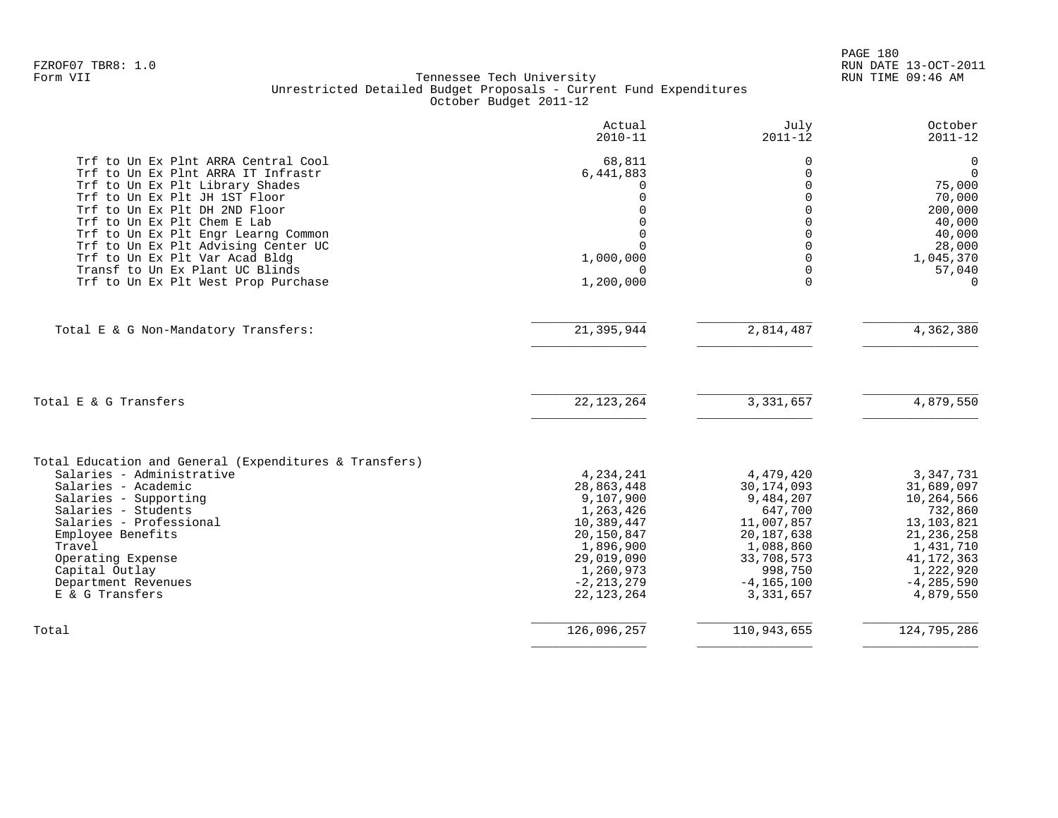FZROF07 TBR8: 1.0
Form VII

Tennessee Tech University
Unrestricted Detailed Budget Proposals - Current Fund Expenditures
October Budget 2011-12

RUN DATE 13-OCT-2011
RUN TIME 09:46 AM

| | Actual 2010-11 | July 2011-12 | October 2011-12 |
|---|---|---|---|
| Trf to Un Ex Plnt ARRA Central Cool | 68,811 | 0 | 0 |
| Trf to Un Ex Plnt ARRA IT Infrastr | 6,441,883 | 0 | 0 |
| Trf to Un Ex Plt Library Shades | 0 | 0 | 75,000 |
| Trf to Un Ex Plt JH 1ST Floor | 0 | 0 | 70,000 |
| Trf to Un Ex Plt DH 2ND Floor | 0 | 0 | 200,000 |
| Trf to Un Ex Plt Chem E Lab | 0 | 0 | 40,000 |
| Trf to Un Ex Plt Engr Learng Common | 0 | 0 | 40,000 |
| Trf to Un Ex Plt Advising Center UC | 0 | 0 | 28,000 |
| Trf to Un Ex Plt Var Acad Bldg | 1,000,000 | 0 | 1,045,370 |
| Transf to Un Ex Plant UC Blinds | 0 | 0 | 57,040 |
| Trf to Un Ex Plt West Prop Purchase | 1,200,000 | 0 | 0 |
| Total E & G Non-Mandatory Transfers: | 21,395,944 | 2,814,487 | 4,362,380 |
| Total E & G Transfers | 22,123,264 | 3,331,657 | 4,879,550 |
| Total Education and General (Expenditures & Transfers) | | | |
| Salaries - Administrative | 4,234,241 | 4,479,420 | 3,347,731 |
| Salaries - Academic | 28,863,448 | 30,174,093 | 31,689,097 |
| Salaries - Supporting | 9,107,900 | 9,484,207 | 10,264,566 |
| Salaries - Students | 1,263,426 | 647,700 | 732,860 |
| Salaries - Professional | 10,389,447 | 11,007,857 | 13,103,821 |
| Employee Benefits | 20,150,847 | 20,187,638 | 21,236,258 |
| Travel | 1,896,900 | 1,088,860 | 1,431,710 |
| Operating Expense | 29,019,090 | 33,708,573 | 41,172,363 |
| Capital Outlay | 1,260,973 | 998,750 | 1,222,920 |
| Department Revenues | -2,213,279 | -4,165,100 | -4,285,590 |
| E & G Transfers | 22,123,264 | 3,331,657 | 4,879,550 |
| Total | 126,096,257 | 110,943,655 | 124,795,286 |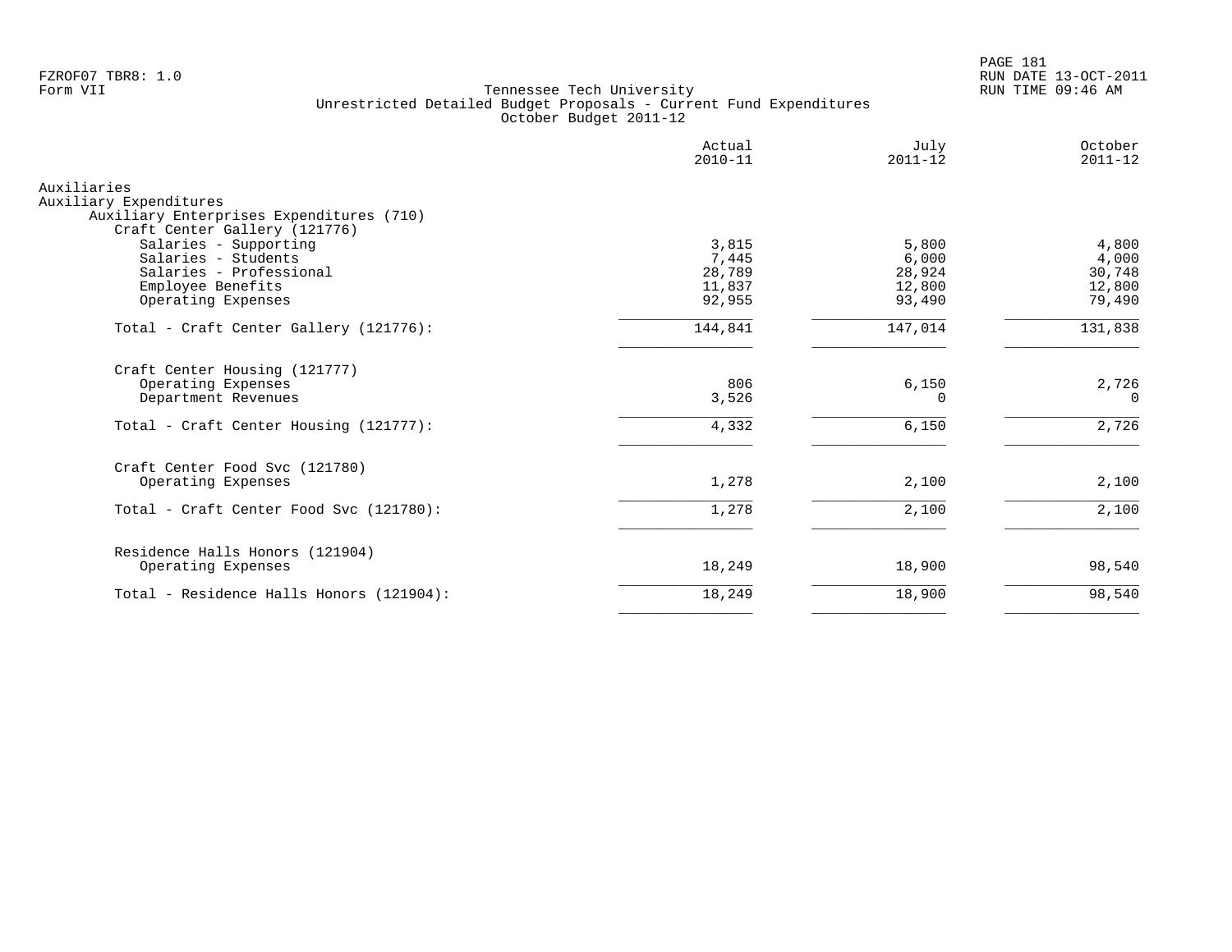FZROF07 TBR8: 1.0
Form VII

Tennessee Tech University
Unrestricted Detailed Budget Proposals - Current Fund Expenditures
October Budget 2011-12

RUN DATE 13-OCT-2011
RUN TIME 09:46 AM

| | Actual 2010-11 | July 2011-12 | October 2011-12 |
|---|---|---|---|
| Auxiliaries | | | |
| Auxiliary Expenditures | | | |
| Auxiliary Enterprises Expenditures (710) | | | |
| Craft Center Gallery (121776) | | | |
| Salaries - Supporting | 3,815 | 5,800 | 4,800 |
| Salaries - Students | 7,445 | 6,000 | 4,000 |
| Salaries - Professional | 28,789 | 28,924 | 30,748 |
| Employee Benefits | 11,837 | 12,800 | 12,800 |
| Operating Expenses | 92,955 | 93,490 | 79,490 |
| Total - Craft Center Gallery (121776): | 144,841 | 147,014 | 131,838 |
| Craft Center Housing (121777) | | | |
| Operating Expenses | 806 | 6,150 | 2,726 |
| Department Revenues | 3,526 | 0 | 0 |
| Total - Craft Center Housing (121777): | 4,332 | 6,150 | 2,726 |
| Craft Center Food Svc (121780) | | | |
| Operating Expenses | 1,278 | 2,100 | 2,100 |
| Total - Craft Center Food Svc (121780): | 1,278 | 2,100 | 2,100 |
| Residence Halls Honors (121904) | | | |
| Operating Expenses | 18,249 | 18,900 | 98,540 |
| Total - Residence Halls Honors (121904): | 18,249 | 18,900 | 98,540 |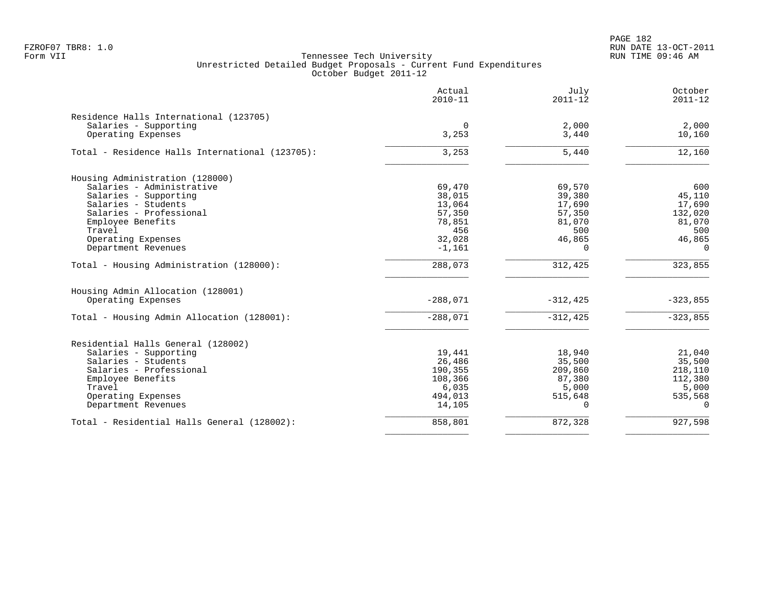FZROF07 TBR8: 1.0
Form VII

Tennessee Tech University
Unrestricted Detailed Budget Proposals - Current Fund Expenditures
October Budget 2011-12

RUN DATE 13-OCT-2011
RUN TIME 09:46 AM

| | Actual 2010-11 | July 2011-12 | October 2011-12 |
|---|---|---|---|
| **Residence Halls International (123705)** | | | |
| Salaries - Supporting | 0 | 2,000 | 2,000 |
| Operating Expenses | 3,253 | 3,440 | 10,160 |
| Total - Residence Halls International (123705): | 3,253 | 5,440 | 12,160 |
| **Housing Administration (128000)** | | | |
| Salaries - Administrative | 69,470 | 69,570 | 600 |
| Salaries - Supporting | 38,015 | 39,380 | 45,110 |
| Salaries - Students | 13,064 | 17,690 | 17,690 |
| Salaries - Professional | 57,350 | 57,350 | 132,020 |
| Employee Benefits | 78,851 | 81,070 | 81,070 |
| Travel | 456 | 500 | 500 |
| Operating Expenses | 32,028 | 46,865 | 46,865 |
| Department Revenues | -1,161 | 0 | 0 |
| Total - Housing Administration (128000): | 288,073 | 312,425 | 323,855 |
| **Housing Admin Allocation (128001)** | | | |
| Operating Expenses | -288,071 | -312,425 | -323,855 |
| Total - Housing Admin Allocation (128001): | -288,071 | -312,425 | -323,855 |
| **Residential Halls General (128002)** | | | |
| Salaries - Supporting | 19,441 | 18,940 | 21,040 |
| Salaries - Students | 26,486 | 35,500 | 35,500 |
| Salaries - Professional | 190,355 | 209,860 | 218,110 |
| Employee Benefits | 108,366 | 87,380 | 112,380 |
| Travel | 6,035 | 5,000 | 5,000 |
| Operating Expenses | 494,013 | 515,648 | 535,568 |
| Department Revenues | 14,105 | 0 | 0 |
| Total - Residential Halls General (128002): | 858,801 | 872,328 | 927,598 |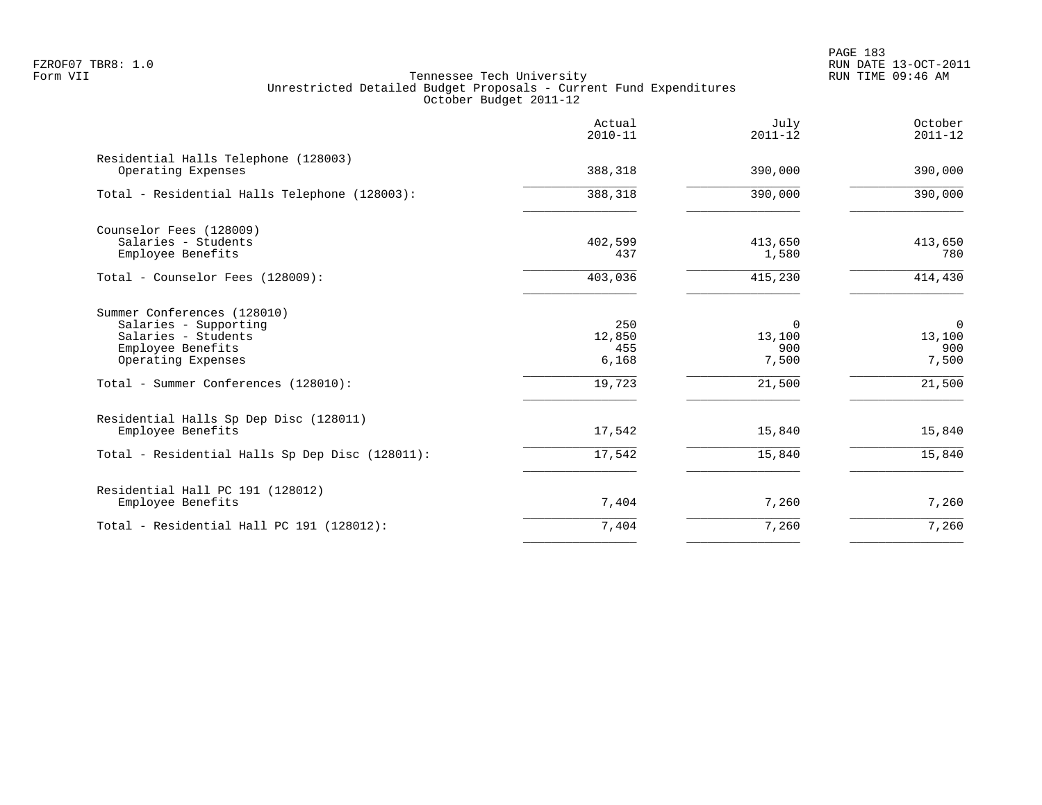FZROF07 TBR8: 1.0
Form VII

Tennessee Tech University
Unrestricted Detailed Budget Proposals - Current Fund Expenditures
October Budget 2011-12

RUN DATE 13-OCT-2011
RUN TIME 09:46 AM

| | Actual 2010-11 | July 2011-12 | October 2011-12 |
|---|---|---|---|
| Residential Halls Telephone (128003) | | | |
| Operating Expenses | 388,318 | 390,000 | 390,000 |
| Total - Residential Halls Telephone (128003): | 388,318 | 390,000 | 390,000 |
| Counselor Fees (128009) | | | |
| Salaries - Students | 402,599 | 413,650 | 413,650 |
| Employee Benefits | 437 | 1,580 | 780 |
| Total - Counselor Fees (128009): | 403,036 | 415,230 | 414,430 |
| Summer Conferences (128010) | | | |
| Salaries - Supporting | 250 | 0 | 0 |
| Salaries - Students | 12,850 | 13,100 | 13,100 |
| Employee Benefits | 455 | 900 | 900 |
| Operating Expenses | 6,168 | 7,500 | 7,500 |
| Total - Summer Conferences (128010): | 19,723 | 21,500 | 21,500 |
| Residential Halls Sp Dep Disc (128011) | | | |
| Employee Benefits | 17,542 | 15,840 | 15,840 |
| Total - Residential Halls Sp Dep Disc (128011): | 17,542 | 15,840 | 15,840 |
| Residential Hall PC 191 (128012) | | | |
| Employee Benefits | 7,404 | 7,260 | 7,260 |
| Total - Residential Hall PC 191 (128012): | 7,404 | 7,260 | 7,260 |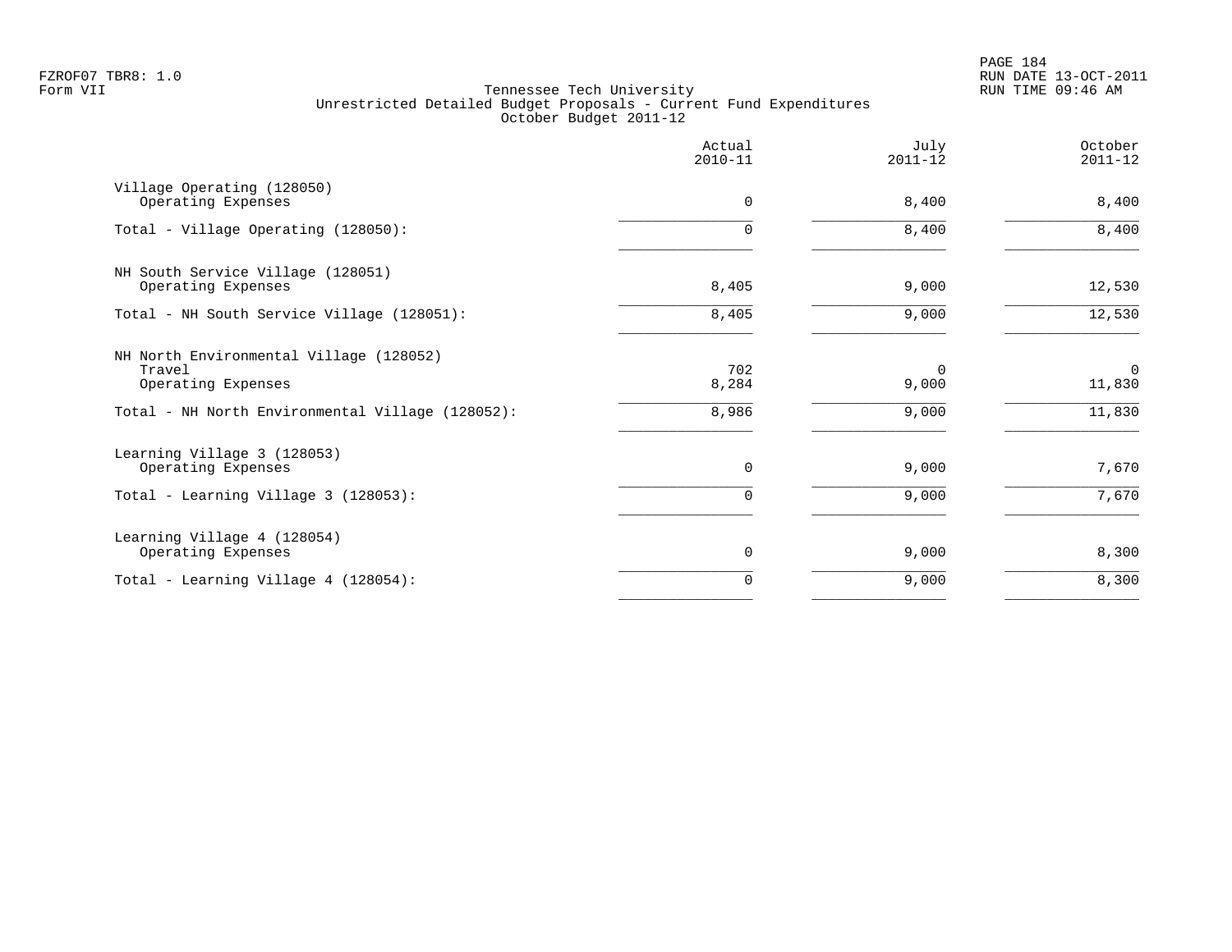Tennessee Tech University
Unrestricted Detailed Budget Proposals - Current Fund Expenditures
October Budget 2011-12

| | Actual 2010-11 | July 2011-12 | October 2011-12 |
|---|---|---|---|
| **Village Operating (128050)** | | | |
| Operating Expenses | 0 | 8,400 | 8,400 |
| Total - Village Operating (128050): | 0 | 8,400 | 8,400 |
| **NH South Service Village (128051)** | | | |
| Operating Expenses | 8,405 | 9,000 | 12,530 |
| Total - NH South Service Village (128051): | 8,405 | 9,000 | 12,530 |
| **NH North Environmental Village (128052)** | | | |
| Travel | 702 | 0 | 0 |
| Operating Expenses | 8,284 | 9,000 | 11,830 |
| Total - NH North Environmental Village (128052): | 8,986 | 9,000 | 11,830 |
| **Learning Village 3 (128053)** | | | |
| Operating Expenses | 0 | 9,000 | 7,670 |
| Total - Learning Village 3 (128053): | 0 | 9,000 | 7,670 |
| **Learning Village 4 (128054)** | | | |
| Operating Expenses | 0 | 9,000 | 8,300 |
| Total - Learning Village 4 (128054): | 0 | 9,000 | 8,300 |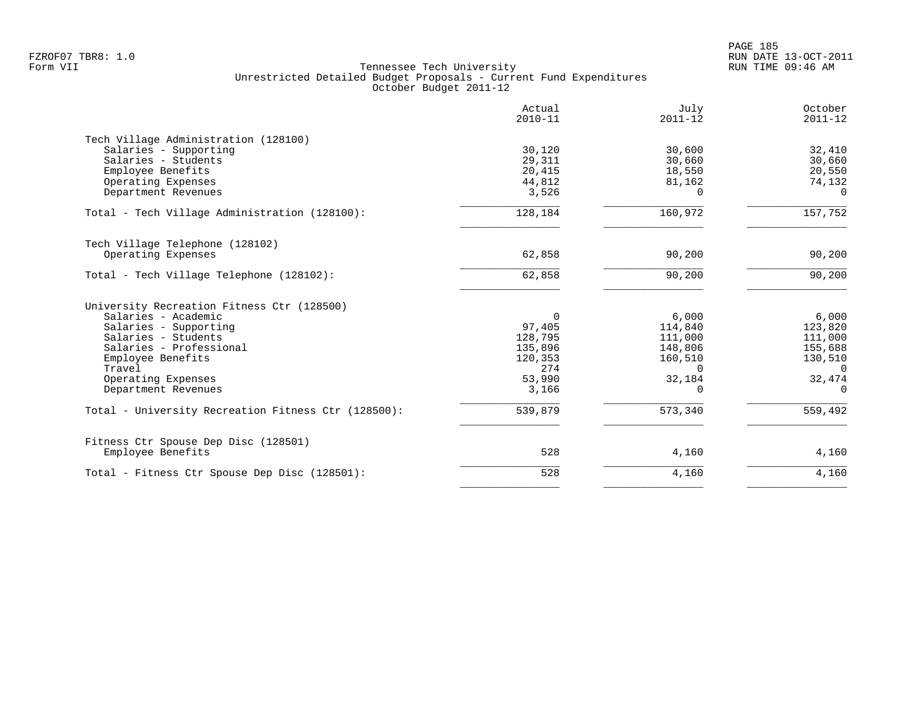FZROF07 TBR8: 1.0
Form VII

Tennessee Tech University
Unrestricted Detailed Budget Proposals - Current Fund Expenditures
October Budget 2011-12

RUN DATE 13-OCT-2011
RUN TIME 09:46 AM

| | Actual 2010-11 | July 2011-12 | October 2011-12 |
|---|---|---|---|
| **Tech Village Administration (128100)** | | | |
| Salaries - Supporting | 30,120 | 30,600 | 32,410 |
| Salaries - Students | 29,311 | 30,660 | 30,660 |
| Employee Benefits | 20,415 | 18,550 | 20,550 |
| Operating Expenses | 44,812 | 81,162 | 74,132 |
| Department Revenues | 3,526 | 0 | 0 |
| Total - Tech Village Administration (128100): | 128,184 | 160,972 | 157,752 |
| **Tech Village Telephone (128102)** | | | |
| Operating Expenses | 62,858 | 90,200 | 90,200 |
| Total - Tech Village Telephone (128102): | 62,858 | 90,200 | 90,200 |
| **University Recreation Fitness Ctr (128500)** | | | |
| Salaries - Academic | 0 | 6,000 | 6,000 |
| Salaries - Supporting | 97,405 | 114,840 | 123,820 |
| Salaries - Students | 128,795 | 111,000 | 111,000 |
| Salaries - Professional | 135,896 | 148,806 | 155,688 |
| Employee Benefits | 120,353 | 160,510 | 130,510 |
| Travel | 274 | 0 | 0 |
| Operating Expenses | 53,990 | 32,184 | 32,474 |
| Department Revenues | 3,166 | 0 | 0 |
| Total - University Recreation Fitness Ctr (128500): | 539,879 | 573,340 | 559,492 |
| **Fitness Ctr Spouse Dep Disc (128501)** | | | |
| Employee Benefits | 528 | 4,160 | 4,160 |
| Total - Fitness Ctr Spouse Dep Disc (128501): | 528 | 4,160 | 4,160 |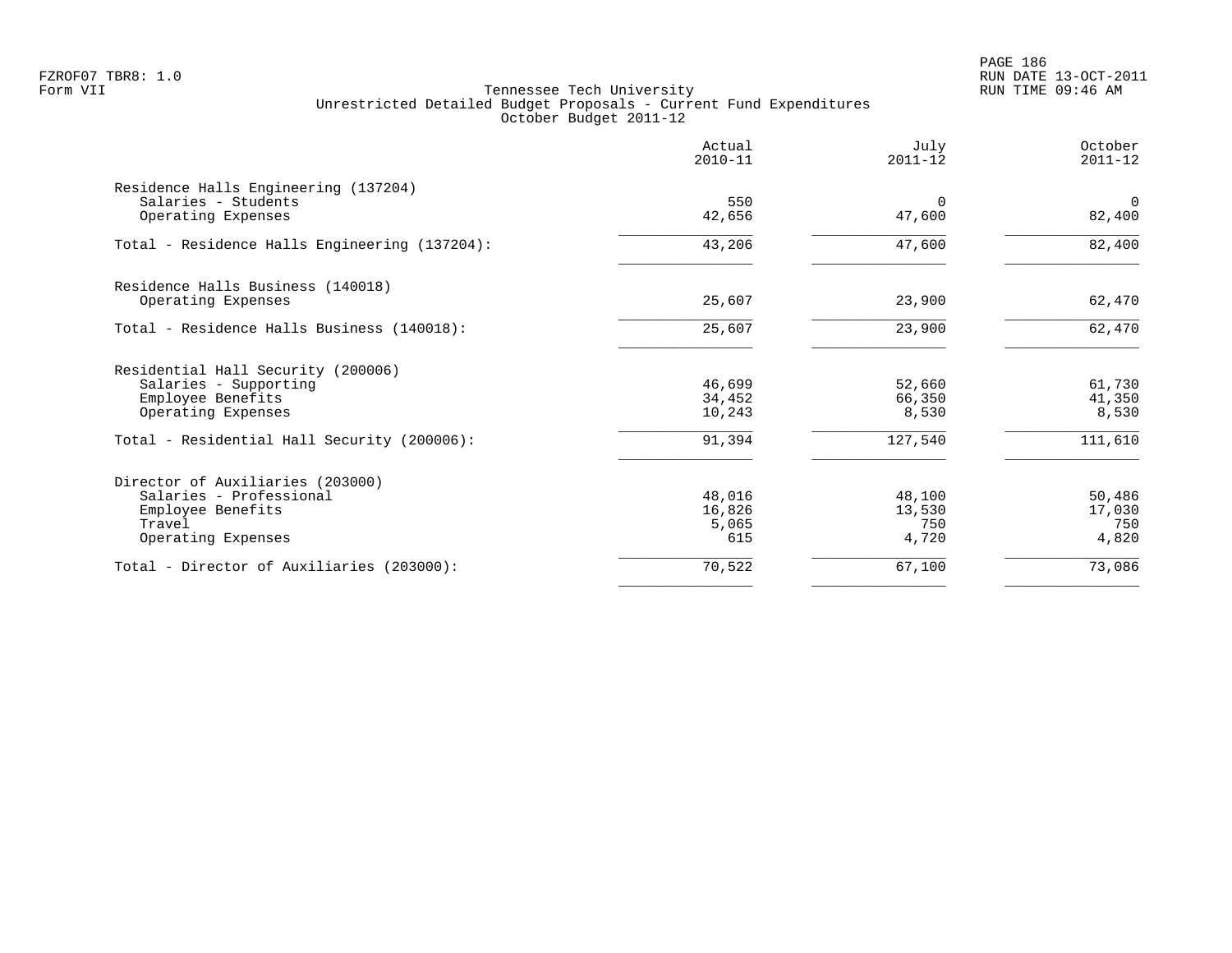FZROF07 TBR8: 1.0
Form VII

Tennessee Tech University
Unrestricted Detailed Budget Proposals - Current Fund Expenditures
October Budget 2011-12

RUN DATE 13-OCT-2011
RUN TIME 09:46 AM

| | Actual 2010-11 | July 2011-12 | October 2011-12 |
|---|---|---|---|
| **Residence Halls Engineering (137204)** | | | |
| Salaries - Students | 550 | 0 | 0 |
| Operating Expenses | 42,656 | 47,600 | 82,400 |
| Total - Residence Halls Engineering (137204): | 43,206 | 47,600 | 82,400 |
| **Residence Halls Business (140018)** | | | |
| Operating Expenses | 25,607 | 23,900 | 62,470 |
| Total - Residence Halls Business (140018): | 25,607 | 23,900 | 62,470 |
| **Residential Hall Security (200006)** | | | |
| Salaries - Supporting | 46,699 | 52,660 | 61,730 |
| Employee Benefits | 34,452 | 66,350 | 41,350 |
| Operating Expenses | 10,243 | 8,530 | 8,530 |
| Total - Residential Hall Security (200006): | 91,394 | 127,540 | 111,610 |
| **Director of Auxiliaries (203000)** | | | |
| Salaries - Professional | 48,016 | 48,100 | 50,486 |
| Employee Benefits | 16,826 | 13,530 | 17,030 |
| Travel | 5,065 | 750 | 750 |
| Operating Expenses | 615 | 4,720 | 4,820 |
| Total - Director of Auxiliaries (203000): | 70,522 | 67,100 | 73,086 |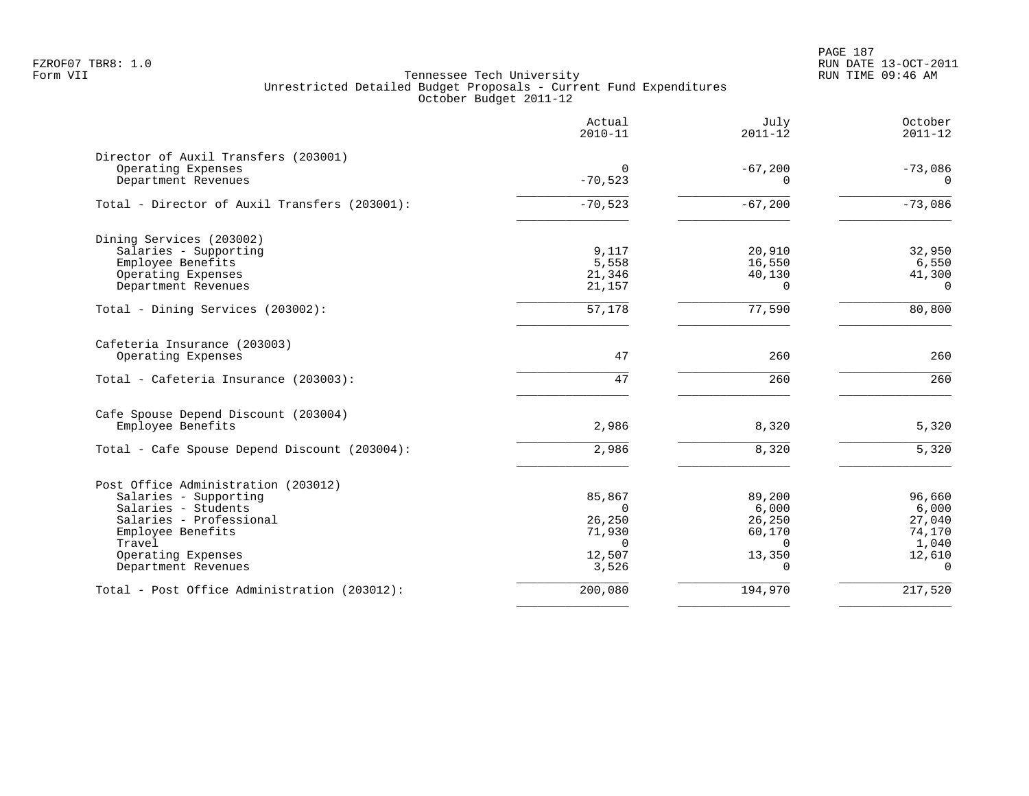FZROF07 TBR8: 1.0
Form VII

# Tennessee Tech University
## Unrestricted Detailed Budget Proposals - Current Fund Expenditures
### October Budget 2011-12

RUN DATE 13-OCT-2011
RUN TIME 09:46 AM

| | Actual 2010-11 | July 2011-12 | October 2011-12 |
|---|---|---|---|
| **Director of Auxil Transfers (203001)** | | | |
| Operating Expenses | 0 | -67,200 | -73,086 |
| Department Revenues | -70,523 | 0 | 0 |
| Total - Director of Auxil Transfers (203001): | -70,523 | -67,200 | -73,086 |
| **Dining Services (203002)** | | | |
| Salaries - Supporting | 9,117 | 20,910 | 32,950 |
| Employee Benefits | 5,558 | 16,550 | 6,550 |
| Operating Expenses | 21,346 | 40,130 | 41,300 |
| Department Revenues | 21,157 | 0 | 0 |
| Total - Dining Services (203002): | 57,178 | 77,590 | 80,800 |
| **Cafeteria Insurance (203003)** | | | |
| Operating Expenses | 47 | 260 | 260 |
| Total - Cafeteria Insurance (203003): | 47 | 260 | 260 |
| **Cafe Spouse Depend Discount (203004)** | | | |
| Employee Benefits | 2,986 | 8,320 | 5,320 |
| Total - Cafe Spouse Depend Discount (203004): | 2,986 | 8,320 | 5,320 |
| **Post Office Administration (203012)** | | | |
| Salaries - Supporting | 85,867 | 89,200 | 96,660 |
| Salaries - Students | 0 | 6,000 | 6,000 |
| Salaries - Professional | 26,250 | 26,250 | 27,040 |
| Employee Benefits | 71,930 | 60,170 | 74,170 |
| Travel | 0 | 0 | 1,040 |
| Operating Expenses | 12,507 | 13,350 | 12,610 |
| Department Revenues | 3,526 | 0 | 0 |
| Total - Post Office Administration (203012): | 200,080 | 194,970 | 217,520 |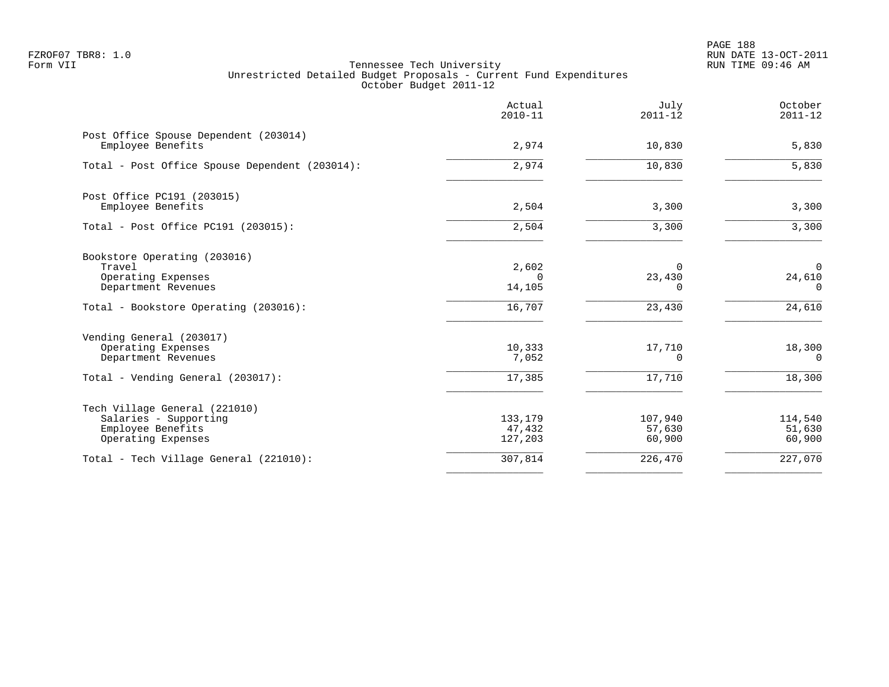FZROF07 TBR8: 1.0
Form VII

Tennessee Tech University
Unrestricted Detailed Budget Proposals - Current Fund Expenditures
October Budget 2011-12

RUN DATE 13-OCT-2011
RUN TIME 09:46 AM

| | Actual 2010-11 | July 2011-12 | October 2011-12 |
|---|---|---|---|
| **Post Office Spouse Dependent (203014)** | | | |
| Employee Benefits | 2,974 | 10,830 | 5,830 |
| Total - Post Office Spouse Dependent (203014): | 2,974 | 10,830 | 5,830 |
| **Post Office PC191 (203015)** | | | |
| Employee Benefits | 2,504 | 3,300 | 3,300 |
| Total - Post Office PC191 (203015): | 2,504 | 3,300 | 3,300 |
| **Bookstore Operating (203016)** | | | |
| Travel | 2,602 | 0 | 0 |
| Operating Expenses | 0 | 23,430 | 24,610 |
| Department Revenues | 14,105 | 0 | 0 |
| Total - Bookstore Operating (203016): | 16,707 | 23,430 | 24,610 |
| **Vending General (203017)** | | | |
| Operating Expenses | 10,333 | 17,710 | 18,300 |
| Department Revenues | 7,052 | 0 | 0 |
| Total - Vending General (203017): | 17,385 | 17,710 | 18,300 |
| **Tech Village General (221010)** | | | |
| Salaries - Supporting | 133,179 | 107,940 | 114,540 |
| Employee Benefits | 47,432 | 57,630 | 51,630 |
| Operating Expenses | 127,203 | 60,900 | 60,900 |
| Total - Tech Village General (221010): | 307,814 | 226,470 | 227,070 |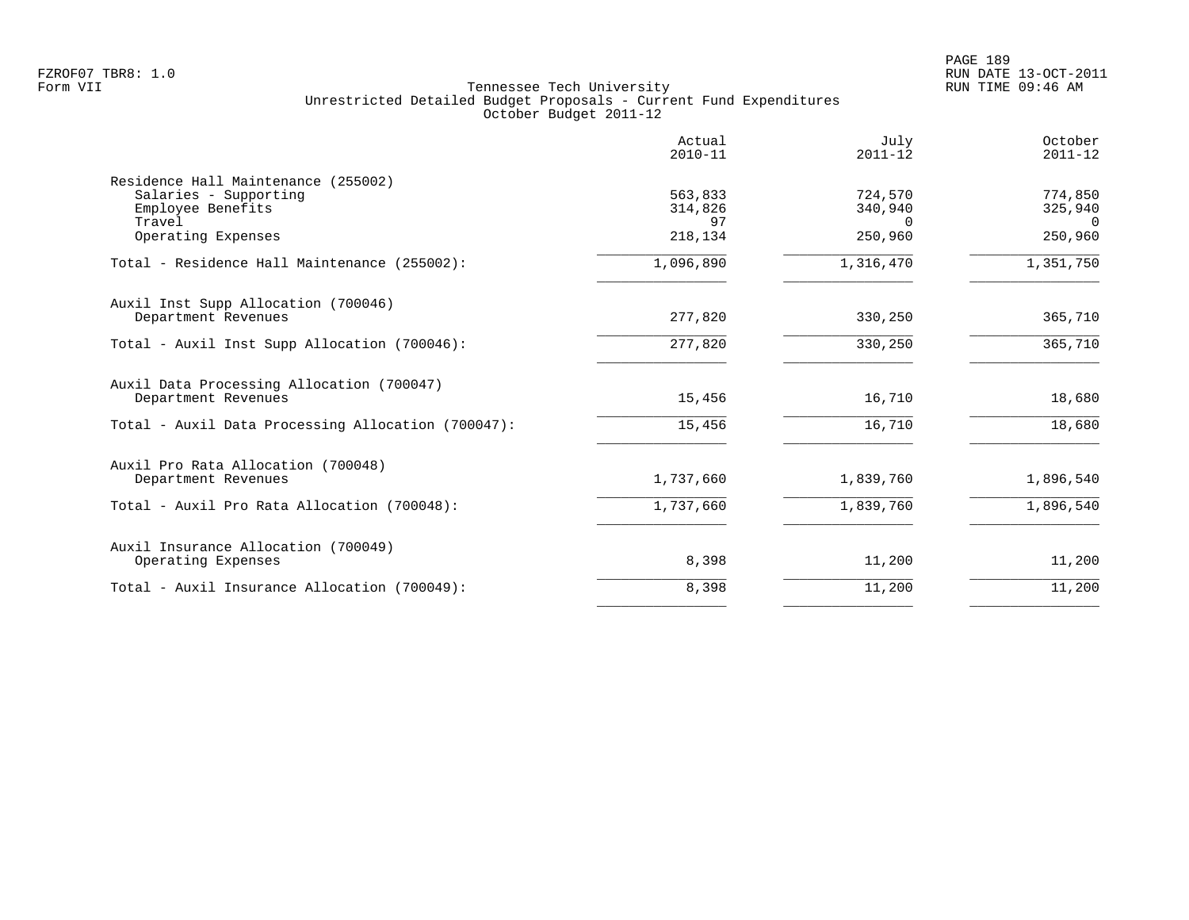FZROF07 TBR8: 1.0
Form VII

Tennessee Tech University
Unrestricted Detailed Budget Proposals - Current Fund Expenditures
October Budget 2011-12

RUN DATE 13-OCT-2011
RUN TIME 09:46 AM

| | Actual 2010-11 | July 2011-12 | October 2011-12 |
|---|---|---|---|
| Residence Hall Maintenance (255002) | | | |
| Salaries - Supporting | 563,833 | 724,570 | 774,850 |
| Employee Benefits | 314,826 | 340,940 | 325,940 |
| Travel | 97 | 0 | 0 |
| Operating Expenses | 218,134 | 250,960 | 250,960 |
| Total - Residence Hall Maintenance (255002): | 1,096,890 | 1,316,470 | 1,351,750 |
| Auxil Inst Supp Allocation (700046) | | | |
| Department Revenues | 277,820 | 330,250 | 365,710 |
| Total - Auxil Inst Supp Allocation (700046): | 277,820 | 330,250 | 365,710 |
| Auxil Data Processing Allocation (700047) | | | |
| Department Revenues | 15,456 | 16,710 | 18,680 |
| Total - Auxil Data Processing Allocation (700047): | 15,456 | 16,710 | 18,680 |
| Auxil Pro Rata Allocation (700048) | | | |
| Department Revenues | 1,737,660 | 1,839,760 | 1,896,540 |
| Total - Auxil Pro Rata Allocation (700048): | 1,737,660 | 1,839,760 | 1,896,540 |
| Auxil Insurance Allocation (700049) | | | |
| Operating Expenses | 8,398 | 11,200 | 11,200 |
| Total - Auxil Insurance Allocation (700049): | 8,398 | 11,200 | 11,200 |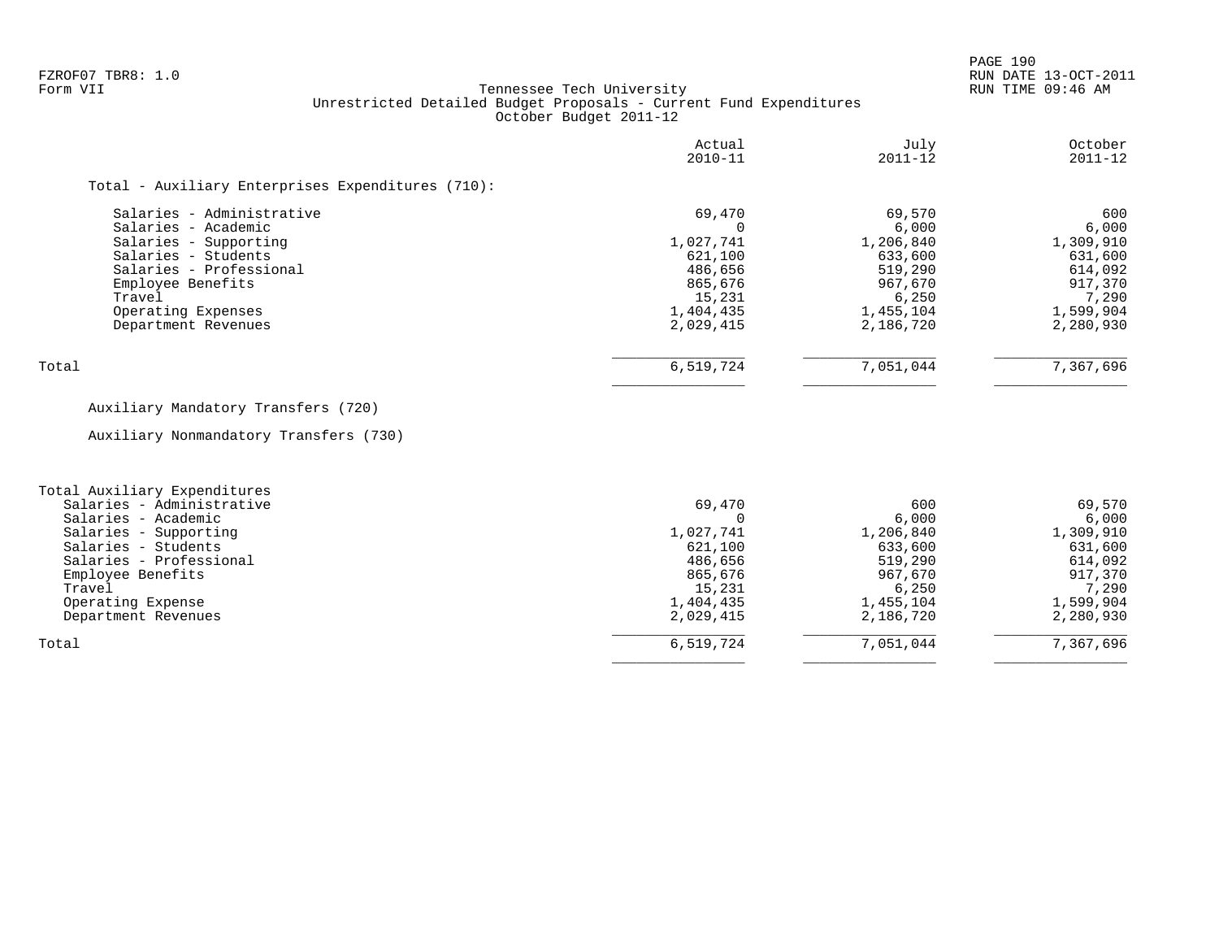FZROF07 TBR8: 1.0
Form VII

Tennessee Tech University
Unrestricted Detailed Budget Proposals - Current Fund Expenditures
October Budget 2011-12

RUN DATE 13-OCT-2011
RUN TIME 09:46 AM

| | Actual 2010-11 | July 2011-12 | October 2011-12 |
|---|---|---|---|
| **Total - Auxiliary Enterprises Expenditures (710):** | | | |
| Salaries - Administrative | 69,470 | 69,570 | 600 |
| Salaries - Academic | 0 | 6,000 | 6,000 |
| Salaries - Supporting | 1,027,741 | 1,206,840 | 1,309,910 |
| Salaries - Students | 621,100 | 633,600 | 631,600 |
| Salaries - Professional | 486,656 | 519,290 | 614,092 |
| Employee Benefits | 865,676 | 967,670 | 917,370 |
| Travel | 15,231 | 6,250 | 7,290 |
| Operating Expenses | 1,404,435 | 1,455,104 | 1,599,904 |
| Department Revenues | 2,029,415 | 2,186,720 | 2,280,930 |
| Total | 6,519,724 | 7,051,044 | 7,367,696 |

Auxiliary Mandatory Transfers (720)

Auxiliary Nonmandatory Transfers (730)

| Total Auxiliary Expenditures | Actual 2010-11 | July 2011-12 | October 2011-12 |
|---|---|---|---|
| Salaries - Administrative | 69,470 | 600 | 69,570 |
| Salaries - Academic | 0 | 6,000 | 6,000 |
| Salaries - Supporting | 1,027,741 | 1,206,840 | 1,309,910 |
| Salaries - Students | 621,100 | 633,600 | 631,600 |
| Salaries - Professional | 486,656 | 519,290 | 614,092 |
| Employee Benefits | 865,676 | 967,670 | 917,370 |
| Travel | 15,231 | 6,250 | 7,290 |
| Operating Expense | 1,404,435 | 1,455,104 | 1,599,904 |
| Department Revenues | 2,029,415 | 2,186,720 | 2,280,930 |
| Total | 6,519,724 | 7,051,044 | 7,367,696 |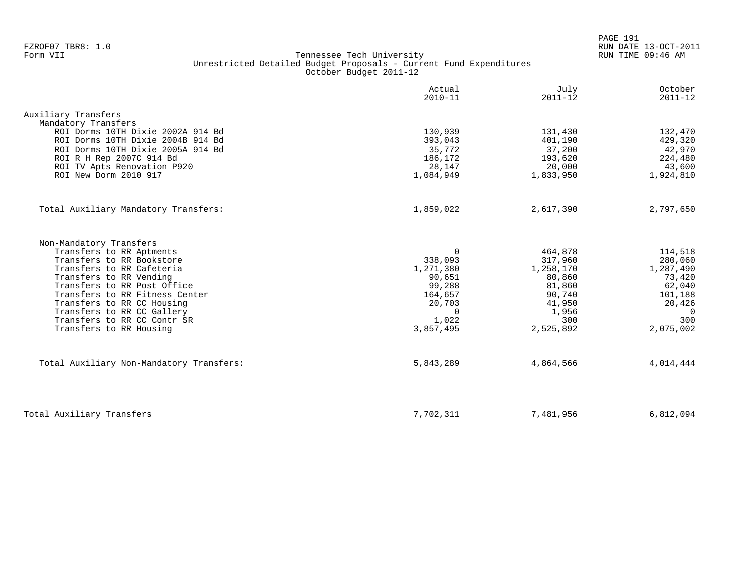FZROF07 TBR8: 1.0
Form VII

RUN DATE 13-OCT-2011
RUN TIME 09:46 AM

Tennessee Tech University
Unrestricted Detailed Budget Proposals - Current Fund Expenditures
October Budget 2011-12

| | Actual 2010-11 | July 2011-12 | October 2011-12 |
|---|---|---|---|
| **Auxiliary Transfers** | | | |
| Mandatory Transfers | | | |
| ROI Dorms 10TH Dixie 2002A 914 Bd | 130,939 | 131,430 | 132,470 |
| ROI Dorms 10TH Dixie 2004B 914 Bd | 393,043 | 401,190 | 429,320 |
| ROI Dorms 10TH Dixie 2005A 914 Bd | 35,772 | 37,200 | 42,970 |
| ROI R H Rep 2007C 914 Bd | 186,172 | 193,620 | 224,480 |
| ROI TV Apts Renovation P920 | 28,147 | 20,000 | 43,600 |
| ROI New Dorm 2010 917 | 1,084,949 | 1,833,950 | 1,924,810 |
| Total Auxiliary Mandatory Transfers: | 1,859,022 | 2,617,390 | 2,797,650 |
| Non-Mandatory Transfers | | | |
| Transfers to RR Aptments | 0 | 464,878 | 114,518 |
| Transfers to RR Bookstore | 338,093 | 317,960 | 280,060 |
| Transfers to RR Cafeteria | 1,271,380 | 1,258,170 | 1,287,490 |
| Transfers to RR Vending | 90,651 | 80,860 | 73,420 |
| Transfers to RR Post Office | 99,288 | 81,860 | 62,040 |
| Transfers to RR Fitness Center | 164,657 | 90,740 | 101,188 |
| Transfers to RR CC Housing | 20,703 | 41,950 | 20,426 |
| Transfers to RR CC Gallery | 0 | 1,956 | 0 |
| Transfers to RR CC Contr SR | 1,022 | 300 | 300 |
| Transfers to RR Housing | 3,857,495 | 2,525,892 | 2,075,002 |
| Total Auxiliary Non-Mandatory Transfers: | 5,843,289 | 4,864,566 | 4,014,444 |
| Total Auxiliary Transfers | 7,702,311 | 7,481,956 | 6,812,094 |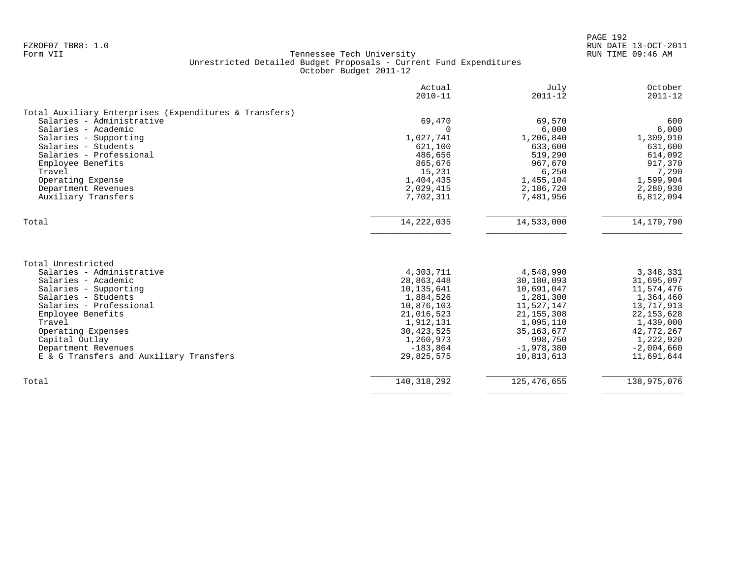FZROF07 TBR8: 1.0
Form VII

Tennessee Tech University
Unrestricted Detailed Budget Proposals - Current Fund Expenditures
October Budget 2011-12

RUN DATE 13-OCT-2011
RUN TIME 09:46 AM

| | Actual 2010-11 | July 2011-12 | October 2011-12 |
|---|---|---|---|
| **Total Auxiliary Enterprises (Expenditures & Transfers)** | | | |
| Salaries - Administrative | 69,470 | 69,570 | 600 |
| Salaries - Academic | 0 | 6,000 | 6,000 |
| Salaries - Supporting | 1,027,741 | 1,206,840 | 1,309,910 |
| Salaries - Students | 621,100 | 633,600 | 631,600 |
| Salaries - Professional | 486,656 | 519,290 | 614,092 |
| Employee Benefits | 865,676 | 967,670 | 917,370 |
| Travel | 15,231 | 6,250 | 7,290 |
| Operating Expense | 1,404,435 | 1,455,104 | 1,599,904 |
| Department Revenues | 2,029,415 | 2,186,720 | 2,280,930 |
| Auxiliary Transfers | 7,702,311 | 7,481,956 | 6,812,094 |
| Total | 14,222,035 | 14,533,000 | 14,179,790 |

| | Actual 2010-11 | July 2011-12 | October 2011-12 |
|---|---|---|---|
| **Total Unrestricted** | | | |
| Salaries - Administrative | 4,303,711 | 4,548,990 | 3,348,331 |
| Salaries - Academic | 28,863,448 | 30,180,093 | 31,695,097 |
| Salaries - Supporting | 10,135,641 | 10,691,047 | 11,574,476 |
| Salaries - Students | 1,884,526 | 1,281,300 | 1,364,460 |
| Salaries - Professional | 10,876,103 | 11,527,147 | 13,717,913 |
| Employee Benefits | 21,016,523 | 21,155,308 | 22,153,628 |
| Travel | 1,912,131 | 1,095,110 | 1,439,000 |
| Operating Expenses | 30,423,525 | 35,163,677 | 42,772,267 |
| Capital Outlay | 1,260,973 | 998,750 | 1,222,920 |
| Department Revenues | -183,864 | -1,978,380 | -2,004,660 |
| E & G Transfers and Auxiliary Transfers | 29,825,575 | 10,813,613 | 11,691,644 |
| Total | 140,318,292 | 125,476,655 | 138,975,076 |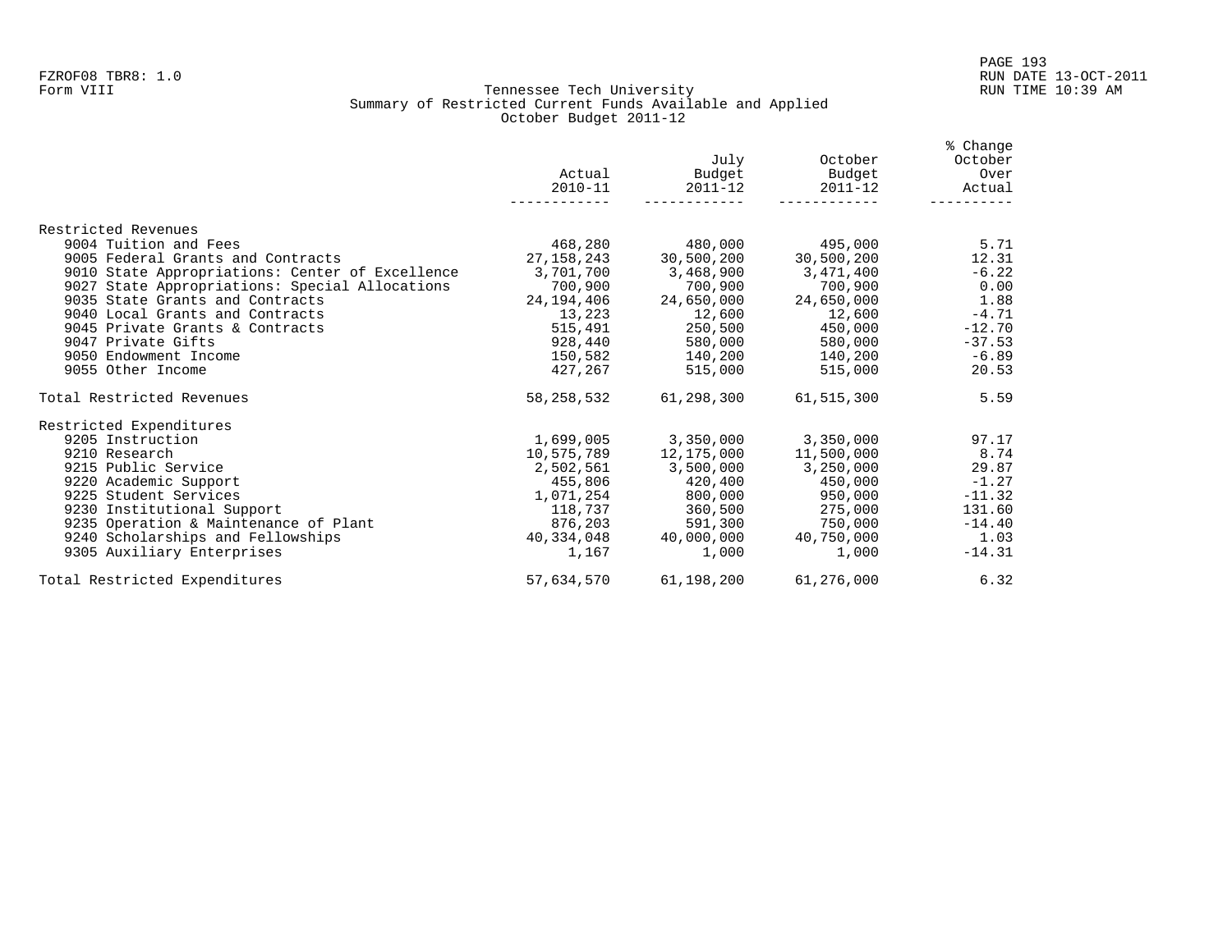FZROF08 TBR8: 1.0
Form VIII

RUN DATE 13-OCT-2011
RUN TIME 10:39 AM

# Tennessee Tech University
## Summary of Restricted Current Funds Available and Applied
### October Budget 2011-12

| | Actual 2010-11 | July Budget 2011-12 | October Budget 2011-12 | % Change October Over Actual |
|---|---|---|---|---|
| **Restricted Revenues** | | | | |
| 9004 Tuition and Fees | 468,280 | 480,000 | 495,000 | 5.71 |
| 9005 Federal Grants and Contracts | 27,158,243 | 30,500,200 | 30,500,200 | 12.31 |
| 9010 State Appropriations: Center of Excellence | 3,701,700 | 3,468,900 | 3,471,400 | -6.22 |
| 9027 State Appropriations: Special Allocations | 700,900 | 700,900 | 700,900 | 0.00 |
| 9035 State Grants and Contracts | 24,194,406 | 24,650,000 | 24,650,000 | 1.88 |
| 9040 Local Grants and Contracts | 13,223 | 12,600 | 12,600 | -4.71 |
| 9045 Private Grants & Contracts | 515,491 | 250,500 | 450,000 | -12.70 |
| 9047 Private Gifts | 928,440 | 580,000 | 580,000 | -37.53 |
| 9050 Endowment Income | 150,582 | 140,200 | 140,200 | -6.89 |
| 9055 Other Income | 427,267 | 515,000 | 515,000 | 20.53 |
| Total Restricted Revenues | 58,258,532 | 61,298,300 | 61,515,300 | 5.59 |
| **Restricted Expenditures** | | | | |
| 9205 Instruction | 1,699,005 | 3,350,000 | 3,350,000 | 97.17 |
| 9210 Research | 10,575,789 | 12,175,000 | 11,500,000 | 8.74 |
| 9215 Public Service | 2,502,561 | 3,500,000 | 3,250,000 | 29.87 |
| 9220 Academic Support | 455,806 | 420,400 | 450,000 | -1.27 |
| 9225 Student Services | 1,071,254 | 800,000 | 950,000 | -11.32 |
| 9230 Institutional Support | 118,737 | 360,500 | 275,000 | 131.60 |
| 9235 Operation & Maintenance of Plant | 876,203 | 591,300 | 750,000 | -14.40 |
| 9240 Scholarships and Fellowships | 40,334,048 | 40,000,000 | 40,750,000 | 1.03 |
| 9305 Auxiliary Enterprises | 1,167 | 1,000 | 1,000 | -14.31 |
| Total Restricted Expenditures | 57,634,570 | 61,198,200 | 61,276,000 | 6.32 |